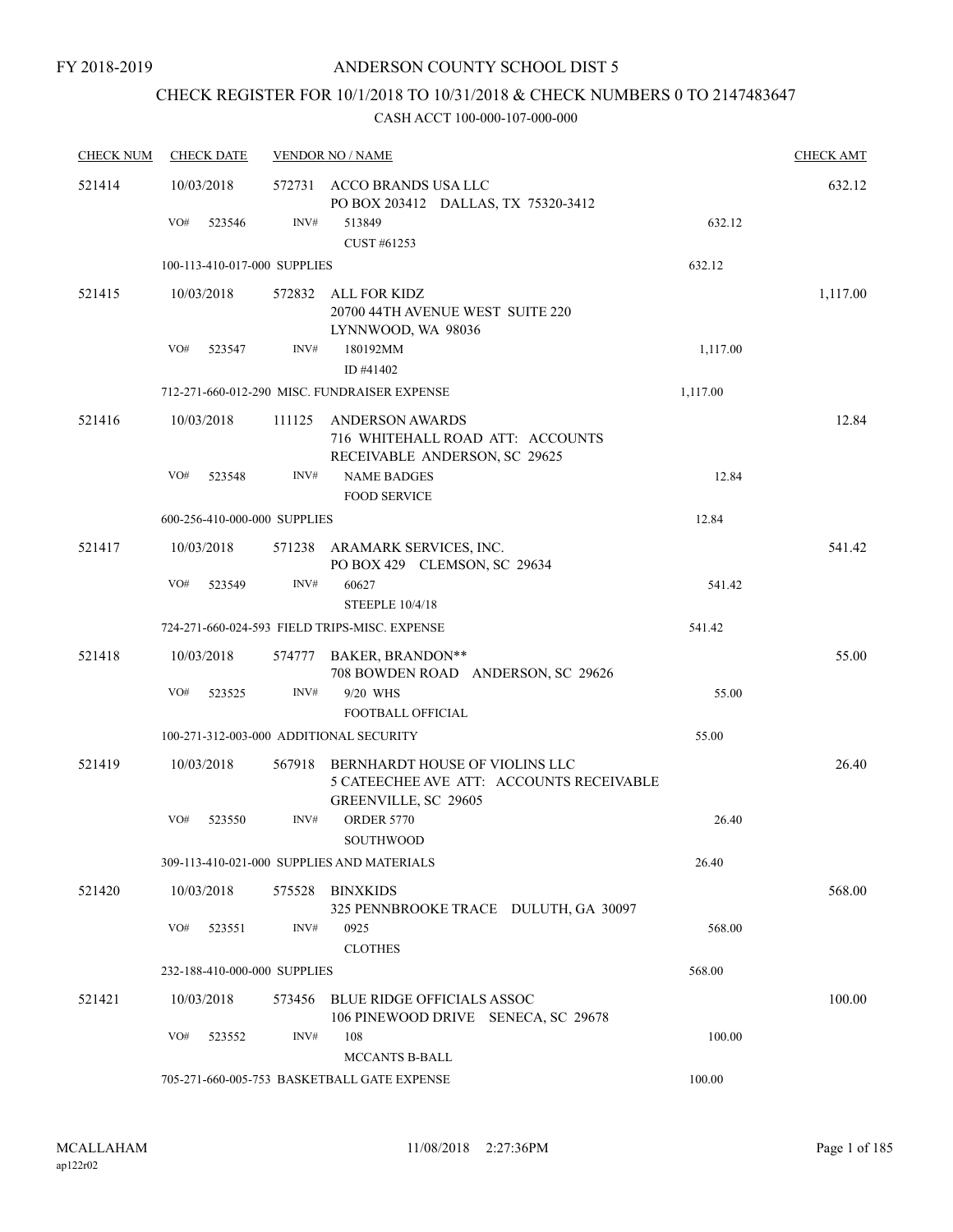FY 2018-2019

# ANDERSON COUNTY SCHOOL DIST 5

## CHECK REGISTER FOR 10/1/2018 TO 10/31/2018 & CHECK NUMBERS 0 TO 2147483647

### CASH ACCT 100-000-107-000-000

| CHECK NUM | CHECK DATE | VENDOR NO / NAME | | CHECK AMT |
|---|---|---|---|---|
| 521414 | 10/03/2018 | 572731 ACCO BRANDS USA LLC<br>PO BOX 203412 DALLAS, TX 75320-3412 | | 632.12 |
| | VO# 523546 | INV# 513849<br>CUST #61253 | 632.12 | |
| | 100-113-410-017-000 SUPPLIES | | 632.12 | |
| 521415 | 10/03/2018 | 572832 ALL FOR KIDZ<br>20700 44TH AVENUE WEST SUITE 220<br>LYNNWOOD, WA 98036 | | 1,117.00 |
| | VO# 523547 | INV# 180192MM<br>ID #41402 | 1,117.00 | |
| | 712-271-660-012-290 MISC. FUNDRAISER EXPENSE | | 1,117.00 | |
| 521416 | 10/03/2018 | 111125 ANDERSON AWARDS<br>716 WHITEHALL ROAD ATT: ACCOUNTS<br>RECEIVABLE ANDERSON, SC 29625 | | 12.84 |
| | VO# 523548 | INV# NAME BADGES<br>FOOD SERVICE | 12.84 | |
| | 600-256-410-000-000 SUPPLIES | | 12.84 | |
| 521417 | 10/03/2018 | 571238 ARAMARK SERVICES, INC.<br>PO BOX 429 CLEMSON, SC 29634 | | 541.42 |
| | VO# 523549 | INV# 60627<br>STEEPLE 10/4/18 | 541.42 | |
| | 724-271-660-024-593 FIELD TRIPS-MISC. EXPENSE | | 541.42 | |
| 521418 | 10/03/2018 | 574777 BAKER, BRANDON**<br>708 BOWDEN ROAD ANDERSON, SC 29626 | | 55.00 |
| | VO# 523525 | INV# 9/20 WHS<br>FOOTBALL OFFICIAL | 55.00 | |
| | 100-271-312-003-000 ADDITIONAL SECURITY | | 55.00 | |
| 521419 | 10/03/2018 | 567918 BERNHARDT HOUSE OF VIOLINS LLC<br>5 CATEECHEE AVE ATT: ACCOUNTS RECEIVABLE<br>GREENVILLE, SC 29605 | | 26.40 |
| | VO# 523550 | INV# ORDER 5770<br>SOUTHWOOD | 26.40 | |
| | 309-113-410-021-000 SUPPLIES AND MATERIALS | | 26.40 | |
| 521420 | 10/03/2018 | 575528 BINXKIDS<br>325 PENNBROOKE TRACE DULUTH, GA 30097 | | 568.00 |
| | VO# 523551 | INV# 0925<br>CLOTHES | 568.00 | |
| | 232-188-410-000-000 SUPPLIES | | 568.00 | |
| 521421 | 10/03/2018 | 573456 BLUE RIDGE OFFICIALS ASSOC<br>106 PINEWOOD DRIVE SENECA, SC 29678 | | 100.00 |
| | VO# 523552 | INV# 108<br>MCCANTS B-BALL | 100.00 | |
| | 705-271-660-005-753 BASKETBALL GATE EXPENSE | | 100.00 | |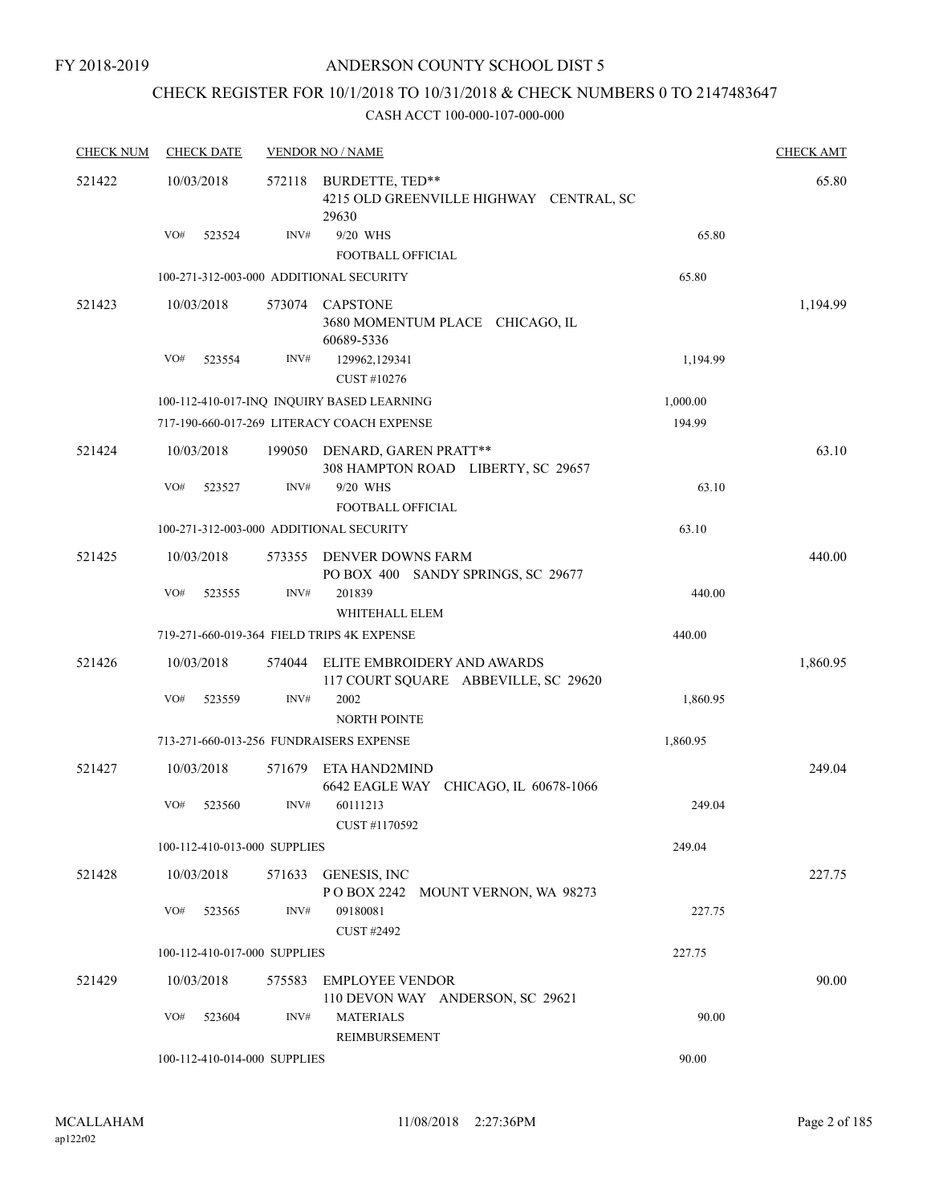# ANDERSON COUNTY SCHOOL DIST 5

FY 2018-2019

## CHECK REGISTER FOR 10/1/2018 TO 10/31/2018 & CHECK NUMBERS 0 TO 2147483647

CASH ACCT 100-000-107-000-000

| CHECK NUM | CHECK DATE | VENDOR NO / NAME | | CHECK AMT |
|---|---|---|---|---|
| 521422 | 10/03/2018 | 572118 BURDETTE, TED** 4215 OLD GREENVILLE HIGHWAY CENTRAL, SC 29630 | | 65.80 |
| | VO# 523524 | INV# 9/20 WHS FOOTBALL OFFICIAL | 65.80 | |
| | | 100-271-312-003-000 ADDITIONAL SECURITY | 65.80 | |
| 521423 | 10/03/2018 | 573074 CAPSTONE 3680 MOMENTUM PLACE CHICAGO, IL 60689-5336 | | 1,194.99 |
| | VO# 523554 | INV# 129962,129341 CUST #10276 | 1,194.99 | |
| | | 100-112-410-017-INQ INQUIRY BASED LEARNING | 1,000.00 | |
| | | 717-190-660-017-269 LITERACY COACH EXPENSE | 194.99 | |
| 521424 | 10/03/2018 | 199050 DENARD, GAREN PRATT** 308 HAMPTON ROAD LIBERTY, SC 29657 | | 63.10 |
| | VO# 523527 | INV# 9/20 WHS FOOTBALL OFFICIAL | 63.10 | |
| | | 100-271-312-003-000 ADDITIONAL SECURITY | 63.10 | |
| 521425 | 10/03/2018 | 573355 DENVER DOWNS FARM PO BOX 400 SANDY SPRINGS, SC 29677 | | 440.00 |
| | VO# 523555 | INV# 201839 WHITEHALL ELEM | 440.00 | |
| | | 719-271-660-019-364 FIELD TRIPS 4K EXPENSE | 440.00 | |
| 521426 | 10/03/2018 | 574044 ELITE EMBROIDERY AND AWARDS 117 COURT SQUARE ABBEVILLE, SC 29620 | | 1,860.95 |
| | VO# 523559 | INV# 2002 NORTH POINTE | 1,860.95 | |
| | | 713-271-660-013-256 FUNDRAISERS EXPENSE | 1,860.95 | |
| 521427 | 10/03/2018 | 571679 ETA HAND2MIND 6642 EAGLE WAY CHICAGO, IL 60678-1066 | | 249.04 |
| | VO# 523560 | INV# 60111213 CUST #1170592 | 249.04 | |
| | | 100-112-410-013-000 SUPPLIES | 249.04 | |
| 521428 | 10/03/2018 | 571633 GENESIS, INC P O BOX 2242 MOUNT VERNON, WA 98273 | | 227.75 |
| | VO# 523565 | INV# 09180081 CUST #2492 | 227.75 | |
| | | 100-112-410-017-000 SUPPLIES | 227.75 | |
| 521429 | 10/03/2018 | 575583 EMPLOYEE VENDOR 110 DEVON WAY ANDERSON, SC 29621 | | 90.00 |
| | VO# 523604 | INV# MATERIALS REIMBURSEMENT | 90.00 | |
| | | 100-112-410-014-000 SUPPLIES | 90.00 | |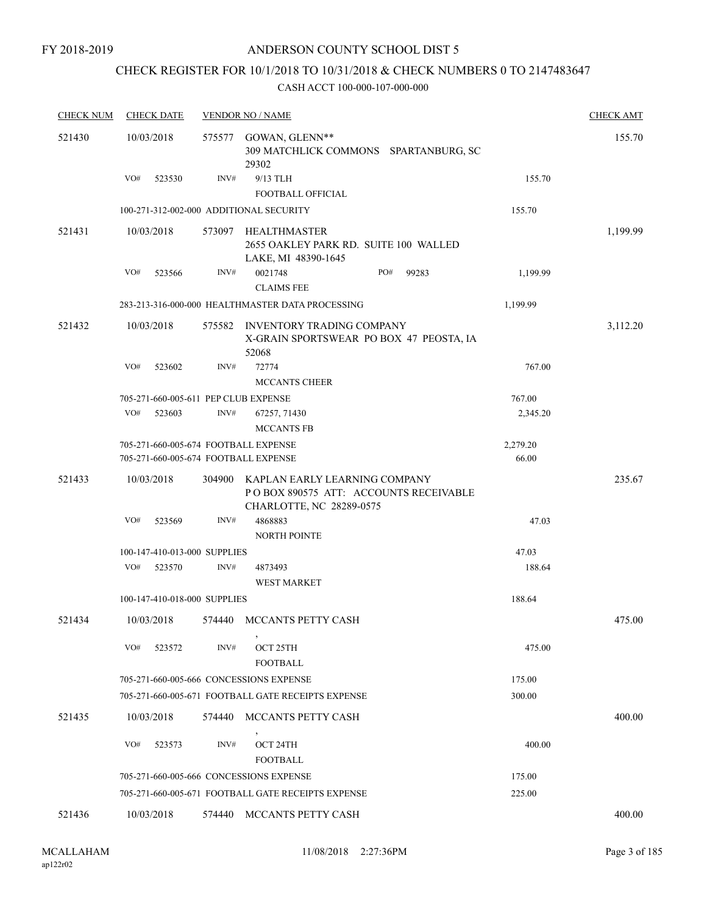FY 2018-2019

# ANDERSON COUNTY SCHOOL DIST 5

## CHECK REGISTER FOR 10/1/2018 TO 10/31/2018 & CHECK NUMBERS 0 TO 2147483647

CASH ACCT 100-000-107-000-000

| CHECK NUM | CHECK DATE | VENDOR NO / NAME | | CHECK AMT |
|---|---|---|---|---|
| 521430 | 10/03/2018 | 575577 GOWAN, GLENN** 309 MATCHLICK COMMONS SPARTANBURG, SC 29302 | | 155.70 |
| | VO# 523530 | INV# 9/13 TLH FOOTBALL OFFICIAL | 155.70 | |
| | 100-271-312-002-000 ADDITIONAL SECURITY | | 155.70 | |
| 521431 | 10/03/2018 | 573097 HEALTHMASTER 2655 OAKLEY PARK RD. SUITE 100 WALLED LAKE, MI 48390-1645 | | 1,199.99 |
| | VO# 523566 | INV# 0021748 PO# 99283 CLAIMS FEE | 1,199.99 | |
| | 283-213-316-000-000 HEALTHMASTER DATA PROCESSING | | 1,199.99 | |
| 521432 | 10/03/2018 | 575582 INVENTORY TRADING COMPANY X-GRAIN SPORTSWEAR PO BOX 47 PEOSTA, IA 52068 | | 3,112.20 |
| | VO# 523602 | INV# 72774 MCCANTS CHEER | 767.00 | |
| | 705-271-660-005-611 PEP CLUB EXPENSE | | 767.00 | |
| | VO# 523603 | INV# 67257, 71430 MCCANTS FB | 2,345.20 | |
| | 705-271-660-005-674 FOOTBALL EXPENSE | | 2,279.20 | |
| | 705-271-660-005-674 FOOTBALL EXPENSE | | 66.00 | |
| 521433 | 10/03/2018 | 304900 KAPLAN EARLY LEARNING COMPANY P O BOX 890575 ATT: ACCOUNTS RECEIVABLE CHARLOTTE, NC 28289-0575 | | 235.67 |
| | VO# 523569 | INV# 4868883 NORTH POINTE | 47.03 | |
| | 100-147-410-013-000 SUPPLIES | | 47.03 | |
| | VO# 523570 | INV# 4873493 WEST MARKET | 188.64 | |
| | 100-147-410-018-000 SUPPLIES | | 188.64 | |
| 521434 | 10/03/2018 | 574440 MCCANTS PETTY CASH , | | 475.00 |
| | VO# 523572 | INV# OCT 25TH FOOTBALL | 475.00 | |
| | 705-271-660-005-666 CONCESSIONS EXPENSE | | 175.00 | |
| | 705-271-660-005-671 FOOTBALL GATE RECEIPTS EXPENSE | | 300.00 | |
| 521435 | 10/03/2018 | 574440 MCCANTS PETTY CASH , | | 400.00 |
| | VO# 523573 | INV# OCT 24TH FOOTBALL | 400.00 | |
| | 705-271-660-005-666 CONCESSIONS EXPENSE | | 175.00 | |
| | 705-271-660-005-671 FOOTBALL GATE RECEIPTS EXPENSE | | 225.00 | |
| 521436 | 10/03/2018 | 574440 MCCANTS PETTY CASH | | 400.00 |

MCALLAHAM
ap122r02

11/08/2018 2:27:36PM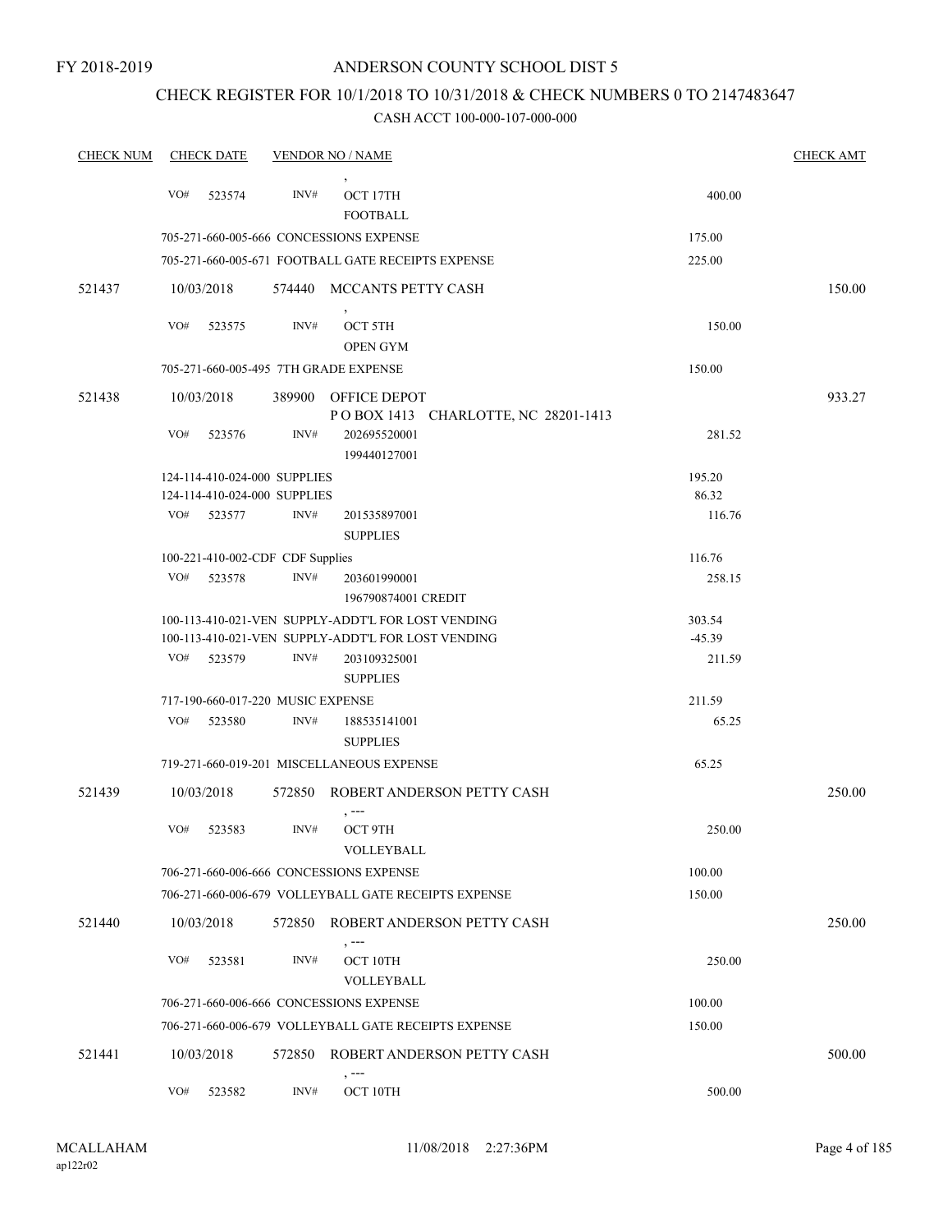FY 2018-2019

# ANDERSON COUNTY SCHOOL DIST 5

## CHECK REGISTER FOR 10/1/2018 TO 10/31/2018 & CHECK NUMBERS 0 TO 2147483647

### CASH ACCT 100-000-107-000-000

| CHECK NUM | CHECK DATE | VENDOR NO / NAME | | CHECK AMT |
|---|---|---|---|---|
| | VO# 523574 | INV# OCT 17TH<br>FOOTBALL | 400.00 | |
| | 705-271-660-005-666 CONCESSIONS EXPENSE | | 175.00 | |
| | 705-271-660-005-671 FOOTBALL GATE RECEIPTS EXPENSE | | 225.00 | |
| 521437 | 10/03/2018 | 574440 MCCANTS PETTY CASH<br>, | | 150.00 |
| | VO# 523575 | INV# OCT 5TH<br>OPEN GYM | 150.00 | |
| | 705-271-660-005-495 7TH GRADE EXPENSE | | 150.00 | |
| 521438 | 10/03/2018 | 389900 OFFICE DEPOT<br>P O BOX 1413 CHARLOTTE, NC 28201-1413 | | 933.27 |
| | VO# 523576 | INV# 202695520001<br>199440127001 | 281.52 | |
| | 124-114-410-024-000 SUPPLIES | | 195.20 | |
| | 124-114-410-024-000 SUPPLIES | | 86.32 | |
| | VO# 523577 | INV# 201535897001<br>SUPPLIES | 116.76 | |
| | 100-221-410-002-CDF CDF Supplies | | 116.76 | |
| | VO# 523578 | INV# 203601990001<br>196790874001 CREDIT | 258.15 | |
| | 100-113-410-021-VEN SUPPLY-ADDT'L FOR LOST VENDING | | 303.54 | |
| | 100-113-410-021-VEN SUPPLY-ADDT'L FOR LOST VENDING | | -45.39 | |
| | VO# 523579 | INV# 203109325001<br>SUPPLIES | 211.59 | |
| | 717-190-660-017-220 MUSIC EXPENSE | | 211.59 | |
| | VO# 523580 | INV# 188535141001<br>SUPPLIES | 65.25 | |
| | 719-271-660-019-201 MISCELLANEOUS EXPENSE | | 65.25 | |
| 521439 | 10/03/2018 | 572850 ROBERT ANDERSON PETTY CASH<br>, --- | | 250.00 |
| | VO# 523583 | INV# OCT 9TH<br>VOLLEYBALL | 250.00 | |
| | 706-271-660-006-666 CONCESSIONS EXPENSE | | 100.00 | |
| | 706-271-660-006-679 VOLLEYBALL GATE RECEIPTS EXPENSE | | 150.00 | |
| 521440 | 10/03/2018 | 572850 ROBERT ANDERSON PETTY CASH<br>, --- | | 250.00 |
| | VO# 523581 | INV# OCT 10TH<br>VOLLEYBALL | 250.00 | |
| | 706-271-660-006-666 CONCESSIONS EXPENSE | | 100.00 | |
| | 706-271-660-006-679 VOLLEYBALL GATE RECEIPTS EXPENSE | | 150.00 | |
| 521441 | 10/03/2018 | 572850 ROBERT ANDERSON PETTY CASH<br>, --- | | 500.00 |
| | VO# 523582 | INV# OCT 10TH | 500.00 | |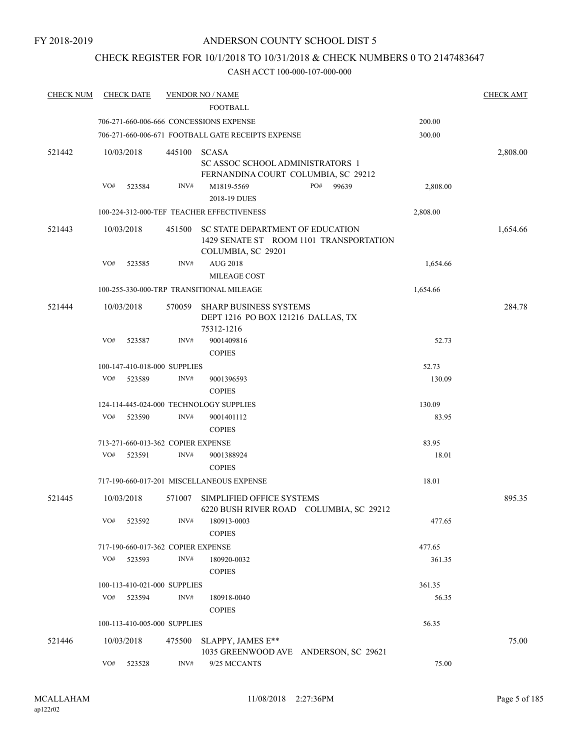FY 2018-2019

# ANDERSON COUNTY SCHOOL DIST 5

## CHECK REGISTER FOR 10/1/2018 TO 10/31/2018 & CHECK NUMBERS 0 TO 2147483647

CASH ACCT 100-000-107-000-000

| CHECK NUM | CHECK DATE | VENDOR NO / NAME | | CHECK AMT |
|---|---|---|---|---|
| | | FOOTBALL | | |
| | 706-271-660-006-666 CONCESSIONS EXPENSE | | 200.00 | |
| | 706-271-660-006-671 FOOTBALL GATE RECEIPTS EXPENSE | | 300.00 | |
| 521442 | 10/03/2018 | 445100 SCASA<br>SC ASSOC SCHOOL ADMINISTRATORS 1<br>FERNANDINA COURT COLUMBIA, SC 29212 | | 2,808.00 |
| | VO# 523584 | INV# M1819-5569 PO# 99639<br>2018-19 DUES | 2,808.00 | |
| | 100-224-312-000-TEF TEACHER EFFECTIVENESS | | 2,808.00 | |
| 521443 | 10/03/2018 | 451500 SC STATE DEPARTMENT OF EDUCATION<br>1429 SENATE ST ROOM 1101 TRANSPORTATION<br>COLUMBIA, SC 29201 | | 1,654.66 |
| | VO# 523585 | INV# AUG 2018<br>MILEAGE COST | 1,654.66 | |
| | 100-255-330-000-TRP TRANSITIONAL MILEAGE | | 1,654.66 | |
| 521444 | 10/03/2018 | 570059 SHARP BUSINESS SYSTEMS<br>DEPT 1216 PO BOX 121216 DALLAS, TX<br>75312-1216 | | 284.78 |
| | VO# 523587 | INV# 9001409816<br>COPIES | 52.73 | |
| | 100-147-410-018-000 SUPPLIES | | 52.73 | |
| | VO# 523589 | INV# 9001396593<br>COPIES | 130.09 | |
| | 124-114-445-024-000 TECHNOLOGY SUPPLIES | | 130.09 | |
| | VO# 523590 | INV# 9001401112<br>COPIES | 83.95 | |
| | 713-271-660-013-362 COPIER EXPENSE | | 83.95 | |
| | VO# 523591 | INV# 9001388924<br>COPIES | 18.01 | |
| | 717-190-660-017-201 MISCELLANEOUS EXPENSE | | 18.01 | |
| 521445 | 10/03/2018 | 571007 SIMPLIFIED OFFICE SYSTEMS<br>6220 BUSH RIVER ROAD COLUMBIA, SC 29212 | | 895.35 |
| | VO# 523592 | INV# 180913-0003<br>COPIES | 477.65 | |
| | 717-190-660-017-362 COPIER EXPENSE | | 477.65 | |
| | VO# 523593 | INV# 180920-0032<br>COPIES | 361.35 | |
| | 100-113-410-021-000 SUPPLIES | | 361.35 | |
| | VO# 523594 | INV# 180918-0040<br>COPIES | 56.35 | |
| | 100-113-410-005-000 SUPPLIES | | 56.35 | |
| 521446 | 10/03/2018 | 475500 SLAPPY, JAMES E**<br>1035 GREENWOOD AVE ANDERSON, SC 29621 | | 75.00 |
| | VO# 523528 | INV# 9/25 MCCANTS | 75.00 | |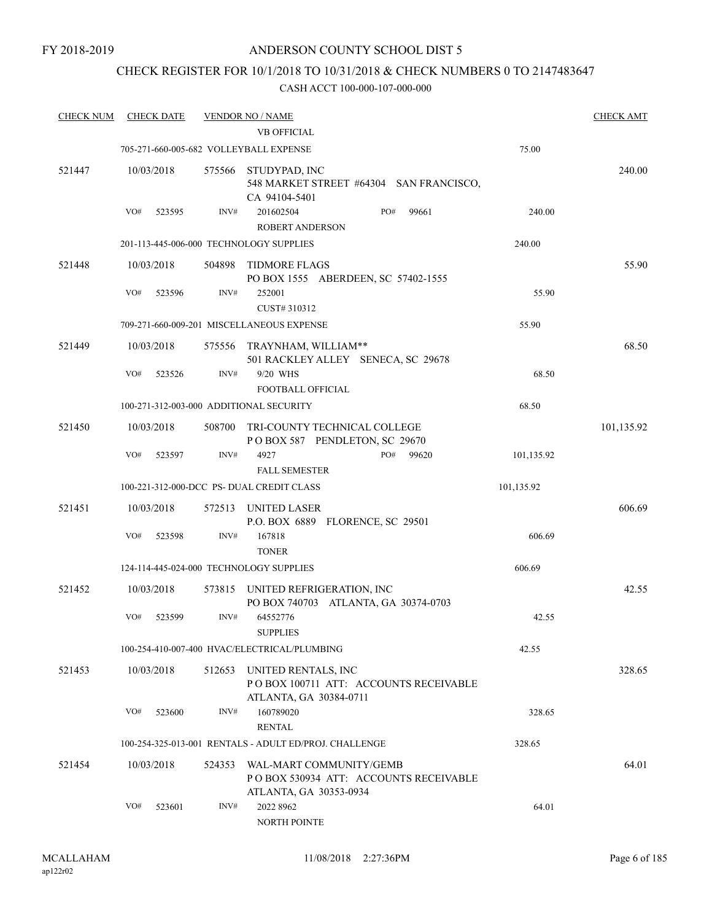FY 2018-2019

ANDERSON COUNTY SCHOOL DIST 5

CHECK REGISTER FOR 10/1/2018 TO 10/31/2018 & CHECK NUMBERS 0 TO 2147483647

CASH ACCT 100-000-107-000-000

| CHECK NUM | CHECK DATE | VENDOR NO / NAME | | CHECK AMT |
|---|---|---|---|---|
| | | VB OFFICIAL | | |
| | | 705-271-660-005-682 VOLLEYBALL EXPENSE | 75.00 | |
| 521447 | 10/03/2018 | 575566 STUDYPAD, INC<br>548 MARKET STREET #64304 SAN FRANCISCO, CA 94104-5401 | | 240.00 |
| | VO# 523595 | INV# 201602504 PO# 99661<br>ROBERT ANDERSON | 240.00 | |
| | | 201-113-445-006-000 TECHNOLOGY SUPPLIES | 240.00 | |
| 521448 | 10/03/2018 | 504898 TIDMORE FLAGS<br>PO BOX 1555 ABERDEEN, SC 57402-1555 | | 55.90 |
| | VO# 523596 | INV# 252001<br>CUST# 310312 | 55.90 | |
| | | 709-271-660-009-201 MISCELLANEOUS EXPENSE | 55.90 | |
| 521449 | 10/03/2018 | 575556 TRAYNHAM, WILLIAM**<br>501 RACKLEY ALLEY SENECA, SC 29678 | | 68.50 |
| | VO# 523526 | INV# 9/20 WHS<br>FOOTBALL OFFICIAL | 68.50 | |
| | | 100-271-312-003-000 ADDITIONAL SECURITY | 68.50 | |
| 521450 | 10/03/2018 | 508700 TRI-COUNTY TECHNICAL COLLEGE<br>P O BOX 587 PENDLETON, SC 29670 | | 101,135.92 |
| | VO# 523597 | INV# 4927 PO# 99620<br>FALL SEMESTER | 101,135.92 | |
| | | 100-221-312-000-DCC PS- DUAL CREDIT CLASS | 101,135.92 | |
| 521451 | 10/03/2018 | 572513 UNITED LASER<br>P.O. BOX 6889 FLORENCE, SC 29501 | | 606.69 |
| | VO# 523598 | INV# 167818<br>TONER | 606.69 | |
| | | 124-114-445-024-000 TECHNOLOGY SUPPLIES | 606.69 | |
| 521452 | 10/03/2018 | 573815 UNITED REFRIGERATION, INC<br>PO BOX 740703 ATLANTA, GA 30374-0703 | | 42.55 |
| | VO# 523599 | INV# 64552776<br>SUPPLIES | 42.55 | |
| | | 100-254-410-007-400 HVAC/ELECTRICAL/PLUMBING | 42.55 | |
| 521453 | 10/03/2018 | 512653 UNITED RENTALS, INC<br>P O BOX 100711 ATT: ACCOUNTS RECEIVABLE ATLANTA, GA 30384-0711 | | 328.65 |
| | VO# 523600 | INV# 160789020<br>RENTAL | 328.65 | |
| | | 100-254-325-013-001 RENTALS - ADULT ED/PROJ. CHALLENGE | 328.65 | |
| 521454 | 10/03/2018 | 524353 WAL-MART COMMUNITY/GEMB<br>P O BOX 530934 ATT: ACCOUNTS RECEIVABLE ATLANTA, GA 30353-0934 | | 64.01 |
| | VO# 523601 | INV# 2022 8962<br>NORTH POINTE | 64.01 | |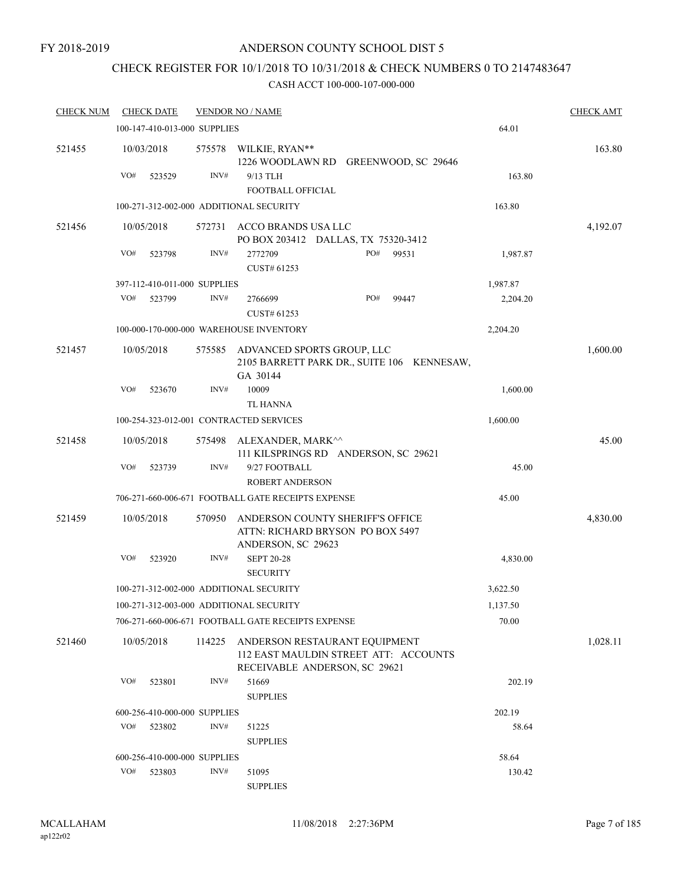FY 2018-2019

# ANDERSON COUNTY SCHOOL DIST 5

## CHECK REGISTER FOR 10/1/2018 TO 10/31/2018 & CHECK NUMBERS 0 TO 2147483647

### CASH ACCT 100-000-107-000-000

| CHECK NUM | CHECK DATE | VENDOR NO / NAME | | CHECK AMT |
|---|---|---|---|---|
| | 100-147-410-013-000 SUPPLIES | | 64.01 | |
| 521455 | 10/03/2018 | 575578 WILKIE, RYAN** 1226 WOODLAWN RD GREENWOOD, SC 29646 | | 163.80 |
| | VO# 523529 | INV# 9/13 TLH FOOTBALL OFFICIAL | 163.80 | |
| | 100-271-312-002-000 ADDITIONAL SECURITY | | 163.80 | |
| 521456 | 10/05/2018 | 572731 ACCO BRANDS USA LLC PO BOX 203412 DALLAS, TX 75320-3412 | | 4,192.07 |
| | VO# 523798 | INV# 2772709 PO# 99531 CUST# 61253 | 1,987.87 | |
| | 397-112-410-011-000 SUPPLIES | | 1,987.87 | |
| | VO# 523799 | INV# 2766699 PO# 99447 CUST# 61253 | 2,204.20 | |
| | 100-000-170-000-000 WAREHOUSE INVENTORY | | 2,204.20 | |
| 521457 | 10/05/2018 | 575585 ADVANCED SPORTS GROUP, LLC 2105 BARRETT PARK DR., SUITE 106 KENNESAW, GA 30144 | | 1,600.00 |
| | VO# 523670 | INV# 10009 TL HANNA | 1,600.00 | |
| | 100-254-323-012-001 CONTRACTED SERVICES | | 1,600.00 | |
| 521458 | 10/05/2018 | 575498 ALEXANDER, MARK^^ 111 KILSPRINGS RD ANDERSON, SC 29621 | | 45.00 |
| | VO# 523739 | INV# 9/27 FOOTBALL ROBERT ANDERSON | 45.00 | |
| | 706-271-660-006-671 FOOTBALL GATE RECEIPTS EXPENSE | | 45.00 | |
| 521459 | 10/05/2018 | 570950 ANDERSON COUNTY SHERIFF'S OFFICE ATTN: RICHARD BRYSON PO BOX 5497 ANDERSON, SC 29623 | | 4,830.00 |
| | VO# 523920 | INV# SEPT 20-28 SECURITY | 4,830.00 | |
| | 100-271-312-002-000 ADDITIONAL SECURITY | | 3,622.50 | |
| | 100-271-312-003-000 ADDITIONAL SECURITY | | 1,137.50 | |
| | 706-271-660-006-671 FOOTBALL GATE RECEIPTS EXPENSE | | 70.00 | |
| 521460 | 10/05/2018 | 114225 ANDERSON RESTAURANT EQUIPMENT 112 EAST MAULDIN STREET ATT: ACCOUNTS RECEIVABLE ANDERSON, SC 29621 | | 1,028.11 |
| | VO# 523801 | INV# 51669 SUPPLIES | 202.19 | |
| | 600-256-410-000-000 SUPPLIES | | 202.19 | |
| | VO# 523802 | INV# 51225 SUPPLIES | 58.64 | |
| | 600-256-410-000-000 SUPPLIES | | 58.64 | |
| | VO# 523803 | INV# 51095 SUPPLIES | 130.42 | |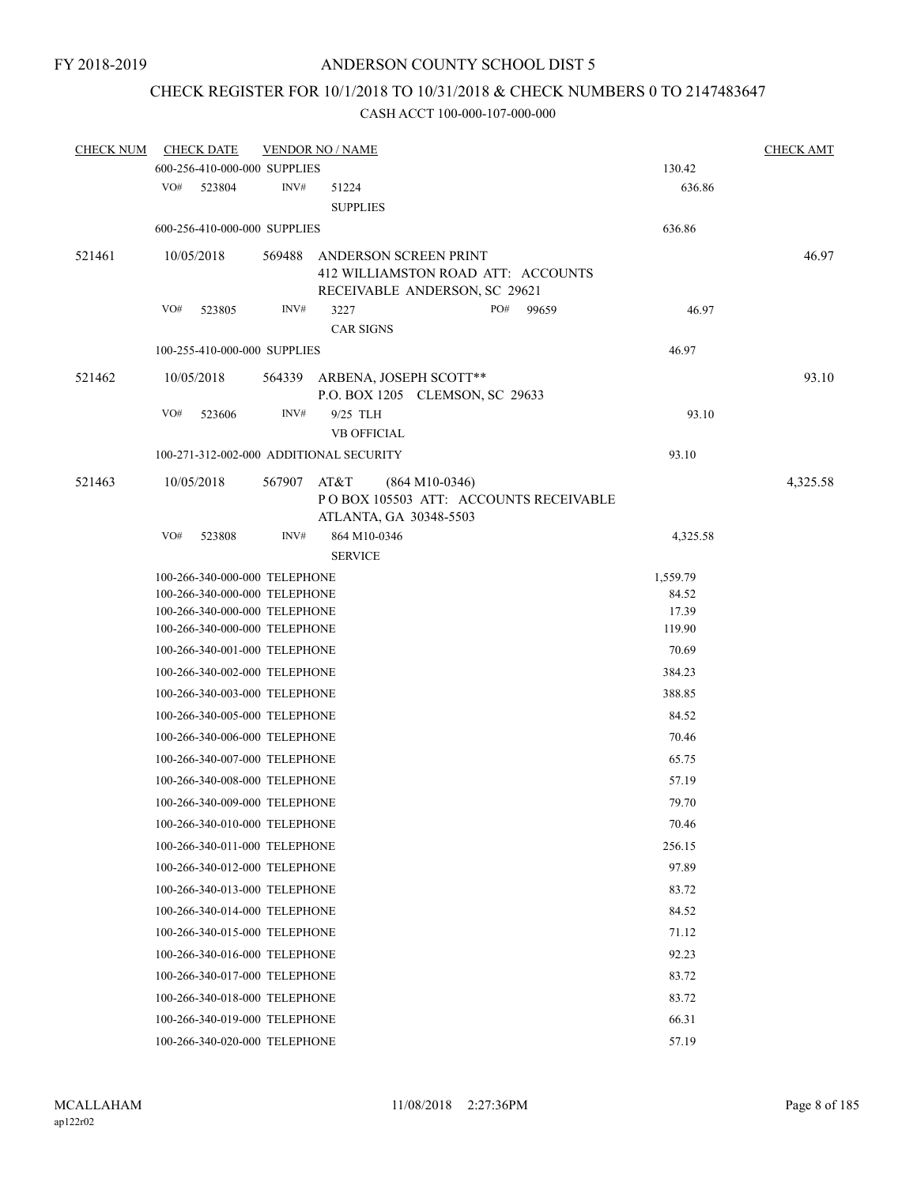FY 2018-2019

# ANDERSON COUNTY SCHOOL DIST 5

## CHECK REGISTER FOR 10/1/2018 TO 10/31/2018 & CHECK NUMBERS 0 TO 2147483647

CASH ACCT 100-000-107-000-000

| CHECK NUM | CHECK DATE | VENDOR NO / NAME | | CHECK AMT |
|---|---|---|---|---|
| | 600-256-410-000-000 SUPPLIES | | 130.42 | |
| | VO# 523804 | INV# 51224<br>SUPPLIES | 636.86 | |
| | 600-256-410-000-000 SUPPLIES | | 636.86 | |
| 521461 | 10/05/2018 | 569488 ANDERSON SCREEN PRINT<br>412 WILLIAMSTON ROAD ATT: ACCOUNTS RECEIVABLE ANDERSON, SC 29621 | | 46.97 |
| | VO# 523805 | INV# 3227 PO# 99659<br>CAR SIGNS | 46.97 | |
| | 100-255-410-000-000 SUPPLIES | | 46.97 | |
| 521462 | 10/05/2018 | 564339 ARBENA, JOSEPH SCOTT**<br>P.O. BOX 1205 CLEMSON, SC 29633 | | 93.10 |
| | VO# 523606 | INV# 9/25 TLH<br>VB OFFICIAL | 93.10 | |
| | 100-271-312-002-000 ADDITIONAL SECURITY | | 93.10 | |
| 521463 | 10/05/2018 | 567907 AT&T (864 M10-0346)<br>P O BOX 105503 ATT: ACCOUNTS RECEIVABLE ATLANTA, GA 30348-5503 | | 4,325.58 |
| | VO# 523808 | INV# 864 M10-0346<br>SERVICE | 4,325.58 | |
| | 100-266-340-000-000 TELEPHONE | | 1,559.79 | |
| | 100-266-340-000-000 TELEPHONE | | 84.52 | |
| | 100-266-340-000-000 TELEPHONE | | 17.39 | |
| | 100-266-340-000-000 TELEPHONE | | 119.90 | |
| | 100-266-340-001-000 TELEPHONE | | 70.69 | |
| | 100-266-340-002-000 TELEPHONE | | 384.23 | |
| | 100-266-340-003-000 TELEPHONE | | 388.85 | |
| | 100-266-340-005-000 TELEPHONE | | 84.52 | |
| | 100-266-340-006-000 TELEPHONE | | 70.46 | |
| | 100-266-340-007-000 TELEPHONE | | 65.75 | |
| | 100-266-340-008-000 TELEPHONE | | 57.19 | |
| | 100-266-340-009-000 TELEPHONE | | 79.70 | |
| | 100-266-340-010-000 TELEPHONE | | 70.46 | |
| | 100-266-340-011-000 TELEPHONE | | 256.15 | |
| | 100-266-340-012-000 TELEPHONE | | 97.89 | |
| | 100-266-340-013-000 TELEPHONE | | 83.72 | |
| | 100-266-340-014-000 TELEPHONE | | 84.52 | |
| | 100-266-340-015-000 TELEPHONE | | 71.12 | |
| | 100-266-340-016-000 TELEPHONE | | 92.23 | |
| | 100-266-340-017-000 TELEPHONE | | 83.72 | |
| | 100-266-340-018-000 TELEPHONE | | 83.72 | |
| | 100-266-340-019-000 TELEPHONE | | 66.31 | |
| | 100-266-340-020-000 TELEPHONE | | 57.19 | |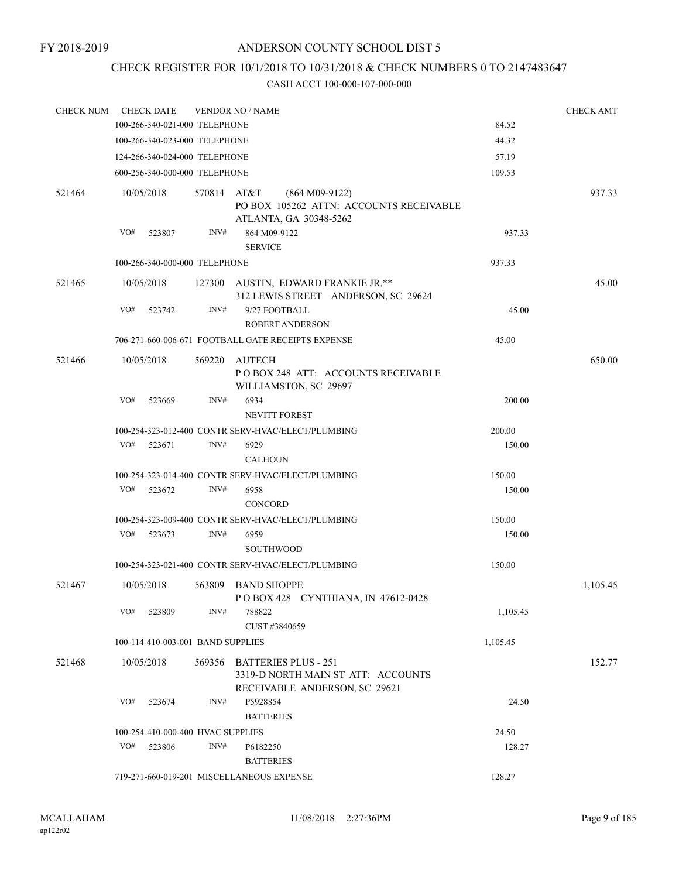FY 2018-2019

# ANDERSON COUNTY SCHOOL DIST 5

## CHECK REGISTER FOR 10/1/2018 TO 10/31/2018 & CHECK NUMBERS 0 TO 2147483647

CASH ACCT 100-000-107-000-000

| CHECK NUM | CHECK DATE | VENDOR NO / NAME | | CHECK AMT |
|---|---|---|---|---|
| | 100-266-340-021-000 TELEPHONE | | 84.52 | |
| | 100-266-340-023-000 TELEPHONE | | 44.32 | |
| | 124-266-340-024-000 TELEPHONE | | 57.19 | |
| | 600-256-340-000-000 TELEPHONE | | 109.53 | |
| 521464 | 10/05/2018 | 570814 AT&T (864 M09-9122) PO BOX 105262 ATTN: ACCOUNTS RECEIVABLE ATLANTA, GA 30348-5262 | | 937.33 |
| | VO# 523807 | INV# 864 M09-9122 SERVICE | 937.33 | |
| | 100-266-340-000-000 TELEPHONE | | 937.33 | |
| 521465 | 10/05/2018 | 127300 AUSTIN, EDWARD FRANKIE JR.** 312 LEWIS STREET ANDERSON, SC 29624 | | 45.00 |
| | VO# 523742 | INV# 9/27 FOOTBALL ROBERT ANDERSON | 45.00 | |
| | 706-271-660-006-671 FOOTBALL GATE RECEIPTS EXPENSE | | 45.00 | |
| 521466 | 10/05/2018 | 569220 AUTECH P O BOX 248 ATT: ACCOUNTS RECEIVABLE WILLIAMSTON, SC 29697 | | 650.00 |
| | VO# 523669 | INV# 6934 NEVITT FOREST | 200.00 | |
| | 100-254-323-012-400 CONTR SERV-HVAC/ELECT/PLUMBING | | 200.00 | |
| | VO# 523671 | INV# 6929 CALHOUN | 150.00 | |
| | 100-254-323-014-400 CONTR SERV-HVAC/ELECT/PLUMBING | | 150.00 | |
| | VO# 523672 | INV# 6958 CONCORD | 150.00 | |
| | 100-254-323-009-400 CONTR SERV-HVAC/ELECT/PLUMBING | | 150.00 | |
| | VO# 523673 | INV# 6959 SOUTHWOOD | 150.00 | |
| | 100-254-323-021-400 CONTR SERV-HVAC/ELECT/PLUMBING | | 150.00 | |
| 521467 | 10/05/2018 | 563809 BAND SHOPPE P O BOX 428 CYNTHIANA, IN 47612-0428 | | 1,105.45 |
| | VO# 523809 | INV# 788822 CUST #3840659 | 1,105.45 | |
| | 100-114-410-003-001 BAND SUPPLIES | | 1,105.45 | |
| 521468 | 10/05/2018 | 569356 BATTERIES PLUS - 251 3319-D NORTH MAIN ST ATT: ACCOUNTS RECEIVABLE ANDERSON, SC 29621 | | 152.77 |
| | VO# 523674 | INV# P5928854 BATTERIES | 24.50 | |
| | 100-254-410-000-400 HVAC SUPPLIES | | 24.50 | |
| | VO# 523806 | INV# P6182250 BATTERIES | 128.27 | |
| | 719-271-660-019-201 MISCELLANEOUS EXPENSE | | 128.27 | |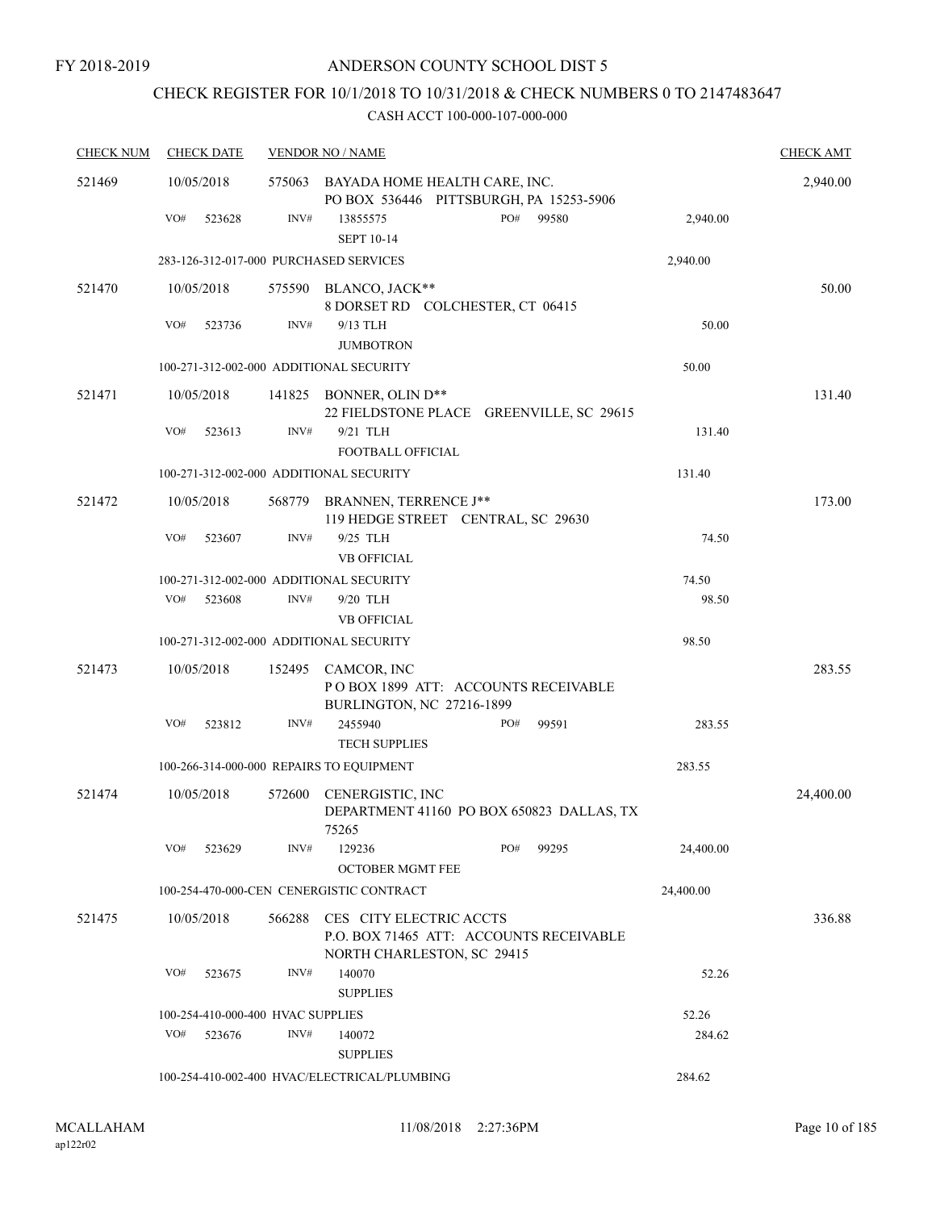FY 2018-2019

# ANDERSON COUNTY SCHOOL DIST 5

## CHECK REGISTER FOR 10/1/2018 TO 10/31/2018 & CHECK NUMBERS 0 TO 2147483647

### CASH ACCT 100-000-107-000-000

| CHECK NUM | CHECK DATE | VENDOR NO / NAME | | CHECK AMT |
|---|---|---|---|---|
| 521469 | 10/05/2018 | 575063 BAYADA HOME HEALTH CARE, INC. PO BOX 536446 PITTSBURGH, PA 15253-5906 | | 2,940.00 |
| | VO# 523628 | INV# 13855575 PO# 99580 SEPT 10-14 | 2,940.00 | |
| | | 283-126-312-017-000 PURCHASED SERVICES | 2,940.00 | |
| 521470 | 10/05/2018 | 575590 BLANCO, JACK** 8 DORSET RD COLCHESTER, CT 06415 | | 50.00 |
| | VO# 523736 | INV# 9/13 TLH JUMBOTRON | 50.00 | |
| | | 100-271-312-002-000 ADDITIONAL SECURITY | 50.00 | |
| 521471 | 10/05/2018 | 141825 BONNER, OLIN D** 22 FIELDSTONE PLACE GREENVILLE, SC 29615 | | 131.40 |
| | VO# 523613 | INV# 9/21 TLH FOOTBALL OFFICIAL | 131.40 | |
| | | 100-271-312-002-000 ADDITIONAL SECURITY | 131.40 | |
| 521472 | 10/05/2018 | 568779 BRANNEN, TERRENCE J** 119 HEDGE STREET CENTRAL, SC 29630 | | 173.00 |
| | VO# 523607 | INV# 9/25 TLH VB OFFICIAL | 74.50 | |
| | | 100-271-312-002-000 ADDITIONAL SECURITY | 74.50 | |
| | VO# 523608 | INV# 9/20 TLH VB OFFICIAL | 98.50 | |
| | | 100-271-312-002-000 ADDITIONAL SECURITY | 98.50 | |
| 521473 | 10/05/2018 | 152495 CAMCOR, INC P O BOX 1899 ATT: ACCOUNTS RECEIVABLE BURLINGTON, NC 27216-1899 | | 283.55 |
| | VO# 523812 | INV# 2455940 PO# 99591 TECH SUPPLIES | 283.55 | |
| | | 100-266-314-000-000 REPAIRS TO EQUIPMENT | 283.55 | |
| 521474 | 10/05/2018 | 572600 CENERGISTIC, INC DEPARTMENT 41160 PO BOX 650823 DALLAS, TX 75265 | | 24,400.00 |
| | VO# 523629 | INV# 129236 PO# 99295 OCTOBER MGMT FEE | 24,400.00 | |
| | | 100-254-470-000-CEN CENERGISTIC CONTRACT | 24,400.00 | |
| 521475 | 10/05/2018 | 566288 CES CITY ELECTRIC ACCTS P.O. BOX 71465 ATT: ACCOUNTS RECEIVABLE NORTH CHARLESTON, SC 29415 | | 336.88 |
| | VO# 523675 | INV# 140070 SUPPLIES | 52.26 | |
| | | 100-254-410-000-400 HVAC SUPPLIES | 52.26 | |
| | VO# 523676 | INV# 140072 SUPPLIES | 284.62 | |
| | | 100-254-410-002-400 HVAC/ELECTRICAL/PLUMBING | 284.62 | |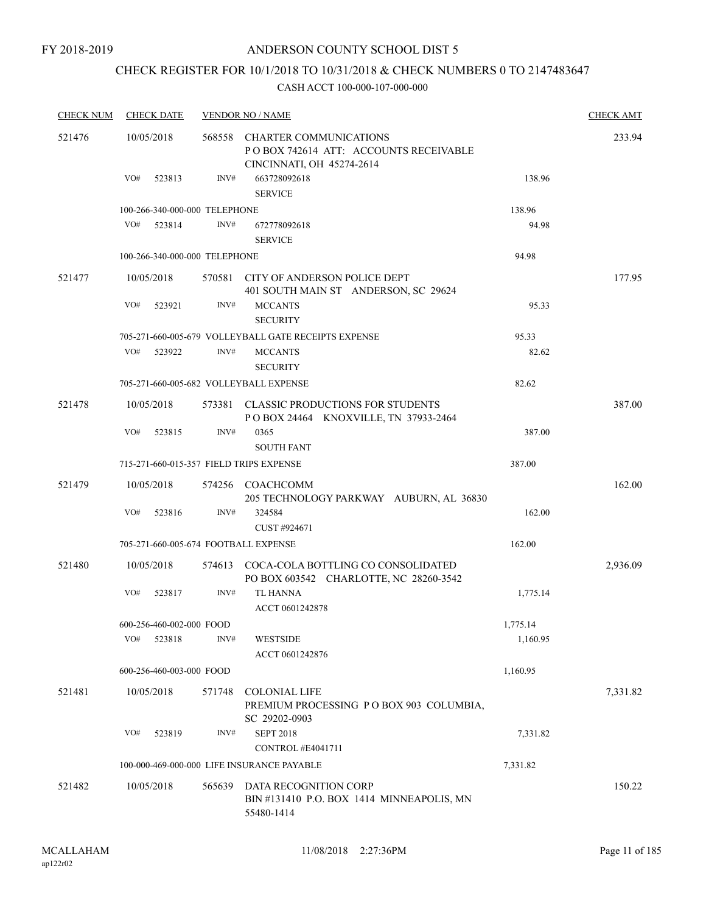FY 2018-2019

# ANDERSON COUNTY SCHOOL DIST 5

## CHECK REGISTER FOR 10/1/2018 TO 10/31/2018 & CHECK NUMBERS 0 TO 2147483647

### CASH ACCT 100-000-107-000-000

| CHECK NUM | CHECK DATE | VENDOR NO / NAME | | | CHECK AMT |
|---|---|---|---|---|---|
| 521476 | 10/05/2018 | 568558 | CHARTER COMMUNICATIONS<br>P O BOX 742614 ATT: ACCOUNTS RECEIVABLE<br>CINCINNATI, OH 45274-2614 | | 233.94 |
| | VO# 523813 | INV# | 663728092618<br>SERVICE | 138.96 | |
| | 100-266-340-000-000 TELEPHONE | | | 138.96 | |
| | VO# 523814 | INV# | 672778092618<br>SERVICE | 94.98 | |
| | 100-266-340-000-000 TELEPHONE | | | 94.98 | |
| 521477 | 10/05/2018 | 570581 | CITY OF ANDERSON POLICE DEPT<br>401 SOUTH MAIN ST ANDERSON, SC 29624 | | 177.95 |
| | VO# 523921 | INV# | MCCANTS<br>SECURITY | 95.33 | |
| | 705-271-660-005-679 VOLLEYBALL GATE RECEIPTS EXPENSE | | | 95.33 | |
| | VO# 523922 | INV# | MCCANTS<br>SECURITY | 82.62 | |
| | 705-271-660-005-682 VOLLEYBALL EXPENSE | | | 82.62 | |
| 521478 | 10/05/2018 | 573381 | CLASSIC PRODUCTIONS FOR STUDENTS<br>P O BOX 24464 KNOXVILLE, TN 37933-2464 | | 387.00 |
| | VO# 523815 | INV# | 0365<br>SOUTH FANT | 387.00 | |
| | 715-271-660-015-357 FIELD TRIPS EXPENSE | | | 387.00 | |
| 521479 | 10/05/2018 | 574256 | COACHCOMM<br>205 TECHNOLOGY PARKWAY AUBURN, AL 36830 | | 162.00 |
| | VO# 523816 | INV# | 324584<br>CUST #924671 | 162.00 | |
| | 705-271-660-005-674 FOOTBALL EXPENSE | | | 162.00 | |
| 521480 | 10/05/2018 | 574613 | COCA-COLA BOTTLING CO CONSOLIDATED<br>PO BOX 603542 CHARLOTTE, NC 28260-3542 | | 2,936.09 |
| | VO# 523817 | INV# | TL HANNA<br>ACCT 0601242878 | 1,775.14 | |
| | 600-256-460-002-000 FOOD | | | 1,775.14 | |
| | VO# 523818 | INV# | WESTSIDE<br>ACCT 0601242876 | 1,160.95 | |
| | 600-256-460-003-000 FOOD | | | 1,160.95 | |
| 521481 | 10/05/2018 | 571748 | COLONIAL LIFE<br>PREMIUM PROCESSING P O BOX 903 COLUMBIA, SC 29202-0903 | | 7,331.82 |
| | VO# 523819 | INV# | SEPT 2018<br>CONTROL #E4041711 | 7,331.82 | |
| | 100-000-469-000-000 LIFE INSURANCE PAYABLE | | | 7,331.82 | |
| 521482 | 10/05/2018 | 565639 | DATA RECOGNITION CORP<br>BIN #131410 P.O. BOX 1414 MINNEAPOLIS, MN 55480-1414 | | 150.22 |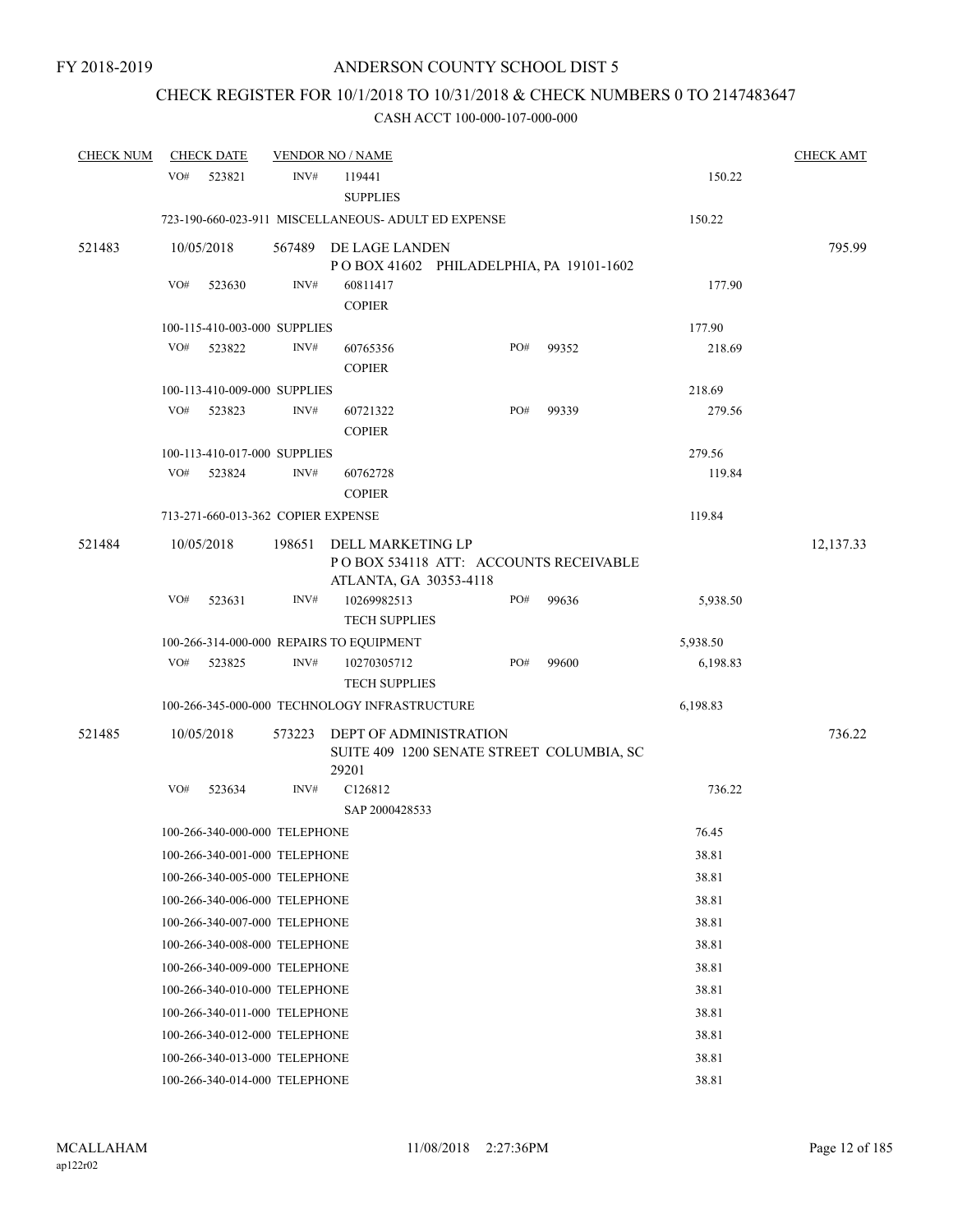FY 2018-2019

ANDERSON COUNTY SCHOOL DIST 5

CHECK REGISTER FOR 10/1/2018 TO 10/31/2018 & CHECK NUMBERS 0 TO 2147483647

CASH ACCT 100-000-107-000-000

| CHECK NUM | CHECK DATE | VENDOR NO / NAME | | | CHECK AMT |
|---|---|---|---|---|---|
| | VO# 523821 | INV# 119441 SUPPLIES | | 150.22 | |
| | 723-190-660-023-911 MISCELLANEOUS- ADULT ED EXPENSE | | | 150.22 | |
| 521483 | 10/05/2018 | 567489 DE LAGE LANDEN P O BOX 41602 PHILADELPHIA, PA 19101-1602 | | | 795.99 |
| | VO# 523630 | INV# 60811417 COPIER | | 177.90 | |
| | 100-115-410-003-000 SUPPLIES | | | 177.90 | |
| | VO# 523822 | INV# 60765356 COPIER | PO# 99352 | 218.69 | |
| | 100-113-410-009-000 SUPPLIES | | | 218.69 | |
| | VO# 523823 | INV# 60721322 COPIER | PO# 99339 | 279.56 | |
| | 100-113-410-017-000 SUPPLIES | | | 279.56 | |
| | VO# 523824 | INV# 60762728 COPIER | | 119.84 | |
| | 713-271-660-013-362 COPIER EXPENSE | | | 119.84 | |
| 521484 | 10/05/2018 | 198651 DELL MARKETING LP P O BOX 534118 ATT: ACCOUNTS RECEIVABLE ATLANTA, GA 30353-4118 | | | 12,137.33 |
| | VO# 523631 | INV# 10269982513 TECH SUPPLIES | PO# 99636 | 5,938.50 | |
| | 100-266-314-000-000 REPAIRS TO EQUIPMENT | | | 5,938.50 | |
| | VO# 523825 | INV# 10270305712 TECH SUPPLIES | PO# 99600 | 6,198.83 | |
| | 100-266-345-000-000 TECHNOLOGY INFRASTRUCTURE | | | 6,198.83 | |
| 521485 | 10/05/2018 | 573223 DEPT OF ADMINISTRATION SUITE 409 1200 SENATE STREET COLUMBIA, SC 29201 | | | 736.22 |
| | VO# 523634 | INV# C126812 SAP 2000428533 | | 736.22 | |
| | 100-266-340-000-000 TELEPHONE | | | 76.45 | |
| | 100-266-340-001-000 TELEPHONE | | | 38.81 | |
| | 100-266-340-005-000 TELEPHONE | | | 38.81 | |
| | 100-266-340-006-000 TELEPHONE | | | 38.81 | |
| | 100-266-340-007-000 TELEPHONE | | | 38.81 | |
| | 100-266-340-008-000 TELEPHONE | | | 38.81 | |
| | 100-266-340-009-000 TELEPHONE | | | 38.81 | |
| | 100-266-340-010-000 TELEPHONE | | | 38.81 | |
| | 100-266-340-011-000 TELEPHONE | | | 38.81 | |
| | 100-266-340-012-000 TELEPHONE | | | 38.81 | |
| | 100-266-340-013-000 TELEPHONE | | | 38.81 | |
| | 100-266-340-014-000 TELEPHONE | | | 38.81 | |

MCALLAHAM ap122r02 11/08/2018 2:27:36PM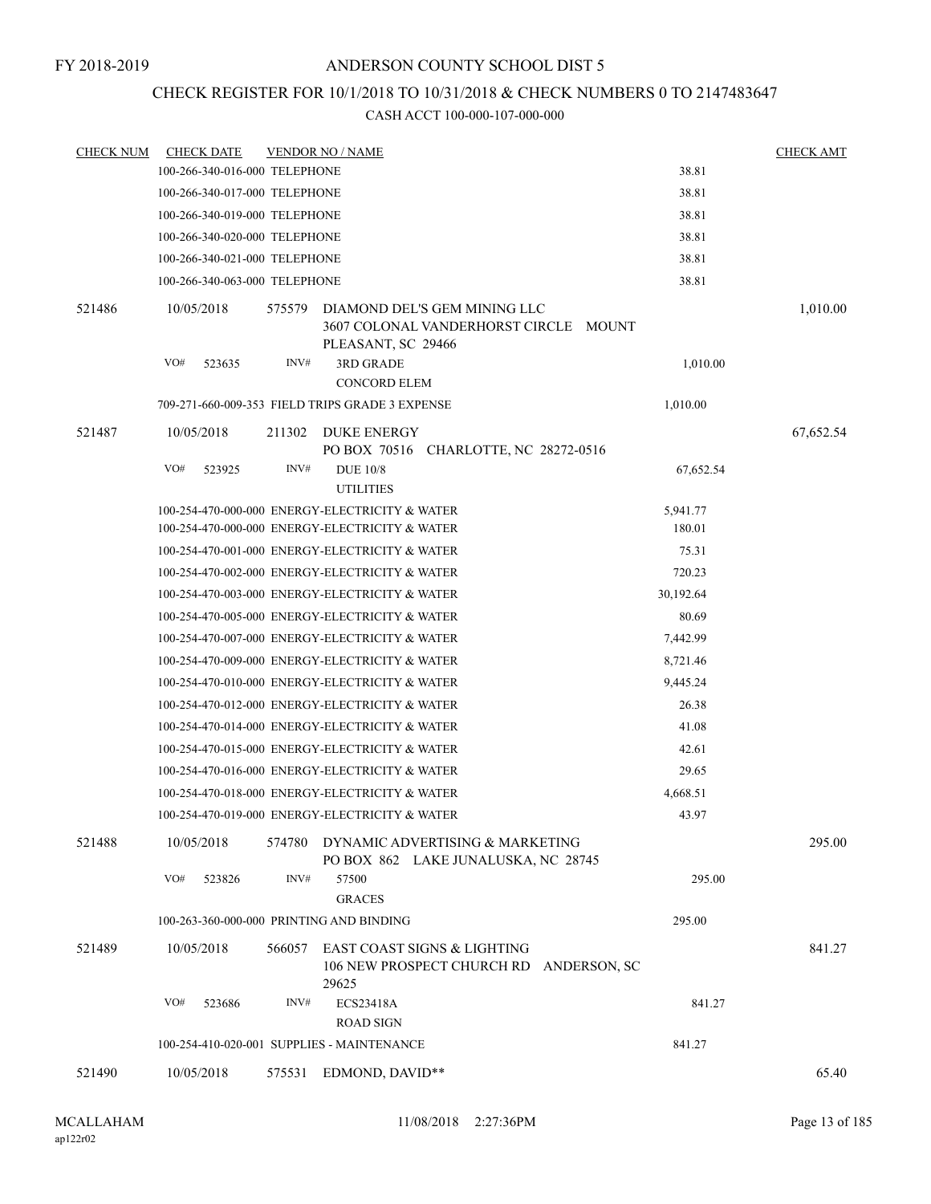FY 2018-2019

ANDERSON COUNTY SCHOOL DIST 5

CHECK REGISTER FOR 10/1/2018 TO 10/31/2018 & CHECK NUMBERS 0 TO 2147483647

CASH ACCT 100-000-107-000-000

| CHECK NUM | CHECK DATE | VENDOR NO / NAME | | CHECK AMT |
|---|---|---|---|---|
| | 100-266-340-016-000 TELEPHONE | | 38.81 | |
| | 100-266-340-017-000 TELEPHONE | | 38.81 | |
| | 100-266-340-019-000 TELEPHONE | | 38.81 | |
| | 100-266-340-020-000 TELEPHONE | | 38.81 | |
| | 100-266-340-021-000 TELEPHONE | | 38.81 | |
| | 100-266-340-063-000 TELEPHONE | | 38.81 | |
| 521486 | 10/05/2018 | 575579 DIAMOND DEL'S GEM MINING LLC 3607 COLONAL VANDERHORST CIRCLE MOUNT PLEASANT, SC 29466 | | 1,010.00 |
| | VO# 523635 | INV# 3RD GRADE CONCORD ELEM | 1,010.00 | |
| | 709-271-660-009-353 FIELD TRIPS GRADE 3 EXPENSE | | 1,010.00 | |
| 521487 | 10/05/2018 | 211302 DUKE ENERGY PO BOX 70516 CHARLOTTE, NC 28272-0516 | | 67,652.54 |
| | VO# 523925 | INV# DUE 10/8 UTILITIES | 67,652.54 | |
| | 100-254-470-000-000 ENERGY-ELECTRICITY & WATER | | 5,941.77 | |
| | 100-254-470-000-000 ENERGY-ELECTRICITY & WATER | | 180.01 | |
| | 100-254-470-001-000 ENERGY-ELECTRICITY & WATER | | 75.31 | |
| | 100-254-470-002-000 ENERGY-ELECTRICITY & WATER | | 720.23 | |
| | 100-254-470-003-000 ENERGY-ELECTRICITY & WATER | | 30,192.64 | |
| | 100-254-470-005-000 ENERGY-ELECTRICITY & WATER | | 80.69 | |
| | 100-254-470-007-000 ENERGY-ELECTRICITY & WATER | | 7,442.99 | |
| | 100-254-470-009-000 ENERGY-ELECTRICITY & WATER | | 8,721.46 | |
| | 100-254-470-010-000 ENERGY-ELECTRICITY & WATER | | 9,445.24 | |
| | 100-254-470-012-000 ENERGY-ELECTRICITY & WATER | | 26.38 | |
| | 100-254-470-014-000 ENERGY-ELECTRICITY & WATER | | 41.08 | |
| | 100-254-470-015-000 ENERGY-ELECTRICITY & WATER | | 42.61 | |
| | 100-254-470-016-000 ENERGY-ELECTRICITY & WATER | | 29.65 | |
| | 100-254-470-018-000 ENERGY-ELECTRICITY & WATER | | 4,668.51 | |
| | 100-254-470-019-000 ENERGY-ELECTRICITY & WATER | | 43.97 | |
| 521488 | 10/05/2018 | 574780 DYNAMIC ADVERTISING & MARKETING PO BOX 862 LAKE JUNALUSKA, NC 28745 | | 295.00 |
| | VO# 523826 | INV# 57500 GRACES | 295.00 | |
| | 100-263-360-000-000 PRINTING AND BINDING | | 295.00 | |
| 521489 | 10/05/2018 | 566057 EAST COAST SIGNS & LIGHTING 106 NEW PROSPECT CHURCH RD ANDERSON, SC 29625 | | 841.27 |
| | VO# 523686 | INV# ECS23418A ROAD SIGN | 841.27 | |
| | 100-254-410-020-001 SUPPLIES - MAINTENANCE | | 841.27 | |
| 521490 | 10/05/2018 | 575531 EDMOND, DAVID** | | 65.40 |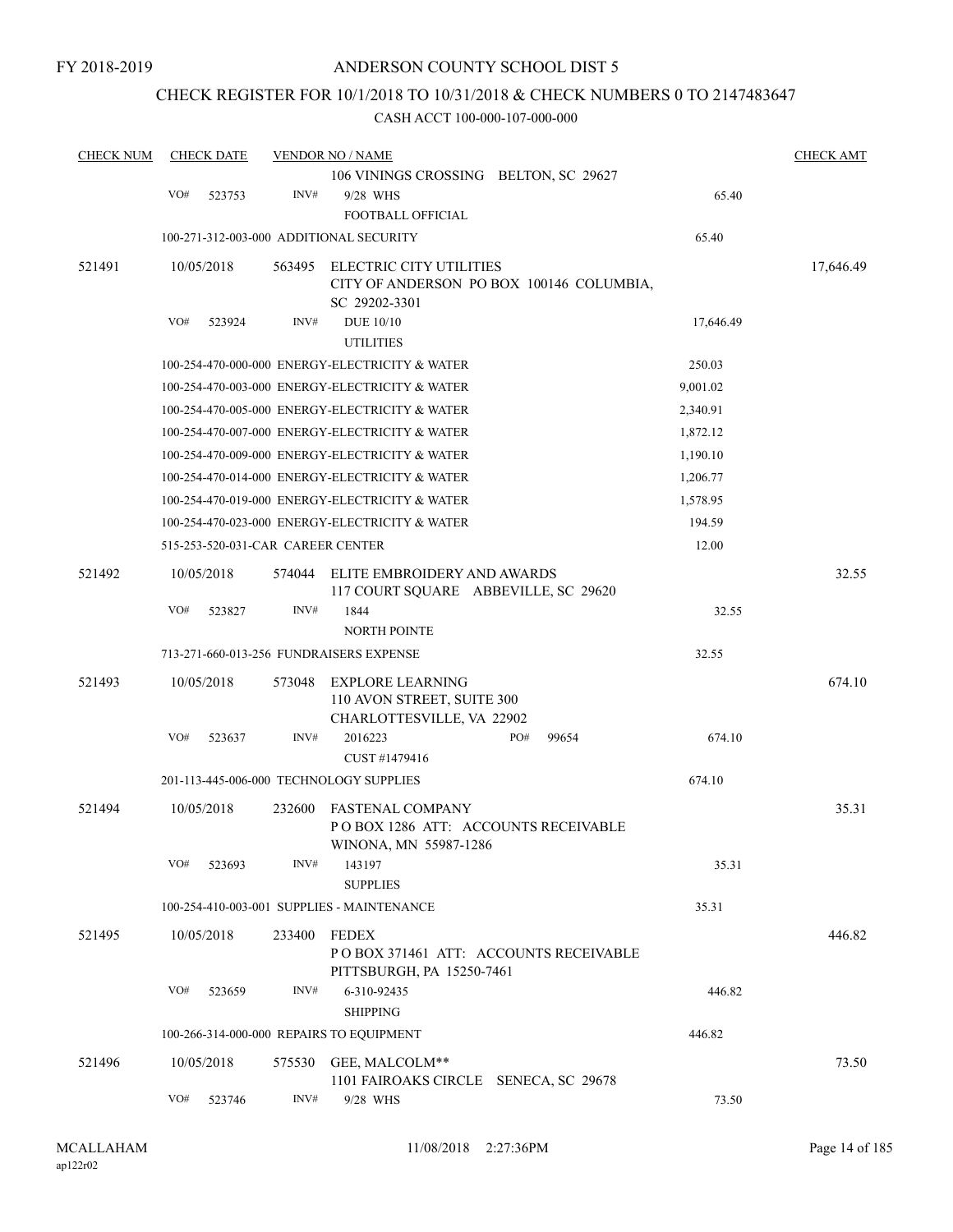FY 2018-2019

# ANDERSON COUNTY SCHOOL DIST 5

## CHECK REGISTER FOR 10/1/2018 TO 10/31/2018 & CHECK NUMBERS 0 TO 2147483647

CASH ACCT 100-000-107-000-000

| CHECK NUM | CHECK DATE | VENDOR NO / NAME | | CHECK AMT |
|---|---|---|---|---|
| | | 106 VININGS CROSSING BELTON, SC 29627 | | |
| | VO# 523753 | INV# 9/28 WHS<br>FOOTBALL OFFICIAL | 65.40 | |
| | | 100-271-312-003-000 ADDITIONAL SECURITY | 65.40 | |
| 521491 | 10/05/2018 | 563495 ELECTRIC CITY UTILITIES<br>CITY OF ANDERSON PO BOX 100146 COLUMBIA, SC 29202-3301 | | 17,646.49 |
| | VO# 523924 | INV# DUE 10/10<br>UTILITIES | 17,646.49 | |
| | | 100-254-470-000-000 ENERGY-ELECTRICITY & WATER | 250.03 | |
| | | 100-254-470-003-000 ENERGY-ELECTRICITY & WATER | 9,001.02 | |
| | | 100-254-470-005-000 ENERGY-ELECTRICITY & WATER | 2,340.91 | |
| | | 100-254-470-007-000 ENERGY-ELECTRICITY & WATER | 1,872.12 | |
| | | 100-254-470-009-000 ENERGY-ELECTRICITY & WATER | 1,190.10 | |
| | | 100-254-470-014-000 ENERGY-ELECTRICITY & WATER | 1,206.77 | |
| | | 100-254-470-019-000 ENERGY-ELECTRICITY & WATER | 1,578.95 | |
| | | 100-254-470-023-000 ENERGY-ELECTRICITY & WATER | 194.59 | |
| | | 515-253-520-031-CAR CAREER CENTER | 12.00 | |
| 521492 | 10/05/2018 | 574044 ELITE EMBROIDERY AND AWARDS<br>117 COURT SQUARE ABBEVILLE, SC 29620 | | 32.55 |
| | VO# 523827 | INV# 1844<br>NORTH POINTE | 32.55 | |
| | | 713-271-660-013-256 FUNDRAISERS EXPENSE | 32.55 | |
| 521493 | 10/05/2018 | 573048 EXPLORE LEARNING<br>110 AVON STREET, SUITE 300<br>CHARLOTTESVILLE, VA 22902 | | 674.10 |
| | VO# 523637 | INV# 2016223 PO# 99654<br>CUST #1479416 | 674.10 | |
| | | 201-113-445-006-000 TECHNOLOGY SUPPLIES | 674.10 | |
| 521494 | 10/05/2018 | 232600 FASTENAL COMPANY<br>P O BOX 1286 ATT: ACCOUNTS RECEIVABLE<br>WINONA, MN 55987-1286 | | 35.31 |
| | VO# 523693 | INV# 143197<br>SUPPLIES | 35.31 | |
| | | 100-254-410-003-001 SUPPLIES - MAINTENANCE | 35.31 | |
| 521495 | 10/05/2018 | 233400 FEDEX<br>P O BOX 371461 ATT: ACCOUNTS RECEIVABLE<br>PITTSBURGH, PA 15250-7461 | | 446.82 |
| | VO# 523659 | INV# 6-310-92435<br>SHIPPING | 446.82 | |
| | | 100-266-314-000-000 REPAIRS TO EQUIPMENT | 446.82 | |
| 521496 | 10/05/2018 | 575530 GEE, MALCOLM**<br>1101 FAIROAKS CIRCLE SENECA, SC 29678 | | 73.50 |
| | VO# 523746 | INV# 9/28 WHS | 73.50 | |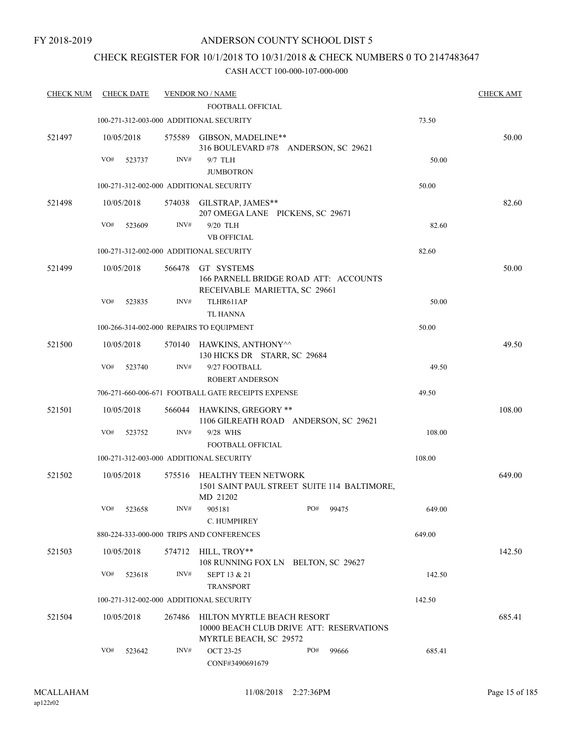FY 2018-2019

ANDERSON COUNTY SCHOOL DIST 5

CHECK REGISTER FOR 10/1/2018 TO 10/31/2018 & CHECK NUMBERS 0 TO 2147483647

CASH ACCT 100-000-107-000-000

| CHECK NUM | CHECK DATE | VENDOR NO / NAME | | CHECK AMT |
|---|---|---|---|---|
| | | FOOTBALL OFFICIAL | | |
| | | 100-271-312-003-000 ADDITIONAL SECURITY | 73.50 | |
| 521497 | 10/05/2018 | 575589 GIBSON, MADELINE** 316 BOULEVARD #78 ANDERSON, SC 29621 | | 50.00 |
| | VO# 523737 | INV# 9/7 TLH JUMBOTRON | 50.00 | |
| | | 100-271-312-002-000 ADDITIONAL SECURITY | 50.00 | |
| 521498 | 10/05/2018 | 574038 GILSTRAP, JAMES** 207 OMEGA LANE PICKENS, SC 29671 | | 82.60 |
| | VO# 523609 | INV# 9/20 TLH VB OFFICIAL | 82.60 | |
| | | 100-271-312-002-000 ADDITIONAL SECURITY | 82.60 | |
| 521499 | 10/05/2018 | 566478 GT SYSTEMS 166 PARNELL BRIDGE ROAD ATT: ACCOUNTS RECEIVABLE MARIETTA, SC 29661 | | 50.00 |
| | VO# 523835 | INV# TLHR611AP TL HANNA | 50.00 | |
| | | 100-266-314-002-000 REPAIRS TO EQUIPMENT | 50.00 | |
| 521500 | 10/05/2018 | 570140 HAWKINS, ANTHONY^^ 130 HICKS DR STARR, SC 29684 | | 49.50 |
| | VO# 523740 | INV# 9/27 FOOTBALL ROBERT ANDERSON | 49.50 | |
| | | 706-271-660-006-671 FOOTBALL GATE RECEIPTS EXPENSE | 49.50 | |
| 521501 | 10/05/2018 | 566044 HAWKINS, GREGORY ** 1106 GILREATH ROAD ANDERSON, SC 29621 | | 108.00 |
| | VO# 523752 | INV# 9/28 WHS FOOTBALL OFFICIAL | 108.00 | |
| | | 100-271-312-003-000 ADDITIONAL SECURITY | 108.00 | |
| 521502 | 10/05/2018 | 575516 HEALTHY TEEN NETWORK 1501 SAINT PAUL STREET SUITE 114 BALTIMORE, MD 21202 | | 649.00 |
| | VO# 523658 | INV# 905181 PO# 99475 C. HUMPHREY | 649.00 | |
| | | 880-224-333-000-000 TRIPS AND CONFERENCES | 649.00 | |
| 521503 | 10/05/2018 | 574712 HILL, TROY** 108 RUNNING FOX LN BELTON, SC 29627 | | 142.50 |
| | VO# 523618 | INV# SEPT 13 & 21 TRANSPORT | 142.50 | |
| | | 100-271-312-002-000 ADDITIONAL SECURITY | 142.50 | |
| 521504 | 10/05/2018 | 267486 HILTON MYRTLE BEACH RESORT 10000 BEACH CLUB DRIVE ATT: RESERVATIONS MYRTLE BEACH, SC 29572 | | 685.41 |
| | VO# 523642 | INV# OCT 23-25 PO# 99666 CONF#3490691679 | 685.41 | |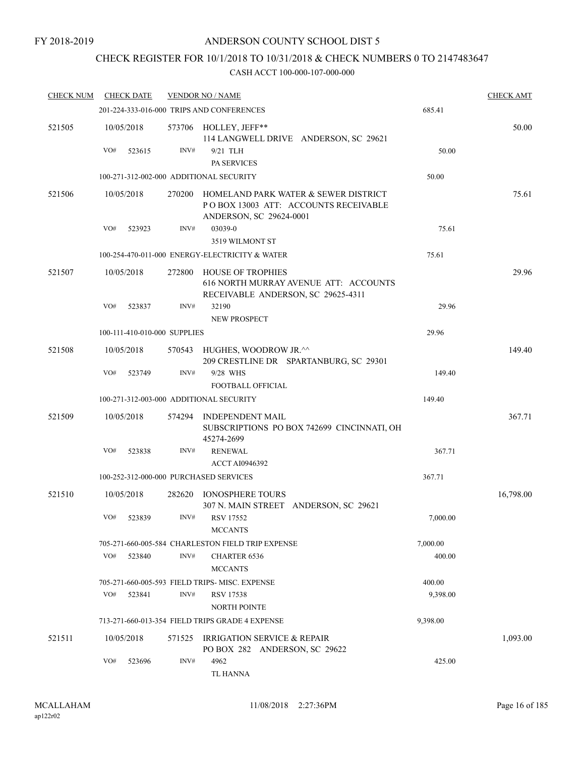FY 2018-2019

ANDERSON COUNTY SCHOOL DIST 5

CHECK REGISTER FOR 10/1/2018 TO 10/31/2018 & CHECK NUMBERS 0 TO 2147483647

CASH ACCT 100-000-107-000-000

| CHECK NUM | CHECK DATE | VENDOR NO / NAME | | CHECK AMT |
|---|---|---|---|---|
| | 201-224-333-016-000 TRIPS AND CONFERENCES | | 685.41 | |
| 521505 | 10/05/2018 | 573706 HOLLEY, JEFF** 114 LANGWELL DRIVE ANDERSON, SC 29621 | | 50.00 |
| | VO# 523615 | INV# 9/21 TLH PA SERVICES | 50.00 | |
| | 100-271-312-002-000 ADDITIONAL SECURITY | | 50.00 | |
| 521506 | 10/05/2018 | 270200 HOMELAND PARK WATER & SEWER DISTRICT P O BOX 13003 ATT: ACCOUNTS RECEIVABLE ANDERSON, SC 29624-0001 | | 75.61 |
| | VO# 523923 | INV# 03039-0 3519 WILMONT ST | 75.61 | |
| | 100-254-470-011-000 ENERGY-ELECTRICITY & WATER | | 75.61 | |
| 521507 | 10/05/2018 | 272800 HOUSE OF TROPHIES 616 NORTH MURRAY AVENUE ATT: ACCOUNTS RECEIVABLE ANDERSON, SC 29625-4311 | | 29.96 |
| | VO# 523837 | INV# 32190 NEW PROSPECT | 29.96 | |
| | 100-111-410-010-000 SUPPLIES | | 29.96 | |
| 521508 | 10/05/2018 | 570543 HUGHES, WOODROW JR.^^ 209 CRESTLINE DR SPARTANBURG, SC 29301 | | 149.40 |
| | VO# 523749 | INV# 9/28 WHS FOOTBALL OFFICIAL | 149.40 | |
| | 100-271-312-003-000 ADDITIONAL SECURITY | | 149.40 | |
| 521509 | 10/05/2018 | 574294 INDEPENDENT MAIL SUBSCRIPTIONS PO BOX 742699 CINCINNATI, OH 45274-2699 | | 367.71 |
| | VO# 523838 | INV# RENEWAL ACCT AI0946392 | 367.71 | |
| | 100-252-312-000-000 PURCHASED SERVICES | | 367.71 | |
| 521510 | 10/05/2018 | 282620 IONOSPHERE TOURS 307 N. MAIN STREET ANDERSON, SC 29621 | | 16,798.00 |
| | VO# 523839 | INV# RSV 17552 MCCANTS | 7,000.00 | |
| | 705-271-660-005-584 CHARLESTON FIELD TRIP EXPENSE | | 7,000.00 | |
| | VO# 523840 | INV# CHARTER 6536 MCCANTS | 400.00 | |
| | 705-271-660-005-593 FIELD TRIPS- MISC. EXPENSE | | 400.00 | |
| | VO# 523841 | INV# RSV 17538 NORTH POINTE | 9,398.00 | |
| | 713-271-660-013-354 FIELD TRIPS GRADE 4 EXPENSE | | 9,398.00 | |
| 521511 | 10/05/2018 | 571525 IRRIGATION SERVICE & REPAIR PO BOX 282 ANDERSON, SC 29622 | | 1,093.00 |
| | VO# 523696 | INV# 4962 TL HANNA | 425.00 | |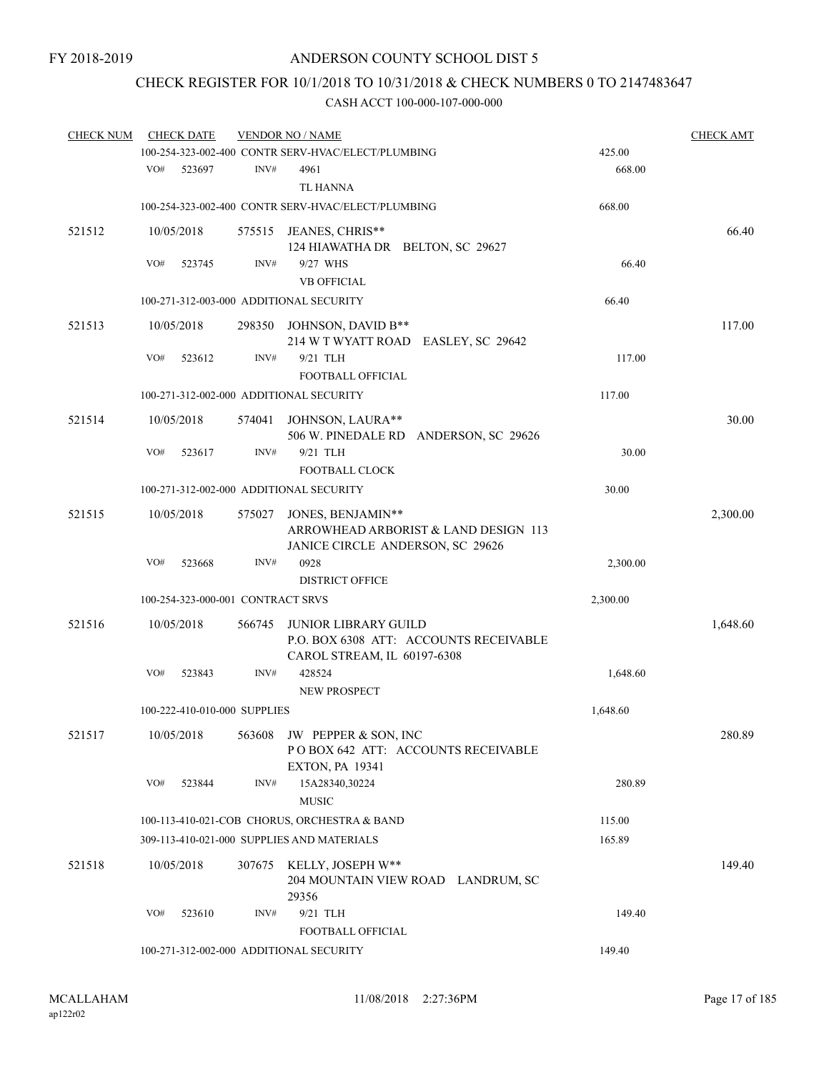FY 2018-2019

# ANDERSON COUNTY SCHOOL DIST 5

## CHECK REGISTER FOR 10/1/2018 TO 10/31/2018 & CHECK NUMBERS 0 TO 2147483647

### CASH ACCT 100-000-107-000-000

| CHECK NUM | CHECK DATE | VENDOR NO / NAME | | CHECK AMT |
|---|---|---|---|---|
| | | 100-254-323-002-400 CONTR SERV-HVAC/ELECT/PLUMBING | 425.00 | |
| | VO# 523697 | INV# 4961 TL HANNA | 668.00 | |
| | | 100-254-323-002-400 CONTR SERV-HVAC/ELECT/PLUMBING | 668.00 | |
| 521512 | 10/05/2018 | 575515 JEANES, CHRIS** 124 HIAWATHA DR BELTON, SC 29627 | | 66.40 |
| | VO# 523745 | INV# 9/27 WHS VB OFFICIAL | 66.40 | |
| | | 100-271-312-003-000 ADDITIONAL SECURITY | 66.40 | |
| 521513 | 10/05/2018 | 298350 JOHNSON, DAVID B** 214 W T WYATT ROAD EASLEY, SC 29642 | | 117.00 |
| | VO# 523612 | INV# 9/21 TLH FOOTBALL OFFICIAL | 117.00 | |
| | | 100-271-312-002-000 ADDITIONAL SECURITY | 117.00 | |
| 521514 | 10/05/2018 | 574041 JOHNSON, LAURA** 506 W. PINEDALE RD ANDERSON, SC 29626 | | 30.00 |
| | VO# 523617 | INV# 9/21 TLH FOOTBALL CLOCK | 30.00 | |
| | | 100-271-312-002-000 ADDITIONAL SECURITY | 30.00 | |
| 521515 | 10/05/2018 | 575027 JONES, BENJAMIN** ARROWHEAD ARBORIST & LAND DESIGN 113 JANICE CIRCLE ANDERSON, SC 29626 | | 2,300.00 |
| | VO# 523668 | INV# 0928 DISTRICT OFFICE | 2,300.00 | |
| | | 100-254-323-000-001 CONTRACT SRVS | 2,300.00 | |
| 521516 | 10/05/2018 | 566745 JUNIOR LIBRARY GUILD P.O. BOX 6308 ATT: ACCOUNTS RECEIVABLE CAROL STREAM, IL 60197-6308 | | 1,648.60 |
| | VO# 523843 | INV# 428524 NEW PROSPECT | 1,648.60 | |
| | | 100-222-410-010-000 SUPPLIES | 1,648.60 | |
| 521517 | 10/05/2018 | 563608 JW PEPPER & SON, INC P O BOX 642 ATT: ACCOUNTS RECEIVABLE EXTON, PA 19341 | | 280.89 |
| | VO# 523844 | INV# 15A28340,30224 MUSIC | 280.89 | |
| | | 100-113-410-021-COB CHORUS, ORCHESTRA & BAND | 115.00 | |
| | | 309-113-410-021-000 SUPPLIES AND MATERIALS | 165.89 | |
| 521518 | 10/05/2018 | 307675 KELLY, JOSEPH W** 204 MOUNTAIN VIEW ROAD LANDRUM, SC 29356 | | 149.40 |
| | VO# 523610 | INV# 9/21 TLH FOOTBALL OFFICIAL | 149.40 | |
| | | 100-271-312-002-000 ADDITIONAL SECURITY | 149.40 | |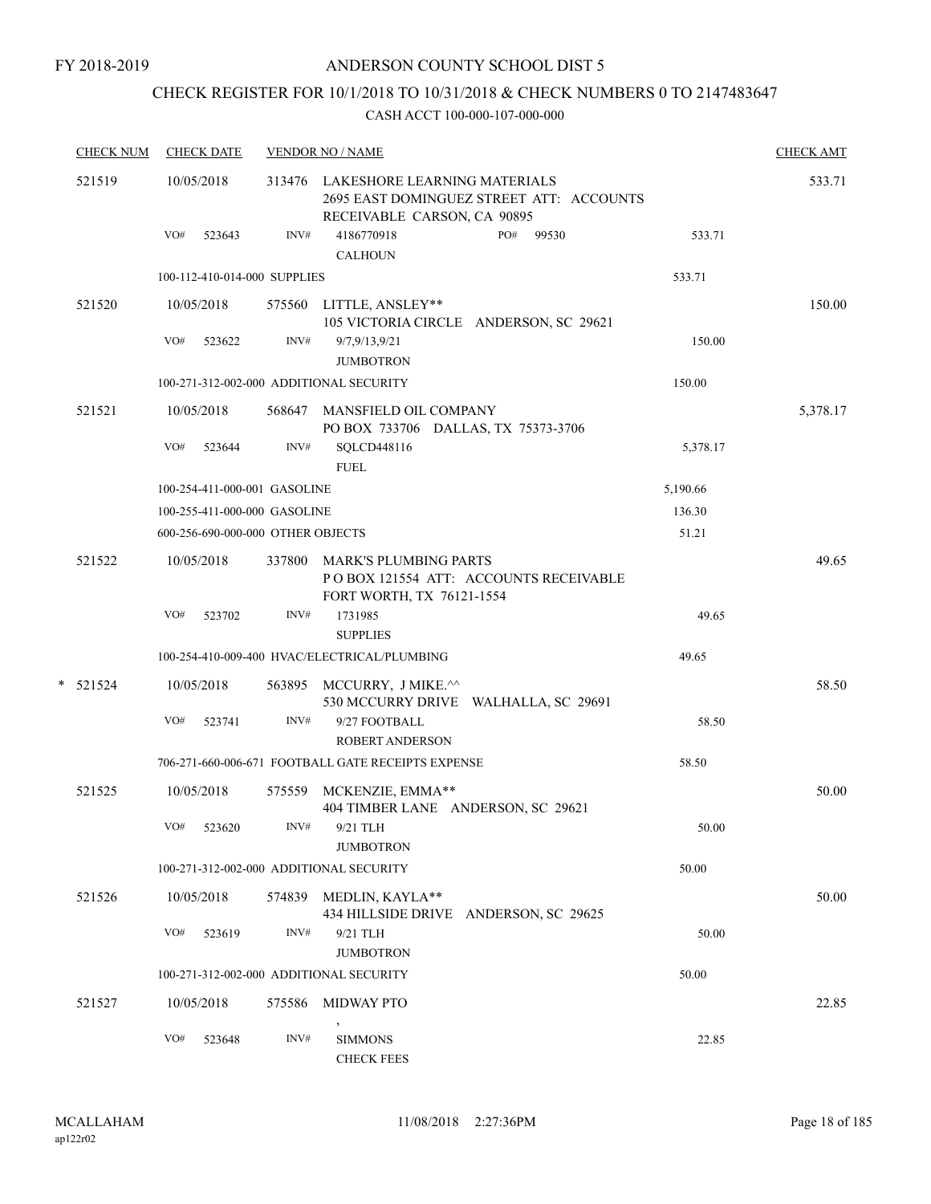FY 2018-2019

ANDERSON COUNTY SCHOOL DIST 5

CHECK REGISTER FOR 10/1/2018 TO 10/31/2018 & CHECK NUMBERS 0 TO 2147483647

CASH ACCT 100-000-107-000-000

| CHECK NUM | CHECK DATE | VENDOR NO / NAME | | CHECK AMT |
|---|---|---|---|---|
| 521519 | 10/05/2018 | 313476 LAKESHORE LEARNING MATERIALS<br>2695 EAST DOMINGUEZ STREET ATT: ACCOUNTS RECEIVABLE CARSON, CA 90895 | | 533.71 |
| | VO# 523643 | INV# 4186770918 PO# 99530<br>CALHOUN | 533.71 | |
| | 100-112-410-014-000 SUPPLIES | | 533.71 | |
| 521520 | 10/05/2018 | 575560 LITTLE, ANSLEY**<br>105 VICTORIA CIRCLE ANDERSON, SC 29621 | | 150.00 |
| | VO# 523622 | INV# 9/7,9/13,9/21<br>JUMBOTRON | 150.00 | |
| | 100-271-312-002-000 ADDITIONAL SECURITY | | 150.00 | |
| 521521 | 10/05/2018 | 568647 MANSFIELD OIL COMPANY<br>PO BOX 733706 DALLAS, TX 75373-3706 | | 5,378.17 |
| | VO# 523644 | INV# SQLCD448116<br>FUEL | 5,378.17 | |
| | 100-254-411-000-001 GASOLINE | | 5,190.66 | |
| | 100-255-411-000-000 GASOLINE | | 136.30 | |
| | 600-256-690-000-000 OTHER OBJECTS | | 51.21 | |
| 521522 | 10/05/2018 | 337800 MARK'S PLUMBING PARTS<br>P O BOX 121554 ATT: ACCOUNTS RECEIVABLE FORT WORTH, TX 76121-1554 | | 49.65 |
| | VO# 523702 | INV# 1731985<br>SUPPLIES | 49.65 | |
| | 100-254-410-009-400 HVAC/ELECTRICAL/PLUMBING | | 49.65 | |
| * 521524 | 10/05/2018 | 563895 MCCURRY, J MIKE.^^<br>530 MCCURRY DRIVE WALHALLA, SC 29691 | | 58.50 |
| | VO# 523741 | INV# 9/27 FOOTBALL<br>ROBERT ANDERSON | 58.50 | |
| | 706-271-660-006-671 FOOTBALL GATE RECEIPTS EXPENSE | | 58.50 | |
| 521525 | 10/05/2018 | 575559 MCKENZIE, EMMA**<br>404 TIMBER LANE ANDERSON, SC 29621 | | 50.00 |
| | VO# 523620 | INV# 9/21 TLH<br>JUMBOTRON | 50.00 | |
| | 100-271-312-002-000 ADDITIONAL SECURITY | | 50.00 | |
| 521526 | 10/05/2018 | 574839 MEDLIN, KAYLA**<br>434 HILLSIDE DRIVE ANDERSON, SC 29625 | | 50.00 |
| | VO# 523619 | INV# 9/21 TLH<br>JUMBOTRON | 50.00 | |
| | 100-271-312-002-000 ADDITIONAL SECURITY | | 50.00 | |
| 521527 | 10/05/2018 | 575586 MIDWAY PTO<br>, | | 22.85 |
| | VO# 523648 | INV# SIMMONS<br>CHECK FEES | 22.85 | |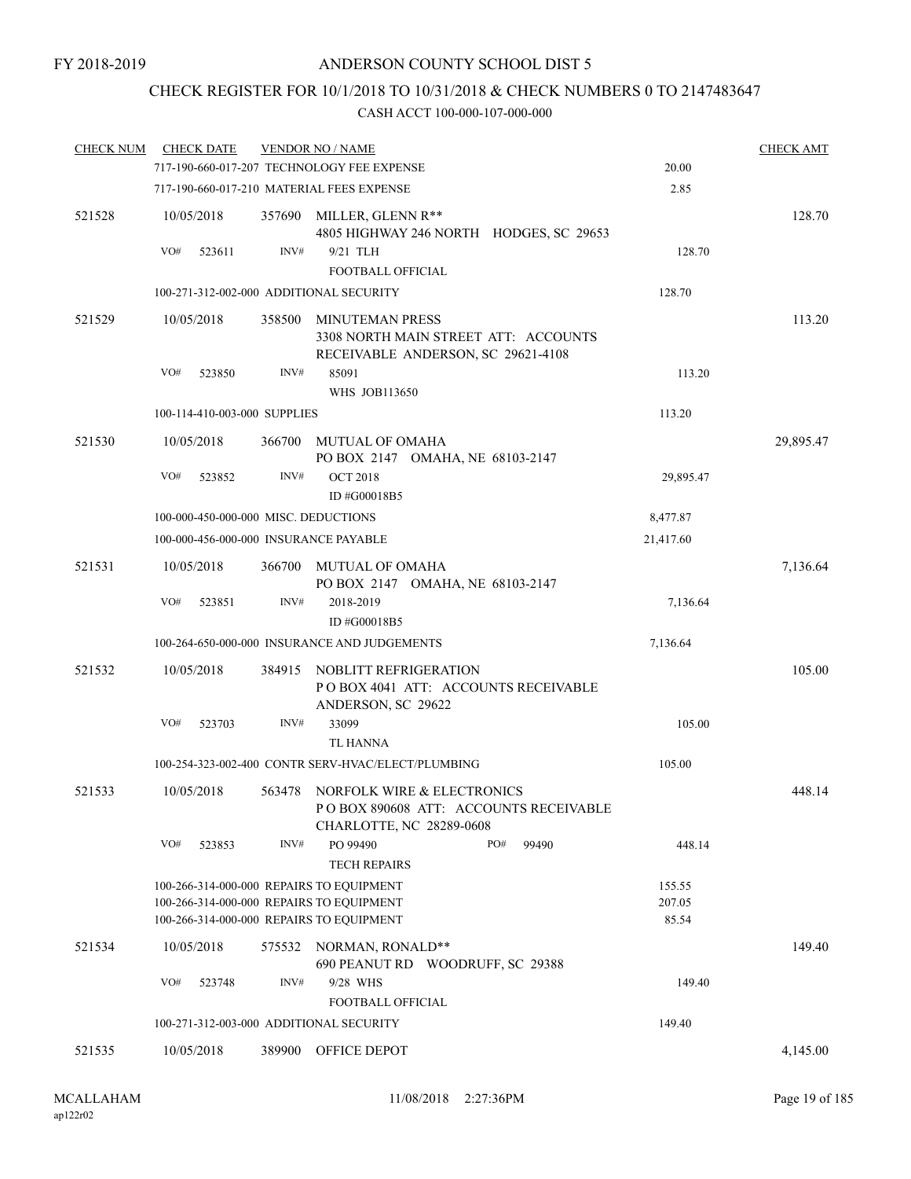FY 2018-2019

# ANDERSON COUNTY SCHOOL DIST 5

## CHECK REGISTER FOR 10/1/2018 TO 10/31/2018 & CHECK NUMBERS 0 TO 2147483647

### CASH ACCT 100-000-107-000-000

| CHECK NUM | CHECK DATE | VENDOR NO / NAME | | CHECK AMT |
|---|---|---|---|---|
| | 717-190-660-017-207 TECHNOLOGY FEE EXPENSE | | 20.00 | |
| | 717-190-660-017-210 MATERIAL FEES EXPENSE | | 2.85 | |
| 521528 | 10/05/2018 | 357690 MILLER, GLENN R** 4805 HIGHWAY 246 NORTH HODGES, SC 29653 | | 128.70 |
| | VO# 523611 | INV# 9/21 TLH FOOTBALL OFFICIAL | 128.70 | |
| | 100-271-312-002-000 ADDITIONAL SECURITY | | 128.70 | |
| 521529 | 10/05/2018 | 358500 MINUTEMAN PRESS 3308 NORTH MAIN STREET ATT: ACCOUNTS RECEIVABLE ANDERSON, SC 29621-4108 | | 113.20 |
| | VO# 523850 | INV# 85091 WHS JOB113650 | 113.20 | |
| | 100-114-410-003-000 SUPPLIES | | 113.20 | |
| 521530 | 10/05/2018 | 366700 MUTUAL OF OMAHA PO BOX 2147 OMAHA, NE 68103-2147 | | 29,895.47 |
| | VO# 523852 | INV# OCT 2018 ID #G00018B5 | 29,895.47 | |
| | 100-000-450-000-000 MISC. DEDUCTIONS | | 8,477.87 | |
| | 100-000-456-000-000 INSURANCE PAYABLE | | 21,417.60 | |
| 521531 | 10/05/2018 | 366700 MUTUAL OF OMAHA PO BOX 2147 OMAHA, NE 68103-2147 | | 7,136.64 |
| | VO# 523851 | INV# 2018-2019 ID #G00018B5 | 7,136.64 | |
| | 100-264-650-000-000 INSURANCE AND JUDGEMENTS | | 7,136.64 | |
| 521532 | 10/05/2018 | 384915 NOBLITT REFRIGERATION P O BOX 4041 ATT: ACCOUNTS RECEIVABLE ANDERSON, SC 29622 | | 105.00 |
| | VO# 523703 | INV# 33099 TL HANNA | 105.00 | |
| | 100-254-323-002-400 CONTR SERV-HVAC/ELECT/PLUMBING | | 105.00 | |
| 521533 | 10/05/2018 | 563478 NORFOLK WIRE & ELECTRONICS P O BOX 890608 ATT: ACCOUNTS RECEIVABLE CHARLOTTE, NC 28289-0608 | | 448.14 |
| | VO# 523853 | INV# PO 99490 PO# 99490 TECH REPAIRS | 448.14 | |
| | 100-266-314-000-000 REPAIRS TO EQUIPMENT | | 155.55 | |
| | 100-266-314-000-000 REPAIRS TO EQUIPMENT | | 207.05 | |
| | 100-266-314-000-000 REPAIRS TO EQUIPMENT | | 85.54 | |
| 521534 | 10/05/2018 | 575532 NORMAN, RONALD** 690 PEANUT RD WOODRUFF, SC 29388 | | 149.40 |
| | VO# 523748 | INV# 9/28 WHS FOOTBALL OFFICIAL | 149.40 | |
| | 100-271-312-003-000 ADDITIONAL SECURITY | | 149.40 | |
| 521535 | 10/05/2018 | 389900 OFFICE DEPOT | | 4,145.00 |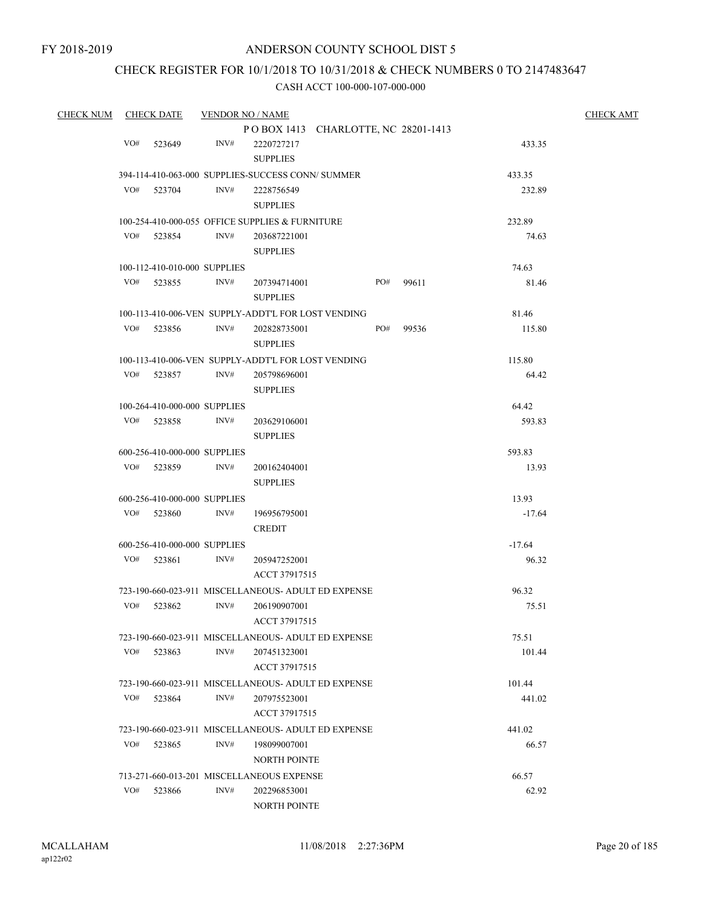FY 2018-2019

# ANDERSON COUNTY SCHOOL DIST 5

## CHECK REGISTER FOR 10/1/2018 TO 10/31/2018 & CHECK NUMBERS 0 TO 2147483647

### CASH ACCT 100-000-107-000-000

| CHECK NUM | CHECK DATE | VENDOR NO / NAME | | | | CHECK AMT |
|---|---|---|---|---|---|---|
| | | P O BOX 1413 CHARLOTTE, NC 28201-1413 | | | | |
| VO# 523649 | INV# | 2220727217 SUPPLIES | | | 433.35 | |
| 394-114-410-063-000 SUPPLIES-SUCCESS CONN/ SUMMER | | | | | 433.35 | |
| VO# 523704 | INV# | 2228756549 SUPPLIES | | | 232.89 | |
| 100-254-410-000-055 OFFICE SUPPLIES & FURNITURE | | | | | 232.89 | |
| VO# 523854 | INV# | 203687221001 SUPPLIES | | | 74.63 | |
| 100-112-410-010-000 SUPPLIES | | | | | 74.63 | |
| VO# 523855 | INV# | 207394714001 SUPPLIES | PO# | 99611 | 81.46 | |
| 100-113-410-006-VEN SUPPLY-ADDT'L FOR LOST VENDING | | | | | 81.46 | |
| VO# 523856 | INV# | 202828735001 SUPPLIES | PO# | 99536 | 115.80 | |
| 100-113-410-006-VEN SUPPLY-ADDT'L FOR LOST VENDING | | | | | 115.80 | |
| VO# 523857 | INV# | 205798696001 SUPPLIES | | | 64.42 | |
| 100-264-410-000-000 SUPPLIES | | | | | 64.42 | |
| VO# 523858 | INV# | 203629106001 SUPPLIES | | | 593.83 | |
| 600-256-410-000-000 SUPPLIES | | | | | 593.83 | |
| VO# 523859 | INV# | 200162404001 SUPPLIES | | | 13.93 | |
| 600-256-410-000-000 SUPPLIES | | | | | 13.93 | |
| VO# 523860 | INV# | 196956795001 CREDIT | | | -17.64 | |
| 600-256-410-000-000 SUPPLIES | | | | | -17.64 | |
| VO# 523861 | INV# | 205947252001 ACCT 37917515 | | | 96.32 | |
| 723-190-660-023-911 MISCELLANEOUS- ADULT ED EXPENSE | | | | | 96.32 | |
| VO# 523862 | INV# | 206190907001 ACCT 37917515 | | | 75.51 | |
| 723-190-660-023-911 MISCELLANEOUS- ADULT ED EXPENSE | | | | | 75.51 | |
| VO# 523863 | INV# | 207451323001 ACCT 37917515 | | | 101.44 | |
| 723-190-660-023-911 MISCELLANEOUS- ADULT ED EXPENSE | | | | | 101.44 | |
| VO# 523864 | INV# | 207975523001 ACCT 37917515 | | | 441.02 | |
| 723-190-660-023-911 MISCELLANEOUS- ADULT ED EXPENSE | | | | | 441.02 | |
| VO# 523865 | INV# | 198099007001 NORTH POINTE | | | 66.57 | |
| 713-271-660-013-201 MISCELLANEOUS EXPENSE | | | | | 66.57 | |
| VO# 523866 | INV# | 202296853001 NORTH POINTE | | | 62.92 | |

MCALLAHAM
ap122r02

11/08/2018 2:27:36PM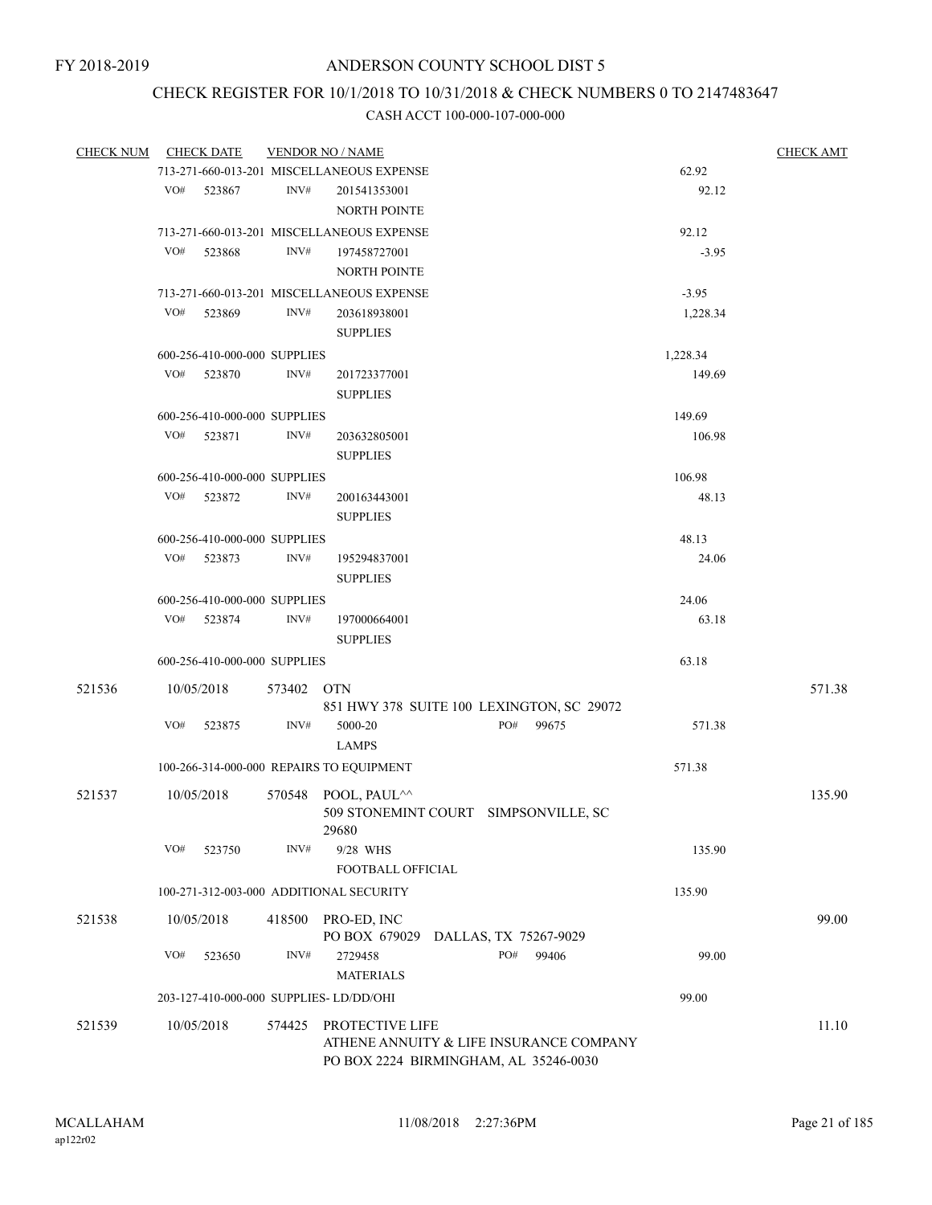FY 2018-2019

# ANDERSON COUNTY SCHOOL DIST 5

## CHECK REGISTER FOR 10/1/2018 TO 10/31/2018 & CHECK NUMBERS 0 TO 2147483647

### CASH ACCT 100-000-107-000-000

| CHECK NUM | CHECK DATE | VENDOR NO / NAME | | CHECK AMT |
|---|---|---|---|---|
| | | 713-271-660-013-201 MISCELLANEOUS EXPENSE | 62.92 | |
| | VO# 523867 | INV# 201541353001<br>NORTH POINTE | 92.12 | |
| | | 713-271-660-013-201 MISCELLANEOUS EXPENSE | 92.12 | |
| | VO# 523868 | INV# 197458727001<br>NORTH POINTE | -3.95 | |
| | | 713-271-660-013-201 MISCELLANEOUS EXPENSE | -3.95 | |
| | VO# 523869 | INV# 203618938001<br>SUPPLIES | 1,228.34 | |
| | | 600-256-410-000-000 SUPPLIES | 1,228.34 | |
| | VO# 523870 | INV# 201723377001<br>SUPPLIES | 149.69 | |
| | | 600-256-410-000-000 SUPPLIES | 149.69 | |
| | VO# 523871 | INV# 203632805001<br>SUPPLIES | 106.98 | |
| | | 600-256-410-000-000 SUPPLIES | 106.98 | |
| | VO# 523872 | INV# 200163443001<br>SUPPLIES | 48.13 | |
| | | 600-256-410-000-000 SUPPLIES | 48.13 | |
| | VO# 523873 | INV# 195294837001<br>SUPPLIES | 24.06 | |
| | | 600-256-410-000-000 SUPPLIES | 24.06 | |
| | VO# 523874 | INV# 197000664001<br>SUPPLIES | 63.18 | |
| | | 600-256-410-000-000 SUPPLIES | 63.18 | |
| 521536 | 10/05/2018 | 573402 OTN<br>851 HWY 378 SUITE 100 LEXINGTON, SC 29072 | | 571.38 |
| | VO# 523875 | INV# 5000-20 PO# 99675<br>LAMPS | 571.38 | |
| | | 100-266-314-000-000 REPAIRS TO EQUIPMENT | 571.38 | |
| 521537 | 10/05/2018 | 570548 POOL, PAUL^^<br>509 STONEMINT COURT SIMPSONVILLE, SC 29680 | | 135.90 |
| | VO# 523750 | INV# 9/28 WHS<br>FOOTBALL OFFICIAL | 135.90 | |
| | | 100-271-312-003-000 ADDITIONAL SECURITY | 135.90 | |
| 521538 | 10/05/2018 | 418500 PRO-ED, INC<br>PO BOX 679029 DALLAS, TX 75267-9029 | | 99.00 |
| | VO# 523650 | INV# 2729458 PO# 99406<br>MATERIALS | 99.00 | |
| | | 203-127-410-000-000 SUPPLIES- LD/DD/OHI | 99.00 | |
| 521539 | 10/05/2018 | 574425 PROTECTIVE LIFE<br>ATHENE ANNUITY & LIFE INSURANCE COMPANY<br>PO BOX 2224 BIRMINGHAM, AL 35246-0030 | | 11.10 |

MCALLAHAM
ap122r02

11/08/2018 2:27:36PM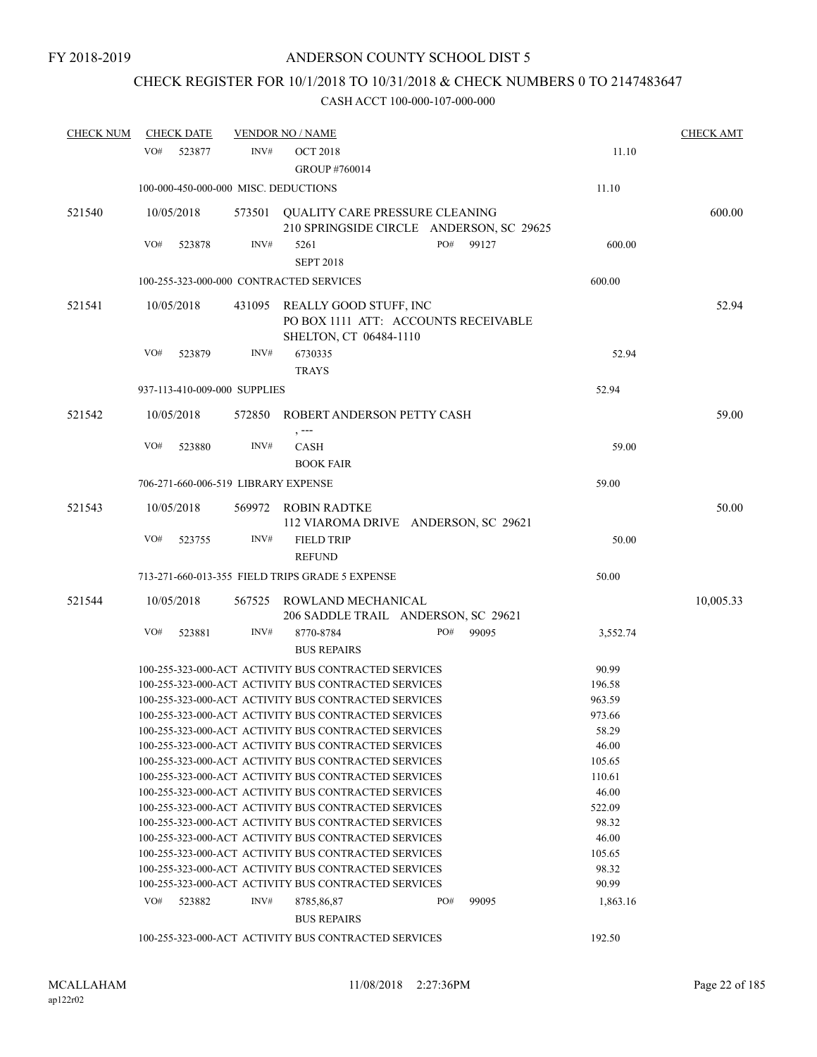FY 2018-2019

# ANDERSON COUNTY SCHOOL DIST 5

## CHECK REGISTER FOR 10/1/2018 TO 10/31/2018 & CHECK NUMBERS 0 TO 2147483647

### CASH ACCT 100-000-107-000-000

| CHECK NUM | CHECK DATE | VENDOR NO / NAME | | CHECK AMT |
|---|---|---|---|---|
| | VO# 523877 | INV# OCT 2018<br>GROUP #760014 | 11.10 | |
| | 100-000-450-000-000 MISC. DEDUCTIONS | | 11.10 | |
| 521540 | 10/05/2018 | 573501 QUALITY CARE PRESSURE CLEANING<br>210 SPRINGSIDE CIRCLE ANDERSON, SC 29625 | | 600.00 |
| | VO# 523878 | INV# 5261 PO# 99127<br>SEPT 2018 | 600.00 | |
| | 100-255-323-000-000 CONTRACTED SERVICES | | 600.00 | |
| 521541 | 10/05/2018 | 431095 REALLY GOOD STUFF, INC<br>PO BOX 1111 ATT: ACCOUNTS RECEIVABLE<br>SHELTON, CT 06484-1110 | | 52.94 |
| | VO# 523879 | INV# 6730335<br>TRAYS | 52.94 | |
| | 937-113-410-009-000 SUPPLIES | | 52.94 | |
| 521542 | 10/05/2018 | 572850 ROBERT ANDERSON PETTY CASH<br>, --- | | 59.00 |
| | VO# 523880 | INV# CASH<br>BOOK FAIR | 59.00 | |
| | 706-271-660-006-519 LIBRARY EXPENSE | | 59.00 | |
| 521543 | 10/05/2018 | 569972 ROBIN RADTKE<br>112 VIAROMA DRIVE ANDERSON, SC 29621 | | 50.00 |
| | VO# 523755 | INV# FIELD TRIP<br>REFUND | 50.00 | |
| | 713-271-660-013-355 FIELD TRIPS GRADE 5 EXPENSE | | 50.00 | |
| 521544 | 10/05/2018 | 567525 ROWLAND MECHANICAL<br>206 SADDLE TRAIL ANDERSON, SC 29621 | | 10,005.33 |
| | VO# 523881 | INV# 8770-8784 PO# 99095<br>BUS REPAIRS | 3,552.74 | |
| | 100-255-323-000-ACT ACTIVITY BUS CONTRACTED SERVICES | | 90.99 | |
| | 100-255-323-000-ACT ACTIVITY BUS CONTRACTED SERVICES | | 196.58 | |
| | 100-255-323-000-ACT ACTIVITY BUS CONTRACTED SERVICES | | 963.59 | |
| | 100-255-323-000-ACT ACTIVITY BUS CONTRACTED SERVICES | | 973.66 | |
| | 100-255-323-000-ACT ACTIVITY BUS CONTRACTED SERVICES | | 58.29 | |
| | 100-255-323-000-ACT ACTIVITY BUS CONTRACTED SERVICES | | 46.00 | |
| | 100-255-323-000-ACT ACTIVITY BUS CONTRACTED SERVICES | | 105.65 | |
| | 100-255-323-000-ACT ACTIVITY BUS CONTRACTED SERVICES | | 110.61 | |
| | 100-255-323-000-ACT ACTIVITY BUS CONTRACTED SERVICES | | 46.00 | |
| | 100-255-323-000-ACT ACTIVITY BUS CONTRACTED SERVICES | | 522.09 | |
| | 100-255-323-000-ACT ACTIVITY BUS CONTRACTED SERVICES | | 98.32 | |
| | 100-255-323-000-ACT ACTIVITY BUS CONTRACTED SERVICES | | 46.00 | |
| | 100-255-323-000-ACT ACTIVITY BUS CONTRACTED SERVICES | | 105.65 | |
| | 100-255-323-000-ACT ACTIVITY BUS CONTRACTED SERVICES | | 98.32 | |
| | 100-255-323-000-ACT ACTIVITY BUS CONTRACTED SERVICES | | 90.99 | |
| | VO# 523882 | INV# 8785,86,87 PO# 99095<br>BUS REPAIRS | 1,863.16 | |
| | 100-255-323-000-ACT ACTIVITY BUS CONTRACTED SERVICES | | 192.50 | |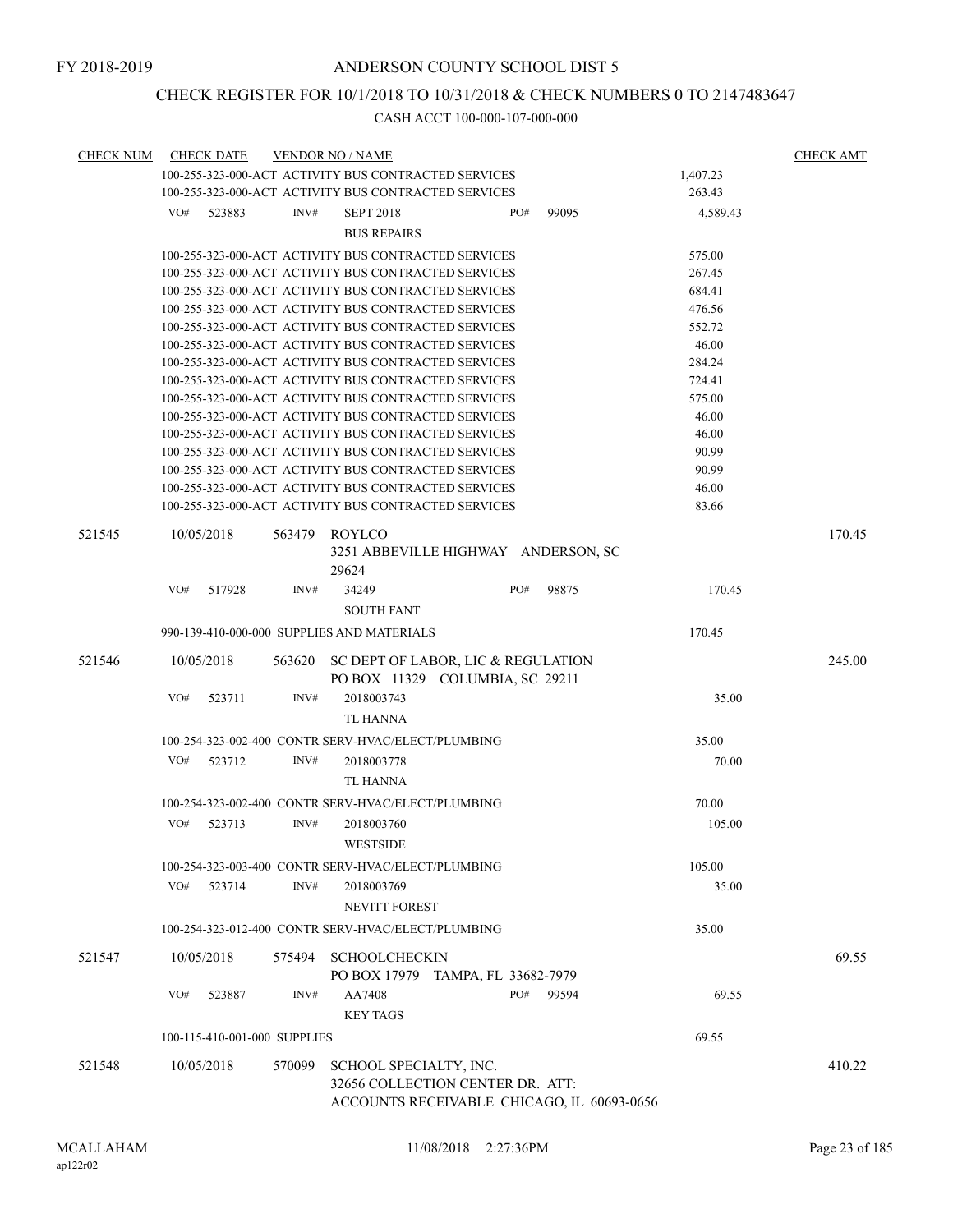# ANDERSON COUNTY SCHOOL DIST 5

FY 2018-2019

## CHECK REGISTER FOR 10/1/2018 TO 10/31/2018 & CHECK NUMBERS 0 TO 2147483647

CASH ACCT 100-000-107-000-000

| CHECK NUM | CHECK DATE | VENDOR NO / NAME | | CHECK AMT |
|---|---|---|---|---|
| | | 100-255-323-000-ACT ACTIVITY BUS CONTRACTED SERVICES | 1,407.23 | |
| | | 100-255-323-000-ACT ACTIVITY BUS CONTRACTED SERVICES | 263.43 | |
| | VO# 523883 | INV# SEPT 2018 PO# 99095 BUS REPAIRS | 4,589.43 | |
| | | 100-255-323-000-ACT ACTIVITY BUS CONTRACTED SERVICES | 575.00 | |
| | | 100-255-323-000-ACT ACTIVITY BUS CONTRACTED SERVICES | 267.45 | |
| | | 100-255-323-000-ACT ACTIVITY BUS CONTRACTED SERVICES | 684.41 | |
| | | 100-255-323-000-ACT ACTIVITY BUS CONTRACTED SERVICES | 476.56 | |
| | | 100-255-323-000-ACT ACTIVITY BUS CONTRACTED SERVICES | 552.72 | |
| | | 100-255-323-000-ACT ACTIVITY BUS CONTRACTED SERVICES | 46.00 | |
| | | 100-255-323-000-ACT ACTIVITY BUS CONTRACTED SERVICES | 284.24 | |
| | | 100-255-323-000-ACT ACTIVITY BUS CONTRACTED SERVICES | 724.41 | |
| | | 100-255-323-000-ACT ACTIVITY BUS CONTRACTED SERVICES | 575.00 | |
| | | 100-255-323-000-ACT ACTIVITY BUS CONTRACTED SERVICES | 46.00 | |
| | | 100-255-323-000-ACT ACTIVITY BUS CONTRACTED SERVICES | 46.00 | |
| | | 100-255-323-000-ACT ACTIVITY BUS CONTRACTED SERVICES | 90.99 | |
| | | 100-255-323-000-ACT ACTIVITY BUS CONTRACTED SERVICES | 90.99 | |
| | | 100-255-323-000-ACT ACTIVITY BUS CONTRACTED SERVICES | 46.00 | |
| | | 100-255-323-000-ACT ACTIVITY BUS CONTRACTED SERVICES | 83.66 | |
| 521545 | 10/05/2018 | 563479 ROYLCO 3251 ABBEVILLE HIGHWAY ANDERSON, SC 29624 | | 170.45 |
| | VO# 517928 | INV# 34249 PO# 98875 SOUTH FANT | 170.45 | |
| | | 990-139-410-000-000 SUPPLIES AND MATERIALS | 170.45 | |
| 521546 | 10/05/2018 | 563620 SC DEPT OF LABOR, LIC & REGULATION PO BOX 11329 COLUMBIA, SC 29211 | | 245.00 |
| | VO# 523711 | INV# 2018003743 TL HANNA | 35.00 | |
| | | 100-254-323-002-400 CONTR SERV-HVAC/ELECT/PLUMBING | 35.00 | |
| | VO# 523712 | INV# 2018003778 TL HANNA | 70.00 | |
| | | 100-254-323-002-400 CONTR SERV-HVAC/ELECT/PLUMBING | 70.00 | |
| | VO# 523713 | INV# 2018003760 WESTSIDE | 105.00 | |
| | | 100-254-323-003-400 CONTR SERV-HVAC/ELECT/PLUMBING | 105.00 | |
| | VO# 523714 | INV# 2018003769 NEVITT FOREST | 35.00 | |
| | | 100-254-323-012-400 CONTR SERV-HVAC/ELECT/PLUMBING | 35.00 | |
| 521547 | 10/05/2018 | 575494 SCHOOLCHECKIN PO BOX 17979 TAMPA, FL 33682-7979 | | 69.55 |
| | VO# 523887 | INV# AA7408 PO# 99594 KEY TAGS | 69.55 | |
| | | 100-115-410-001-000 SUPPLIES | 69.55 | |
| 521548 | 10/05/2018 | 570099 SCHOOL SPECIALTY, INC. 32656 COLLECTION CENTER DR. ATT: ACCOUNTS RECEIVABLE CHICAGO, IL 60693-0656 | | 410.22 |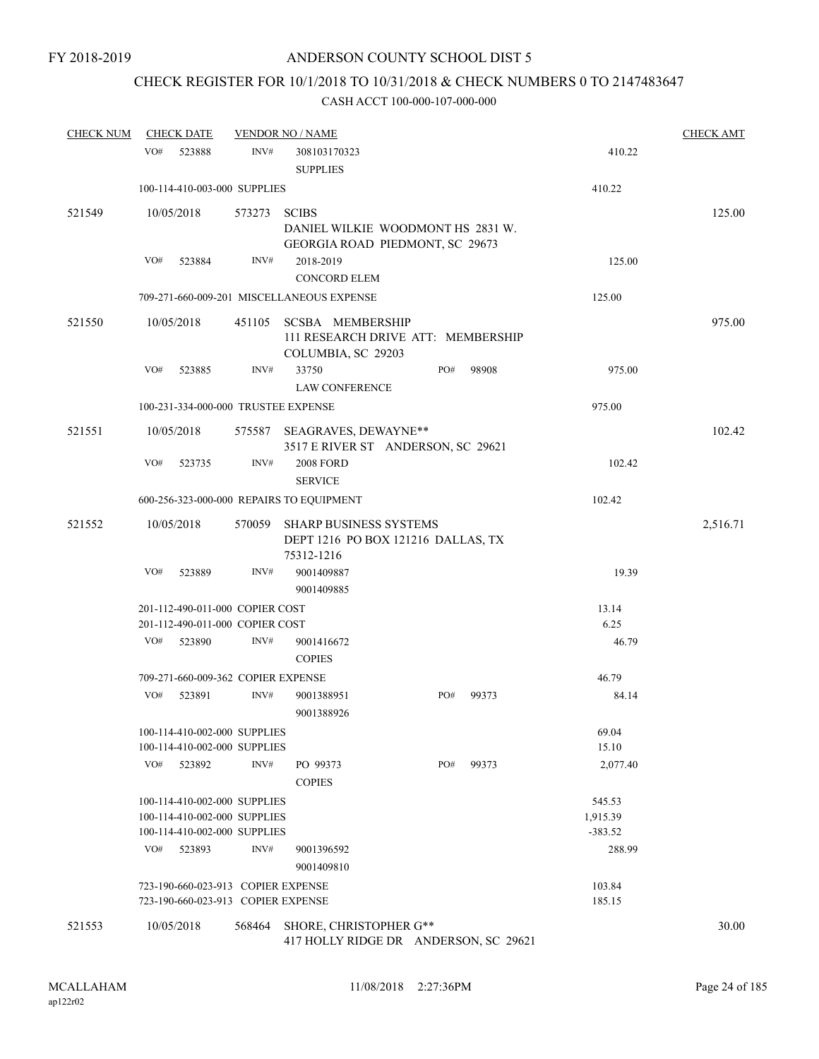FY 2018-2019

# ANDERSON COUNTY SCHOOL DIST 5

## CHECK REGISTER FOR 10/1/2018 TO 10/31/2018 & CHECK NUMBERS 0 TO 2147483647

### CASH ACCT 100-000-107-000-000

| CHECK NUM | CHECK DATE | VENDOR NO / NAME | | CHECK AMT |
|---|---|---|---|---|
| | VO# 523888 | INV# 308103170323<br>SUPPLIES | 410.22 | |
| | 100-114-410-003-000 SUPPLIES | | 410.22 | |
| 521549 | 10/05/2018 | 573273 SCIBS<br>DANIEL WILKIE WOODMONT HS 2831 W. GEORGIA ROAD PIEDMONT, SC 29673 | | 125.00 |
| | VO# 523884 | INV# 2018-2019<br>CONCORD ELEM | 125.00 | |
| | 709-271-660-009-201 MISCELLANEOUS EXPENSE | | 125.00 | |
| 521550 | 10/05/2018 | 451105 SCSBA MEMBERSHIP<br>111 RESEARCH DRIVE ATT: MEMBERSHIP COLUMBIA, SC 29203 | | 975.00 |
| | VO# 523885 | INV# 33750 PO# 98908<br>LAW CONFERENCE | 975.00 | |
| | 100-231-334-000-000 TRUSTEE EXPENSE | | 975.00 | |
| 521551 | 10/05/2018 | 575587 SEAGRAVES, DEWAYNE**<br>3517 E RIVER ST ANDERSON, SC 29621 | | 102.42 |
| | VO# 523735 | INV# 2008 FORD<br>SERVICE | 102.42 | |
| | 600-256-323-000-000 REPAIRS TO EQUIPMENT | | 102.42 | |
| 521552 | 10/05/2018 | 570059 SHARP BUSINESS SYSTEMS<br>DEPT 1216 PO BOX 121216 DALLAS, TX 75312-1216 | | 2,516.71 |
| | VO# 523889 | INV# 9001409887<br>9001409885 | 19.39 | |
| | 201-112-490-011-000 COPIER COST | | 13.14 | |
| | 201-112-490-011-000 COPIER COST | | 6.25 | |
| | VO# 523890 | INV# 9001416672<br>COPIES | 46.79 | |
| | 709-271-660-009-362 COPIER EXPENSE | | 46.79 | |
| | VO# 523891 | INV# 9001388951 PO# 99373<br>9001388926 | 84.14 | |
| | 100-114-410-002-000 SUPPLIES | | 69.04 | |
| | 100-114-410-002-000 SUPPLIES | | 15.10 | |
| | VO# 523892 | INV# PO 99373 PO# 99373<br>COPIES | 2,077.40 | |
| | 100-114-410-002-000 SUPPLIES | | 545.53 | |
| | 100-114-410-002-000 SUPPLIES | | 1,915.39 | |
| | 100-114-410-002-000 SUPPLIES | | -383.52 | |
| | VO# 523893 | INV# 9001396592<br>9001409810 | 288.99 | |
| | 723-190-660-023-913 COPIER EXPENSE | | 103.84 | |
| | 723-190-660-023-913 COPIER EXPENSE | | 185.15 | |
| 521553 | 10/05/2018 | 568464 SHORE, CHRISTOPHER G**<br>417 HOLLY RIDGE DR ANDERSON, SC 29621 | | 30.00 |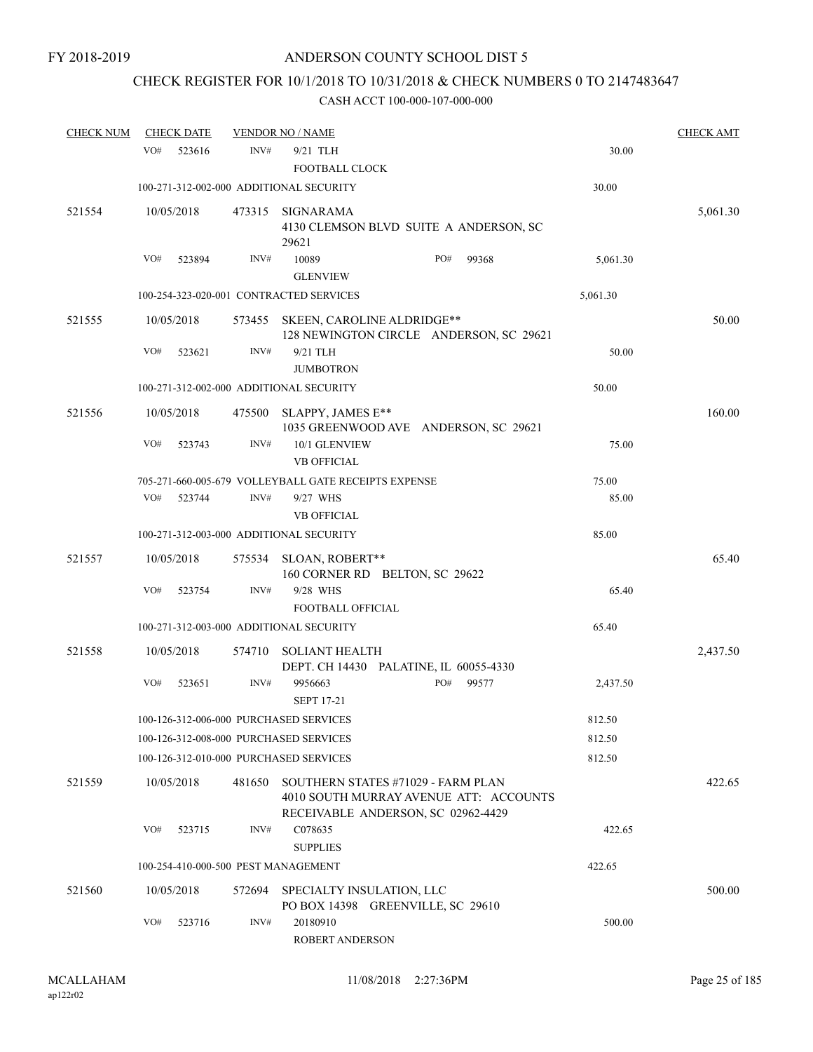FY 2018-2019

# ANDERSON COUNTY SCHOOL DIST 5

## CHECK REGISTER FOR 10/1/2018 TO 10/31/2018 & CHECK NUMBERS 0 TO 2147483647

### CASH ACCT 100-000-107-000-000

| CHECK NUM | CHECK DATE | VENDOR NO / NAME | | CHECK AMT |
|---|---|---|---|---|
| | VO# 523616 | INV# 9/21 TLH<br>FOOTBALL CLOCK | 30.00 | |
| | 100-271-312-002-000 ADDITIONAL SECURITY | | 30.00 | |
| 521554 | 10/05/2018 | 473315 SIGNARAMA<br>4130 CLEMSON BLVD SUITE A ANDERSON, SC 29621 | | 5,061.30 |
| | VO# 523894 | INV# 10089 PO# 99368<br>GLENVIEW | 5,061.30 | |
| | 100-254-323-020-001 CONTRACTED SERVICES | | 5,061.30 | |
| 521555 | 10/05/2018 | 573455 SKEEN, CAROLINE ALDRIDGE**<br>128 NEWINGTON CIRCLE ANDERSON, SC 29621 | | 50.00 |
| | VO# 523621 | INV# 9/21 TLH<br>JUMBOTRON | 50.00 | |
| | 100-271-312-002-000 ADDITIONAL SECURITY | | 50.00 | |
| 521556 | 10/05/2018 | 475500 SLAPPY, JAMES E**<br>1035 GREENWOOD AVE ANDERSON, SC 29621 | | 160.00 |
| | VO# 523743 | INV# 10/1 GLENVIEW<br>VB OFFICIAL | 75.00 | |
| | 705-271-660-005-679 VOLLEYBALL GATE RECEIPTS EXPENSE | | 75.00 | |
| | VO# 523744 | INV# 9/27 WHS<br>VB OFFICIAL | 85.00 | |
| | 100-271-312-003-000 ADDITIONAL SECURITY | | 85.00 | |
| 521557 | 10/05/2018 | 575534 SLOAN, ROBERT**<br>160 CORNER RD BELTON, SC 29622 | | 65.40 |
| | VO# 523754 | INV# 9/28 WHS<br>FOOTBALL OFFICIAL | 65.40 | |
| | 100-271-312-003-000 ADDITIONAL SECURITY | | 65.40 | |
| 521558 | 10/05/2018 | 574710 SOLIANT HEALTH<br>DEPT. CH 14430 PALATINE, IL 60055-4330 | | 2,437.50 |
| | VO# 523651 | INV# 9956663 PO# 99577<br>SEPT 17-21 | 2,437.50 | |
| | 100-126-312-006-000 PURCHASED SERVICES | | 812.50 | |
| | 100-126-312-008-000 PURCHASED SERVICES | | 812.50 | |
| | 100-126-312-010-000 PURCHASED SERVICES | | 812.50 | |
| 521559 | 10/05/2018 | 481650 SOUTHERN STATES #71029 - FARM PLAN<br>4010 SOUTH MURRAY AVENUE ATT: ACCOUNTS RECEIVABLE ANDERSON, SC 02962-4429 | | 422.65 |
| | VO# 523715 | INV# C078635<br>SUPPLIES | 422.65 | |
| | 100-254-410-000-500 PEST MANAGEMENT | | 422.65 | |
| 521560 | 10/05/2018 | 572694 SPECIALTY INSULATION, LLC<br>PO BOX 14398 GREENVILLE, SC 29610 | | 500.00 |
| | VO# 523716 | INV# 20180910<br>ROBERT ANDERSON | 500.00 | |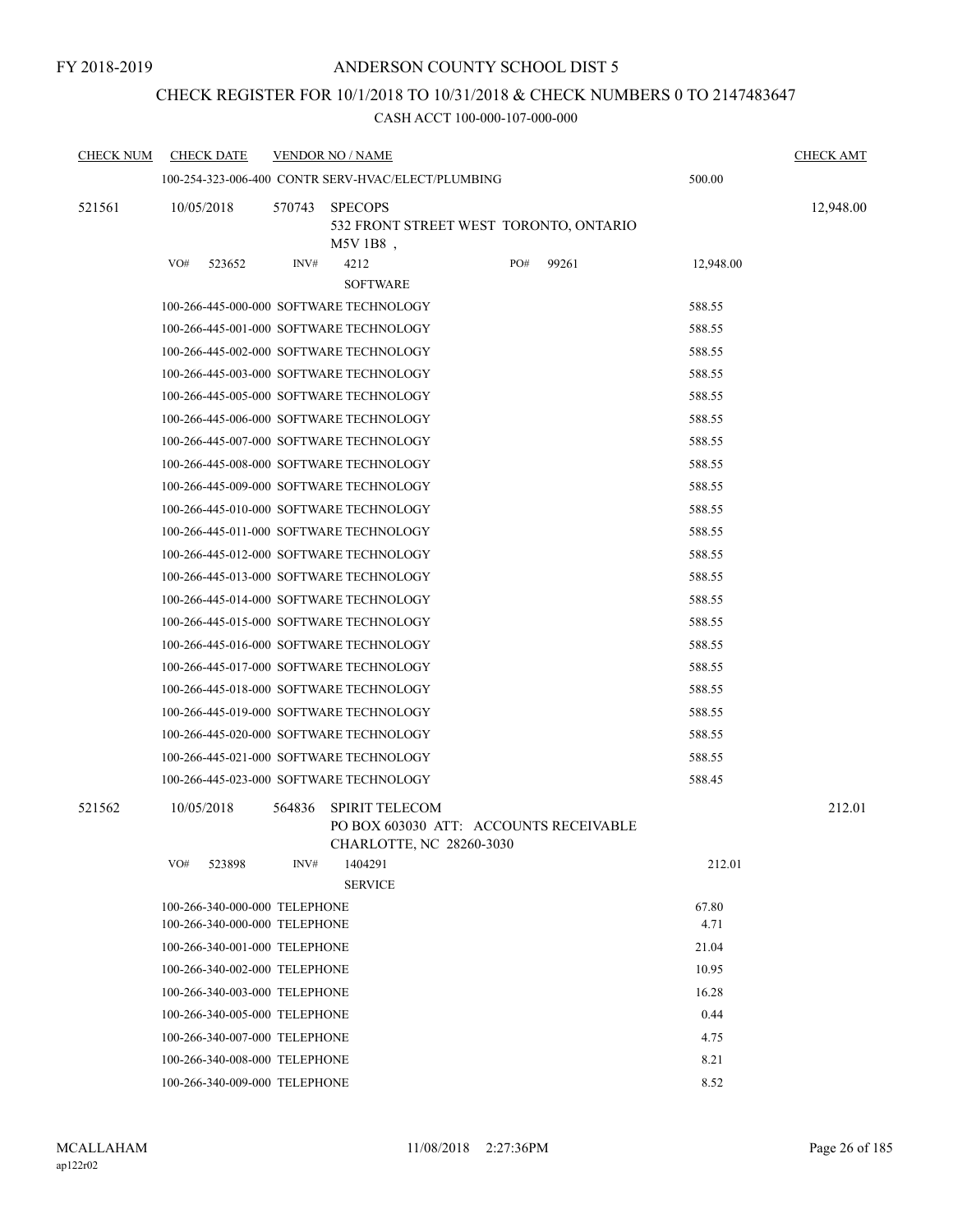FY 2018-2019

ANDERSON COUNTY SCHOOL DIST 5

CHECK REGISTER FOR 10/1/2018 TO 10/31/2018 & CHECK NUMBERS 0 TO 2147483647

CASH ACCT 100-000-107-000-000

| CHECK NUM | CHECK DATE | VENDOR NO / NAME | | CHECK AMT |
|---|---|---|---|---|
| | 100-254-323-006-400 CONTR SERV-HVAC/ELECT/PLUMBING | | 500.00 | |
| 521561 | 10/05/2018 | 570743 SPECOPS<br>532 FRONT STREET WEST TORONTO, ONTARIO M5V 1B8 , | | 12,948.00 |
| | VO# 523652 | INV# 4212 PO# 99261<br>SOFTWARE | 12,948.00 | |
| | 100-266-445-000-000 SOFTWARE TECHNOLOGY | | 588.55 | |
| | 100-266-445-001-000 SOFTWARE TECHNOLOGY | | 588.55 | |
| | 100-266-445-002-000 SOFTWARE TECHNOLOGY | | 588.55 | |
| | 100-266-445-003-000 SOFTWARE TECHNOLOGY | | 588.55 | |
| | 100-266-445-005-000 SOFTWARE TECHNOLOGY | | 588.55 | |
| | 100-266-445-006-000 SOFTWARE TECHNOLOGY | | 588.55 | |
| | 100-266-445-007-000 SOFTWARE TECHNOLOGY | | 588.55 | |
| | 100-266-445-008-000 SOFTWARE TECHNOLOGY | | 588.55 | |
| | 100-266-445-009-000 SOFTWARE TECHNOLOGY | | 588.55 | |
| | 100-266-445-010-000 SOFTWARE TECHNOLOGY | | 588.55 | |
| | 100-266-445-011-000 SOFTWARE TECHNOLOGY | | 588.55 | |
| | 100-266-445-012-000 SOFTWARE TECHNOLOGY | | 588.55 | |
| | 100-266-445-013-000 SOFTWARE TECHNOLOGY | | 588.55 | |
| | 100-266-445-014-000 SOFTWARE TECHNOLOGY | | 588.55 | |
| | 100-266-445-015-000 SOFTWARE TECHNOLOGY | | 588.55 | |
| | 100-266-445-016-000 SOFTWARE TECHNOLOGY | | 588.55 | |
| | 100-266-445-017-000 SOFTWARE TECHNOLOGY | | 588.55 | |
| | 100-266-445-018-000 SOFTWARE TECHNOLOGY | | 588.55 | |
| | 100-266-445-019-000 SOFTWARE TECHNOLOGY | | 588.55 | |
| | 100-266-445-020-000 SOFTWARE TECHNOLOGY | | 588.55 | |
| | 100-266-445-021-000 SOFTWARE TECHNOLOGY | | 588.55 | |
| | 100-266-445-023-000 SOFTWARE TECHNOLOGY | | 588.45 | |
| 521562 | 10/05/2018 | 564836 SPIRIT TELECOM<br>PO BOX 603030 ATT: ACCOUNTS RECEIVABLE<br>CHARLOTTE, NC 28260-3030 | | 212.01 |
| | VO# 523898 | INV# 1404291<br>SERVICE | 212.01 | |
| | 100-266-340-000-000 TELEPHONE | | 67.80 | |
| | 100-266-340-000-000 TELEPHONE | | 4.71 | |
| | 100-266-340-001-000 TELEPHONE | | 21.04 | |
| | 100-266-340-002-000 TELEPHONE | | 10.95 | |
| | 100-266-340-003-000 TELEPHONE | | 16.28 | |
| | 100-266-340-005-000 TELEPHONE | | 0.44 | |
| | 100-266-340-007-000 TELEPHONE | | 4.75 | |
| | 100-266-340-008-000 TELEPHONE | | 8.21 | |
| | 100-266-340-009-000 TELEPHONE | | 8.52 | |

MCALLAHAM
ap122r02

11/08/2018 2:27:36PM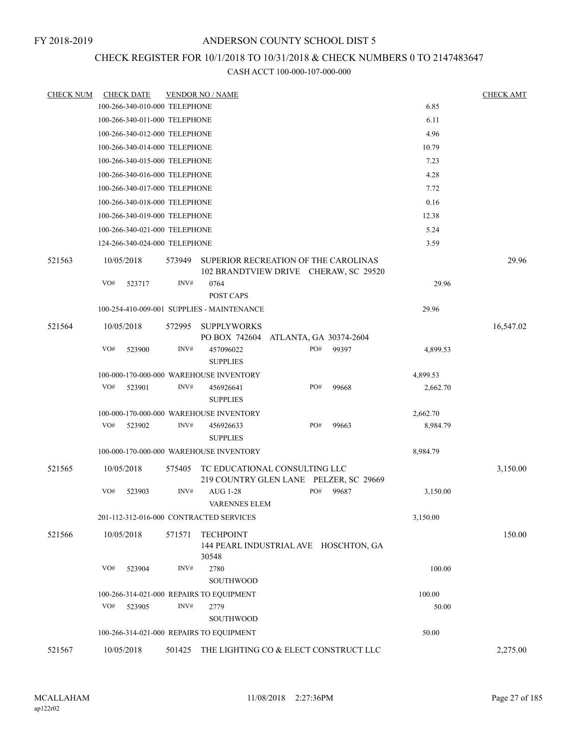FY 2018-2019

# ANDERSON COUNTY SCHOOL DIST 5

## CHECK REGISTER FOR 10/1/2018 TO 10/31/2018 & CHECK NUMBERS 0 TO 2147483647

### CASH ACCT 100-000-107-000-000

| CHECK NUM | CHECK DATE | VENDOR NO / NAME | | CHECK AMT |
|---|---|---|---|---|
| | 100-266-340-010-000 TELEPHONE | | 6.85 | |
| | 100-266-340-011-000 TELEPHONE | | 6.11 | |
| | 100-266-340-012-000 TELEPHONE | | 4.96 | |
| | 100-266-340-014-000 TELEPHONE | | 10.79 | |
| | 100-266-340-015-000 TELEPHONE | | 7.23 | |
| | 100-266-340-016-000 TELEPHONE | | 4.28 | |
| | 100-266-340-017-000 TELEPHONE | | 7.72 | |
| | 100-266-340-018-000 TELEPHONE | | 0.16 | |
| | 100-266-340-019-000 TELEPHONE | | 12.38 | |
| | 100-266-340-021-000 TELEPHONE | | 5.24 | |
| | 124-266-340-024-000 TELEPHONE | | 3.59 | |
| 521563 | 10/05/2018 | 573949 SUPERIOR RECREATION OF THE CAROLINAS 102 BRANDTVIEW DRIVE CHERAW, SC 29520 | | 29.96 |
| | VO# 523717 | INV# 0764 POST CAPS | 29.96 | |
| | 100-254-410-009-001 SUPPLIES - MAINTENANCE | | 29.96 | |
| 521564 | 10/05/2018 | 572995 SUPPLYWORKS PO BOX 742604 ATLANTA, GA 30374-2604 | | 16,547.02 |
| | VO# 523900 | INV# 457096022 SUPPLIES PO# 99397 | 4,899.53 | |
| | 100-000-170-000-000 WAREHOUSE INVENTORY | | 4,899.53 | |
| | VO# 523901 | INV# 456926641 SUPPLIES PO# 99668 | 2,662.70 | |
| | 100-000-170-000-000 WAREHOUSE INVENTORY | | 2,662.70 | |
| | VO# 523902 | INV# 456926633 SUPPLIES PO# 99663 | 8,984.79 | |
| | 100-000-170-000-000 WAREHOUSE INVENTORY | | 8,984.79 | |
| 521565 | 10/05/2018 | 575405 TC EDUCATIONAL CONSULTING LLC 219 COUNTRY GLEN LANE PELZER, SC 29669 | | 3,150.00 |
| | VO# 523903 | INV# AUG 1-28 VARENNES ELEM PO# 99687 | 3,150.00 | |
| | 201-112-312-016-000 CONTRACTED SERVICES | | 3,150.00 | |
| 521566 | 10/05/2018 | 571571 TECHPOINT 144 PEARL INDUSTRIAL AVE HOSCHTON, GA 30548 | | 150.00 |
| | VO# 523904 | INV# 2780 SOUTHWOOD | 100.00 | |
| | 100-266-314-021-000 REPAIRS TO EQUIPMENT | | 100.00 | |
| | VO# 523905 | INV# 2779 SOUTHWOOD | 50.00 | |
| | 100-266-314-021-000 REPAIRS TO EQUIPMENT | | 50.00 | |
| 521567 | 10/05/2018 | 501425 THE LIGHTING CO & ELECT CONSTRUCT LLC | | 2,275.00 |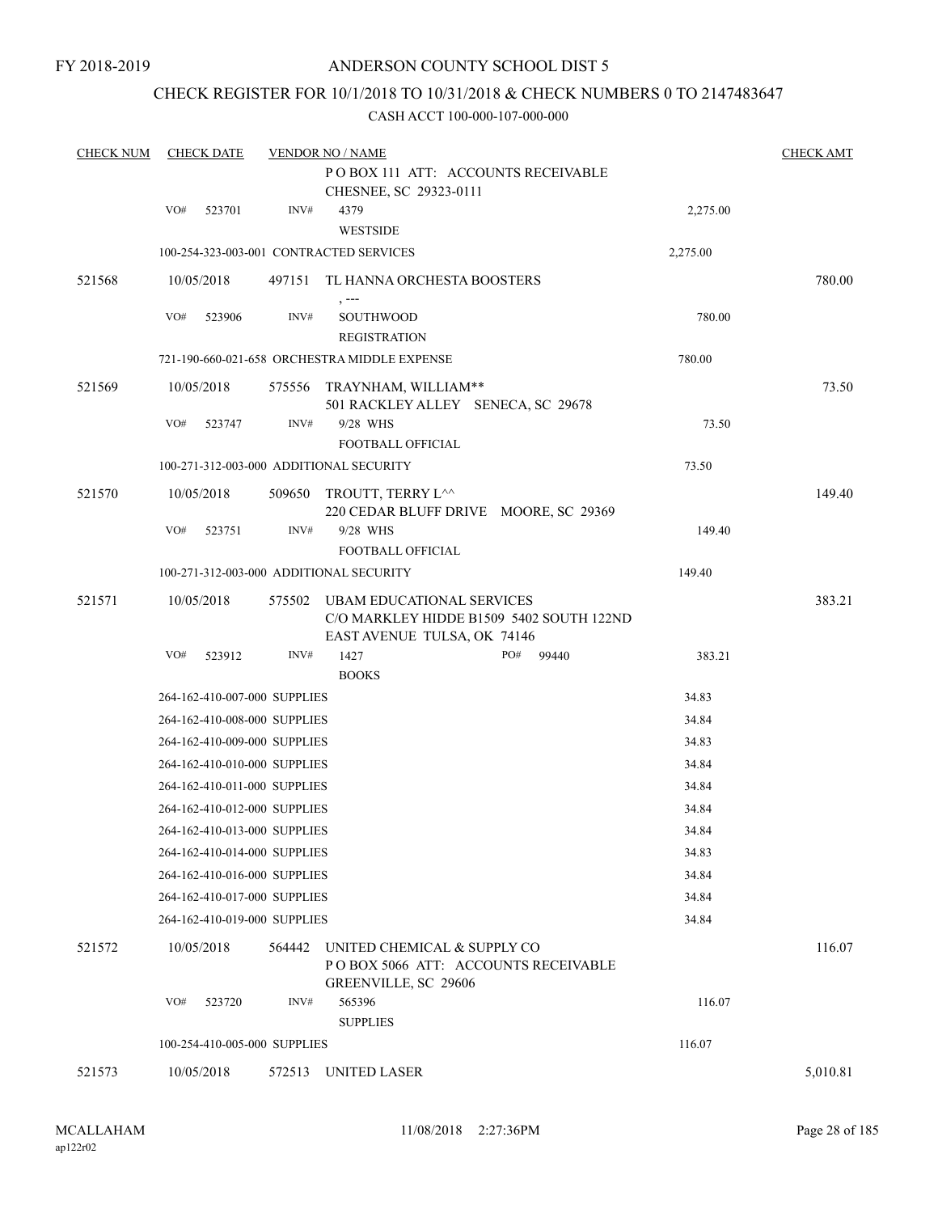FY 2018-2019

# ANDERSON COUNTY SCHOOL DIST 5

## CHECK REGISTER FOR 10/1/2018 TO 10/31/2018 & CHECK NUMBERS 0 TO 2147483647

### CASH ACCT 100-000-107-000-000

| CHECK NUM | CHECK DATE | VENDOR NO / NAME | | CHECK AMT |
|---|---|---|---|---|
| | | P O BOX 111 ATT: ACCOUNTS RECEIVABLE<br>CHESNEE, SC 29323-0111 | | |
| | VO# 523701 | INV# 4379<br>WESTSIDE | 2,275.00 | |
| | | 100-254-323-003-001 CONTRACTED SERVICES | 2,275.00 | |
| 521568 | 10/05/2018 | 497151 TL HANNA ORCHESTA BOOSTERS<br>, --- | | 780.00 |
| | VO# 523906 | INV# SOUTHWOOD<br>REGISTRATION | 780.00 | |
| | | 721-190-660-021-658 ORCHESTRA MIDDLE EXPENSE | 780.00 | |
| 521569 | 10/05/2018 | 575556 TRAYNHAM, WILLIAM**<br>501 RACKLEY ALLEY SENECA, SC 29678 | | 73.50 |
| | VO# 523747 | INV# 9/28 WHS<br>FOOTBALL OFFICIAL | 73.50 | |
| | | 100-271-312-003-000 ADDITIONAL SECURITY | 73.50 | |
| 521570 | 10/05/2018 | 509650 TROUTT, TERRY L^^<br>220 CEDAR BLUFF DRIVE MOORE, SC 29369 | | 149.40 |
| | VO# 523751 | INV# 9/28 WHS<br>FOOTBALL OFFICIAL | 149.40 | |
| | | 100-271-312-003-000 ADDITIONAL SECURITY | 149.40 | |
| 521571 | 10/05/2018 | 575502 UBAM EDUCATIONAL SERVICES<br>C/O MARKLEY HIDDE B1509 5402 SOUTH 122ND<br>EAST AVENUE TULSA, OK 74146 | | 383.21 |
| | VO# 523912 | INV# 1427 PO# 99440<br>BOOKS | 383.21 | |
| | | 264-162-410-007-000 SUPPLIES | 34.83 | |
| | | 264-162-410-008-000 SUPPLIES | 34.84 | |
| | | 264-162-410-009-000 SUPPLIES | 34.83 | |
| | | 264-162-410-010-000 SUPPLIES | 34.84 | |
| | | 264-162-410-011-000 SUPPLIES | 34.84 | |
| | | 264-162-410-012-000 SUPPLIES | 34.84 | |
| | | 264-162-410-013-000 SUPPLIES | 34.84 | |
| | | 264-162-410-014-000 SUPPLIES | 34.83 | |
| | | 264-162-410-016-000 SUPPLIES | 34.84 | |
| | | 264-162-410-017-000 SUPPLIES | 34.84 | |
| | | 264-162-410-019-000 SUPPLIES | 34.84 | |
| 521572 | 10/05/2018 | 564442 UNITED CHEMICAL & SUPPLY CO<br>P O BOX 5066 ATT: ACCOUNTS RECEIVABLE<br>GREENVILLE, SC 29606 | | 116.07 |
| | VO# 523720 | INV# 565396<br>SUPPLIES | 116.07 | |
| | | 100-254-410-005-000 SUPPLIES | 116.07 | |
| 521573 | 10/05/2018 | 572513 UNITED LASER | | 5,010.81 |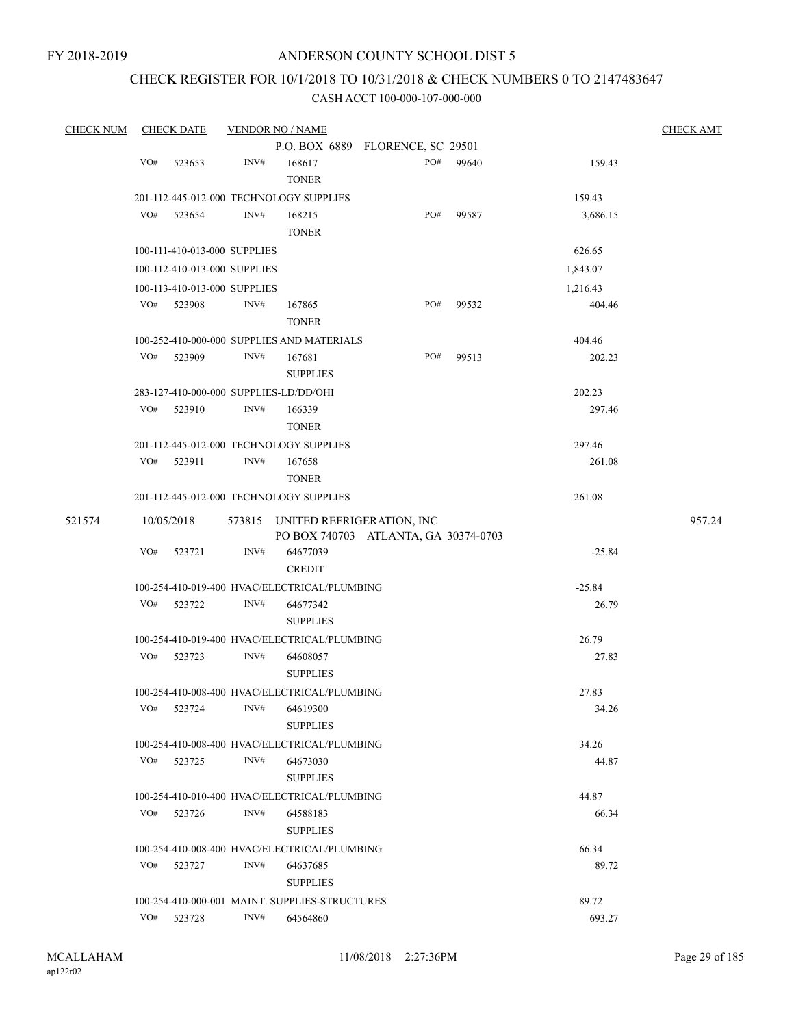FY 2018-2019

# ANDERSON COUNTY SCHOOL DIST 5

## CHECK REGISTER FOR 10/1/2018 TO 10/31/2018 & CHECK NUMBERS 0 TO 2147483647

### CASH ACCT 100-000-107-000-000

| CHECK NUM | CHECK DATE | VENDOR NO / NAME | | | CHECK AMT |
|---|---|---|---|---|---|
| | | P.O. BOX 6889 FLORENCE, SC 29501 | | | |
| | VO# 523653 | INV# 168617 TONER | PO# 99640 | 159.43 | |
| | 201-112-445-012-000 TECHNOLOGY SUPPLIES | | | 159.43 | |
| | VO# 523654 | INV# 168215 TONER | PO# 99587 | 3,686.15 | |
| | 100-111-410-013-000 SUPPLIES | | | 626.65 | |
| | 100-112-410-013-000 SUPPLIES | | | 1,843.07 | |
| | 100-113-410-013-000 SUPPLIES | | | 1,216.43 | |
| | VO# 523908 | INV# 167865 TONER | PO# 99532 | 404.46 | |
| | 100-252-410-000-000 SUPPLIES AND MATERIALS | | | 404.46 | |
| | VO# 523909 | INV# 167681 SUPPLIES | PO# 99513 | 202.23 | |
| | 283-127-410-000-000 SUPPLIES-LD/DD/OHI | | | 202.23 | |
| | VO# 523910 | INV# 166339 TONER | | 297.46 | |
| | 201-112-445-012-000 TECHNOLOGY SUPPLIES | | | 297.46 | |
| | VO# 523911 | INV# 167658 TONER | | 261.08 | |
| | 201-112-445-012-000 TECHNOLOGY SUPPLIES | | | 261.08 | |
| 521574 | 10/05/2018 | 573815 UNITED REFRIGERATION, INC PO BOX 740703 ATLANTA, GA 30374-0703 | | | 957.24 |
| | VO# 523721 | INV# 64677039 CREDIT | | -25.84 | |
| | 100-254-410-019-400 HVAC/ELECTRICAL/PLUMBING | | | -25.84 | |
| | VO# 523722 | INV# 64677342 SUPPLIES | | 26.79 | |
| | 100-254-410-019-400 HVAC/ELECTRICAL/PLUMBING | | | 26.79 | |
| | VO# 523723 | INV# 64608057 SUPPLIES | | 27.83 | |
| | 100-254-410-008-400 HVAC/ELECTRICAL/PLUMBING | | | 27.83 | |
| | VO# 523724 | INV# 64619300 SUPPLIES | | 34.26 | |
| | 100-254-410-008-400 HVAC/ELECTRICAL/PLUMBING | | | 34.26 | |
| | VO# 523725 | INV# 64673030 SUPPLIES | | 44.87 | |
| | 100-254-410-010-400 HVAC/ELECTRICAL/PLUMBING | | | 44.87 | |
| | VO# 523726 | INV# 64588183 SUPPLIES | | 66.34 | |
| | 100-254-410-008-400 HVAC/ELECTRICAL/PLUMBING | | | 66.34 | |
| | VO# 523727 | INV# 64637685 SUPPLIES | | 89.72 | |
| | 100-254-410-000-001 MAINT. SUPPLIES-STRUCTURES | | | 89.72 | |
| | VO# 523728 | INV# 64564860 | | 693.27 | |

MCALLAHAM
ap122r02

11/08/2018 2:27:36PM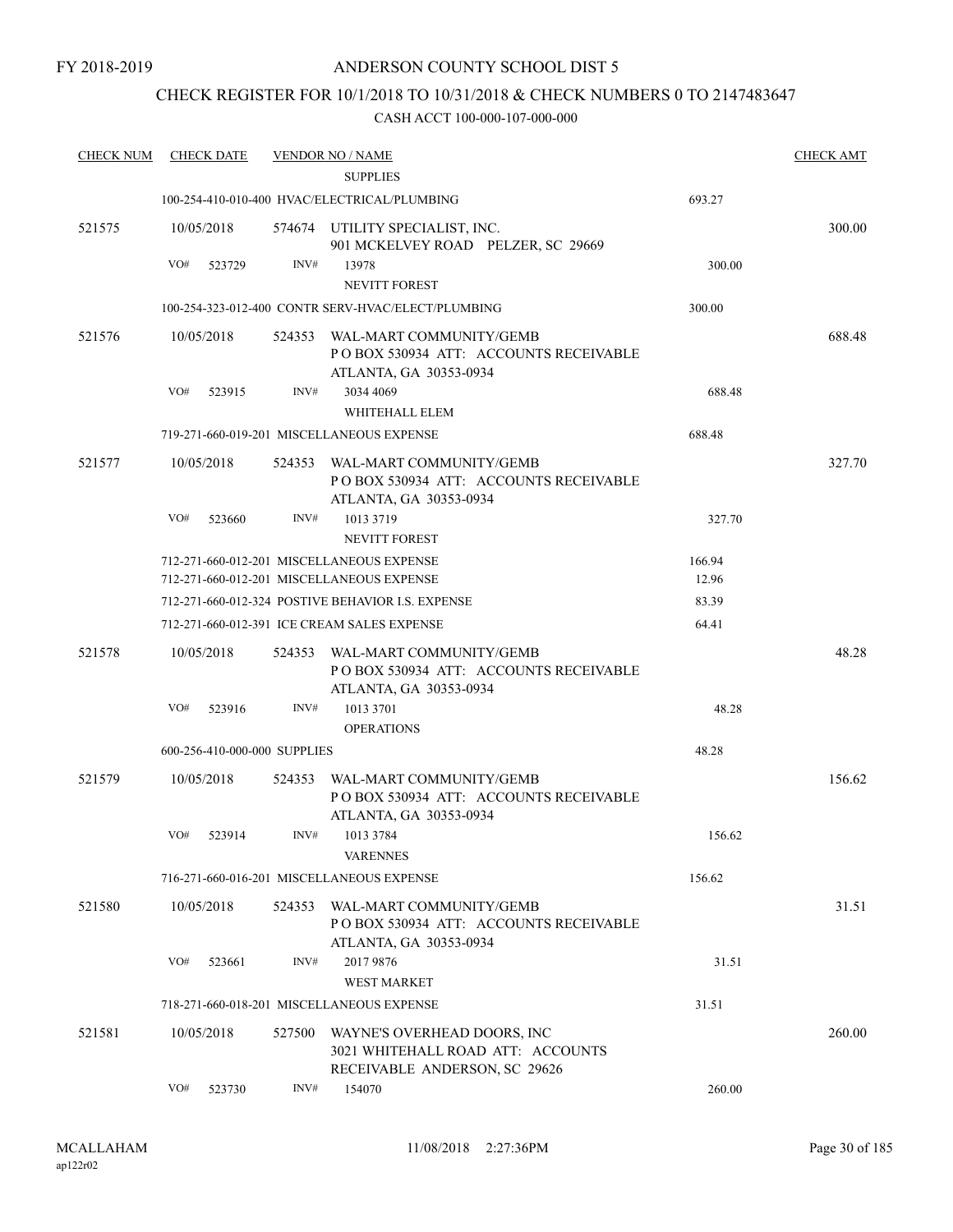FY 2018-2019

ANDERSON COUNTY SCHOOL DIST 5

CHECK REGISTER FOR 10/1/2018 TO 10/31/2018 & CHECK NUMBERS 0 TO 2147483647

CASH ACCT 100-000-107-000-000

| CHECK NUM | CHECK DATE | VENDOR NO / NAME | | CHECK AMT |
|---|---|---|---|---|
| | | SUPPLIES | | |
| | | 100-254-410-010-400 HVAC/ELECTRICAL/PLUMBING | 693.27 | |
| 521575 | 10/05/2018 | 574674 UTILITY SPECIALIST, INC. 901 MCKELVEY ROAD PELZER, SC 29669 | | 300.00 |
| | VO# 523729 | INV# 13978 NEVITT FOREST | 300.00 | |
| | | 100-254-323-012-400 CONTR SERV-HVAC/ELECT/PLUMBING | 300.00 | |
| 521576 | 10/05/2018 | 524353 WAL-MART COMMUNITY/GEMB P O BOX 530934 ATT: ACCOUNTS RECEIVABLE ATLANTA, GA 30353-0934 | | 688.48 |
| | VO# 523915 | INV# 3034 4069 WHITEHALL ELEM | 688.48 | |
| | | 719-271-660-019-201 MISCELLANEOUS EXPENSE | 688.48 | |
| 521577 | 10/05/2018 | 524353 WAL-MART COMMUNITY/GEMB P O BOX 530934 ATT: ACCOUNTS RECEIVABLE ATLANTA, GA 30353-0934 | | 327.70 |
| | VO# 523660 | INV# 1013 3719 NEVITT FOREST | 327.70 | |
| | | 712-271-660-012-201 MISCELLANEOUS EXPENSE | 166.94 | |
| | | 712-271-660-012-201 MISCELLANEOUS EXPENSE | 12.96 | |
| | | 712-271-660-012-324 POSTIVE BEHAVIOR I.S. EXPENSE | 83.39 | |
| | | 712-271-660-012-391 ICE CREAM SALES EXPENSE | 64.41 | |
| 521578 | 10/05/2018 | 524353 WAL-MART COMMUNITY/GEMB P O BOX 530934 ATT: ACCOUNTS RECEIVABLE ATLANTA, GA 30353-0934 | | 48.28 |
| | VO# 523916 | INV# 1013 3701 OPERATIONS | 48.28 | |
| | | 600-256-410-000-000 SUPPLIES | 48.28 | |
| 521579 | 10/05/2018 | 524353 WAL-MART COMMUNITY/GEMB P O BOX 530934 ATT: ACCOUNTS RECEIVABLE ATLANTA, GA 30353-0934 | | 156.62 |
| | VO# 523914 | INV# 1013 3784 VARENNES | 156.62 | |
| | | 716-271-660-016-201 MISCELLANEOUS EXPENSE | 156.62 | |
| 521580 | 10/05/2018 | 524353 WAL-MART COMMUNITY/GEMB P O BOX 530934 ATT: ACCOUNTS RECEIVABLE ATLANTA, GA 30353-0934 | | 31.51 |
| | VO# 523661 | INV# 2017 9876 WEST MARKET | 31.51 | |
| | | 718-271-660-018-201 MISCELLANEOUS EXPENSE | 31.51 | |
| 521581 | 10/05/2018 | 527500 WAYNE'S OVERHEAD DOORS, INC 3021 WHITEHALL ROAD ATT: ACCOUNTS RECEIVABLE ANDERSON, SC 29626 | | 260.00 |
| | VO# 523730 | INV# 154070 | 260.00 | |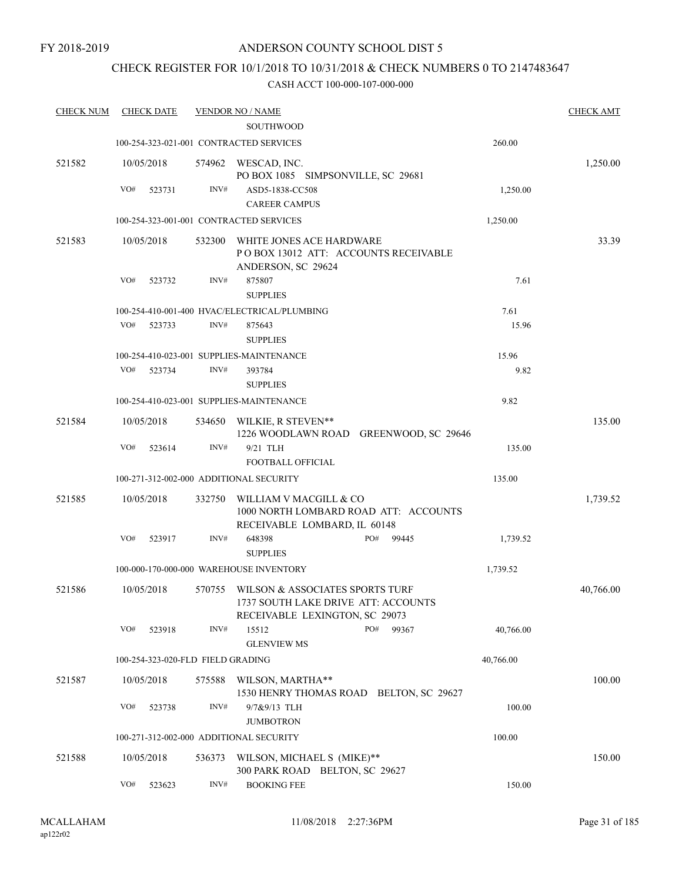FY 2018-2019

# ANDERSON COUNTY SCHOOL DIST 5

## CHECK REGISTER FOR 10/1/2018 TO 10/31/2018 & CHECK NUMBERS 0 TO 2147483647

### CASH ACCT 100-000-107-000-000

| CHECK NUM | CHECK DATE | VENDOR NO / NAME | | CHECK AMT |
|---|---|---|---|---|
| | | SOUTHWOOD | | |
| | | 100-254-323-021-001 CONTRACTED SERVICES | 260.00 | |
| 521582 | 10/05/2018 | 574962 WESCAD, INC.<br>PO BOX 1085 SIMPSONVILLE, SC 29681 | | 1,250.00 |
| | VO# 523731 | INV# ASD5-1838-CC508<br>CAREER CAMPUS | 1,250.00 | |
| | | 100-254-323-001-001 CONTRACTED SERVICES | 1,250.00 | |
| 521583 | 10/05/2018 | 532300 WHITE JONES ACE HARDWARE<br>P O BOX 13012 ATT: ACCOUNTS RECEIVABLE<br>ANDERSON, SC 29624 | | 33.39 |
| | VO# 523732 | INV# 875807<br>SUPPLIES | 7.61 | |
| | | 100-254-410-001-400 HVAC/ELECTRICAL/PLUMBING | 7.61 | |
| | VO# 523733 | INV# 875643<br>SUPPLIES | 15.96 | |
| | | 100-254-410-023-001 SUPPLIES-MAINTENANCE | 15.96 | |
| | VO# 523734 | INV# 393784<br>SUPPLIES | 9.82 | |
| | | 100-254-410-023-001 SUPPLIES-MAINTENANCE | 9.82 | |
| 521584 | 10/05/2018 | 534650 WILKIE, R STEVEN**<br>1226 WOODLAWN ROAD GREENWOOD, SC 29646 | | 135.00 |
| | VO# 523614 | INV# 9/21 TLH<br>FOOTBALL OFFICIAL | 135.00 | |
| | | 100-271-312-002-000 ADDITIONAL SECURITY | 135.00 | |
| 521585 | 10/05/2018 | 332750 WILLIAM V MACGILL & CO<br>1000 NORTH LOMBARD ROAD ATT: ACCOUNTS<br>RECEIVABLE LOMBARD, IL 60148 | | 1,739.52 |
| | VO# 523917 | INV# 648398 PO# 99445<br>SUPPLIES | 1,739.52 | |
| | | 100-000-170-000-000 WAREHOUSE INVENTORY | 1,739.52 | |
| 521586 | 10/05/2018 | 570755 WILSON & ASSOCIATES SPORTS TURF<br>1737 SOUTH LAKE DRIVE ATT: ACCOUNTS<br>RECEIVABLE LEXINGTON, SC 29073 | | 40,766.00 |
| | VO# 523918 | INV# 15512 PO# 99367<br>GLENVIEW MS | 40,766.00 | |
| | | 100-254-323-020-FLD FIELD GRADING | 40,766.00 | |
| 521587 | 10/05/2018 | 575588 WILSON, MARTHA**<br>1530 HENRY THOMAS ROAD BELTON, SC 29627 | | 100.00 |
| | VO# 523738 | INV# 9/7&9/13 TLH<br>JUMBOTRON | 100.00 | |
| | | 100-271-312-002-000 ADDITIONAL SECURITY | 100.00 | |
| 521588 | 10/05/2018 | 536373 WILSON, MICHAEL S (MIKE)**<br>300 PARK ROAD BELTON, SC 29627 | | 150.00 |
| | VO# 523623 | INV# BOOKING FEE | 150.00 | |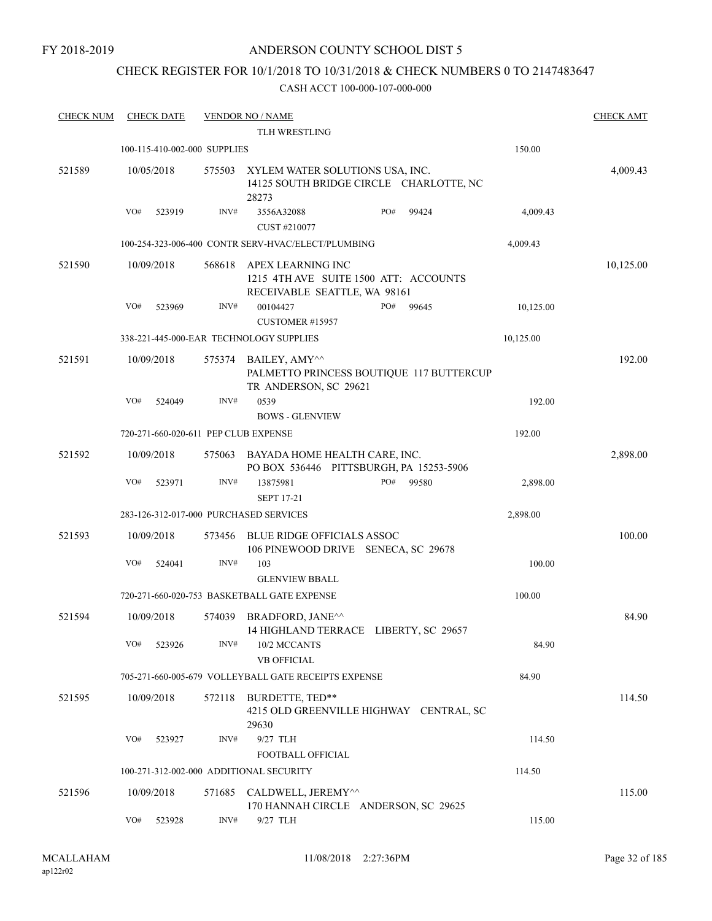FY 2018-2019

# ANDERSON COUNTY SCHOOL DIST 5

## CHECK REGISTER FOR 10/1/2018 TO 10/31/2018 & CHECK NUMBERS 0 TO 2147483647

CASH ACCT 100-000-107-000-000

| CHECK NUM | CHECK DATE | VENDOR NO / NAME | | CHECK AMT |
|---|---|---|---|---|
| | | TLH WRESTLING | | |
| | 100-115-410-002-000 SUPPLIES | | 150.00 | |
| 521589 | 10/05/2018 | 575503 XYLEM WATER SOLUTIONS USA, INC. 14125 SOUTH BRIDGE CIRCLE CHARLOTTE, NC 28273 | | 4,009.43 |
| | VO# 523919 | INV# 3556A32088 PO# 99424 CUST #210077 | 4,009.43 | |
| | 100-254-323-006-400 CONTR SERV-HVAC/ELECT/PLUMBING | | 4,009.43 | |
| 521590 | 10/09/2018 | 568618 APEX LEARNING INC 1215 4TH AVE SUITE 1500 ATT: ACCOUNTS RECEIVABLE SEATTLE, WA 98161 | | 10,125.00 |
| | VO# 523969 | INV# 00104427 PO# 99645 CUSTOMER #15957 | 10,125.00 | |
| | 338-221-445-000-EAR TECHNOLOGY SUPPLIES | | 10,125.00 | |
| 521591 | 10/09/2018 | 575374 BAILEY, AMY^^ PALMETTO PRINCESS BOUTIQUE 117 BUTTERCUP TR ANDERSON, SC 29621 | | 192.00 |
| | VO# 524049 | INV# 0539 BOWS - GLENVIEW | 192.00 | |
| | 720-271-660-020-611 PEP CLUB EXPENSE | | 192.00 | |
| 521592 | 10/09/2018 | 575063 BAYADA HOME HEALTH CARE, INC. PO BOX 536446 PITTSBURGH, PA 15253-5906 | | 2,898.00 |
| | VO# 523971 | INV# 13875981 PO# 99580 SEPT 17-21 | 2,898.00 | |
| | 283-126-312-017-000 PURCHASED SERVICES | | 2,898.00 | |
| 521593 | 10/09/2018 | 573456 BLUE RIDGE OFFICIALS ASSOC 106 PINEWOOD DRIVE SENECA, SC 29678 | | 100.00 |
| | VO# 524041 | INV# 103 GLENVIEW BBALL | 100.00 | |
| | 720-271-660-020-753 BASKETBALL GATE EXPENSE | | 100.00 | |
| 521594 | 10/09/2018 | 574039 BRADFORD, JANE^^ 14 HIGHLAND TERRACE LIBERTY, SC 29657 | | 84.90 |
| | VO# 523926 | INV# 10/2 MCCANTS VB OFFICIAL | 84.90 | |
| | 705-271-660-005-679 VOLLEYBALL GATE RECEIPTS EXPENSE | | 84.90 | |
| 521595 | 10/09/2018 | 572118 BURDETTE, TED** 4215 OLD GREENVILLE HIGHWAY CENTRAL, SC 29630 | | 114.50 |
| | VO# 523927 | INV# 9/27 TLH FOOTBALL OFFICIAL | 114.50 | |
| | 100-271-312-002-000 ADDITIONAL SECURITY | | 114.50 | |
| 521596 | 10/09/2018 | 571685 CALDWELL, JEREMY^^ 170 HANNAH CIRCLE ANDERSON, SC 29625 | | 115.00 |
| | VO# 523928 | INV# 9/27 TLH | 115.00 | |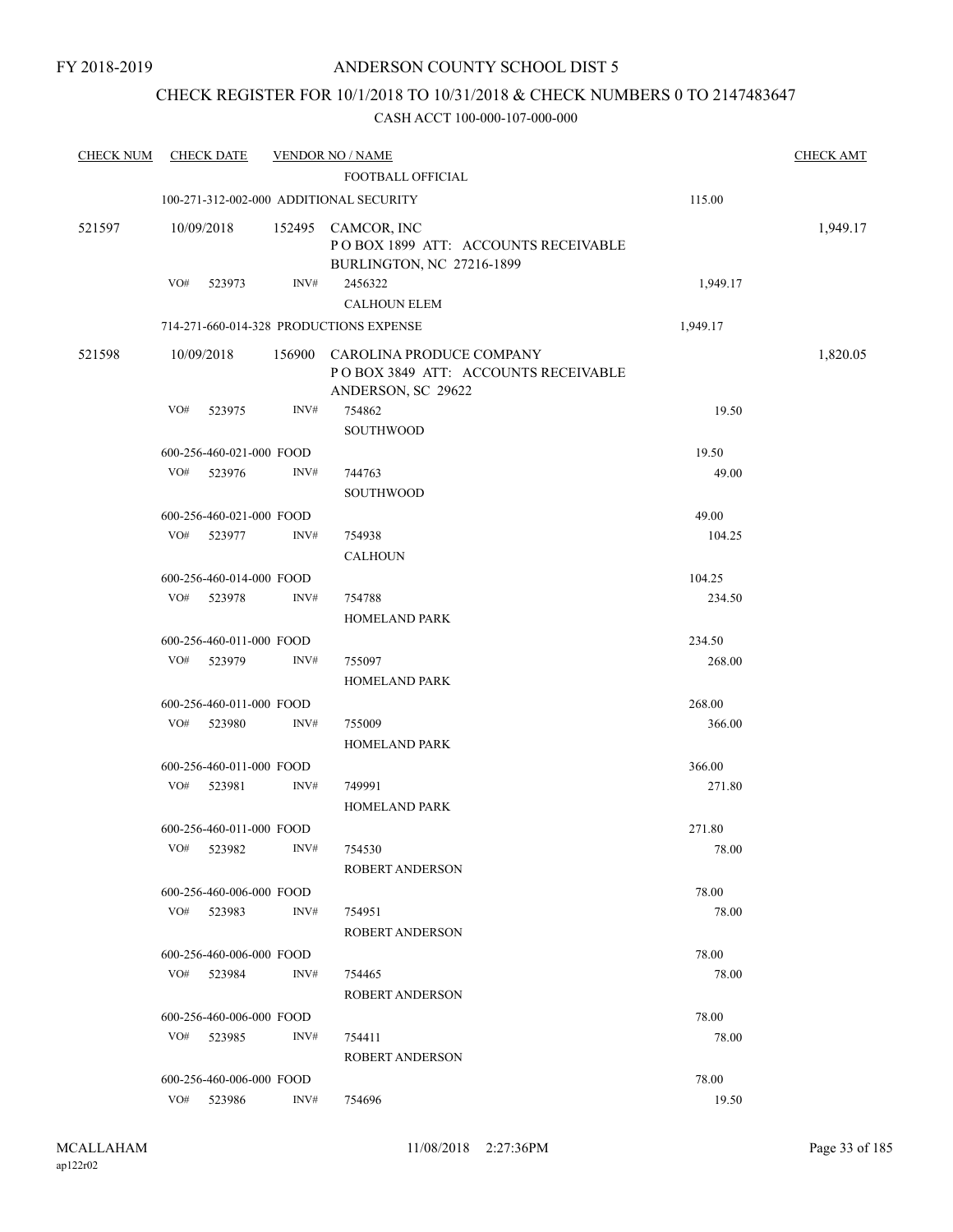FY 2018-2019

# ANDERSON COUNTY SCHOOL DIST 5

## CHECK REGISTER FOR 10/1/2018 TO 10/31/2018 & CHECK NUMBERS 0 TO 2147483647

### CASH ACCT 100-000-107-000-000

| CHECK NUM | CHECK DATE | VENDOR NO / NAME | | CHECK AMT |
|---|---|---|---|---|
| | | FOOTBALL OFFICIAL | | |
| | 100-271-312-002-000 ADDITIONAL SECURITY | | 115.00 | |
| 521597 | 10/09/2018 | 152495 CAMCOR, INC<br>P O BOX 1899 ATT: ACCOUNTS RECEIVABLE<br>BURLINGTON, NC 27216-1899 | | 1,949.17 |
| | VO# 523973 | INV# 2456322<br>CALHOUN ELEM | 1,949.17 | |
| | 714-271-660-014-328 PRODUCTIONS EXPENSE | | 1,949.17 | |
| 521598 | 10/09/2018 | 156900 CAROLINA PRODUCE COMPANY<br>P O BOX 3849 ATT: ACCOUNTS RECEIVABLE<br>ANDERSON, SC 29622 | | 1,820.05 |
| | VO# 523975 | INV# 754862<br>SOUTHWOOD | 19.50 | |
| | 600-256-460-021-000 FOOD | | 19.50 | |
| | VO# 523976 | INV# 744763<br>SOUTHWOOD | 49.00 | |
| | 600-256-460-021-000 FOOD | | 49.00 | |
| | VO# 523977 | INV# 754938<br>CALHOUN | 104.25 | |
| | 600-256-460-014-000 FOOD | | 104.25 | |
| | VO# 523978 | INV# 754788<br>HOMELAND PARK | 234.50 | |
| | 600-256-460-011-000 FOOD | | 234.50 | |
| | VO# 523979 | INV# 755097<br>HOMELAND PARK | 268.00 | |
| | 600-256-460-011-000 FOOD | | 268.00 | |
| | VO# 523980 | INV# 755009<br>HOMELAND PARK | 366.00 | |
| | 600-256-460-011-000 FOOD | | 366.00 | |
| | VO# 523981 | INV# 749991<br>HOMELAND PARK | 271.80 | |
| | 600-256-460-011-000 FOOD | | 271.80 | |
| | VO# 523982 | INV# 754530<br>ROBERT ANDERSON | 78.00 | |
| | 600-256-460-006-000 FOOD | | 78.00 | |
| | VO# 523983 | INV# 754951<br>ROBERT ANDERSON | 78.00 | |
| | 600-256-460-006-000 FOOD | | 78.00 | |
| | VO# 523984 | INV# 754465<br>ROBERT ANDERSON | 78.00 | |
| | 600-256-460-006-000 FOOD | | 78.00 | |
| | VO# 523985 | INV# 754411<br>ROBERT ANDERSON | 78.00 | |
| | 600-256-460-006-000 FOOD | | 78.00 | |
| | VO# 523986 | INV# 754696 | 19.50 | |

MCALLAHAM
ap122r02
11/08/2018 2:27:36PM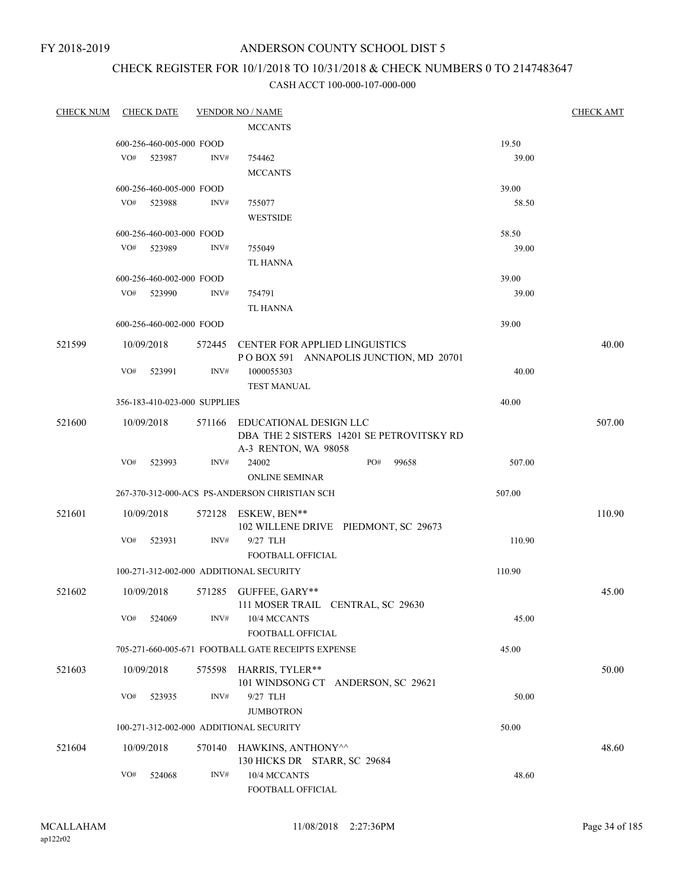FY 2018-2019

# ANDERSON COUNTY SCHOOL DIST 5

## CHECK REGISTER FOR 10/1/2018 TO 10/31/2018 & CHECK NUMBERS 0 TO 2147483647

### CASH ACCT 100-000-107-000-000

| CHECK NUM | CHECK DATE | VENDOR NO / NAME | | CHECK AMT |
|---|---|---|---|---|
| | | MCCANTS | | |
| | 600-256-460-005-000 FOOD | | 19.50 | |
| | VO# 523987 INV# | 754462<br>MCCANTS | 39.00 | |
| | 600-256-460-005-000 FOOD | | 39.00 | |
| | VO# 523988 INV# | 755077<br>WESTSIDE | 58.50 | |
| | 600-256-460-003-000 FOOD | | 58.50 | |
| | VO# 523989 INV# | 755049<br>TL HANNA | 39.00 | |
| | 600-256-460-002-000 FOOD | | 39.00 | |
| | VO# 523990 INV# | 754791<br>TL HANNA | 39.00 | |
| | 600-256-460-002-000 FOOD | | 39.00 | |
| 521599 | 10/09/2018 | 572445 CENTER FOR APPLIED LINGUISTICS<br>P O BOX 591 ANNAPOLIS JUNCTION, MD 20701 | | 40.00 |
| | VO# 523991 INV# | 1000055303<br>TEST MANUAL | 40.00 | |
| | 356-183-410-023-000 SUPPLIES | | 40.00 | |
| 521600 | 10/09/2018 | 571166 EDUCATIONAL DESIGN LLC<br>DBA THE 2 SISTERS 14201 SE PETROVITSKY RD<br>A-3 RENTON, WA 98058 | | 507.00 |
| | VO# 523993 INV# | 24002 PO# 99658<br>ONLINE SEMINAR | 507.00 | |
| | 267-370-312-000-ACS PS-ANDERSON CHRISTIAN SCH | | 507.00 | |
| 521601 | 10/09/2018 | 572128 ESKEW, BEN**<br>102 WILLENE DRIVE PIEDMONT, SC 29673 | | 110.90 |
| | VO# 523931 INV# | 9/27 TLH<br>FOOTBALL OFFICIAL | 110.90 | |
| | 100-271-312-002-000 ADDITIONAL SECURITY | | 110.90 | |
| 521602 | 10/09/2018 | 571285 GUFFEE, GARY**<br>111 MOSER TRAIL CENTRAL, SC 29630 | | 45.00 |
| | VO# 524069 INV# | 10/4 MCCANTS<br>FOOTBALL OFFICIAL | 45.00 | |
| | 705-271-660-005-671 FOOTBALL GATE RECEIPTS EXPENSE | | 45.00 | |
| 521603 | 10/09/2018 | 575598 HARRIS, TYLER**<br>101 WINDSONG CT ANDERSON, SC 29621 | | 50.00 |
| | VO# 523935 INV# | 9/27 TLH<br>JUMBOTRON | 50.00 | |
| | 100-271-312-002-000 ADDITIONAL SECURITY | | 50.00 | |
| 521604 | 10/09/2018 | 570140 HAWKINS, ANTHONY^^<br>130 HICKS DR STARR, SC 29684 | | 48.60 |
| | VO# 524068 INV# | 10/4 MCCANTS<br>FOOTBALL OFFICIAL | 48.60 | |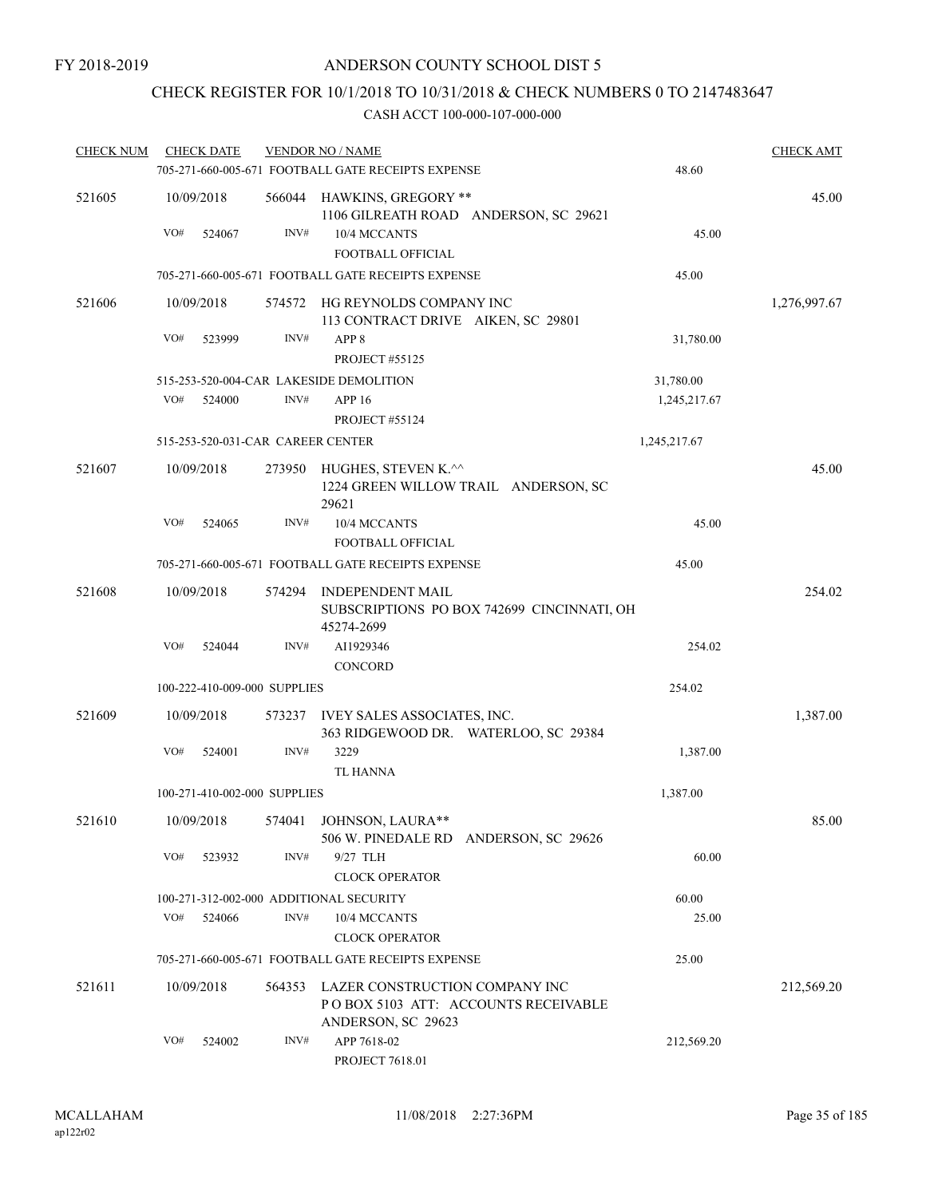FY 2018-2019

# ANDERSON COUNTY SCHOOL DIST 5

## CHECK REGISTER FOR 10/1/2018 TO 10/31/2018 & CHECK NUMBERS 0 TO 2147483647

### CASH ACCT 100-000-107-000-000

| CHECK NUM | CHECK DATE | VENDOR NO / NAME | | CHECK AMT |
|---|---|---|---|---|
| | | 705-271-660-005-671 FOOTBALL GATE RECEIPTS EXPENSE | 48.60 | |
| 521605 | 10/09/2018 | 566044 HAWKINS, GREGORY ** 1106 GILREATH ROAD ANDERSON, SC 29621 | | 45.00 |
| | VO# 524067 | INV# 10/4 MCCANTS FOOTBALL OFFICIAL | 45.00 | |
| | | 705-271-660-005-671 FOOTBALL GATE RECEIPTS EXPENSE | 45.00 | |
| 521606 | 10/09/2018 | 574572 HG REYNOLDS COMPANY INC 113 CONTRACT DRIVE AIKEN, SC 29801 | | 1,276,997.67 |
| | VO# 523999 | INV# APP 8 PROJECT #55125 | 31,780.00 | |
| | | 515-253-520-004-CAR LAKESIDE DEMOLITION | 31,780.00 | |
| | VO# 524000 | INV# APP 16 PROJECT #55124 | 1,245,217.67 | |
| | | 515-253-520-031-CAR CAREER CENTER | 1,245,217.67 | |
| 521607 | 10/09/2018 | 273950 HUGHES, STEVEN K.^^ 1224 GREEN WILLOW TRAIL ANDERSON, SC 29621 | | 45.00 |
| | VO# 524065 | INV# 10/4 MCCANTS FOOTBALL OFFICIAL | 45.00 | |
| | | 705-271-660-005-671 FOOTBALL GATE RECEIPTS EXPENSE | 45.00 | |
| 521608 | 10/09/2018 | 574294 INDEPENDENT MAIL SUBSCRIPTIONS PO BOX 742699 CINCINNATI, OH 45274-2699 | | 254.02 |
| | VO# 524044 | INV# AI1929346 CONCORD | 254.02 | |
| | | 100-222-410-009-000 SUPPLIES | 254.02 | |
| 521609 | 10/09/2018 | 573237 IVEY SALES ASSOCIATES, INC. 363 RIDGEWOOD DR. WATERLOO, SC 29384 | | 1,387.00 |
| | VO# 524001 | INV# 3229 TL HANNA | 1,387.00 | |
| | | 100-271-410-002-000 SUPPLIES | 1,387.00 | |
| 521610 | 10/09/2018 | 574041 JOHNSON, LAURA** 506 W. PINEDALE RD ANDERSON, SC 29626 | | 85.00 |
| | VO# 523932 | INV# 9/27 TLH CLOCK OPERATOR | 60.00 | |
| | | 100-271-312-002-000 ADDITIONAL SECURITY | 60.00 | |
| | VO# 524066 | INV# 10/4 MCCANTS CLOCK OPERATOR | 25.00 | |
| | | 705-271-660-005-671 FOOTBALL GATE RECEIPTS EXPENSE | 25.00 | |
| 521611 | 10/09/2018 | 564353 LAZER CONSTRUCTION COMPANY INC P O BOX 5103 ATT: ACCOUNTS RECEIVABLE ANDERSON, SC 29623 | | 212,569.20 |
| | VO# 524002 | INV# APP 7618-02 PROJECT 7618.01 | 212,569.20 | |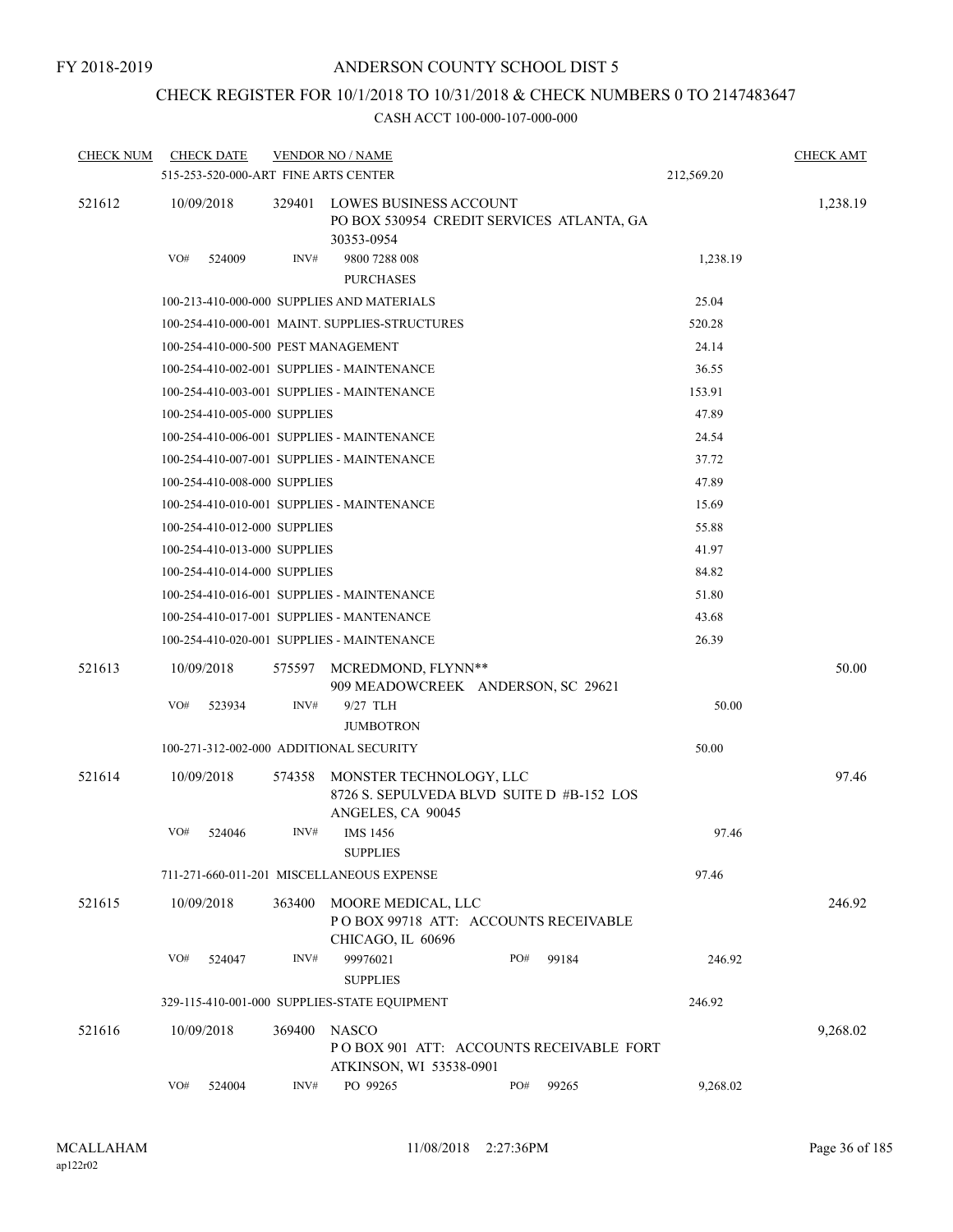FY 2018-2019

# ANDERSON COUNTY SCHOOL DIST 5

## CHECK REGISTER FOR 10/1/2018 TO 10/31/2018 & CHECK NUMBERS 0 TO 2147483647

CASH ACCT 100-000-107-000-000

| CHECK NUM | CHECK DATE | VENDOR NO / NAME | | CHECK AMT |
|---|---|---|---|---|
| | 515-253-520-000-ART FINE ARTS CENTER | | 212,569.20 | |
| 521612 | 10/09/2018 | 329401 LOWES BUSINESS ACCOUNT PO BOX 530954 CREDIT SERVICES ATLANTA, GA 30353-0954 | | 1,238.19 |
| | VO# 524009 | INV# 9800 7288 008 PURCHASES | 1,238.19 | |
| | 100-213-410-000-000 SUPPLIES AND MATERIALS | | 25.04 | |
| | 100-254-410-000-001 MAINT. SUPPLIES-STRUCTURES | | 520.28 | |
| | 100-254-410-000-500 PEST MANAGEMENT | | 24.14 | |
| | 100-254-410-002-001 SUPPLIES - MAINTENANCE | | 36.55 | |
| | 100-254-410-003-001 SUPPLIES - MAINTENANCE | | 153.91 | |
| | 100-254-410-005-000 SUPPLIES | | 47.89 | |
| | 100-254-410-006-001 SUPPLIES - MAINTENANCE | | 24.54 | |
| | 100-254-410-007-001 SUPPLIES - MAINTENANCE | | 37.72 | |
| | 100-254-410-008-000 SUPPLIES | | 47.89 | |
| | 100-254-410-010-001 SUPPLIES - MAINTENANCE | | 15.69 | |
| | 100-254-410-012-000 SUPPLIES | | 55.88 | |
| | 100-254-410-013-000 SUPPLIES | | 41.97 | |
| | 100-254-410-014-000 SUPPLIES | | 84.82 | |
| | 100-254-410-016-001 SUPPLIES - MAINTENANCE | | 51.80 | |
| | 100-254-410-017-001 SUPPLIES - MANTENANCE | | 43.68 | |
| | 100-254-410-020-001 SUPPLIES - MAINTENANCE | | 26.39 | |
| 521613 | 10/09/2018 | 575597 MCREDMOND, FLYNN** 909 MEADOWCREEK ANDERSON, SC 29621 | | 50.00 |
| | VO# 523934 | INV# 9/27 TLH JUMBOTRON | 50.00 | |
| | 100-271-312-002-000 ADDITIONAL SECURITY | | 50.00 | |
| 521614 | 10/09/2018 | 574358 MONSTER TECHNOLOGY, LLC 8726 S. SEPULVEDA BLVD SUITE D #B-152 LOS ANGELES, CA 90045 | | 97.46 |
| | VO# 524046 | INV# IMS 1456 SUPPLIES | 97.46 | |
| | 711-271-660-011-201 MISCELLANEOUS EXPENSE | | 97.46 | |
| 521615 | 10/09/2018 | 363400 MOORE MEDICAL, LLC P O BOX 99718 ATT: ACCOUNTS RECEIVABLE CHICAGO, IL 60696 | | 246.92 |
| | VO# 524047 | INV# 99976021 PO# 99184 SUPPLIES | 246.92 | |
| | 329-115-410-001-000 SUPPLIES-STATE EQUIPMENT | | 246.92 | |
| 521616 | 10/09/2018 | 369400 NASCO P O BOX 901 ATT: ACCOUNTS RECEIVABLE FORT ATKINSON, WI 53538-0901 | | 9,268.02 |
| | VO# 524004 | INV# PO 99265 PO# 99265 | 9,268.02 | |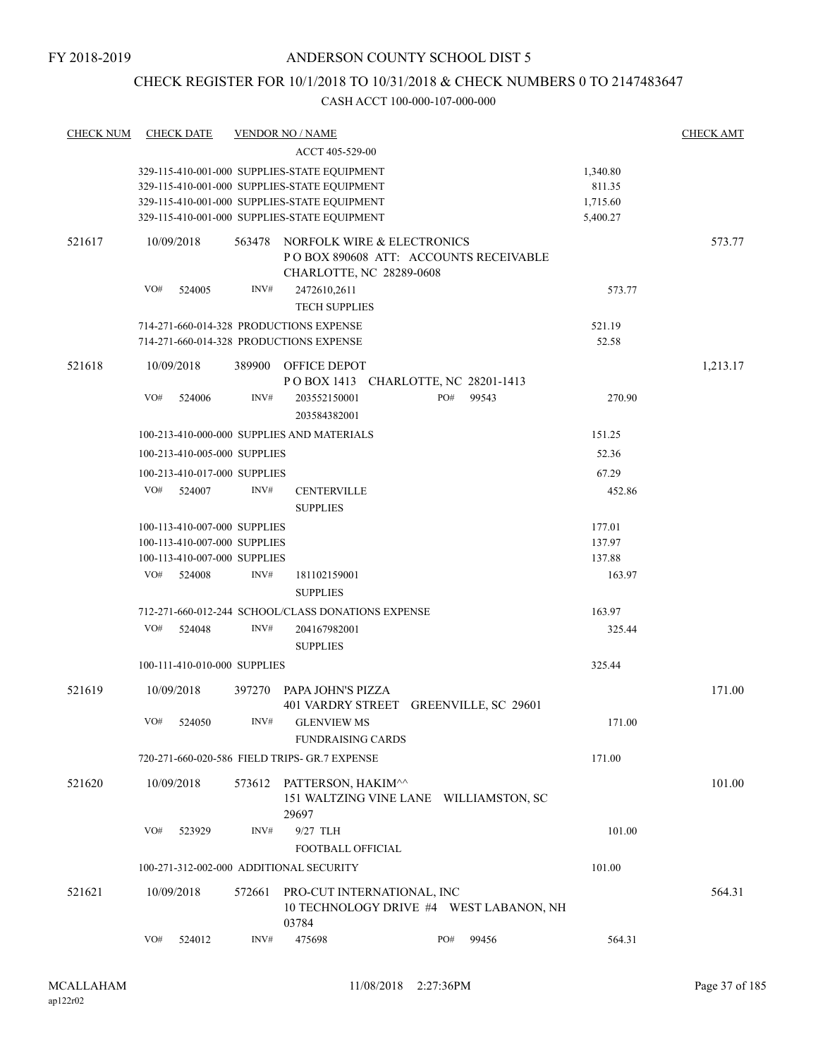FY 2018-2019

# ANDERSON COUNTY SCHOOL DIST 5

## CHECK REGISTER FOR 10/1/2018 TO 10/31/2018 & CHECK NUMBERS 0 TO 2147483647

### CASH ACCT 100-000-107-000-000

| CHECK NUM | CHECK DATE | VENDOR NO / NAME | | CHECK AMT |
|---|---|---|---|---|
| | | ACCT 405-529-00 | | |
| | | 329-115-410-001-000 SUPPLIES-STATE EQUIPMENT | 1,340.80 | |
| | | 329-115-410-001-000 SUPPLIES-STATE EQUIPMENT | 811.35 | |
| | | 329-115-410-001-000 SUPPLIES-STATE EQUIPMENT | 1,715.60 | |
| | | 329-115-410-001-000 SUPPLIES-STATE EQUIPMENT | 5,400.27 | |
| 521617 | 10/09/2018 | 563478 NORFOLK WIRE & ELECTRONICS<br>P O BOX 890608 ATT: ACCOUNTS RECEIVABLE<br>CHARLOTTE, NC 28289-0608 | | 573.77 |
| | VO# 524005 | INV# 2472610,2611<br>TECH SUPPLIES | 573.77 | |
| | | 714-271-660-014-328 PRODUCTIONS EXPENSE | 521.19 | |
| | | 714-271-660-014-328 PRODUCTIONS EXPENSE | 52.58 | |
| 521618 | 10/09/2018 | 389900 OFFICE DEPOT<br>P O BOX 1413 CHARLOTTE, NC 28201-1413 | | 1,213.17 |
| | VO# 524006 | INV# 203552150001 PO# 99543<br>203584382001 | 270.90 | |
| | | 100-213-410-000-000 SUPPLIES AND MATERIALS | 151.25 | |
| | | 100-213-410-005-000 SUPPLIES | 52.36 | |
| | | 100-213-410-017-000 SUPPLIES | 67.29 | |
| | VO# 524007 | INV# CENTERVILLE<br>SUPPLIES | 452.86 | |
| | | 100-113-410-007-000 SUPPLIES | 177.01 | |
| | | 100-113-410-007-000 SUPPLIES | 137.97 | |
| | | 100-113-410-007-000 SUPPLIES | 137.88 | |
| | VO# 524008 | INV# 181102159001<br>SUPPLIES | 163.97 | |
| | | 712-271-660-012-244 SCHOOL/CLASS DONATIONS EXPENSE | 163.97 | |
| | VO# 524048 | INV# 204167982001<br>SUPPLIES | 325.44 | |
| | | 100-111-410-010-000 SUPPLIES | 325.44 | |
| 521619 | 10/09/2018 | 397270 PAPA JOHN'S PIZZA<br>401 VARDRY STREET GREENVILLE, SC 29601 | | 171.00 |
| | VO# 524050 | INV# GLENVIEW MS<br>FUNDRAISING CARDS | 171.00 | |
| | | 720-271-660-020-586 FIELD TRIPS- GR.7 EXPENSE | 171.00 | |
| 521620 | 10/09/2018 | 573612 PATTERSON, HAKIM^^<br>151 WALTZING VINE LANE WILLIAMSTON, SC 29697 | | 101.00 |
| | VO# 523929 | INV# 9/27 TLH<br>FOOTBALL OFFICIAL | 101.00 | |
| | | 100-271-312-002-000 ADDITIONAL SECURITY | 101.00 | |
| 521621 | 10/09/2018 | 572661 PRO-CUT INTERNATIONAL, INC<br>10 TECHNOLOGY DRIVE #4 WEST LABANON, NH 03784 | | 564.31 |
| | VO# 524012 | INV# 475698 PO# 99456 | 564.31 | |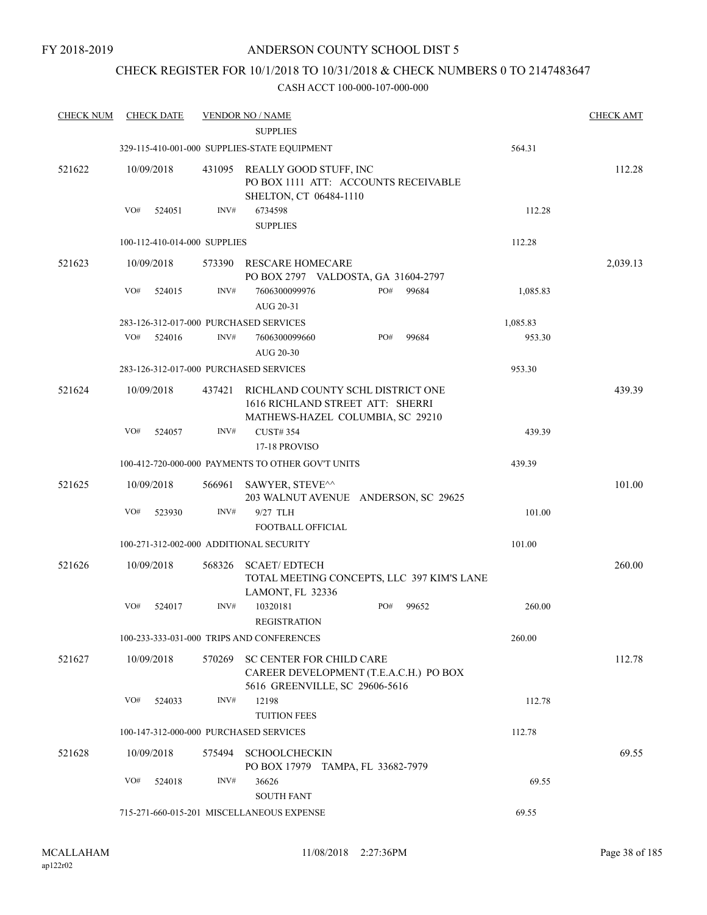FY 2018-2019

# ANDERSON COUNTY SCHOOL DIST 5

## CHECK REGISTER FOR 10/1/2018 TO 10/31/2018 & CHECK NUMBERS 0 TO 2147483647

### CASH ACCT 100-000-107-000-000

| CHECK NUM | CHECK DATE | VENDOR NO / NAME | | | CHECK AMT |
|---|---|---|---|---|---|
| | | SUPPLIES | | | |
| | 329-115-410-001-000 SUPPLIES-STATE EQUIPMENT | | | 564.31 | |
| 521622 | 10/09/2018 | 431095 REALLY GOOD STUFF, INC<br>PO BOX 1111 ATT: ACCOUNTS RECEIVABLE<br>SHELTON, CT 06484-1110 | | | 112.28 |
| | VO# 524051 | INV# 6734598<br>SUPPLIES | | 112.28 | |
| | 100-112-410-014-000 SUPPLIES | | | 112.28 | |
| 521623 | 10/09/2018 | 573390 RESCARE HOMECARE<br>PO BOX 2797 VALDOSTA, GA 31604-2797 | | | 2,039.13 |
| | VO# 524015 | INV# 7606300099976<br>AUG 20-31 | PO# 99684 | 1,085.83 | |
| | 283-126-312-017-000 PURCHASED SERVICES | | | 1,085.83 | |
| | VO# 524016 | INV# 7606300099660<br>AUG 20-30 | PO# 99684 | 953.30 | |
| | 283-126-312-017-000 PURCHASED SERVICES | | | 953.30 | |
| 521624 | 10/09/2018 | 437421 RICHLAND COUNTY SCHL DISTRICT ONE<br>1616 RICHLAND STREET ATT: SHERRI<br>MATHEWS-HAZEL COLUMBIA, SC 29210 | | | 439.39 |
| | VO# 524057 | INV# CUST# 354<br>17-18 PROVISO | | 439.39 | |
| | 100-412-720-000-000 PAYMENTS TO OTHER GOV'T UNITS | | | 439.39 | |
| 521625 | 10/09/2018 | 566961 SAWYER, STEVE^^<br>203 WALNUT AVENUE ANDERSON, SC 29625 | | | 101.00 |
| | VO# 523930 | INV# 9/27 TLH<br>FOOTBALL OFFICIAL | | 101.00 | |
| | 100-271-312-002-000 ADDITIONAL SECURITY | | | 101.00 | |
| 521626 | 10/09/2018 | 568326 SCAET/ EDTECH<br>TOTAL MEETING CONCEPTS, LLC 397 KIM'S LANE<br>LAMONT, FL 32336 | | | 260.00 |
| | VO# 524017 | INV# 10320181<br>REGISTRATION | PO# 99652 | 260.00 | |
| | 100-233-333-031-000 TRIPS AND CONFERENCES | | | 260.00 | |
| 521627 | 10/09/2018 | 570269 SC CENTER FOR CHILD CARE<br>CAREER DEVELOPMENT (T.E.A.C.H.) PO BOX<br>5616 GREENVILLE, SC 29606-5616 | | | 112.78 |
| | VO# 524033 | INV# 12198<br>TUITION FEES | | 112.78 | |
| | 100-147-312-000-000 PURCHASED SERVICES | | | 112.78 | |
| 521628 | 10/09/2018 | 575494 SCHOOLCHECKIN<br>PO BOX 17979 TAMPA, FL 33682-7979 | | | 69.55 |
| | VO# 524018 | INV# 36626<br>SOUTH FANT | | 69.55 | |
| | 715-271-660-015-201 MISCELLANEOUS EXPENSE | | | 69.55 | |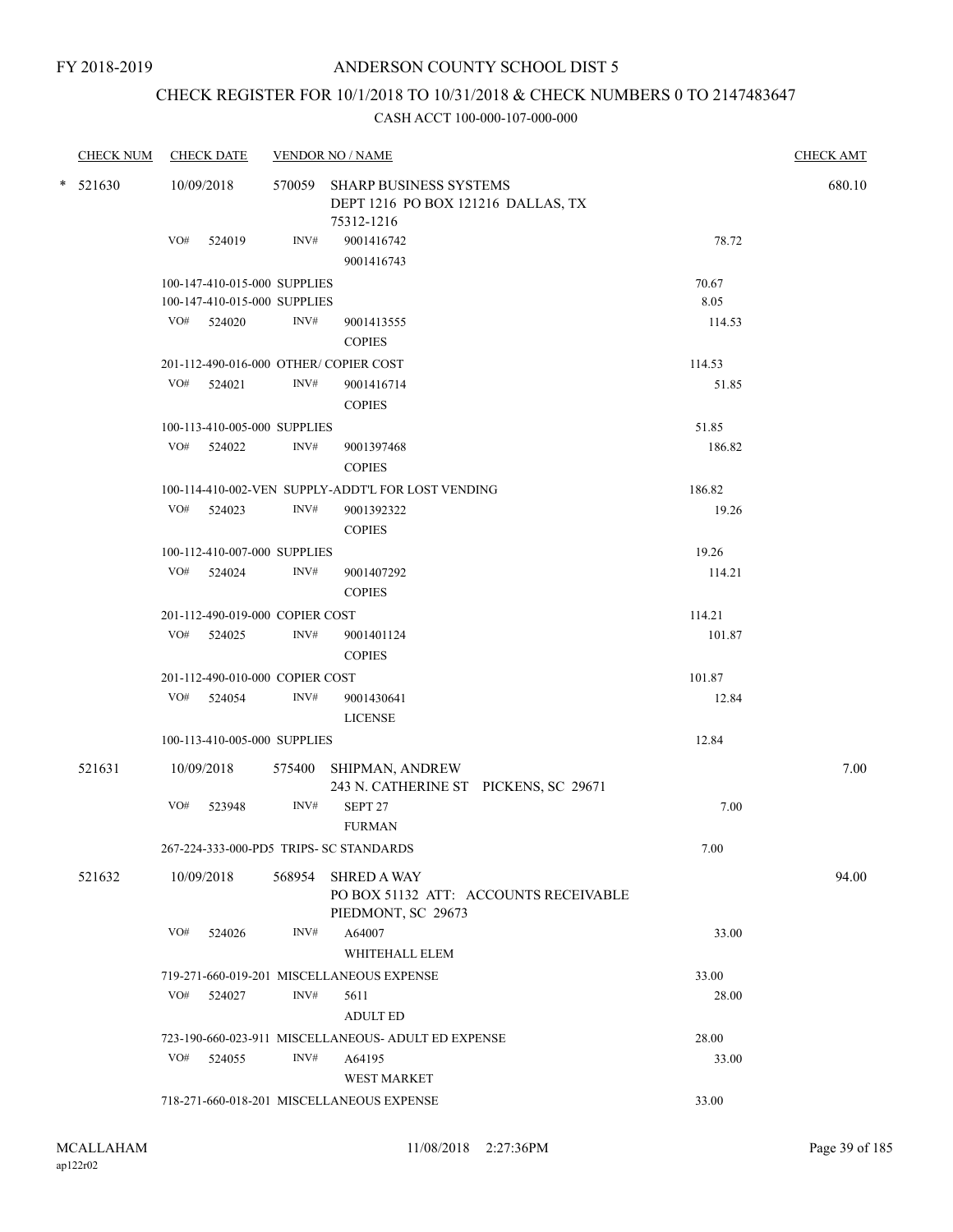FY 2018-2019

# ANDERSON COUNTY SCHOOL DIST 5

## CHECK REGISTER FOR 10/1/2018 TO 10/31/2018 & CHECK NUMBERS 0 TO 2147483647

### CASH ACCT 100-000-107-000-000

| CHECK NUM | CHECK DATE | VENDOR NO / NAME | | | CHECK AMT |
|---|---|---|---|---|---|
| * 521630 | 10/09/2018 | 570059 | SHARP BUSINESS SYSTEMS<br>DEPT 1216 PO BOX 121216 DALLAS, TX 75312-1216 | | 680.10 |
| | VO# 524019 | INV# | 9001416742<br>9001416743 | 78.72 | |
| | 100-147-410-015-000 SUPPLIES | | | 70.67 | |
| | 100-147-410-015-000 SUPPLIES | | | 8.05 | |
| | VO# 524020 | INV# | 9001413555<br>COPIES | 114.53 | |
| | 201-112-490-016-000 OTHER/ COPIER COST | | | 114.53 | |
| | VO# 524021 | INV# | 9001416714<br>COPIES | 51.85 | |
| | 100-113-410-005-000 SUPPLIES | | | 51.85 | |
| | VO# 524022 | INV# | 9001397468<br>COPIES | 186.82 | |
| | 100-114-410-002-VEN SUPPLY-ADDT'L FOR LOST VENDING | | | 186.82 | |
| | VO# 524023 | INV# | 9001392322<br>COPIES | 19.26 | |
| | 100-112-410-007-000 SUPPLIES | | | 19.26 | |
| | VO# 524024 | INV# | 9001407292<br>COPIES | 114.21 | |
| | 201-112-490-019-000 COPIER COST | | | 114.21 | |
| | VO# 524025 | INV# | 9001401124<br>COPIES | 101.87 | |
| | 201-112-490-010-000 COPIER COST | | | 101.87 | |
| | VO# 524054 | INV# | 9001430641<br>LICENSE | 12.84 | |
| | 100-113-410-005-000 SUPPLIES | | | 12.84 | |
| 521631 | 10/09/2018 | 575400 | SHIPMAN, ANDREW<br>243 N. CATHERINE ST PICKENS, SC 29671 | | 7.00 |
| | VO# 523948 | INV# | SEPT 27<br>FURMAN | 7.00 | |
| | 267-224-333-000-PD5 TRIPS- SC STANDARDS | | | 7.00 | |
| 521632 | 10/09/2018 | 568954 | SHRED A WAY<br>PO BOX 51132 ATT: ACCOUNTS RECEIVABLE<br>PIEDMONT, SC 29673 | | 94.00 |
| | VO# 524026 | INV# | A64007<br>WHITEHALL ELEM | 33.00 | |
| | 719-271-660-019-201 MISCELLANEOUS EXPENSE | | | 33.00 | |
| | VO# 524027 | INV# | 5611<br>ADULT ED | 28.00 | |
| | 723-190-660-023-911 MISCELLANEOUS- ADULT ED EXPENSE | | | 28.00 | |
| | VO# 524055 | INV# | A64195<br>WEST MARKET | 33.00 | |
| | 718-271-660-018-201 MISCELLANEOUS EXPENSE | | | 33.00 | |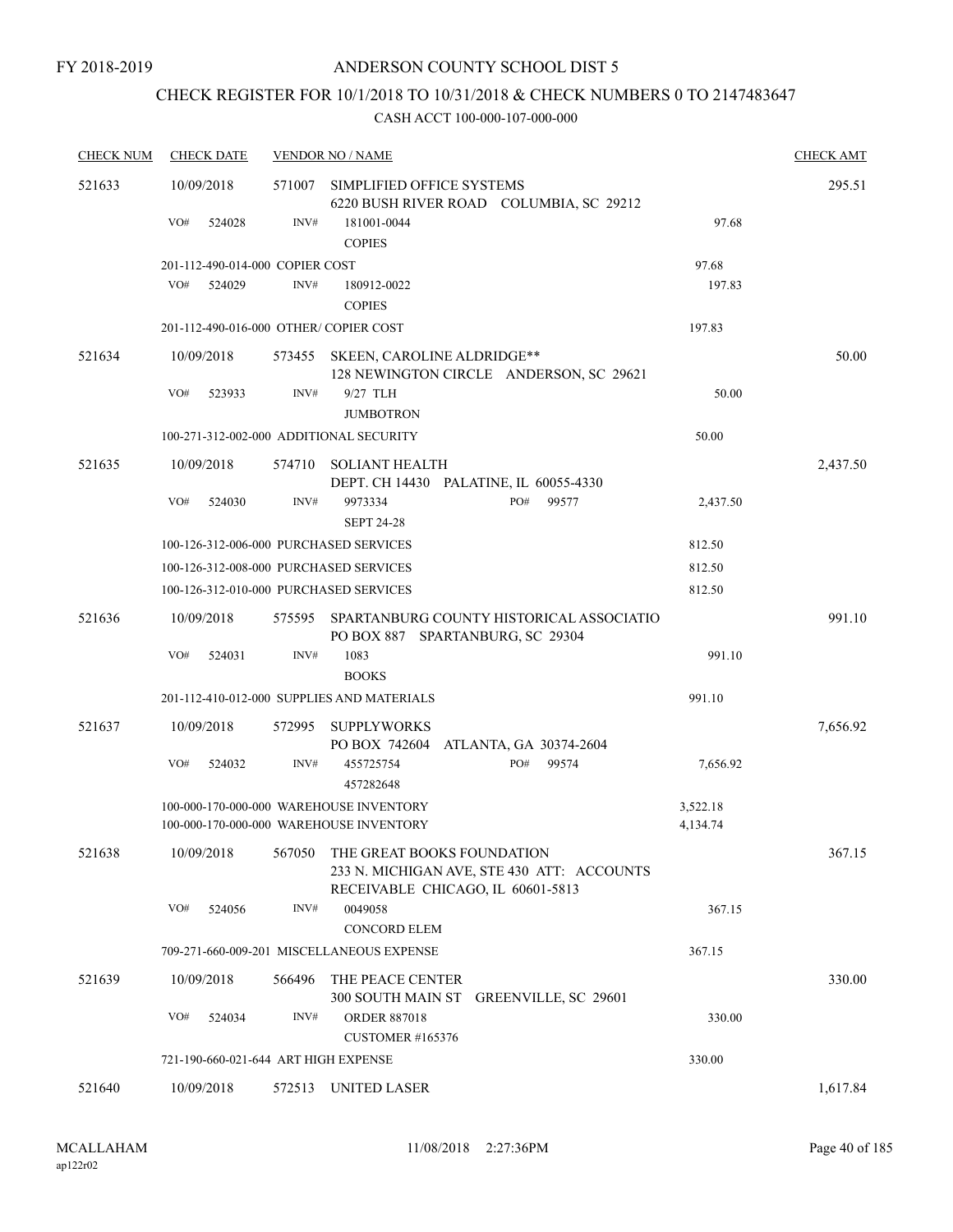FY 2018-2019

# ANDERSON COUNTY SCHOOL DIST 5

## CHECK REGISTER FOR 10/1/2018 TO 10/31/2018 & CHECK NUMBERS 0 TO 2147483647

CASH ACCT 100-000-107-000-000

| CHECK NUM | CHECK DATE | VENDOR NO / NAME | | CHECK AMT |
|---|---|---|---|---|
| 521633 | 10/09/2018 | 571007 SIMPLIFIED OFFICE SYSTEMS<br>6220 BUSH RIVER ROAD COLUMBIA, SC 29212 | | 295.51 |
| | VO# 524028 | INV# 181001-0044<br>COPIES | 97.68 | |
| | 201-112-490-014-000 COPIER COST | | 97.68 | |
| | VO# 524029 | INV# 180912-0022<br>COPIES | 197.83 | |
| | 201-112-490-016-000 OTHER/ COPIER COST | | 197.83 | |
| 521634 | 10/09/2018 | 573455 SKEEN, CAROLINE ALDRIDGE**<br>128 NEWINGTON CIRCLE ANDERSON, SC 29621 | | 50.00 |
| | VO# 523933 | INV# 9/27 TLH<br>JUMBOTRON | 50.00 | |
| | 100-271-312-002-000 ADDITIONAL SECURITY | | 50.00 | |
| 521635 | 10/09/2018 | 574710 SOLIANT HEALTH<br>DEPT. CH 14430 PALATINE, IL 60055-4330 | | 2,437.50 |
| | VO# 524030 | INV# 9973334 PO# 99577<br>SEPT 24-28 | 2,437.50 | |
| | 100-126-312-006-000 PURCHASED SERVICES | | 812.50 | |
| | 100-126-312-008-000 PURCHASED SERVICES | | 812.50 | |
| | 100-126-312-010-000 PURCHASED SERVICES | | 812.50 | |
| 521636 | 10/09/2018 | 575595 SPARTANBURG COUNTY HISTORICAL ASSOCIATIO<br>PO BOX 887 SPARTANBURG, SC 29304 | | 991.10 |
| | VO# 524031 | INV# 1083<br>BOOKS | 991.10 | |
| | 201-112-410-012-000 SUPPLIES AND MATERIALS | | 991.10 | |
| 521637 | 10/09/2018 | 572995 SUPPLYWORKS<br>PO BOX 742604 ATLANTA, GA 30374-2604 | | 7,656.92 |
| | VO# 524032 | INV# 455725754 PO# 99574<br>457282648 | 7,656.92 | |
| | 100-000-170-000-000 WAREHOUSE INVENTORY | | 3,522.18 | |
| | 100-000-170-000-000 WAREHOUSE INVENTORY | | 4,134.74 | |
| 521638 | 10/09/2018 | 567050 THE GREAT BOOKS FOUNDATION<br>233 N. MICHIGAN AVE, STE 430 ATT: ACCOUNTS<br>RECEIVABLE CHICAGO, IL 60601-5813 | | 367.15 |
| | VO# 524056 | INV# 0049058<br>CONCORD ELEM | 367.15 | |
| | 709-271-660-009-201 MISCELLANEOUS EXPENSE | | 367.15 | |
| 521639 | 10/09/2018 | 566496 THE PEACE CENTER<br>300 SOUTH MAIN ST GREENVILLE, SC 29601 | | 330.00 |
| | VO# 524034 | INV# ORDER 887018<br>CUSTOMER #165376 | 330.00 | |
| | 721-190-660-021-644 ART HIGH EXPENSE | | 330.00 | |
| 521640 | 10/09/2018 | 572513 UNITED LASER | | 1,617.84 |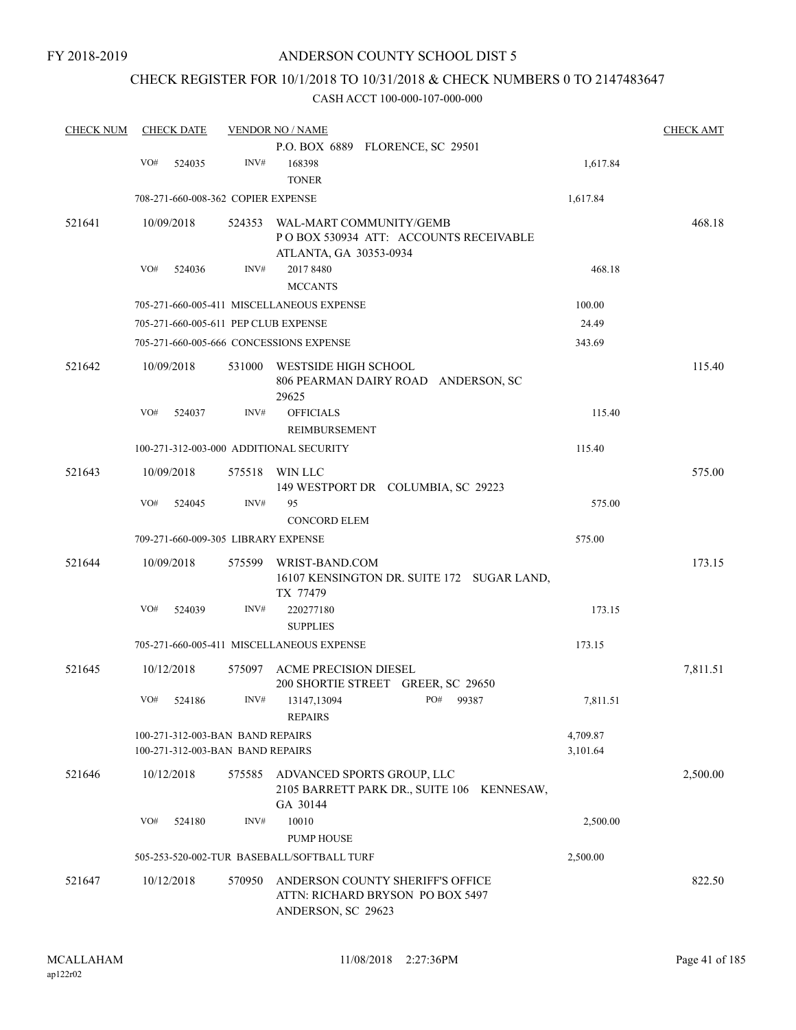FY 2018-2019

# ANDERSON COUNTY SCHOOL DIST 5

## CHECK REGISTER FOR 10/1/2018 TO 10/31/2018 & CHECK NUMBERS 0 TO 2147483647

### CASH ACCT 100-000-107-000-000

| CHECK NUM | CHECK DATE | VENDOR NO / NAME | | CHECK AMT |
|---|---|---|---|---|
| | | P.O. BOX 6889 FLORENCE, SC 29501 | | |
| | VO# 524035 | INV# 168398 TONER | 1,617.84 | |
| | | 708-271-660-008-362 COPIER EXPENSE | 1,617.84 | |
| 521641 | 10/09/2018 | 524353 WAL-MART COMMUNITY/GEMB P O BOX 530934 ATT: ACCOUNTS RECEIVABLE ATLANTA, GA 30353-0934 | | 468.18 |
| | VO# 524036 | INV# 2017 8480 MCCANTS | 468.18 | |
| | | 705-271-660-005-411 MISCELLANEOUS EXPENSE | 100.00 | |
| | | 705-271-660-005-611 PEP CLUB EXPENSE | 24.49 | |
| | | 705-271-660-005-666 CONCESSIONS EXPENSE | 343.69 | |
| 521642 | 10/09/2018 | 531000 WESTSIDE HIGH SCHOOL 806 PEARMAN DAIRY ROAD ANDERSON, SC 29625 | | 115.40 |
| | VO# 524037 | INV# OFFICIALS REIMBURSEMENT | 115.40 | |
| | | 100-271-312-003-000 ADDITIONAL SECURITY | 115.40 | |
| 521643 | 10/09/2018 | 575518 WIN LLC 149 WESTPORT DR COLUMBIA, SC 29223 | | 575.00 |
| | VO# 524045 | INV# 95 CONCORD ELEM | 575.00 | |
| | | 709-271-660-009-305 LIBRARY EXPENSE | 575.00 | |
| 521644 | 10/09/2018 | 575599 WRIST-BAND.COM 16107 KENSINGTON DR. SUITE 172 SUGAR LAND, TX 77479 | | 173.15 |
| | VO# 524039 | INV# 220277180 SUPPLIES | 173.15 | |
| | | 705-271-660-005-411 MISCELLANEOUS EXPENSE | 173.15 | |
| 521645 | 10/12/2018 | 575097 ACME PRECISION DIESEL 200 SHORTIE STREET GREER, SC 29650 | | 7,811.51 |
| | VO# 524186 | INV# 13147,13094 PO# 99387 REPAIRS | 7,811.51 | |
| | | 100-271-312-003-BAN BAND REPAIRS | 4,709.87 | |
| | | 100-271-312-003-BAN BAND REPAIRS | 3,101.64 | |
| 521646 | 10/12/2018 | 575585 ADVANCED SPORTS GROUP, LLC 2105 BARRETT PARK DR., SUITE 106 KENNESAW, GA 30144 | | 2,500.00 |
| | VO# 524180 | INV# 10010 PUMP HOUSE | 2,500.00 | |
| | | 505-253-520-002-TUR BASEBALL/SOFTBALL TURF | 2,500.00 | |
| 521647 | 10/12/2018 | 570950 ANDERSON COUNTY SHERIFF'S OFFICE ATTN: RICHARD BRYSON PO BOX 5497 ANDERSON, SC 29623 | | 822.50 |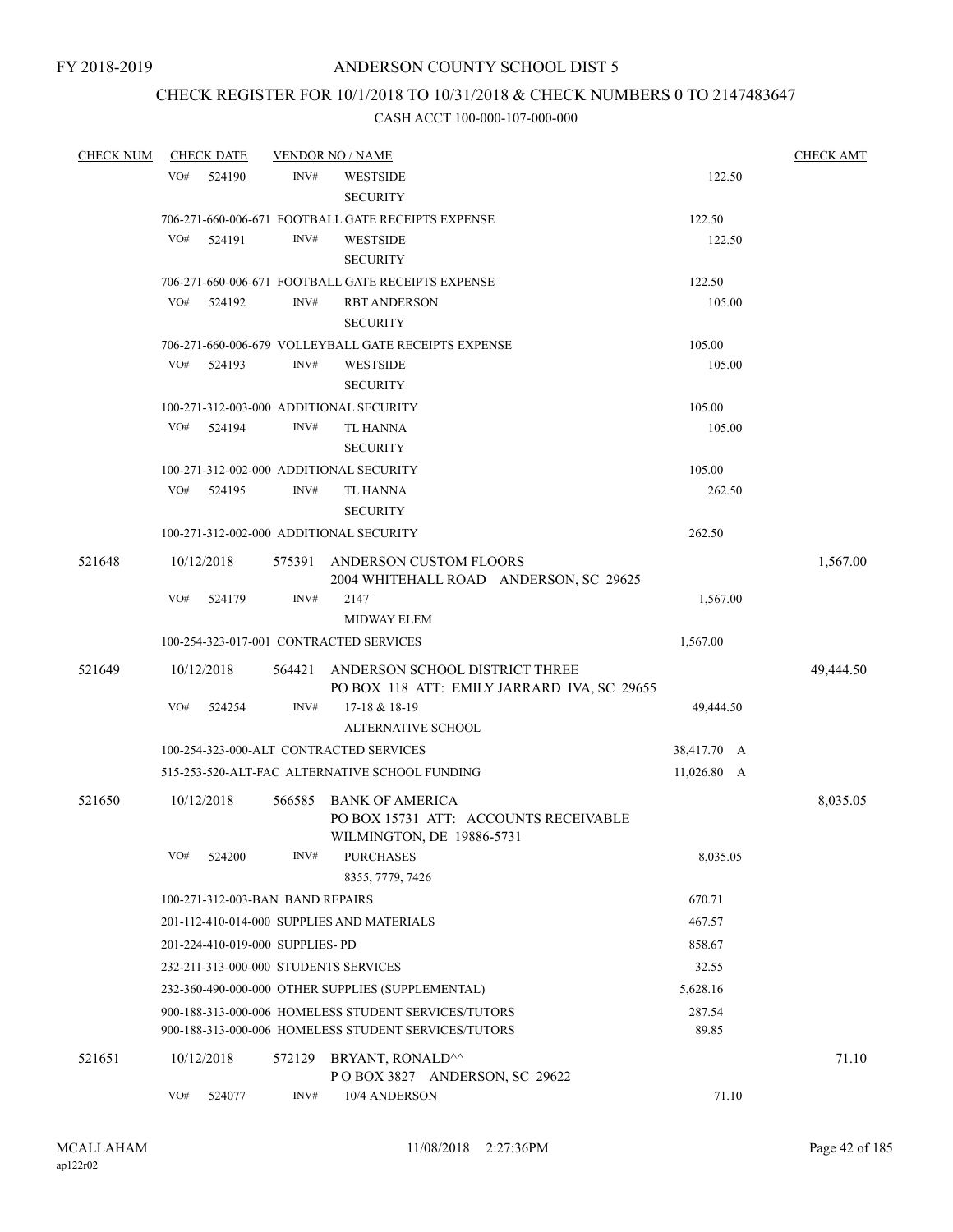FY 2018-2019

# ANDERSON COUNTY SCHOOL DIST 5

## CHECK REGISTER FOR 10/1/2018 TO 10/31/2018 & CHECK NUMBERS 0 TO 2147483647

### CASH ACCT 100-000-107-000-000

| CHECK NUM | CHECK DATE | VENDOR NO / NAME | | CHECK AMT |
|---|---|---|---|---|
| | VO# 524190 | INV# WESTSIDE SECURITY | 122.50 | |
| | 706-271-660-006-671 FOOTBALL GATE RECEIPTS EXPENSE | | 122.50 | |
| | VO# 524191 | INV# WESTSIDE SECURITY | 122.50 | |
| | 706-271-660-006-671 FOOTBALL GATE RECEIPTS EXPENSE | | 122.50 | |
| | VO# 524192 | INV# RBT ANDERSON SECURITY | 105.00 | |
| | 706-271-660-006-679 VOLLEYBALL GATE RECEIPTS EXPENSE | | 105.00 | |
| | VO# 524193 | INV# WESTSIDE SECURITY | 105.00 | |
| | 100-271-312-003-000 ADDITIONAL SECURITY | | 105.00 | |
| | VO# 524194 | INV# TL HANNA SECURITY | 105.00 | |
| | 100-271-312-002-000 ADDITIONAL SECURITY | | 105.00 | |
| | VO# 524195 | INV# TL HANNA SECURITY | 262.50 | |
| | 100-271-312-002-000 ADDITIONAL SECURITY | | 262.50 | |
| 521648 | 10/12/2018 | 575391 ANDERSON CUSTOM FLOORS<br>2004 WHITEHALL ROAD ANDERSON, SC 29625 | | 1,567.00 |
| | VO# 524179 | INV# 2147<br>MIDWAY ELEM | 1,567.00 | |
| | 100-254-323-017-001 CONTRACTED SERVICES | | 1,567.00 | |
| 521649 | 10/12/2018 | 564421 ANDERSON SCHOOL DISTRICT THREE<br>PO BOX 118 ATT: EMILY JARRARD IVA, SC 29655 | | 49,444.50 |
| | VO# 524254 | INV# 17-18 & 18-19<br>ALTERNATIVE SCHOOL | 49,444.50 | |
| | 100-254-323-000-ALT CONTRACTED SERVICES | | 38,417.70 A | |
| | 515-253-520-ALT-FAC ALTERNATIVE SCHOOL FUNDING | | 11,026.80 A | |
| 521650 | 10/12/2018 | 566585 BANK OF AMERICA<br>PO BOX 15731 ATT: ACCOUNTS RECEIVABLE<br>WILMINGTON, DE 19886-5731 | | 8,035.05 |
| | VO# 524200 | INV# PURCHASES<br>8355, 7779, 7426 | 8,035.05 | |
| | 100-271-312-003-BAN BAND REPAIRS | | 670.71 | |
| | 201-112-410-014-000 SUPPLIES AND MATERIALS | | 467.57 | |
| | 201-224-410-019-000 SUPPLIES- PD | | 858.67 | |
| | 232-211-313-000-000 STUDENTS SERVICES | | 32.55 | |
| | 232-360-490-000-000 OTHER SUPPLIES (SUPPLEMENTAL) | | 5,628.16 | |
| | 900-188-313-000-006 HOMELESS STUDENT SERVICES/TUTORS | | 287.54 | |
| | 900-188-313-000-006 HOMELESS STUDENT SERVICES/TUTORS | | 89.85 | |
| 521651 | 10/12/2018 | 572129 BRYANT, RONALD^^<br>P O BOX 3827 ANDERSON, SC 29622 | | 71.10 |
| | VO# 524077 | INV# 10/4 ANDERSON | 71.10 | |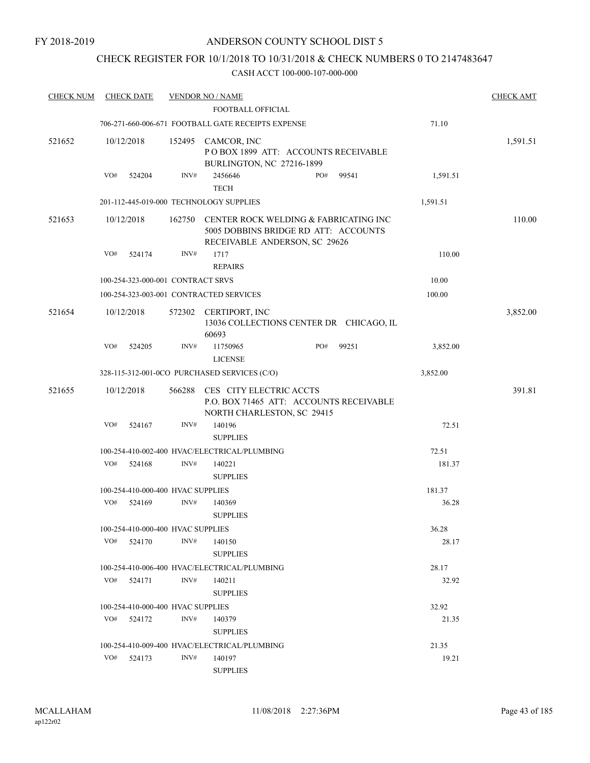FY 2018-2019

# ANDERSON COUNTY SCHOOL DIST 5

## CHECK REGISTER FOR 10/1/2018 TO 10/31/2018 & CHECK NUMBERS 0 TO 2147483647

### CASH ACCT 100-000-107-000-000

| CHECK NUM | CHECK DATE | VENDOR NO / NAME | | CHECK AMT |
|---|---|---|---|---|
| | | FOOTBALL OFFICIAL | | |
| | | 706-271-660-006-671 FOOTBALL GATE RECEIPTS EXPENSE | 71.10 | |
| 521652 | 10/12/2018 | 152495 CAMCOR, INC<br>P O BOX 1899 ATT: ACCOUNTS RECEIVABLE<br>BURLINGTON, NC 27216-1899 | | 1,591.51 |
| | VO# 524204 | INV# 2456646 PO# 99541<br>TECH | 1,591.51 | |
| | | 201-112-445-019-000 TECHNOLOGY SUPPLIES | 1,591.51 | |
| 521653 | 10/12/2018 | 162750 CENTER ROCK WELDING & FABRICATING INC<br>5005 DOBBINS BRIDGE RD ATT: ACCOUNTS<br>RECEIVABLE ANDERSON, SC 29626 | | 110.00 |
| | VO# 524174 | INV# 1717<br>REPAIRS | 110.00 | |
| | | 100-254-323-000-001 CONTRACT SRVS | 10.00 | |
| | | 100-254-323-003-001 CONTRACTED SERVICES | 100.00 | |
| 521654 | 10/12/2018 | 572302 CERTIPORT, INC<br>13036 COLLECTIONS CENTER DR CHICAGO, IL<br>60693 | | 3,852.00 |
| | VO# 524205 | INV# 11750965 PO# 99251<br>LICENSE | 3,852.00 | |
| | | 328-115-312-001-0CO PURCHASED SERVICES (C/O) | 3,852.00 | |
| 521655 | 10/12/2018 | 566288 CES CITY ELECTRIC ACCTS<br>P.O. BOX 71465 ATT: ACCOUNTS RECEIVABLE<br>NORTH CHARLESTON, SC 29415 | | 391.81 |
| | VO# 524167 | INV# 140196<br>SUPPLIES | 72.51 | |
| | | 100-254-410-002-400 HVAC/ELECTRICAL/PLUMBING | 72.51 | |
| | VO# 524168 | INV# 140221<br>SUPPLIES | 181.37 | |
| | | 100-254-410-000-400 HVAC SUPPLIES | 181.37 | |
| | VO# 524169 | INV# 140369<br>SUPPLIES | 36.28 | |
| | | 100-254-410-000-400 HVAC SUPPLIES | 36.28 | |
| | VO# 524170 | INV# 140150<br>SUPPLIES | 28.17 | |
| | | 100-254-410-006-400 HVAC/ELECTRICAL/PLUMBING | 28.17 | |
| | VO# 524171 | INV# 140211<br>SUPPLIES | 32.92 | |
| | | 100-254-410-000-400 HVAC SUPPLIES | 32.92 | |
| | VO# 524172 | INV# 140379<br>SUPPLIES | 21.35 | |
| | | 100-254-410-009-400 HVAC/ELECTRICAL/PLUMBING | 21.35 | |
| | VO# 524173 | INV# 140197<br>SUPPLIES | 19.21 | |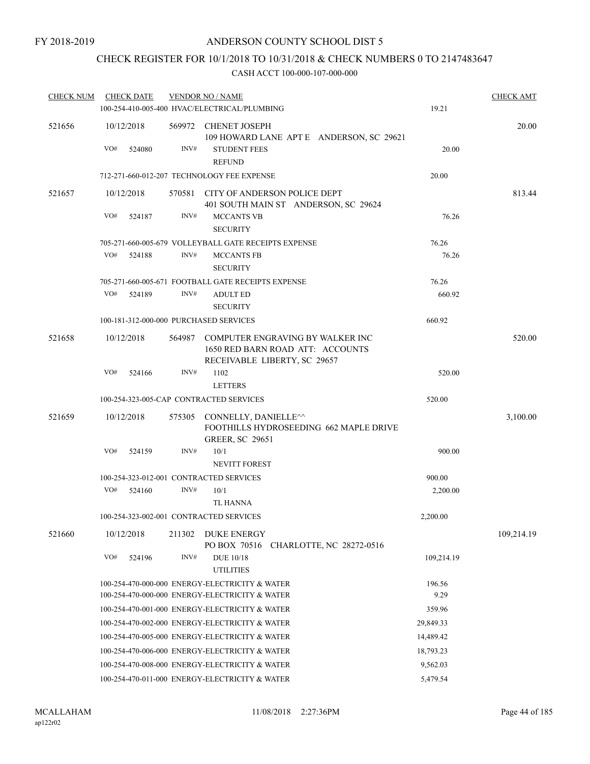FY 2018-2019

# ANDERSON COUNTY SCHOOL DIST 5

## CHECK REGISTER FOR 10/1/2018 TO 10/31/2018 & CHECK NUMBERS 0 TO 2147483647

CASH ACCT 100-000-107-000-000

| CHECK NUM | CHECK DATE | VENDOR NO / NAME | | CHECK AMT |
|---|---|---|---|---|
| | | 100-254-410-005-400 HVAC/ELECTRICAL/PLUMBING | 19.21 | |
| 521656 | 10/12/2018 | 569972 CHENET JOSEPH<br>109 HOWARD LANE APT E ANDERSON, SC 29621 | | 20.00 |
| | VO# 524080 | INV# STUDENT FEES<br>REFUND | 20.00 | |
| | | 712-271-660-012-207 TECHNOLOGY FEE EXPENSE | 20.00 | |
| 521657 | 10/12/2018 | 570581 CITY OF ANDERSON POLICE DEPT<br>401 SOUTH MAIN ST ANDERSON, SC 29624 | | 813.44 |
| | VO# 524187 | INV# MCCANTS VB<br>SECURITY | 76.26 | |
| | | 705-271-660-005-679 VOLLEYBALL GATE RECEIPTS EXPENSE | 76.26 | |
| | VO# 524188 | INV# MCCANTS FB<br>SECURITY | 76.26 | |
| | | 705-271-660-005-671 FOOTBALL GATE RECEIPTS EXPENSE | 76.26 | |
| | VO# 524189 | INV# ADULT ED<br>SECURITY | 660.92 | |
| | | 100-181-312-000-000 PURCHASED SERVICES | 660.92 | |
| 521658 | 10/12/2018 | 564987 COMPUTER ENGRAVING BY WALKER INC<br>1650 RED BARN ROAD ATT: ACCOUNTS<br>RECEIVABLE LIBERTY, SC 29657 | | 520.00 |
| | VO# 524166 | INV# 1102<br>LETTERS | 520.00 | |
| | | 100-254-323-005-CAP CONTRACTED SERVICES | 520.00 | |
| 521659 | 10/12/2018 | 575305 CONNELLY, DANIELLE^^<br>FOOTHILLS HYDROSEEDING 662 MAPLE DRIVE<br>GREER, SC 29651 | | 3,100.00 |
| | VO# 524159 | INV# 10/1<br>NEVITT FOREST | 900.00 | |
| | | 100-254-323-012-001 CONTRACTED SERVICES | 900.00 | |
| | VO# 524160 | INV# 10/1<br>TL HANNA | 2,200.00 | |
| | | 100-254-323-002-001 CONTRACTED SERVICES | 2,200.00 | |
| 521660 | 10/12/2018 | 211302 DUKE ENERGY<br>PO BOX 70516 CHARLOTTE, NC 28272-0516 | | 109,214.19 |
| | VO# 524196 | INV# DUE 10/18<br>UTILITIES | 109,214.19 | |
| | | 100-254-470-000-000 ENERGY-ELECTRICITY & WATER | 196.56 | |
| | | 100-254-470-000-000 ENERGY-ELECTRICITY & WATER | 9.29 | |
| | | 100-254-470-001-000 ENERGY-ELECTRICITY & WATER | 359.96 | |
| | | 100-254-470-002-000 ENERGY-ELECTRICITY & WATER | 29,849.33 | |
| | | 100-254-470-005-000 ENERGY-ELECTRICITY & WATER | 14,489.42 | |
| | | 100-254-470-006-000 ENERGY-ELECTRICITY & WATER | 18,793.23 | |
| | | 100-254-470-008-000 ENERGY-ELECTRICITY & WATER | 9,562.03 | |
| | | 100-254-470-011-000 ENERGY-ELECTRICITY & WATER | 5,479.54 | |

MCALLAHAM
ap122r02 11/08/2018 2:27:36PM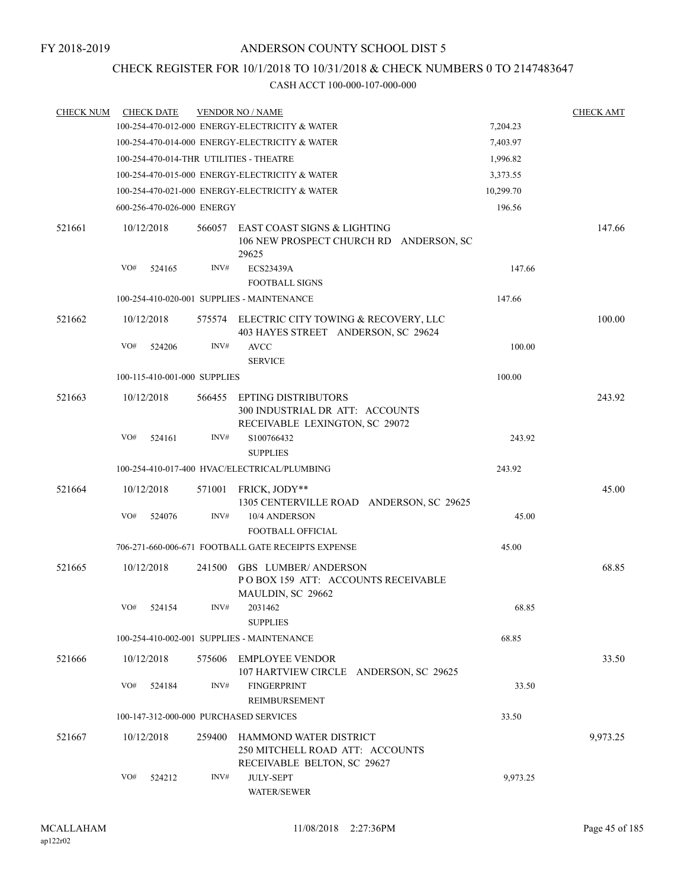FY 2018-2019

# ANDERSON COUNTY SCHOOL DIST 5

## CHECK REGISTER FOR 10/1/2018 TO 10/31/2018 & CHECK NUMBERS 0 TO 2147483647

### CASH ACCT 100-000-107-000-000

| CHECK NUM | CHECK DATE | VENDOR NO / NAME | | CHECK AMT |
|---|---|---|---|---|
| | | 100-254-470-012-000 ENERGY-ELECTRICITY & WATER | 7,204.23 | |
| | | 100-254-470-014-000 ENERGY-ELECTRICITY & WATER | 7,403.97 | |
| | | 100-254-470-014-THR UTILITIES - THEATRE | 1,996.82 | |
| | | 100-254-470-015-000 ENERGY-ELECTRICITY & WATER | 3,373.55 | |
| | | 100-254-470-021-000 ENERGY-ELECTRICITY & WATER | 10,299.70 | |
| | | 600-256-470-026-000 ENERGY | 196.56 | |
| 521661 | 10/12/2018 | 566057 EAST COAST SIGNS & LIGHTING<br>106 NEW PROSPECT CHURCH RD ANDERSON, SC 29625 | | 147.66 |
| | VO# 524165 | INV# ECS23439A<br>FOOTBALL SIGNS | 147.66 | |
| | | 100-254-410-020-001 SUPPLIES - MAINTENANCE | 147.66 | |
| 521662 | 10/12/2018 | 575574 ELECTRIC CITY TOWING & RECOVERY, LLC<br>403 HAYES STREET ANDERSON, SC 29624 | | 100.00 |
| | VO# 524206 | INV# AVCC<br>SERVICE | 100.00 | |
| | | 100-115-410-001-000 SUPPLIES | 100.00 | |
| 521663 | 10/12/2018 | 566455 EPTING DISTRIBUTORS<br>300 INDUSTRIAL DR ATT: ACCOUNTS RECEIVABLE LEXINGTON, SC 29072 | | 243.92 |
| | VO# 524161 | INV# S100766432<br>SUPPLIES | 243.92 | |
| | | 100-254-410-017-400 HVAC/ELECTRICAL/PLUMBING | 243.92 | |
| 521664 | 10/12/2018 | 571001 FRICK, JODY**<br>1305 CENTERVILLE ROAD ANDERSON, SC 29625 | | 45.00 |
| | VO# 524076 | INV# 10/4 ANDERSON<br>FOOTBALL OFFICIAL | 45.00 | |
| | | 706-271-660-006-671 FOOTBALL GATE RECEIPTS EXPENSE | 45.00 | |
| 521665 | 10/12/2018 | 241500 GBS LUMBER/ ANDERSON<br>P O BOX 159 ATT: ACCOUNTS RECEIVABLE MAULDIN, SC 29662 | | 68.85 |
| | VO# 524154 | INV# 2031462<br>SUPPLIES | 68.85 | |
| | | 100-254-410-002-001 SUPPLIES - MAINTENANCE | 68.85 | |
| 521666 | 10/12/2018 | 575606 EMPLOYEE VENDOR<br>107 HARTVIEW CIRCLE ANDERSON, SC 29625 | | 33.50 |
| | VO# 524184 | INV# FINGERPRINT<br>REIMBURSEMENT | 33.50 | |
| | | 100-147-312-000-000 PURCHASED SERVICES | 33.50 | |
| 521667 | 10/12/2018 | 259400 HAMMOND WATER DISTRICT<br>250 MITCHELL ROAD ATT: ACCOUNTS RECEIVABLE BELTON, SC 29627 | | 9,973.25 |
| | VO# 524212 | INV# JULY-SEPT<br>WATER/SEWER | 9,973.25 | |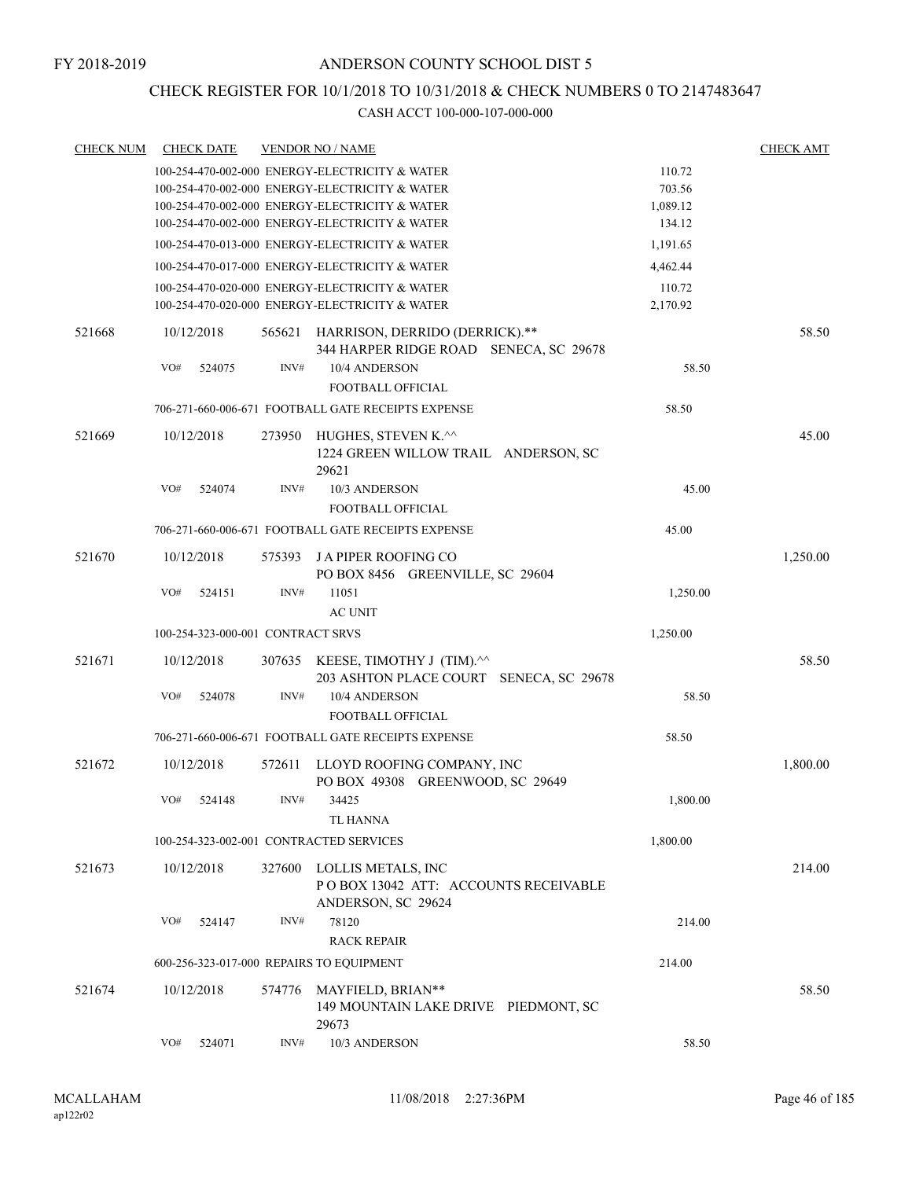FY 2018-2019

# ANDERSON COUNTY SCHOOL DIST 5

## CHECK REGISTER FOR 10/1/2018 TO 10/31/2018 & CHECK NUMBERS 0 TO 2147483647

CASH ACCT 100-000-107-000-000

| CHECK NUM | CHECK DATE | VENDOR NO / NAME | | CHECK AMT |
|---|---|---|---|---|
| | | 100-254-470-002-000 ENERGY-ELECTRICITY & WATER | 110.72 | |
| | | 100-254-470-002-000 ENERGY-ELECTRICITY & WATER | 703.56 | |
| | | 100-254-470-002-000 ENERGY-ELECTRICITY & WATER | 1,089.12 | |
| | | 100-254-470-002-000 ENERGY-ELECTRICITY & WATER | 134.12 | |
| | | 100-254-470-013-000 ENERGY-ELECTRICITY & WATER | 1,191.65 | |
| | | 100-254-470-017-000 ENERGY-ELECTRICITY & WATER | 4,462.44 | |
| | | 100-254-470-020-000 ENERGY-ELECTRICITY & WATER | 110.72 | |
| | | 100-254-470-020-000 ENERGY-ELECTRICITY & WATER | 2,170.92 | |
| 521668 | 10/12/2018 | 565621 HARRISON, DERRIDO (DERRICK).** 344 HARPER RIDGE ROAD SENECA, SC 29678 | | 58.50 |
| | VO# 524075 | INV# 10/4 ANDERSON FOOTBALL OFFICIAL | 58.50 | |
| | | 706-271-660-006-671 FOOTBALL GATE RECEIPTS EXPENSE | 58.50 | |
| 521669 | 10/12/2018 | 273950 HUGHES, STEVEN K.^^ 1224 GREEN WILLOW TRAIL ANDERSON, SC 29621 | | 45.00 |
| | VO# 524074 | INV# 10/3 ANDERSON FOOTBALL OFFICIAL | 45.00 | |
| | | 706-271-660-006-671 FOOTBALL GATE RECEIPTS EXPENSE | 45.00 | |
| 521670 | 10/12/2018 | 575393 J A PIPER ROOFING CO PO BOX 8456 GREENVILLE, SC 29604 | | 1,250.00 |
| | VO# 524151 | INV# 11051 AC UNIT | 1,250.00 | |
| | | 100-254-323-000-001 CONTRACT SRVS | 1,250.00 | |
| 521671 | 10/12/2018 | 307635 KEESE, TIMOTHY J (TIM).^^ 203 ASHTON PLACE COURT SENECA, SC 29678 | | 58.50 |
| | VO# 524078 | INV# 10/4 ANDERSON FOOTBALL OFFICIAL | 58.50 | |
| | | 706-271-660-006-671 FOOTBALL GATE RECEIPTS EXPENSE | 58.50 | |
| 521672 | 10/12/2018 | 572611 LLOYD ROOFING COMPANY, INC PO BOX 49308 GREENWOOD, SC 29649 | | 1,800.00 |
| | VO# 524148 | INV# 34425 TL HANNA | 1,800.00 | |
| | | 100-254-323-002-001 CONTRACTED SERVICES | 1,800.00 | |
| 521673 | 10/12/2018 | 327600 LOLLIS METALS, INC P O BOX 13042 ATT: ACCOUNTS RECEIVABLE ANDERSON, SC 29624 | | 214.00 |
| | VO# 524147 | INV# 78120 RACK REPAIR | 214.00 | |
| | | 600-256-323-017-000 REPAIRS TO EQUIPMENT | 214.00 | |
| 521674 | 10/12/2018 | 574776 MAYFIELD, BRIAN** 149 MOUNTAIN LAKE DRIVE PIEDMONT, SC 29673 | | 58.50 |
| | VO# 524071 | INV# 10/3 ANDERSON | 58.50 | |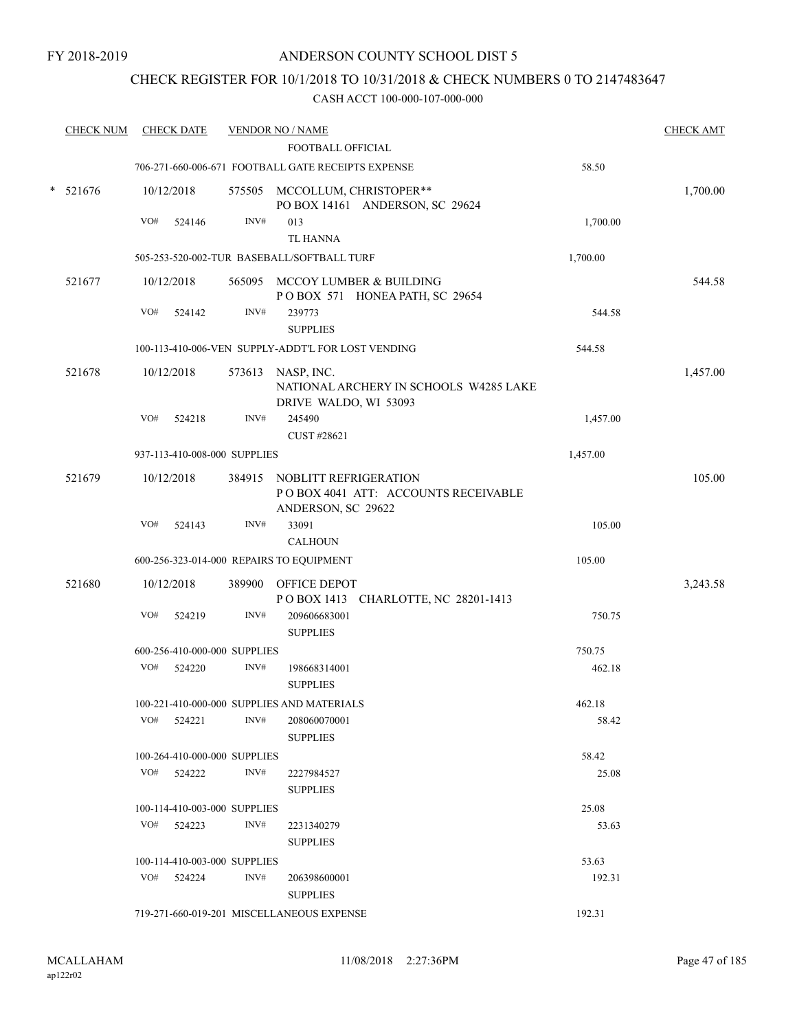FY 2018-2019

# ANDERSON COUNTY SCHOOL DIST 5

## CHECK REGISTER FOR 10/1/2018 TO 10/31/2018 & CHECK NUMBERS 0 TO 2147483647

### CASH ACCT 100-000-107-000-000

| CHECK NUM | CHECK DATE | VENDOR NO / NAME | | CHECK AMT |
|---|---|---|---|---|
| | | FOOTBALL OFFICIAL | | |
| | | 706-271-660-006-671 FOOTBALL GATE RECEIPTS EXPENSE | 58.50 | |
| * 521676 | 10/12/2018 | 575505 MCCOLLUM, CHRISTOPER** PO BOX 14161 ANDERSON, SC 29624 | | 1,700.00 |
| | VO# 524146 | INV# 013 TL HANNA | 1,700.00 | |
| | | 505-253-520-002-TUR BASEBALL/SOFTBALL TURF | 1,700.00 | |
| 521677 | 10/12/2018 | 565095 MCCOY LUMBER & BUILDING P O BOX 571 HONEA PATH, SC 29654 | | 544.58 |
| | VO# 524142 | INV# 239773 SUPPLIES | 544.58 | |
| | | 100-113-410-006-VEN SUPPLY-ADDT'L FOR LOST VENDING | 544.58 | |
| 521678 | 10/12/2018 | 573613 NASP, INC. NATIONAL ARCHERY IN SCHOOLS W4285 LAKE DRIVE WALDO, WI 53093 | | 1,457.00 |
| | VO# 524218 | INV# 245490 CUST #28621 | 1,457.00 | |
| | | 937-113-410-008-000 SUPPLIES | 1,457.00 | |
| 521679 | 10/12/2018 | 384915 NOBLITT REFRIGERATION P O BOX 4041 ATT: ACCOUNTS RECEIVABLE ANDERSON, SC 29622 | | 105.00 |
| | VO# 524143 | INV# 33091 CALHOUN | 105.00 | |
| | | 600-256-323-014-000 REPAIRS TO EQUIPMENT | 105.00 | |
| 521680 | 10/12/2018 | 389900 OFFICE DEPOT P O BOX 1413 CHARLOTTE, NC 28201-1413 | | 3,243.58 |
| | VO# 524219 | INV# 209606683001 SUPPLIES | 750.75 | |
| | | 600-256-410-000-000 SUPPLIES | 750.75 | |
| | VO# 524220 | INV# 198668314001 SUPPLIES | 462.18 | |
| | | 100-221-410-000-000 SUPPLIES AND MATERIALS | 462.18 | |
| | VO# 524221 | INV# 208060070001 SUPPLIES | 58.42 | |
| | | 100-264-410-000-000 SUPPLIES | 58.42 | |
| | VO# 524222 | INV# 2227984527 SUPPLIES | 25.08 | |
| | | 100-114-410-003-000 SUPPLIES | 25.08 | |
| | VO# 524223 | INV# 2231340279 SUPPLIES | 53.63 | |
| | | 100-114-410-003-000 SUPPLIES | 53.63 | |
| | VO# 524224 | INV# 206398600001 SUPPLIES | 192.31 | |
| | | 719-271-660-019-201 MISCELLANEOUS EXPENSE | 192.31 | |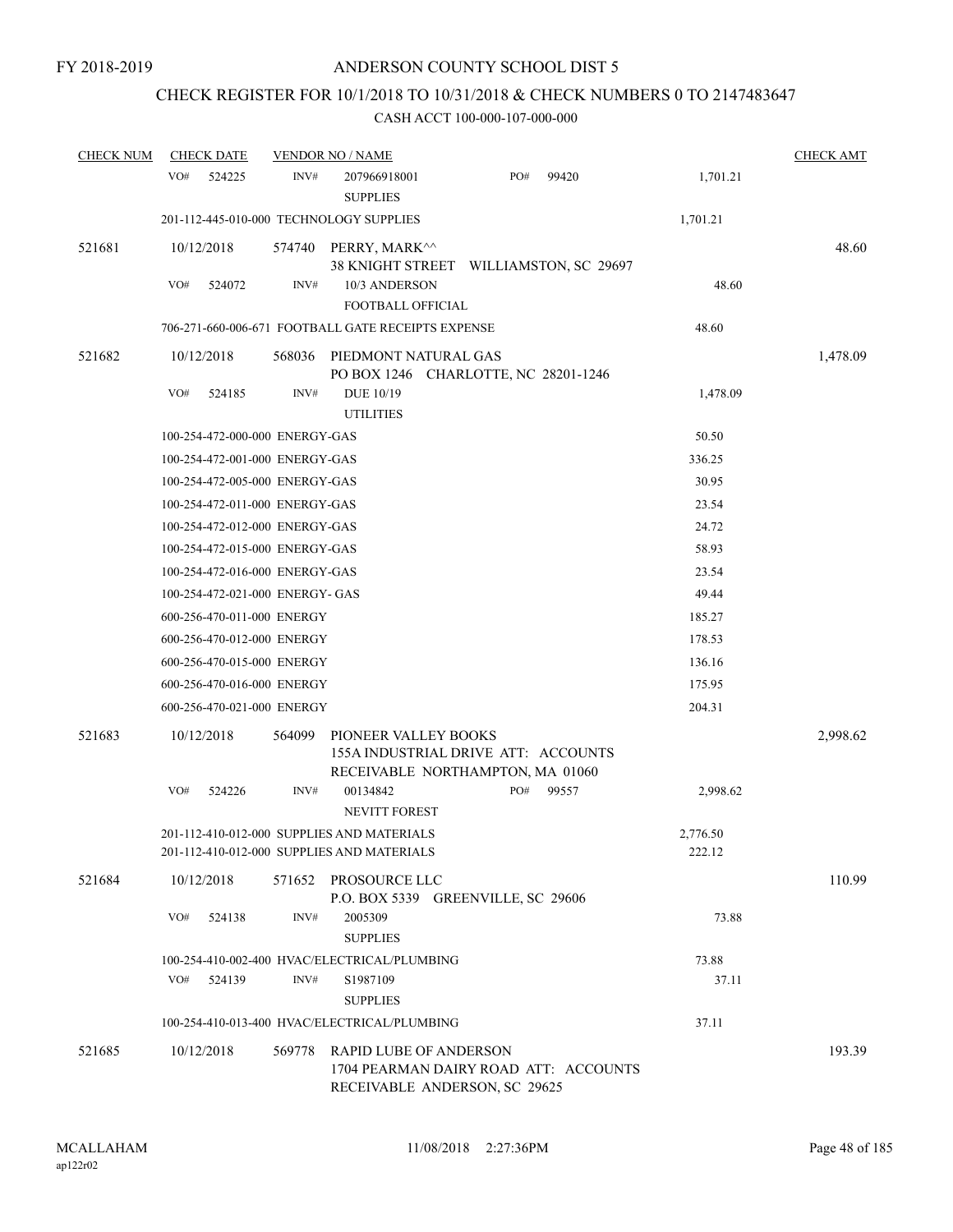FY 2018-2019

# ANDERSON COUNTY SCHOOL DIST 5

## CHECK REGISTER FOR 10/1/2018 TO 10/31/2018 & CHECK NUMBERS 0 TO 2147483647

### CASH ACCT 100-000-107-000-000

| CHECK NUM | CHECK DATE | VENDOR NO / NAME | | CHECK AMT |
|---|---|---|---|---|
| | VO# 524225 | INV# 207966918001 PO# 99420<br>SUPPLIES | 1,701.21 | |
| | 201-112-445-010-000 TECHNOLOGY SUPPLIES | | 1,701.21 | |
| 521681 | 10/12/2018 | 574740 PERRY, MARK^^<br>38 KNIGHT STREET WILLIAMSTON, SC 29697 | | 48.60 |
| | VO# 524072 | INV# 10/3 ANDERSON<br>FOOTBALL OFFICIAL | 48.60 | |
| | 706-271-660-006-671 FOOTBALL GATE RECEIPTS EXPENSE | | 48.60 | |
| 521682 | 10/12/2018 | 568036 PIEDMONT NATURAL GAS<br>PO BOX 1246 CHARLOTTE, NC 28201-1246 | | 1,478.09 |
| | VO# 524185 | INV# DUE 10/19<br>UTILITIES | 1,478.09 | |
| | 100-254-472-000-000 ENERGY-GAS | | 50.50 | |
| | 100-254-472-001-000 ENERGY-GAS | | 336.25 | |
| | 100-254-472-005-000 ENERGY-GAS | | 30.95 | |
| | 100-254-472-011-000 ENERGY-GAS | | 23.54 | |
| | 100-254-472-012-000 ENERGY-GAS | | 24.72 | |
| | 100-254-472-015-000 ENERGY-GAS | | 58.93 | |
| | 100-254-472-016-000 ENERGY-GAS | | 23.54 | |
| | 100-254-472-021-000 ENERGY- GAS | | 49.44 | |
| | 600-256-470-011-000 ENERGY | | 185.27 | |
| | 600-256-470-012-000 ENERGY | | 178.53 | |
| | 600-256-470-015-000 ENERGY | | 136.16 | |
| | 600-256-470-016-000 ENERGY | | 175.95 | |
| | 600-256-470-021-000 ENERGY | | 204.31 | |
| 521683 | 10/12/2018 | 564099 PIONEER VALLEY BOOKS<br>155A INDUSTRIAL DRIVE ATT: ACCOUNTS<br>RECEIVABLE NORTHAMPTON, MA 01060 | | 2,998.62 |
| | VO# 524226 | INV# 00134842 PO# 99557<br>NEVITT FOREST | 2,998.62 | |
| | 201-112-410-012-000 SUPPLIES AND MATERIALS | | 2,776.50 | |
| | 201-112-410-012-000 SUPPLIES AND MATERIALS | | 222.12 | |
| 521684 | 10/12/2018 | 571652 PROSOURCE LLC<br>P.O. BOX 5339 GREENVILLE, SC 29606 | | 110.99 |
| | VO# 524138 | INV# 2005309<br>SUPPLIES | 73.88 | |
| | 100-254-410-002-400 HVAC/ELECTRICAL/PLUMBING | | 73.88 | |
| | VO# 524139 | INV# S1987109<br>SUPPLIES | 37.11 | |
| | 100-254-410-013-400 HVAC/ELECTRICAL/PLUMBING | | 37.11 | |
| 521685 | 10/12/2018 | 569778 RAPID LUBE OF ANDERSON<br>1704 PEARMAN DAIRY ROAD ATT: ACCOUNTS<br>RECEIVABLE ANDERSON, SC 29625 | | 193.39 |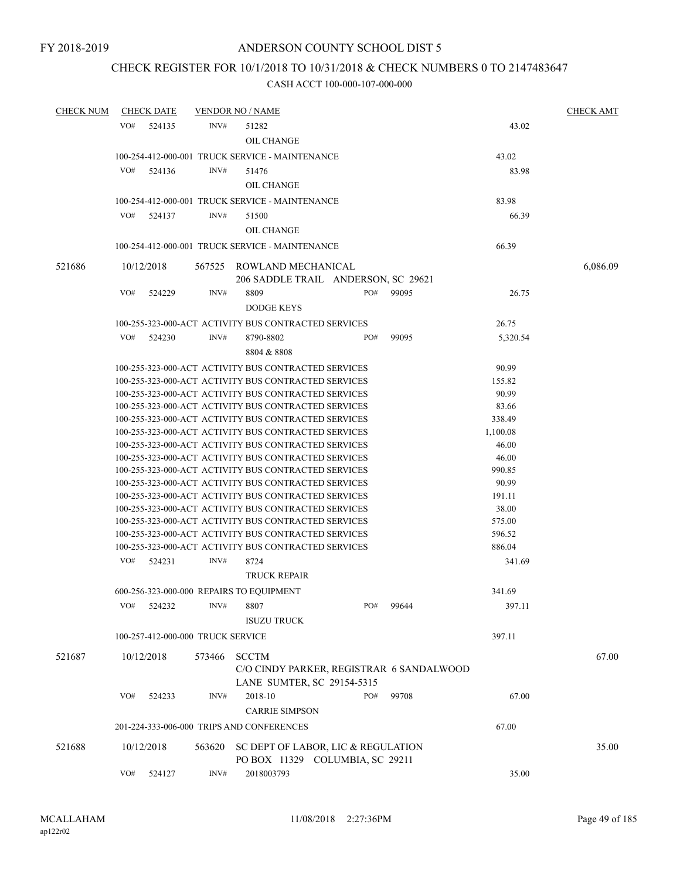FY 2018-2019

# ANDERSON COUNTY SCHOOL DIST 5

## CHECK REGISTER FOR 10/1/2018 TO 10/31/2018 & CHECK NUMBERS 0 TO 2147483647

### CASH ACCT 100-000-107-000-000

| CHECK NUM | CHECK DATE | VENDOR NO / NAME | | CHECK AMT |
|---|---|---|---|---|
| | VO# 524135 | INV# 51282 | 43.02 | |
| | | OIL CHANGE | | |
| | 100-254-412-000-001 TRUCK SERVICE - MAINTENANCE | | 43.02 | |
| | VO# 524136 | INV# 51476 | 83.98 | |
| | | OIL CHANGE | | |
| | 100-254-412-000-001 TRUCK SERVICE - MAINTENANCE | | 83.98 | |
| | VO# 524137 | INV# 51500 | 66.39 | |
| | | OIL CHANGE | | |
| | 100-254-412-000-001 TRUCK SERVICE - MAINTENANCE | | 66.39 | |
| 521686 | 10/12/2018 | 567525 ROWLAND MECHANICAL<br>206 SADDLE TRAIL ANDERSON, SC 29621 | | 6,086.09 |
| | VO# 524229 | INV# 8809 PO# 99095 | 26.75 | |
| | | DODGE KEYS | | |
| | 100-255-323-000-ACT ACTIVITY BUS CONTRACTED SERVICES | | 26.75 | |
| | VO# 524230 | INV# 8790-8802 PO# 99095 | 5,320.54 | |
| | | 8804 & 8808 | | |
| | 100-255-323-000-ACT ACTIVITY BUS CONTRACTED SERVICES | | 90.99 | |
| | 100-255-323-000-ACT ACTIVITY BUS CONTRACTED SERVICES | | 155.82 | |
| | 100-255-323-000-ACT ACTIVITY BUS CONTRACTED SERVICES | | 90.99 | |
| | 100-255-323-000-ACT ACTIVITY BUS CONTRACTED SERVICES | | 83.66 | |
| | 100-255-323-000-ACT ACTIVITY BUS CONTRACTED SERVICES | | 338.49 | |
| | 100-255-323-000-ACT ACTIVITY BUS CONTRACTED SERVICES | | 1,100.08 | |
| | 100-255-323-000-ACT ACTIVITY BUS CONTRACTED SERVICES | | 46.00 | |
| | 100-255-323-000-ACT ACTIVITY BUS CONTRACTED SERVICES | | 46.00 | |
| | 100-255-323-000-ACT ACTIVITY BUS CONTRACTED SERVICES | | 990.85 | |
| | 100-255-323-000-ACT ACTIVITY BUS CONTRACTED SERVICES | | 90.99 | |
| | 100-255-323-000-ACT ACTIVITY BUS CONTRACTED SERVICES | | 191.11 | |
| | 100-255-323-000-ACT ACTIVITY BUS CONTRACTED SERVICES | | 38.00 | |
| | 100-255-323-000-ACT ACTIVITY BUS CONTRACTED SERVICES | | 575.00 | |
| | 100-255-323-000-ACT ACTIVITY BUS CONTRACTED SERVICES | | 596.52 | |
| | 100-255-323-000-ACT ACTIVITY BUS CONTRACTED SERVICES | | 886.04 | |
| | VO# 524231 | INV# 8724 | 341.69 | |
| | | TRUCK REPAIR | | |
| | 600-256-323-000-000 REPAIRS TO EQUIPMENT | | 341.69 | |
| | VO# 524232 | INV# 8807 PO# 99644 | 397.11 | |
| | | ISUZU TRUCK | | |
| | 100-257-412-000-000 TRUCK SERVICE | | 397.11 | |
| 521687 | 10/12/2018 | 573466 SCCTM<br>C/O CINDY PARKER, REGISTRAR 6 SANDALWOOD LANE SUMTER, SC 29154-5315 | | 67.00 |
| | VO# 524233 | INV# 2018-10 PO# 99708 | 67.00 | |
| | | CARRIE SIMPSON | | |
| | 201-224-333-006-000 TRIPS AND CONFERENCES | | 67.00 | |
| 521688 | 10/12/2018 | 563620 SC DEPT OF LABOR, LIC & REGULATION<br>PO BOX 11329 COLUMBIA, SC 29211 | | 35.00 |
| | VO# 524127 | INV# 2018003793 | 35.00 | |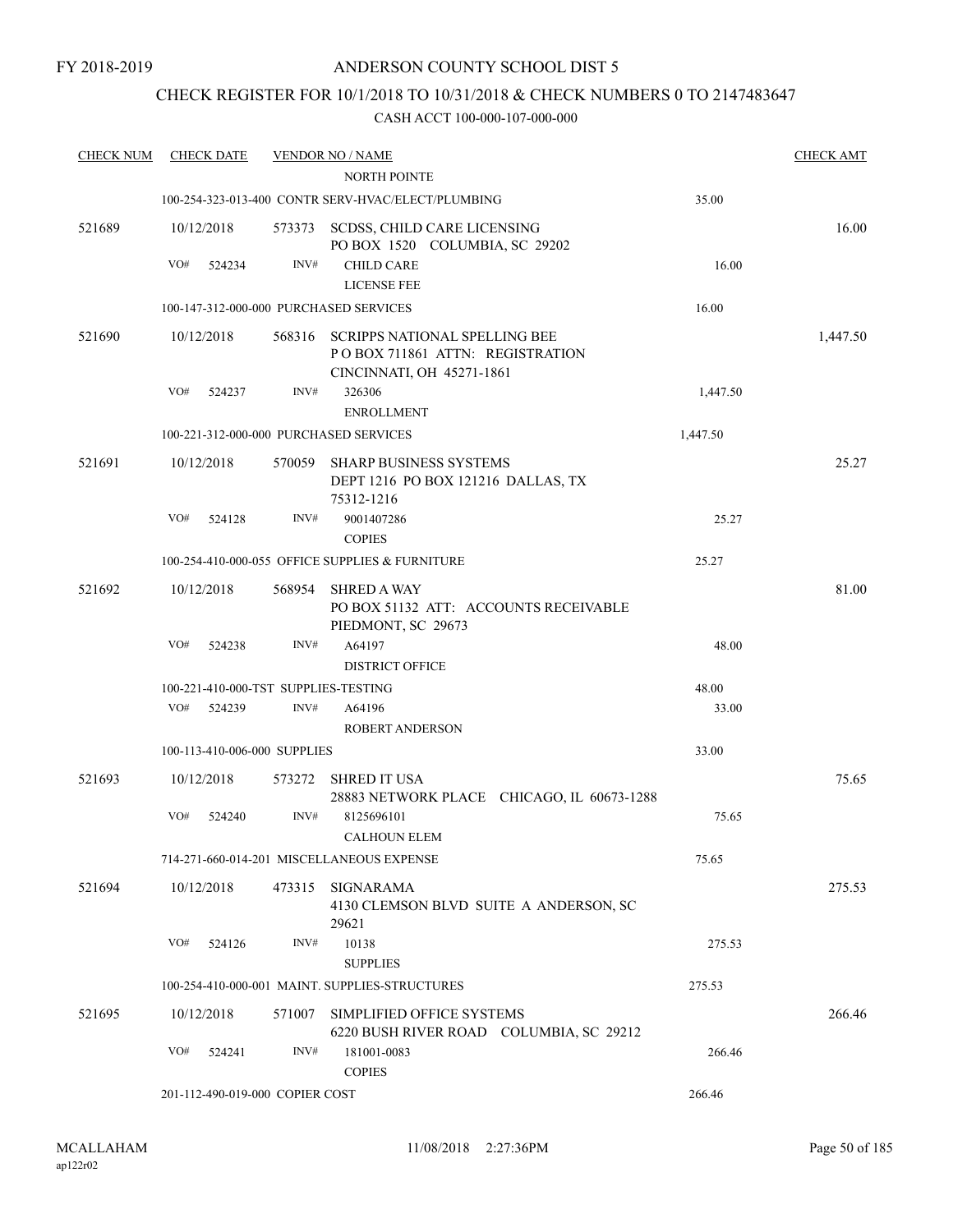FY 2018-2019

# ANDERSON COUNTY SCHOOL DIST 5

## CHECK REGISTER FOR 10/1/2018 TO 10/31/2018 & CHECK NUMBERS 0 TO 2147483647

### CASH ACCT 100-000-107-000-000

| CHECK NUM | CHECK DATE | VENDOR NO / NAME | | CHECK AMT |
|---|---|---|---|---|
| | | NORTH POINTE | | |
| | | 100-254-323-013-400 CONTR SERV-HVAC/ELECT/PLUMBING | 35.00 | |
| 521689 | 10/12/2018 | 573373 SCDSS, CHILD CARE LICENSING PO BOX 1520 COLUMBIA, SC 29202 | | 16.00 |
| | VO# 524234 | INV# CHILD CARE LICENSE FEE | 16.00 | |
| | | 100-147-312-000-000 PURCHASED SERVICES | 16.00 | |
| 521690 | 10/12/2018 | 568316 SCRIPPS NATIONAL SPELLING BEE P O BOX 711861 ATTN: REGISTRATION CINCINNATI, OH 45271-1861 | | 1,447.50 |
| | VO# 524237 | INV# 326306 ENROLLMENT | 1,447.50 | |
| | | 100-221-312-000-000 PURCHASED SERVICES | 1,447.50 | |
| 521691 | 10/12/2018 | 570059 SHARP BUSINESS SYSTEMS DEPT 1216 PO BOX 121216 DALLAS, TX 75312-1216 | | 25.27 |
| | VO# 524128 | INV# 9001407286 COPIES | 25.27 | |
| | | 100-254-410-000-055 OFFICE SUPPLIES & FURNITURE | 25.27 | |
| 521692 | 10/12/2018 | 568954 SHRED A WAY PO BOX 51132 ATT: ACCOUNTS RECEIVABLE PIEDMONT, SC 29673 | | 81.00 |
| | VO# 524238 | INV# A64197 DISTRICT OFFICE | 48.00 | |
| | | 100-221-410-000-TST SUPPLIES-TESTING | 48.00 | |
| | VO# 524239 | INV# A64196 ROBERT ANDERSON | 33.00 | |
| | | 100-113-410-006-000 SUPPLIES | 33.00 | |
| 521693 | 10/12/2018 | 573272 SHRED IT USA 28883 NETWORK PLACE CHICAGO, IL 60673-1288 | | 75.65 |
| | VO# 524240 | INV# 8125696101 CALHOUN ELEM | 75.65 | |
| | | 714-271-660-014-201 MISCELLANEOUS EXPENSE | 75.65 | |
| 521694 | 10/12/2018 | 473315 SIGNARAMA 4130 CLEMSON BLVD SUITE A ANDERSON, SC 29621 | | 275.53 |
| | VO# 524126 | INV# 10138 SUPPLIES | 275.53 | |
| | | 100-254-410-000-001 MAINT. SUPPLIES-STRUCTURES | 275.53 | |
| 521695 | 10/12/2018 | 571007 SIMPLIFIED OFFICE SYSTEMS 6220 BUSH RIVER ROAD COLUMBIA, SC 29212 | | 266.46 |
| | VO# 524241 | INV# 181001-0083 COPIES | 266.46 | |
| | | 201-112-490-019-000 COPIER COST | 266.46 | |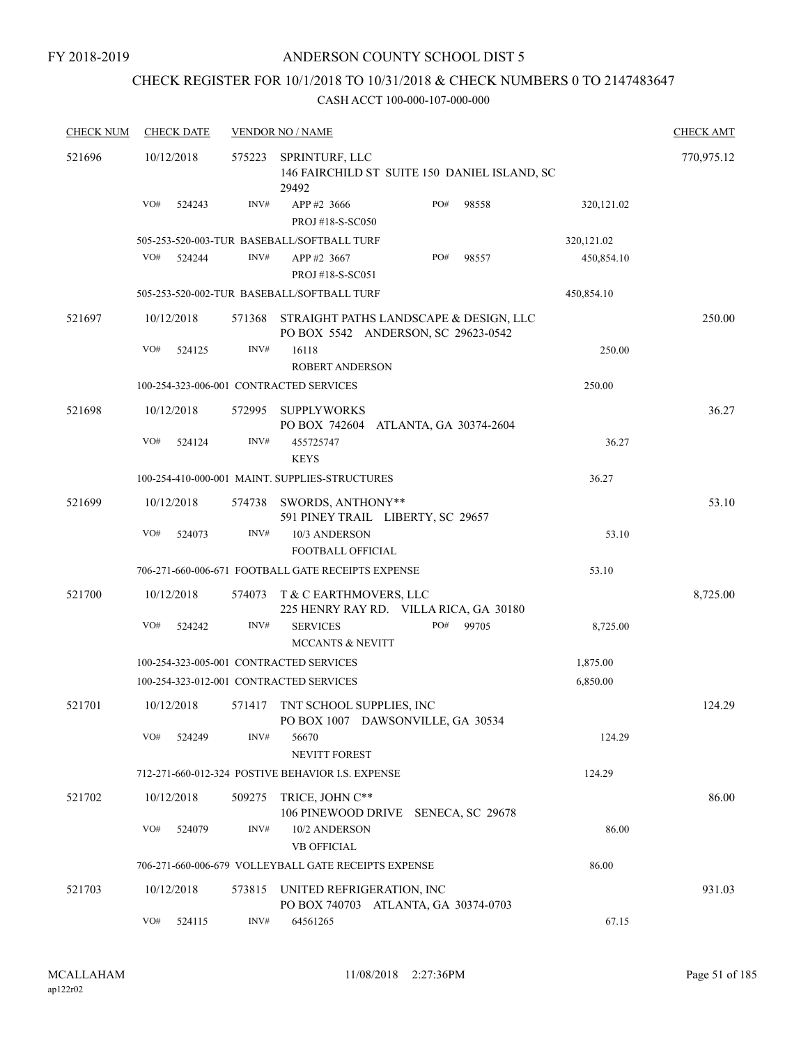FY 2018-2019

# ANDERSON COUNTY SCHOOL DIST 5

## CHECK REGISTER FOR 10/1/2018 TO 10/31/2018 & CHECK NUMBERS 0 TO 2147483647

### CASH ACCT 100-000-107-000-000

| CHECK NUM | CHECK DATE | VENDOR NO / NAME | | | | CHECK AMT |
|---|---|---|---|---|---|---|
| 521696 | 10/12/2018 | 575223 SPRINTURF, LLC<br>146 FAIRCHILD ST SUITE 150 DANIEL ISLAND, SC 29492 | | | | 770,975.12 |
| | VO# 524243 | INV# APP #2 3666<br>PROJ #18-S-SC050 | PO# 98558 | | 320,121.02 | |
| | | 505-253-520-003-TUR BASEBALL/SOFTBALL TURF | | | 320,121.02 | |
| | VO# 524244 | INV# APP #2 3667<br>PROJ #18-S-SC051 | PO# 98557 | | 450,854.10 | |
| | | 505-253-520-002-TUR BASEBALL/SOFTBALL TURF | | | 450,854.10 | |
| 521697 | 10/12/2018 | 571368 STRAIGHT PATHS LANDSCAPE & DESIGN, LLC<br>PO BOX 5542 ANDERSON, SC 29623-0542 | | | | 250.00 |
| | VO# 524125 | INV# 16118<br>ROBERT ANDERSON | | | 250.00 | |
| | | 100-254-323-006-001 CONTRACTED SERVICES | | | 250.00 | |
| 521698 | 10/12/2018 | 572995 SUPPLYWORKS<br>PO BOX 742604 ATLANTA, GA 30374-2604 | | | | 36.27 |
| | VO# 524124 | INV# 455725747<br>KEYS | | | 36.27 | |
| | | 100-254-410-000-001 MAINT. SUPPLIES-STRUCTURES | | | 36.27 | |
| 521699 | 10/12/2018 | 574738 SWORDS, ANTHONY**<br>591 PINEY TRAIL LIBERTY, SC 29657 | | | | 53.10 |
| | VO# 524073 | INV# 10/3 ANDERSON<br>FOOTBALL OFFICIAL | | | 53.10 | |
| | | 706-271-660-006-671 FOOTBALL GATE RECEIPTS EXPENSE | | | 53.10 | |
| 521700 | 10/12/2018 | 574073 T & C EARTHMOVERS, LLC<br>225 HENRY RAY RD. VILLA RICA, GA 30180 | | | | 8,725.00 |
| | VO# 524242 | INV# SERVICES<br>MCCANTS & NEVITT | PO# 99705 | | 8,725.00 | |
| | | 100-254-323-005-001 CONTRACTED SERVICES | | | 1,875.00 | |
| | | 100-254-323-012-001 CONTRACTED SERVICES | | | 6,850.00 | |
| 521701 | 10/12/2018 | 571417 TNT SCHOOL SUPPLIES, INC<br>PO BOX 1007 DAWSONVILLE, GA 30534 | | | | 124.29 |
| | VO# 524249 | INV# 56670<br>NEVITT FOREST | | | 124.29 | |
| | | 712-271-660-012-324 POSTIVE BEHAVIOR I.S. EXPENSE | | | 124.29 | |
| 521702 | 10/12/2018 | 509275 TRICE, JOHN C**<br>106 PINEWOOD DRIVE SENECA, SC 29678 | | | | 86.00 |
| | VO# 524079 | INV# 10/2 ANDERSON<br>VB OFFICIAL | | | 86.00 | |
| | | 706-271-660-006-679 VOLLEYBALL GATE RECEIPTS EXPENSE | | | 86.00 | |
| 521703 | 10/12/2018 | 573815 UNITED REFRIGERATION, INC<br>PO BOX 740703 ATLANTA, GA 30374-0703 | | | | 931.03 |
| | VO# 524115 | INV# 64561265 | | | 67.15 | |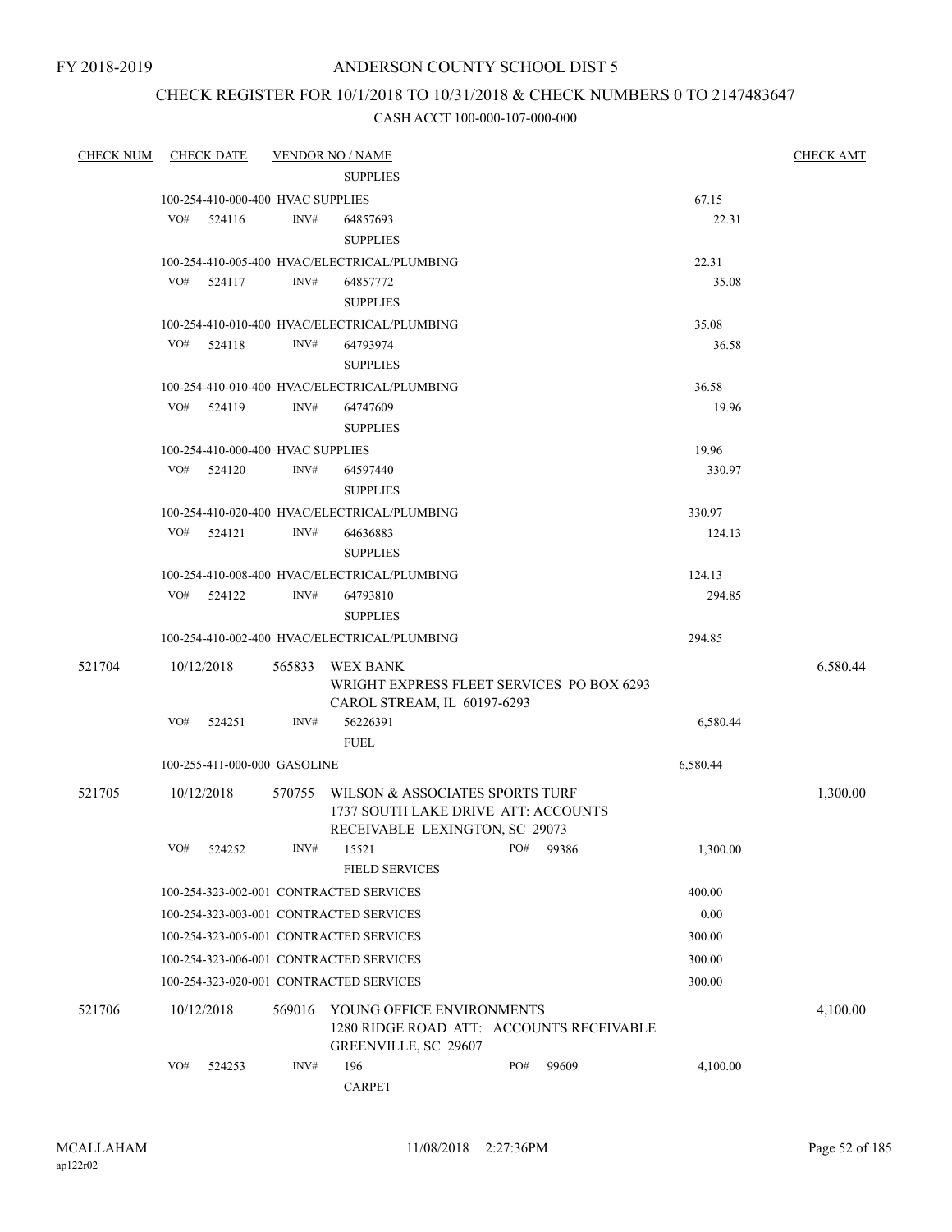FY 2018-2019

# ANDERSON COUNTY SCHOOL DIST 5

## CHECK REGISTER FOR 10/1/2018 TO 10/31/2018 & CHECK NUMBERS 0 TO 2147483647

### CASH ACCT 100-000-107-000-000

| CHECK NUM | CHECK DATE | VENDOR NO / NAME | | CHECK AMT |
|---|---|---|---|---|
| | | SUPPLIES | | |
| | 100-254-410-000-400 HVAC SUPPLIES | | 67.15 | |
| | VO# 524116 | INV# 64857693 SUPPLIES | 22.31 | |
| | 100-254-410-005-400 HVAC/ELECTRICAL/PLUMBING | | 22.31 | |
| | VO# 524117 | INV# 64857772 SUPPLIES | 35.08 | |
| | 100-254-410-010-400 HVAC/ELECTRICAL/PLUMBING | | 35.08 | |
| | VO# 524118 | INV# 64793974 SUPPLIES | 36.58 | |
| | 100-254-410-010-400 HVAC/ELECTRICAL/PLUMBING | | 36.58 | |
| | VO# 524119 | INV# 64747609 SUPPLIES | 19.96 | |
| | 100-254-410-000-400 HVAC SUPPLIES | | 19.96 | |
| | VO# 524120 | INV# 64597440 SUPPLIES | 330.97 | |
| | 100-254-410-020-400 HVAC/ELECTRICAL/PLUMBING | | 330.97 | |
| | VO# 524121 | INV# 64636883 SUPPLIES | 124.13 | |
| | 100-254-410-008-400 HVAC/ELECTRICAL/PLUMBING | | 124.13 | |
| | VO# 524122 | INV# 64793810 SUPPLIES | 294.85 | |
| | 100-254-410-002-400 HVAC/ELECTRICAL/PLUMBING | | 294.85 | |
| 521704 | 10/12/2018 | 565833 WEX BANK WRIGHT EXPRESS FLEET SERVICES PO BOX 6293 CAROL STREAM, IL 60197-6293 | | 6,580.44 |
| | VO# 524251 | INV# 56226391 FUEL | 6,580.44 | |
| | 100-255-411-000-000 GASOLINE | | 6,580.44 | |
| 521705 | 10/12/2018 | 570755 WILSON & ASSOCIATES SPORTS TURF 1737 SOUTH LAKE DRIVE ATT: ACCOUNTS RECEIVABLE LEXINGTON, SC 29073 | | 1,300.00 |
| | VO# 524252 | INV# 15521 PO# 99386 FIELD SERVICES | 1,300.00 | |
| | 100-254-323-002-001 CONTRACTED SERVICES | | 400.00 | |
| | 100-254-323-003-001 CONTRACTED SERVICES | | 0.00 | |
| | 100-254-323-005-001 CONTRACTED SERVICES | | 300.00 | |
| | 100-254-323-006-001 CONTRACTED SERVICES | | 300.00 | |
| | 100-254-323-020-001 CONTRACTED SERVICES | | 300.00 | |
| 521706 | 10/12/2018 | 569016 YOUNG OFFICE ENVIRONMENTS 1280 RIDGE ROAD ATT: ACCOUNTS RECEIVABLE GREENVILLE, SC 29607 | | 4,100.00 |
| | VO# 524253 | INV# 196 PO# 99609 CARPET | 4,100.00 | |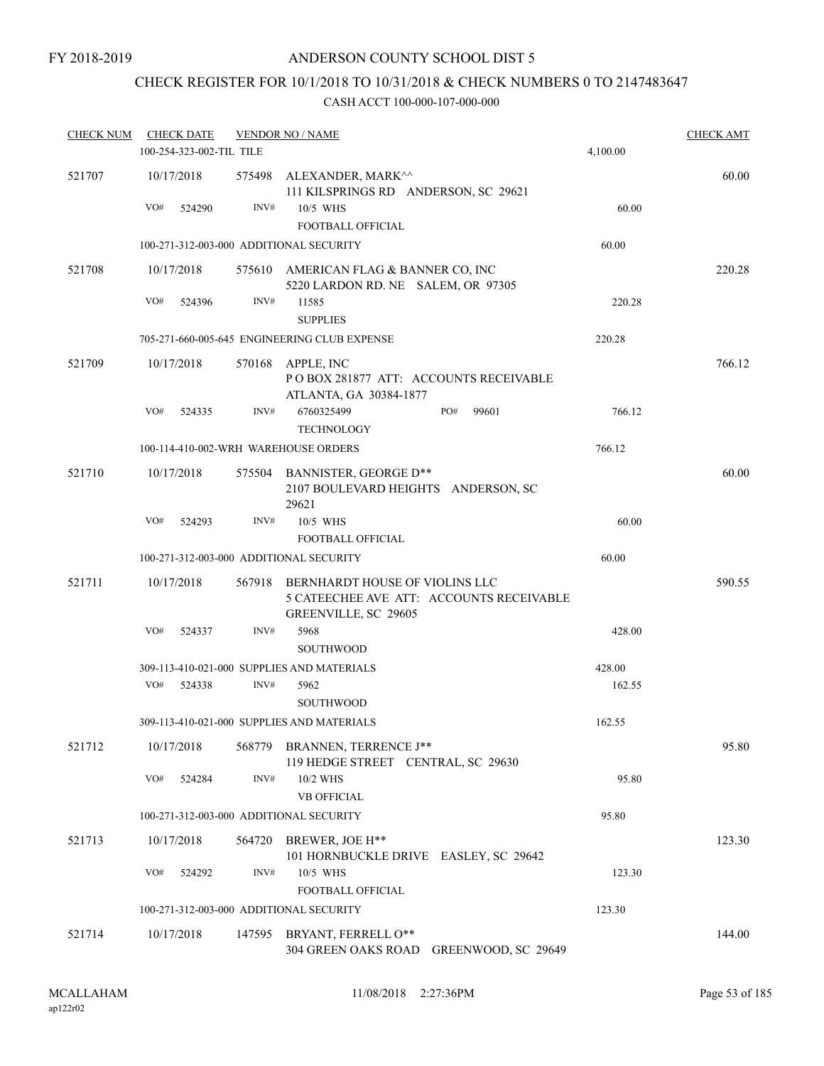FY 2018-2019

# ANDERSON COUNTY SCHOOL DIST 5

## CHECK REGISTER FOR 10/1/2018 TO 10/31/2018 & CHECK NUMBERS 0 TO 2147483647

CASH ACCT 100-000-107-000-000

| CHECK NUM | CHECK DATE | VENDOR NO / NAME | | CHECK AMT |
|---|---|---|---|---|
| | 100-254-323-002-TIL TILE | | 4,100.00 | |
| 521707 | 10/17/2018 | 575498 ALEXANDER, MARK^^<br>111 KILSPRINGS RD ANDERSON, SC 29621 | | 60.00 |
| | VO# 524290 | INV# 10/5 WHS<br>FOOTBALL OFFICIAL | 60.00 | |
| | 100-271-312-003-000 ADDITIONAL SECURITY | | 60.00 | |
| 521708 | 10/17/2018 | 575610 AMERICAN FLAG & BANNER CO, INC<br>5220 LARDON RD. NE SALEM, OR 97305 | | 220.28 |
| | VO# 524396 | INV# 11585<br>SUPPLIES | 220.28 | |
| | 705-271-660-005-645 ENGINEERING CLUB EXPENSE | | 220.28 | |
| 521709 | 10/17/2018 | 570168 APPLE, INC<br>P O BOX 281877 ATT: ACCOUNTS RECEIVABLE<br>ATLANTA, GA 30384-1877 | | 766.12 |
| | VO# 524335 | INV# 6760325499 PO# 99601<br>TECHNOLOGY | 766.12 | |
| | 100-114-410-002-WRH WAREHOUSE ORDERS | | 766.12 | |
| 521710 | 10/17/2018 | 575504 BANNISTER, GEORGE D**<br>2107 BOULEVARD HEIGHTS ANDERSON, SC<br>29621 | | 60.00 |
| | VO# 524293 | INV# 10/5 WHS<br>FOOTBALL OFFICIAL | 60.00 | |
| | 100-271-312-003-000 ADDITIONAL SECURITY | | 60.00 | |
| 521711 | 10/17/2018 | 567918 BERNHARDT HOUSE OF VIOLINS LLC<br>5 CATEECHEE AVE ATT: ACCOUNTS RECEIVABLE<br>GREENVILLE, SC 29605 | | 590.55 |
| | VO# 524337 | INV# 5968<br>SOUTHWOOD | 428.00 | |
| | 309-113-410-021-000 SUPPLIES AND MATERIALS | | 428.00 | |
| | VO# 524338 | INV# 5962<br>SOUTHWOOD | 162.55 | |
| | 309-113-410-021-000 SUPPLIES AND MATERIALS | | 162.55 | |
| 521712 | 10/17/2018 | 568779 BRANNEN, TERRENCE J**<br>119 HEDGE STREET CENTRAL, SC 29630 | | 95.80 |
| | VO# 524284 | INV# 10/2 WHS<br>VB OFFICIAL | 95.80 | |
| | 100-271-312-003-000 ADDITIONAL SECURITY | | 95.80 | |
| 521713 | 10/17/2018 | 564720 BREWER, JOE H**<br>101 HORNBUCKLE DRIVE EASLEY, SC 29642 | | 123.30 |
| | VO# 524292 | INV# 10/5 WHS<br>FOOTBALL OFFICIAL | 123.30 | |
| | 100-271-312-003-000 ADDITIONAL SECURITY | | 123.30 | |
| 521714 | 10/17/2018 | 147595 BRYANT, FERRELL O**<br>304 GREEN OAKS ROAD GREENWOOD, SC 29649 | | 144.00 |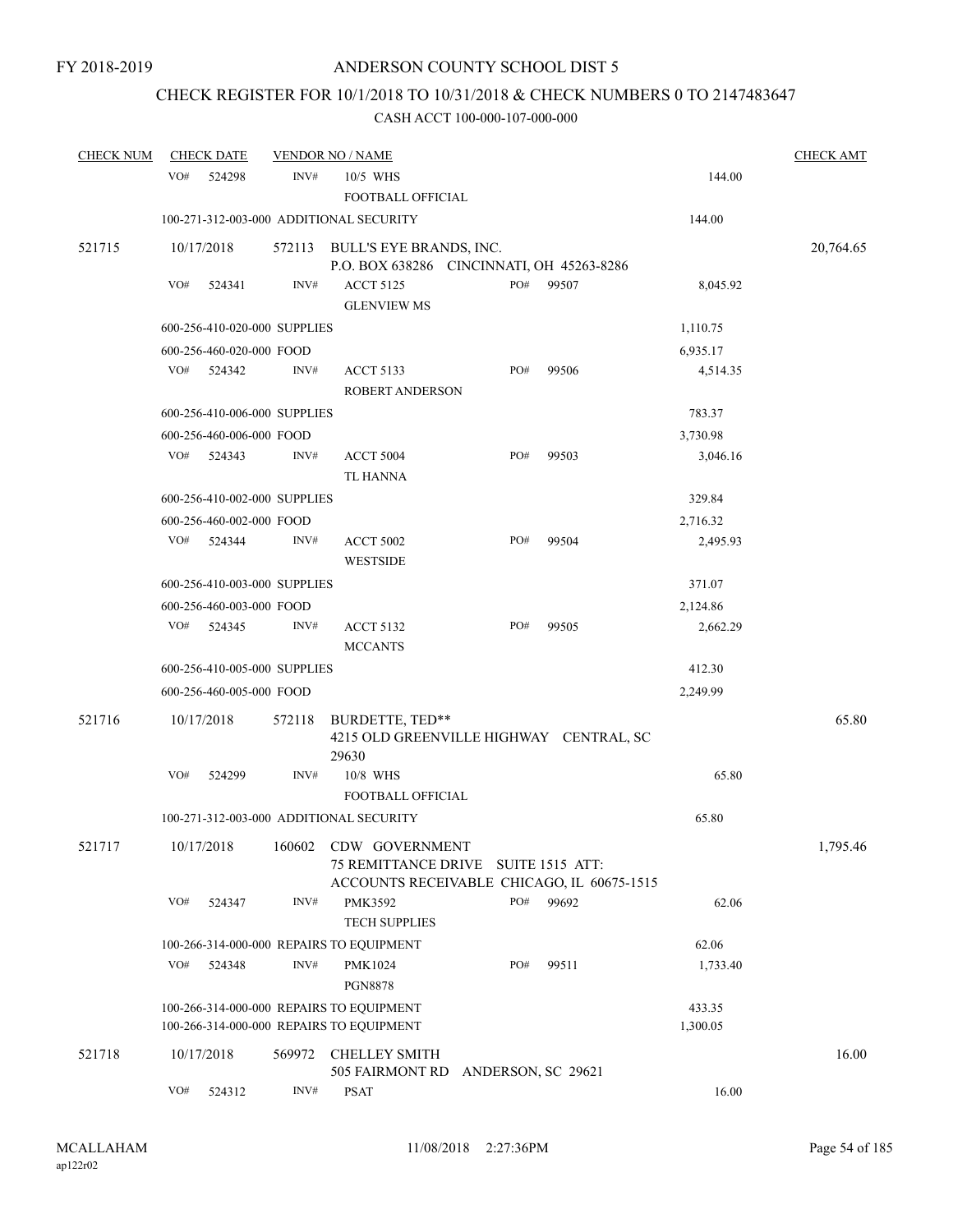FY 2018-2019

# ANDERSON COUNTY SCHOOL DIST 5

## CHECK REGISTER FOR 10/1/2018 TO 10/31/2018 & CHECK NUMBERS 0 TO 2147483647

### CASH ACCT 100-000-107-000-000

| CHECK NUM | CHECK DATE | VENDOR NO / NAME | | | CHECK AMT |
|---|---|---|---|---|---|
| | VO# 524298 | INV# 10/5 WHS FOOTBALL OFFICIAL | | 144.00 | |
| | 100-271-312-003-000 ADDITIONAL SECURITY | | | 144.00 | |
| 521715 | 10/17/2018 | 572113 BULL'S EYE BRANDS, INC. P.O. BOX 638286 CINCINNATI, OH 45263-8286 | | | 20,764.65 |
| | VO# 524341 | INV# ACCT 5125 GLENVIEW MS | PO# 99507 | 8,045.92 | |
| | 600-256-410-020-000 SUPPLIES | | | 1,110.75 | |
| | 600-256-460-020-000 FOOD | | | 6,935.17 | |
| | VO# 524342 | INV# ACCT 5133 ROBERT ANDERSON | PO# 99506 | 4,514.35 | |
| | 600-256-410-006-000 SUPPLIES | | | 783.37 | |
| | 600-256-460-006-000 FOOD | | | 3,730.98 | |
| | VO# 524343 | INV# ACCT 5004 TL HANNA | PO# 99503 | 3,046.16 | |
| | 600-256-410-002-000 SUPPLIES | | | 329.84 | |
| | 600-256-460-002-000 FOOD | | | 2,716.32 | |
| | VO# 524344 | INV# ACCT 5002 WESTSIDE | PO# 99504 | 2,495.93 | |
| | 600-256-410-003-000 SUPPLIES | | | 371.07 | |
| | 600-256-460-003-000 FOOD | | | 2,124.86 | |
| | VO# 524345 | INV# ACCT 5132 MCCANTS | PO# 99505 | 2,662.29 | |
| | 600-256-410-005-000 SUPPLIES | | | 412.30 | |
| | 600-256-460-005-000 FOOD | | | 2,249.99 | |
| 521716 | 10/17/2018 | 572118 BURDETTE, TED** 4215 OLD GREENVILLE HIGHWAY CENTRAL, SC 29630 | | | 65.80 |
| | VO# 524299 | INV# 10/8 WHS FOOTBALL OFFICIAL | | 65.80 | |
| | 100-271-312-003-000 ADDITIONAL SECURITY | | | 65.80 | |
| 521717 | 10/17/2018 | 160602 CDW GOVERNMENT 75 REMITTANCE DRIVE SUITE 1515 ATT: ACCOUNTS RECEIVABLE CHICAGO, IL 60675-1515 | | | 1,795.46 |
| | VO# 524347 | INV# PMK3592 TECH SUPPLIES | PO# 99692 | 62.06 | |
| | 100-266-314-000-000 REPAIRS TO EQUIPMENT | | | 62.06 | |
| | VO# 524348 | INV# PMK1024 PGN8878 | PO# 99511 | 1,733.40 | |
| | 100-266-314-000-000 REPAIRS TO EQUIPMENT | | | 433.35 | |
| | 100-266-314-000-000 REPAIRS TO EQUIPMENT | | | 1,300.05 | |
| 521718 | 10/17/2018 | 569972 CHELLEY SMITH 505 FAIRMONT RD ANDERSON, SC 29621 | | | 16.00 |
| | VO# 524312 | INV# PSAT | | 16.00 | |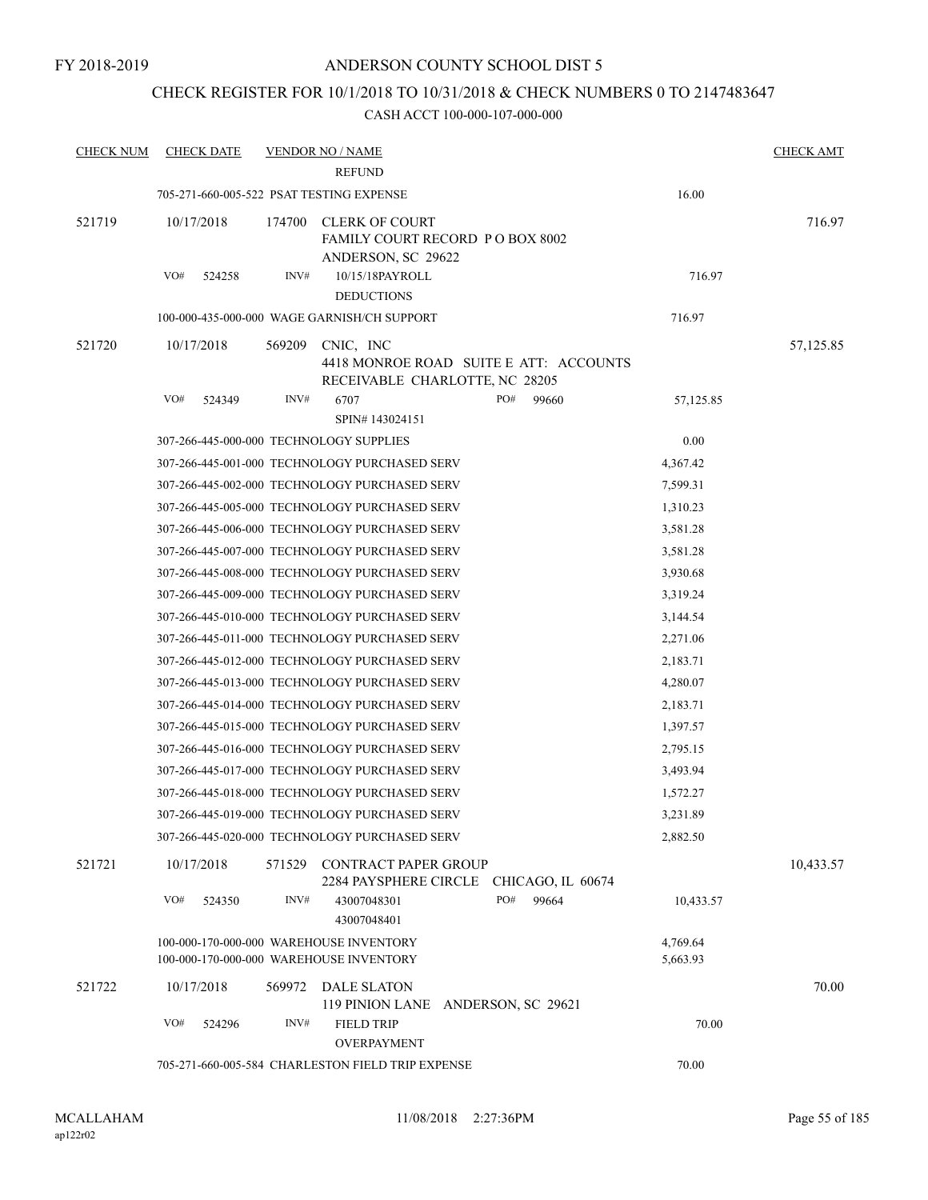FY 2018-2019

# ANDERSON COUNTY SCHOOL DIST 5

## CHECK REGISTER FOR 10/1/2018 TO 10/31/2018 & CHECK NUMBERS 0 TO 2147483647

CASH ACCT 100-000-107-000-000

| CHECK NUM | CHECK DATE | VENDOR NO / NAME | | CHECK AMT |
|---|---|---|---|---|
| | | REFUND | | |
| | | 705-271-660-005-522 PSAT TESTING EXPENSE | 16.00 | |
| 521719 | 10/17/2018 | 174700 CLERK OF COURT<br>FAMILY COURT RECORD P O BOX 8002<br>ANDERSON, SC 29622 | | 716.97 |
| | VO# 524258 | INV# 10/15/18PAYROLL<br>DEDUCTIONS | 716.97 | |
| | | 100-000-435-000-000 WAGE GARNISH/CH SUPPORT | 716.97 | |
| 521720 | 10/17/2018 | 569209 CNIC, INC<br>4418 MONROE ROAD SUITE E ATT: ACCOUNTS<br>RECEIVABLE CHARLOTTE, NC 28205 | | 57,125.85 |
| | VO# 524349 | INV# 6707 PO# 99660<br>SPIN# 143024151 | 57,125.85 | |
| | | 307-266-445-000-000 TECHNOLOGY SUPPLIES | 0.00 | |
| | | 307-266-445-001-000 TECHNOLOGY PURCHASED SERV | 4,367.42 | |
| | | 307-266-445-002-000 TECHNOLOGY PURCHASED SERV | 7,599.31 | |
| | | 307-266-445-005-000 TECHNOLOGY PURCHASED SERV | 1,310.23 | |
| | | 307-266-445-006-000 TECHNOLOGY PURCHASED SERV | 3,581.28 | |
| | | 307-266-445-007-000 TECHNOLOGY PURCHASED SERV | 3,581.28 | |
| | | 307-266-445-008-000 TECHNOLOGY PURCHASED SERV | 3,930.68 | |
| | | 307-266-445-009-000 TECHNOLOGY PURCHASED SERV | 3,319.24 | |
| | | 307-266-445-010-000 TECHNOLOGY PURCHASED SERV | 3,144.54 | |
| | | 307-266-445-011-000 TECHNOLOGY PURCHASED SERV | 2,271.06 | |
| | | 307-266-445-012-000 TECHNOLOGY PURCHASED SERV | 2,183.71 | |
| | | 307-266-445-013-000 TECHNOLOGY PURCHASED SERV | 4,280.07 | |
| | | 307-266-445-014-000 TECHNOLOGY PURCHASED SERV | 2,183.71 | |
| | | 307-266-445-015-000 TECHNOLOGY PURCHASED SERV | 1,397.57 | |
| | | 307-266-445-016-000 TECHNOLOGY PURCHASED SERV | 2,795.15 | |
| | | 307-266-445-017-000 TECHNOLOGY PURCHASED SERV | 3,493.94 | |
| | | 307-266-445-018-000 TECHNOLOGY PURCHASED SERV | 1,572.27 | |
| | | 307-266-445-019-000 TECHNOLOGY PURCHASED SERV | 3,231.89 | |
| | | 307-266-445-020-000 TECHNOLOGY PURCHASED SERV | 2,882.50 | |
| 521721 | 10/17/2018 | 571529 CONTRACT PAPER GROUP<br>2284 PAYSPHERE CIRCLE CHICAGO, IL 60674 | | 10,433.57 |
| | VO# 524350 | INV# 43007048301 PO# 99664<br>43007048401 | 10,433.57 | |
| | | 100-000-170-000-000 WAREHOUSE INVENTORY | 4,769.64 | |
| | | 100-000-170-000-000 WAREHOUSE INVENTORY | 5,663.93 | |
| 521722 | 10/17/2018 | 569972 DALE SLATON<br>119 PINION LANE ANDERSON, SC 29621 | | 70.00 |
| | VO# 524296 | INV# FIELD TRIP<br>OVERPAYMENT | 70.00 | |
| | | 705-271-660-005-584 CHARLESTON FIELD TRIP EXPENSE | 70.00 | |

MCALLAHAM
ap122r02

11/08/2018 2:27:36PM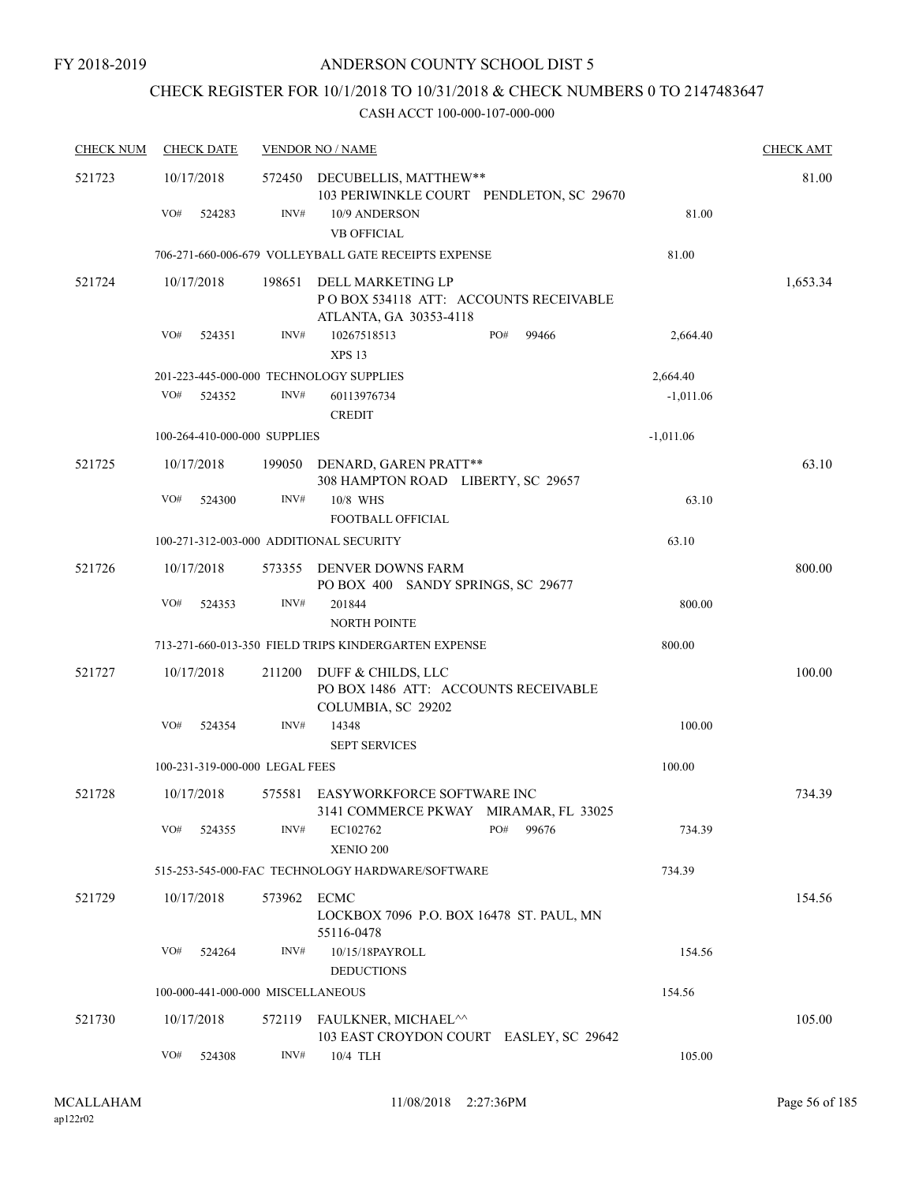FY 2018-2019

ANDERSON COUNTY SCHOOL DIST 5

CHECK REGISTER FOR 10/1/2018 TO 10/31/2018 & CHECK NUMBERS 0 TO 2147483647

CASH ACCT 100-000-107-000-000

| CHECK NUM | CHECK DATE | VENDOR NO / NAME | | CHECK AMT |
|---|---|---|---|---|
| 521723 | 10/17/2018 | 572450 DECUBELLIS, MATTHEW** 103 PERIWINKLE COURT PENDLETON, SC 29670 | | 81.00 |
| | VO# 524283 | INV# 10/9 ANDERSON VB OFFICIAL | 81.00 | |
| | | 706-271-660-006-679 VOLLEYBALL GATE RECEIPTS EXPENSE | 81.00 | |
| 521724 | 10/17/2018 | 198651 DELL MARKETING LP P O BOX 534118 ATT: ACCOUNTS RECEIVABLE ATLANTA, GA 30353-4118 | | 1,653.34 |
| | VO# 524351 | INV# 10267518513 PO# 99466 XPS 13 | 2,664.40 | |
| | | 201-223-445-000-000 TECHNOLOGY SUPPLIES | 2,664.40 | |
| | VO# 524352 | INV# 60113976734 CREDIT | -1,011.06 | |
| | | 100-264-410-000-000 SUPPLIES | -1,011.06 | |
| 521725 | 10/17/2018 | 199050 DENARD, GAREN PRATT** 308 HAMPTON ROAD LIBERTY, SC 29657 | | 63.10 |
| | VO# 524300 | INV# 10/8 WHS FOOTBALL OFFICIAL | 63.10 | |
| | | 100-271-312-003-000 ADDITIONAL SECURITY | 63.10 | |
| 521726 | 10/17/2018 | 573355 DENVER DOWNS FARM PO BOX 400 SANDY SPRINGS, SC 29677 | | 800.00 |
| | VO# 524353 | INV# 201844 NORTH POINTE | 800.00 | |
| | | 713-271-660-013-350 FIELD TRIPS KINDERGARTEN EXPENSE | 800.00 | |
| 521727 | 10/17/2018 | 211200 DUFF & CHILDS, LLC PO BOX 1486 ATT: ACCOUNTS RECEIVABLE COLUMBIA, SC 29202 | | 100.00 |
| | VO# 524354 | INV# 14348 SEPT SERVICES | 100.00 | |
| | | 100-231-319-000-000 LEGAL FEES | 100.00 | |
| 521728 | 10/17/2018 | 575581 EASYWORKFORCE SOFTWARE INC 3141 COMMERCE PKWAY MIRAMAR, FL 33025 | | 734.39 |
| | VO# 524355 | INV# EC102762 PO# 99676 XENIO 200 | 734.39 | |
| | | 515-253-545-000-FAC TECHNOLOGY HARDWARE/SOFTWARE | 734.39 | |
| 521729 | 10/17/2018 | 573962 ECMC LOCKBOX 7096 P.O. BOX 16478 ST. PAUL, MN 55116-0478 | | 154.56 |
| | VO# 524264 | INV# 10/15/18PAYROLL DEDUCTIONS | 154.56 | |
| | | 100-000-441-000-000 MISCELLANEOUS | 154.56 | |
| 521730 | 10/17/2018 | 572119 FAULKNER, MICHAEL^^ 103 EAST CROYDON COURT EASLEY, SC 29642 | | 105.00 |
| | VO# 524308 | INV# 10/4 TLH | 105.00 | |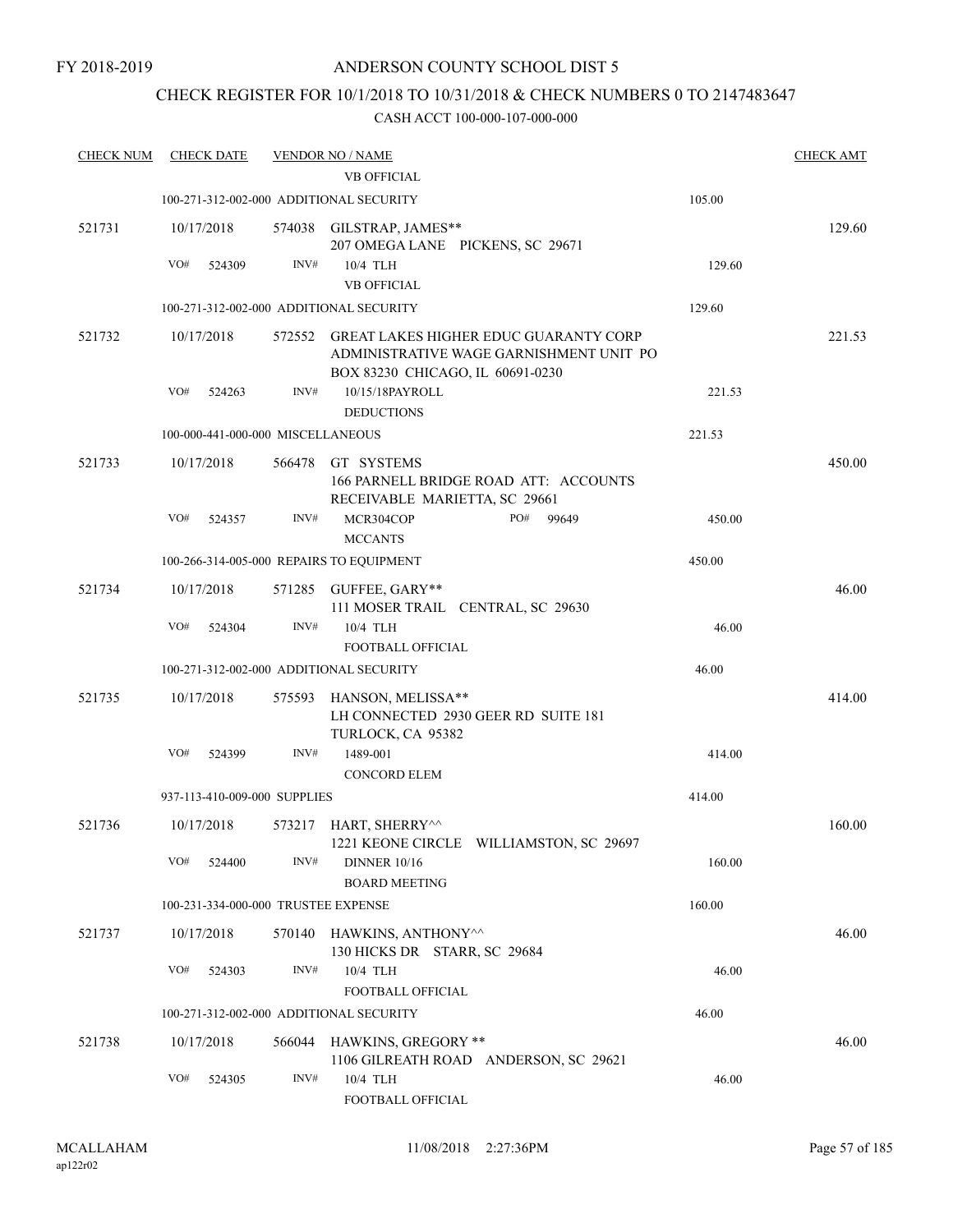FY 2018-2019

# ANDERSON COUNTY SCHOOL DIST 5

## CHECK REGISTER FOR 10/1/2018 TO 10/31/2018 & CHECK NUMBERS 0 TO 2147483647

### CASH ACCT 100-000-107-000-000

| CHECK NUM | CHECK DATE | VENDOR NO / NAME | | CHECK AMT |
|---|---|---|---|---|
| | | VB OFFICIAL | | |
| | 100-271-312-002-000 ADDITIONAL SECURITY | | 105.00 | |
| 521731 | 10/17/2018 | 574038 GILSTRAP, JAMES** 207 OMEGA LANE PICKENS, SC 29671 | | 129.60 |
| | VO# 524309 | INV# 10/4 TLH VB OFFICIAL | 129.60 | |
| | 100-271-312-002-000 ADDITIONAL SECURITY | | 129.60 | |
| 521732 | 10/17/2018 | 572552 GREAT LAKES HIGHER EDUC GUARANTY CORP ADMINISTRATIVE WAGE GARNISHMENT UNIT PO BOX 83230 CHICAGO, IL 60691-0230 | | 221.53 |
| | VO# 524263 | INV# 10/15/18PAYROLL DEDUCTIONS | 221.53 | |
| | 100-000-441-000-000 MISCELLANEOUS | | 221.53 | |
| 521733 | 10/17/2018 | 566478 GT SYSTEMS 166 PARNELL BRIDGE ROAD ATT: ACCOUNTS RECEIVABLE MARIETTA, SC 29661 | | 450.00 |
| | VO# 524357 | INV# MCR304COP PO# 99649 MCCANTS | 450.00 | |
| | 100-266-314-005-000 REPAIRS TO EQUIPMENT | | 450.00 | |
| 521734 | 10/17/2018 | 571285 GUFFEE, GARY** 111 MOSER TRAIL CENTRAL, SC 29630 | | 46.00 |
| | VO# 524304 | INV# 10/4 TLH FOOTBALL OFFICIAL | 46.00 | |
| | 100-271-312-002-000 ADDITIONAL SECURITY | | 46.00 | |
| 521735 | 10/17/2018 | 575593 HANSON, MELISSA** LH CONNECTED 2930 GEER RD SUITE 181 TURLOCK, CA 95382 | | 414.00 |
| | VO# 524399 | INV# 1489-001 CONCORD ELEM | 414.00 | |
| | 937-113-410-009-000 SUPPLIES | | 414.00 | |
| 521736 | 10/17/2018 | 573217 HART, SHERRY^^ 1221 KEONE CIRCLE WILLIAMSTON, SC 29697 | | 160.00 |
| | VO# 524400 | INV# DINNER 10/16 BOARD MEETING | 160.00 | |
| | 100-231-334-000-000 TRUSTEE EXPENSE | | 160.00 | |
| 521737 | 10/17/2018 | 570140 HAWKINS, ANTHONY^^ 130 HICKS DR STARR, SC 29684 | | 46.00 |
| | VO# 524303 | INV# 10/4 TLH FOOTBALL OFFICIAL | 46.00 | |
| | 100-271-312-002-000 ADDITIONAL SECURITY | | 46.00 | |
| 521738 | 10/17/2018 | 566044 HAWKINS, GREGORY ** 1106 GILREATH ROAD ANDERSON, SC 29621 | | 46.00 |
| | VO# 524305 | INV# 10/4 TLH FOOTBALL OFFICIAL | 46.00 | |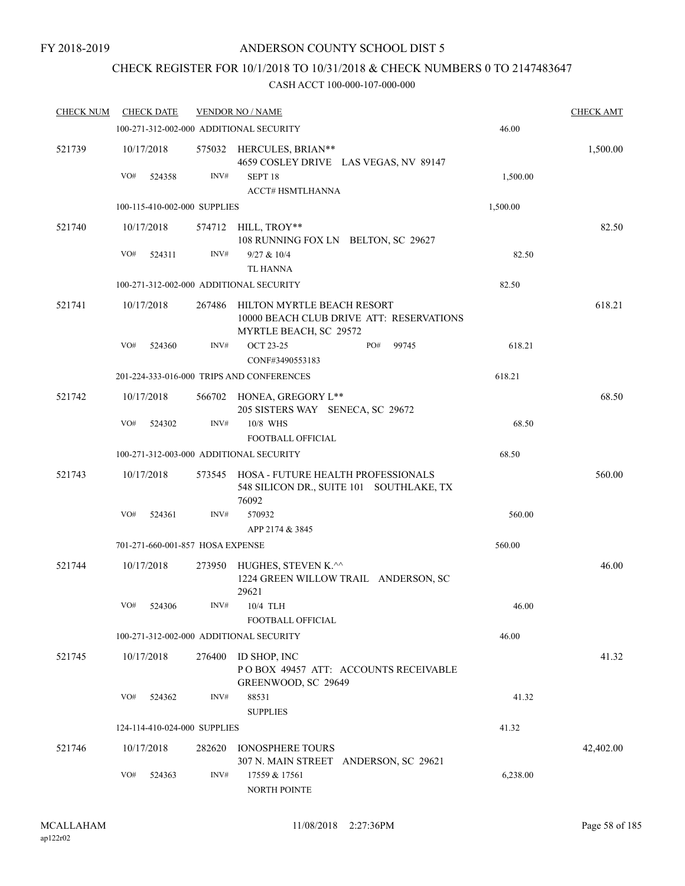FY 2018-2019

ANDERSON COUNTY SCHOOL DIST 5

CHECK REGISTER FOR 10/1/2018 TO 10/31/2018 & CHECK NUMBERS 0 TO 2147483647

CASH ACCT 100-000-107-000-000

| CHECK NUM | CHECK DATE | VENDOR NO / NAME | | CHECK AMT |
|---|---|---|---|---|
| | 100-271-312-002-000 ADDITIONAL SECURITY | | 46.00 | |
| 521739 | 10/17/2018 | 575032 HERCULES, BRIAN** 4659 COSLEY DRIVE LAS VEGAS, NV 89147 | | 1,500.00 |
| | VO# 524358 | INV# SEPT 18 ACCT# HSMTLHANNA | 1,500.00 | |
| | 100-115-410-002-000 SUPPLIES | | 1,500.00 | |
| 521740 | 10/17/2018 | 574712 HILL, TROY** 108 RUNNING FOX LN BELTON, SC 29627 | | 82.50 |
| | VO# 524311 | INV# 9/27 & 10/4 TL HANNA | 82.50 | |
| | 100-271-312-002-000 ADDITIONAL SECURITY | | 82.50 | |
| 521741 | 10/17/2018 | 267486 HILTON MYRTLE BEACH RESORT 10000 BEACH CLUB DRIVE ATT: RESERVATIONS MYRTLE BEACH, SC 29572 | | 618.21 |
| | VO# 524360 | INV# OCT 23-25 PO# 99745 CONF#3490553183 | 618.21 | |
| | 201-224-333-016-000 TRIPS AND CONFERENCES | | 618.21 | |
| 521742 | 10/17/2018 | 566702 HONEA, GREGORY L** 205 SISTERS WAY SENECA, SC 29672 | | 68.50 |
| | VO# 524302 | INV# 10/8 WHS FOOTBALL OFFICIAL | 68.50 | |
| | 100-271-312-003-000 ADDITIONAL SECURITY | | 68.50 | |
| 521743 | 10/17/2018 | 573545 HOSA - FUTURE HEALTH PROFESSIONALS 548 SILICON DR., SUITE 101 SOUTHLAKE, TX 76092 | | 560.00 |
| | VO# 524361 | INV# 570932 APP 2174 & 3845 | 560.00 | |
| | 701-271-660-001-857 HOSA EXPENSE | | 560.00 | |
| 521744 | 10/17/2018 | 273950 HUGHES, STEVEN K.^^ 1224 GREEN WILLOW TRAIL ANDERSON, SC 29621 | | 46.00 |
| | VO# 524306 | INV# 10/4 TLH FOOTBALL OFFICIAL | 46.00 | |
| | 100-271-312-002-000 ADDITIONAL SECURITY | | 46.00 | |
| 521745 | 10/17/2018 | 276400 ID SHOP, INC P O BOX 49457 ATT: ACCOUNTS RECEIVABLE GREENWOOD, SC 29649 | | 41.32 |
| | VO# 524362 | INV# 88531 SUPPLIES | 41.32 | |
| | 124-114-410-024-000 SUPPLIES | | 41.32 | |
| 521746 | 10/17/2018 | 282620 IONOSPHERE TOURS 307 N. MAIN STREET ANDERSON, SC 29621 | | 42,402.00 |
| | VO# 524363 | INV# 17559 & 17561 NORTH POINTE | 6,238.00 | |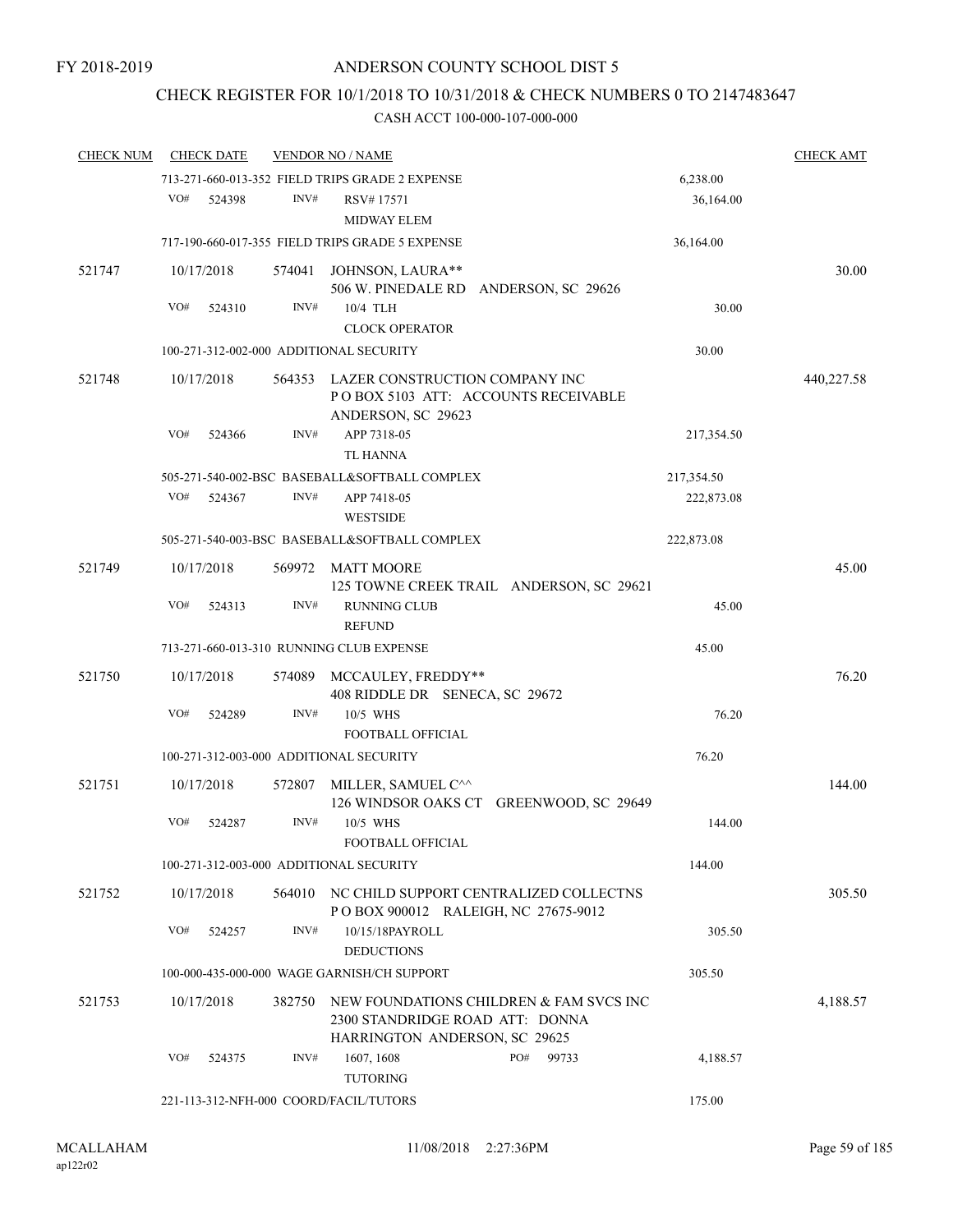FY 2018-2019

# ANDERSON COUNTY SCHOOL DIST 5

## CHECK REGISTER FOR 10/1/2018 TO 10/31/2018 & CHECK NUMBERS 0 TO 2147483647

### CASH ACCT 100-000-107-000-000

| CHECK NUM | CHECK DATE | VENDOR NO / NAME | | CHECK AMT |
|---|---|---|---|---|
| | | 713-271-660-013-352 FIELD TRIPS GRADE 2 EXPENSE | 6,238.00 | |
| | VO# 524398 | INV# RSV# 17571 MIDWAY ELEM | 36,164.00 | |
| | | 717-190-660-017-355 FIELD TRIPS GRADE 5 EXPENSE | 36,164.00 | |
| 521747 | 10/17/2018 | 574041 JOHNSON, LAURA** 506 W. PINEDALE RD ANDERSON, SC 29626 | | 30.00 |
| | VO# 524310 | INV# 10/4 TLH CLOCK OPERATOR | 30.00 | |
| | | 100-271-312-002-000 ADDITIONAL SECURITY | 30.00 | |
| 521748 | 10/17/2018 | 564353 LAZER CONSTRUCTION COMPANY INC P O BOX 5103 ATT: ACCOUNTS RECEIVABLE ANDERSON, SC 29623 | | 440,227.58 |
| | VO# 524366 | INV# APP 7318-05 TL HANNA | 217,354.50 | |
| | | 505-271-540-002-BSC BASEBALL&SOFTBALL COMPLEX | 217,354.50 | |
| | VO# 524367 | INV# APP 7418-05 WESTSIDE | 222,873.08 | |
| | | 505-271-540-003-BSC BASEBALL&SOFTBALL COMPLEX | 222,873.08 | |
| 521749 | 10/17/2018 | 569972 MATT MOORE 125 TOWNE CREEK TRAIL ANDERSON, SC 29621 | | 45.00 |
| | VO# 524313 | INV# RUNNING CLUB REFUND | 45.00 | |
| | | 713-271-660-013-310 RUNNING CLUB EXPENSE | 45.00 | |
| 521750 | 10/17/2018 | 574089 MCCAULEY, FREDDY** 408 RIDDLE DR SENECA, SC 29672 | | 76.20 |
| | VO# 524289 | INV# 10/5 WHS FOOTBALL OFFICIAL | 76.20 | |
| | | 100-271-312-003-000 ADDITIONAL SECURITY | 76.20 | |
| 521751 | 10/17/2018 | 572807 MILLER, SAMUEL C^^ 126 WINDSOR OAKS CT GREENWOOD, SC 29649 | | 144.00 |
| | VO# 524287 | INV# 10/5 WHS FOOTBALL OFFICIAL | 144.00 | |
| | | 100-271-312-003-000 ADDITIONAL SECURITY | 144.00 | |
| 521752 | 10/17/2018 | 564010 NC CHILD SUPPORT CENTRALIZED COLLECTNS P O BOX 900012 RALEIGH, NC 27675-9012 | | 305.50 |
| | VO# 524257 | INV# 10/15/18PAYROLL DEDUCTIONS | 305.50 | |
| | | 100-000-435-000-000 WAGE GARNISH/CH SUPPORT | 305.50 | |
| 521753 | 10/17/2018 | 382750 NEW FOUNDATIONS CHILDREN & FAM SVCS INC 2300 STANDRIDGE ROAD ATT: DONNA HARRINGTON ANDERSON, SC 29625 | | 4,188.57 |
| | VO# 524375 | INV# 1607, 1608 PO# 99733 TUTORING | 4,188.57 | |
| | | 221-113-312-NFH-000 COORD/FACIL/TUTORS | 175.00 | |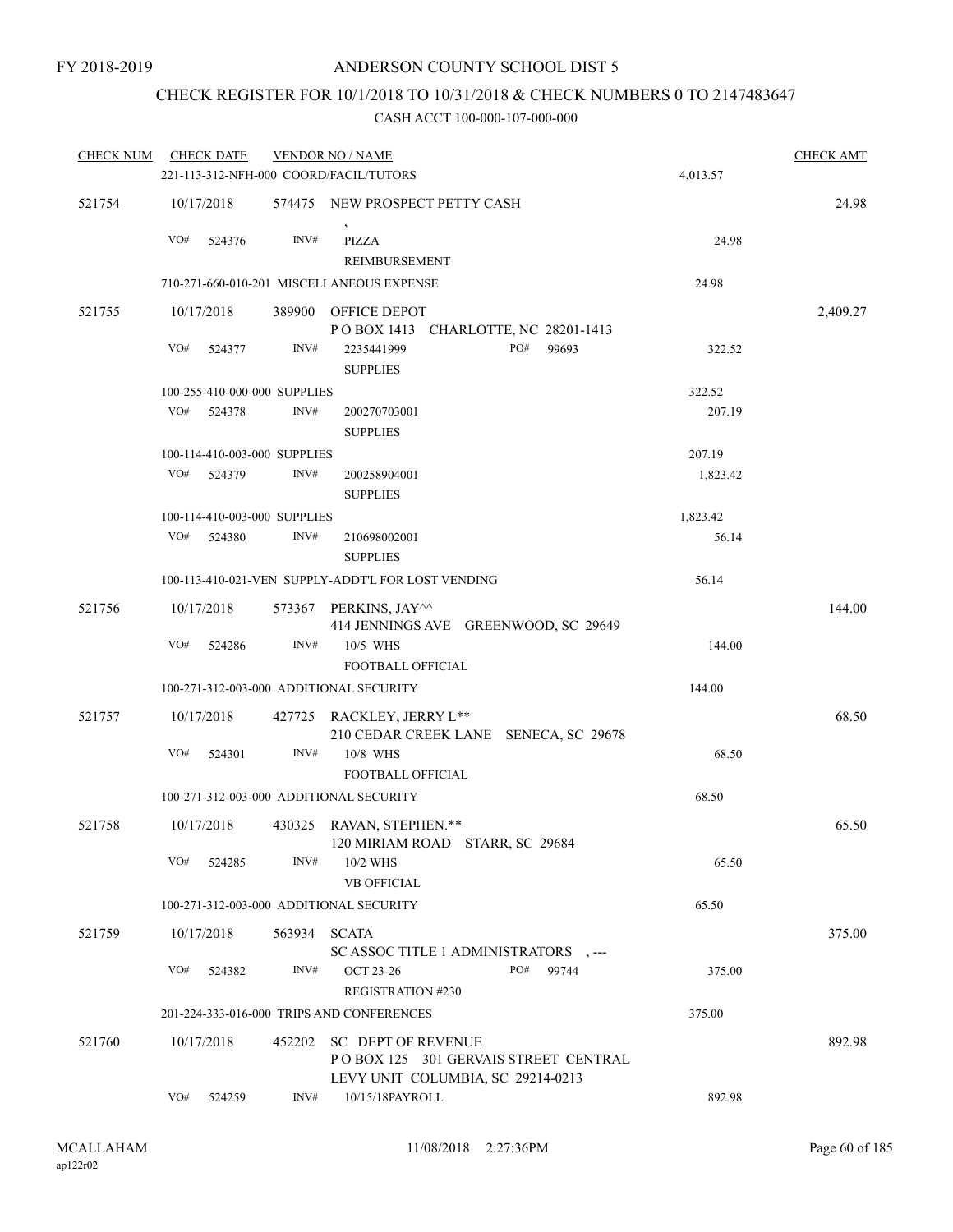FY 2018-2019

ANDERSON COUNTY SCHOOL DIST 5

CHECK REGISTER FOR 10/1/2018 TO 10/31/2018 & CHECK NUMBERS 0 TO 2147483647

CASH ACCT 100-000-107-000-000

| CHECK NUM | CHECK DATE | VENDOR NO / NAME | | CHECK AMT |
|---|---|---|---|---|
| | 221-113-312-NFH-000 COORD/FACIL/TUTORS | | 4,013.57 | |
| 521754 | 10/17/2018 | 574475 NEW PROSPECT PETTY CASH<br>, | | 24.98 |
| | VO# 524376 | INV# PIZZA<br>REIMBURSEMENT | 24.98 | |
| | 710-271-660-010-201 MISCELLANEOUS EXPENSE | | 24.98 | |
| 521755 | 10/17/2018 | 389900 OFFICE DEPOT<br>P O BOX 1413 CHARLOTTE, NC 28201-1413 | | 2,409.27 |
| | VO# 524377 | INV# 2235441999 PO# 99693<br>SUPPLIES | 322.52 | |
| | 100-255-410-000-000 SUPPLIES | | 322.52 | |
| | VO# 524378 | INV# 200270703001<br>SUPPLIES | 207.19 | |
| | 100-114-410-003-000 SUPPLIES | | 207.19 | |
| | VO# 524379 | INV# 200258904001<br>SUPPLIES | 1,823.42 | |
| | 100-114-410-003-000 SUPPLIES | | 1,823.42 | |
| | VO# 524380 | INV# 210698002001<br>SUPPLIES | 56.14 | |
| | 100-113-410-021-VEN SUPPLY-ADDT'L FOR LOST VENDING | | 56.14 | |
| 521756 | 10/17/2018 | 573367 PERKINS, JAY^^<br>414 JENNINGS AVE GREENWOOD, SC 29649 | | 144.00 |
| | VO# 524286 | INV# 10/5 WHS<br>FOOTBALL OFFICIAL | 144.00 | |
| | 100-271-312-003-000 ADDITIONAL SECURITY | | 144.00 | |
| 521757 | 10/17/2018 | 427725 RACKLEY, JERRY L**<br>210 CEDAR CREEK LANE SENECA, SC 29678 | | 68.50 |
| | VO# 524301 | INV# 10/8 WHS<br>FOOTBALL OFFICIAL | 68.50 | |
| | 100-271-312-003-000 ADDITIONAL SECURITY | | 68.50 | |
| 521758 | 10/17/2018 | 430325 RAVAN, STEPHEN.**<br>120 MIRIAM ROAD STARR, SC 29684 | | 65.50 |
| | VO# 524285 | INV# 10/2 WHS<br>VB OFFICIAL | 65.50 | |
| | 100-271-312-003-000 ADDITIONAL SECURITY | | 65.50 | |
| 521759 | 10/17/2018 | 563934 SCATA<br>SC ASSOC TITLE 1 ADMINISTRATORS , --- | | 375.00 |
| | VO# 524382 | INV# OCT 23-26 PO# 99744<br>REGISTRATION #230 | 375.00 | |
| | 201-224-333-016-000 TRIPS AND CONFERENCES | | 375.00 | |
| 521760 | 10/17/2018 | 452202 SC DEPT OF REVENUE<br>P O BOX 125 301 GERVAIS STREET CENTRAL<br>LEVY UNIT COLUMBIA, SC 29214-0213 | | 892.98 |
| | VO# 524259 | INV# 10/15/18PAYROLL | 892.98 | |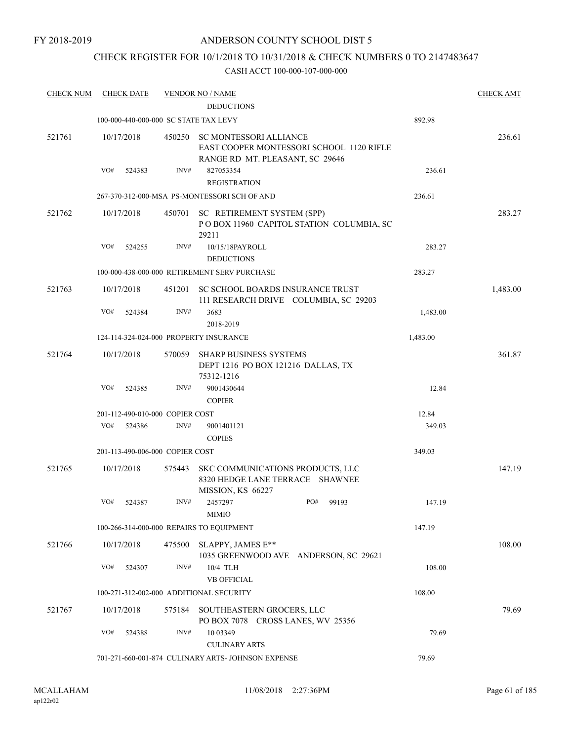FY 2018-2019

# ANDERSON COUNTY SCHOOL DIST 5

## CHECK REGISTER FOR 10/1/2018 TO 10/31/2018 & CHECK NUMBERS 0 TO 2147483647

### CASH ACCT 100-000-107-000-000

| CHECK NUM | CHECK DATE | VENDOR NO / NAME | | CHECK AMT |
|---|---|---|---|---|
| | | DEDUCTIONS | | |
| | 100-000-440-000-000 SC STATE TAX LEVY | | 892.98 | |
| 521761 | 10/17/2018 | 450250 SC MONTESSORI ALLIANCE<br>EAST COOPER MONTESSORI SCHOOL 1120 RIFLE RANGE RD MT. PLEASANT, SC 29646 | | 236.61 |
| | VO# 524383 | INV# 827053354<br>REGISTRATION | 236.61 | |
| | 267-370-312-000-MSA PS-MONTESSORI SCH OF AND | | 236.61 | |
| 521762 | 10/17/2018 | 450701 SC RETIREMENT SYSTEM (SPP)<br>P O BOX 11960 CAPITOL STATION COLUMBIA, SC 29211 | | 283.27 |
| | VO# 524255 | INV# 10/15/18PAYROLL<br>DEDUCTIONS | 283.27 | |
| | 100-000-438-000-000 RETIREMENT SERV PURCHASE | | 283.27 | |
| 521763 | 10/17/2018 | 451201 SC SCHOOL BOARDS INSURANCE TRUST<br>111 RESEARCH DRIVE COLUMBIA, SC 29203 | | 1,483.00 |
| | VO# 524384 | INV# 3683<br>2018-2019 | 1,483.00 | |
| | 124-114-324-024-000 PROPERTY INSURANCE | | 1,483.00 | |
| 521764 | 10/17/2018 | 570059 SHARP BUSINESS SYSTEMS<br>DEPT 1216 PO BOX 121216 DALLAS, TX 75312-1216 | | 361.87 |
| | VO# 524385 | INV# 9001430644<br>COPIER | 12.84 | |
| | 201-112-490-010-000 COPIER COST | | 12.84 | |
| | VO# 524386 | INV# 9001401121<br>COPIES | 349.03 | |
| | 201-113-490-006-000 COPIER COST | | 349.03 | |
| 521765 | 10/17/2018 | 575443 SKC COMMUNICATIONS PRODUCTS, LLC<br>8320 HEDGE LANE TERRACE SHAWNEE MISSION, KS 66227 | | 147.19 |
| | VO# 524387 | INV# 2457297 PO# 99193<br>MIMIO | 147.19 | |
| | 100-266-314-000-000 REPAIRS TO EQUIPMENT | | 147.19 | |
| 521766 | 10/17/2018 | 475500 SLAPPY, JAMES E**<br>1035 GREENWOOD AVE ANDERSON, SC 29621 | | 108.00 |
| | VO# 524307 | INV# 10/4 TLH<br>VB OFFICIAL | 108.00 | |
| | 100-271-312-002-000 ADDITIONAL SECURITY | | 108.00 | |
| 521767 | 10/17/2018 | 575184 SOUTHEASTERN GROCERS, LLC<br>PO BOX 7078 CROSS LANES, WV 25356 | | 79.69 |
| | VO# 524388 | INV# 10 03349<br>CULINARY ARTS | 79.69 | |
| | 701-271-660-001-874 CULINARY ARTS- JOHNSON EXPENSE | | 79.69 | |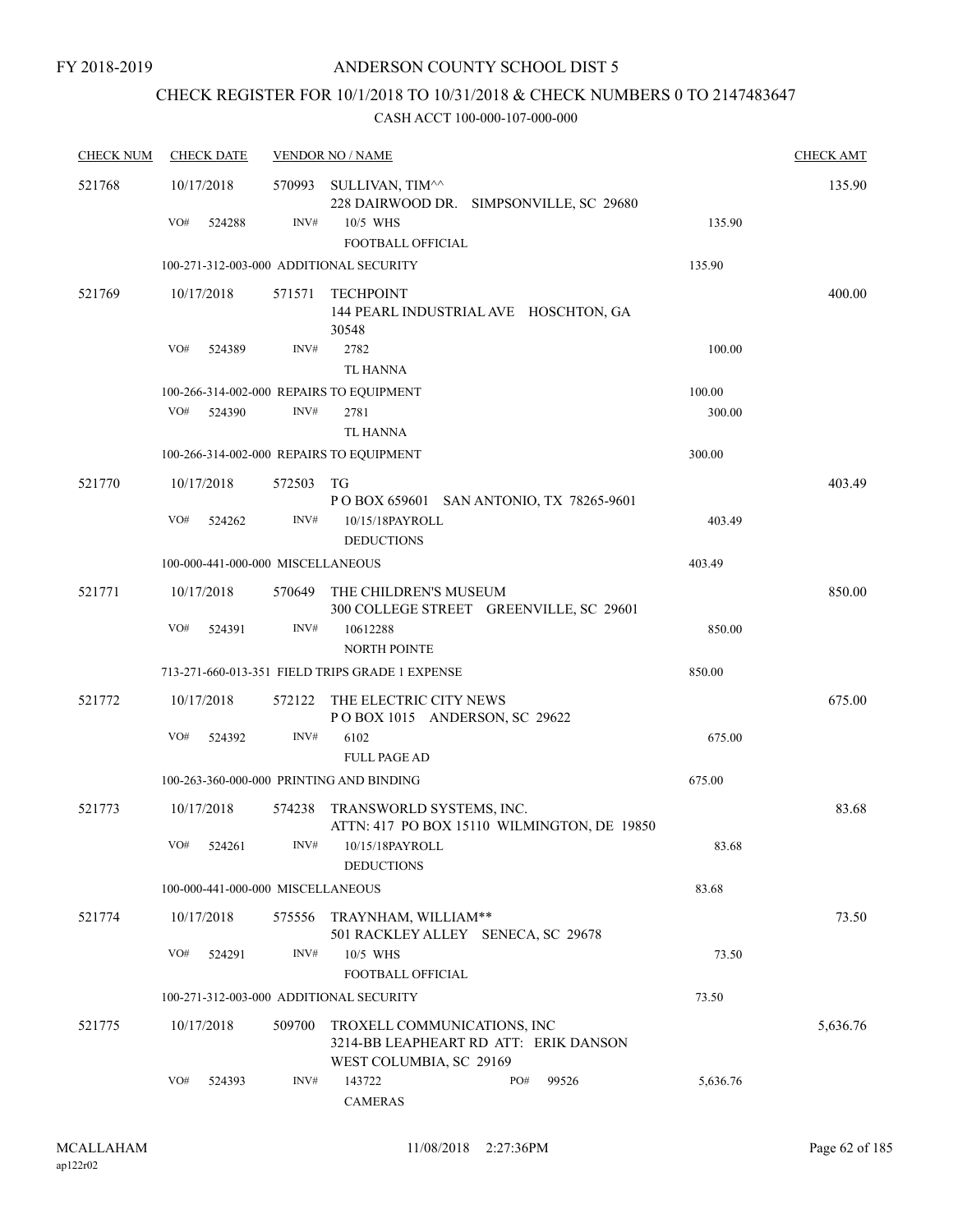FY 2018-2019

# ANDERSON COUNTY SCHOOL DIST 5

## CHECK REGISTER FOR 10/1/2018 TO 10/31/2018 & CHECK NUMBERS 0 TO 2147483647

### CASH ACCT 100-000-107-000-000

| CHECK NUM | CHECK DATE | VENDOR NO / NAME | | CHECK AMT |
|---|---|---|---|---|
| 521768 | 10/17/2018 | 570993 SULLIVAN, TIM^^<br>228 DAIRWOOD DR. SIMPSONVILLE, SC 29680 | | 135.90 |
| | VO# 524288 | INV# 10/5 WHS<br>FOOTBALL OFFICIAL | 135.90 | |
| | 100-271-312-003-000 ADDITIONAL SECURITY | | 135.90 | |
| 521769 | 10/17/2018 | 571571 TECHPOINT<br>144 PEARL INDUSTRIAL AVE HOSCHTON, GA 30548 | | 400.00 |
| | VO# 524389 | INV# 2782<br>TL HANNA | 100.00 | |
| | 100-266-314-002-000 REPAIRS TO EQUIPMENT | | 100.00 | |
| | VO# 524390 | INV# 2781<br>TL HANNA | 300.00 | |
| | 100-266-314-002-000 REPAIRS TO EQUIPMENT | | 300.00 | |
| 521770 | 10/17/2018 | 572503 TG<br>P O BOX 659601 SAN ANTONIO, TX 78265-9601 | | 403.49 |
| | VO# 524262 | INV# 10/15/18PAYROLL<br>DEDUCTIONS | 403.49 | |
| | 100-000-441-000-000 MISCELLANEOUS | | 403.49 | |
| 521771 | 10/17/2018 | 570649 THE CHILDREN'S MUSEUM<br>300 COLLEGE STREET GREENVILLE, SC 29601 | | 850.00 |
| | VO# 524391 | INV# 10612288<br>NORTH POINTE | 850.00 | |
| | 713-271-660-013-351 FIELD TRIPS GRADE 1 EXPENSE | | 850.00 | |
| 521772 | 10/17/2018 | 572122 THE ELECTRIC CITY NEWS<br>P O BOX 1015 ANDERSON, SC 29622 | | 675.00 |
| | VO# 524392 | INV# 6102<br>FULL PAGE AD | 675.00 | |
| | 100-263-360-000-000 PRINTING AND BINDING | | 675.00 | |
| 521773 | 10/17/2018 | 574238 TRANSWORLD SYSTEMS, INC.<br>ATTN: 417 PO BOX 15110 WILMINGTON, DE 19850 | | 83.68 |
| | VO# 524261 | INV# 10/15/18PAYROLL<br>DEDUCTIONS | 83.68 | |
| | 100-000-441-000-000 MISCELLANEOUS | | 83.68 | |
| 521774 | 10/17/2018 | 575556 TRAYNHAM, WILLIAM**<br>501 RACKLEY ALLEY SENECA, SC 29678 | | 73.50 |
| | VO# 524291 | INV# 10/5 WHS<br>FOOTBALL OFFICIAL | 73.50 | |
| | 100-271-312-003-000 ADDITIONAL SECURITY | | 73.50 | |
| 521775 | 10/17/2018 | 509700 TROXELL COMMUNICATIONS, INC<br>3214-BB LEAPHEART RD ATT: ERIK DANSON<br>WEST COLUMBIA, SC 29169 | | 5,636.76 |
| | VO# 524393 | INV# 143722 PO# 99526<br>CAMERAS | 5,636.76 | |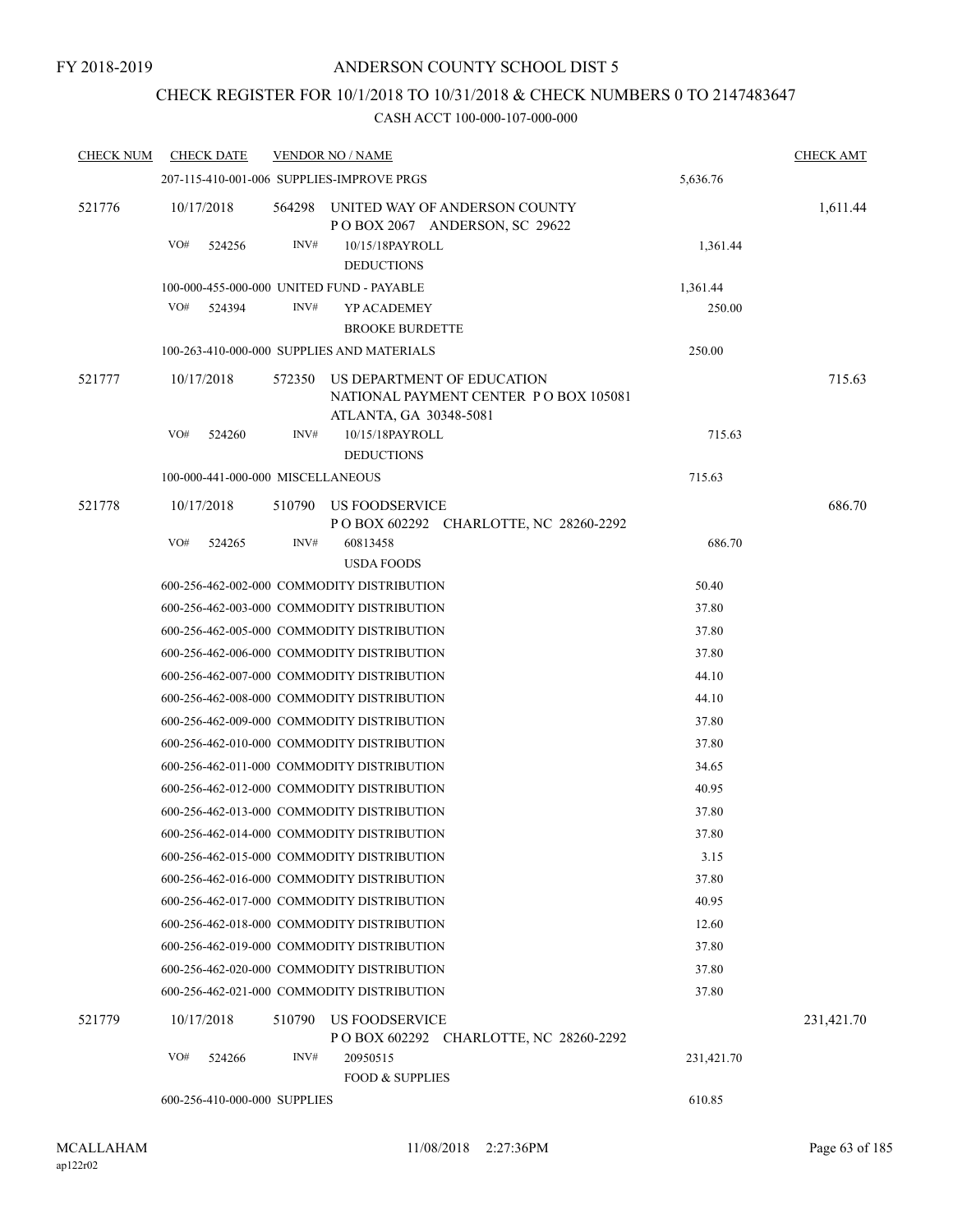FY 2018-2019

ANDERSON COUNTY SCHOOL DIST 5

CHECK REGISTER FOR 10/1/2018 TO 10/31/2018 & CHECK NUMBERS 0 TO 2147483647

CASH ACCT 100-000-107-000-000

| CHECK NUM | CHECK DATE | VENDOR NO / NAME | | CHECK AMT |
|---|---|---|---|---|
| | 207-115-410-001-006 SUPPLIES-IMPROVE PRGS | | 5,636.76 | |
| 521776 | 10/17/2018 | 564298 UNITED WAY OF ANDERSON COUNTY P O BOX 2067 ANDERSON, SC 29622 | | 1,611.44 |
| | VO# 524256 | INV# 10/15/18PAYROLL DEDUCTIONS | 1,361.44 | |
| | 100-000-455-000-000 UNITED FUND - PAYABLE | | 1,361.44 | |
| | VO# 524394 | INV# YP ACADEMEY BROOKE BURDETTE | 250.00 | |
| | 100-263-410-000-000 SUPPLIES AND MATERIALS | | 250.00 | |
| 521777 | 10/17/2018 | 572350 US DEPARTMENT OF EDUCATION NATIONAL PAYMENT CENTER P O BOX 105081 ATLANTA, GA 30348-5081 | | 715.63 |
| | VO# 524260 | INV# 10/15/18PAYROLL DEDUCTIONS | 715.63 | |
| | 100-000-441-000-000 MISCELLANEOUS | | 715.63 | |
| 521778 | 10/17/2018 | 510790 US FOODSERVICE P O BOX 602292 CHARLOTTE, NC 28260-2292 | | 686.70 |
| | VO# 524265 | INV# 60813458 USDA FOODS | 686.70 | |
| | 600-256-462-002-000 COMMODITY DISTRIBUTION | | 50.40 | |
| | 600-256-462-003-000 COMMODITY DISTRIBUTION | | 37.80 | |
| | 600-256-462-005-000 COMMODITY DISTRIBUTION | | 37.80 | |
| | 600-256-462-006-000 COMMODITY DISTRIBUTION | | 37.80 | |
| | 600-256-462-007-000 COMMODITY DISTRIBUTION | | 44.10 | |
| | 600-256-462-008-000 COMMODITY DISTRIBUTION | | 44.10 | |
| | 600-256-462-009-000 COMMODITY DISTRIBUTION | | 37.80 | |
| | 600-256-462-010-000 COMMODITY DISTRIBUTION | | 37.80 | |
| | 600-256-462-011-000 COMMODITY DISTRIBUTION | | 34.65 | |
| | 600-256-462-012-000 COMMODITY DISTRIBUTION | | 40.95 | |
| | 600-256-462-013-000 COMMODITY DISTRIBUTION | | 37.80 | |
| | 600-256-462-014-000 COMMODITY DISTRIBUTION | | 37.80 | |
| | 600-256-462-015-000 COMMODITY DISTRIBUTION | | 3.15 | |
| | 600-256-462-016-000 COMMODITY DISTRIBUTION | | 37.80 | |
| | 600-256-462-017-000 COMMODITY DISTRIBUTION | | 40.95 | |
| | 600-256-462-018-000 COMMODITY DISTRIBUTION | | 12.60 | |
| | 600-256-462-019-000 COMMODITY DISTRIBUTION | | 37.80 | |
| | 600-256-462-020-000 COMMODITY DISTRIBUTION | | 37.80 | |
| | 600-256-462-021-000 COMMODITY DISTRIBUTION | | 37.80 | |
| 521779 | 10/17/2018 | 510790 US FOODSERVICE P O BOX 602292 CHARLOTTE, NC 28260-2292 | | 231,421.70 |
| | VO# 524266 | INV# 20950515 FOOD & SUPPLIES | 231,421.70 | |
| | 600-256-410-000-000 SUPPLIES | | 610.85 | |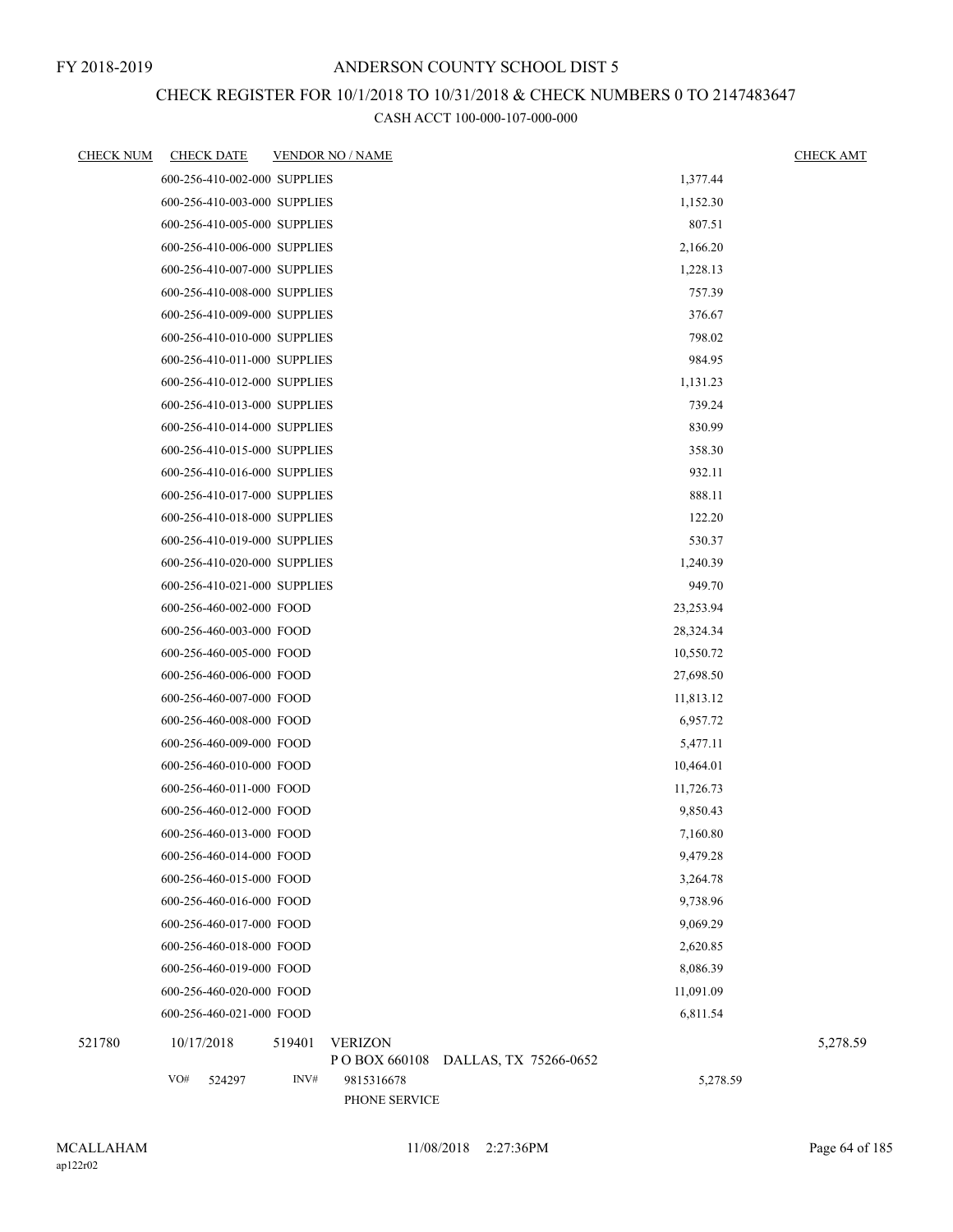FY 2018-2019

ANDERSON COUNTY SCHOOL DIST 5

CHECK REGISTER FOR 10/1/2018 TO 10/31/2018 & CHECK NUMBERS 0 TO 2147483647

CASH ACCT 100-000-107-000-000

| CHECK NUM | CHECK DATE | VENDOR NO / NAME | | CHECK AMT |
|---|---|---|---|---|
| | 600-256-410-002-000 SUPPLIES | | 1,377.44 | |
| | 600-256-410-003-000 SUPPLIES | | 1,152.30 | |
| | 600-256-410-005-000 SUPPLIES | | 807.51 | |
| | 600-256-410-006-000 SUPPLIES | | 2,166.20 | |
| | 600-256-410-007-000 SUPPLIES | | 1,228.13 | |
| | 600-256-410-008-000 SUPPLIES | | 757.39 | |
| | 600-256-410-009-000 SUPPLIES | | 376.67 | |
| | 600-256-410-010-000 SUPPLIES | | 798.02 | |
| | 600-256-410-011-000 SUPPLIES | | 984.95 | |
| | 600-256-410-012-000 SUPPLIES | | 1,131.23 | |
| | 600-256-410-013-000 SUPPLIES | | 739.24 | |
| | 600-256-410-014-000 SUPPLIES | | 830.99 | |
| | 600-256-410-015-000 SUPPLIES | | 358.30 | |
| | 600-256-410-016-000 SUPPLIES | | 932.11 | |
| | 600-256-410-017-000 SUPPLIES | | 888.11 | |
| | 600-256-410-018-000 SUPPLIES | | 122.20 | |
| | 600-256-410-019-000 SUPPLIES | | 530.37 | |
| | 600-256-410-020-000 SUPPLIES | | 1,240.39 | |
| | 600-256-410-021-000 SUPPLIES | | 949.70 | |
| | 600-256-460-002-000 FOOD | | 23,253.94 | |
| | 600-256-460-003-000 FOOD | | 28,324.34 | |
| | 600-256-460-005-000 FOOD | | 10,550.72 | |
| | 600-256-460-006-000 FOOD | | 27,698.50 | |
| | 600-256-460-007-000 FOOD | | 11,813.12 | |
| | 600-256-460-008-000 FOOD | | 6,957.72 | |
| | 600-256-460-009-000 FOOD | | 5,477.11 | |
| | 600-256-460-010-000 FOOD | | 10,464.01 | |
| | 600-256-460-011-000 FOOD | | 11,726.73 | |
| | 600-256-460-012-000 FOOD | | 9,850.43 | |
| | 600-256-460-013-000 FOOD | | 7,160.80 | |
| | 600-256-460-014-000 FOOD | | 9,479.28 | |
| | 600-256-460-015-000 FOOD | | 3,264.78 | |
| | 600-256-460-016-000 FOOD | | 9,738.96 | |
| | 600-256-460-017-000 FOOD | | 9,069.29 | |
| | 600-256-460-018-000 FOOD | | 2,620.85 | |
| | 600-256-460-019-000 FOOD | | 8,086.39 | |
| | 600-256-460-020-000 FOOD | | 11,091.09 | |
| | 600-256-460-021-000 FOOD | | 6,811.54 | |
| 521780 | 10/17/2018 | 519401 VERIZON<br>P O BOX 660108 DALLAS, TX 75266-0652 | | 5,278.59 |
| | VO# 524297 | INV# 9815316678<br>PHONE SERVICE | 5,278.59 | |

MCALLAHAM
ap122r02

11/08/2018 2:27:36PM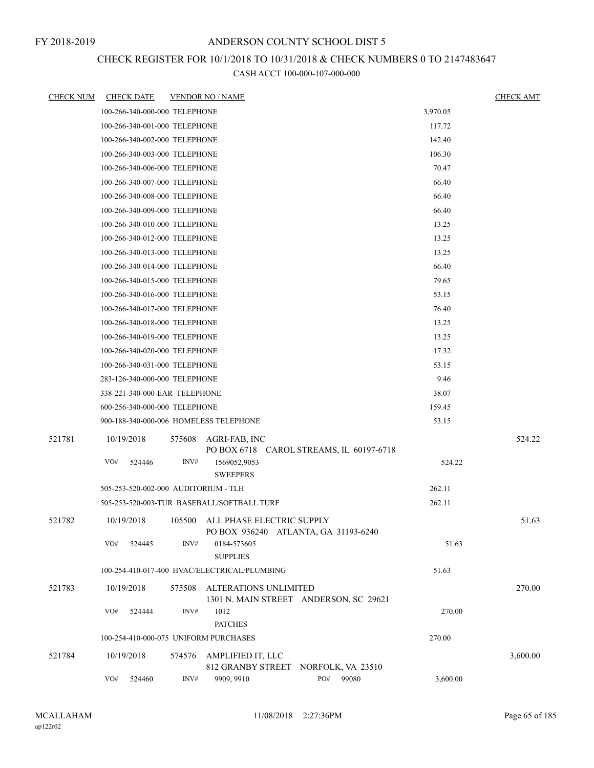FY 2018-2019

# ANDERSON COUNTY SCHOOL DIST 5

## CHECK REGISTER FOR 10/1/2018 TO 10/31/2018 & CHECK NUMBERS 0 TO 2147483647

CASH ACCT 100-000-107-000-000

| CHECK NUM | CHECK DATE | VENDOR NO / NAME | | CHECK AMT |
|---|---|---|---|---|
| | 100-266-340-000-000 TELEPHONE | | 3,970.05 | |
| | 100-266-340-001-000 TELEPHONE | | 117.72 | |
| | 100-266-340-002-000 TELEPHONE | | 142.40 | |
| | 100-266-340-003-000 TELEPHONE | | 106.30 | |
| | 100-266-340-006-000 TELEPHONE | | 70.47 | |
| | 100-266-340-007-000 TELEPHONE | | 66.40 | |
| | 100-266-340-008-000 TELEPHONE | | 66.40 | |
| | 100-266-340-009-000 TELEPHONE | | 66.40 | |
| | 100-266-340-010-000 TELEPHONE | | 13.25 | |
| | 100-266-340-012-000 TELEPHONE | | 13.25 | |
| | 100-266-340-013-000 TELEPHONE | | 13.25 | |
| | 100-266-340-014-000 TELEPHONE | | 66.40 | |
| | 100-266-340-015-000 TELEPHONE | | 79.65 | |
| | 100-266-340-016-000 TELEPHONE | | 53.15 | |
| | 100-266-340-017-000 TELEPHONE | | 76.40 | |
| | 100-266-340-018-000 TELEPHONE | | 13.25 | |
| | 100-266-340-019-000 TELEPHONE | | 13.25 | |
| | 100-266-340-020-000 TELEPHONE | | 17.32 | |
| | 100-266-340-031-000 TELEPHONE | | 53.15 | |
| | 283-126-340-000-000 TELEPHONE | | 9.46 | |
| | 338-221-340-000-EAR TELEPHONE | | 38.07 | |
| | 600-256-340-000-000 TELEPHONE | | 159.45 | |
| | 900-188-340-000-006 HOMELESS TELEPHONE | | 53.15 | |
| 521781 | 10/19/2018 | 575608 AGRI-FAB, INC<br>PO BOX 6718 CAROL STREAMS, IL 60197-6718 | | 524.22 |
| | VO# 524446 | INV# 1569052,9053<br>SWEEPERS | 524.22 | |
| | 505-253-520-002-000 AUDITORIUM - TLH | | 262.11 | |
| | 505-253-520-003-TUR BASEBALL/SOFTBALL TURF | | 262.11 | |
| 521782 | 10/19/2018 | 105500 ALL PHASE ELECTRIC SUPPLY<br>PO BOX 936240 ATLANTA, GA 31193-6240 | | 51.63 |
| | VO# 524445 | INV# 0184-573605<br>SUPPLIES | 51.63 | |
| | 100-254-410-017-400 HVAC/ELECTRICAL/PLUMBING | | 51.63 | |
| 521783 | 10/19/2018 | 575508 ALTERATIONS UNLIMITED<br>1301 N. MAIN STREET ANDERSON, SC 29621 | | 270.00 |
| | VO# 524444 | INV# 1012<br>PATCHES | 270.00 | |
| | 100-254-410-000-075 UNIFORM PURCHASES | | 270.00 | |
| 521784 | 10/19/2018 | 574576 AMPLIFIED IT, LLC<br>812 GRANBY STREET NORFOLK, VA 23510 | | 3,600.00 |
| | VO# 524460 | INV# 9909, 9910 PO# 99080 | 3,600.00 | |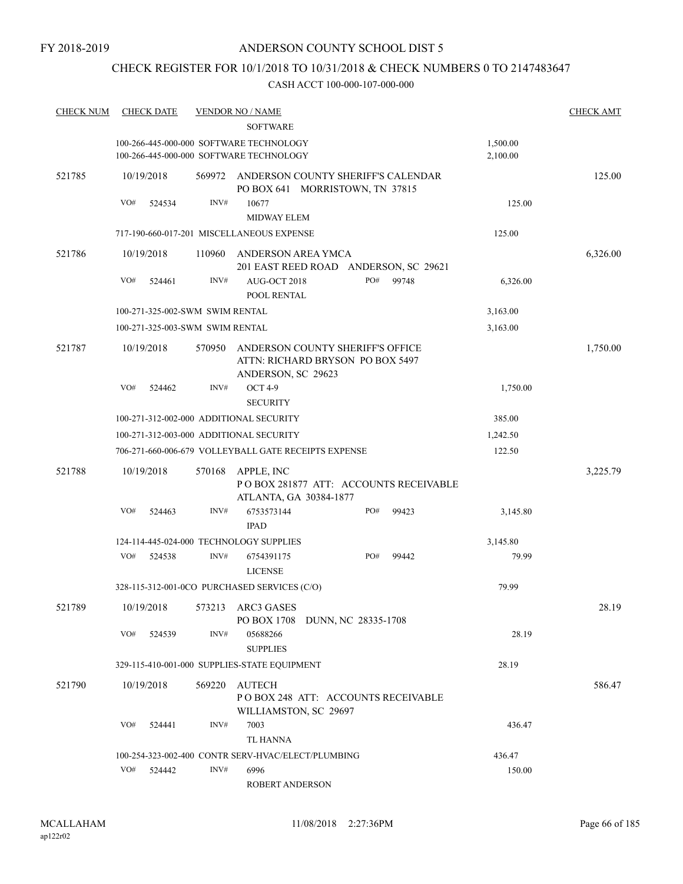FY 2018-2019

# ANDERSON COUNTY SCHOOL DIST 5

## CHECK REGISTER FOR 10/1/2018 TO 10/31/2018 & CHECK NUMBERS 0 TO 2147483647

### CASH ACCT 100-000-107-000-000

| CHECK NUM | CHECK DATE | VENDOR NO / NAME | | CHECK AMT |
|---|---|---|---|---|
| | | SOFTWARE | | |
| | | 100-266-445-000-000 SOFTWARE TECHNOLOGY | 1,500.00 | |
| | | 100-266-445-000-000 SOFTWARE TECHNOLOGY | 2,100.00 | |
| 521785 | 10/19/2018 | 569972 ANDERSON COUNTY SHERIFF'S CALENDAR PO BOX 641 MORRISTOWN, TN 37815 | | 125.00 |
| | VO# 524534 | INV# 10677 MIDWAY ELEM | 125.00 | |
| | | 717-190-660-017-201 MISCELLANEOUS EXPENSE | 125.00 | |
| 521786 | 10/19/2018 | 110960 ANDERSON AREA YMCA 201 EAST REED ROAD ANDERSON, SC 29621 | | 6,326.00 |
| | VO# 524461 | INV# AUG-OCT 2018 PO# 99748 POOL RENTAL | 6,326.00 | |
| | | 100-271-325-002-SWM SWIM RENTAL | 3,163.00 | |
| | | 100-271-325-003-SWM SWIM RENTAL | 3,163.00 | |
| 521787 | 10/19/2018 | 570950 ANDERSON COUNTY SHERIFF'S OFFICE ATTN: RICHARD BRYSON PO BOX 5497 ANDERSON, SC 29623 | | 1,750.00 |
| | VO# 524462 | INV# OCT 4-9 SECURITY | 1,750.00 | |
| | | 100-271-312-002-000 ADDITIONAL SECURITY | 385.00 | |
| | | 100-271-312-003-000 ADDITIONAL SECURITY | 1,242.50 | |
| | | 706-271-660-006-679 VOLLEYBALL GATE RECEIPTS EXPENSE | 122.50 | |
| 521788 | 10/19/2018 | 570168 APPLE, INC P O BOX 281877 ATT: ACCOUNTS RECEIVABLE ATLANTA, GA 30384-1877 | | 3,225.79 |
| | VO# 524463 | INV# 6753573144 PO# 99423 IPAD | 3,145.80 | |
| | | 124-114-445-024-000 TECHNOLOGY SUPPLIES | 3,145.80 | |
| | VO# 524538 | INV# 6754391175 PO# 99442 LICENSE | 79.99 | |
| | | 328-115-312-001-0CO PURCHASED SERVICES (C/O) | 79.99 | |
| 521789 | 10/19/2018 | 573213 ARC3 GASES PO BOX 1708 DUNN, NC 28335-1708 | | 28.19 |
| | VO# 524539 | INV# 05688266 SUPPLIES | 28.19 | |
| | | 329-115-410-001-000 SUPPLIES-STATE EQUIPMENT | 28.19 | |
| 521790 | 10/19/2018 | 569220 AUTECH P O BOX 248 ATT: ACCOUNTS RECEIVABLE WILLIAMSTON, SC 29697 | | 586.47 |
| | VO# 524441 | INV# 7003 TL HANNA | 436.47 | |
| | | 100-254-323-002-400 CONTR SERV-HVAC/ELECT/PLUMBING | 436.47 | |
| | VO# 524442 | INV# 6996 ROBERT ANDERSON | 150.00 | |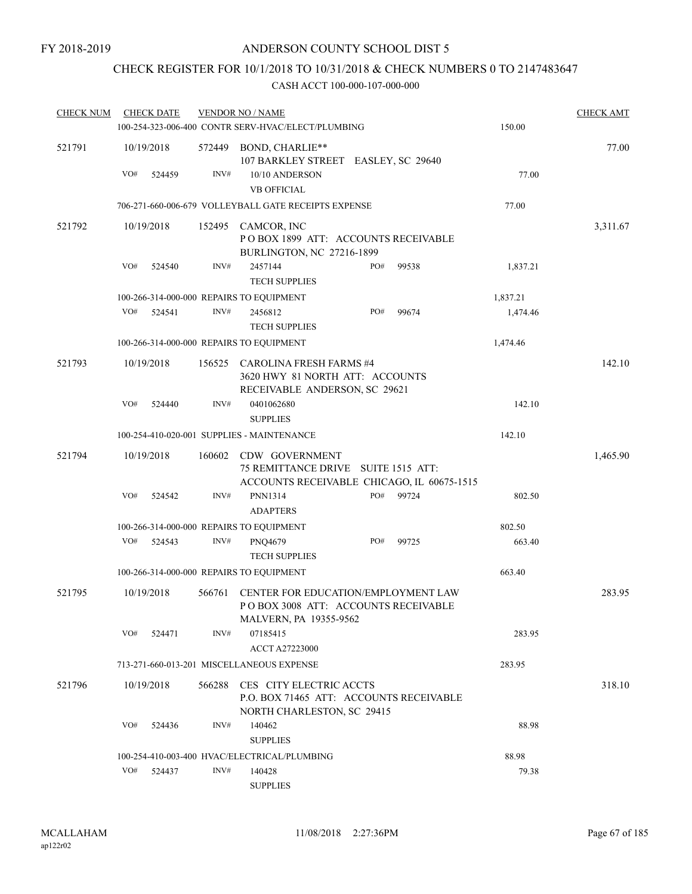FY 2018-2019

# ANDERSON COUNTY SCHOOL DIST 5

## CHECK REGISTER FOR 10/1/2018 TO 10/31/2018 & CHECK NUMBERS 0 TO 2147483647

### CASH ACCT 100-000-107-000-000

| CHECK NUM | CHECK DATE | VENDOR NO / NAME | | | CHECK AMT |
|---|---|---|---|---|---|
| | | 100-254-323-006-400 CONTR SERV-HVAC/ELECT/PLUMBING | | 150.00 | |
| 521791 | 10/19/2018 | 572449 BOND, CHARLIE** 107 BARKLEY STREET EASLEY, SC 29640 | | | 77.00 |
| | VO# 524459 | INV# 10/10 ANDERSON VB OFFICIAL | | 77.00 | |
| | | 706-271-660-006-679 VOLLEYBALL GATE RECEIPTS EXPENSE | | 77.00 | |
| 521792 | 10/19/2018 | 152495 CAMCOR, INC P O BOX 1899 ATT: ACCOUNTS RECEIVABLE BURLINGTON, NC 27216-1899 | | | 3,311.67 |
| | VO# 524540 | INV# 2457144 TECH SUPPLIES | PO# 99538 | 1,837.21 | |
| | | 100-266-314-000-000 REPAIRS TO EQUIPMENT | | 1,837.21 | |
| | VO# 524541 | INV# 2456812 TECH SUPPLIES | PO# 99674 | 1,474.46 | |
| | | 100-266-314-000-000 REPAIRS TO EQUIPMENT | | 1,474.46 | |
| 521793 | 10/19/2018 | 156525 CAROLINA FRESH FARMS #4 3620 HWY 81 NORTH ATT: ACCOUNTS RECEIVABLE ANDERSON, SC 29621 | | | 142.10 |
| | VO# 524440 | INV# 0401062680 SUPPLIES | | 142.10 | |
| | | 100-254-410-020-001 SUPPLIES - MAINTENANCE | | 142.10 | |
| 521794 | 10/19/2018 | 160602 CDW GOVERNMENT 75 REMITTANCE DRIVE SUITE 1515 ATT: ACCOUNTS RECEIVABLE CHICAGO, IL 60675-1515 | | | 1,465.90 |
| | VO# 524542 | INV# PNN1314 ADAPTERS | PO# 99724 | 802.50 | |
| | | 100-266-314-000-000 REPAIRS TO EQUIPMENT | | 802.50 | |
| | VO# 524543 | INV# PNQ4679 TECH SUPPLIES | PO# 99725 | 663.40 | |
| | | 100-266-314-000-000 REPAIRS TO EQUIPMENT | | 663.40 | |
| 521795 | 10/19/2018 | 566761 CENTER FOR EDUCATION/EMPLOYMENT LAW P O BOX 3008 ATT: ACCOUNTS RECEIVABLE MALVERN, PA 19355-9562 | | | 283.95 |
| | VO# 524471 | INV# 07185415 ACCT A27223000 | | 283.95 | |
| | | 713-271-660-013-201 MISCELLANEOUS EXPENSE | | 283.95 | |
| 521796 | 10/19/2018 | 566288 CES CITY ELECTRIC ACCTS P.O. BOX 71465 ATT: ACCOUNTS RECEIVABLE NORTH CHARLESTON, SC 29415 | | | 318.10 |
| | VO# 524436 | INV# 140462 SUPPLIES | | 88.98 | |
| | | 100-254-410-003-400 HVAC/ELECTRICAL/PLUMBING | | 88.98 | |
| | VO# 524437 | INV# 140428 SUPPLIES | | 79.38 | |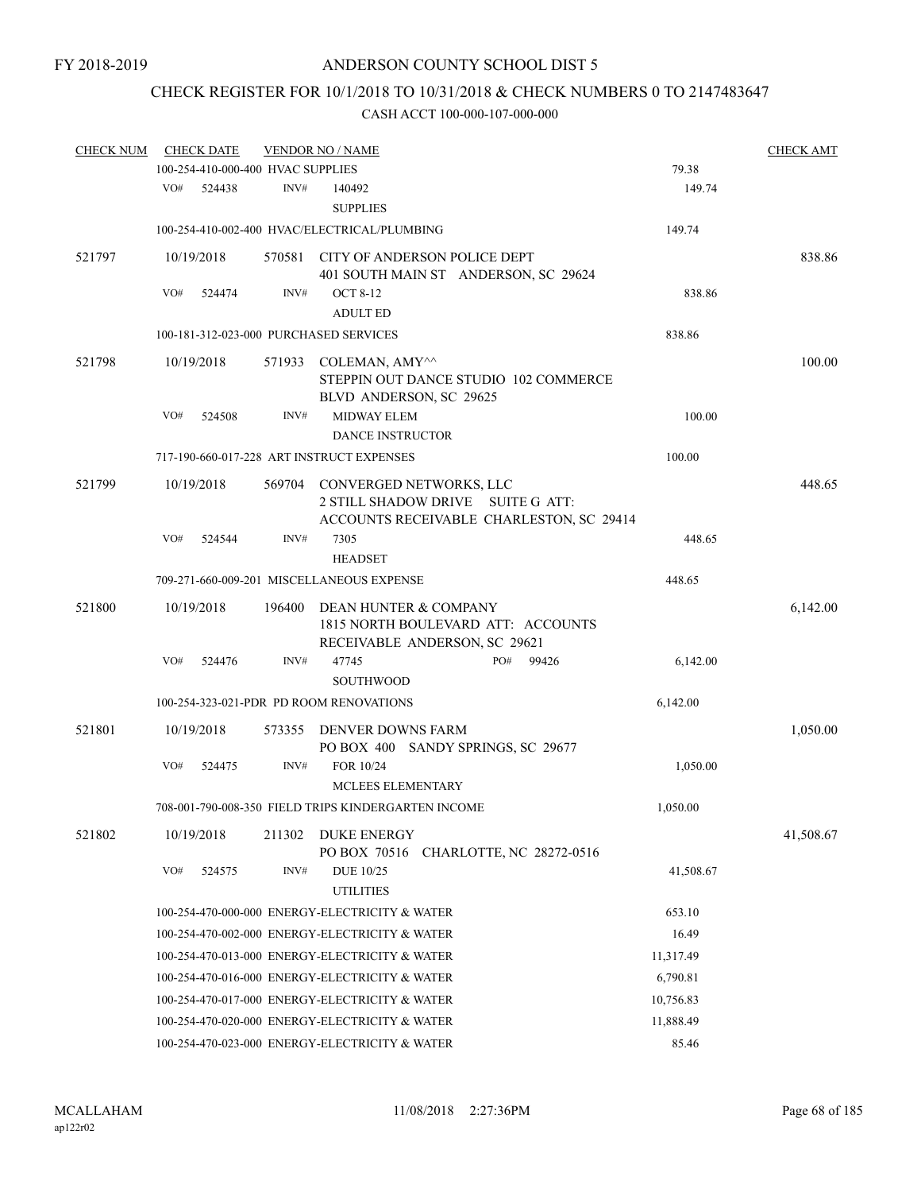FY 2018-2019

# ANDERSON COUNTY SCHOOL DIST 5

## CHECK REGISTER FOR 10/1/2018 TO 10/31/2018 & CHECK NUMBERS 0 TO 2147483647

### CASH ACCT 100-000-107-000-000

| CHECK NUM | CHECK DATE | VENDOR NO / NAME | | CHECK AMT |
|---|---|---|---|---|
| | 100-254-410-000-400 HVAC SUPPLIES | | 79.38 | |
| | VO# 524438 | INV# 140492 SUPPLIES | 149.74 | |
| | 100-254-410-002-400 HVAC/ELECTRICAL/PLUMBING | | 149.74 | |
| 521797 | 10/19/2018 | 570581 CITY OF ANDERSON POLICE DEPT 401 SOUTH MAIN ST ANDERSON, SC 29624 | | 838.86 |
| | VO# 524474 | INV# OCT 8-12 ADULT ED | 838.86 | |
| | 100-181-312-023-000 PURCHASED SERVICES | | 838.86 | |
| 521798 | 10/19/2018 | 571933 COLEMAN, AMY^^ STEPPIN OUT DANCE STUDIO 102 COMMERCE BLVD ANDERSON, SC 29625 | | 100.00 |
| | VO# 524508 | INV# MIDWAY ELEM DANCE INSTRUCTOR | 100.00 | |
| | 717-190-660-017-228 ART INSTRUCT EXPENSES | | 100.00 | |
| 521799 | 10/19/2018 | 569704 CONVERGED NETWORKS, LLC 2 STILL SHADOW DRIVE SUITE G ATT: ACCOUNTS RECEIVABLE CHARLESTON, SC 29414 | | 448.65 |
| | VO# 524544 | INV# 7305 HEADSET | 448.65 | |
| | 709-271-660-009-201 MISCELLANEOUS EXPENSE | | 448.65 | |
| 521800 | 10/19/2018 | 196400 DEAN HUNTER & COMPANY 1815 NORTH BOULEVARD ATT: ACCOUNTS RECEIVABLE ANDERSON, SC 29621 | | 6,142.00 |
| | VO# 524476 | INV# 47745 PO# 99426 SOUTHWOOD | 6,142.00 | |
| | 100-254-323-021-PDR PD ROOM RENOVATIONS | | 6,142.00 | |
| 521801 | 10/19/2018 | 573355 DENVER DOWNS FARM PO BOX 400 SANDY SPRINGS, SC 29677 | | 1,050.00 |
| | VO# 524475 | INV# FOR 10/24 MCLEES ELEMENTARY | 1,050.00 | |
| | 708-001-790-008-350 FIELD TRIPS KINDERGARTEN INCOME | | 1,050.00 | |
| 521802 | 10/19/2018 | 211302 DUKE ENERGY PO BOX 70516 CHARLOTTE, NC 28272-0516 | | 41,508.67 |
| | VO# 524575 | INV# DUE 10/25 UTILITIES | 41,508.67 | |
| | 100-254-470-000-000 ENERGY-ELECTRICITY & WATER | | 653.10 | |
| | 100-254-470-002-000 ENERGY-ELECTRICITY & WATER | | 16.49 | |
| | 100-254-470-013-000 ENERGY-ELECTRICITY & WATER | | 11,317.49 | |
| | 100-254-470-016-000 ENERGY-ELECTRICITY & WATER | | 6,790.81 | |
| | 100-254-470-017-000 ENERGY-ELECTRICITY & WATER | | 10,756.83 | |
| | 100-254-470-020-000 ENERGY-ELECTRICITY & WATER | | 11,888.49 | |
| | 100-254-470-023-000 ENERGY-ELECTRICITY & WATER | | 85.46 | |

MCALLAHAM
ap122r02

11/08/2018 2:27:36PM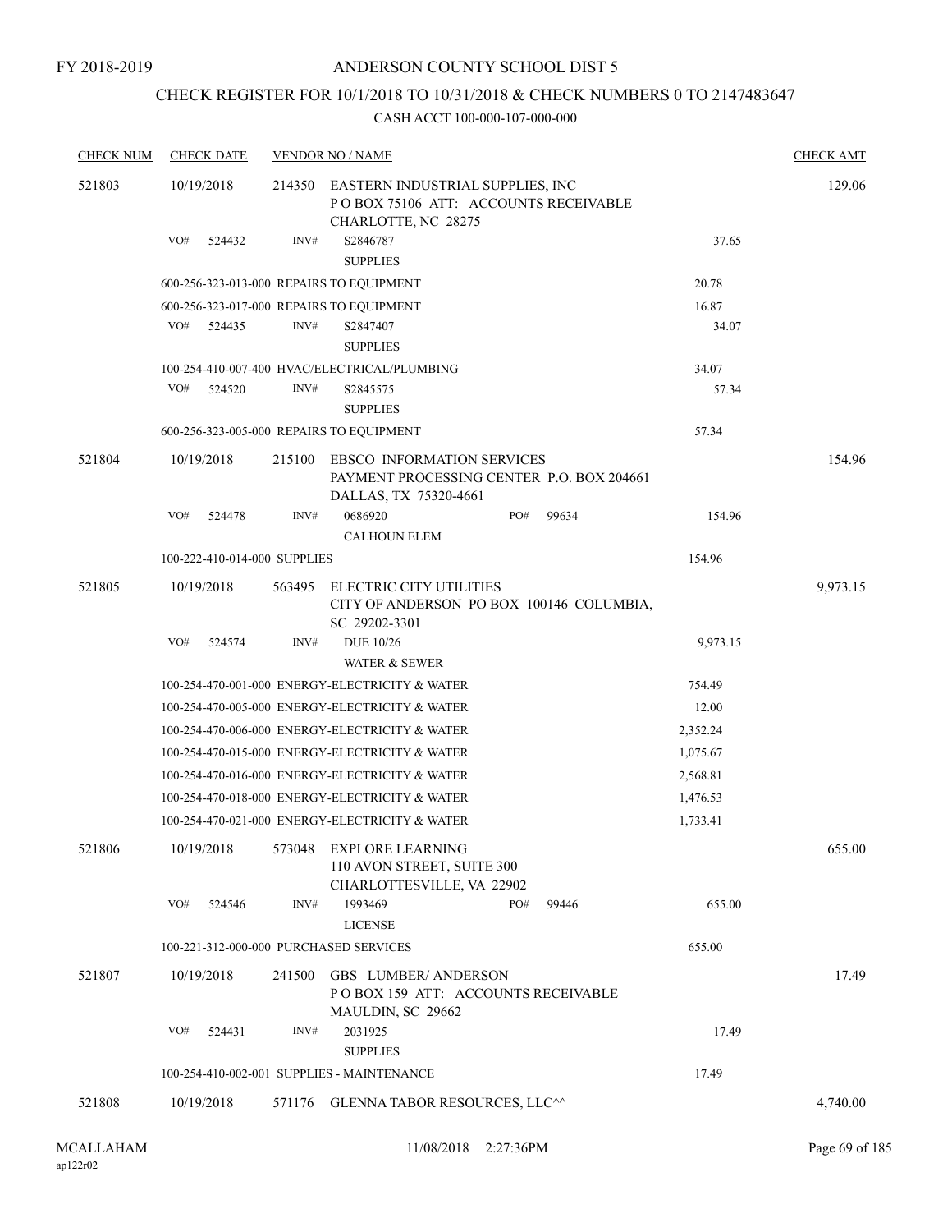FY 2018-2019

# ANDERSON COUNTY SCHOOL DIST 5

## CHECK REGISTER FOR 10/1/2018 TO 10/31/2018 & CHECK NUMBERS 0 TO 2147483647

### CASH ACCT 100-000-107-000-000

| CHECK NUM | CHECK DATE | VENDOR NO / NAME | | | CHECK AMT |
|---|---|---|---|---|---|
| 521803 | 10/19/2018 | 214350 EASTERN INDUSTRIAL SUPPLIES, INC<br>P O BOX 75106 ATT: ACCOUNTS RECEIVABLE<br>CHARLOTTE, NC 28275 | | | 129.06 |
| | VO# 524432 | INV# S2846787<br>SUPPLIES | | 37.65 | |
| | 600-256-323-013-000 REPAIRS TO EQUIPMENT | | | 20.78 | |
| | 600-256-323-017-000 REPAIRS TO EQUIPMENT | | | 16.87 | |
| | VO# 524435 | INV# S2847407<br>SUPPLIES | | 34.07 | |
| | 100-254-410-007-400 HVAC/ELECTRICAL/PLUMBING | | | 34.07 | |
| | VO# 524520 | INV# S2845575<br>SUPPLIES | | 57.34 | |
| | 600-256-323-005-000 REPAIRS TO EQUIPMENT | | | 57.34 | |
| 521804 | 10/19/2018 | 215100 EBSCO INFORMATION SERVICES<br>PAYMENT PROCESSING CENTER P.O. BOX 204661<br>DALLAS, TX 75320-4661 | | | 154.96 |
| | VO# 524478 | INV# 0686920<br>CALHOUN ELEM | PO# 99634 | 154.96 | |
| | 100-222-410-014-000 SUPPLIES | | | 154.96 | |
| 521805 | 10/19/2018 | 563495 ELECTRIC CITY UTILITIES<br>CITY OF ANDERSON PO BOX 100146 COLUMBIA, SC 29202-3301 | | | 9,973.15 |
| | VO# 524574 | INV# DUE 10/26<br>WATER & SEWER | | 9,973.15 | |
| | 100-254-470-001-000 ENERGY-ELECTRICITY & WATER | | | 754.49 | |
| | 100-254-470-005-000 ENERGY-ELECTRICITY & WATER | | | 12.00 | |
| | 100-254-470-006-000 ENERGY-ELECTRICITY & WATER | | | 2,352.24 | |
| | 100-254-470-015-000 ENERGY-ELECTRICITY & WATER | | | 1,075.67 | |
| | 100-254-470-016-000 ENERGY-ELECTRICITY & WATER | | | 2,568.81 | |
| | 100-254-470-018-000 ENERGY-ELECTRICITY & WATER | | | 1,476.53 | |
| | 100-254-470-021-000 ENERGY-ELECTRICITY & WATER | | | 1,733.41 | |
| 521806 | 10/19/2018 | 573048 EXPLORE LEARNING<br>110 AVON STREET, SUITE 300<br>CHARLOTTESVILLE, VA 22902 | | | 655.00 |
| | VO# 524546 | INV# 1993469<br>LICENSE | PO# 99446 | 655.00 | |
| | 100-221-312-000-000 PURCHASED SERVICES | | | 655.00 | |
| 521807 | 10/19/2018 | 241500 GBS LUMBER/ ANDERSON<br>P O BOX 159 ATT: ACCOUNTS RECEIVABLE<br>MAULDIN, SC 29662 | | | 17.49 |
| | VO# 524431 | INV# 2031925<br>SUPPLIES | | 17.49 | |
| | 100-254-410-002-001 SUPPLIES - MAINTENANCE | | | 17.49 | |
| 521808 | 10/19/2018 | 571176 GLENNA TABOR RESOURCES, LLC^^ | | | 4,740.00 |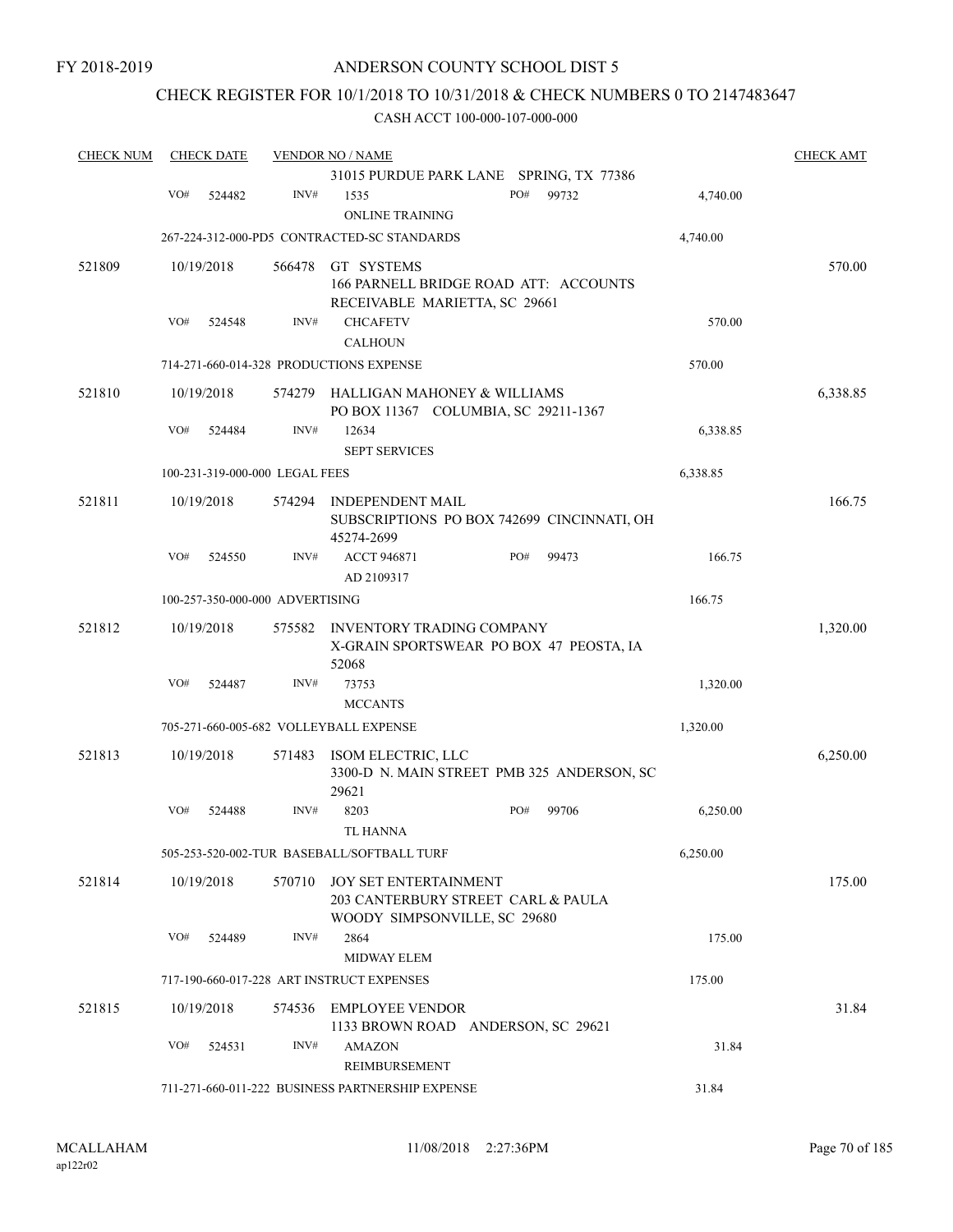FY 2018-2019

# ANDERSON COUNTY SCHOOL DIST 5

## CHECK REGISTER FOR 10/1/2018 TO 10/31/2018 & CHECK NUMBERS 0 TO 2147483647

### CASH ACCT 100-000-107-000-000

| CHECK NUM | CHECK DATE | VENDOR NO / NAME | | CHECK AMT |
|---|---|---|---|---|
| | | 31015 PURDUE PARK LANE SPRING, TX 77386 | | |
| | VO# 524482 | INV# 1535 PO# 99732 ONLINE TRAINING | 4,740.00 | |
| | | 267-224-312-000-PD5 CONTRACTED-SC STANDARDS | 4,740.00 | |
| 521809 | 10/19/2018 | 566478 GT SYSTEMS 166 PARNELL BRIDGE ROAD ATT: ACCOUNTS RECEIVABLE MARIETTA, SC 29661 | | 570.00 |
| | VO# 524548 | INV# CHCAFETV CALHOUN | 570.00 | |
| | | 714-271-660-014-328 PRODUCTIONS EXPENSE | 570.00 | |
| 521810 | 10/19/2018 | 574279 HALLIGAN MAHONEY & WILLIAMS PO BOX 11367 COLUMBIA, SC 29211-1367 | | 6,338.85 |
| | VO# 524484 | INV# 12634 SEPT SERVICES | 6,338.85 | |
| | | 100-231-319-000-000 LEGAL FEES | 6,338.85 | |
| 521811 | 10/19/2018 | 574294 INDEPENDENT MAIL SUBSCRIPTIONS PO BOX 742699 CINCINNATI, OH 45274-2699 | | 166.75 |
| | VO# 524550 | INV# ACCT 946871 PO# 99473 AD 2109317 | 166.75 | |
| | | 100-257-350-000-000 ADVERTISING | 166.75 | |
| 521812 | 10/19/2018 | 575582 INVENTORY TRADING COMPANY X-GRAIN SPORTSWEAR PO BOX 47 PEOSTA, IA 52068 | | 1,320.00 |
| | VO# 524487 | INV# 73753 MCCANTS | 1,320.00 | |
| | | 705-271-660-005-682 VOLLEYBALL EXPENSE | 1,320.00 | |
| 521813 | 10/19/2018 | 571483 ISOM ELECTRIC, LLC 3300-D N. MAIN STREET PMB 325 ANDERSON, SC 29621 | | 6,250.00 |
| | VO# 524488 | INV# 8203 PO# 99706 TL HANNA | 6,250.00 | |
| | | 505-253-520-002-TUR BASEBALL/SOFTBALL TURF | 6,250.00 | |
| 521814 | 10/19/2018 | 570710 JOY SET ENTERTAINMENT 203 CANTERBURY STREET CARL & PAULA WOODY SIMPSONVILLE, SC 29680 | | 175.00 |
| | VO# 524489 | INV# 2864 MIDWAY ELEM | 175.00 | |
| | | 717-190-660-017-228 ART INSTRUCT EXPENSES | 175.00 | |
| 521815 | 10/19/2018 | 574536 EMPLOYEE VENDOR 1133 BROWN ROAD ANDERSON, SC 29621 | | 31.84 |
| | VO# 524531 | INV# AMAZON REIMBURSEMENT | 31.84 | |
| | | 711-271-660-011-222 BUSINESS PARTNERSHIP EXPENSE | 31.84 | |

MCALLAHAM ap122r02 11/08/2018 2:27:36PM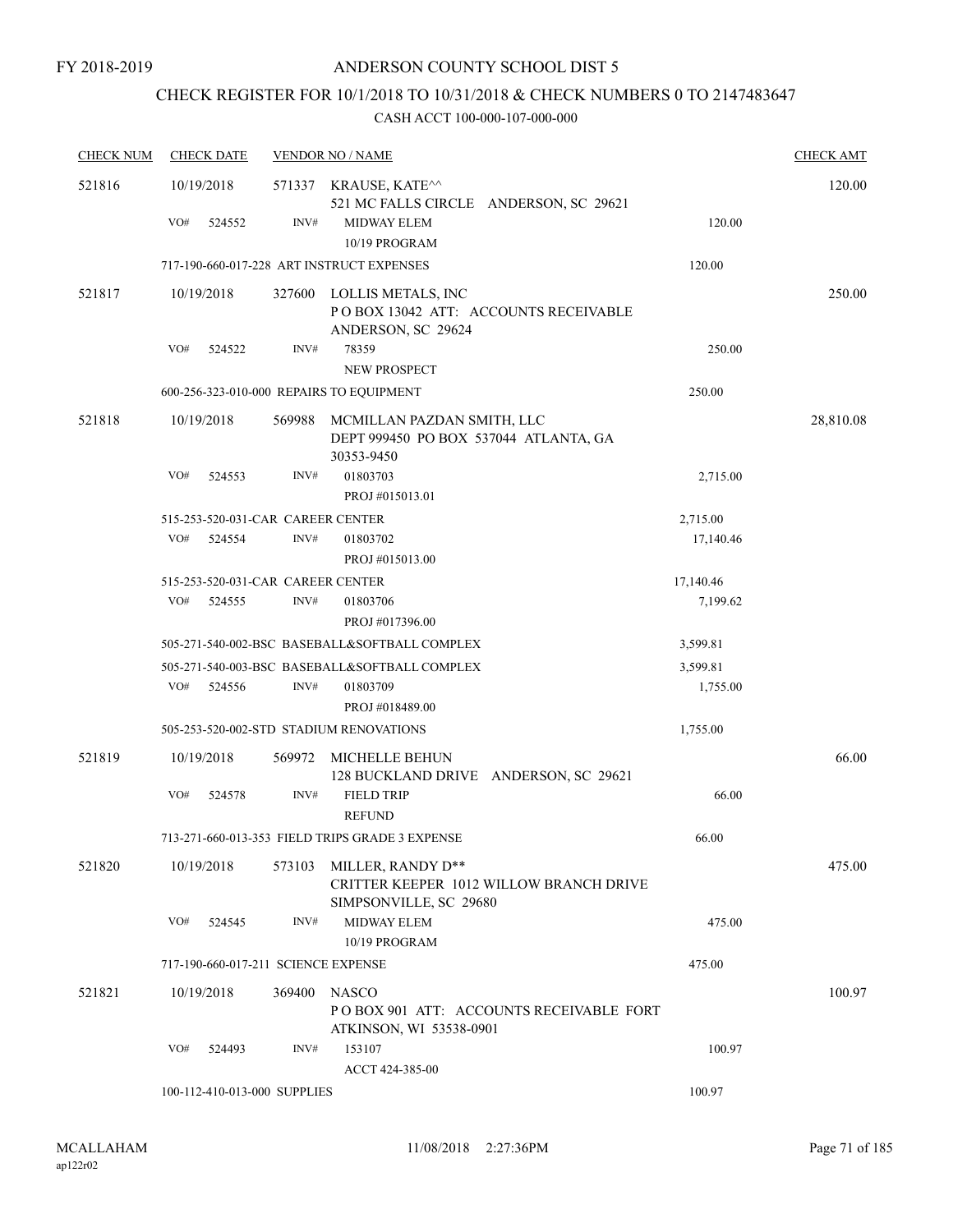FY 2018-2019

# ANDERSON COUNTY SCHOOL DIST 5

## CHECK REGISTER FOR 10/1/2018 TO 10/31/2018 & CHECK NUMBERS 0 TO 2147483647

### CASH ACCT 100-000-107-000-000

| CHECK NUM | CHECK DATE | VENDOR NO / NAME | | CHECK AMT |
|---|---|---|---|---|
| 521816 | 10/19/2018 | 571337 KRAUSE, KATE^^ 521 MC FALLS CIRCLE ANDERSON, SC 29621 | | 120.00 |
| | VO# 524552 | INV# MIDWAY ELEM 10/19 PROGRAM | 120.00 | |
| | 717-190-660-017-228 ART INSTRUCT EXPENSES | | 120.00 | |
| 521817 | 10/19/2018 | 327600 LOLLIS METALS, INC P O BOX 13042 ATT: ACCOUNTS RECEIVABLE ANDERSON, SC 29624 | | 250.00 |
| | VO# 524522 | INV# 78359 NEW PROSPECT | 250.00 | |
| | 600-256-323-010-000 REPAIRS TO EQUIPMENT | | 250.00 | |
| 521818 | 10/19/2018 | 569988 MCMILLAN PAZDAN SMITH, LLC DEPT 999450 PO BOX 537044 ATLANTA, GA 30353-9450 | | 28,810.08 |
| | VO# 524553 | INV# 01803703 PROJ #015013.01 | 2,715.00 | |
| | 515-253-520-031-CAR CAREER CENTER | | 2,715.00 | |
| | VO# 524554 | INV# 01803702 PROJ #015013.00 | 17,140.46 | |
| | 515-253-520-031-CAR CAREER CENTER | | 17,140.46 | |
| | VO# 524555 | INV# 01803706 PROJ #017396.00 | 7,199.62 | |
| | 505-271-540-002-BSC BASEBALL&SOFTBALL COMPLEX | | 3,599.81 | |
| | 505-271-540-003-BSC BASEBALL&SOFTBALL COMPLEX | | 3,599.81 | |
| | VO# 524556 | INV# 01803709 PROJ #018489.00 | 1,755.00 | |
| | 505-253-520-002-STD STADIUM RENOVATIONS | | 1,755.00 | |
| 521819 | 10/19/2018 | 569972 MICHELLE BEHUN 128 BUCKLAND DRIVE ANDERSON, SC 29621 | | 66.00 |
| | VO# 524578 | INV# FIELD TRIP REFUND | 66.00 | |
| | 713-271-660-013-353 FIELD TRIPS GRADE 3 EXPENSE | | 66.00 | |
| 521820 | 10/19/2018 | 573103 MILLER, RANDY D** CRITTER KEEPER 1012 WILLOW BRANCH DRIVE SIMPSONVILLE, SC 29680 | | 475.00 |
| | VO# 524545 | INV# MIDWAY ELEM 10/19 PROGRAM | 475.00 | |
| | 717-190-660-017-211 SCIENCE EXPENSE | | 475.00 | |
| 521821 | 10/19/2018 | 369400 NASCO P O BOX 901 ATT: ACCOUNTS RECEIVABLE FORT ATKINSON, WI 53538-0901 | | 100.97 |
| | VO# 524493 | INV# 153107 ACCT 424-385-00 | 100.97 | |
| | 100-112-410-013-000 SUPPLIES | | 100.97 | |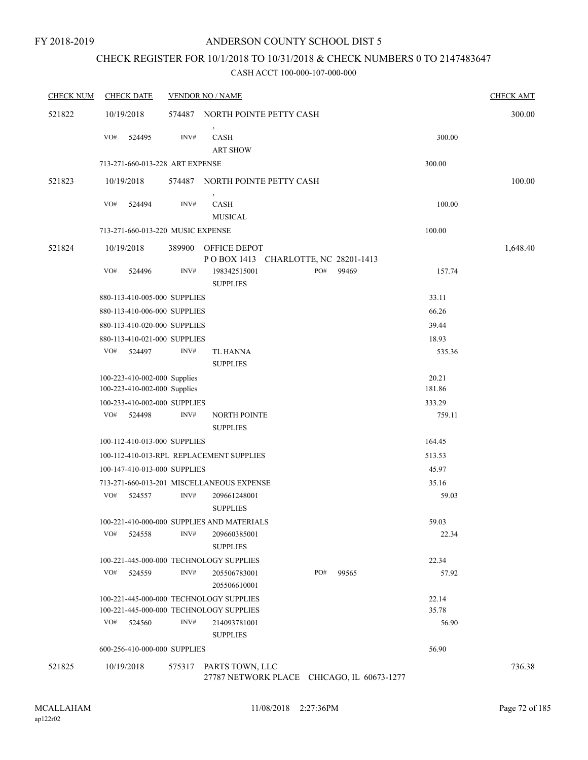FY 2018-2019

# ANDERSON COUNTY SCHOOL DIST 5

## CHECK REGISTER FOR 10/1/2018 TO 10/31/2018 & CHECK NUMBERS 0 TO 2147483647

### CASH ACCT 100-000-107-000-000

| CHECK NUM | CHECK DATE | VENDOR NO / NAME | | | CHECK AMT |
|---|---|---|---|---|---|
| 521822 | 10/19/2018 | 574487 NORTH POINTE PETTY CASH | | | 300.00 |
| | | , | | | |
| | VO# 524495 | INV# CASH | | 300.00 | |
| | | ART SHOW | | | |
| | 713-271-660-013-228 ART EXPENSE | | | 300.00 | |
| 521823 | 10/19/2018 | 574487 NORTH POINTE PETTY CASH | | | 100.00 |
| | | , | | | |
| | VO# 524494 | INV# CASH | | 100.00 | |
| | | MUSICAL | | | |
| | 713-271-660-013-220 MUSIC EXPENSE | | | 100.00 | |
| 521824 | 10/19/2018 | 389900 OFFICE DEPOT | | | 1,648.40 |
| | | P O BOX 1413 CHARLOTTE, NC 28201-1413 | | | |
| | VO# 524496 | INV# 198342515001 | PO# 99469 | 157.74 | |
| | | SUPPLIES | | | |
| | 880-113-410-005-000 SUPPLIES | | | 33.11 | |
| | 880-113-410-006-000 SUPPLIES | | | 66.26 | |
| | 880-113-410-020-000 SUPPLIES | | | 39.44 | |
| | 880-113-410-021-000 SUPPLIES | | | 18.93 | |
| | VO# 524497 | INV# TL HANNA | | 535.36 | |
| | | SUPPLIES | | | |
| | 100-223-410-002-000 Supplies | | | 20.21 | |
| | 100-223-410-002-000 Supplies | | | 181.86 | |
| | 100-233-410-002-000 SUPPLIES | | | 333.29 | |
| | VO# 524498 | INV# NORTH POINTE | | 759.11 | |
| | | SUPPLIES | | | |
| | 100-112-410-013-000 SUPPLIES | | | 164.45 | |
| | 100-112-410-013-RPL REPLACEMENT SUPPLIES | | | 513.53 | |
| | 100-147-410-013-000 SUPPLIES | | | 45.97 | |
| | 713-271-660-013-201 MISCELLANEOUS EXPENSE | | | 35.16 | |
| | VO# 524557 | INV# 209661248001 | | 59.03 | |
| | | SUPPLIES | | | |
| | 100-221-410-000-000 SUPPLIES AND MATERIALS | | | 59.03 | |
| | VO# 524558 | INV# 209660385001 | | 22.34 | |
| | | SUPPLIES | | | |
| | 100-221-445-000-000 TECHNOLOGY SUPPLIES | | | 22.34 | |
| | VO# 524559 | INV# 205506783001 | PO# 99565 | 57.92 | |
| | | 205506610001 | | | |
| | 100-221-445-000-000 TECHNOLOGY SUPPLIES | | | 22.14 | |
| | 100-221-445-000-000 TECHNOLOGY SUPPLIES | | | 35.78 | |
| | VO# 524560 | INV# 214093781001 | | 56.90 | |
| | | SUPPLIES | | | |
| | 600-256-410-000-000 SUPPLIES | | | 56.90 | |
| 521825 | 10/19/2018 | 575317 PARTS TOWN, LLC | | | 736.38 |
| | | 27787 NETWORK PLACE CHICAGO, IL 60673-1277 | | | |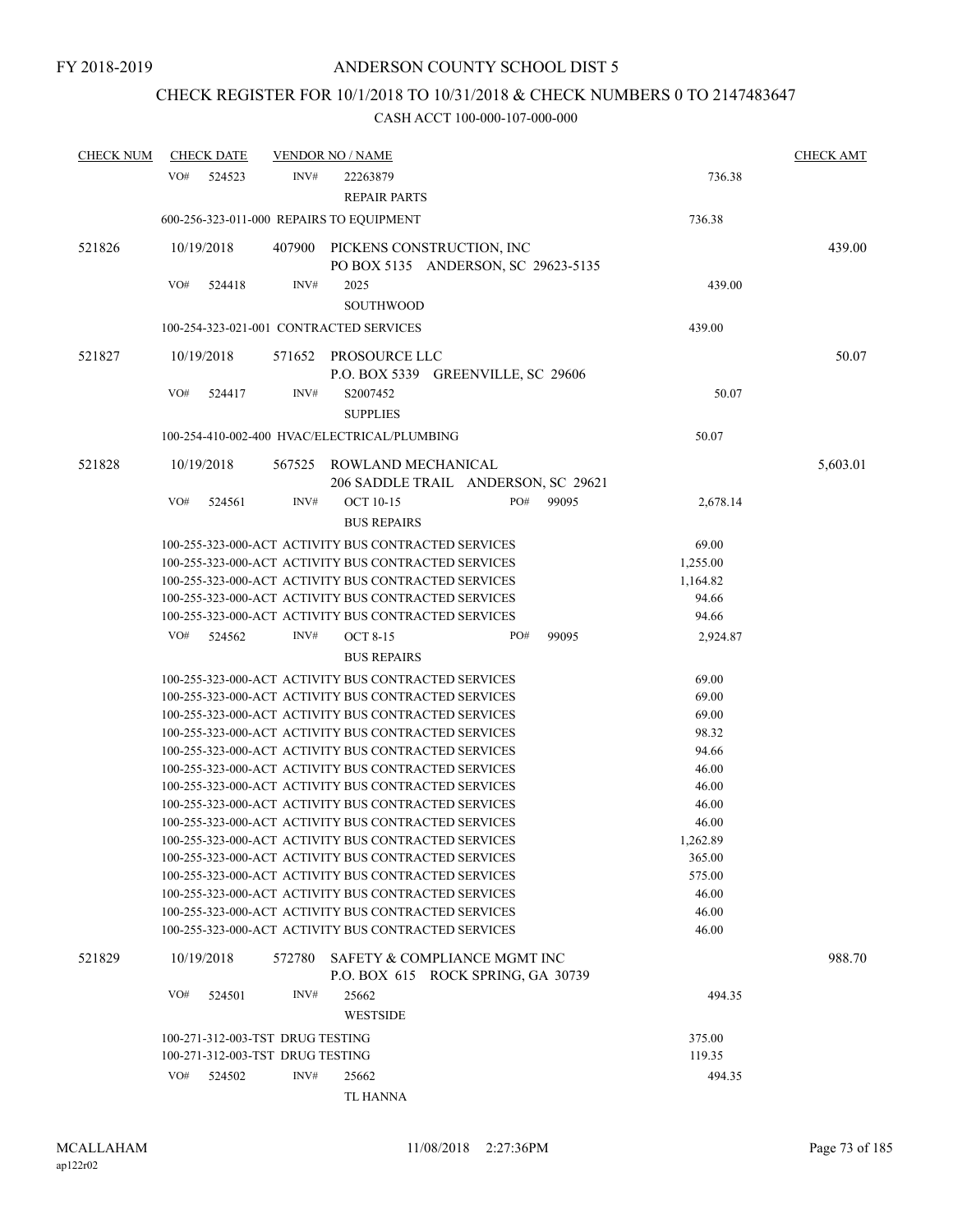FY 2018-2019

# ANDERSON COUNTY SCHOOL DIST 5

## CHECK REGISTER FOR 10/1/2018 TO 10/31/2018 & CHECK NUMBERS 0 TO 2147483647

### CASH ACCT 100-000-107-000-000

| CHECK NUM | CHECK DATE | VENDOR NO / NAME | | CHECK AMT |
|---|---|---|---|---|
| | VO# 524523 | INV# 22263879 REPAIR PARTS | 736.38 | |
| | | 600-256-323-011-000 REPAIRS TO EQUIPMENT | 736.38 | |
| 521826 | 10/19/2018 | 407900 PICKENS CONSTRUCTION, INC PO BOX 5135 ANDERSON, SC 29623-5135 | | 439.00 |
| | VO# 524418 | INV# 2025 SOUTHWOOD | 439.00 | |
| | | 100-254-323-021-001 CONTRACTED SERVICES | 439.00 | |
| 521827 | 10/19/2018 | 571652 PROSOURCE LLC P.O. BOX 5339 GREENVILLE, SC 29606 | | 50.07 |
| | VO# 524417 | INV# S2007452 SUPPLIES | 50.07 | |
| | | 100-254-410-002-400 HVAC/ELECTRICAL/PLUMBING | 50.07 | |
| 521828 | 10/19/2018 | 567525 ROWLAND MECHANICAL 206 SADDLE TRAIL ANDERSON, SC 29621 | | 5,603.01 |
| | VO# 524561 | INV# OCT 10-15 PO# 99095 BUS REPAIRS | 2,678.14 | |
| | | 100-255-323-000-ACT ACTIVITY BUS CONTRACTED SERVICES | 69.00 | |
| | | 100-255-323-000-ACT ACTIVITY BUS CONTRACTED SERVICES | 1,255.00 | |
| | | 100-255-323-000-ACT ACTIVITY BUS CONTRACTED SERVICES | 1,164.82 | |
| | | 100-255-323-000-ACT ACTIVITY BUS CONTRACTED SERVICES | 94.66 | |
| | | 100-255-323-000-ACT ACTIVITY BUS CONTRACTED SERVICES | 94.66 | |
| | VO# 524562 | INV# OCT 8-15 PO# 99095 BUS REPAIRS | 2,924.87 | |
| | | 100-255-323-000-ACT ACTIVITY BUS CONTRACTED SERVICES | 69.00 | |
| | | 100-255-323-000-ACT ACTIVITY BUS CONTRACTED SERVICES | 69.00 | |
| | | 100-255-323-000-ACT ACTIVITY BUS CONTRACTED SERVICES | 69.00 | |
| | | 100-255-323-000-ACT ACTIVITY BUS CONTRACTED SERVICES | 98.32 | |
| | | 100-255-323-000-ACT ACTIVITY BUS CONTRACTED SERVICES | 94.66 | |
| | | 100-255-323-000-ACT ACTIVITY BUS CONTRACTED SERVICES | 46.00 | |
| | | 100-255-323-000-ACT ACTIVITY BUS CONTRACTED SERVICES | 46.00 | |
| | | 100-255-323-000-ACT ACTIVITY BUS CONTRACTED SERVICES | 46.00 | |
| | | 100-255-323-000-ACT ACTIVITY BUS CONTRACTED SERVICES | 46.00 | |
| | | 100-255-323-000-ACT ACTIVITY BUS CONTRACTED SERVICES | 1,262.89 | |
| | | 100-255-323-000-ACT ACTIVITY BUS CONTRACTED SERVICES | 365.00 | |
| | | 100-255-323-000-ACT ACTIVITY BUS CONTRACTED SERVICES | 575.00 | |
| | | 100-255-323-000-ACT ACTIVITY BUS CONTRACTED SERVICES | 46.00 | |
| | | 100-255-323-000-ACT ACTIVITY BUS CONTRACTED SERVICES | 46.00 | |
| | | 100-255-323-000-ACT ACTIVITY BUS CONTRACTED SERVICES | 46.00 | |
| 521829 | 10/19/2018 | 572780 SAFETY & COMPLIANCE MGMT INC P.O. BOX 615 ROCK SPRING, GA 30739 | | 988.70 |
| | VO# 524501 | INV# 25662 WESTSIDE | 494.35 | |
| | | 100-271-312-003-TST DRUG TESTING | 375.00 | |
| | | 100-271-312-003-TST DRUG TESTING | 119.35 | |
| | VO# 524502 | INV# 25662 TL HANNA | 494.35 | |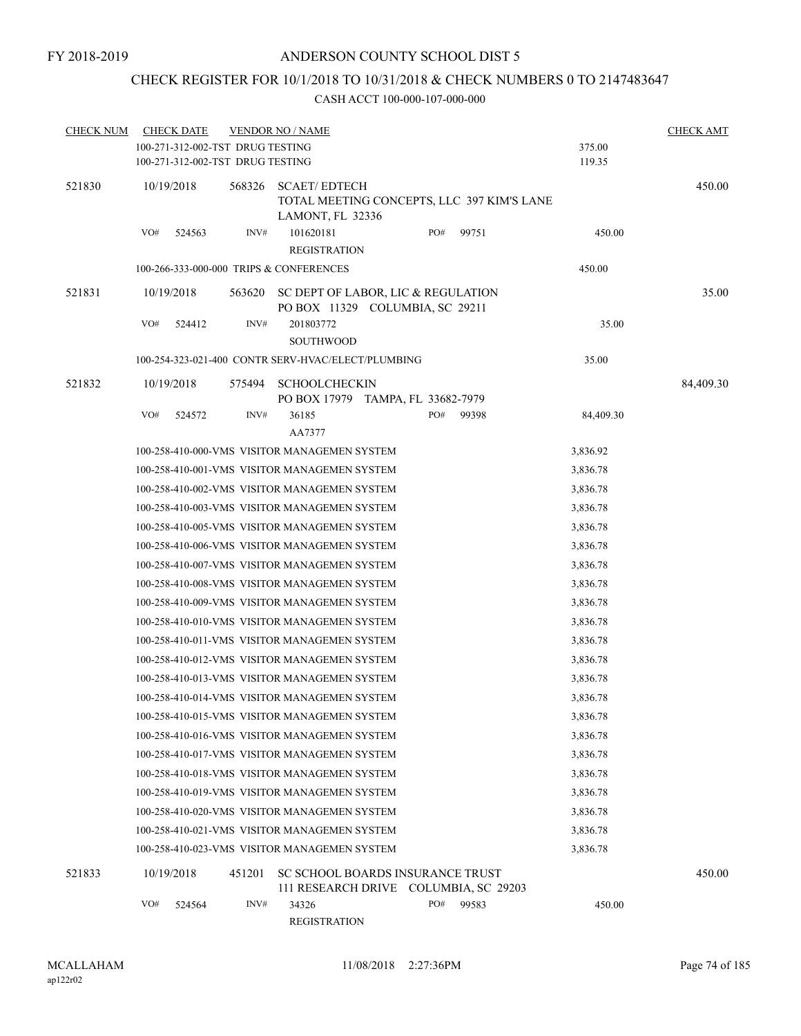FY 2018-2019

# ANDERSON COUNTY SCHOOL DIST 5

## CHECK REGISTER FOR 10/1/2018 TO 10/31/2018 & CHECK NUMBERS 0 TO 2147483647

### CASH ACCT 100-000-107-000-000

| CHECK NUM | CHECK DATE | VENDOR NO / NAME | | CHECK AMT |
|---|---|---|---|---|
| | 100-271-312-002-TST DRUG TESTING | | 375.00 | |
| | 100-271-312-002-TST DRUG TESTING | | 119.35 | |
| 521830 | 10/19/2018 | 568326 SCAET/ EDTECH<br>TOTAL MEETING CONCEPTS, LLC 397 KIM'S LANE<br>LAMONT, FL 32336 | | 450.00 |
| | VO# 524563 | INV# 101620181 PO# 99751<br>REGISTRATION | 450.00 | |
| | 100-266-333-000-000 TRIPS & CONFERENCES | | 450.00 | |
| 521831 | 10/19/2018 | 563620 SC DEPT OF LABOR, LIC & REGULATION<br>PO BOX 11329 COLUMBIA, SC 29211 | | 35.00 |
| | VO# 524412 | INV# 201803772<br>SOUTHWOOD | 35.00 | |
| | 100-254-323-021-400 CONTR SERV-HVAC/ELECT/PLUMBING | | 35.00 | |
| 521832 | 10/19/2018 | 575494 SCHOOLCHECKIN<br>PO BOX 17979 TAMPA, FL 33682-7979 | | 84,409.30 |
| | VO# 524572 | INV# 36185 PO# 99398<br>AA7377 | 84,409.30 | |
| | 100-258-410-000-VMS VISITOR MANAGEMEN SYSTEM | | 3,836.92 | |
| | 100-258-410-001-VMS VISITOR MANAGEMEN SYSTEM | | 3,836.78 | |
| | 100-258-410-002-VMS VISITOR MANAGEMEN SYSTEM | | 3,836.78 | |
| | 100-258-410-003-VMS VISITOR MANAGEMEN SYSTEM | | 3,836.78 | |
| | 100-258-410-005-VMS VISITOR MANAGEMEN SYSTEM | | 3,836.78 | |
| | 100-258-410-006-VMS VISITOR MANAGEMEN SYSTEM | | 3,836.78 | |
| | 100-258-410-007-VMS VISITOR MANAGEMEN SYSTEM | | 3,836.78 | |
| | 100-258-410-008-VMS VISITOR MANAGEMEN SYSTEM | | 3,836.78 | |
| | 100-258-410-009-VMS VISITOR MANAGEMEN SYSTEM | | 3,836.78 | |
| | 100-258-410-010-VMS VISITOR MANAGEMEN SYSTEM | | 3,836.78 | |
| | 100-258-410-011-VMS VISITOR MANAGEMEN SYSTEM | | 3,836.78 | |
| | 100-258-410-012-VMS VISITOR MANAGEMEN SYSTEM | | 3,836.78 | |
| | 100-258-410-013-VMS VISITOR MANAGEMEN SYSTEM | | 3,836.78 | |
| | 100-258-410-014-VMS VISITOR MANAGEMEN SYSTEM | | 3,836.78 | |
| | 100-258-410-015-VMS VISITOR MANAGEMEN SYSTEM | | 3,836.78 | |
| | 100-258-410-016-VMS VISITOR MANAGEMEN SYSTEM | | 3,836.78 | |
| | 100-258-410-017-VMS VISITOR MANAGEMEN SYSTEM | | 3,836.78 | |
| | 100-258-410-018-VMS VISITOR MANAGEMEN SYSTEM | | 3,836.78 | |
| | 100-258-410-019-VMS VISITOR MANAGEMEN SYSTEM | | 3,836.78 | |
| | 100-258-410-020-VMS VISITOR MANAGEMEN SYSTEM | | 3,836.78 | |
| | 100-258-410-021-VMS VISITOR MANAGEMEN SYSTEM | | 3,836.78 | |
| | 100-258-410-023-VMS VISITOR MANAGEMEN SYSTEM | | 3,836.78 | |
| 521833 | 10/19/2018 | 451201 SC SCHOOL BOARDS INSURANCE TRUST<br>111 RESEARCH DRIVE COLUMBIA, SC 29203 | | 450.00 |
| | VO# 524564 | INV# 34326 PO# 99583<br>REGISTRATION | 450.00 | |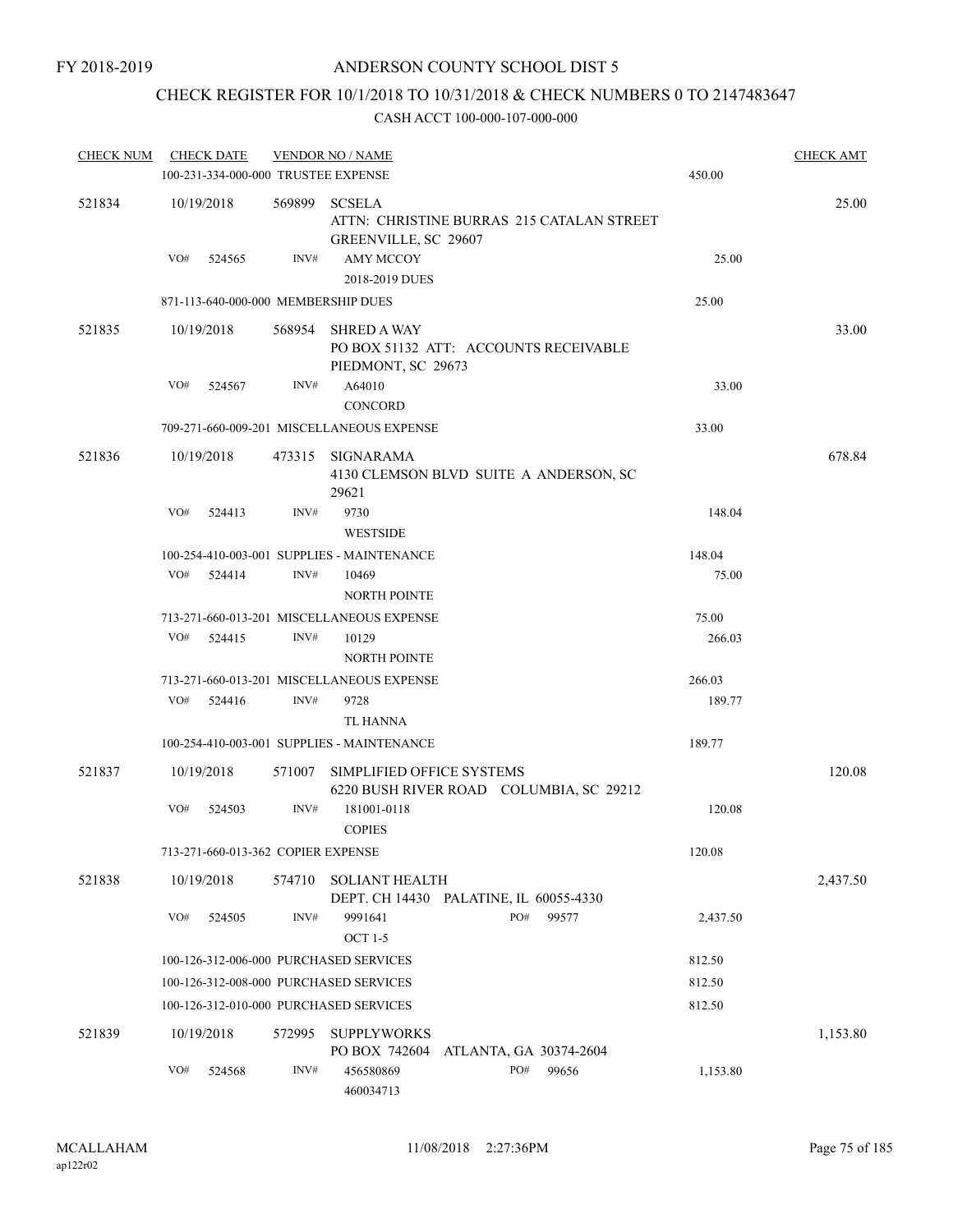FY 2018-2019

# ANDERSON COUNTY SCHOOL DIST 5

## CHECK REGISTER FOR 10/1/2018 TO 10/31/2018 & CHECK NUMBERS 0 TO 2147483647

### CASH ACCT 100-000-107-000-000

| CHECK NUM | CHECK DATE | VENDOR NO / NAME | | CHECK AMT |
|---|---|---|---|---|
| | 100-231-334-000-000 TRUSTEE EXPENSE | | 450.00 | |
| 521834 | 10/19/2018 | 569899 SCSELA<br>ATTN: CHRISTINE BURRAS 215 CATALAN STREET<br>GREENVILLE, SC 29607 | | 25.00 |
| | VO# 524565 | INV# AMY MCCOY<br>2018-2019 DUES | 25.00 | |
| | 871-113-640-000-000 MEMBERSHIP DUES | | 25.00 | |
| 521835 | 10/19/2018 | 568954 SHRED A WAY<br>PO BOX 51132 ATT: ACCOUNTS RECEIVABLE<br>PIEDMONT, SC 29673 | | 33.00 |
| | VO# 524567 | INV# A64010<br>CONCORD | 33.00 | |
| | 709-271-660-009-201 MISCELLANEOUS EXPENSE | | 33.00 | |
| 521836 | 10/19/2018 | 473315 SIGNARAMA<br>4130 CLEMSON BLVD SUITE A ANDERSON, SC<br>29621 | | 678.84 |
| | VO# 524413 | INV# 9730<br>WESTSIDE | 148.04 | |
| | 100-254-410-003-001 SUPPLIES - MAINTENANCE | | 148.04 | |
| | VO# 524414 | INV# 10469<br>NORTH POINTE | 75.00 | |
| | 713-271-660-013-201 MISCELLANEOUS EXPENSE | | 75.00 | |
| | VO# 524415 | INV# 10129<br>NORTH POINTE | 266.03 | |
| | 713-271-660-013-201 MISCELLANEOUS EXPENSE | | 266.03 | |
| | VO# 524416 | INV# 9728<br>TL HANNA | 189.77 | |
| | 100-254-410-003-001 SUPPLIES - MAINTENANCE | | 189.77 | |
| 521837 | 10/19/2018 | 571007 SIMPLIFIED OFFICE SYSTEMS<br>6220 BUSH RIVER ROAD COLUMBIA, SC 29212 | | 120.08 |
| | VO# 524503 | INV# 181001-0118<br>COPIES | 120.08 | |
| | 713-271-660-013-362 COPIER EXPENSE | | 120.08 | |
| 521838 | 10/19/2018 | 574710 SOLIANT HEALTH<br>DEPT. CH 14430 PALATINE, IL 60055-4330 | | 2,437.50 |
| | VO# 524505 | INV# 9991641 PO# 99577<br>OCT 1-5 | 2,437.50 | |
| | 100-126-312-006-000 PURCHASED SERVICES | | 812.50 | |
| | 100-126-312-008-000 PURCHASED SERVICES | | 812.50 | |
| | 100-126-312-010-000 PURCHASED SERVICES | | 812.50 | |
| 521839 | 10/19/2018 | 572995 SUPPLYWORKS<br>PO BOX 742604 ATLANTA, GA 30374-2604 | | 1,153.80 |
| | VO# 524568 | INV# 456580869 PO# 99656<br>460034713 | 1,153.80 | |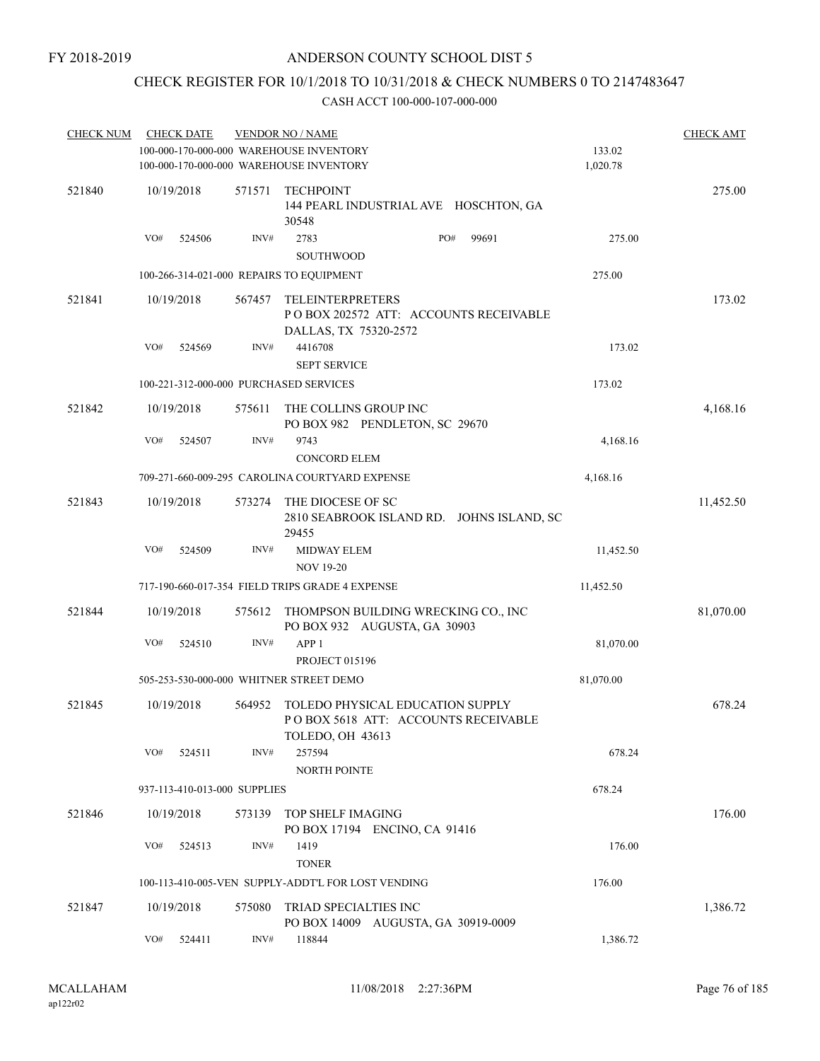FY 2018-2019

# ANDERSON COUNTY SCHOOL DIST 5

## CHECK REGISTER FOR 10/1/2018 TO 10/31/2018 & CHECK NUMBERS 0 TO 2147483647

### CASH ACCT 100-000-107-000-000

| CHECK NUM | CHECK DATE | VENDOR NO / NAME | | CHECK AMT |
|---|---|---|---|---|
| | | 100-000-170-000-000 WAREHOUSE INVENTORY | 133.02 | |
| | | 100-000-170-000-000 WAREHOUSE INVENTORY | 1,020.78 | |
| 521840 | 10/19/2018 | 571571 TECHPOINT<br>144 PEARL INDUSTRIAL AVE HOSCHTON, GA 30548 | | 275.00 |
| | VO# 524506 | INV# 2783 PO# 99691<br>SOUTHWOOD | 275.00 | |
| | | 100-266-314-021-000 REPAIRS TO EQUIPMENT | 275.00 | |
| 521841 | 10/19/2018 | 567457 TELEINTERPRETERS<br>P O BOX 202572 ATT: ACCOUNTS RECEIVABLE<br>DALLAS, TX 75320-2572 | | 173.02 |
| | VO# 524569 | INV# 4416708<br>SEPT SERVICE | 173.02 | |
| | | 100-221-312-000-000 PURCHASED SERVICES | 173.02 | |
| 521842 | 10/19/2018 | 575611 THE COLLINS GROUP INC<br>PO BOX 982 PENDLETON, SC 29670 | | 4,168.16 |
| | VO# 524507 | INV# 9743<br>CONCORD ELEM | 4,168.16 | |
| | | 709-271-660-009-295 CAROLINA COURTYARD EXPENSE | 4,168.16 | |
| 521843 | 10/19/2018 | 573274 THE DIOCESE OF SC<br>2810 SEABROOK ISLAND RD. JOHNS ISLAND, SC 29455 | | 11,452.50 |
| | VO# 524509 | INV# MIDWAY ELEM<br>NOV 19-20 | 11,452.50 | |
| | | 717-190-660-017-354 FIELD TRIPS GRADE 4 EXPENSE | 11,452.50 | |
| 521844 | 10/19/2018 | 575612 THOMPSON BUILDING WRECKING CO., INC<br>PO BOX 932 AUGUSTA, GA 30903 | | 81,070.00 |
| | VO# 524510 | INV# APP 1<br>PROJECT 015196 | 81,070.00 | |
| | | 505-253-530-000-000 WHITNER STREET DEMO | 81,070.00 | |
| 521845 | 10/19/2018 | 564952 TOLEDO PHYSICAL EDUCATION SUPPLY<br>P O BOX 5618 ATT: ACCOUNTS RECEIVABLE<br>TOLEDO, OH 43613 | | 678.24 |
| | VO# 524511 | INV# 257594<br>NORTH POINTE | 678.24 | |
| | | 937-113-410-013-000 SUPPLIES | 678.24 | |
| 521846 | 10/19/2018 | 573139 TOP SHELF IMAGING<br>PO BOX 17194 ENCINO, CA 91416 | | 176.00 |
| | VO# 524513 | INV# 1419<br>TONER | 176.00 | |
| | | 100-113-410-005-VEN SUPPLY-ADDT'L FOR LOST VENDING | 176.00 | |
| 521847 | 10/19/2018 | 575080 TRIAD SPECIALTIES INC<br>PO BOX 14009 AUGUSTA, GA 30919-0009 | | 1,386.72 |
| | VO# 524411 | INV# 118844 | 1,386.72 | |

MCALLAHAM
ap122r02

11/08/2018 2:27:36PM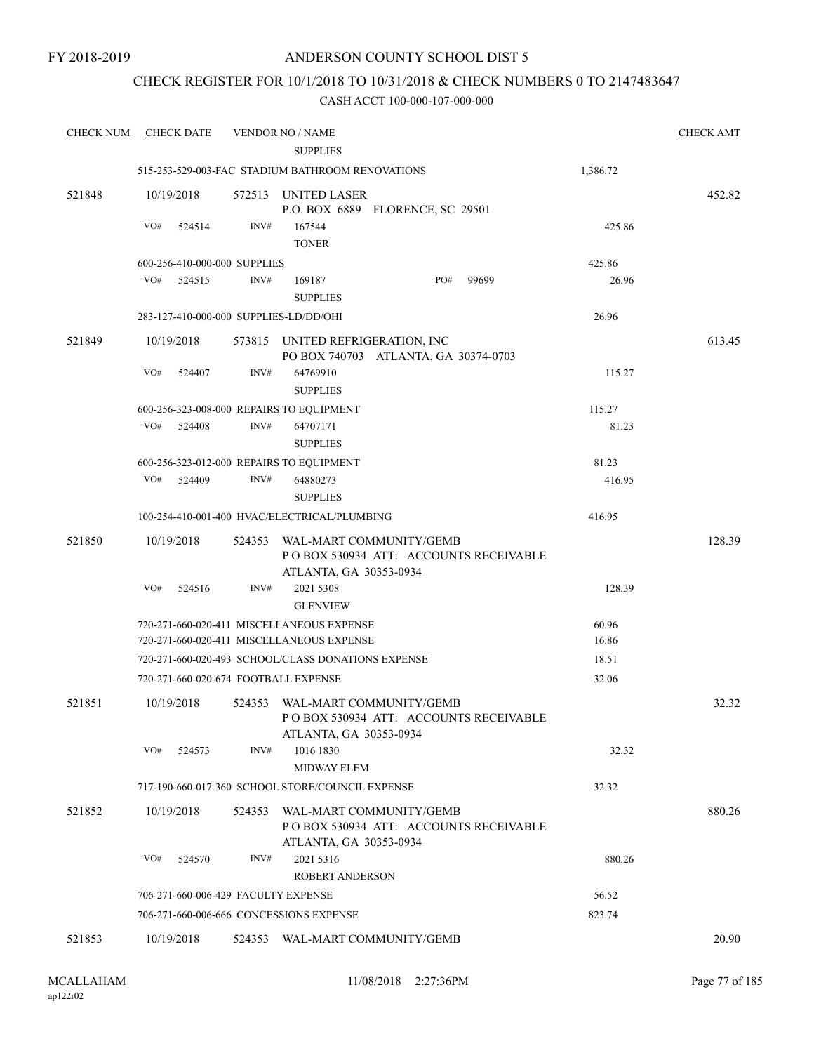FY 2018-2019

# ANDERSON COUNTY SCHOOL DIST 5

## CHECK REGISTER FOR 10/1/2018 TO 10/31/2018 & CHECK NUMBERS 0 TO 2147483647

### CASH ACCT 100-000-107-000-000

| CHECK NUM | CHECK DATE | VENDOR NO / NAME | | CHECK AMT |
|---|---|---|---|---|
| | | SUPPLIES | | |
| | | 515-253-529-003-FAC STADIUM BATHROOM RENOVATIONS | 1,386.72 | |
| 521848 | 10/19/2018 | 572513 UNITED LASER<br>P.O. BOX 6889 FLORENCE, SC 29501 | | 452.82 |
| | VO# 524514 | INV# 167544<br>TONER | 425.86 | |
| | | 600-256-410-000-000 SUPPLIES | 425.86 | |
| | VO# 524515 | INV# 169187 PO# 99699<br>SUPPLIES | 26.96 | |
| | | 283-127-410-000-000 SUPPLIES-LD/DD/OHI | 26.96 | |
| 521849 | 10/19/2018 | 573815 UNITED REFRIGERATION, INC<br>PO BOX 740703 ATLANTA, GA 30374-0703 | | 613.45 |
| | VO# 524407 | INV# 64769910<br>SUPPLIES | 115.27 | |
| | | 600-256-323-008-000 REPAIRS TO EQUIPMENT | 115.27 | |
| | VO# 524408 | INV# 64707171<br>SUPPLIES | 81.23 | |
| | | 600-256-323-012-000 REPAIRS TO EQUIPMENT | 81.23 | |
| | VO# 524409 | INV# 64880273<br>SUPPLIES | 416.95 | |
| | | 100-254-410-001-400 HVAC/ELECTRICAL/PLUMBING | 416.95 | |
| 521850 | 10/19/2018 | 524353 WAL-MART COMMUNITY/GEMB<br>P O BOX 530934 ATT: ACCOUNTS RECEIVABLE<br>ATLANTA, GA 30353-0934 | | 128.39 |
| | VO# 524516 | INV# 2021 5308<br>GLENVIEW | 128.39 | |
| | | 720-271-660-020-411 MISCELLANEOUS EXPENSE | 60.96 | |
| | | 720-271-660-020-411 MISCELLANEOUS EXPENSE | 16.86 | |
| | | 720-271-660-020-493 SCHOOL/CLASS DONATIONS EXPENSE | 18.51 | |
| | | 720-271-660-020-674 FOOTBALL EXPENSE | 32.06 | |
| 521851 | 10/19/2018 | 524353 WAL-MART COMMUNITY/GEMB<br>P O BOX 530934 ATT: ACCOUNTS RECEIVABLE<br>ATLANTA, GA 30353-0934 | | 32.32 |
| | VO# 524573 | INV# 1016 1830<br>MIDWAY ELEM | 32.32 | |
| | | 717-190-660-017-360 SCHOOL STORE/COUNCIL EXPENSE | 32.32 | |
| 521852 | 10/19/2018 | 524353 WAL-MART COMMUNITY/GEMB<br>P O BOX 530934 ATT: ACCOUNTS RECEIVABLE<br>ATLANTA, GA 30353-0934 | | 880.26 |
| | VO# 524570 | INV# 2021 5316<br>ROBERT ANDERSON | 880.26 | |
| | | 706-271-660-006-429 FACULTY EXPENSE | 56.52 | |
| | | 706-271-660-006-666 CONCESSIONS EXPENSE | 823.74 | |
| 521853 | 10/19/2018 | 524353 WAL-MART COMMUNITY/GEMB | | 20.90 |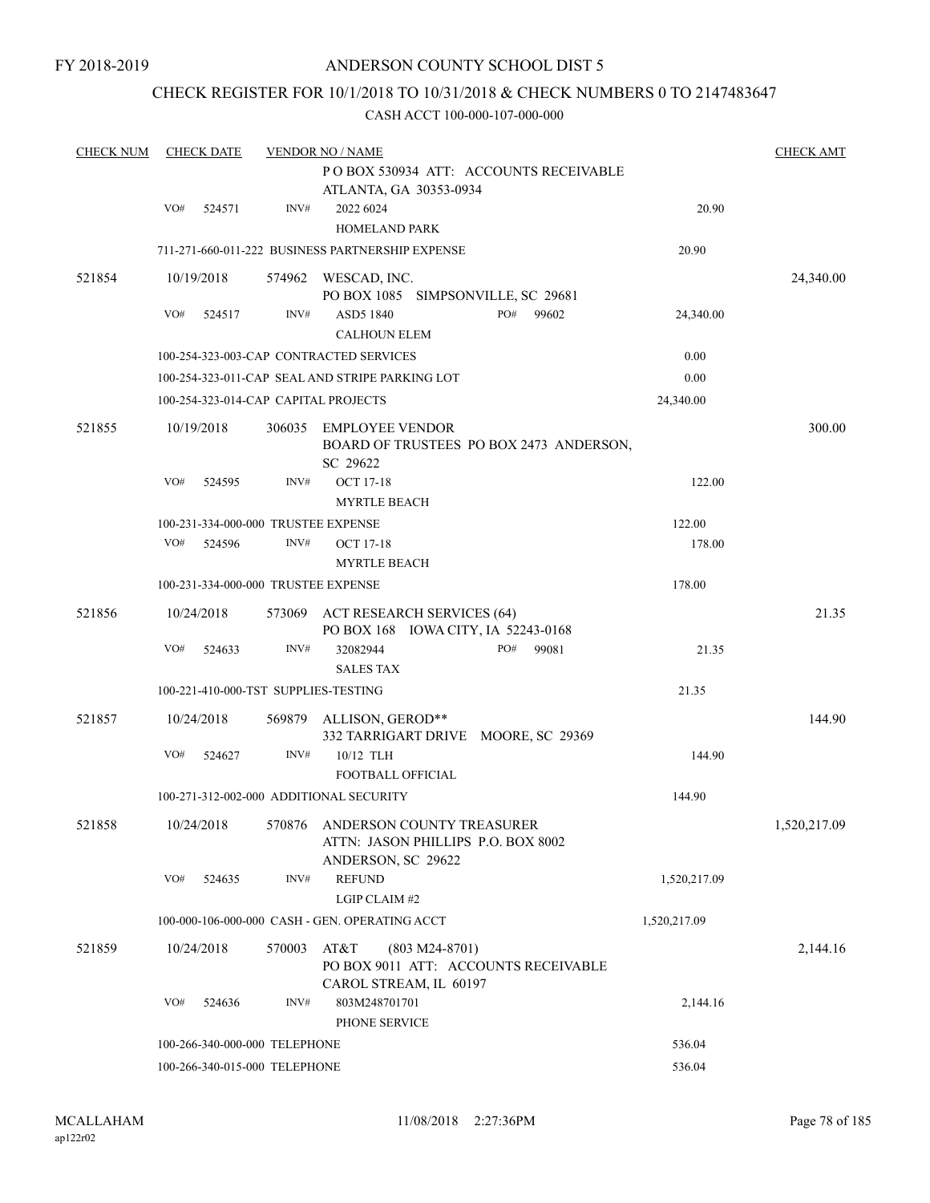FY 2018-2019

# ANDERSON COUNTY SCHOOL DIST 5

## CHECK REGISTER FOR 10/1/2018 TO 10/31/2018 & CHECK NUMBERS 0 TO 2147483647

### CASH ACCT 100-000-107-000-000

| CHECK NUM | CHECK DATE | VENDOR NO / NAME | | CHECK AMT |
|---|---|---|---|---|
| | | P O BOX 530934 ATT: ACCOUNTS RECEIVABLE ATLANTA, GA 30353-0934 | | |
| | VO# 524571 | INV# 2022 6024 HOMELAND PARK | 20.90 | |
| | | 711-271-660-011-222 BUSINESS PARTNERSHIP EXPENSE | 20.90 | |
| 521854 | 10/19/2018 | 574962 WESCAD, INC. PO BOX 1085 SIMPSONVILLE, SC 29681 | | 24,340.00 |
| | VO# 524517 | INV# ASD5 1840 PO# 99602 CALHOUN ELEM | 24,340.00 | |
| | | 100-254-323-003-CAP CONTRACTED SERVICES | 0.00 | |
| | | 100-254-323-011-CAP SEAL AND STRIPE PARKING LOT | 0.00 | |
| | | 100-254-323-014-CAP CAPITAL PROJECTS | 24,340.00 | |
| 521855 | 10/19/2018 | 306035 EMPLOYEE VENDOR BOARD OF TRUSTEES PO BOX 2473 ANDERSON, SC 29622 | | 300.00 |
| | VO# 524595 | INV# OCT 17-18 MYRTLE BEACH | 122.00 | |
| | | 100-231-334-000-000 TRUSTEE EXPENSE | 122.00 | |
| | VO# 524596 | INV# OCT 17-18 MYRTLE BEACH | 178.00 | |
| | | 100-231-334-000-000 TRUSTEE EXPENSE | 178.00 | |
| 521856 | 10/24/2018 | 573069 ACT RESEARCH SERVICES (64) PO BOX 168 IOWA CITY, IA 52243-0168 | | 21.35 |
| | VO# 524633 | INV# 32082944 PO# 99081 SALES TAX | 21.35 | |
| | | 100-221-410-000-TST SUPPLIES-TESTING | 21.35 | |
| 521857 | 10/24/2018 | 569879 ALLISON, GEROD** 332 TARRIGART DRIVE MOORE, SC 29369 | | 144.90 |
| | VO# 524627 | INV# 10/12 TLH FOOTBALL OFFICIAL | 144.90 | |
| | | 100-271-312-002-000 ADDITIONAL SECURITY | 144.90 | |
| 521858 | 10/24/2018 | 570876 ANDERSON COUNTY TREASURER ATTN: JASON PHILLIPS P.O. BOX 8002 ANDERSON, SC 29622 | | 1,520,217.09 |
| | VO# 524635 | INV# REFUND LGIP CLAIM #2 | 1,520,217.09 | |
| | | 100-000-106-000-000 CASH - GEN. OPERATING ACCT | 1,520,217.09 | |
| 521859 | 10/24/2018 | 570003 AT&T (803 M24-8701) PO BOX 9011 ATT: ACCOUNTS RECEIVABLE CAROL STREAM, IL 60197 | | 2,144.16 |
| | VO# 524636 | INV# 803M248701701 PHONE SERVICE | 2,144.16 | |
| | | 100-266-340-000-000 TELEPHONE | 536.04 | |
| | | 100-266-340-015-000 TELEPHONE | 536.04 | |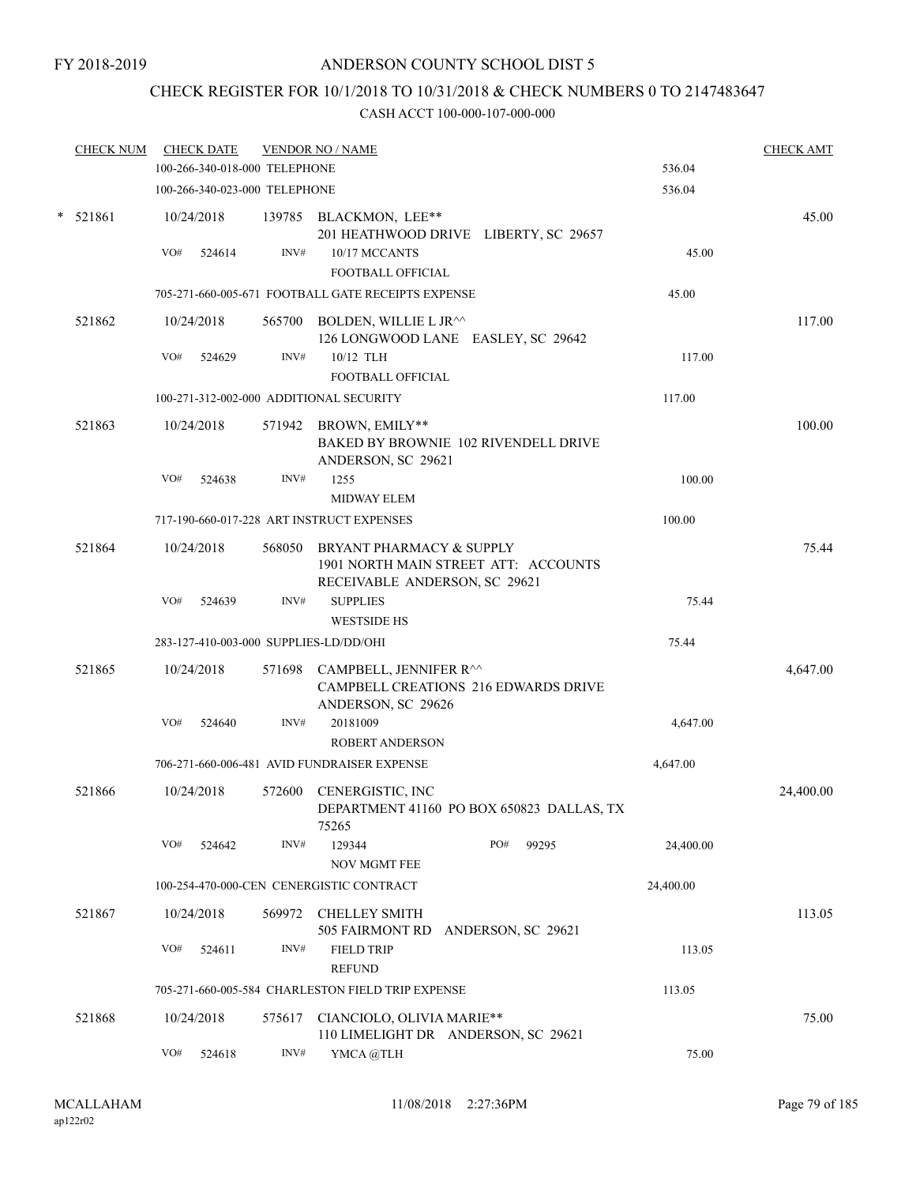FY 2018-2019

# ANDERSON COUNTY SCHOOL DIST 5

## CHECK REGISTER FOR 10/1/2018 TO 10/31/2018 & CHECK NUMBERS 0 TO 2147483647

### CASH ACCT 100-000-107-000-000

| CHECK NUM | CHECK DATE | VENDOR NO / NAME | | CHECK AMT |
|---|---|---|---|---|
| | 100-266-340-018-000 TELEPHONE | | 536.04 | |
| | 100-266-340-023-000 TELEPHONE | | 536.04 | |
| * 521861 | 10/24/2018 | 139785 BLACKMON, LEE** 201 HEATHWOOD DRIVE LIBERTY, SC 29657 | | 45.00 |
| | VO# 524614 | INV# 10/17 MCCANTS FOOTBALL OFFICIAL | 45.00 | |
| | 705-271-660-005-671 FOOTBALL GATE RECEIPTS EXPENSE | | 45.00 | |
| 521862 | 10/24/2018 | 565700 BOLDEN, WILLIE L JR^^ 126 LONGWOOD LANE EASLEY, SC 29642 | | 117.00 |
| | VO# 524629 | INV# 10/12 TLH FOOTBALL OFFICIAL | 117.00 | |
| | 100-271-312-002-000 ADDITIONAL SECURITY | | 117.00 | |
| 521863 | 10/24/2018 | 571942 BROWN, EMILY** BAKED BY BROWNIE 102 RIVENDELL DRIVE ANDERSON, SC 29621 | | 100.00 |
| | VO# 524638 | INV# 1255 MIDWAY ELEM | 100.00 | |
| | 717-190-660-017-228 ART INSTRUCT EXPENSES | | 100.00 | |
| 521864 | 10/24/2018 | 568050 BRYANT PHARMACY & SUPPLY 1901 NORTH MAIN STREET ATT: ACCOUNTS RECEIVABLE ANDERSON, SC 29621 | | 75.44 |
| | VO# 524639 | INV# SUPPLIES WESTSIDE HS | 75.44 | |
| | 283-127-410-003-000 SUPPLIES-LD/DD/OHI | | 75.44 | |
| 521865 | 10/24/2018 | 571698 CAMPBELL, JENNIFER R^^ CAMPBELL CREATIONS 216 EDWARDS DRIVE ANDERSON, SC 29626 | | 4,647.00 |
| | VO# 524640 | INV# 20181009 ROBERT ANDERSON | 4,647.00 | |
| | 706-271-660-006-481 AVID FUNDRAISER EXPENSE | | 4,647.00 | |
| 521866 | 10/24/2018 | 572600 CENERGISTIC, INC DEPARTMENT 41160 PO BOX 650823 DALLAS, TX 75265 | | 24,400.00 |
| | VO# 524642 | INV# 129344 PO# 99295 NOV MGMT FEE | 24,400.00 | |
| | 100-254-470-000-CEN CENERGISTIC CONTRACT | | 24,400.00 | |
| 521867 | 10/24/2018 | 569972 CHELLEY SMITH 505 FAIRMONT RD ANDERSON, SC 29621 | | 113.05 |
| | VO# 524611 | INV# FIELD TRIP REFUND | 113.05 | |
| | 705-271-660-005-584 CHARLESTON FIELD TRIP EXPENSE | | 113.05 | |
| 521868 | 10/24/2018 | 575617 CIANCIOLO, OLIVIA MARIE** 110 LIMELIGHT DR ANDERSON, SC 29621 | | 75.00 |
| | VO# 524618 | INV# YMCA @TLH | 75.00 | |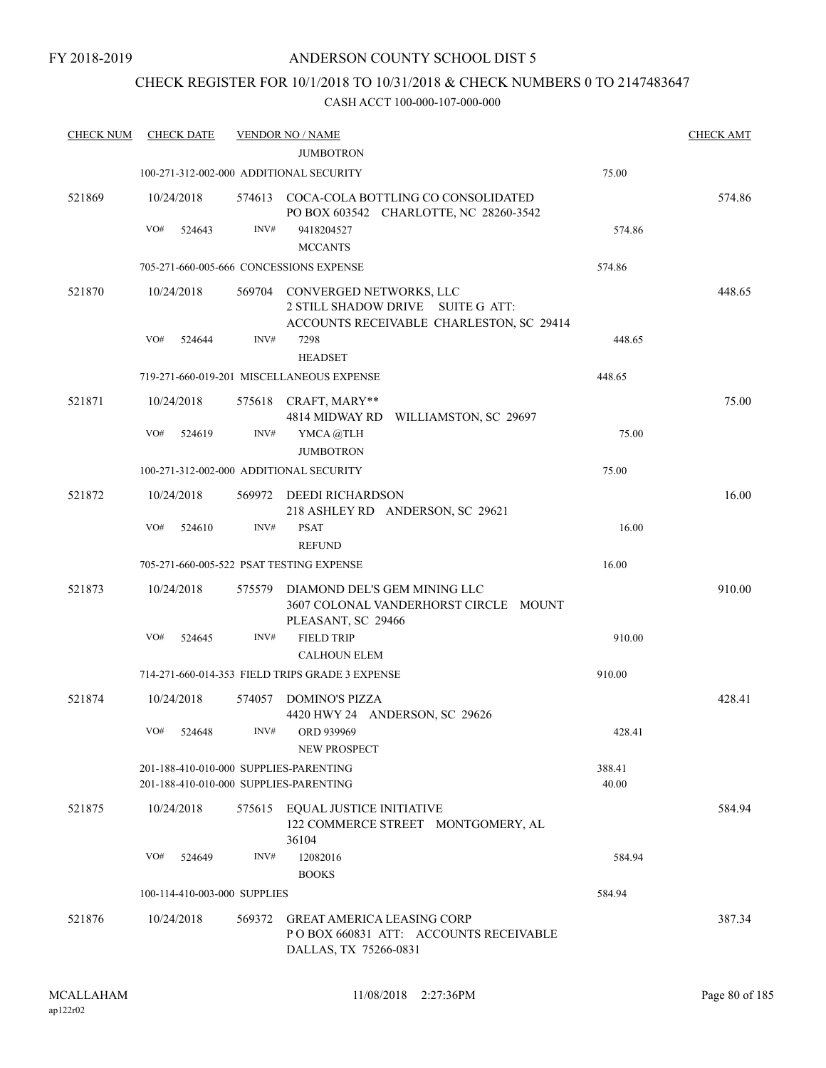FY 2018-2019

ANDERSON COUNTY SCHOOL DIST 5

CHECK REGISTER FOR 10/1/2018 TO 10/31/2018 & CHECK NUMBERS 0 TO 2147483647

CASH ACCT 100-000-107-000-000

| CHECK NUM | CHECK DATE | VENDOR NO / NAME | | CHECK AMT |
|---|---|---|---|---|
| | | JUMBOTRON | | |
| | 100-271-312-002-000 ADDITIONAL SECURITY | | 75.00 | |
| 521869 | 10/24/2018 | 574613 COCA-COLA BOTTLING CO CONSOLIDATED PO BOX 603542 CHARLOTTE, NC 28260-3542 | | 574.86 |
| | VO# 524643 | INV# 9418204527 MCCANTS | 574.86 | |
| | 705-271-660-005-666 CONCESSIONS EXPENSE | | 574.86 | |
| 521870 | 10/24/2018 | 569704 CONVERGED NETWORKS, LLC 2 STILL SHADOW DRIVE SUITE G ATT: ACCOUNTS RECEIVABLE CHARLESTON, SC 29414 | | 448.65 |
| | VO# 524644 | INV# 7298 HEADSET | 448.65 | |
| | 719-271-660-019-201 MISCELLANEOUS EXPENSE | | 448.65 | |
| 521871 | 10/24/2018 | 575618 CRAFT, MARY** 4814 MIDWAY RD WILLIAMSTON, SC 29697 | | 75.00 |
| | VO# 524619 | INV# YMCA @TLH JUMBOTRON | 75.00 | |
| | 100-271-312-002-000 ADDITIONAL SECURITY | | 75.00 | |
| 521872 | 10/24/2018 | 569972 DEEDI RICHARDSON 218 ASHLEY RD ANDERSON, SC 29621 | | 16.00 |
| | VO# 524610 | INV# PSAT REFUND | 16.00 | |
| | 705-271-660-005-522 PSAT TESTING EXPENSE | | 16.00 | |
| 521873 | 10/24/2018 | 575579 DIAMOND DEL'S GEM MINING LLC 3607 COLONAL VANDERHORST CIRCLE MOUNT PLEASANT, SC 29466 | | 910.00 |
| | VO# 524645 | INV# FIELD TRIP CALHOUN ELEM | 910.00 | |
| | 714-271-660-014-353 FIELD TRIPS GRADE 3 EXPENSE | | 910.00 | |
| 521874 | 10/24/2018 | 574057 DOMINO'S PIZZA 4420 HWY 24 ANDERSON, SC 29626 | | 428.41 |
| | VO# 524648 | INV# ORD 939969 NEW PROSPECT | 428.41 | |
| | 201-188-410-010-000 SUPPLIES-PARENTING | | 388.41 | |
| | 201-188-410-010-000 SUPPLIES-PARENTING | | 40.00 | |
| 521875 | 10/24/2018 | 575615 EQUAL JUSTICE INITIATIVE 122 COMMERCE STREET MONTGOMERY, AL 36104 | | 584.94 |
| | VO# 524649 | INV# 12082016 BOOKS | 584.94 | |
| | 100-114-410-003-000 SUPPLIES | | 584.94 | |
| 521876 | 10/24/2018 | 569372 GREAT AMERICA LEASING CORP P O BOX 660831 ATT: ACCOUNTS RECEIVABLE DALLAS, TX 75266-0831 | | 387.34 |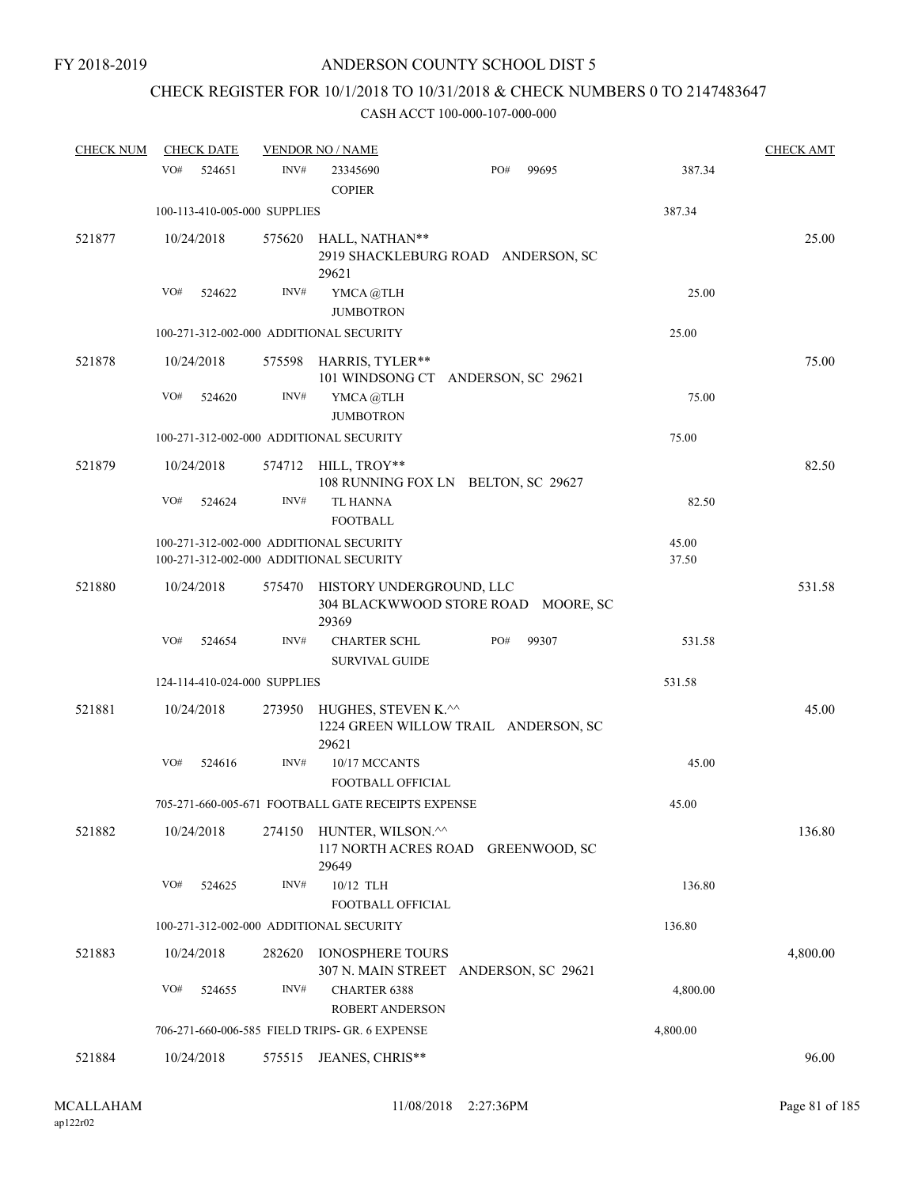FY 2018-2019

# ANDERSON COUNTY SCHOOL DIST 5

## CHECK REGISTER FOR 10/1/2018 TO 10/31/2018 & CHECK NUMBERS 0 TO 2147483647

### CASH ACCT 100-000-107-000-000

| CHECK NUM | CHECK DATE | VENDOR NO / NAME | | CHECK AMT |
|---|---|---|---|---|
| | VO# 524651 | INV# 23345690 COPIER | PO# 99695 387.34 | |
| | 100-113-410-005-000 SUPPLIES | | 387.34 | |
| 521877 | 10/24/2018 | 575620 HALL, NATHAN** 2919 SHACKLEBURG ROAD ANDERSON, SC 29621 | | 25.00 |
| | VO# 524622 | INV# YMCA @TLH JUMBOTRON | 25.00 | |
| | 100-271-312-002-000 ADDITIONAL SECURITY | | 25.00 | |
| 521878 | 10/24/2018 | 575598 HARRIS, TYLER** 101 WINDSONG CT ANDERSON, SC 29621 | | 75.00 |
| | VO# 524620 | INV# YMCA @TLH JUMBOTRON | 75.00 | |
| | 100-271-312-002-000 ADDITIONAL SECURITY | | 75.00 | |
| 521879 | 10/24/2018 | 574712 HILL, TROY** 108 RUNNING FOX LN BELTON, SC 29627 | | 82.50 |
| | VO# 524624 | INV# TL HANNA FOOTBALL | 82.50 | |
| | 100-271-312-002-000 ADDITIONAL SECURITY | | 45.00 | |
| | 100-271-312-002-000 ADDITIONAL SECURITY | | 37.50 | |
| 521880 | 10/24/2018 | 575470 HISTORY UNDERGROUND, LLC 304 BLACKWWOOD STORE ROAD MOORE, SC 29369 | | 531.58 |
| | VO# 524654 | INV# CHARTER SCHL SURVIVAL GUIDE | PO# 99307 531.58 | |
| | 124-114-410-024-000 SUPPLIES | | 531.58 | |
| 521881 | 10/24/2018 | 273950 HUGHES, STEVEN K.^^ 1224 GREEN WILLOW TRAIL ANDERSON, SC 29621 | | 45.00 |
| | VO# 524616 | INV# 10/17 MCCANTS FOOTBALL OFFICIAL | 45.00 | |
| | 705-271-660-005-671 FOOTBALL GATE RECEIPTS EXPENSE | | 45.00 | |
| 521882 | 10/24/2018 | 274150 HUNTER, WILSON.^^ 117 NORTH ACRES ROAD GREENWOOD, SC 29649 | | 136.80 |
| | VO# 524625 | INV# 10/12 TLH FOOTBALL OFFICIAL | 136.80 | |
| | 100-271-312-002-000 ADDITIONAL SECURITY | | 136.80 | |
| 521883 | 10/24/2018 | 282620 IONOSPHERE TOURS 307 N. MAIN STREET ANDERSON, SC 29621 | | 4,800.00 |
| | VO# 524655 | INV# CHARTER 6388 ROBERT ANDERSON | 4,800.00 | |
| | 706-271-660-006-585 FIELD TRIPS- GR. 6 EXPENSE | | 4,800.00 | |
| 521884 | 10/24/2018 | 575515 JEANES, CHRIS** | | 96.00 |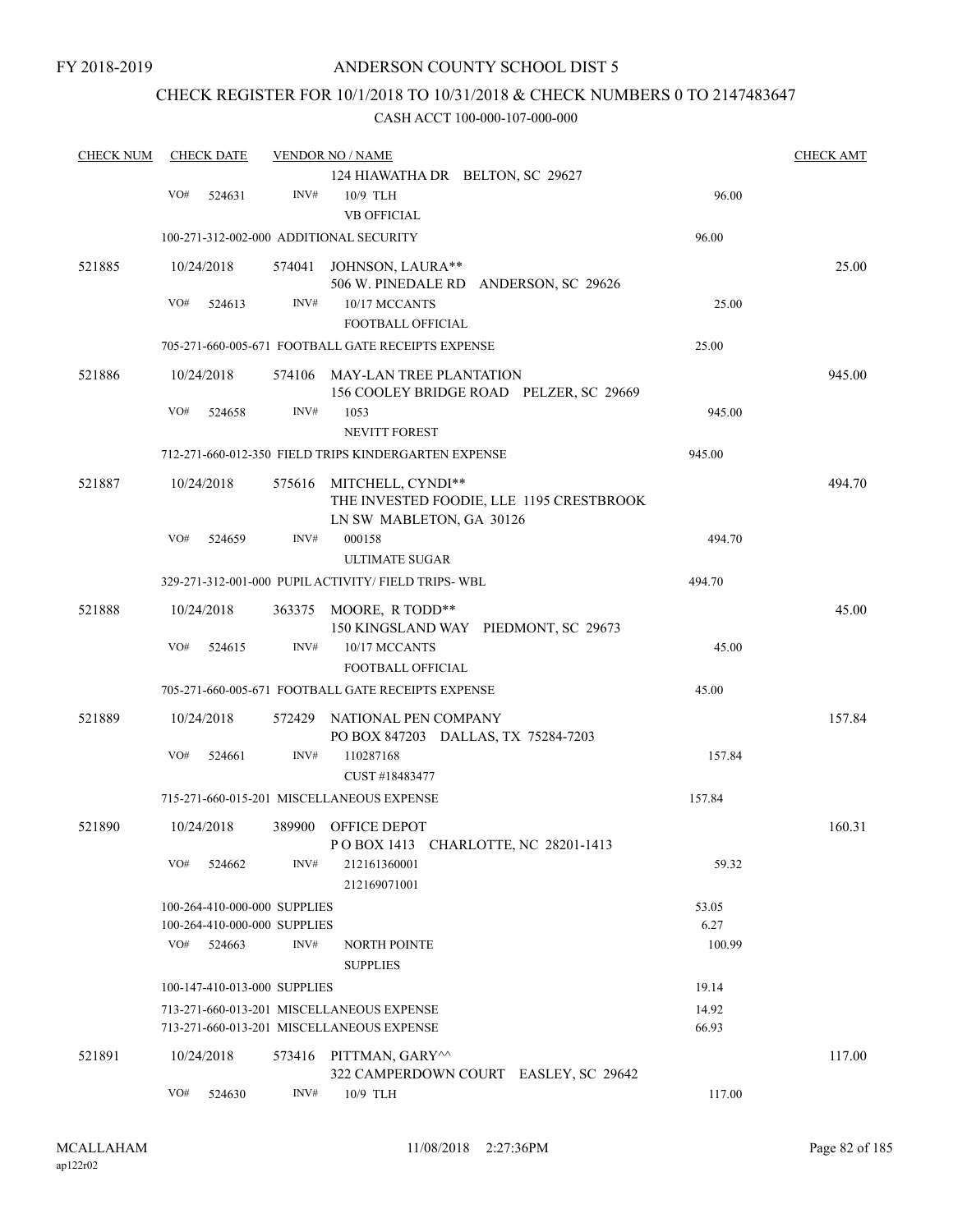FY 2018-2019

ANDERSON COUNTY SCHOOL DIST 5

CHECK REGISTER FOR 10/1/2018 TO 10/31/2018 & CHECK NUMBERS 0 TO 2147483647

CASH ACCT 100-000-107-000-000

| CHECK NUM | CHECK DATE | VENDOR NO / NAME | | CHECK AMT |
|---|---|---|---|---|
| | | 124 HIAWATHA DR BELTON, SC 29627 | | |
| | VO# 524631 | INV# 10/9 TLH<br>VB OFFICIAL | 96.00 | |
| | | 100-271-312-002-000 ADDITIONAL SECURITY | 96.00 | |
| 521885 | 10/24/2018 | 574041 JOHNSON, LAURA**<br>506 W. PINEDALE RD ANDERSON, SC 29626 | | 25.00 |
| | VO# 524613 | INV# 10/17 MCCANTS<br>FOOTBALL OFFICIAL | 25.00 | |
| | | 705-271-660-005-671 FOOTBALL GATE RECEIPTS EXPENSE | 25.00 | |
| 521886 | 10/24/2018 | 574106 MAY-LAN TREE PLANTATION<br>156 COOLEY BRIDGE ROAD PELZER, SC 29669 | | 945.00 |
| | VO# 524658 | INV# 1053<br>NEVITT FOREST | 945.00 | |
| | | 712-271-660-012-350 FIELD TRIPS KINDERGARTEN EXPENSE | 945.00 | |
| 521887 | 10/24/2018 | 575616 MITCHELL, CYNDI**<br>THE INVESTED FOODIE, LLE 1195 CRESTBROOK LN SW MABLETON, GA 30126 | | 494.70 |
| | VO# 524659 | INV# 000158<br>ULTIMATE SUGAR | 494.70 | |
| | | 329-271-312-001-000 PUPIL ACTIVITY/ FIELD TRIPS- WBL | 494.70 | |
| 521888 | 10/24/2018 | 363375 MOORE, R TODD**<br>150 KINGSLAND WAY PIEDMONT, SC 29673 | | 45.00 |
| | VO# 524615 | INV# 10/17 MCCANTS<br>FOOTBALL OFFICIAL | 45.00 | |
| | | 705-271-660-005-671 FOOTBALL GATE RECEIPTS EXPENSE | 45.00 | |
| 521889 | 10/24/2018 | 572429 NATIONAL PEN COMPANY<br>PO BOX 847203 DALLAS, TX 75284-7203 | | 157.84 |
| | VO# 524661 | INV# 110287168<br>CUST #18483477 | 157.84 | |
| | | 715-271-660-015-201 MISCELLANEOUS EXPENSE | 157.84 | |
| 521890 | 10/24/2018 | 389900 OFFICE DEPOT<br>P O BOX 1413 CHARLOTTE, NC 28201-1413 | | 160.31 |
| | VO# 524662 | INV# 212161360001<br>212169071001 | 59.32 | |
| | | 100-264-410-000-000 SUPPLIES | 53.05 | |
| | | 100-264-410-000-000 SUPPLIES | 6.27 | |
| | VO# 524663 | INV# NORTH POINTE<br>SUPPLIES | 100.99 | |
| | | 100-147-410-013-000 SUPPLIES | 19.14 | |
| | | 713-271-660-013-201 MISCELLANEOUS EXPENSE | 14.92 | |
| | | 713-271-660-013-201 MISCELLANEOUS EXPENSE | 66.93 | |
| 521891 | 10/24/2018 | 573416 PITTMAN, GARY^^<br>322 CAMPERDOWN COURT EASLEY, SC 29642 | | 117.00 |
| | VO# 524630 | INV# 10/9 TLH | 117.00 | |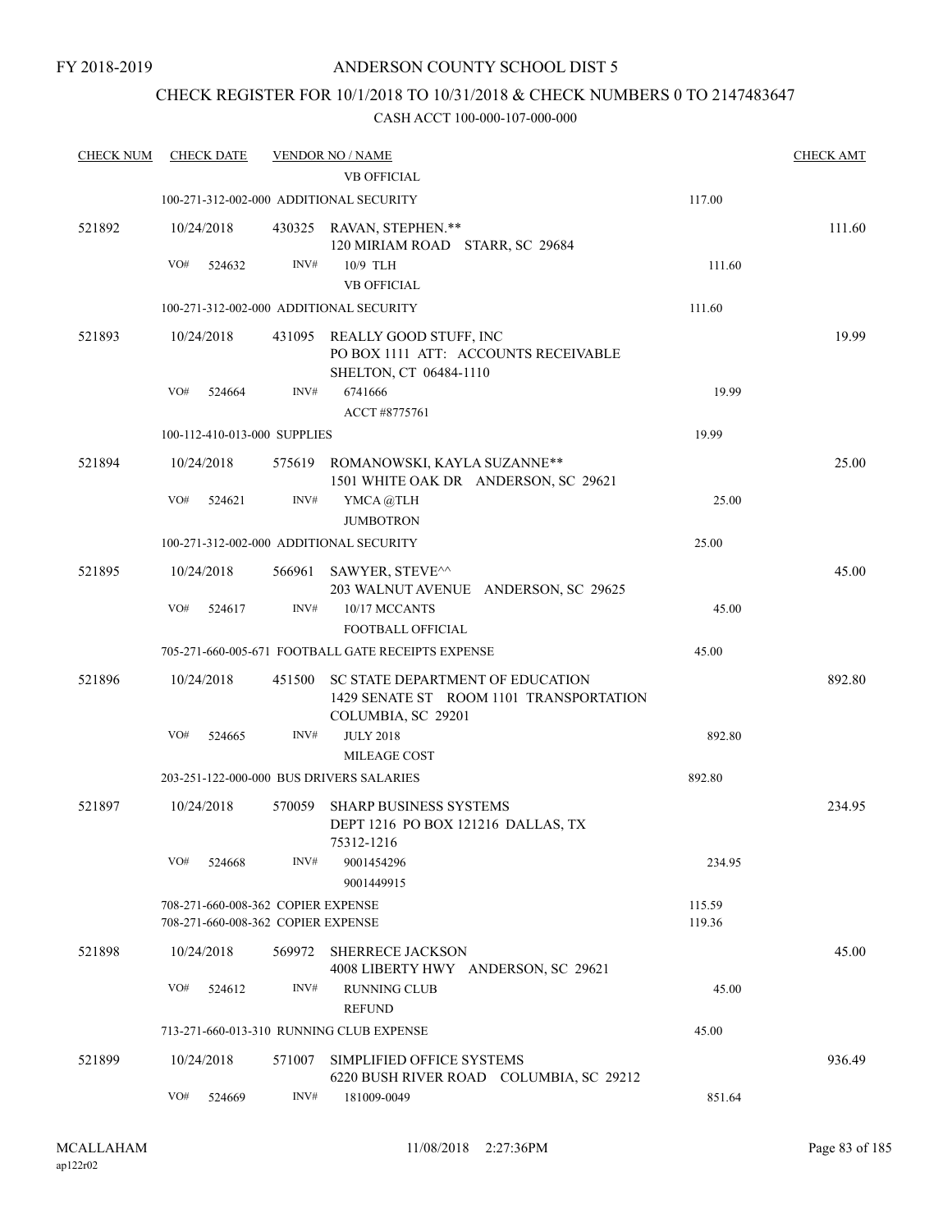FY 2018-2019

# ANDERSON COUNTY SCHOOL DIST 5

## CHECK REGISTER FOR 10/1/2018 TO 10/31/2018 & CHECK NUMBERS 0 TO 2147483647

### CASH ACCT 100-000-107-000-000

| CHECK NUM | CHECK DATE | VENDOR NO / NAME | | CHECK AMT |
|---|---|---|---|---|
| | | VB OFFICIAL | | |
| | | 100-271-312-002-000 ADDITIONAL SECURITY | 117.00 | |
| 521892 | 10/24/2018 | 430325 RAVAN, STEPHEN.** 120 MIRIAM ROAD STARR, SC 29684 | | 111.60 |
| | VO# 524632 | INV# 10/9 TLH VB OFFICIAL | 111.60 | |
| | | 100-271-312-002-000 ADDITIONAL SECURITY | 111.60 | |
| 521893 | 10/24/2018 | 431095 REALLY GOOD STUFF, INC PO BOX 1111 ATT: ACCOUNTS RECEIVABLE SHELTON, CT 06484-1110 | | 19.99 |
| | VO# 524664 | INV# 6741666 ACCT #8775761 | 19.99 | |
| | | 100-112-410-013-000 SUPPLIES | 19.99 | |
| 521894 | 10/24/2018 | 575619 ROMANOWSKI, KAYLA SUZANNE** 1501 WHITE OAK DR ANDERSON, SC 29621 | | 25.00 |
| | VO# 524621 | INV# YMCA @TLH JUMBOTRON | 25.00 | |
| | | 100-271-312-002-000 ADDITIONAL SECURITY | 25.00 | |
| 521895 | 10/24/2018 | 566961 SAWYER, STEVE^^ 203 WALNUT AVENUE ANDERSON, SC 29625 | | 45.00 |
| | VO# 524617 | INV# 10/17 MCCANTS FOOTBALL OFFICIAL | 45.00 | |
| | | 705-271-660-005-671 FOOTBALL GATE RECEIPTS EXPENSE | 45.00 | |
| 521896 | 10/24/2018 | 451500 SC STATE DEPARTMENT OF EDUCATION 1429 SENATE ST ROOM 1101 TRANSPORTATION COLUMBIA, SC 29201 | | 892.80 |
| | VO# 524665 | INV# JULY 2018 MILEAGE COST | 892.80 | |
| | | 203-251-122-000-000 BUS DRIVERS SALARIES | 892.80 | |
| 521897 | 10/24/2018 | 570059 SHARP BUSINESS SYSTEMS DEPT 1216 PO BOX 121216 DALLAS, TX 75312-1216 | | 234.95 |
| | VO# 524668 | INV# 9001454296 9001449915 | 234.95 | |
| | | 708-271-660-008-362 COPIER EXPENSE | 115.59 | |
| | | 708-271-660-008-362 COPIER EXPENSE | 119.36 | |
| 521898 | 10/24/2018 | 569972 SHERRECE JACKSON 4008 LIBERTY HWY ANDERSON, SC 29621 | | 45.00 |
| | VO# 524612 | INV# RUNNING CLUB REFUND | 45.00 | |
| | | 713-271-660-013-310 RUNNING CLUB EXPENSE | 45.00 | |
| 521899 | 10/24/2018 | 571007 SIMPLIFIED OFFICE SYSTEMS 6220 BUSH RIVER ROAD COLUMBIA, SC 29212 | | 936.49 |
| | VO# 524669 | INV# 181009-0049 | 851.64 | |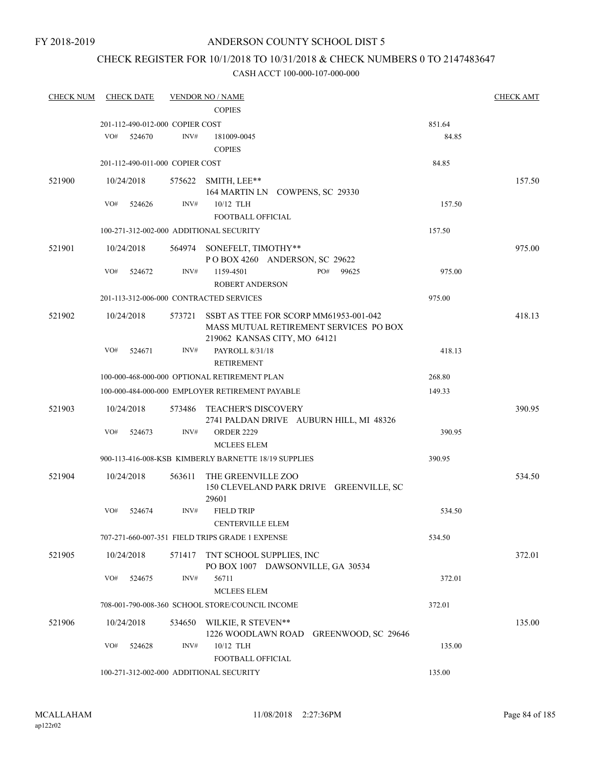FY 2018-2019

# ANDERSON COUNTY SCHOOL DIST 5

## CHECK REGISTER FOR 10/1/2018 TO 10/31/2018 & CHECK NUMBERS 0 TO 2147483647

### CASH ACCT 100-000-107-000-000

| CHECK NUM | CHECK DATE | VENDOR NO / NAME | | CHECK AMT |
|---|---|---|---|---|
| | | COPIES | | |
| | 201-112-490-012-000 COPIER COST | | 851.64 | |
| | VO# 524670 | INV# 181009-0045<br>COPIES | 84.85 | |
| | 201-112-490-011-000 COPIER COST | | 84.85 | |
| 521900 | 10/24/2018 | 575622 SMITH, LEE**<br>164 MARTIN LN COWPENS, SC 29330 | | 157.50 |
| | VO# 524626 | INV# 10/12 TLH<br>FOOTBALL OFFICIAL | 157.50 | |
| | 100-271-312-002-000 ADDITIONAL SECURITY | | 157.50 | |
| 521901 | 10/24/2018 | 564974 SONEFELT, TIMOTHY**<br>P O BOX 4260 ANDERSON, SC 29622 | | 975.00 |
| | VO# 524672 | INV# 1159-4501 PO# 99625<br>ROBERT ANDERSON | 975.00 | |
| | 201-113-312-006-000 CONTRACTED SERVICES | | 975.00 | |
| 521902 | 10/24/2018 | 573721 SSBT AS TTEE FOR SCORP MM61953-001-042<br>MASS MUTUAL RETIREMENT SERVICES PO BOX 219062 KANSAS CITY, MO 64121 | | 418.13 |
| | VO# 524671 | INV# PAYROLL 8/31/18<br>RETIREMENT | 418.13 | |
| | 100-000-468-000-000 OPTIONAL RETIREMENT PLAN | | 268.80 | |
| | 100-000-484-000-000 EMPLOYER RETIREMENT PAYABLE | | 149.33 | |
| 521903 | 10/24/2018 | 573486 TEACHER'S DISCOVERY<br>2741 PALDAN DRIVE AUBURN HILL, MI 48326 | | 390.95 |
| | VO# 524673 | INV# ORDER 2229<br>MCLEES ELEM | 390.95 | |
| | 900-113-416-008-KSB KIMBERLY BARNETTE 18/19 SUPPLIES | | 390.95 | |
| 521904 | 10/24/2018 | 563611 THE GREENVILLE ZOO<br>150 CLEVELAND PARK DRIVE GREENVILLE, SC 29601 | | 534.50 |
| | VO# 524674 | INV# FIELD TRIP<br>CENTERVILLE ELEM | 534.50 | |
| | 707-271-660-007-351 FIELD TRIPS GRADE 1 EXPENSE | | 534.50 | |
| 521905 | 10/24/2018 | 571417 TNT SCHOOL SUPPLIES, INC<br>PO BOX 1007 DAWSONVILLE, GA 30534 | | 372.01 |
| | VO# 524675 | INV# 56711<br>MCLEES ELEM | 372.01 | |
| | 708-001-790-008-360 SCHOOL STORE/COUNCIL INCOME | | 372.01 | |
| 521906 | 10/24/2018 | 534650 WILKIE, R STEVEN**<br>1226 WOODLAWN ROAD GREENWOOD, SC 29646 | | 135.00 |
| | VO# 524628 | INV# 10/12 TLH<br>FOOTBALL OFFICIAL | 135.00 | |
| | 100-271-312-002-000 ADDITIONAL SECURITY | | 135.00 | |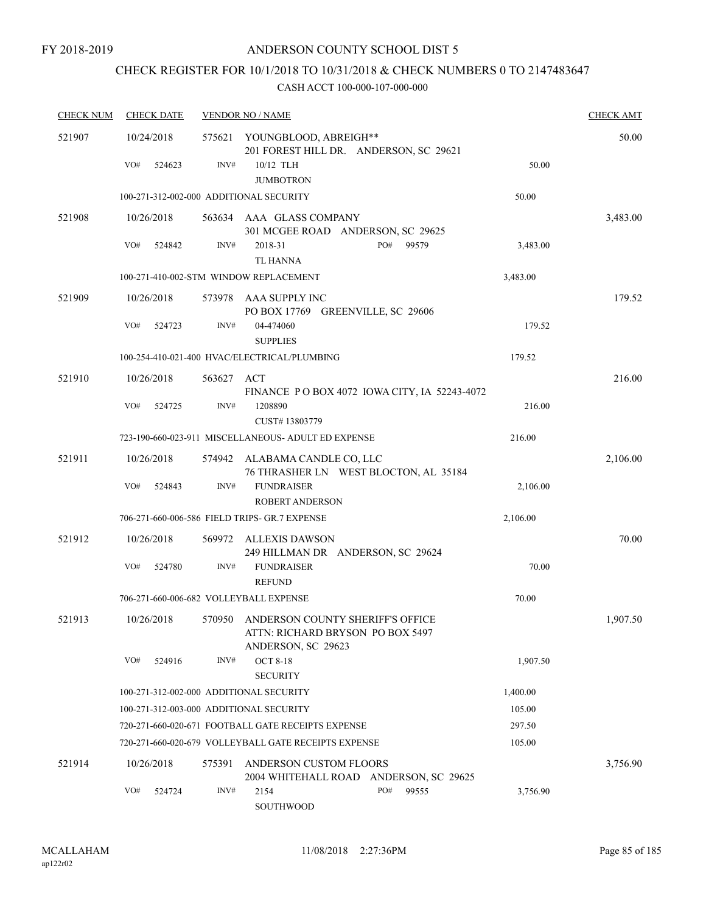FY 2018-2019

# ANDERSON COUNTY SCHOOL DIST 5

## CHECK REGISTER FOR 10/1/2018 TO 10/31/2018 & CHECK NUMBERS 0 TO 2147483647

CASH ACCT 100-000-107-000-000

| CHECK NUM | CHECK DATE | VENDOR NO / NAME | | CHECK AMT |
|---|---|---|---|---|
| 521907 | 10/24/2018 | 575621 YOUNGBLOOD, ABREIGH** 201 FOREST HILL DR. ANDERSON, SC 29621 | | 50.00 |
| | VO# 524623 | INV# 10/12 TLH JUMBOTRON | 50.00 | |
| | | 100-271-312-002-000 ADDITIONAL SECURITY | 50.00 | |
| 521908 | 10/26/2018 | 563634 AAA GLASS COMPANY 301 MCGEE ROAD ANDERSON, SC 29625 | | 3,483.00 |
| | VO# 524842 | INV# 2018-31 PO# 99579 TL HANNA | 3,483.00 | |
| | | 100-271-410-002-STM WINDOW REPLACEMENT | 3,483.00 | |
| 521909 | 10/26/2018 | 573978 AAA SUPPLY INC PO BOX 17769 GREENVILLE, SC 29606 | | 179.52 |
| | VO# 524723 | INV# 04-474060 SUPPLIES | 179.52 | |
| | | 100-254-410-021-400 HVAC/ELECTRICAL/PLUMBING | 179.52 | |
| 521910 | 10/26/2018 | 563627 ACT FINANCE P O BOX 4072 IOWA CITY, IA 52243-4072 | | 216.00 |
| | VO# 524725 | INV# 1208890 CUST# 13803779 | 216.00 | |
| | | 723-190-660-023-911 MISCELLANEOUS- ADULT ED EXPENSE | 216.00 | |
| 521911 | 10/26/2018 | 574942 ALABAMA CANDLE CO, LLC 76 THRASHER LN WEST BLOCTON, AL 35184 | | 2,106.00 |
| | VO# 524843 | INV# FUNDRAISER ROBERT ANDERSON | 2,106.00 | |
| | | 706-271-660-006-586 FIELD TRIPS- GR.7 EXPENSE | 2,106.00 | |
| 521912 | 10/26/2018 | 569972 ALLEXIS DAWSON 249 HILLMAN DR ANDERSON, SC 29624 | | 70.00 |
| | VO# 524780 | INV# FUNDRAISER REFUND | 70.00 | |
| | | 706-271-660-006-682 VOLLEYBALL EXPENSE | 70.00 | |
| 521913 | 10/26/2018 | 570950 ANDERSON COUNTY SHERIFF'S OFFICE ATTN: RICHARD BRYSON PO BOX 5497 ANDERSON, SC 29623 | | 1,907.50 |
| | VO# 524916 | INV# OCT 8-18 SECURITY | 1,907.50 | |
| | | 100-271-312-002-000 ADDITIONAL SECURITY | 1,400.00 | |
| | | 100-271-312-003-000 ADDITIONAL SECURITY | 105.00 | |
| | | 720-271-660-020-671 FOOTBALL GATE RECEIPTS EXPENSE | 297.50 | |
| | | 720-271-660-020-679 VOLLEYBALL GATE RECEIPTS EXPENSE | 105.00 | |
| 521914 | 10/26/2018 | 575391 ANDERSON CUSTOM FLOORS 2004 WHITEHALL ROAD ANDERSON, SC 29625 | | 3,756.90 |
| | VO# 524724 | INV# 2154 PO# 99555 SOUTHWOOD | 3,756.90 | |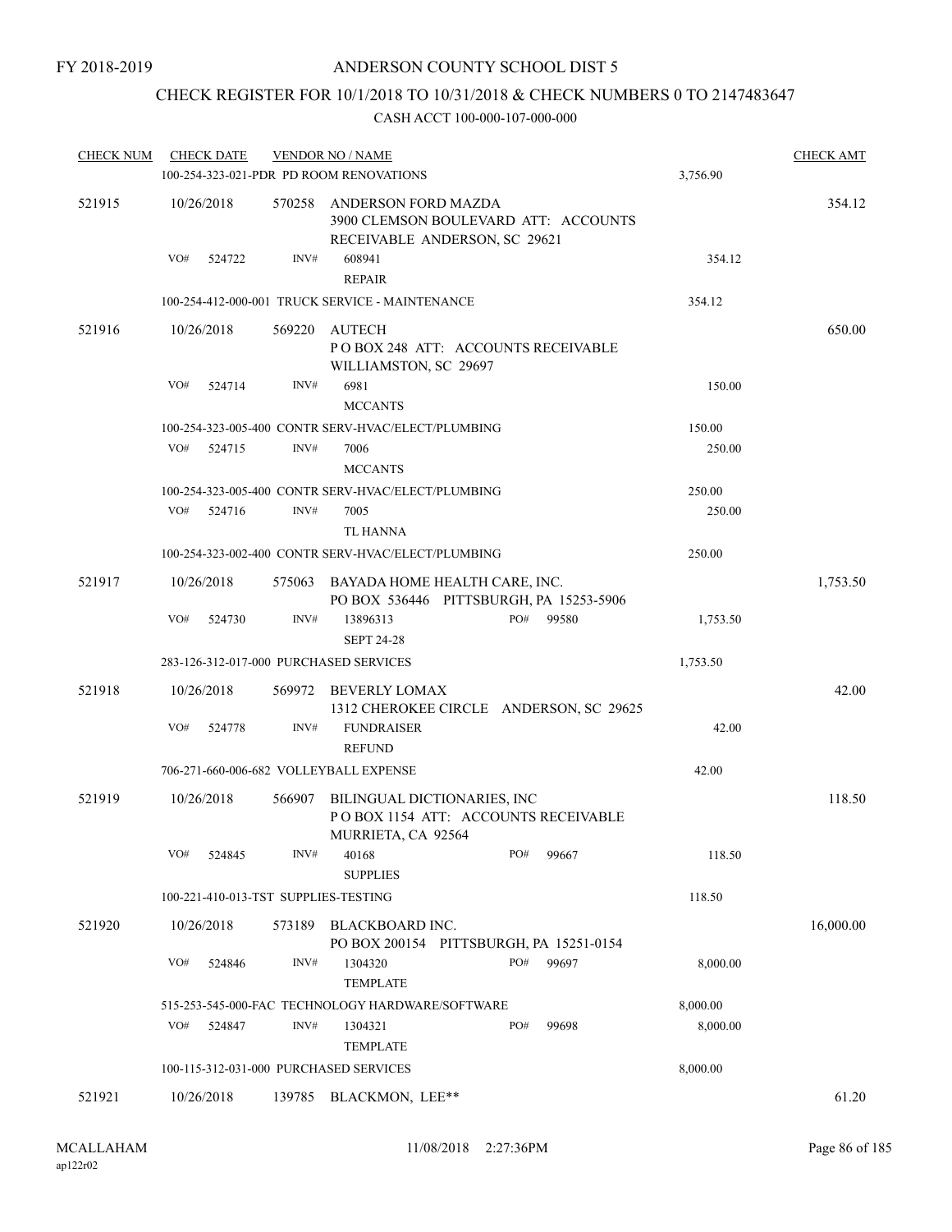FY 2018-2019

# ANDERSON COUNTY SCHOOL DIST 5

## CHECK REGISTER FOR 10/1/2018 TO 10/31/2018 & CHECK NUMBERS 0 TO 2147483647

CASH ACCT 100-000-107-000-000

| CHECK NUM | CHECK DATE | VENDOR NO / NAME | | CHECK AMT |
|---|---|---|---|---|
| | | 100-254-323-021-PDR PD ROOM RENOVATIONS | 3,756.90 | |
| 521915 | 10/26/2018 | 570258 ANDERSON FORD MAZDA<br>3900 CLEMSON BOULEVARD ATT: ACCOUNTS RECEIVABLE ANDERSON, SC 29621 | | 354.12 |
| | VO# 524722 | INV# 608941<br>REPAIR | 354.12 | |
| | | 100-254-412-000-001 TRUCK SERVICE - MAINTENANCE | 354.12 | |
| 521916 | 10/26/2018 | 569220 AUTECH<br>P O BOX 248 ATT: ACCOUNTS RECEIVABLE WILLIAMSTON, SC 29697 | | 650.00 |
| | VO# 524714 | INV# 6981<br>MCCANTS | 150.00 | |
| | | 100-254-323-005-400 CONTR SERV-HVAC/ELECT/PLUMBING | 150.00 | |
| | VO# 524715 | INV# 7006<br>MCCANTS | 250.00 | |
| | | 100-254-323-005-400 CONTR SERV-HVAC/ELECT/PLUMBING | 250.00 | |
| | VO# 524716 | INV# 7005<br>TL HANNA | 250.00 | |
| | | 100-254-323-002-400 CONTR SERV-HVAC/ELECT/PLUMBING | 250.00 | |
| 521917 | 10/26/2018 | 575063 BAYADA HOME HEALTH CARE, INC.<br>PO BOX 536446 PITTSBURGH, PA 15253-5906 | | 1,753.50 |
| | VO# 524730 | INV# 13896313 PO# 99580<br>SEPT 24-28 | 1,753.50 | |
| | | 283-126-312-017-000 PURCHASED SERVICES | 1,753.50 | |
| 521918 | 10/26/2018 | 569972 BEVERLY LOMAX<br>1312 CHEROKEE CIRCLE ANDERSON, SC 29625 | | 42.00 |
| | VO# 524778 | INV# FUNDRAISER<br>REFUND | 42.00 | |
| | | 706-271-660-006-682 VOLLEYBALL EXPENSE | 42.00 | |
| 521919 | 10/26/2018 | 566907 BILINGUAL DICTIONARIES, INC<br>P O BOX 1154 ATT: ACCOUNTS RECEIVABLE MURRIETA, CA 92564 | | 118.50 |
| | VO# 524845 | INV# 40168 PO# 99667<br>SUPPLIES | 118.50 | |
| | | 100-221-410-013-TST SUPPLIES-TESTING | 118.50 | |
| 521920 | 10/26/2018 | 573189 BLACKBOARD INC.<br>PO BOX 200154 PITTSBURGH, PA 15251-0154 | | 16,000.00 |
| | VO# 524846 | INV# 1304320 PO# 99697<br>TEMPLATE | 8,000.00 | |
| | | 515-253-545-000-FAC TECHNOLOGY HARDWARE/SOFTWARE | 8,000.00 | |
| | VO# 524847 | INV# 1304321 PO# 99698<br>TEMPLATE | 8,000.00 | |
| | | 100-115-312-031-000 PURCHASED SERVICES | 8,000.00 | |
| 521921 | 10/26/2018 | 139785 BLACKMON, LEE** | | 61.20 |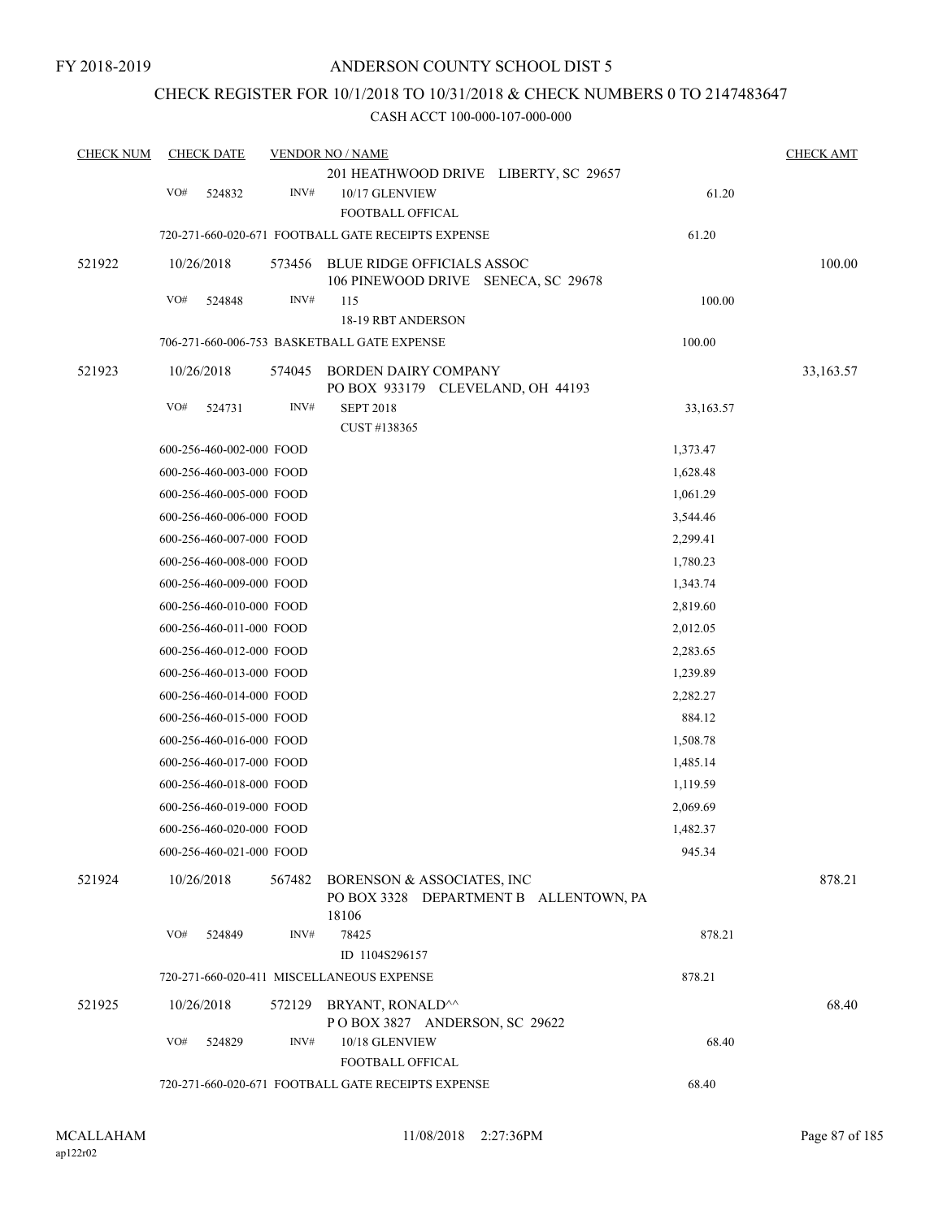FY 2018-2019

# ANDERSON COUNTY SCHOOL DIST 5

## CHECK REGISTER FOR 10/1/2018 TO 10/31/2018 & CHECK NUMBERS 0 TO 2147483647

### CASH ACCT 100-000-107-000-000

| CHECK NUM | CHECK DATE | VENDOR NO / NAME | | CHECK AMT |
|---|---|---|---|---|
| | | 201 HEATHWOOD DRIVE LIBERTY, SC 29657 | | |
| | VO# 524832 | INV# 10/17 GLENVIEW<br>FOOTBALL OFFICAL | 61.20 | |
| | 720-271-660-020-671 FOOTBALL GATE RECEIPTS EXPENSE | | 61.20 | |
| 521922 | 10/26/2018 | 573456 BLUE RIDGE OFFICIALS ASSOC<br>106 PINEWOOD DRIVE SENECA, SC 29678 | | 100.00 |
| | VO# 524848 | INV# 115<br>18-19 RBT ANDERSON | 100.00 | |
| | 706-271-660-006-753 BASKETBALL GATE EXPENSE | | 100.00 | |
| 521923 | 10/26/2018 | 574045 BORDEN DAIRY COMPANY<br>PO BOX 933179 CLEVELAND, OH 44193 | | 33,163.57 |
| | VO# 524731 | INV# SEPT 2018<br>CUST #138365 | 33,163.57 | |
| | 600-256-460-002-000 FOOD | | 1,373.47 | |
| | 600-256-460-003-000 FOOD | | 1,628.48 | |
| | 600-256-460-005-000 FOOD | | 1,061.29 | |
| | 600-256-460-006-000 FOOD | | 3,544.46 | |
| | 600-256-460-007-000 FOOD | | 2,299.41 | |
| | 600-256-460-008-000 FOOD | | 1,780.23 | |
| | 600-256-460-009-000 FOOD | | 1,343.74 | |
| | 600-256-460-010-000 FOOD | | 2,819.60 | |
| | 600-256-460-011-000 FOOD | | 2,012.05 | |
| | 600-256-460-012-000 FOOD | | 2,283.65 | |
| | 600-256-460-013-000 FOOD | | 1,239.89 | |
| | 600-256-460-014-000 FOOD | | 2,282.27 | |
| | 600-256-460-015-000 FOOD | | 884.12 | |
| | 600-256-460-016-000 FOOD | | 1,508.78 | |
| | 600-256-460-017-000 FOOD | | 1,485.14 | |
| | 600-256-460-018-000 FOOD | | 1,119.59 | |
| | 600-256-460-019-000 FOOD | | 2,069.69 | |
| | 600-256-460-020-000 FOOD | | 1,482.37 | |
| | 600-256-460-021-000 FOOD | | 945.34 | |
| 521924 | 10/26/2018 | 567482 BORENSON & ASSOCIATES, INC<br>PO BOX 3328 DEPARTMENT B ALLENTOWN, PA 18106 | | 878.21 |
| | VO# 524849 | INV# 78425<br>ID 1104S296157 | 878.21 | |
| | 720-271-660-020-411 MISCELLANEOUS EXPENSE | | 878.21 | |
| 521925 | 10/26/2018 | 572129 BRYANT, RONALD^^<br>P O BOX 3827 ANDERSON, SC 29622 | | 68.40 |
| | VO# 524829 | INV# 10/18 GLENVIEW<br>FOOTBALL OFFICAL | 68.40 | |
| | 720-271-660-020-671 FOOTBALL GATE RECEIPTS EXPENSE | | 68.40 | |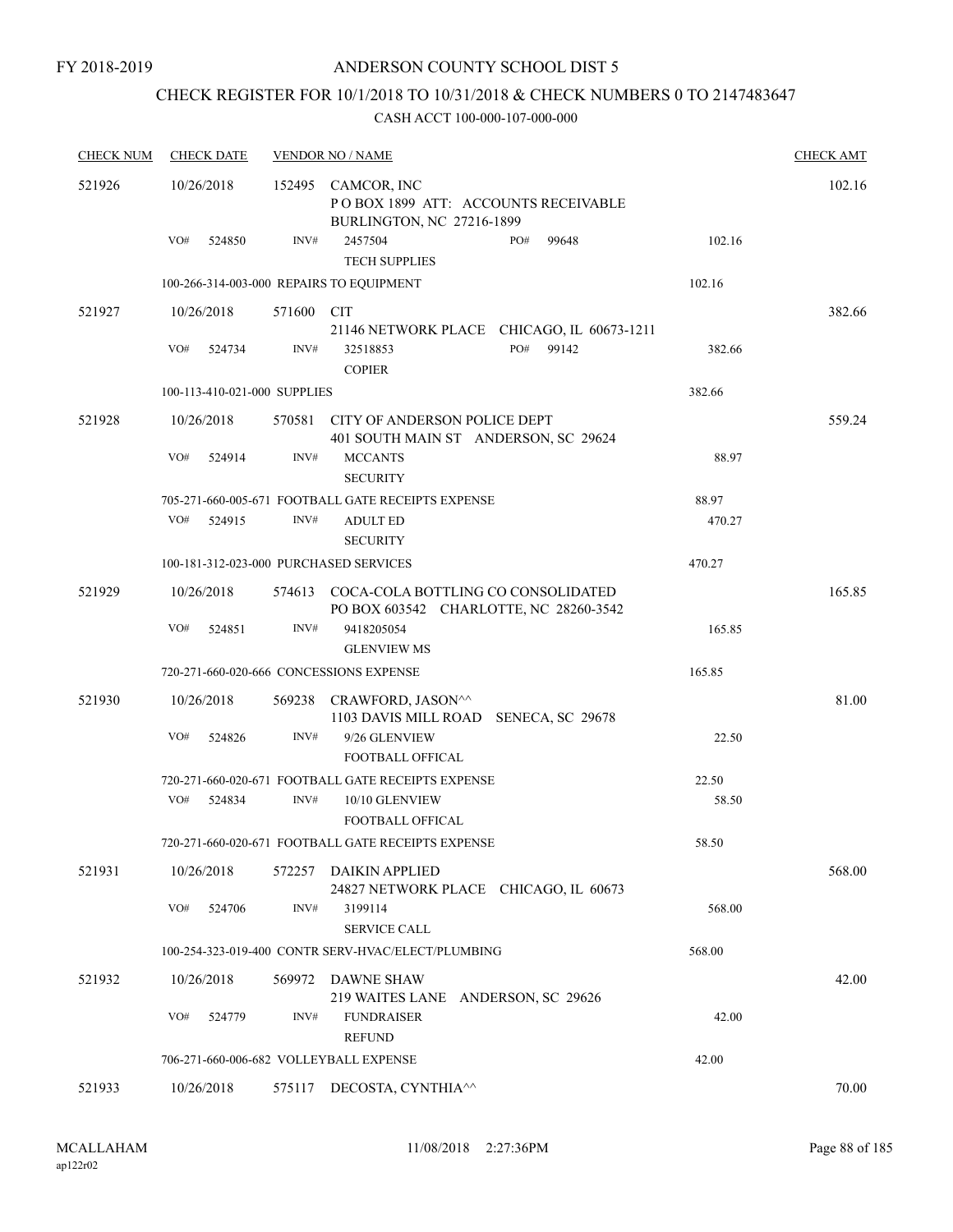FY 2018-2019

# ANDERSON COUNTY SCHOOL DIST 5

## CHECK REGISTER FOR 10/1/2018 TO 10/31/2018 & CHECK NUMBERS 0 TO 2147483647

CASH ACCT 100-000-107-000-000

| CHECK NUM | CHECK DATE | VENDOR NO / NAME | | | CHECK AMT |
|---|---|---|---|---|---|
| 521926 | 10/26/2018 | 152495 CAMCOR, INC<br>P O BOX 1899 ATT: ACCOUNTS RECEIVABLE<br>BURLINGTON, NC 27216-1899 | | | 102.16 |
| | VO# 524850 | INV# 2457504<br>TECH SUPPLIES | PO# 99648 | 102.16 | |
| | 100-266-314-003-000 REPAIRS TO EQUIPMENT | | | 102.16 | |
| 521927 | 10/26/2018 | 571600 CIT<br>21146 NETWORK PLACE CHICAGO, IL 60673-1211 | | | 382.66 |
| | VO# 524734 | INV# 32518853<br>COPIER | PO# 99142 | 382.66 | |
| | 100-113-410-021-000 SUPPLIES | | | 382.66 | |
| 521928 | 10/26/2018 | 570581 CITY OF ANDERSON POLICE DEPT<br>401 SOUTH MAIN ST ANDERSON, SC 29624 | | | 559.24 |
| | VO# 524914 | INV# MCCANTS<br>SECURITY | | 88.97 | |
| | 705-271-660-005-671 FOOTBALL GATE RECEIPTS EXPENSE | | | 88.97 | |
| | VO# 524915 | INV# ADULT ED<br>SECURITY | | 470.27 | |
| | 100-181-312-023-000 PURCHASED SERVICES | | | 470.27 | |
| 521929 | 10/26/2018 | 574613 COCA-COLA BOTTLING CO CONSOLIDATED<br>PO BOX 603542 CHARLOTTE, NC 28260-3542 | | | 165.85 |
| | VO# 524851 | INV# 9418205054<br>GLENVIEW MS | | 165.85 | |
| | 720-271-660-020-666 CONCESSIONS EXPENSE | | | 165.85 | |
| 521930 | 10/26/2018 | 569238 CRAWFORD, JASON^^<br>1103 DAVIS MILL ROAD SENECA, SC 29678 | | | 81.00 |
| | VO# 524826 | INV# 9/26 GLENVIEW<br>FOOTBALL OFFICAL | | 22.50 | |
| | 720-271-660-020-671 FOOTBALL GATE RECEIPTS EXPENSE | | | 22.50 | |
| | VO# 524834 | INV# 10/10 GLENVIEW<br>FOOTBALL OFFICAL | | 58.50 | |
| | 720-271-660-020-671 FOOTBALL GATE RECEIPTS EXPENSE | | | 58.50 | |
| 521931 | 10/26/2018 | 572257 DAIKIN APPLIED<br>24827 NETWORK PLACE CHICAGO, IL 60673 | | | 568.00 |
| | VO# 524706 | INV# 3199114<br>SERVICE CALL | | 568.00 | |
| | 100-254-323-019-400 CONTR SERV-HVAC/ELECT/PLUMBING | | | 568.00 | |
| 521932 | 10/26/2018 | 569972 DAWNE SHAW<br>219 WAITES LANE ANDERSON, SC 29626 | | | 42.00 |
| | VO# 524779 | INV# FUNDRAISER<br>REFUND | | 42.00 | |
| | 706-271-660-006-682 VOLLEYBALL EXPENSE | | | 42.00 | |
| 521933 | 10/26/2018 | 575117 DECOSTA, CYNTHIA^^ | | | 70.00 |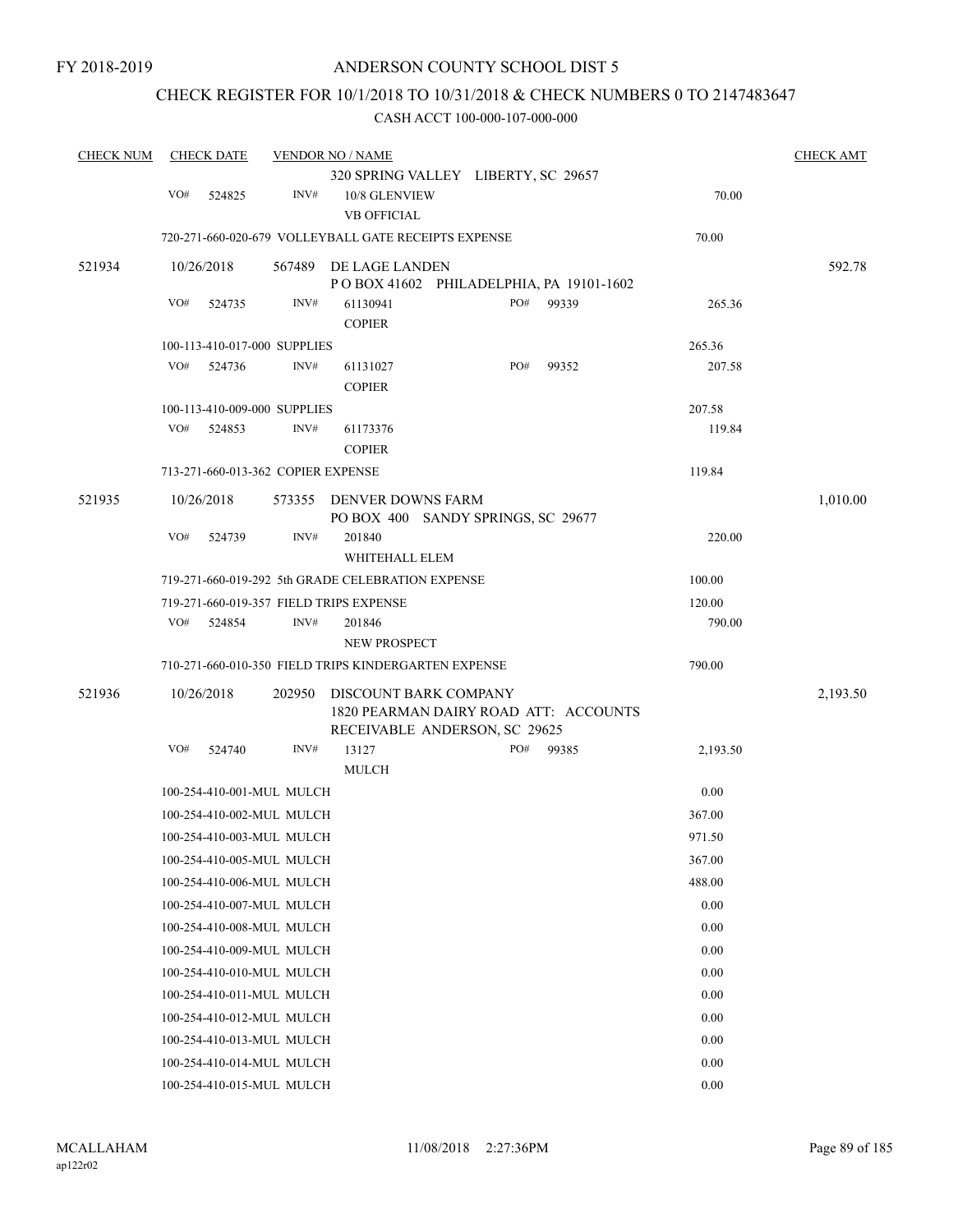FY 2018-2019

# ANDERSON COUNTY SCHOOL DIST 5

## CHECK REGISTER FOR 10/1/2018 TO 10/31/2018 & CHECK NUMBERS 0 TO 2147483647

### CASH ACCT 100-000-107-000-000

| CHECK NUM | CHECK DATE | VENDOR NO / NAME | | | CHECK AMT |
|---|---|---|---|---|---|
| | | 320 SPRING VALLEY LIBERTY, SC 29657 | | | |
| | VO# 524825 | INV# 10/8 GLENVIEW VB OFFICIAL | | 70.00 | |
| | 720-271-660-020-679 VOLLEYBALL GATE RECEIPTS EXPENSE | | | 70.00 | |
| 521934 | 10/26/2018 | 567489 DE LAGE LANDEN P O BOX 41602 PHILADELPHIA, PA 19101-1602 | | | 592.78 |
| | VO# 524735 | INV# 61130941 COPIER | PO# 99339 | 265.36 | |
| | 100-113-410-017-000 SUPPLIES | | | 265.36 | |
| | VO# 524736 | INV# 61131027 COPIER | PO# 99352 | 207.58 | |
| | 100-113-410-009-000 SUPPLIES | | | 207.58 | |
| | VO# 524853 | INV# 61173376 COPIER | | 119.84 | |
| | 713-271-660-013-362 COPIER EXPENSE | | | 119.84 | |
| 521935 | 10/26/2018 | 573355 DENVER DOWNS FARM PO BOX 400 SANDY SPRINGS, SC 29677 | | | 1,010.00 |
| | VO# 524739 | INV# 201840 WHITEHALL ELEM | | 220.00 | |
| | 719-271-660-019-292 5th GRADE CELEBRATION EXPENSE | | | 100.00 | |
| | 719-271-660-019-357 FIELD TRIPS EXPENSE | | | 120.00 | |
| | VO# 524854 | INV# 201846 NEW PROSPECT | | 790.00 | |
| | 710-271-660-010-350 FIELD TRIPS KINDERGARTEN EXPENSE | | | 790.00 | |
| 521936 | 10/26/2018 | 202950 DISCOUNT BARK COMPANY 1820 PEARMAN DAIRY ROAD ATT: ACCOUNTS RECEIVABLE ANDERSON, SC 29625 | | | 2,193.50 |
| | VO# 524740 | INV# 13127 MULCH | PO# 99385 | 2,193.50 | |
| | 100-254-410-001-MUL MULCH | | | 0.00 | |
| | 100-254-410-002-MUL MULCH | | | 367.00 | |
| | 100-254-410-003-MUL MULCH | | | 971.50 | |
| | 100-254-410-005-MUL MULCH | | | 367.00 | |
| | 100-254-410-006-MUL MULCH | | | 488.00 | |
| | 100-254-410-007-MUL MULCH | | | 0.00 | |
| | 100-254-410-008-MUL MULCH | | | 0.00 | |
| | 100-254-410-009-MUL MULCH | | | 0.00 | |
| | 100-254-410-010-MUL MULCH | | | 0.00 | |
| | 100-254-410-011-MUL MULCH | | | 0.00 | |
| | 100-254-410-012-MUL MULCH | | | 0.00 | |
| | 100-254-410-013-MUL MULCH | | | 0.00 | |
| | 100-254-410-014-MUL MULCH | | | 0.00 | |
| | 100-254-410-015-MUL MULCH | | | 0.00 | |

MCALLAHAM
ap122r02

11/08/2018 2:27:36PM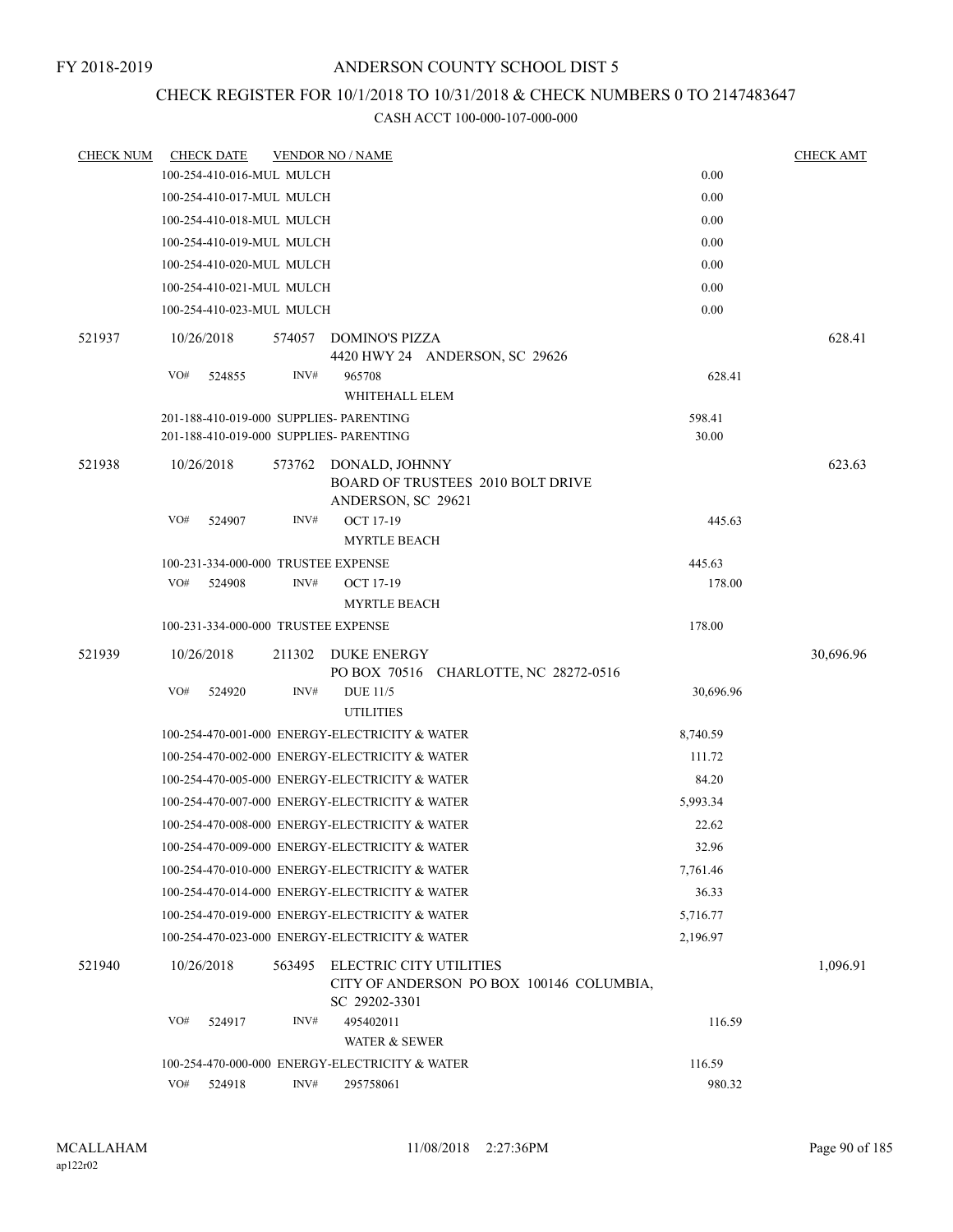FY 2018-2019

# ANDERSON COUNTY SCHOOL DIST 5

## CHECK REGISTER FOR 10/1/2018 TO 10/31/2018 & CHECK NUMBERS 0 TO 2147483647

### CASH ACCT 100-000-107-000-000

| CHECK NUM | CHECK DATE | VENDOR NO / NAME | | CHECK AMT |
|---|---|---|---|---|
| | 100-254-410-016-MUL MULCH | | 0.00 | |
| | 100-254-410-017-MUL MULCH | | 0.00 | |
| | 100-254-410-018-MUL MULCH | | 0.00 | |
| | 100-254-410-019-MUL MULCH | | 0.00 | |
| | 100-254-410-020-MUL MULCH | | 0.00 | |
| | 100-254-410-021-MUL MULCH | | 0.00 | |
| | 100-254-410-023-MUL MULCH | | 0.00 | |
| 521937 | 10/26/2018 | 574057 DOMINO'S PIZZA<br>4420 HWY 24 ANDERSON, SC 29626 | | 628.41 |
| | VO# 524855 | INV# 965708<br>WHITEHALL ELEM | 628.41 | |
| | 201-188-410-019-000 SUPPLIES- PARENTING | | 598.41 | |
| | 201-188-410-019-000 SUPPLIES- PARENTING | | 30.00 | |
| 521938 | 10/26/2018 | 573762 DONALD, JOHNNY<br>BOARD OF TRUSTEES 2010 BOLT DRIVE<br>ANDERSON, SC 29621 | | 623.63 |
| | VO# 524907 | INV# OCT 17-19<br>MYRTLE BEACH | 445.63 | |
| | 100-231-334-000-000 TRUSTEE EXPENSE | | 445.63 | |
| | VO# 524908 | INV# OCT 17-19<br>MYRTLE BEACH | 178.00 | |
| | 100-231-334-000-000 TRUSTEE EXPENSE | | 178.00 | |
| 521939 | 10/26/2018 | 211302 DUKE ENERGY<br>PO BOX 70516 CHARLOTTE, NC 28272-0516 | | 30,696.96 |
| | VO# 524920 | INV# DUE 11/5<br>UTILITIES | 30,696.96 | |
| | 100-254-470-001-000 ENERGY-ELECTRICITY & WATER | | 8,740.59 | |
| | 100-254-470-002-000 ENERGY-ELECTRICITY & WATER | | 111.72 | |
| | 100-254-470-005-000 ENERGY-ELECTRICITY & WATER | | 84.20 | |
| | 100-254-470-007-000 ENERGY-ELECTRICITY & WATER | | 5,993.34 | |
| | 100-254-470-008-000 ENERGY-ELECTRICITY & WATER | | 22.62 | |
| | 100-254-470-009-000 ENERGY-ELECTRICITY & WATER | | 32.96 | |
| | 100-254-470-010-000 ENERGY-ELECTRICITY & WATER | | 7,761.46 | |
| | 100-254-470-014-000 ENERGY-ELECTRICITY & WATER | | 36.33 | |
| | 100-254-470-019-000 ENERGY-ELECTRICITY & WATER | | 5,716.77 | |
| | 100-254-470-023-000 ENERGY-ELECTRICITY & WATER | | 2,196.97 | |
| 521940 | 10/26/2018 | 563495 ELECTRIC CITY UTILITIES<br>CITY OF ANDERSON PO BOX 100146 COLUMBIA, SC 29202-3301 | | 1,096.91 |
| | VO# 524917 | INV# 495402011<br>WATER & SEWER | 116.59 | |
| | 100-254-470-000-000 ENERGY-ELECTRICITY & WATER | | 116.59 | |
| | VO# 524918 | INV# 295758061 | 980.32 | |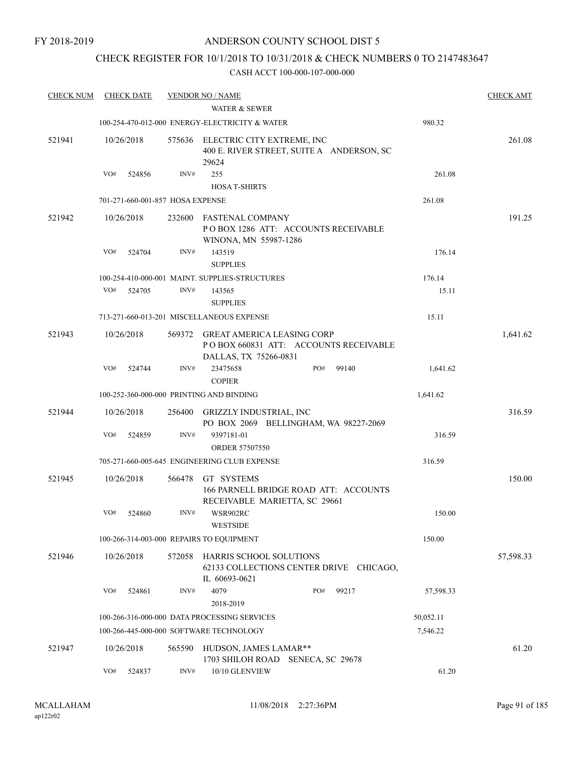FY 2018-2019

ANDERSON COUNTY SCHOOL DIST 5

CHECK REGISTER FOR 10/1/2018 TO 10/31/2018 & CHECK NUMBERS 0 TO 2147483647

CASH ACCT 100-000-107-000-000

| CHECK NUM | CHECK DATE | VENDOR NO / NAME | | CHECK AMT |
|---|---|---|---|---|
| | | WATER & SEWER | | |
| | | 100-254-470-012-000 ENERGY-ELECTRICITY & WATER | 980.32 | |
| 521941 | 10/26/2018 | 575636 ELECTRIC CITY EXTREME, INC 400 E. RIVER STREET, SUITE A ANDERSON, SC 29624 | | 261.08 |
| | VO# 524856 | INV# 255 HOSA T-SHIRTS | 261.08 | |
| | | 701-271-660-001-857 HOSA EXPENSE | 261.08 | |
| 521942 | 10/26/2018 | 232600 FASTENAL COMPANY P O BOX 1286 ATT: ACCOUNTS RECEIVABLE WINONA, MN 55987-1286 | | 191.25 |
| | VO# 524704 | INV# 143519 SUPPLIES | 176.14 | |
| | | 100-254-410-000-001 MAINT. SUPPLIES-STRUCTURES | 176.14 | |
| | VO# 524705 | INV# 143565 SUPPLIES | 15.11 | |
| | | 713-271-660-013-201 MISCELLANEOUS EXPENSE | 15.11 | |
| 521943 | 10/26/2018 | 569372 GREAT AMERICA LEASING CORP P O BOX 660831 ATT: ACCOUNTS RECEIVABLE DALLAS, TX 75266-0831 | | 1,641.62 |
| | VO# 524744 | INV# 23475658 PO# 99140 COPIER | 1,641.62 | |
| | | 100-252-360-000-000 PRINTING AND BINDING | 1,641.62 | |
| 521944 | 10/26/2018 | 256400 GRIZZLY INDUSTRIAL, INC PO BOX 2069 BELLINGHAM, WA 98227-2069 | | 316.59 |
| | VO# 524859 | INV# 9397181-01 ORDER 57507550 | 316.59 | |
| | | 705-271-660-005-645 ENGINEERING CLUB EXPENSE | 316.59 | |
| 521945 | 10/26/2018 | 566478 GT SYSTEMS 166 PARNELL BRIDGE ROAD ATT: ACCOUNTS RECEIVABLE MARIETTA, SC 29661 | | 150.00 |
| | VO# 524860 | INV# WSR902RC WESTSIDE | 150.00 | |
| | | 100-266-314-003-000 REPAIRS TO EQUIPMENT | 150.00 | |
| 521946 | 10/26/2018 | 572058 HARRIS SCHOOL SOLUTIONS 62133 COLLECTIONS CENTER DRIVE CHICAGO, IL 60693-0621 | | 57,598.33 |
| | VO# 524861 | INV# 4079 PO# 99217 2018-2019 | 57,598.33 | |
| | | 100-266-316-000-000 DATA PROCESSING SERVICES | 50,052.11 | |
| | | 100-266-445-000-000 SOFTWARE TECHNOLOGY | 7,546.22 | |
| 521947 | 10/26/2018 | 565590 HUDSON, JAMES LAMAR** 1703 SHILOH ROAD SENECA, SC 29678 | | 61.20 |
| | VO# 524837 | INV# 10/10 GLENVIEW | 61.20 | |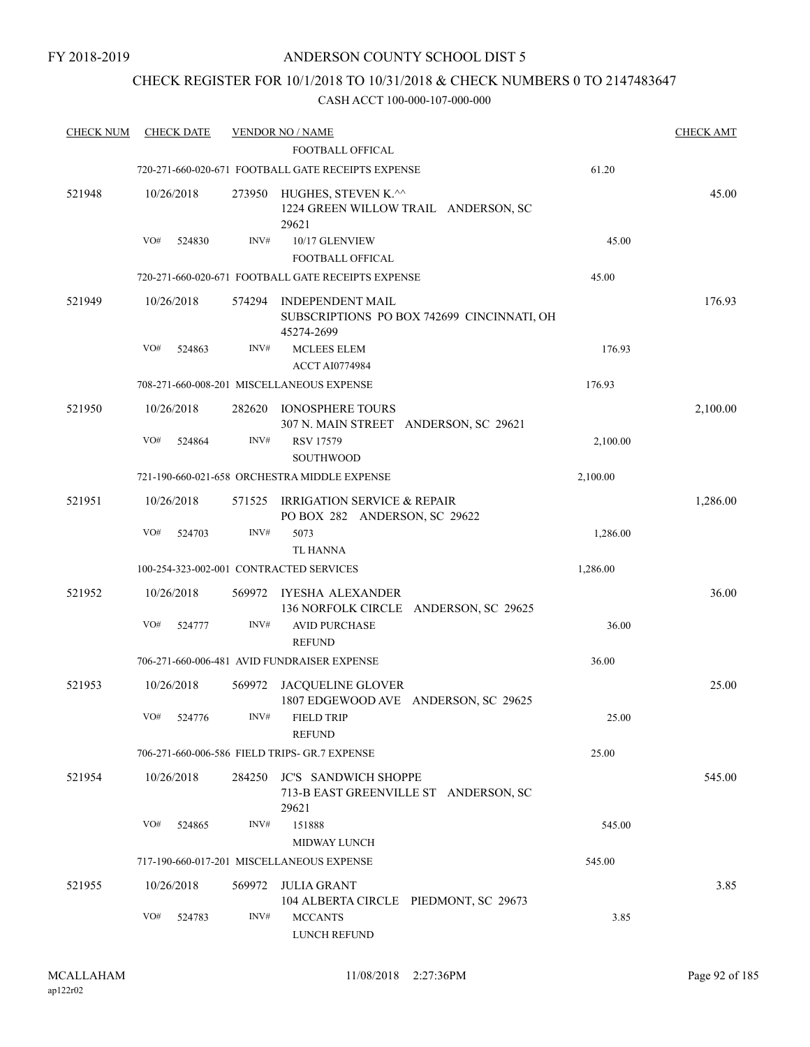FY 2018-2019

ANDERSON COUNTY SCHOOL DIST 5

CHECK REGISTER FOR 10/1/2018 TO 10/31/2018 & CHECK NUMBERS 0 TO 2147483647

CASH ACCT 100-000-107-000-000

| CHECK NUM | CHECK DATE | VENDOR NO / NAME | | CHECK AMT |
|---|---|---|---|---|
| | | FOOTBALL OFFICAL | | |
| | | 720-271-660-020-671 FOOTBALL GATE RECEIPTS EXPENSE | 61.20 | |
| 521948 | 10/26/2018 | 273950 HUGHES, STEVEN K.^^ 1224 GREEN WILLOW TRAIL ANDERSON, SC 29621 | | 45.00 |
| | VO# 524830 | INV# 10/17 GLENVIEW FOOTBALL OFFICAL | 45.00 | |
| | | 720-271-660-020-671 FOOTBALL GATE RECEIPTS EXPENSE | 45.00 | |
| 521949 | 10/26/2018 | 574294 INDEPENDENT MAIL SUBSCRIPTIONS PO BOX 742699 CINCINNATI, OH 45274-2699 | | 176.93 |
| | VO# 524863 | INV# MCLEES ELEM ACCT AI0774984 | 176.93 | |
| | | 708-271-660-008-201 MISCELLANEOUS EXPENSE | 176.93 | |
| 521950 | 10/26/2018 | 282620 IONOSPHERE TOURS 307 N. MAIN STREET ANDERSON, SC 29621 | | 2,100.00 |
| | VO# 524864 | INV# RSV 17579 SOUTHWOOD | 2,100.00 | |
| | | 721-190-660-021-658 ORCHESTRA MIDDLE EXPENSE | 2,100.00 | |
| 521951 | 10/26/2018 | 571525 IRRIGATION SERVICE & REPAIR PO BOX 282 ANDERSON, SC 29622 | | 1,286.00 |
| | VO# 524703 | INV# 5073 TL HANNA | 1,286.00 | |
| | | 100-254-323-002-001 CONTRACTED SERVICES | 1,286.00 | |
| 521952 | 10/26/2018 | 569972 IYESHA ALEXANDER 136 NORFOLK CIRCLE ANDERSON, SC 29625 | | 36.00 |
| | VO# 524777 | INV# AVID PURCHASE REFUND | 36.00 | |
| | | 706-271-660-006-481 AVID FUNDRAISER EXPENSE | 36.00 | |
| 521953 | 10/26/2018 | 569972 JACQUELINE GLOVER 1807 EDGEWOOD AVE ANDERSON, SC 29625 | | 25.00 |
| | VO# 524776 | INV# FIELD TRIP REFUND | 25.00 | |
| | | 706-271-660-006-586 FIELD TRIPS- GR.7 EXPENSE | 25.00 | |
| 521954 | 10/26/2018 | 284250 JC'S SANDWICH SHOPPE 713-B EAST GREENVILLE ST ANDERSON, SC 29621 | | 545.00 |
| | VO# 524865 | INV# 151888 MIDWAY LUNCH | 545.00 | |
| | | 717-190-660-017-201 MISCELLANEOUS EXPENSE | 545.00 | |
| 521955 | 10/26/2018 | 569972 JULIA GRANT 104 ALBERTA CIRCLE PIEDMONT, SC 29673 | | 3.85 |
| | VO# 524783 | INV# MCCANTS LUNCH REFUND | 3.85 | |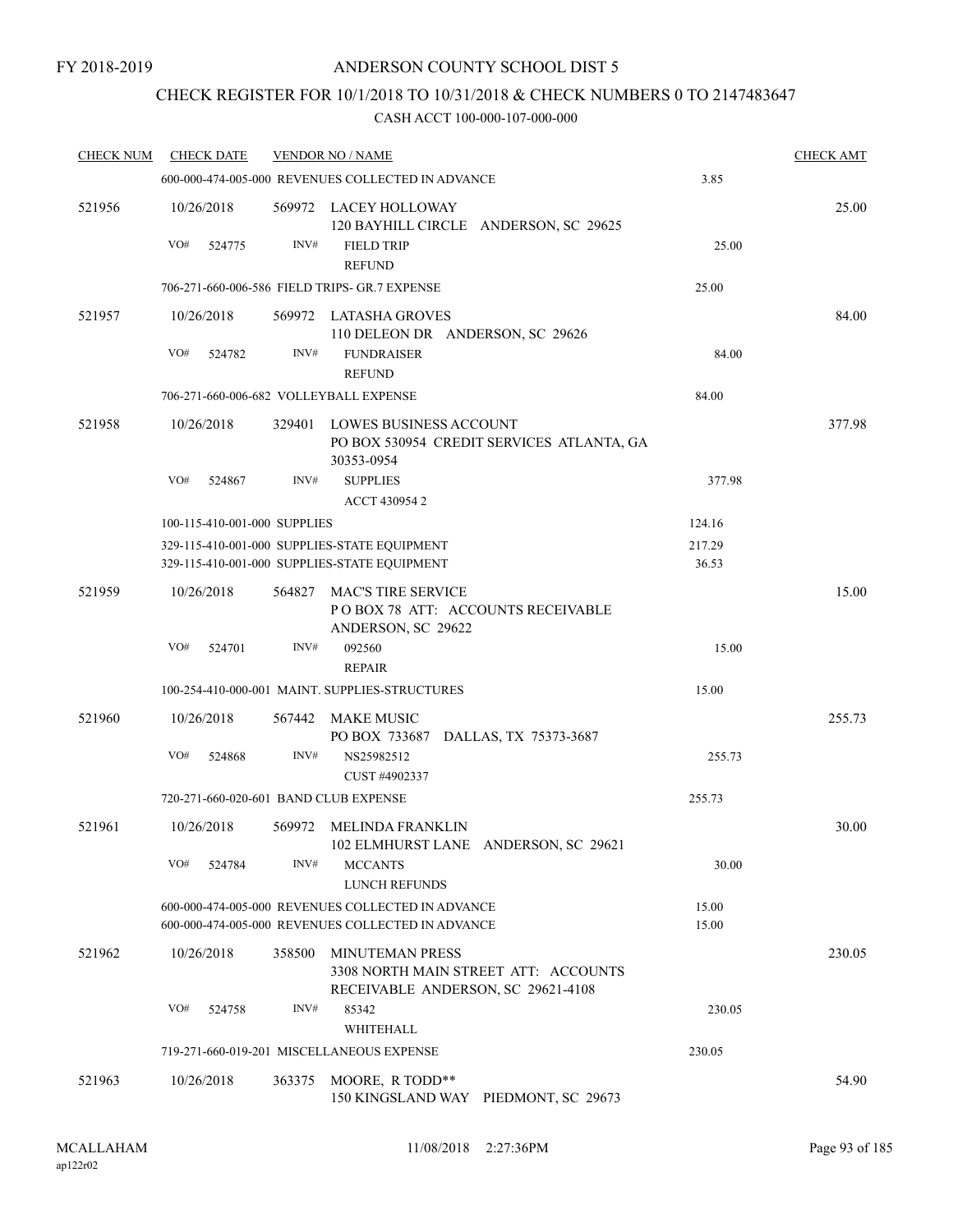FY 2018-2019

# ANDERSON COUNTY SCHOOL DIST 5

## CHECK REGISTER FOR 10/1/2018 TO 10/31/2018 & CHECK NUMBERS 0 TO 2147483647

### CASH ACCT 100-000-107-000-000

| CHECK NUM | CHECK DATE | VENDOR NO / NAME | | CHECK AMT |
|---|---|---|---|---|
| | 600-000-474-005-000 REVENUES COLLECTED IN ADVANCE | | 3.85 | |
| 521956 | 10/26/2018 | 569972 LACEY HOLLOWAY<br>120 BAYHILL CIRCLE ANDERSON, SC 29625 | | 25.00 |
| | VO# 524775 | INV# FIELD TRIP<br>REFUND | 25.00 | |
| | 706-271-660-006-586 FIELD TRIPS- GR.7 EXPENSE | | 25.00 | |
| 521957 | 10/26/2018 | 569972 LATASHA GROVES<br>110 DELEON DR ANDERSON, SC 29626 | | 84.00 |
| | VO# 524782 | INV# FUNDRAISER<br>REFUND | 84.00 | |
| | 706-271-660-006-682 VOLLEYBALL EXPENSE | | 84.00 | |
| 521958 | 10/26/2018 | 329401 LOWES BUSINESS ACCOUNT<br>PO BOX 530954 CREDIT SERVICES ATLANTA, GA 30353-0954 | | 377.98 |
| | VO# 524867 | INV# SUPPLIES<br>ACCT 430954 2 | 377.98 | |
| | 100-115-410-001-000 SUPPLIES | | 124.16 | |
| | 329-115-410-001-000 SUPPLIES-STATE EQUIPMENT | | 217.29 | |
| | 329-115-410-001-000 SUPPLIES-STATE EQUIPMENT | | 36.53 | |
| 521959 | 10/26/2018 | 564827 MAC'S TIRE SERVICE<br>P O BOX 78 ATT: ACCOUNTS RECEIVABLE ANDERSON, SC 29622 | | 15.00 |
| | VO# 524701 | INV# 092560<br>REPAIR | 15.00 | |
| | 100-254-410-000-001 MAINT. SUPPLIES-STRUCTURES | | 15.00 | |
| 521960 | 10/26/2018 | 567442 MAKE MUSIC<br>PO BOX 733687 DALLAS, TX 75373-3687 | | 255.73 |
| | VO# 524868 | INV# NS25982512<br>CUST #4902337 | 255.73 | |
| | 720-271-660-020-601 BAND CLUB EXPENSE | | 255.73 | |
| 521961 | 10/26/2018 | 569972 MELINDA FRANKLIN<br>102 ELMHURST LANE ANDERSON, SC 29621 | | 30.00 |
| | VO# 524784 | INV# MCCANTS<br>LUNCH REFUNDS | 30.00 | |
| | 600-000-474-005-000 REVENUES COLLECTED IN ADVANCE | | 15.00 | |
| | 600-000-474-005-000 REVENUES COLLECTED IN ADVANCE | | 15.00 | |
| 521962 | 10/26/2018 | 358500 MINUTEMAN PRESS<br>3308 NORTH MAIN STREET ATT: ACCOUNTS RECEIVABLE ANDERSON, SC 29621-4108 | | 230.05 |
| | VO# 524758 | INV# 85342<br>WHITEHALL | 230.05 | |
| | 719-271-660-019-201 MISCELLANEOUS EXPENSE | | 230.05 | |
| 521963 | 10/26/2018 | 363375 MOORE, R TODD**<br>150 KINGSLAND WAY PIEDMONT, SC 29673 | | 54.90 |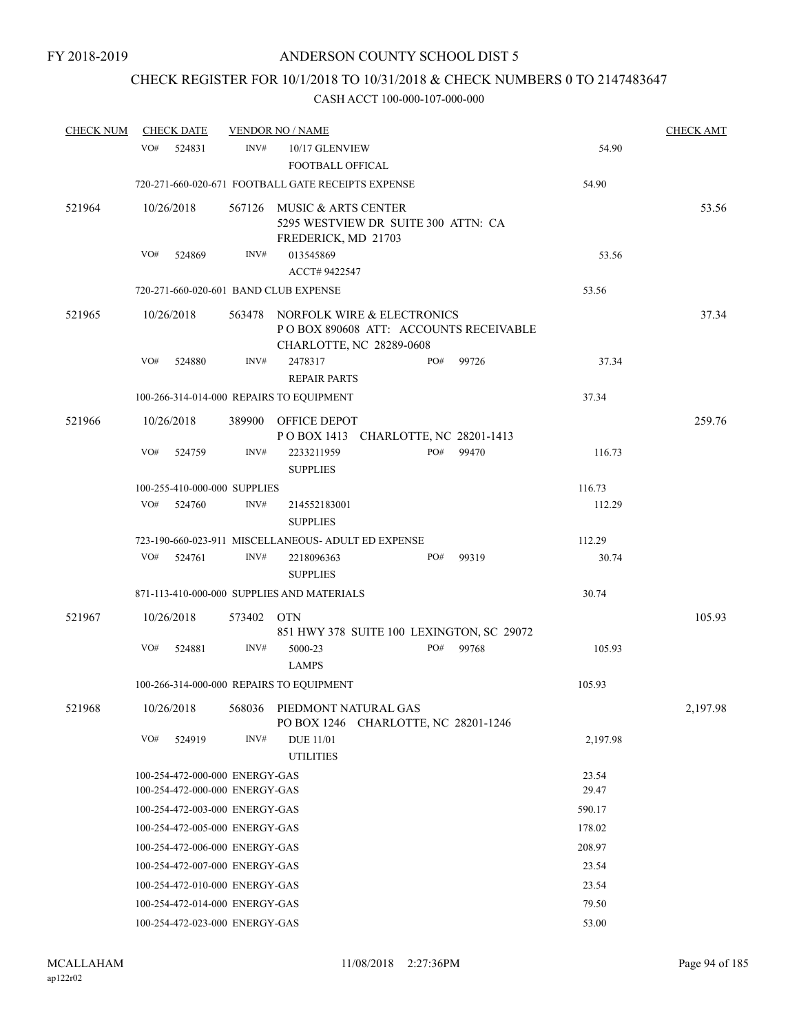FY 2018-2019

# ANDERSON COUNTY SCHOOL DIST 5

## CHECK REGISTER FOR 10/1/2018 TO 10/31/2018 & CHECK NUMBERS 0 TO 2147483647

### CASH ACCT 100-000-107-000-000

| CHECK NUM | CHECK DATE | VENDOR NO / NAME | | CHECK AMT |
|---|---|---|---|---|
| | VO# 524831 | INV# 10/17 GLENVIEW FOOTBALL OFFICAL | 54.90 | |
| | 720-271-660-020-671 FOOTBALL GATE RECEIPTS EXPENSE | | 54.90 | |
| 521964 | 10/26/2018 | 567126 MUSIC & ARTS CENTER 5295 WESTVIEW DR SUITE 300 ATTN: CA FREDERICK, MD 21703 | | 53.56 |
| | VO# 524869 | INV# 013545869 ACCT# 9422547 | 53.56 | |
| | 720-271-660-020-601 BAND CLUB EXPENSE | | 53.56 | |
| 521965 | 10/26/2018 | 563478 NORFOLK WIRE & ELECTRONICS P O BOX 890608 ATT: ACCOUNTS RECEIVABLE CHARLOTTE, NC 28289-0608 | | 37.34 |
| | VO# 524880 | INV# 2478317 PO# 99726 REPAIR PARTS | 37.34 | |
| | 100-266-314-014-000 REPAIRS TO EQUIPMENT | | 37.34 | |
| 521966 | 10/26/2018 | 389900 OFFICE DEPOT P O BOX 1413 CHARLOTTE, NC 28201-1413 | | 259.76 |
| | VO# 524759 | INV# 2233211959 PO# 99470 SUPPLIES | 116.73 | |
| | 100-255-410-000-000 SUPPLIES | | 116.73 | |
| | VO# 524760 | INV# 214552183001 SUPPLIES | 112.29 | |
| | 723-190-660-023-911 MISCELLANEOUS- ADULT ED EXPENSE | | 112.29 | |
| | VO# 524761 | INV# 2218096363 PO# 99319 SUPPLIES | 30.74 | |
| | 871-113-410-000-000 SUPPLIES AND MATERIALS | | 30.74 | |
| 521967 | 10/26/2018 | 573402 OTN 851 HWY 378 SUITE 100 LEXINGTON, SC 29072 | | 105.93 |
| | VO# 524881 | INV# 5000-23 PO# 99768 LAMPS | 105.93 | |
| | 100-266-314-000-000 REPAIRS TO EQUIPMENT | | 105.93 | |
| 521968 | 10/26/2018 | 568036 PIEDMONT NATURAL GAS PO BOX 1246 CHARLOTTE, NC 28201-1246 | | 2,197.98 |
| | VO# 524919 | INV# DUE 11/01 UTILITIES | 2,197.98 | |
| | 100-254-472-000-000 ENERGY-GAS | | 23.54 | |
| | 100-254-472-000-000 ENERGY-GAS | | 29.47 | |
| | 100-254-472-003-000 ENERGY-GAS | | 590.17 | |
| | 100-254-472-005-000 ENERGY-GAS | | 178.02 | |
| | 100-254-472-006-000 ENERGY-GAS | | 208.97 | |
| | 100-254-472-007-000 ENERGY-GAS | | 23.54 | |
| | 100-254-472-010-000 ENERGY-GAS | | 23.54 | |
| | 100-254-472-014-000 ENERGY-GAS | | 79.50 | |
| | 100-254-472-023-000 ENERGY-GAS | | 53.00 | |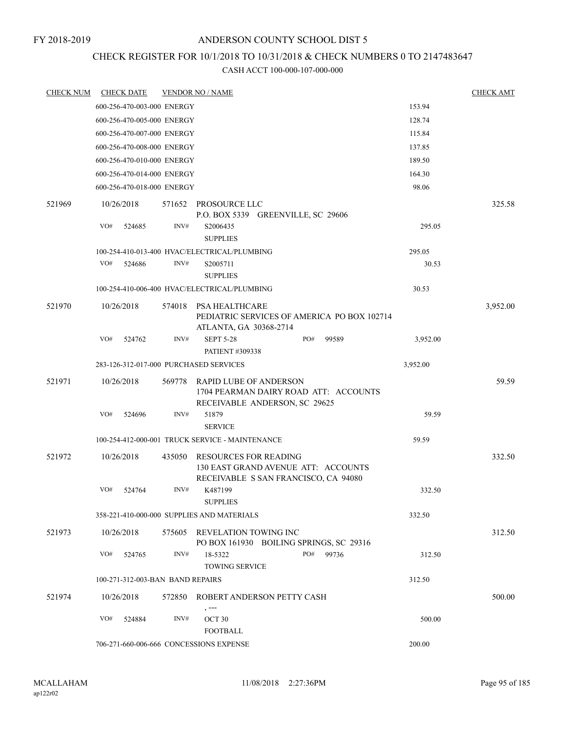FY 2018-2019

# ANDERSON COUNTY SCHOOL DIST 5

## CHECK REGISTER FOR 10/1/2018 TO 10/31/2018 & CHECK NUMBERS 0 TO 2147483647

CASH ACCT 100-000-107-000-000

| CHECK NUM | CHECK DATE | VENDOR NO / NAME | | CHECK AMT |
|---|---|---|---|---|
| | 600-256-470-003-000 ENERGY | | 153.94 | |
| | 600-256-470-005-000 ENERGY | | 128.74 | |
| | 600-256-470-007-000 ENERGY | | 115.84 | |
| | 600-256-470-008-000 ENERGY | | 137.85 | |
| | 600-256-470-010-000 ENERGY | | 189.50 | |
| | 600-256-470-014-000 ENERGY | | 164.30 | |
| | 600-256-470-018-000 ENERGY | | 98.06 | |
| 521969 | 10/26/2018 | 571652 PROSOURCE LLC<br>P.O. BOX 5339 GREENVILLE, SC 29606 | | 325.58 |
| | VO# 524685 | INV# S2006435<br>SUPPLIES | 295.05 | |
| | 100-254-410-013-400 HVAC/ELECTRICAL/PLUMBING | | 295.05 | |
| | VO# 524686 | INV# S2005711<br>SUPPLIES | 30.53 | |
| | 100-254-410-006-400 HVAC/ELECTRICAL/PLUMBING | | 30.53 | |
| 521970 | 10/26/2018 | 574018 PSA HEALTHCARE<br>PEDIATRIC SERVICES OF AMERICA PO BOX 102714<br>ATLANTA, GA 30368-2714 | | 3,952.00 |
| | VO# 524762 | INV# SEPT 5-28 PO# 99589<br>PATIENT #309338 | 3,952.00 | |
| | 283-126-312-017-000 PURCHASED SERVICES | | 3,952.00 | |
| 521971 | 10/26/2018 | 569778 RAPID LUBE OF ANDERSON<br>1704 PEARMAN DAIRY ROAD ATT: ACCOUNTS<br>RECEIVABLE ANDERSON, SC 29625 | | 59.59 |
| | VO# 524696 | INV# 51879<br>SERVICE | 59.59 | |
| | 100-254-412-000-001 TRUCK SERVICE - MAINTENANCE | | 59.59 | |
| 521972 | 10/26/2018 | 435050 RESOURCES FOR READING<br>130 EAST GRAND AVENUE ATT: ACCOUNTS<br>RECEIVABLE S SAN FRANCISCO, CA 94080 | | 332.50 |
| | VO# 524764 | INV# K487199<br>SUPPLIES | 332.50 | |
| | 358-221-410-000-000 SUPPLIES AND MATERIALS | | 332.50 | |
| 521973 | 10/26/2018 | 575605 REVELATION TOWING INC<br>PO BOX 161930 BOILING SPRINGS, SC 29316 | | 312.50 |
| | VO# 524765 | INV# 18-5322 PO# 99736<br>TOWING SERVICE | 312.50 | |
| | 100-271-312-003-BAN BAND REPAIRS | | 312.50 | |
| 521974 | 10/26/2018 | 572850 ROBERT ANDERSON PETTY CASH<br>, --- | | 500.00 |
| | VO# 524884 | INV# OCT 30<br>FOOTBALL | 500.00 | |
| | 706-271-660-006-666 CONCESSIONS EXPENSE | | 200.00 | |

MCALLAHAM
ap122r02

11/08/2018 2:27:36PM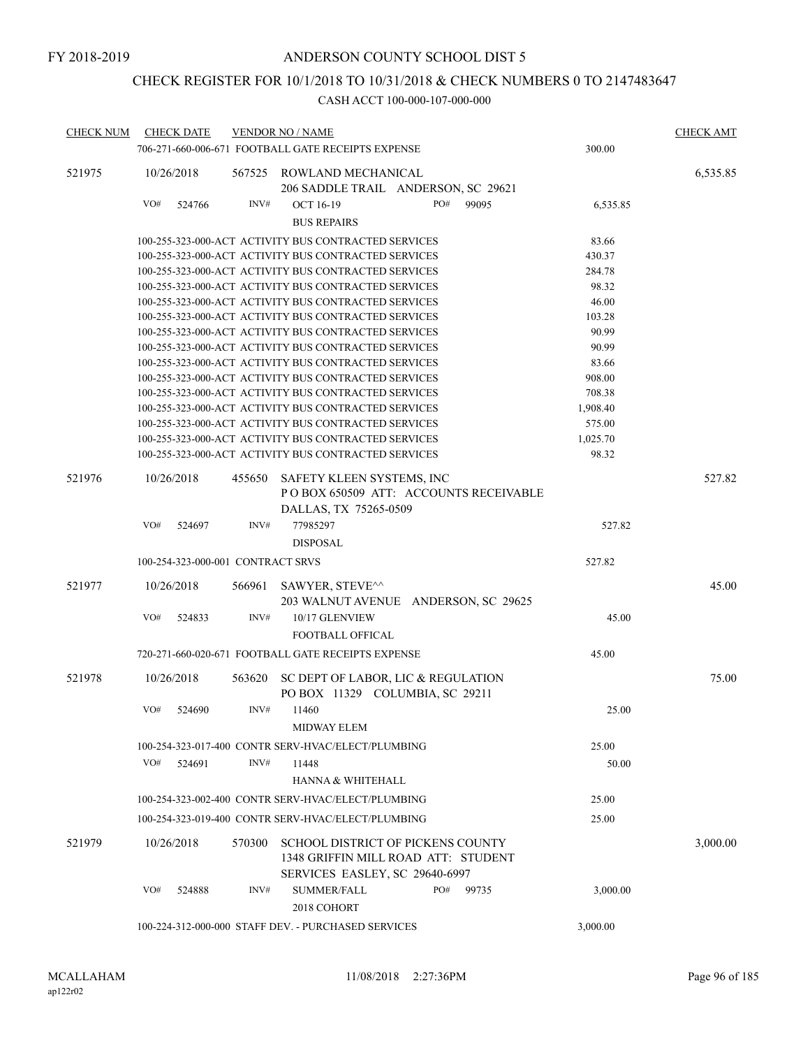FY 2018-2019

# ANDERSON COUNTY SCHOOL DIST 5

## CHECK REGISTER FOR 10/1/2018 TO 10/31/2018 & CHECK NUMBERS 0 TO 2147483647

CASH ACCT 100-000-107-000-000

| CHECK NUM | CHECK DATE | VENDOR NO / NAME | | CHECK AMT |
|---|---|---|---|---|
| | | 706-271-660-006-671 FOOTBALL GATE RECEIPTS EXPENSE | 300.00 | |
| 521975 | 10/26/2018 | 567525 ROWLAND MECHANICAL<br>206 SADDLE TRAIL ANDERSON, SC 29621 | | 6,535.85 |
| | VO# 524766 | INV# OCT 16-19 PO# 99095<br>BUS REPAIRS | 6,535.85 | |
| | | 100-255-323-000-ACT ACTIVITY BUS CONTRACTED SERVICES | 83.66 | |
| | | 100-255-323-000-ACT ACTIVITY BUS CONTRACTED SERVICES | 430.37 | |
| | | 100-255-323-000-ACT ACTIVITY BUS CONTRACTED SERVICES | 284.78 | |
| | | 100-255-323-000-ACT ACTIVITY BUS CONTRACTED SERVICES | 98.32 | |
| | | 100-255-323-000-ACT ACTIVITY BUS CONTRACTED SERVICES | 46.00 | |
| | | 100-255-323-000-ACT ACTIVITY BUS CONTRACTED SERVICES | 103.28 | |
| | | 100-255-323-000-ACT ACTIVITY BUS CONTRACTED SERVICES | 90.99 | |
| | | 100-255-323-000-ACT ACTIVITY BUS CONTRACTED SERVICES | 90.99 | |
| | | 100-255-323-000-ACT ACTIVITY BUS CONTRACTED SERVICES | 83.66 | |
| | | 100-255-323-000-ACT ACTIVITY BUS CONTRACTED SERVICES | 908.00 | |
| | | 100-255-323-000-ACT ACTIVITY BUS CONTRACTED SERVICES | 708.38 | |
| | | 100-255-323-000-ACT ACTIVITY BUS CONTRACTED SERVICES | 1,908.40 | |
| | | 100-255-323-000-ACT ACTIVITY BUS CONTRACTED SERVICES | 575.00 | |
| | | 100-255-323-000-ACT ACTIVITY BUS CONTRACTED SERVICES | 1,025.70 | |
| | | 100-255-323-000-ACT ACTIVITY BUS CONTRACTED SERVICES | 98.32 | |
| 521976 | 10/26/2018 | 455650 SAFETY KLEEN SYSTEMS, INC<br>P O BOX 650509 ATT: ACCOUNTS RECEIVABLE<br>DALLAS, TX 75265-0509 | | 527.82 |
| | VO# 524697 | INV# 77985297<br>DISPOSAL | 527.82 | |
| | | 100-254-323-000-001 CONTRACT SRVS | 527.82 | |
| 521977 | 10/26/2018 | 566961 SAWYER, STEVE^^<br>203 WALNUT AVENUE ANDERSON, SC 29625 | | 45.00 |
| | VO# 524833 | INV# 10/17 GLENVIEW<br>FOOTBALL OFFICAL | 45.00 | |
| | | 720-271-660-020-671 FOOTBALL GATE RECEIPTS EXPENSE | 45.00 | |
| 521978 | 10/26/2018 | 563620 SC DEPT OF LABOR, LIC & REGULATION<br>PO BOX 11329 COLUMBIA, SC 29211 | | 75.00 |
| | VO# 524690 | INV# 11460<br>MIDWAY ELEM | 25.00 | |
| | | 100-254-323-017-400 CONTR SERV-HVAC/ELECT/PLUMBING | 25.00 | |
| | VO# 524691 | INV# 11448<br>HANNA & WHITEHALL | 50.00 | |
| | | 100-254-323-002-400 CONTR SERV-HVAC/ELECT/PLUMBING | 25.00 | |
| | | 100-254-323-019-400 CONTR SERV-HVAC/ELECT/PLUMBING | 25.00 | |
| 521979 | 10/26/2018 | 570300 SCHOOL DISTRICT OF PICKENS COUNTY<br>1348 GRIFFIN MILL ROAD ATT: STUDENT<br>SERVICES EASLEY, SC 29640-6997 | | 3,000.00 |
| | VO# 524888 | INV# SUMMER/FALL PO# 99735<br>2018 COHORT | 3,000.00 | |
| | | 100-224-312-000-000 STAFF DEV. - PURCHASED SERVICES | 3,000.00 | |

MCALLAHAM
ap122r02

11/08/2018 2:27:36PM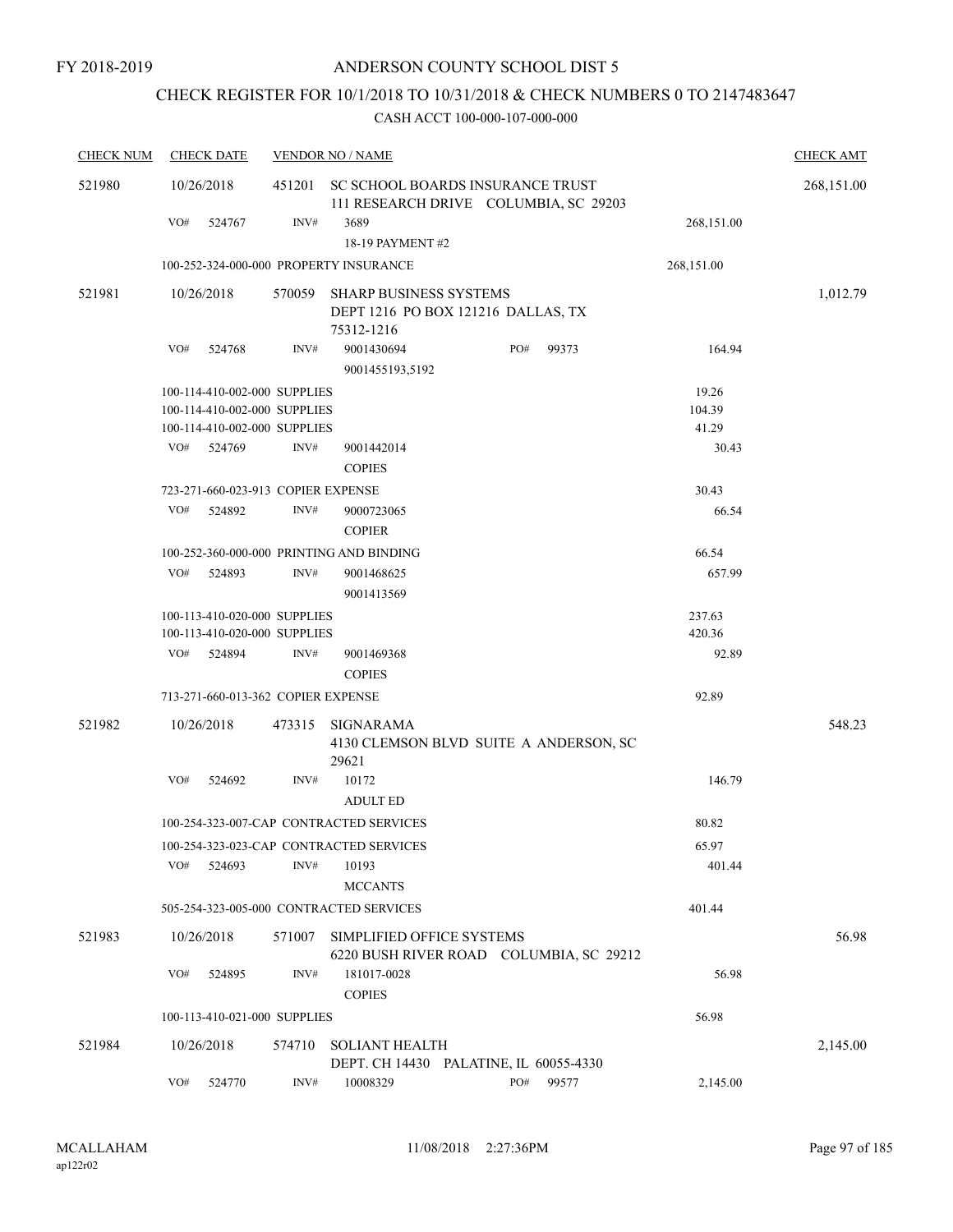FY 2018-2019

# ANDERSON COUNTY SCHOOL DIST 5

## CHECK REGISTER FOR 10/1/2018 TO 10/31/2018 & CHECK NUMBERS 0 TO 2147483647

### CASH ACCT 100-000-107-000-000

| CHECK NUM | CHECK DATE | VENDOR NO / NAME | | CHECK AMT |
|---|---|---|---|---|
| 521980 | 10/26/2018 | 451201 SC SCHOOL BOARDS INSURANCE TRUST<br>111 RESEARCH DRIVE COLUMBIA, SC 29203 | | 268,151.00 |
| | VO# 524767 | INV# 3689<br>18-19 PAYMENT #2 | 268,151.00 | |
| | 100-252-324-000-000 PROPERTY INSURANCE | | 268,151.00 | |
| 521981 | 10/26/2018 | 570059 SHARP BUSINESS SYSTEMS<br>DEPT 1216 PO BOX 121216 DALLAS, TX 75312-1216 | | 1,012.79 |
| | VO# 524768 | INV# 9001430694 PO# 99373<br>9001455193,5192 | 164.94 | |
| | 100-114-410-002-000 SUPPLIES | | 19.26 | |
| | 100-114-410-002-000 SUPPLIES | | 104.39 | |
| | 100-114-410-002-000 SUPPLIES | | 41.29 | |
| | VO# 524769 | INV# 9001442014<br>COPIES | 30.43 | |
| | 723-271-660-023-913 COPIER EXPENSE | | 30.43 | |
| | VO# 524892 | INV# 9000723065<br>COPIER | 66.54 | |
| | 100-252-360-000-000 PRINTING AND BINDING | | 66.54 | |
| | VO# 524893 | INV# 9001468625<br>9001413569 | 657.99 | |
| | 100-113-410-020-000 SUPPLIES | | 237.63 | |
| | 100-113-410-020-000 SUPPLIES | | 420.36 | |
| | VO# 524894 | INV# 9001469368<br>COPIES | 92.89 | |
| | 713-271-660-013-362 COPIER EXPENSE | | 92.89 | |
| 521982 | 10/26/2018 | 473315 SIGNARAMA<br>4130 CLEMSON BLVD SUITE A ANDERSON, SC 29621 | | 548.23 |
| | VO# 524692 | INV# 10172<br>ADULT ED | 146.79 | |
| | 100-254-323-007-CAP CONTRACTED SERVICES | | 80.82 | |
| | 100-254-323-023-CAP CONTRACTED SERVICES | | 65.97 | |
| | VO# 524693 | INV# 10193<br>MCCANTS | 401.44 | |
| | 505-254-323-005-000 CONTRACTED SERVICES | | 401.44 | |
| 521983 | 10/26/2018 | 571007 SIMPLIFIED OFFICE SYSTEMS<br>6220 BUSH RIVER ROAD COLUMBIA, SC 29212 | | 56.98 |
| | VO# 524895 | INV# 181017-0028<br>COPIES | 56.98 | |
| | 100-113-410-021-000 SUPPLIES | | 56.98 | |
| 521984 | 10/26/2018 | 574710 SOLIANT HEALTH<br>DEPT. CH 14430 PALATINE, IL 60055-4330 | | 2,145.00 |
| | VO# 524770 | INV# 10008329 PO# 99577 | 2,145.00 | |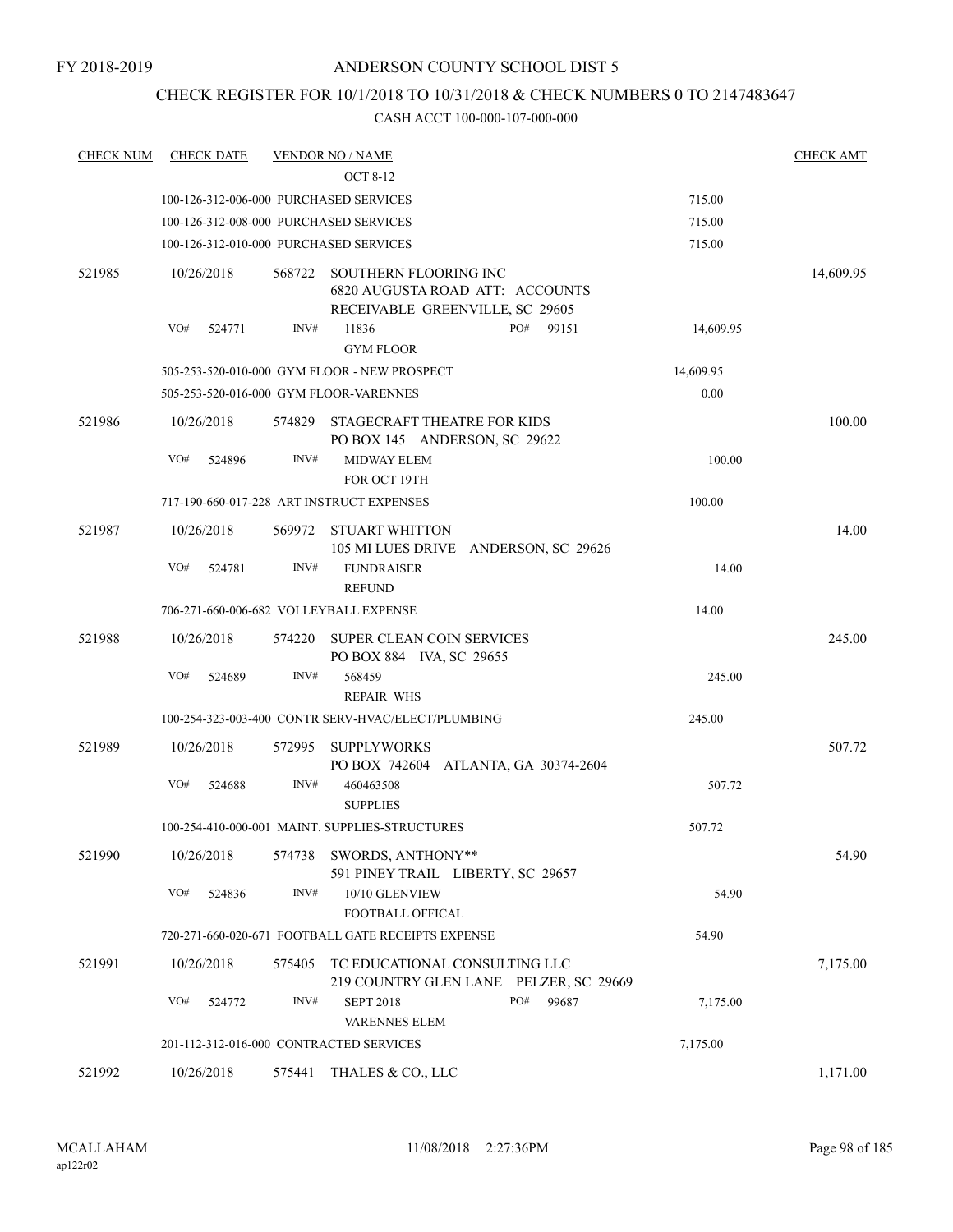FY 2018-2019

# ANDERSON COUNTY SCHOOL DIST 5

## CHECK REGISTER FOR 10/1/2018 TO 10/31/2018 & CHECK NUMBERS 0 TO 2147483647

CASH ACCT 100-000-107-000-000

| CHECK NUM | CHECK DATE | VENDOR NO / NAME | | CHECK AMT |
|---|---|---|---|---|
| | | OCT 8-12 | | |
| | | 100-126-312-006-000 PURCHASED SERVICES | 715.00 | |
| | | 100-126-312-008-000 PURCHASED SERVICES | 715.00 | |
| | | 100-126-312-010-000 PURCHASED SERVICES | 715.00 | |
| 521985 | 10/26/2018 | 568722 SOUTHERN FLOORING INC 6820 AUGUSTA ROAD ATT: ACCOUNTS RECEIVABLE GREENVILLE, SC 29605 | | 14,609.95 |
| | VO# 524771 | INV# 11836 PO# 99151 GYM FLOOR | 14,609.95 | |
| | | 505-253-520-010-000 GYM FLOOR - NEW PROSPECT | 14,609.95 | |
| | | 505-253-520-016-000 GYM FLOOR-VARENNES | 0.00 | |
| 521986 | 10/26/2018 | 574829 STAGECRAFT THEATRE FOR KIDS PO BOX 145 ANDERSON, SC 29622 | | 100.00 |
| | VO# 524896 | INV# MIDWAY ELEM FOR OCT 19TH | 100.00 | |
| | | 717-190-660-017-228 ART INSTRUCT EXPENSES | 100.00 | |
| 521987 | 10/26/2018 | 569972 STUART WHITTON 105 MI LUES DRIVE ANDERSON, SC 29626 | | 14.00 |
| | VO# 524781 | INV# FUNDRAISER REFUND | 14.00 | |
| | | 706-271-660-006-682 VOLLEYBALL EXPENSE | 14.00 | |
| 521988 | 10/26/2018 | 574220 SUPER CLEAN COIN SERVICES PO BOX 884 IVA, SC 29655 | | 245.00 |
| | VO# 524689 | INV# 568459 REPAIR WHS | 245.00 | |
| | | 100-254-323-003-400 CONTR SERV-HVAC/ELECT/PLUMBING | 245.00 | |
| 521989 | 10/26/2018 | 572995 SUPPLYWORKS PO BOX 742604 ATLANTA, GA 30374-2604 | | 507.72 |
| | VO# 524688 | INV# 460463508 SUPPLIES | 507.72 | |
| | | 100-254-410-000-001 MAINT. SUPPLIES-STRUCTURES | 507.72 | |
| 521990 | 10/26/2018 | 574738 SWORDS, ANTHONY** 591 PINEY TRAIL LIBERTY, SC 29657 | | 54.90 |
| | VO# 524836 | INV# 10/10 GLENVIEW FOOTBALL OFFICAL | 54.90 | |
| | | 720-271-660-020-671 FOOTBALL GATE RECEIPTS EXPENSE | 54.90 | |
| 521991 | 10/26/2018 | 575405 TC EDUCATIONAL CONSULTING LLC 219 COUNTRY GLEN LANE PELZER, SC 29669 | | 7,175.00 |
| | VO# 524772 | INV# SEPT 2018 PO# 99687 VARENNES ELEM | 7,175.00 | |
| | | 201-112-312-016-000 CONTRACTED SERVICES | 7,175.00 | |
| 521992 | 10/26/2018 | 575441 THALES & CO., LLC | | 1,171.00 |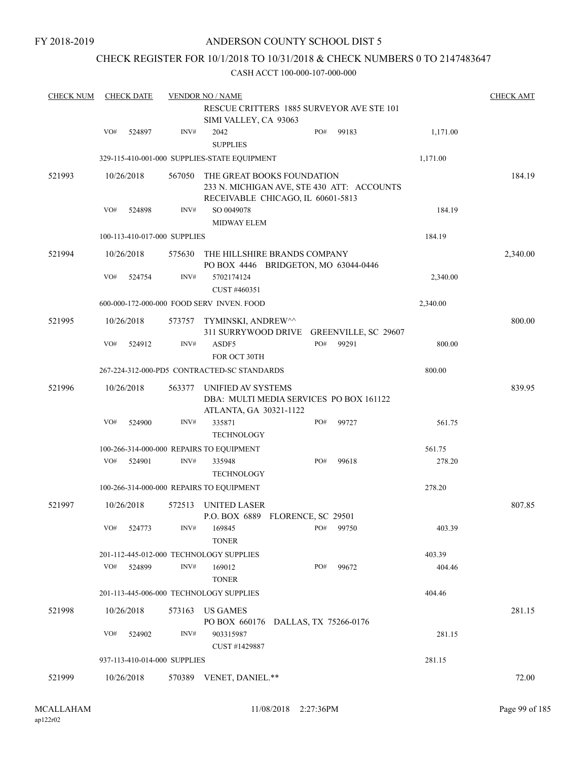FY 2018-2019

ANDERSON COUNTY SCHOOL DIST 5

CHECK REGISTER FOR 10/1/2018 TO 10/31/2018 & CHECK NUMBERS 0 TO 2147483647

CASH ACCT 100-000-107-000-000

| CHECK NUM | CHECK DATE | VENDOR NO / NAME | | | | CHECK AMT |
|---|---|---|---|---|---|---|
| | | | RESCUE CRITTERS 1885 SURVEYOR AVE STE 101 SIMI VALLEY, CA 93063 | | | |
| | VO# 524897 | INV# | 2042 SUPPLIES | PO# 99183 | 1,171.00 | |
| | 329-115-410-001-000 SUPPLIES-STATE EQUIPMENT | | | | 1,171.00 | |
| 521993 | 10/26/2018 | 567050 | THE GREAT BOOKS FOUNDATION 233 N. MICHIGAN AVE, STE 430 ATT: ACCOUNTS RECEIVABLE CHICAGO, IL 60601-5813 | | | 184.19 |
| | VO# 524898 | INV# | SO 0049078 MIDWAY ELEM | | 184.19 | |
| | 100-113-410-017-000 SUPPLIES | | | | 184.19 | |
| 521994 | 10/26/2018 | 575630 | THE HILLSHIRE BRANDS COMPANY PO BOX 4446 BRIDGETON, MO 63044-0446 | | | 2,340.00 |
| | VO# 524754 | INV# | 5702174124 CUST #460351 | | 2,340.00 | |
| | 600-000-172-000-000 FOOD SERV INVEN. FOOD | | | | 2,340.00 | |
| 521995 | 10/26/2018 | 573757 | TYMINSKI, ANDREW^^ 311 SURRYWOOD DRIVE GREENVILLE, SC 29607 | | | 800.00 |
| | VO# 524912 | INV# | ASDF5 FOR OCT 30TH | PO# 99291 | 800.00 | |
| | 267-224-312-000-PD5 CONTRACTED-SC STANDARDS | | | | 800.00 | |
| 521996 | 10/26/2018 | 563377 | UNIFIED AV SYSTEMS DBA: MULTI MEDIA SERVICES PO BOX 161122 ATLANTA, GA 30321-1122 | | | 839.95 |
| | VO# 524900 | INV# | 335871 TECHNOLOGY | PO# 99727 | 561.75 | |
| | 100-266-314-000-000 REPAIRS TO EQUIPMENT | | | | 561.75 | |
| | VO# 524901 | INV# | 335948 TECHNOLOGY | PO# 99618 | 278.20 | |
| | 100-266-314-000-000 REPAIRS TO EQUIPMENT | | | | 278.20 | |
| 521997 | 10/26/2018 | 572513 | UNITED LASER P.O. BOX 6889 FLORENCE, SC 29501 | | | 807.85 |
| | VO# 524773 | INV# | 169845 TONER | PO# 99750 | 403.39 | |
| | 201-112-445-012-000 TECHNOLOGY SUPPLIES | | | | 403.39 | |
| | VO# 524899 | INV# | 169012 TONER | PO# 99672 | 404.46 | |
| | 201-113-445-006-000 TECHNOLOGY SUPPLIES | | | | 404.46 | |
| 521998 | 10/26/2018 | 573163 | US GAMES PO BOX 660176 DALLAS, TX 75266-0176 | | | 281.15 |
| | VO# 524902 | INV# | 903315987 CUST #1429887 | | 281.15 | |
| | 937-113-410-014-000 SUPPLIES | | | | 281.15 | |
| 521999 | 10/26/2018 | 570389 | VENET, DANIEL.** | | | 72.00 |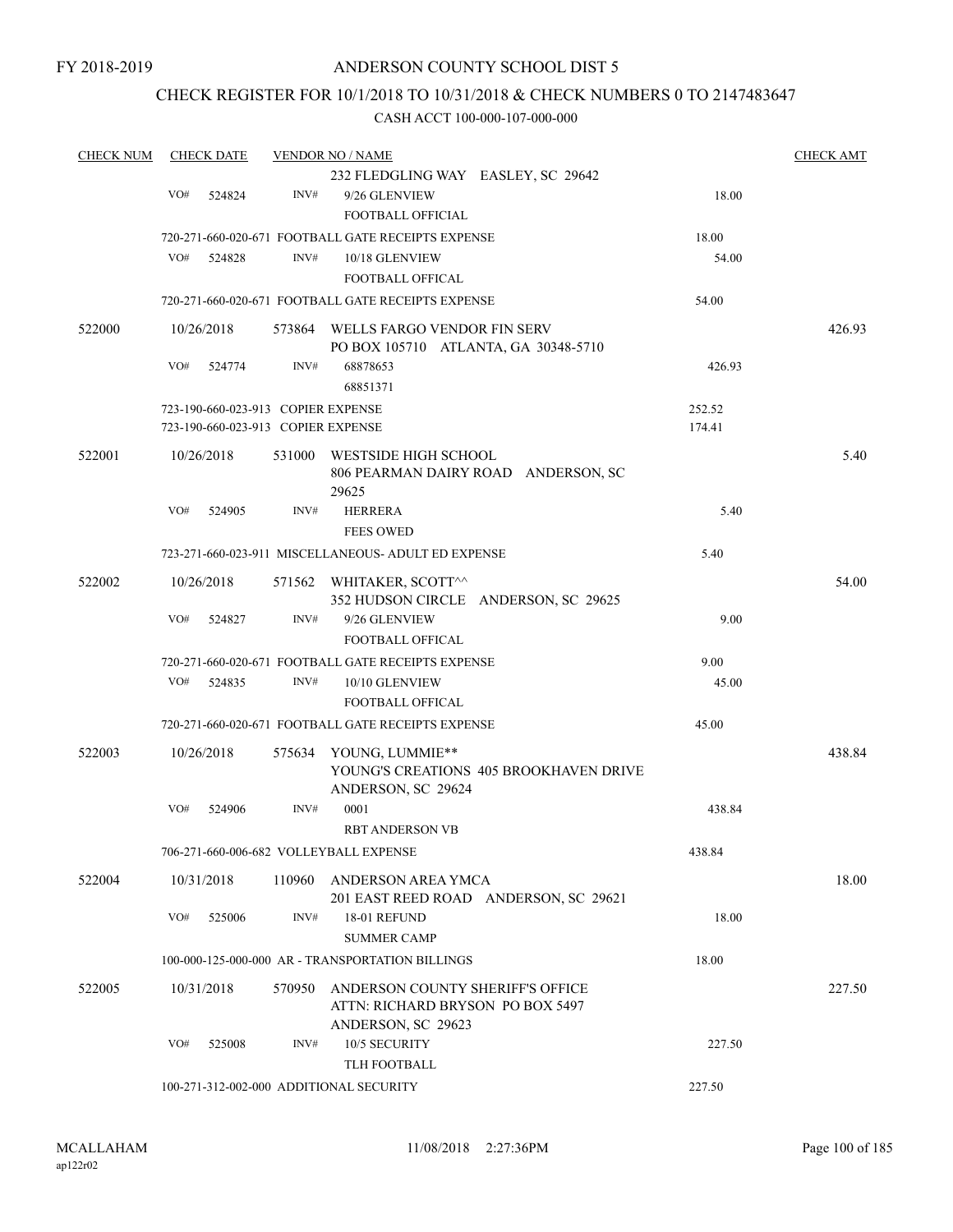FY 2018-2019

# ANDERSON COUNTY SCHOOL DIST 5

## CHECK REGISTER FOR 10/1/2018 TO 10/31/2018 & CHECK NUMBERS 0 TO 2147483647

CASH ACCT 100-000-107-000-000

| CHECK NUM | CHECK DATE | VENDOR NO / NAME | | CHECK AMT |
|---|---|---|---|---|
| | | 232 FLEDGLING WAY EASLEY, SC 29642 | | |
| | VO# 524824 | INV# 9/26 GLENVIEW<br>FOOTBALL OFFICIAL | 18.00 | |
| | | 720-271-660-020-671 FOOTBALL GATE RECEIPTS EXPENSE | 18.00 | |
| | VO# 524828 | INV# 10/18 GLENVIEW<br>FOOTBALL OFFICAL | 54.00 | |
| | | 720-271-660-020-671 FOOTBALL GATE RECEIPTS EXPENSE | 54.00 | |
| 522000 | 10/26/2018 | 573864 WELLS FARGO VENDOR FIN SERV<br>PO BOX 105710 ATLANTA, GA 30348-5710 | | 426.93 |
| | VO# 524774 | INV# 68878653<br>68851371 | 426.93 | |
| | | 723-190-660-023-913 COPIER EXPENSE | 252.52 | |
| | | 723-190-660-023-913 COPIER EXPENSE | 174.41 | |
| 522001 | 10/26/2018 | 531000 WESTSIDE HIGH SCHOOL<br>806 PEARMAN DAIRY ROAD ANDERSON, SC 29625 | | 5.40 |
| | VO# 524905 | INV# HERRERA<br>FEES OWED | 5.40 | |
| | | 723-271-660-023-911 MISCELLANEOUS- ADULT ED EXPENSE | 5.40 | |
| 522002 | 10/26/2018 | 571562 WHITAKER, SCOTT^^<br>352 HUDSON CIRCLE ANDERSON, SC 29625 | | 54.00 |
| | VO# 524827 | INV# 9/26 GLENVIEW<br>FOOTBALL OFFICAL | 9.00 | |
| | | 720-271-660-020-671 FOOTBALL GATE RECEIPTS EXPENSE | 9.00 | |
| | VO# 524835 | INV# 10/10 GLENVIEW<br>FOOTBALL OFFICAL | 45.00 | |
| | | 720-271-660-020-671 FOOTBALL GATE RECEIPTS EXPENSE | 45.00 | |
| 522003 | 10/26/2018 | 575634 YOUNG, LUMMIE**<br>YOUNG'S CREATIONS 405 BROOKHAVEN DRIVE<br>ANDERSON, SC 29624 | | 438.84 |
| | VO# 524906 | INV# 0001<br>RBT ANDERSON VB | 438.84 | |
| | | 706-271-660-006-682 VOLLEYBALL EXPENSE | 438.84 | |
| 522004 | 10/31/2018 | 110960 ANDERSON AREA YMCA<br>201 EAST REED ROAD ANDERSON, SC 29621 | | 18.00 |
| | VO# 525006 | INV# 18-01 REFUND<br>SUMMER CAMP | 18.00 | |
| | | 100-000-125-000-000 AR - TRANSPORTATION BILLINGS | 18.00 | |
| 522005 | 10/31/2018 | 570950 ANDERSON COUNTY SHERIFF'S OFFICE<br>ATTN: RICHARD BRYSON PO BOX 5497<br>ANDERSON, SC 29623 | | 227.50 |
| | VO# 525008 | INV# 10/5 SECURITY<br>TLH FOOTBALL | 227.50 | |
| | | 100-271-312-002-000 ADDITIONAL SECURITY | 227.50 | |

MCALLAHAM
ap122r02

11/08/2018 2:27:36PM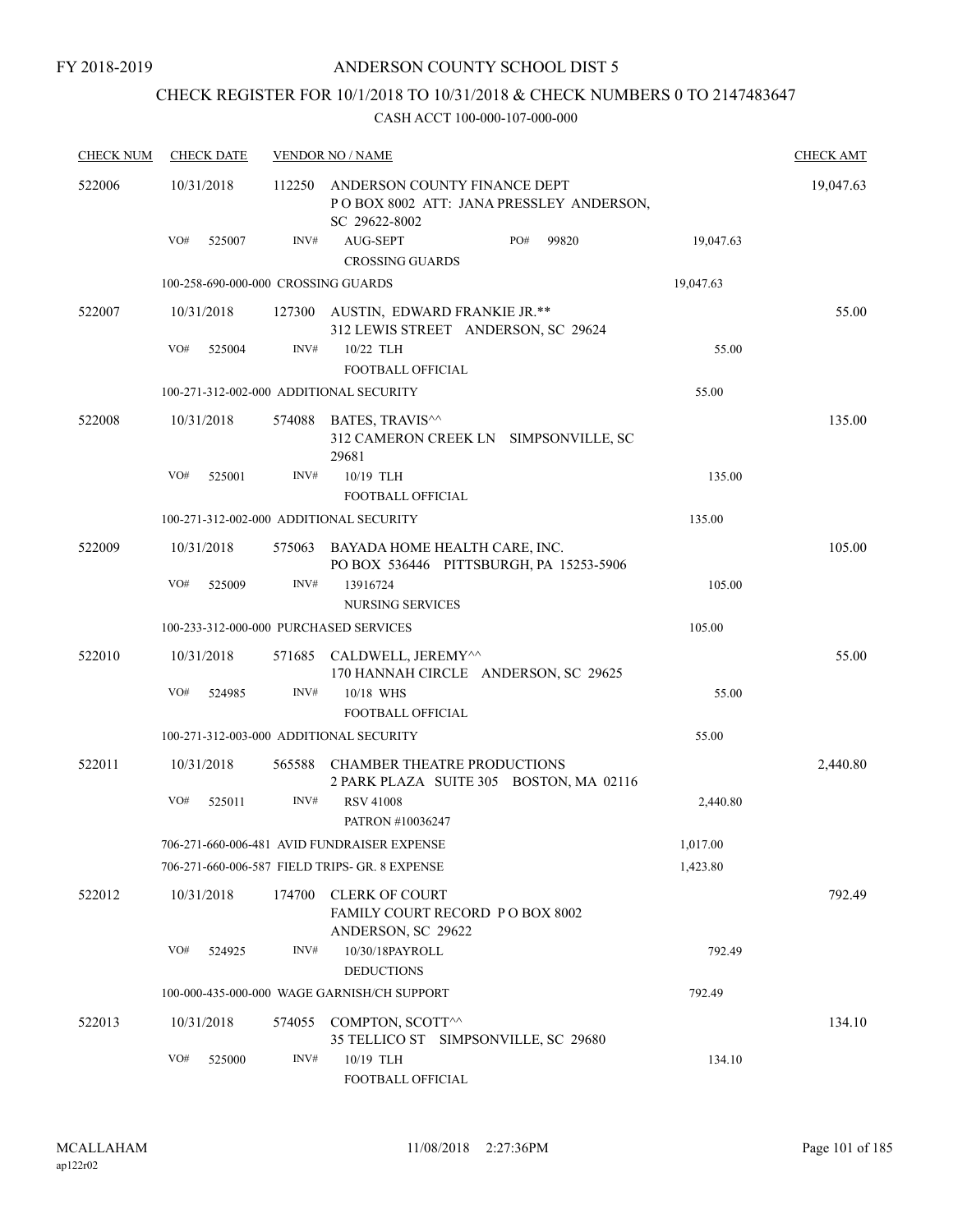FY 2018-2019

# ANDERSON COUNTY SCHOOL DIST 5

## CHECK REGISTER FOR 10/1/2018 TO 10/31/2018 & CHECK NUMBERS 0 TO 2147483647

CASH ACCT 100-000-107-000-000

| CHECK NUM | CHECK DATE | VENDOR NO / NAME | | | CHECK AMT |
|---|---|---|---|---|---|
| 522006 | 10/31/2018 | 112250 | ANDERSON COUNTY FINANCE DEPT<br>P O BOX 8002 ATT: JANA PRESSLEY ANDERSON, SC 29622-8002 | | 19,047.63 |
| | VO# 525007 | INV# | AUG-SEPT<br>CROSSING GUARDS | PO# 99820 19,047.63 | |
| | 100-258-690-000-000 CROSSING GUARDS | | | 19,047.63 | |
| 522007 | 10/31/2018 | 127300 | AUSTIN, EDWARD FRANKIE JR.**<br>312 LEWIS STREET ANDERSON, SC 29624 | | 55.00 |
| | VO# 525004 | INV# | 10/22 TLH<br>FOOTBALL OFFICIAL | 55.00 | |
| | 100-271-312-002-000 ADDITIONAL SECURITY | | | 55.00 | |
| 522008 | 10/31/2018 | 574088 | BATES, TRAVIS^^<br>312 CAMERON CREEK LN SIMPSONVILLE, SC 29681 | | 135.00 |
| | VO# 525001 | INV# | 10/19 TLH<br>FOOTBALL OFFICIAL | 135.00 | |
| | 100-271-312-002-000 ADDITIONAL SECURITY | | | 135.00 | |
| 522009 | 10/31/2018 | 575063 | BAYADA HOME HEALTH CARE, INC.<br>PO BOX 536446 PITTSBURGH, PA 15253-5906 | | 105.00 |
| | VO# 525009 | INV# | 13916724<br>NURSING SERVICES | 105.00 | |
| | 100-233-312-000-000 PURCHASED SERVICES | | | 105.00 | |
| 522010 | 10/31/2018 | 571685 | CALDWELL, JEREMY^^<br>170 HANNAH CIRCLE ANDERSON, SC 29625 | | 55.00 |
| | VO# 524985 | INV# | 10/18 WHS<br>FOOTBALL OFFICIAL | 55.00 | |
| | 100-271-312-003-000 ADDITIONAL SECURITY | | | 55.00 | |
| 522011 | 10/31/2018 | 565588 | CHAMBER THEATRE PRODUCTIONS<br>2 PARK PLAZA SUITE 305 BOSTON, MA 02116 | | 2,440.80 |
| | VO# 525011 | INV# | RSV 41008<br>PATRON #10036247 | 2,440.80 | |
| | 706-271-660-006-481 AVID FUNDRAISER EXPENSE | | | 1,017.00 | |
| | 706-271-660-006-587 FIELD TRIPS- GR. 8 EXPENSE | | | 1,423.80 | |
| 522012 | 10/31/2018 | 174700 | CLERK OF COURT<br>FAMILY COURT RECORD P O BOX 8002 ANDERSON, SC 29622 | | 792.49 |
| | VO# 524925 | INV# | 10/30/18PAYROLL<br>DEDUCTIONS | 792.49 | |
| | 100-000-435-000-000 WAGE GARNISH/CH SUPPORT | | | 792.49 | |
| 522013 | 10/31/2018 | 574055 | COMPTON, SCOTT^^<br>35 TELLICO ST SIMPSONVILLE, SC 29680 | | 134.10 |
| | VO# 525000 | INV# | 10/19 TLH<br>FOOTBALL OFFICIAL | 134.10 | |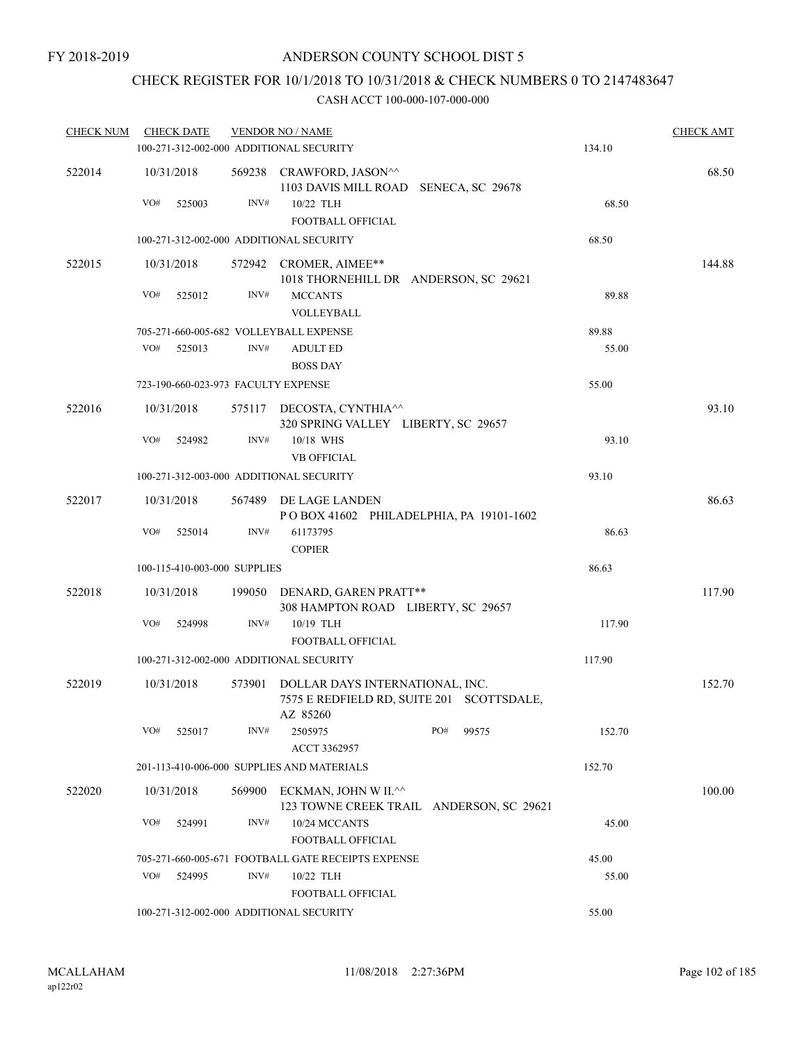FY 2018-2019

# ANDERSON COUNTY SCHOOL DIST 5

## CHECK REGISTER FOR 10/1/2018 TO 10/31/2018 & CHECK NUMBERS 0 TO 2147483647

### CASH ACCT 100-000-107-000-000

| CHECK NUM | CHECK DATE | VENDOR NO / NAME | | CHECK AMT |
|---|---|---|---|---|
| | 100-271-312-002-000 ADDITIONAL SECURITY | | 134.10 | |
| 522014 | 10/31/2018 | 569238 CRAWFORD, JASON^^ 1103 DAVIS MILL ROAD SENECA, SC 29678 | | 68.50 |
| | VO# 525003 | INV# 10/22 TLH FOOTBALL OFFICIAL | 68.50 | |
| | 100-271-312-002-000 ADDITIONAL SECURITY | | 68.50 | |
| 522015 | 10/31/2018 | 572942 CROMER, AIMEE** 1018 THORNEHILL DR ANDERSON, SC 29621 | | 144.88 |
| | VO# 525012 | INV# MCCANTS VOLLEYBALL | 89.88 | |
| | 705-271-660-005-682 VOLLEYBALL EXPENSE | | 89.88 | |
| | VO# 525013 | INV# ADULT ED BOSS DAY | 55.00 | |
| | 723-190-660-023-973 FACULTY EXPENSE | | 55.00 | |
| 522016 | 10/31/2018 | 575117 DECOSTA, CYNTHIA^^ 320 SPRING VALLEY LIBERTY, SC 29657 | | 93.10 |
| | VO# 524982 | INV# 10/18 WHS VB OFFICIAL | 93.10 | |
| | 100-271-312-003-000 ADDITIONAL SECURITY | | 93.10 | |
| 522017 | 10/31/2018 | 567489 DE LAGE LANDEN P O BOX 41602 PHILADELPHIA, PA 19101-1602 | | 86.63 |
| | VO# 525014 | INV# 61173795 COPIER | 86.63 | |
| | 100-115-410-003-000 SUPPLIES | | 86.63 | |
| 522018 | 10/31/2018 | 199050 DENARD, GAREN PRATT** 308 HAMPTON ROAD LIBERTY, SC 29657 | | 117.90 |
| | VO# 524998 | INV# 10/19 TLH FOOTBALL OFFICIAL | 117.90 | |
| | 100-271-312-002-000 ADDITIONAL SECURITY | | 117.90 | |
| 522019 | 10/31/2018 | 573901 DOLLAR DAYS INTERNATIONAL, INC. 7575 E REDFIELD RD, SUITE 201 SCOTTSDALE, AZ 85260 | | 152.70 |
| | VO# 525017 | INV# 2505975 PO# 99575 ACCT 3362957 | 152.70 | |
| | 201-113-410-006-000 SUPPLIES AND MATERIALS | | 152.70 | |
| 522020 | 10/31/2018 | 569900 ECKMAN, JOHN W II.^^ 123 TOWNE CREEK TRAIL ANDERSON, SC 29621 | | 100.00 |
| | VO# 524991 | INV# 10/24 MCCANTS FOOTBALL OFFICIAL | 45.00 | |
| | 705-271-660-005-671 FOOTBALL GATE RECEIPTS EXPENSE | | 45.00 | |
| | VO# 524995 | INV# 10/22 TLH FOOTBALL OFFICIAL | 55.00 | |
| | 100-271-312-002-000 ADDITIONAL SECURITY | | 55.00 | |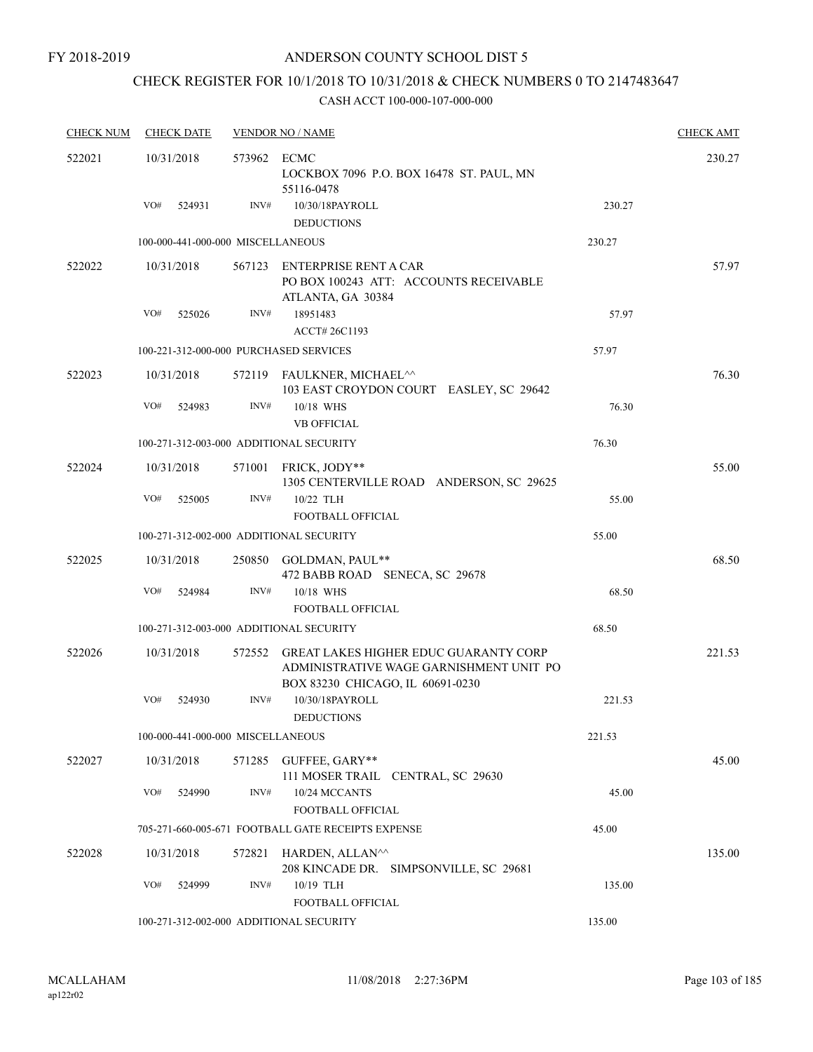FY 2018-2019

ANDERSON COUNTY SCHOOL DIST 5

CHECK REGISTER FOR 10/1/2018 TO 10/31/2018 & CHECK NUMBERS 0 TO 2147483647

CASH ACCT 100-000-107-000-000

| CHECK NUM | CHECK DATE | VENDOR NO / NAME | | CHECK AMT |
|---|---|---|---|---|
| 522021 | 10/31/2018 | 573962 ECMC<br>LOCKBOX 7096 P.O. BOX 16478 ST. PAUL, MN 55116-0478 | | 230.27 |
| | VO# 524931 | INV# 10/30/18PAYROLL<br>DEDUCTIONS | 230.27 | |
| | 100-000-441-000-000 MISCELLANEOUS | | 230.27 | |
| 522022 | 10/31/2018 | 567123 ENTERPRISE RENT A CAR<br>PO BOX 100243 ATT: ACCOUNTS RECEIVABLE ATLANTA, GA 30384 | | 57.97 |
| | VO# 525026 | INV# 18951483<br>ACCT# 26C1193 | 57.97 | |
| | 100-221-312-000-000 PURCHASED SERVICES | | 57.97 | |
| 522023 | 10/31/2018 | 572119 FAULKNER, MICHAEL^^<br>103 EAST CROYDON COURT EASLEY, SC 29642 | | 76.30 |
| | VO# 524983 | INV# 10/18 WHS<br>VB OFFICIAL | 76.30 | |
| | 100-271-312-003-000 ADDITIONAL SECURITY | | 76.30 | |
| 522024 | 10/31/2018 | 571001 FRICK, JODY**<br>1305 CENTERVILLE ROAD ANDERSON, SC 29625 | | 55.00 |
| | VO# 525005 | INV# 10/22 TLH<br>FOOTBALL OFFICIAL | 55.00 | |
| | 100-271-312-002-000 ADDITIONAL SECURITY | | 55.00 | |
| 522025 | 10/31/2018 | 250850 GOLDMAN, PAUL**<br>472 BABB ROAD SENECA, SC 29678 | | 68.50 |
| | VO# 524984 | INV# 10/18 WHS<br>FOOTBALL OFFICIAL | 68.50 | |
| | 100-271-312-003-000 ADDITIONAL SECURITY | | 68.50 | |
| 522026 | 10/31/2018 | 572552 GREAT LAKES HIGHER EDUC GUARANTY CORP<br>ADMINISTRATIVE WAGE GARNISHMENT UNIT PO BOX 83230 CHICAGO, IL 60691-0230 | | 221.53 |
| | VO# 524930 | INV# 10/30/18PAYROLL<br>DEDUCTIONS | 221.53 | |
| | 100-000-441-000-000 MISCELLANEOUS | | 221.53 | |
| 522027 | 10/31/2018 | 571285 GUFFEE, GARY**<br>111 MOSER TRAIL CENTRAL, SC 29630 | | 45.00 |
| | VO# 524990 | INV# 10/24 MCCANTS<br>FOOTBALL OFFICIAL | 45.00 | |
| | 705-271-660-005-671 FOOTBALL GATE RECEIPTS EXPENSE | | 45.00 | |
| 522028 | 10/31/2018 | 572821 HARDEN, ALLAN^^<br>208 KINCADE DR. SIMPSONVILLE, SC 29681 | | 135.00 |
| | VO# 524999 | INV# 10/19 TLH<br>FOOTBALL OFFICIAL | 135.00 | |
| | 100-271-312-002-000 ADDITIONAL SECURITY | | 135.00 | |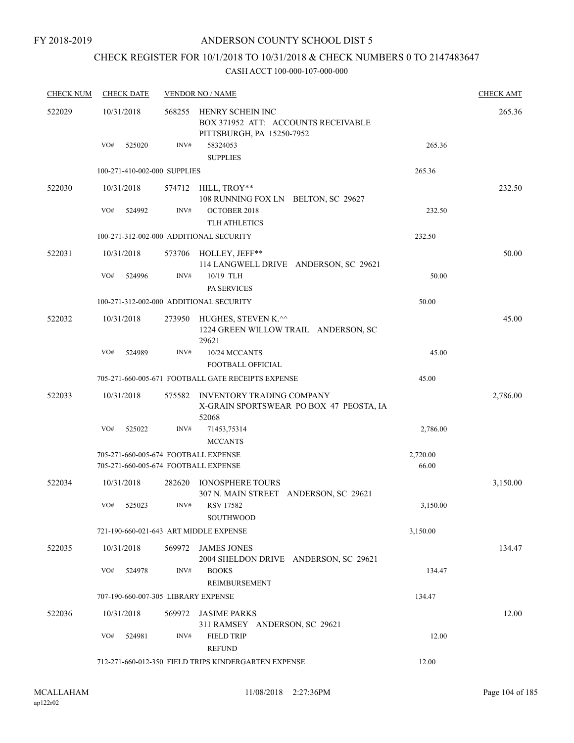FY 2018-2019

# ANDERSON COUNTY SCHOOL DIST 5

## CHECK REGISTER FOR 10/1/2018 TO 10/31/2018 & CHECK NUMBERS 0 TO 2147483647

### CASH ACCT 100-000-107-000-000

| CHECK NUM | CHECK DATE | VENDOR NO / NAME | | CHECK AMT |
|---|---|---|---|---|
| 522029 | 10/31/2018 | 568255 HENRY SCHEIN INC<br>BOX 371952 ATT: ACCOUNTS RECEIVABLE<br>PITTSBURGH, PA 15250-7952 | | 265.36 |
| | VO# 525020 | INV# 58324053<br>SUPPLIES | 265.36 | |
| | 100-271-410-002-000 SUPPLIES | | 265.36 | |
| 522030 | 10/31/2018 | 574712 HILL, TROY**<br>108 RUNNING FOX LN BELTON, SC 29627 | | 232.50 |
| | VO# 524992 | INV# OCTOBER 2018<br>TLH ATHLETICS | 232.50 | |
| | 100-271-312-002-000 ADDITIONAL SECURITY | | 232.50 | |
| 522031 | 10/31/2018 | 573706 HOLLEY, JEFF**<br>114 LANGWELL DRIVE ANDERSON, SC 29621 | | 50.00 |
| | VO# 524996 | INV# 10/19 TLH<br>PA SERVICES | 50.00 | |
| | 100-271-312-002-000 ADDITIONAL SECURITY | | 50.00 | |
| 522032 | 10/31/2018 | 273950 HUGHES, STEVEN K.^^<br>1224 GREEN WILLOW TRAIL ANDERSON, SC 29621 | | 45.00 |
| | VO# 524989 | INV# 10/24 MCCANTS<br>FOOTBALL OFFICIAL | 45.00 | |
| | 705-271-660-005-671 FOOTBALL GATE RECEIPTS EXPENSE | | 45.00 | |
| 522033 | 10/31/2018 | 575582 INVENTORY TRADING COMPANY<br>X-GRAIN SPORTSWEAR PO BOX 47 PEOSTA, IA 52068 | | 2,786.00 |
| | VO# 525022 | INV# 71453,75314<br>MCCANTS | 2,786.00 | |
| | 705-271-660-005-674 FOOTBALL EXPENSE | | 2,720.00 | |
| | 705-271-660-005-674 FOOTBALL EXPENSE | | 66.00 | |
| 522034 | 10/31/2018 | 282620 IONOSPHERE TOURS<br>307 N. MAIN STREET ANDERSON, SC 29621 | | 3,150.00 |
| | VO# 525023 | INV# RSV 17582<br>SOUTHWOOD | 3,150.00 | |
| | 721-190-660-021-643 ART MIDDLE EXPENSE | | 3,150.00 | |
| 522035 | 10/31/2018 | 569972 JAMES JONES<br>2004 SHELDON DRIVE ANDERSON, SC 29621 | | 134.47 |
| | VO# 524978 | INV# BOOKS<br>REIMBURSEMENT | 134.47 | |
| | 707-190-660-007-305 LIBRARY EXPENSE | | 134.47 | |
| 522036 | 10/31/2018 | 569972 JASIME PARKS<br>311 RAMSEY ANDERSON, SC 29621 | | 12.00 |
| | VO# 524981 | INV# FIELD TRIP<br>REFUND | 12.00 | |
| | 712-271-660-012-350 FIELD TRIPS KINDERGARTEN EXPENSE | | 12.00 | |

MCALLAHAM
ap122r02

11/08/2018 2:27:36PM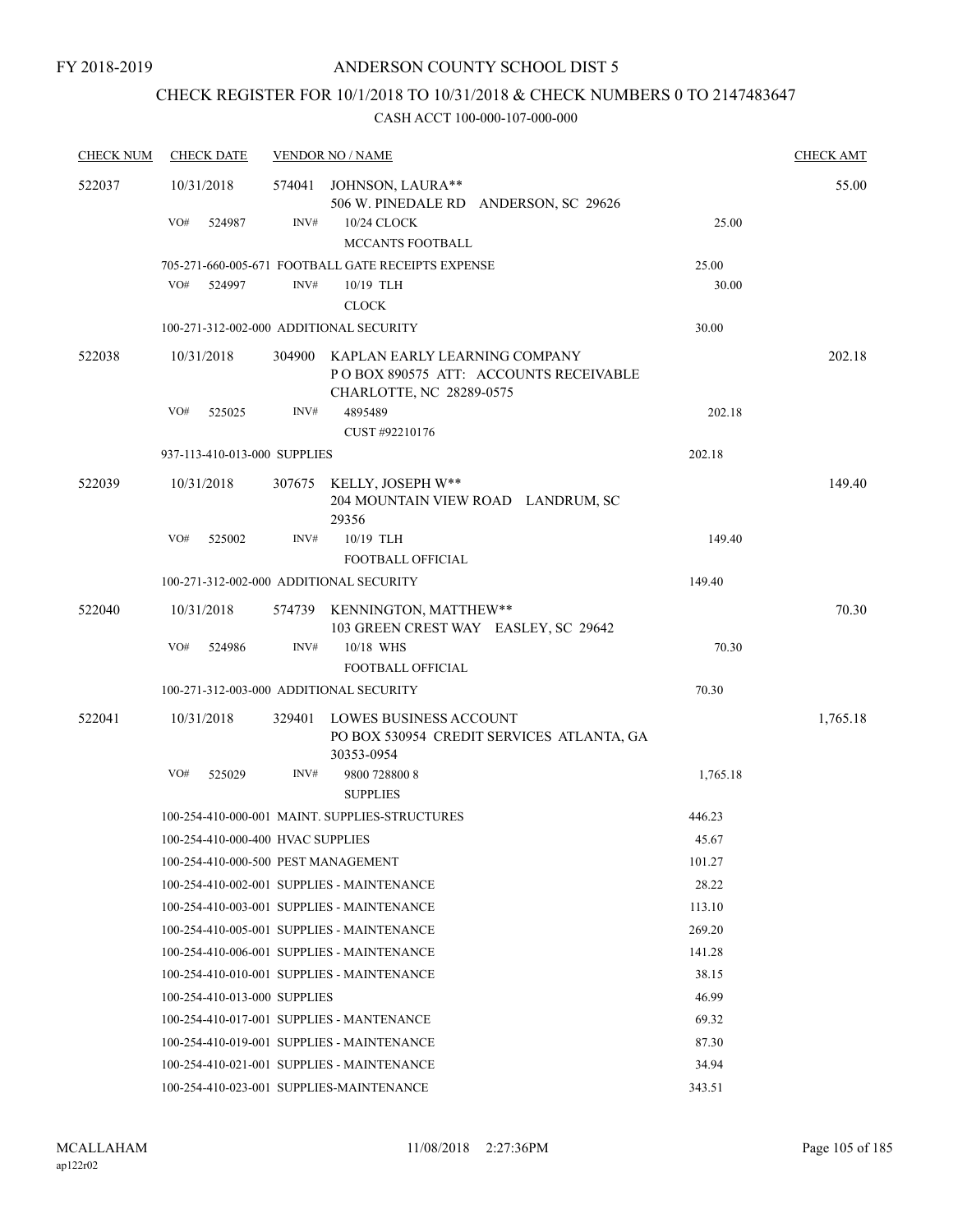FY 2018-2019

# ANDERSON COUNTY SCHOOL DIST 5

## CHECK REGISTER FOR 10/1/2018 TO 10/31/2018 & CHECK NUMBERS 0 TO 2147483647

### CASH ACCT 100-000-107-000-000

| CHECK NUM | CHECK DATE | VENDOR NO / NAME | | CHECK AMT |
|---|---|---|---|---|
| 522037 | 10/31/2018 | 574041 JOHNSON, LAURA** 506 W. PINEDALE RD ANDERSON, SC 29626 | | 55.00 |
| | VO# 524987 | INV# 10/24 CLOCK MCCANTS FOOTBALL | 25.00 | |
| | 705-271-660-005-671 FOOTBALL GATE RECEIPTS EXPENSE | | 25.00 | |
| | VO# 524997 | INV# 10/19 TLH CLOCK | 30.00 | |
| | 100-271-312-002-000 ADDITIONAL SECURITY | | 30.00 | |
| 522038 | 10/31/2018 | 304900 KAPLAN EARLY LEARNING COMPANY P O BOX 890575 ATT: ACCOUNTS RECEIVABLE CHARLOTTE, NC 28289-0575 | | 202.18 |
| | VO# 525025 | INV# 4895489 CUST #92210176 | 202.18 | |
| | 937-113-410-013-000 SUPPLIES | | 202.18 | |
| 522039 | 10/31/2018 | 307675 KELLY, JOSEPH W** 204 MOUNTAIN VIEW ROAD LANDRUM, SC 29356 | | 149.40 |
| | VO# 525002 | INV# 10/19 TLH FOOTBALL OFFICIAL | 149.40 | |
| | 100-271-312-002-000 ADDITIONAL SECURITY | | 149.40 | |
| 522040 | 10/31/2018 | 574739 KENNINGTON, MATTHEW** 103 GREEN CREST WAY EASLEY, SC 29642 | | 70.30 |
| | VO# 524986 | INV# 10/18 WHS FOOTBALL OFFICIAL | 70.30 | |
| | 100-271-312-003-000 ADDITIONAL SECURITY | | 70.30 | |
| 522041 | 10/31/2018 | 329401 LOWES BUSINESS ACCOUNT PO BOX 530954 CREDIT SERVICES ATLANTA, GA 30353-0954 | | 1,765.18 |
| | VO# 525029 | INV# 9800 728800 8 SUPPLIES | 1,765.18 | |
| | 100-254-410-000-001 MAINT. SUPPLIES-STRUCTURES | | 446.23 | |
| | 100-254-410-000-400 HVAC SUPPLIES | | 45.67 | |
| | 100-254-410-000-500 PEST MANAGEMENT | | 101.27 | |
| | 100-254-410-002-001 SUPPLIES - MAINTENANCE | | 28.22 | |
| | 100-254-410-003-001 SUPPLIES - MAINTENANCE | | 113.10 | |
| | 100-254-410-005-001 SUPPLIES - MAINTENANCE | | 269.20 | |
| | 100-254-410-006-001 SUPPLIES - MAINTENANCE | | 141.28 | |
| | 100-254-410-010-001 SUPPLIES - MAINTENANCE | | 38.15 | |
| | 100-254-410-013-000 SUPPLIES | | 46.99 | |
| | 100-254-410-017-001 SUPPLIES - MANTENANCE | | 69.32 | |
| | 100-254-410-019-001 SUPPLIES - MAINTENANCE | | 87.30 | |
| | 100-254-410-021-001 SUPPLIES - MAINTENANCE | | 34.94 | |
| | 100-254-410-023-001 SUPPLIES-MAINTENANCE | | 343.51 | |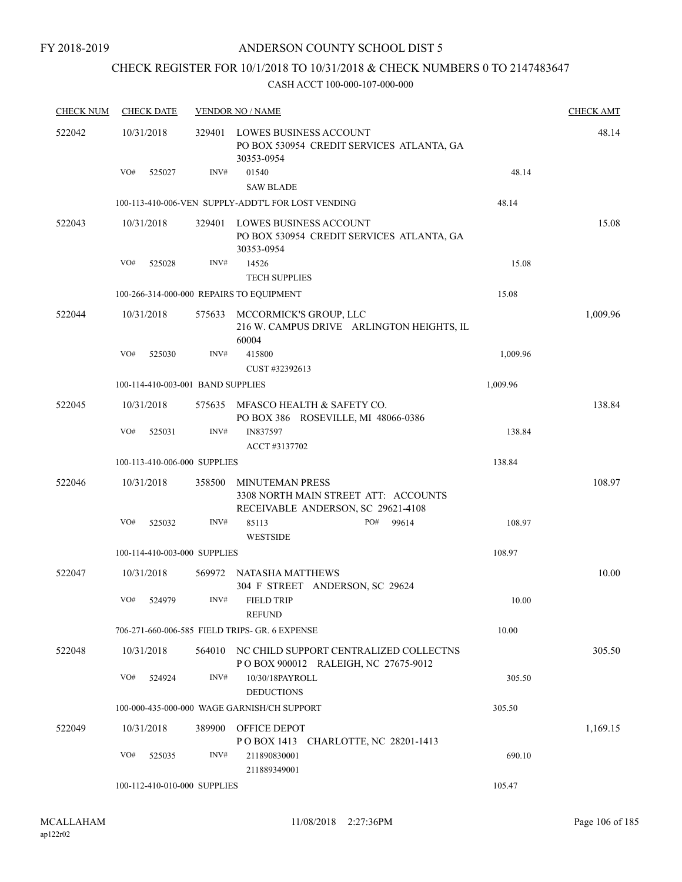FY 2018-2019

# ANDERSON COUNTY SCHOOL DIST 5

## CHECK REGISTER FOR 10/1/2018 TO 10/31/2018 & CHECK NUMBERS 0 TO 2147483647

CASH ACCT 100-000-107-000-000

| CHECK NUM | CHECK DATE | VENDOR NO / NAME | | CHECK AMT |
|---|---|---|---|---|
| 522042 | 10/31/2018 | 329401 LOWES BUSINESS ACCOUNT<br>PO BOX 530954 CREDIT SERVICES ATLANTA, GA 30353-0954 | | 48.14 |
| | VO# 525027 | INV# 01540<br>SAW BLADE | 48.14 | |
| | | 100-113-410-006-VEN SUPPLY-ADDT'L FOR LOST VENDING | 48.14 | |
| 522043 | 10/31/2018 | 329401 LOWES BUSINESS ACCOUNT<br>PO BOX 530954 CREDIT SERVICES ATLANTA, GA 30353-0954 | | 15.08 |
| | VO# 525028 | INV# 14526<br>TECH SUPPLIES | 15.08 | |
| | | 100-266-314-000-000 REPAIRS TO EQUIPMENT | 15.08 | |
| 522044 | 10/31/2018 | 575633 MCCORMICK'S GROUP, LLC<br>216 W. CAMPUS DRIVE ARLINGTON HEIGHTS, IL 60004 | | 1,009.96 |
| | VO# 525030 | INV# 415800<br>CUST #32392613 | 1,009.96 | |
| | | 100-114-410-003-001 BAND SUPPLIES | 1,009.96 | |
| 522045 | 10/31/2018 | 575635 MFASCO HEALTH & SAFETY CO.<br>PO BOX 386 ROSEVILLE, MI 48066-0386 | | 138.84 |
| | VO# 525031 | INV# IN837597<br>ACCT #3137702 | 138.84 | |
| | | 100-113-410-006-000 SUPPLIES | 138.84 | |
| 522046 | 10/31/2018 | 358500 MINUTEMAN PRESS<br>3308 NORTH MAIN STREET ATT: ACCOUNTS RECEIVABLE ANDERSON, SC 29621-4108 | | 108.97 |
| | VO# 525032 | INV# 85113 PO# 99614<br>WESTSIDE | 108.97 | |
| | | 100-114-410-003-000 SUPPLIES | 108.97 | |
| 522047 | 10/31/2018 | 569972 NATASHA MATTHEWS<br>304 F STREET ANDERSON, SC 29624 | | 10.00 |
| | VO# 524979 | INV# FIELD TRIP<br>REFUND | 10.00 | |
| | | 706-271-660-006-585 FIELD TRIPS- GR. 6 EXPENSE | 10.00 | |
| 522048 | 10/31/2018 | 564010 NC CHILD SUPPORT CENTRALIZED COLLECTNS<br>P O BOX 900012 RALEIGH, NC 27675-9012 | | 305.50 |
| | VO# 524924 | INV# 10/30/18PAYROLL<br>DEDUCTIONS | 305.50 | |
| | | 100-000-435-000-000 WAGE GARNISH/CH SUPPORT | 305.50 | |
| 522049 | 10/31/2018 | 389900 OFFICE DEPOT<br>P O BOX 1413 CHARLOTTE, NC 28201-1413 | | 1,169.15 |
| | VO# 525035 | INV# 211890830001<br>211889349001 | 690.10 | |
| | | 100-112-410-010-000 SUPPLIES | 105.47 | |

MCALLAHAM
ap122r02

11/08/2018 2:27:36PM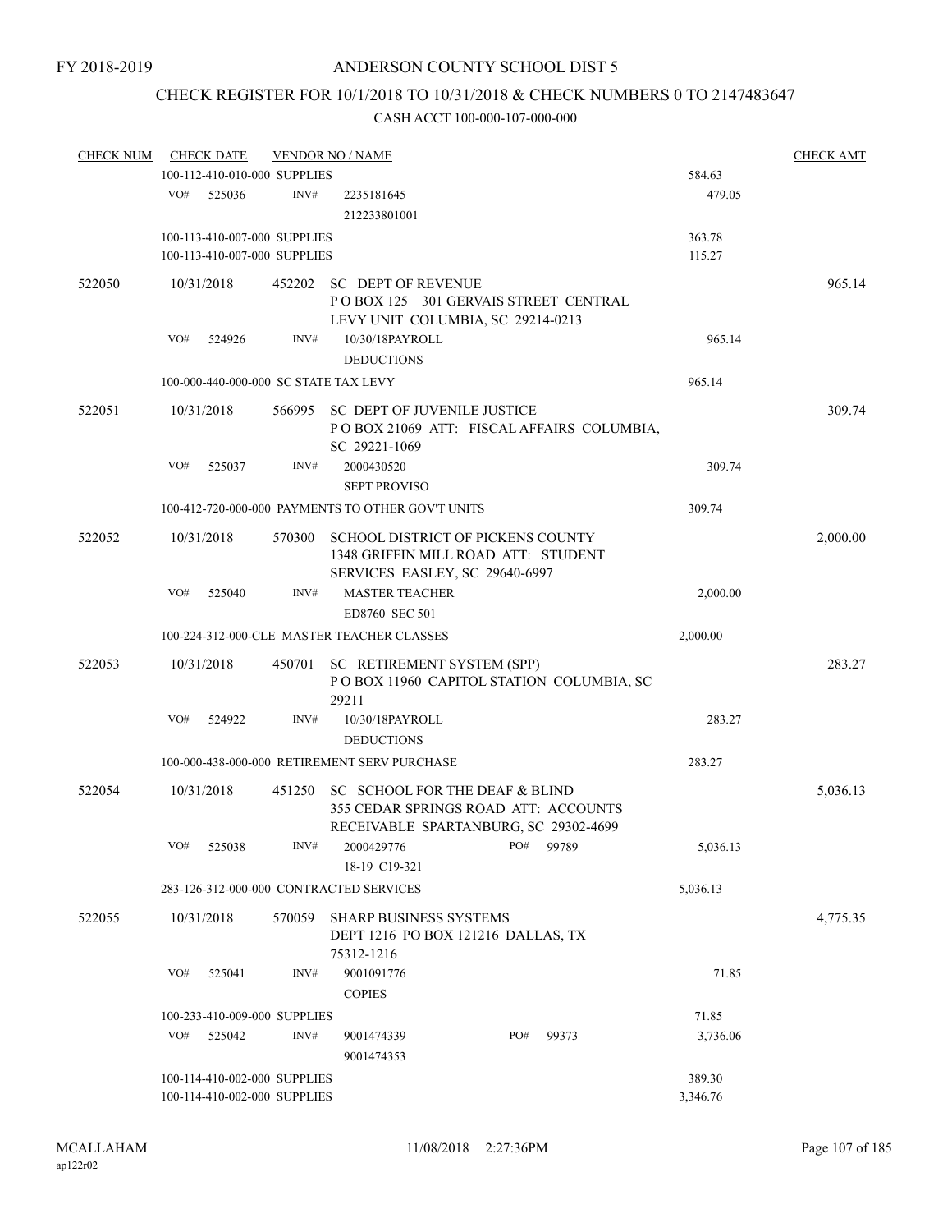FY 2018-2019

# ANDERSON COUNTY SCHOOL DIST 5

## CHECK REGISTER FOR 10/1/2018 TO 10/31/2018 & CHECK NUMBERS 0 TO 2147483647

CASH ACCT 100-000-107-000-000

| CHECK NUM | CHECK DATE | VENDOR NO / NAME | | CHECK AMT |
|---|---|---|---|---|
| | 100-112-410-010-000 SUPPLIES | | 584.63 | |
| | VO# 525036 INV# | 2235181645<br>212233801001 | 479.05 | |
| | 100-113-410-007-000 SUPPLIES | | 363.78 | |
| | 100-113-410-007-000 SUPPLIES | | 115.27 | |
| 522050 | 10/31/2018 452202 | SC DEPT OF REVENUE<br>P O BOX 125 301 GERVAIS STREET CENTRAL LEVY UNIT COLUMBIA, SC 29214-0213 | | 965.14 |
| | VO# 524926 INV# | 10/30/18PAYROLL<br>DEDUCTIONS | 965.14 | |
| | 100-000-440-000-000 SC STATE TAX LEVY | | 965.14 | |
| 522051 | 10/31/2018 566995 | SC DEPT OF JUVENILE JUSTICE<br>P O BOX 21069 ATT: FISCAL AFFAIRS COLUMBIA, SC 29221-1069 | | 309.74 |
| | VO# 525037 INV# | 2000430520<br>SEPT PROVISO | 309.74 | |
| | 100-412-720-000-000 PAYMENTS TO OTHER GOV'T UNITS | | 309.74 | |
| 522052 | 10/31/2018 570300 | SCHOOL DISTRICT OF PICKENS COUNTY<br>1348 GRIFFIN MILL ROAD ATT: STUDENT SERVICES EASLEY, SC 29640-6997 | | 2,000.00 |
| | VO# 525040 INV# | MASTER TEACHER<br>ED8760 SEC 501 | 2,000.00 | |
| | 100-224-312-000-CLE MASTER TEACHER CLASSES | | 2,000.00 | |
| 522053 | 10/31/2018 450701 | SC RETIREMENT SYSTEM (SPP)<br>P O BOX 11960 CAPITOL STATION COLUMBIA, SC 29211 | | 283.27 |
| | VO# 524922 INV# | 10/30/18PAYROLL<br>DEDUCTIONS | 283.27 | |
| | 100-000-438-000-000 RETIREMENT SERV PURCHASE | | 283.27 | |
| 522054 | 10/31/2018 451250 | SC SCHOOL FOR THE DEAF & BLIND<br>355 CEDAR SPRINGS ROAD ATT: ACCOUNTS RECEIVABLE SPARTANBURG, SC 29302-4699 | | 5,036.13 |
| | VO# 525038 INV# | 2000429776 PO# 99789<br>18-19 C19-321 | 5,036.13 | |
| | 283-126-312-000-000 CONTRACTED SERVICES | | 5,036.13 | |
| 522055 | 10/31/2018 570059 | SHARP BUSINESS SYSTEMS<br>DEPT 1216 PO BOX 121216 DALLAS, TX 75312-1216 | | 4,775.35 |
| | VO# 525041 INV# | 9001091776<br>COPIES | 71.85 | |
| | 100-233-410-009-000 SUPPLIES | | 71.85 | |
| | VO# 525042 INV# | 9001474339 PO# 99373<br>9001474353 | 3,736.06 | |
| | 100-114-410-002-000 SUPPLIES | | 389.30 | |
| | 100-114-410-002-000 SUPPLIES | | 3,346.76 | |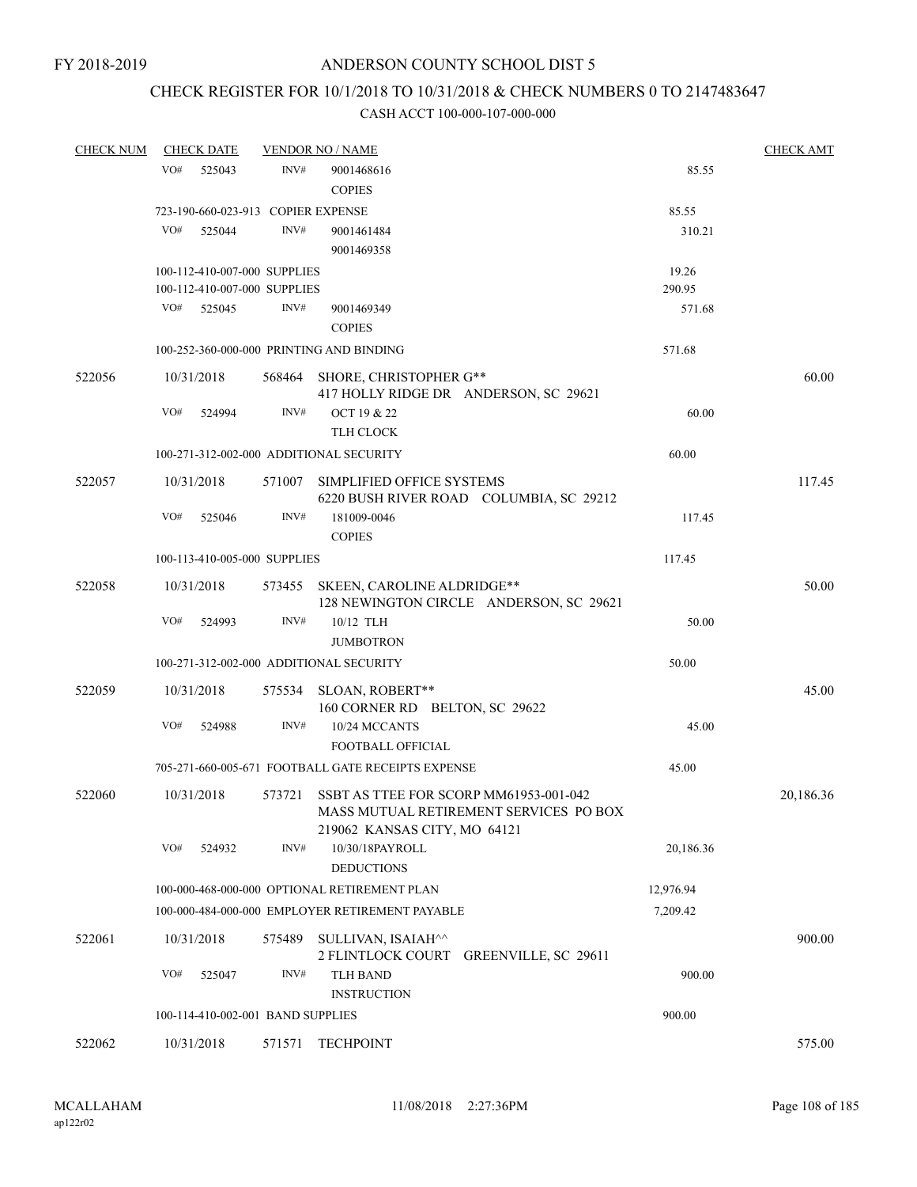FY 2018-2019

# ANDERSON COUNTY SCHOOL DIST 5

## CHECK REGISTER FOR 10/1/2018 TO 10/31/2018 & CHECK NUMBERS 0 TO 2147483647

### CASH ACCT 100-000-107-000-000

| CHECK NUM | CHECK DATE | VENDOR NO / NAME | | CHECK AMT |
|---|---|---|---|---|
| | VO# 525043 | INV# 9001468616 COPIES | 85.55 | |
| | 723-190-660-023-913 COPIER EXPENSE | | 85.55 | |
| | VO# 525044 | INV# 9001461484 9001469358 | 310.21 | |
| | 100-112-410-007-000 SUPPLIES | | 19.26 | |
| | 100-112-410-007-000 SUPPLIES | | 290.95 | |
| | VO# 525045 | INV# 9001469349 COPIES | 571.68 | |
| | 100-252-360-000-000 PRINTING AND BINDING | | 571.68 | |
| 522056 | 10/31/2018 | 568464 SHORE, CHRISTOPHER G** 417 HOLLY RIDGE DR ANDERSON, SC 29621 | | 60.00 |
| | VO# 524994 | INV# OCT 19 & 22 TLH CLOCK | 60.00 | |
| | 100-271-312-002-000 ADDITIONAL SECURITY | | 60.00 | |
| 522057 | 10/31/2018 | 571007 SIMPLIFIED OFFICE SYSTEMS 6220 BUSH RIVER ROAD COLUMBIA, SC 29212 | | 117.45 |
| | VO# 525046 | INV# 181009-0046 COPIES | 117.45 | |
| | 100-113-410-005-000 SUPPLIES | | 117.45 | |
| 522058 | 10/31/2018 | 573455 SKEEN, CAROLINE ALDRIDGE** 128 NEWINGTON CIRCLE ANDERSON, SC 29621 | | 50.00 |
| | VO# 524993 | INV# 10/12 TLH JUMBOTRON | 50.00 | |
| | 100-271-312-002-000 ADDITIONAL SECURITY | | 50.00 | |
| 522059 | 10/31/2018 | 575534 SLOAN, ROBERT** 160 CORNER RD BELTON, SC 29622 | | 45.00 |
| | VO# 524988 | INV# 10/24 MCCANTS FOOTBALL OFFICIAL | 45.00 | |
| | 705-271-660-005-671 FOOTBALL GATE RECEIPTS EXPENSE | | 45.00 | |
| 522060 | 10/31/2018 | 573721 SSBT AS TTEE FOR SCORP MM61953-001-042 MASS MUTUAL RETIREMENT SERVICES PO BOX 219062 KANSAS CITY, MO 64121 | | 20,186.36 |
| | VO# 524932 | INV# 10/30/18PAYROLL DEDUCTIONS | 20,186.36 | |
| | 100-000-468-000-000 OPTIONAL RETIREMENT PLAN | | 12,976.94 | |
| | 100-000-484-000-000 EMPLOYER RETIREMENT PAYABLE | | 7,209.42 | |
| 522061 | 10/31/2018 | 575489 SULLIVAN, ISAIAH^^ 2 FLINTLOCK COURT GREENVILLE, SC 29611 | | 900.00 |
| | VO# 525047 | INV# TLH BAND INSTRUCTION | 900.00 | |
| | 100-114-410-002-001 BAND SUPPLIES | | 900.00 | |
| 522062 | 10/31/2018 | 571571 TECHPOINT | | 575.00 |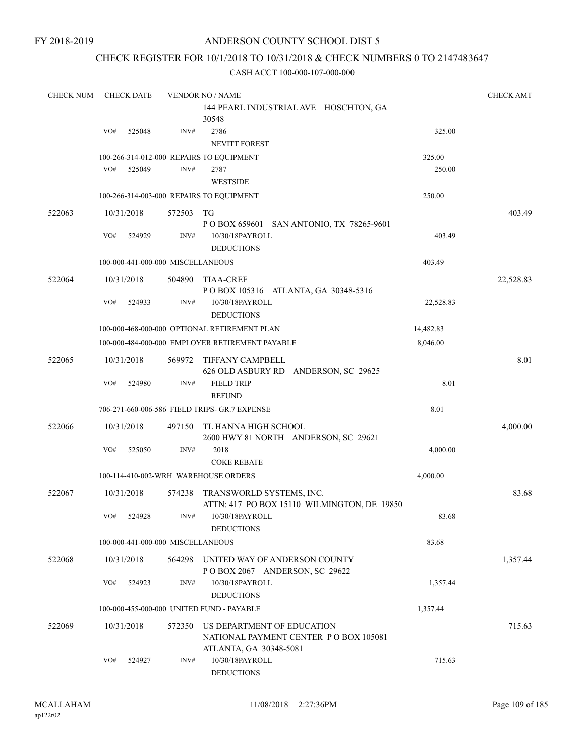FY 2018-2019

# ANDERSON COUNTY SCHOOL DIST 5

## CHECK REGISTER FOR 10/1/2018 TO 10/31/2018 & CHECK NUMBERS 0 TO 2147483647

### CASH ACCT 100-000-107-000-000

| CHECK NUM | CHECK DATE | VENDOR NO / NAME | | CHECK AMT |
|---|---|---|---|---|
| | | 144 PEARL INDUSTRIAL AVE HOSCHTON, GA 30548 | | |
| | VO# 525048 | INV# 2786 NEVITT FOREST | 325.00 | |
| | | 100-266-314-012-000 REPAIRS TO EQUIPMENT | 325.00 | |
| | VO# 525049 | INV# 2787 WESTSIDE | 250.00 | |
| | | 100-266-314-003-000 REPAIRS TO EQUIPMENT | 250.00 | |
| 522063 | 10/31/2018 | 572503 TG P O BOX 659601 SAN ANTONIO, TX 78265-9601 | | 403.49 |
| | VO# 524929 | INV# 10/30/18PAYROLL DEDUCTIONS | 403.49 | |
| | | 100-000-441-000-000 MISCELLANEOUS | 403.49 | |
| 522064 | 10/31/2018 | 504890 TIAA-CREF P O BOX 105316 ATLANTA, GA 30348-5316 | | 22,528.83 |
| | VO# 524933 | INV# 10/30/18PAYROLL DEDUCTIONS | 22,528.83 | |
| | | 100-000-468-000-000 OPTIONAL RETIREMENT PLAN | 14,482.83 | |
| | | 100-000-484-000-000 EMPLOYER RETIREMENT PAYABLE | 8,046.00 | |
| 522065 | 10/31/2018 | 569972 TIFFANY CAMPBELL 626 OLD ASBURY RD ANDERSON, SC 29625 | | 8.01 |
| | VO# 524980 | INV# FIELD TRIP REFUND | 8.01 | |
| | | 706-271-660-006-586 FIELD TRIPS- GR.7 EXPENSE | 8.01 | |
| 522066 | 10/31/2018 | 497150 TL HANNA HIGH SCHOOL 2600 HWY 81 NORTH ANDERSON, SC 29621 | | 4,000.00 |
| | VO# 525050 | INV# 2018 COKE REBATE | 4,000.00 | |
| | | 100-114-410-002-WRH WAREHOUSE ORDERS | 4,000.00 | |
| 522067 | 10/31/2018 | 574238 TRANSWORLD SYSTEMS, INC. ATTN: 417 PO BOX 15110 WILMINGTON, DE 19850 | | 83.68 |
| | VO# 524928 | INV# 10/30/18PAYROLL DEDUCTIONS | 83.68 | |
| | | 100-000-441-000-000 MISCELLANEOUS | 83.68 | |
| 522068 | 10/31/2018 | 564298 UNITED WAY OF ANDERSON COUNTY P O BOX 2067 ANDERSON, SC 29622 | | 1,357.44 |
| | VO# 524923 | INV# 10/30/18PAYROLL DEDUCTIONS | 1,357.44 | |
| | | 100-000-455-000-000 UNITED FUND - PAYABLE | 1,357.44 | |
| 522069 | 10/31/2018 | 572350 US DEPARTMENT OF EDUCATION NATIONAL PAYMENT CENTER P O BOX 105081 ATLANTA, GA 30348-5081 | | 715.63 |
| | VO# 524927 | INV# 10/30/18PAYROLL DEDUCTIONS | 715.63 | |

MCALLAHAM
ap122r02

11/08/2018 2:27:36PM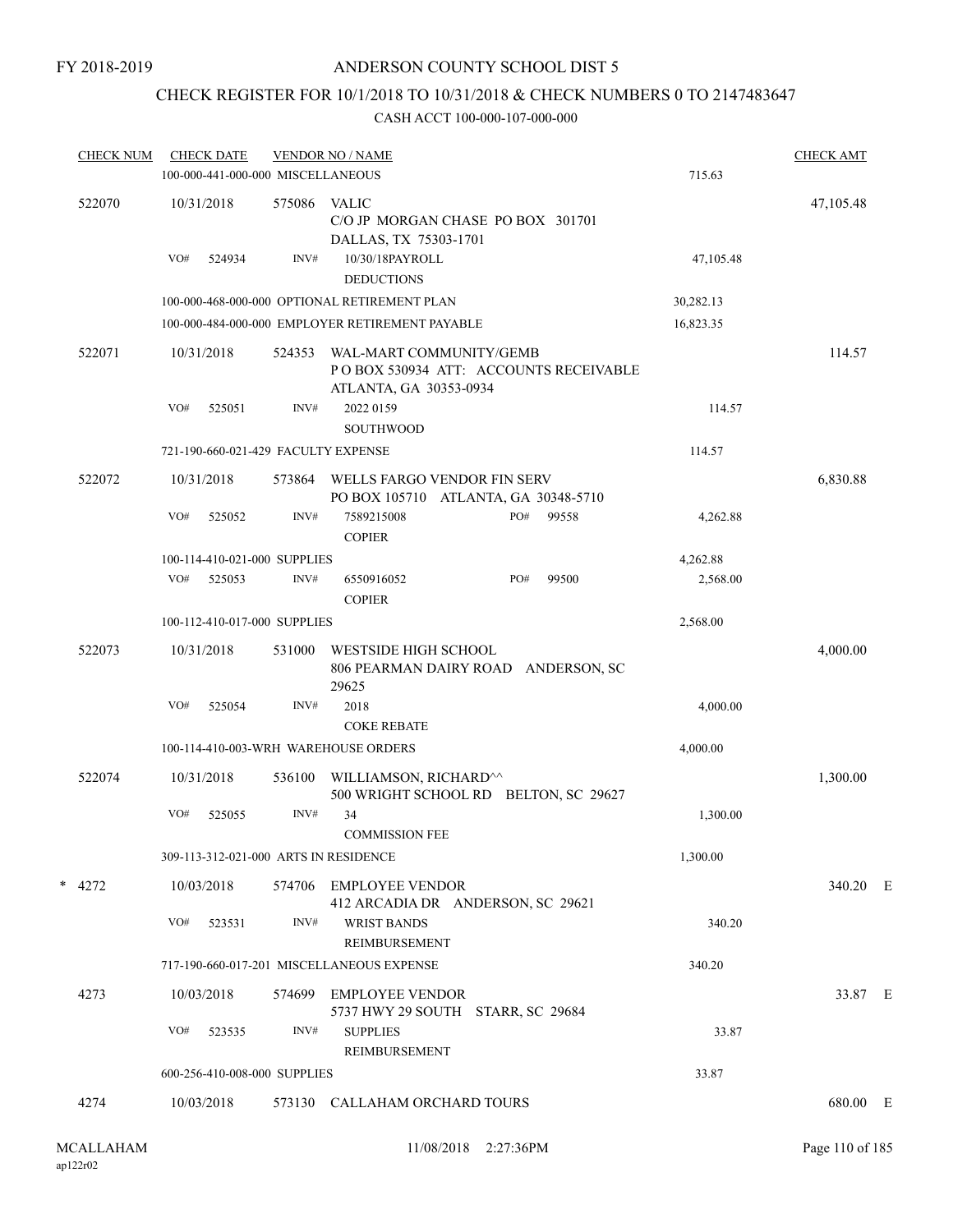FY 2018-2019

# ANDERSON COUNTY SCHOOL DIST 5

## CHECK REGISTER FOR 10/1/2018 TO 10/31/2018 & CHECK NUMBERS 0 TO 2147483647

### CASH ACCT 100-000-107-000-000

| CHECK NUM | CHECK DATE | VENDOR NO / NAME | | CHECK AMT |
|---|---|---|---|---|
| | 100-000-441-000-000 MISCELLANEOUS | | 715.63 | |
| 522070 | 10/31/2018 | 575086 VALIC<br>C/O JP MORGAN CHASE PO BOX 301701<br>DALLAS, TX 75303-1701 | | 47,105.48 |
| | VO# 524934 | INV# 10/30/18PAYROLL<br>DEDUCTIONS | 47,105.48 | |
| | 100-000-468-000-000 OPTIONAL RETIREMENT PLAN | | 30,282.13 | |
| | 100-000-484-000-000 EMPLOYER RETIREMENT PAYABLE | | 16,823.35 | |
| 522071 | 10/31/2018 | 524353 WAL-MART COMMUNITY/GEMB<br>P O BOX 530934 ATT: ACCOUNTS RECEIVABLE<br>ATLANTA, GA 30353-0934 | | 114.57 |
| | VO# 525051 | INV# 2022 0159<br>SOUTHWOOD | 114.57 | |
| | 721-190-660-021-429 FACULTY EXPENSE | | 114.57 | |
| 522072 | 10/31/2018 | 573864 WELLS FARGO VENDOR FIN SERV<br>PO BOX 105710 ATLANTA, GA 30348-5710 | | 6,830.88 |
| | VO# 525052 | INV# 7589215008 PO# 99558<br>COPIER | 4,262.88 | |
| | 100-114-410-021-000 SUPPLIES | | 4,262.88 | |
| | VO# 525053 | INV# 6550916052 PO# 99500<br>COPIER | 2,568.00 | |
| | 100-112-410-017-000 SUPPLIES | | 2,568.00 | |
| 522073 | 10/31/2018 | 531000 WESTSIDE HIGH SCHOOL<br>806 PEARMAN DAIRY ROAD ANDERSON, SC 29625 | | 4,000.00 |
| | VO# 525054 | INV# 2018<br>COKE REBATE | 4,000.00 | |
| | 100-114-410-003-WRH WAREHOUSE ORDERS | | 4,000.00 | |
| 522074 | 10/31/2018 | 536100 WILLIAMSON, RICHARD^^<br>500 WRIGHT SCHOOL RD BELTON, SC 29627 | | 1,300.00 |
| | VO# 525055 | INV# 34<br>COMMISSION FEE | 1,300.00 | |
| | 309-113-312-021-000 ARTS IN RESIDENCE | | 1,300.00 | |
| * 4272 | 10/03/2018 | 574706 EMPLOYEE VENDOR<br>412 ARCADIA DR ANDERSON, SC 29621 | | 340.20 E |
| | VO# 523531 | INV# WRIST BANDS<br>REIMBURSEMENT | 340.20 | |
| | 717-190-660-017-201 MISCELLANEOUS EXPENSE | | 340.20 | |
| 4273 | 10/03/2018 | 574699 EMPLOYEE VENDOR<br>5737 HWY 29 SOUTH STARR, SC 29684 | | 33.87 E |
| | VO# 523535 | INV# SUPPLIES<br>REIMBURSEMENT | 33.87 | |
| | 600-256-410-008-000 SUPPLIES | | 33.87 | |
| 4274 | 10/03/2018 | 573130 CALLAHAM ORCHARD TOURS | | 680.00 E |

MCALLAHAM ap122r02 11/08/2018 2:27:36PM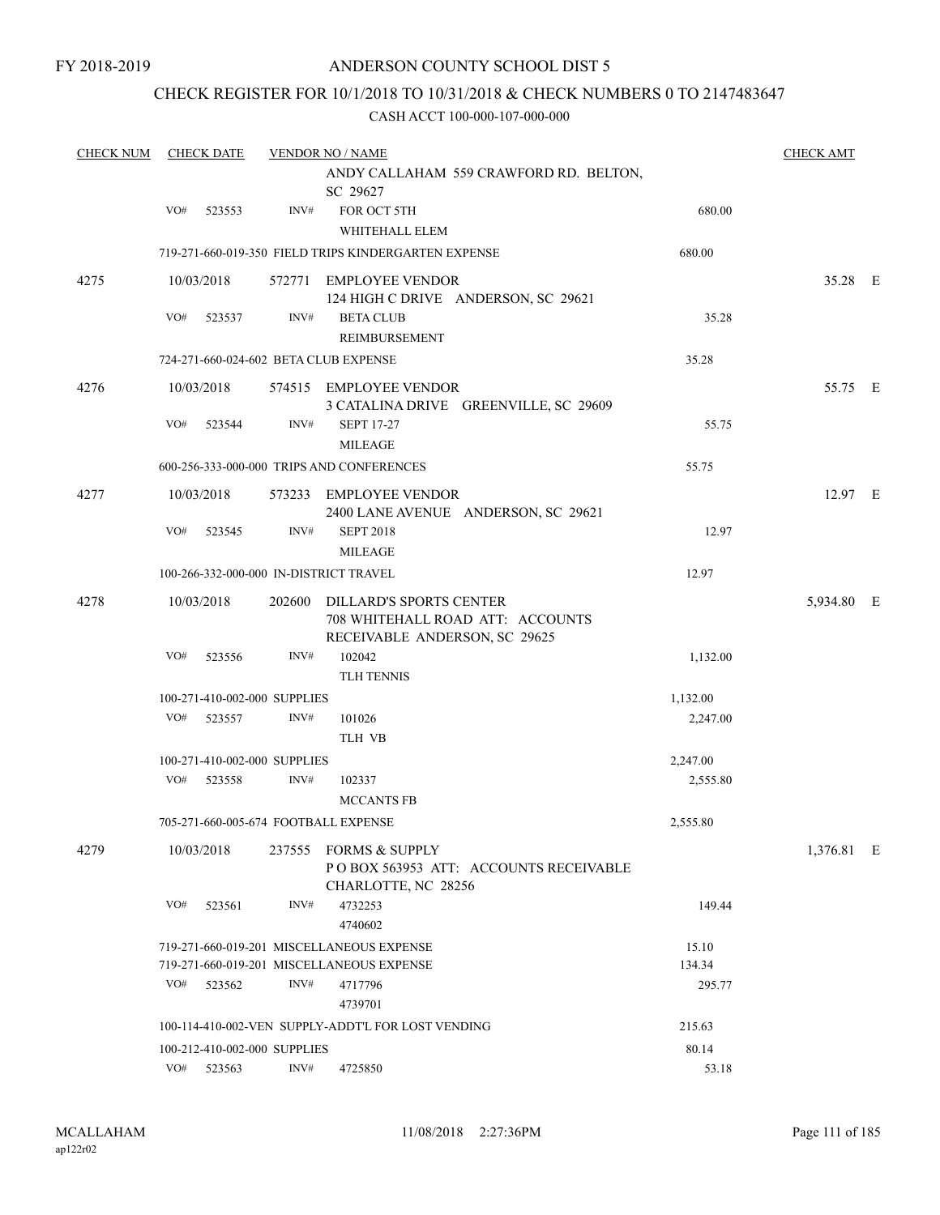FY 2018-2019

# ANDERSON COUNTY SCHOOL DIST 5

## CHECK REGISTER FOR 10/1/2018 TO 10/31/2018 & CHECK NUMBERS 0 TO 2147483647

CASH ACCT 100-000-107-000-000

| CHECK NUM | CHECK DATE | VENDOR NO / NAME | | CHECK AMT |
|---|---|---|---|---|
| | | ANDY CALLAHAM 559 CRAWFORD RD. BELTON, SC 29627 | | |
| | VO# 523553 | INV# FOR OCT 5TH WHITEHALL ELEM | 680.00 | |
| | | 719-271-660-019-350 FIELD TRIPS KINDERGARTEN EXPENSE | 680.00 | |
| 4275 | 10/03/2018 | 572771 EMPLOYEE VENDOR 124 HIGH C DRIVE ANDERSON, SC 29621 | | 35.28 E |
| | VO# 523537 | INV# BETA CLUB REIMBURSEMENT | 35.28 | |
| | | 724-271-660-024-602 BETA CLUB EXPENSE | 35.28 | |
| 4276 | 10/03/2018 | 574515 EMPLOYEE VENDOR 3 CATALINA DRIVE GREENVILLE, SC 29609 | | 55.75 E |
| | VO# 523544 | INV# SEPT 17-27 MILEAGE | 55.75 | |
| | | 600-256-333-000-000 TRIPS AND CONFERENCES | 55.75 | |
| 4277 | 10/03/2018 | 573233 EMPLOYEE VENDOR 2400 LANE AVENUE ANDERSON, SC 29621 | | 12.97 E |
| | VO# 523545 | INV# SEPT 2018 MILEAGE | 12.97 | |
| | | 100-266-332-000-000 IN-DISTRICT TRAVEL | 12.97 | |
| 4278 | 10/03/2018 | 202600 DILLARD'S SPORTS CENTER 708 WHITEHALL ROAD ATT: ACCOUNTS RECEIVABLE ANDERSON, SC 29625 | | 5,934.80 E |
| | VO# 523556 | INV# 102042 TLH TENNIS | 1,132.00 | |
| | | 100-271-410-002-000 SUPPLIES | 1,132.00 | |
| | VO# 523557 | INV# 101026 TLH VB | 2,247.00 | |
| | | 100-271-410-002-000 SUPPLIES | 2,247.00 | |
| | VO# 523558 | INV# 102337 MCCANTS FB | 2,555.80 | |
| | | 705-271-660-005-674 FOOTBALL EXPENSE | 2,555.80 | |
| 4279 | 10/03/2018 | 237555 FORMS & SUPPLY P O BOX 563953 ATT: ACCOUNTS RECEIVABLE CHARLOTTE, NC 28256 | | 1,376.81 E |
| | VO# 523561 | INV# 4732253 4740602 | 149.44 | |
| | | 719-271-660-019-201 MISCELLANEOUS EXPENSE | 15.10 | |
| | | 719-271-660-019-201 MISCELLANEOUS EXPENSE | 134.34 | |
| | VO# 523562 | INV# 4717796 4739701 | 295.77 | |
| | | 100-114-410-002-VEN SUPPLY-ADDT'L FOR LOST VENDING | 215.63 | |
| | | 100-212-410-002-000 SUPPLIES | 80.14 | |
| | VO# 523563 | INV# 4725850 | 53.18 | |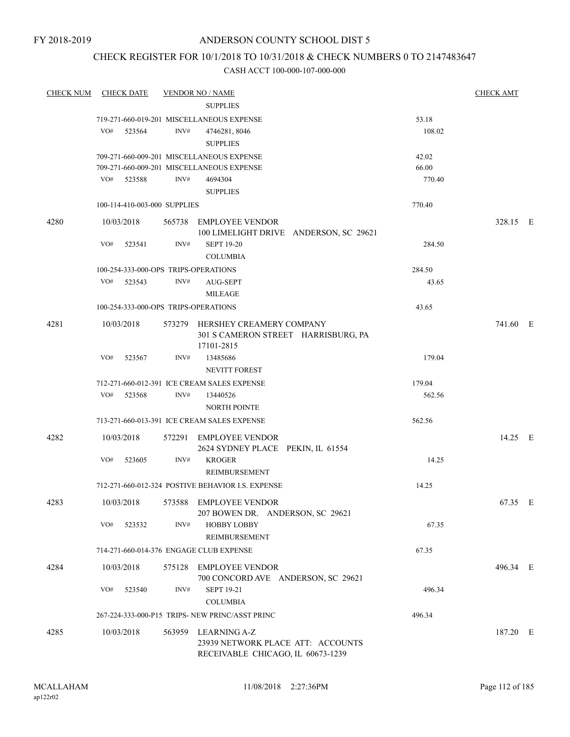FY 2018-2019

# ANDERSON COUNTY SCHOOL DIST 5

## CHECK REGISTER FOR 10/1/2018 TO 10/31/2018 & CHECK NUMBERS 0 TO 2147483647

### CASH ACCT 100-000-107-000-000

| CHECK NUM | CHECK DATE | VENDOR NO / NAME | | CHECK AMT | |
|---|---|---|---|---|---|
| | | SUPPLIES | | | |
| | 719-271-660-019-201 MISCELLANEOUS EXPENSE | | 53.18 | | |
| | VO# 523564 | INV# 4746281, 8046<br>SUPPLIES | 108.02 | | |
| | 709-271-660-009-201 MISCELLANEOUS EXPENSE | | 42.02 | | |
| | 709-271-660-009-201 MISCELLANEOUS EXPENSE | | 66.00 | | |
| | VO# 523588 | INV# 4694304<br>SUPPLIES | 770.40 | | |
| | 100-114-410-003-000 SUPPLIES | | 770.40 | | |
| 4280 | 10/03/2018 | 565738 EMPLOYEE VENDOR<br>100 LIMELIGHT DRIVE ANDERSON, SC 29621 | | 328.15 | E |
| | VO# 523541 | INV# SEPT 19-20<br>COLUMBIA | 284.50 | | |
| | 100-254-333-000-OPS TRIPS-OPERATIONS | | 284.50 | | |
| | VO# 523543 | INV# AUG-SEPT<br>MILEAGE | 43.65 | | |
| | 100-254-333-000-OPS TRIPS-OPERATIONS | | 43.65 | | |
| 4281 | 10/03/2018 | 573279 HERSHEY CREAMERY COMPANY<br>301 S CAMERON STREET HARRISBURG, PA 17101-2815 | | 741.60 | E |
| | VO# 523567 | INV# 13485686<br>NEVITT FOREST | 179.04 | | |
| | 712-271-660-012-391 ICE CREAM SALES EXPENSE | | 179.04 | | |
| | VO# 523568 | INV# 13440526<br>NORTH POINTE | 562.56 | | |
| | 713-271-660-013-391 ICE CREAM SALES EXPENSE | | 562.56 | | |
| 4282 | 10/03/2018 | 572291 EMPLOYEE VENDOR<br>2624 SYDNEY PLACE PEKIN, IL 61554 | | 14.25 | E |
| | VO# 523605 | INV# KROGER<br>REIMBURSEMENT | 14.25 | | |
| | 712-271-660-012-324 POSTIVE BEHAVIOR I.S. EXPENSE | | 14.25 | | |
| 4283 | 10/03/2018 | 573588 EMPLOYEE VENDOR<br>207 BOWEN DR. ANDERSON, SC 29621 | | 67.35 | E |
| | VO# 523532 | INV# HOBBY LOBBY<br>REIMBURSEMENT | 67.35 | | |
| | 714-271-660-014-376 ENGAGE CLUB EXPENSE | | 67.35 | | |
| 4284 | 10/03/2018 | 575128 EMPLOYEE VENDOR<br>700 CONCORD AVE ANDERSON, SC 29621 | | 496.34 | E |
| | VO# 523540 | INV# SEPT 19-21<br>COLUMBIA | 496.34 | | |
| | 267-224-333-000-P15 TRIPS- NEW PRINC/ASST PRINC | | 496.34 | | |
| 4285 | 10/03/2018 | 563959 LEARNING A-Z<br>23939 NETWORK PLACE ATT: ACCOUNTS RECEIVABLE CHICAGO, IL 60673-1239 | | 187.20 | E |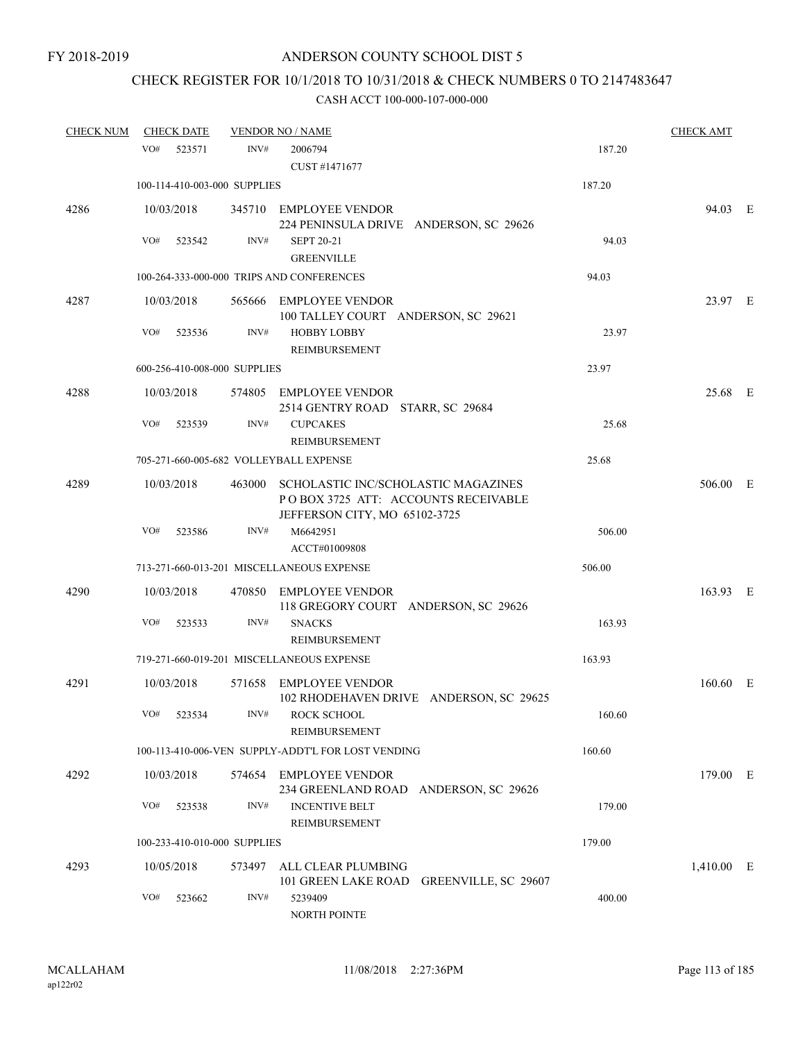FY 2018-2019

ANDERSON COUNTY SCHOOL DIST 5

CHECK REGISTER FOR 10/1/2018 TO 10/31/2018 & CHECK NUMBERS 0 TO 2147483647

CASH ACCT 100-000-107-000-000

| CHECK NUM | CHECK DATE | VENDOR NO / NAME | | CHECK AMT |
|---|---|---|---|---|
| | VO# 523571 | INV# 2006794<br>CUST #1471677 | 187.20 | |
| | 100-114-410-003-000 SUPPLIES | | 187.20 | |
| 4286 | 10/03/2018 | 345710 EMPLOYEE VENDOR<br>224 PENINSULA DRIVE ANDERSON, SC 29626 | | 94.03 E |
| | VO# 523542 | INV# SEPT 20-21<br>GREENVILLE | 94.03 | |
| | 100-264-333-000-000 TRIPS AND CONFERENCES | | 94.03 | |
| 4287 | 10/03/2018 | 565666 EMPLOYEE VENDOR<br>100 TALLEY COURT ANDERSON, SC 29621 | | 23.97 E |
| | VO# 523536 | INV# HOBBY LOBBY<br>REIMBURSEMENT | 23.97 | |
| | 600-256-410-008-000 SUPPLIES | | 23.97 | |
| 4288 | 10/03/2018 | 574805 EMPLOYEE VENDOR<br>2514 GENTRY ROAD STARR, SC 29684 | | 25.68 E |
| | VO# 523539 | INV# CUPCAKES<br>REIMBURSEMENT | 25.68 | |
| | 705-271-660-005-682 VOLLEYBALL EXPENSE | | 25.68 | |
| 4289 | 10/03/2018 | 463000 SCHOLASTIC INC/SCHOLASTIC MAGAZINES<br>P O BOX 3725 ATT: ACCOUNTS RECEIVABLE<br>JEFFERSON CITY, MO 65102-3725 | | 506.00 E |
| | VO# 523586 | INV# M6642951<br>ACCT#01009808 | 506.00 | |
| | 713-271-660-013-201 MISCELLANEOUS EXPENSE | | 506.00 | |
| 4290 | 10/03/2018 | 470850 EMPLOYEE VENDOR<br>118 GREGORY COURT ANDERSON, SC 29626 | | 163.93 E |
| | VO# 523533 | INV# SNACKS<br>REIMBURSEMENT | 163.93 | |
| | 719-271-660-019-201 MISCELLANEOUS EXPENSE | | 163.93 | |
| 4291 | 10/03/2018 | 571658 EMPLOYEE VENDOR<br>102 RHODEHAVEN DRIVE ANDERSON, SC 29625 | | 160.60 E |
| | VO# 523534 | INV# ROCK SCHOOL<br>REIMBURSEMENT | 160.60 | |
| | 100-113-410-006-VEN SUPPLY-ADDT'L FOR LOST VENDING | | 160.60 | |
| 4292 | 10/03/2018 | 574654 EMPLOYEE VENDOR<br>234 GREENLAND ROAD ANDERSON, SC 29626 | | 179.00 E |
| | VO# 523538 | INV# INCENTIVE BELT<br>REIMBURSEMENT | 179.00 | |
| | 100-233-410-010-000 SUPPLIES | | 179.00 | |
| 4293 | 10/05/2018 | 573497 ALL CLEAR PLUMBING<br>101 GREEN LAKE ROAD GREENVILLE, SC 29607 | | 1,410.00 E |
| | VO# 523662 | INV# 5239409<br>NORTH POINTE | 400.00 | |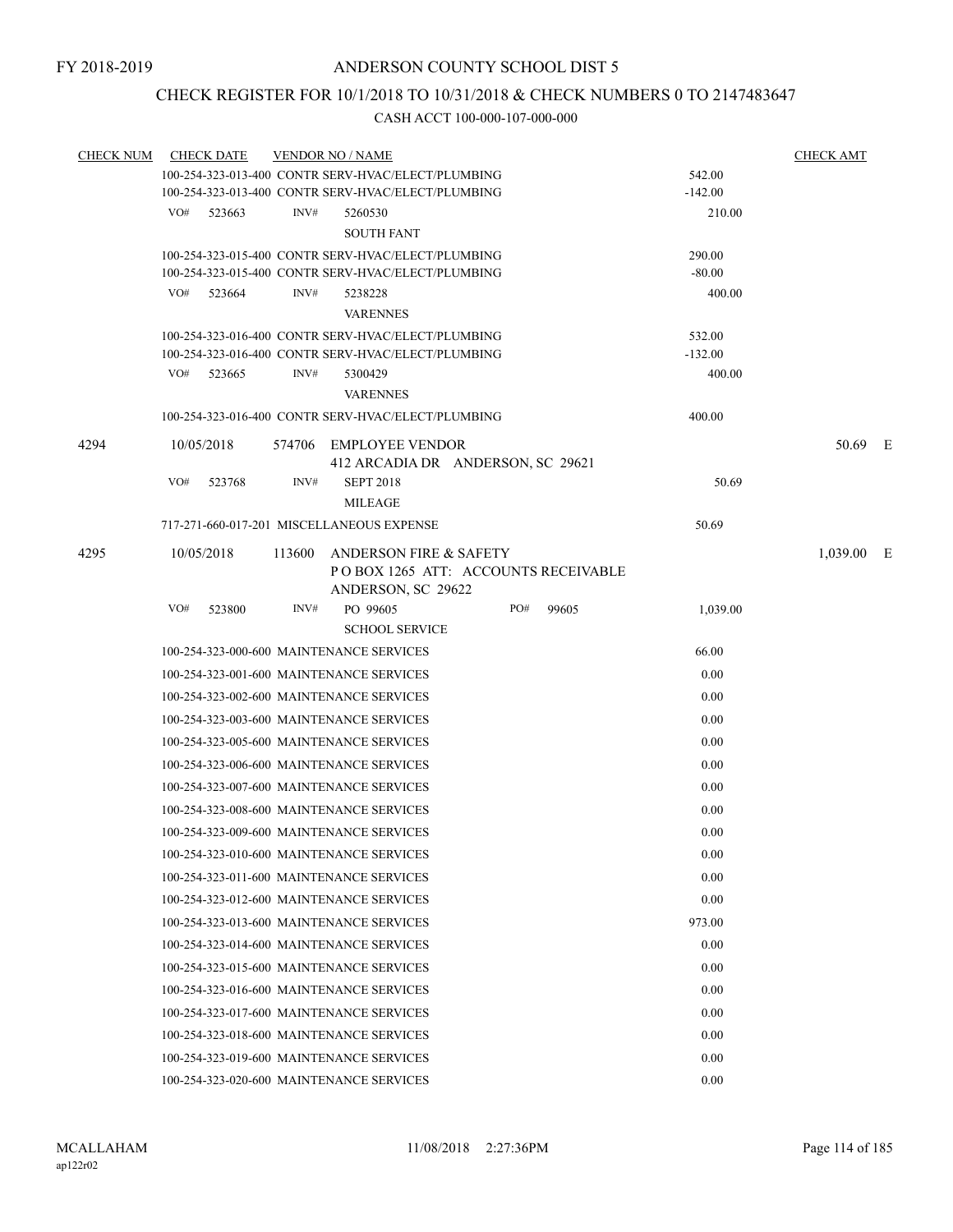FY 2018-2019

# ANDERSON COUNTY SCHOOL DIST 5

## CHECK REGISTER FOR 10/1/2018 TO 10/31/2018 & CHECK NUMBERS 0 TO 2147483647

### CASH ACCT 100-000-107-000-000

| CHECK NUM | CHECK DATE | VENDOR NO / NAME | | CHECK AMT | |
|---|---|---|---|---|---|
| | | 100-254-323-013-400 CONTR SERV-HVAC/ELECT/PLUMBING | 542.00 | | |
| | | 100-254-323-013-400 CONTR SERV-HVAC/ELECT/PLUMBING | -142.00 | | |
| | VO# 523663 | INV# 5260530 SOUTH FANT | 210.00 | | |
| | | 100-254-323-015-400 CONTR SERV-HVAC/ELECT/PLUMBING | 290.00 | | |
| | | 100-254-323-015-400 CONTR SERV-HVAC/ELECT/PLUMBING | -80.00 | | |
| | VO# 523664 | INV# 5238228 VARENNES | 400.00 | | |
| | | 100-254-323-016-400 CONTR SERV-HVAC/ELECT/PLUMBING | 532.00 | | |
| | | 100-254-323-016-400 CONTR SERV-HVAC/ELECT/PLUMBING | -132.00 | | |
| | VO# 523665 | INV# 5300429 VARENNES | 400.00 | | |
| | | 100-254-323-016-400 CONTR SERV-HVAC/ELECT/PLUMBING | 400.00 | | |
| 4294 | 10/05/2018 | 574706 EMPLOYEE VENDOR 412 ARCADIA DR ANDERSON, SC 29621 | | 50.69 | E |
| | VO# 523768 | INV# SEPT 2018 MILEAGE | 50.69 | | |
| | | 717-271-660-017-201 MISCELLANEOUS EXPENSE | 50.69 | | |
| 4295 | 10/05/2018 | 113600 ANDERSON FIRE & SAFETY P O BOX 1265 ATT: ACCOUNTS RECEIVABLE ANDERSON, SC 29622 | | 1,039.00 | E |
| | VO# 523800 | INV# PO 99605 PO# 99605 SCHOOL SERVICE | 1,039.00 | | |
| | | 100-254-323-000-600 MAINTENANCE SERVICES | 66.00 | | |
| | | 100-254-323-001-600 MAINTENANCE SERVICES | 0.00 | | |
| | | 100-254-323-002-600 MAINTENANCE SERVICES | 0.00 | | |
| | | 100-254-323-003-600 MAINTENANCE SERVICES | 0.00 | | |
| | | 100-254-323-005-600 MAINTENANCE SERVICES | 0.00 | | |
| | | 100-254-323-006-600 MAINTENANCE SERVICES | 0.00 | | |
| | | 100-254-323-007-600 MAINTENANCE SERVICES | 0.00 | | |
| | | 100-254-323-008-600 MAINTENANCE SERVICES | 0.00 | | |
| | | 100-254-323-009-600 MAINTENANCE SERVICES | 0.00 | | |
| | | 100-254-323-010-600 MAINTENANCE SERVICES | 0.00 | | |
| | | 100-254-323-011-600 MAINTENANCE SERVICES | 0.00 | | |
| | | 100-254-323-012-600 MAINTENANCE SERVICES | 0.00 | | |
| | | 100-254-323-013-600 MAINTENANCE SERVICES | 973.00 | | |
| | | 100-254-323-014-600 MAINTENANCE SERVICES | 0.00 | | |
| | | 100-254-323-015-600 MAINTENANCE SERVICES | 0.00 | | |
| | | 100-254-323-016-600 MAINTENANCE SERVICES | 0.00 | | |
| | | 100-254-323-017-600 MAINTENANCE SERVICES | 0.00 | | |
| | | 100-254-323-018-600 MAINTENANCE SERVICES | 0.00 | | |
| | | 100-254-323-019-600 MAINTENANCE SERVICES | 0.00 | | |
| | | 100-254-323-020-600 MAINTENANCE SERVICES | 0.00 | | |

MCALLAHAM
ap122r02

11/08/2018 2:27:36PM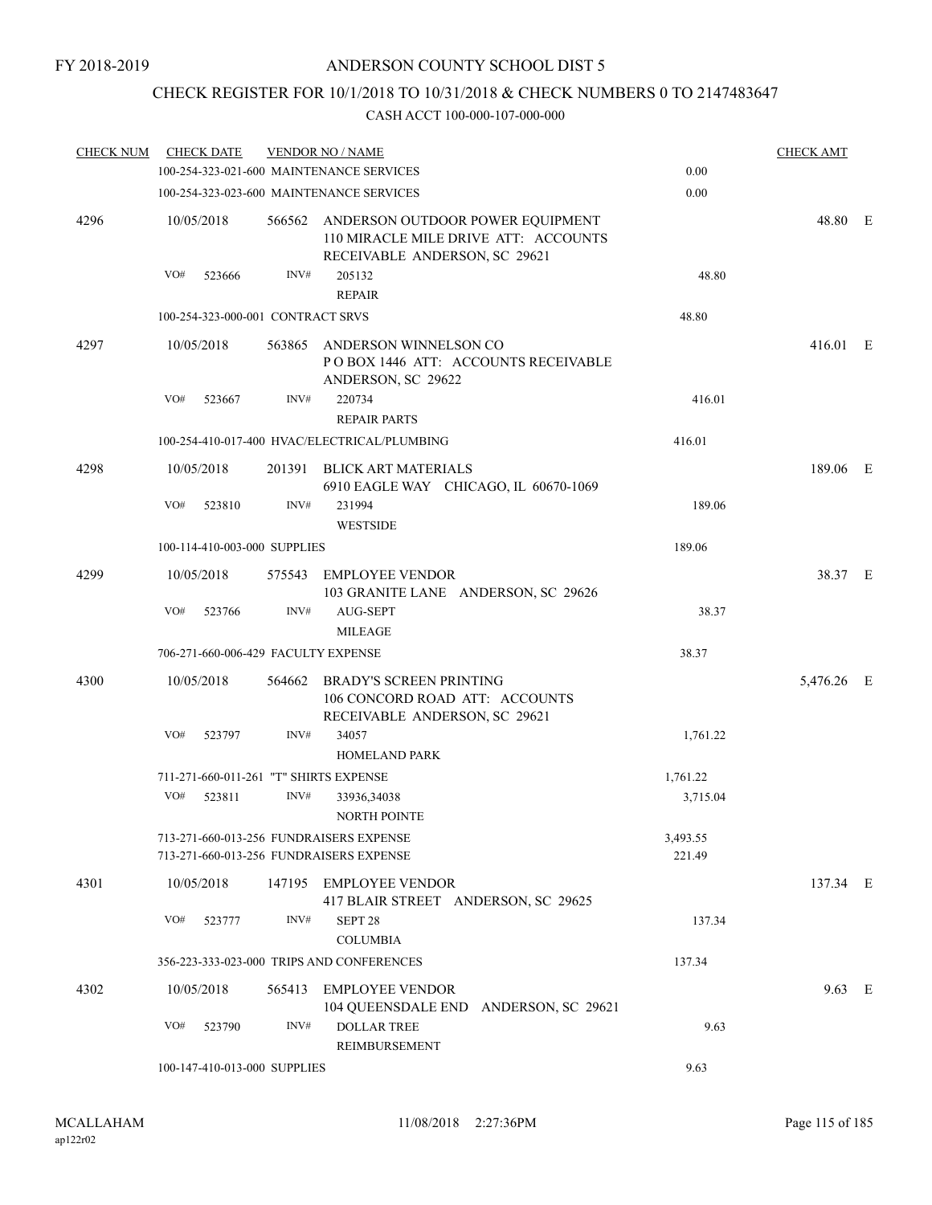FY 2018-2019

# ANDERSON COUNTY SCHOOL DIST 5

## CHECK REGISTER FOR 10/1/2018 TO 10/31/2018 & CHECK NUMBERS 0 TO 2147483647

CASH ACCT 100-000-107-000-000

| CHECK NUM | CHECK DATE | VENDOR NO / NAME | | CHECK AMT | |
|---|---|---|---|---|---|
| | 100-254-323-021-600 MAINTENANCE SERVICES | | 0.00 | | |
| | 100-254-323-023-600 MAINTENANCE SERVICES | | 0.00 | | |
| 4296 | 10/05/2018 | 566562 ANDERSON OUTDOOR POWER EQUIPMENT 110 MIRACLE MILE DRIVE ATT: ACCOUNTS RECEIVABLE ANDERSON, SC 29621 | | 48.80 | E |
| | VO# 523666 | INV# 205132 REPAIR | 48.80 | | |
| | 100-254-323-000-001 CONTRACT SRVS | | 48.80 | | |
| 4297 | 10/05/2018 | 563865 ANDERSON WINNELSON CO P O BOX 1446 ATT: ACCOUNTS RECEIVABLE ANDERSON, SC 29622 | | 416.01 | E |
| | VO# 523667 | INV# 220734 REPAIR PARTS | 416.01 | | |
| | 100-254-410-017-400 HVAC/ELECTRICAL/PLUMBING | | 416.01 | | |
| 4298 | 10/05/2018 | 201391 BLICK ART MATERIALS 6910 EAGLE WAY CHICAGO, IL 60670-1069 | | 189.06 | E |
| | VO# 523810 | INV# 231994 WESTSIDE | 189.06 | | |
| | 100-114-410-003-000 SUPPLIES | | 189.06 | | |
| 4299 | 10/05/2018 | 575543 EMPLOYEE VENDOR 103 GRANITE LANE ANDERSON, SC 29626 | | 38.37 | E |
| | VO# 523766 | INV# AUG-SEPT MILEAGE | 38.37 | | |
| | 706-271-660-006-429 FACULTY EXPENSE | | 38.37 | | |
| 4300 | 10/05/2018 | 564662 BRADY'S SCREEN PRINTING 106 CONCORD ROAD ATT: ACCOUNTS RECEIVABLE ANDERSON, SC 29621 | | 5,476.26 | E |
| | VO# 523797 | INV# 34057 HOMELAND PARK | 1,761.22 | | |
| | 711-271-660-011-261 "T" SHIRTS EXPENSE | | 1,761.22 | | |
| | VO# 523811 | INV# 33936,34038 NORTH POINTE | 3,715.04 | | |
| | 713-271-660-013-256 FUNDRAISERS EXPENSE | | 3,493.55 | | |
| | 713-271-660-013-256 FUNDRAISERS EXPENSE | | 221.49 | | |
| 4301 | 10/05/2018 | 147195 EMPLOYEE VENDOR 417 BLAIR STREET ANDERSON, SC 29625 | | 137.34 | E |
| | VO# 523777 | INV# SEPT 28 COLUMBIA | 137.34 | | |
| | 356-223-333-023-000 TRIPS AND CONFERENCES | | 137.34 | | |
| 4302 | 10/05/2018 | 565413 EMPLOYEE VENDOR 104 QUEENSDALE END ANDERSON, SC 29621 | | 9.63 | E |
| | VO# 523790 | INV# DOLLAR TREE REIMBURSEMENT | 9.63 | | |
| | 100-147-410-013-000 SUPPLIES | | 9.63 | | |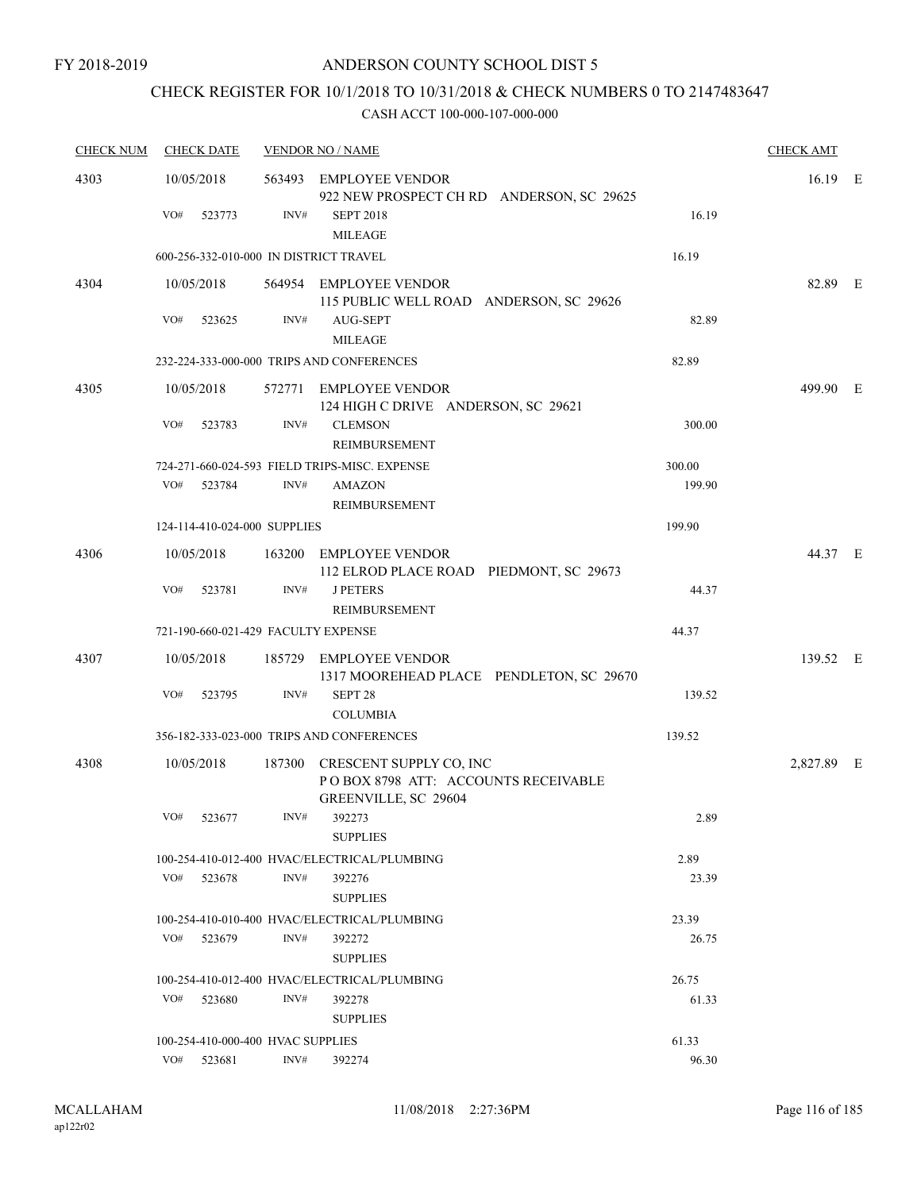FY 2018-2019

# ANDERSON COUNTY SCHOOL DIST 5

## CHECK REGISTER FOR 10/1/2018 TO 10/31/2018 & CHECK NUMBERS 0 TO 2147483647

### CASH ACCT 100-000-107-000-000

| CHECK NUM | CHECK DATE | VENDOR NO / NAME | | CHECK AMT |
|---|---|---|---|---|
| 4303 | 10/05/2018 | 563493 EMPLOYEE VENDOR<br>922 NEW PROSPECT CH RD ANDERSON, SC 29625 | | 16.19 E |
| | VO# 523773 | INV# SEPT 2018<br>MILEAGE | 16.19 | |
| | 600-256-332-010-000 IN DISTRICT TRAVEL | | 16.19 | |
| 4304 | 10/05/2018 | 564954 EMPLOYEE VENDOR<br>115 PUBLIC WELL ROAD ANDERSON, SC 29626 | | 82.89 E |
| | VO# 523625 | INV# AUG-SEPT<br>MILEAGE | 82.89 | |
| | 232-224-333-000-000 TRIPS AND CONFERENCES | | 82.89 | |
| 4305 | 10/05/2018 | 572771 EMPLOYEE VENDOR<br>124 HIGH C DRIVE ANDERSON, SC 29621 | | 499.90 E |
| | VO# 523783 | INV# CLEMSON<br>REIMBURSEMENT | 300.00 | |
| | 724-271-660-024-593 FIELD TRIPS-MISC. EXPENSE | | 300.00 | |
| | VO# 523784 | INV# AMAZON<br>REIMBURSEMENT | 199.90 | |
| | 124-114-410-024-000 SUPPLIES | | 199.90 | |
| 4306 | 10/05/2018 | 163200 EMPLOYEE VENDOR<br>112 ELROD PLACE ROAD PIEDMONT, SC 29673 | | 44.37 E |
| | VO# 523781 | INV# J PETERS<br>REIMBURSEMENT | 44.37 | |
| | 721-190-660-021-429 FACULTY EXPENSE | | 44.37 | |
| 4307 | 10/05/2018 | 185729 EMPLOYEE VENDOR<br>1317 MOOREHEAD PLACE PENDLETON, SC 29670 | | 139.52 E |
| | VO# 523795 | INV# SEPT 28<br>COLUMBIA | 139.52 | |
| | 356-182-333-023-000 TRIPS AND CONFERENCES | | 139.52 | |
| 4308 | 10/05/2018 | 187300 CRESCENT SUPPLY CO, INC<br>P O BOX 8798 ATT: ACCOUNTS RECEIVABLE<br>GREENVILLE, SC 29604 | | 2,827.89 E |
| | VO# 523677 | INV# 392273<br>SUPPLIES | 2.89 | |
| | 100-254-410-012-400 HVAC/ELECTRICAL/PLUMBING | | 2.89 | |
| | VO# 523678 | INV# 392276<br>SUPPLIES | 23.39 | |
| | 100-254-410-010-400 HVAC/ELECTRICAL/PLUMBING | | 23.39 | |
| | VO# 523679 | INV# 392272<br>SUPPLIES | 26.75 | |
| | 100-254-410-012-400 HVAC/ELECTRICAL/PLUMBING | | 26.75 | |
| | VO# 523680 | INV# 392278<br>SUPPLIES | 61.33 | |
| | 100-254-410-000-400 HVAC SUPPLIES | | 61.33 | |
| | VO# 523681 | INV# 392274 | 96.30 | |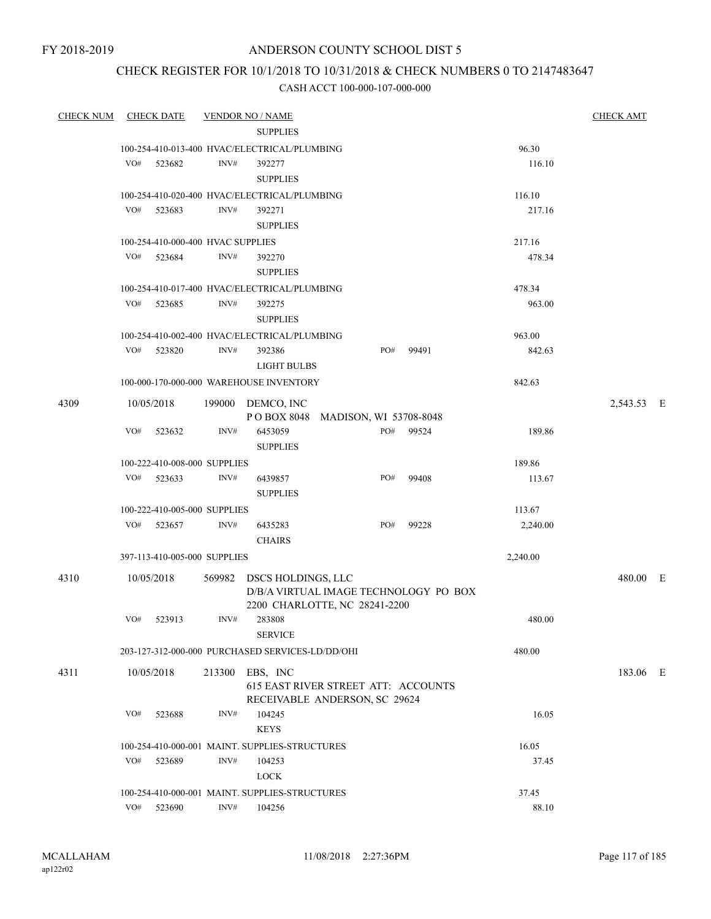FY 2018-2019

# ANDERSON COUNTY SCHOOL DIST 5

## CHECK REGISTER FOR 10/1/2018 TO 10/31/2018 & CHECK NUMBERS 0 TO 2147483647

### CASH ACCT 100-000-107-000-000

| CHECK NUM | CHECK DATE | VENDOR NO / NAME | | CHECK AMT |
|---|---|---|---|---|
| | | SUPPLIES | | |
| | | 100-254-410-013-400 HVAC/ELECTRICAL/PLUMBING | 96.30 | |
| | VO# 523682 | INV# 392277 SUPPLIES | 116.10 | |
| | | 100-254-410-020-400 HVAC/ELECTRICAL/PLUMBING | 116.10 | |
| | VO# 523683 | INV# 392271 SUPPLIES | 217.16 | |
| | | 100-254-410-000-400 HVAC SUPPLIES | 217.16 | |
| | VO# 523684 | INV# 392270 SUPPLIES | 478.34 | |
| | | 100-254-410-017-400 HVAC/ELECTRICAL/PLUMBING | 478.34 | |
| | VO# 523685 | INV# 392275 SUPPLIES | 963.00 | |
| | | 100-254-410-002-400 HVAC/ELECTRICAL/PLUMBING | 963.00 | |
| | VO# 523820 | INV# 392386 PO# 99491 LIGHT BULBS | 842.63 | |
| | | 100-000-170-000-000 WAREHOUSE INVENTORY | 842.63 | |
| 4309 | 10/05/2018 | 199000 DEMCO, INC P O BOX 8048 MADISON, WI 53708-8048 | | 2,543.53 E |
| | VO# 523632 | INV# 6453059 PO# 99524 SUPPLIES | 189.86 | |
| | | 100-222-410-008-000 SUPPLIES | 189.86 | |
| | VO# 523633 | INV# 6439857 PO# 99408 SUPPLIES | 113.67 | |
| | | 100-222-410-005-000 SUPPLIES | 113.67 | |
| | VO# 523657 | INV# 6435283 PO# 99228 CHAIRS | 2,240.00 | |
| | | 397-113-410-005-000 SUPPLIES | 2,240.00 | |
| 4310 | 10/05/2018 | 569982 DSCS HOLDINGS, LLC D/B/A VIRTUAL IMAGE TECHNOLOGY PO BOX 2200 CHARLOTTE, NC 28241-2200 | | 480.00 E |
| | VO# 523913 | INV# 283808 SERVICE | 480.00 | |
| | | 203-127-312-000-000 PURCHASED SERVICES-LD/DD/OHI | 480.00 | |
| 4311 | 10/05/2018 | 213300 EBS, INC 615 EAST RIVER STREET ATT: ACCOUNTS RECEIVABLE ANDERSON, SC 29624 | | 183.06 E |
| | VO# 523688 | INV# 104245 KEYS | 16.05 | |
| | | 100-254-410-000-001 MAINT. SUPPLIES-STRUCTURES | 16.05 | |
| | VO# 523689 | INV# 104253 LOCK | 37.45 | |
| | | 100-254-410-000-001 MAINT. SUPPLIES-STRUCTURES | 37.45 | |
| | VO# 523690 | INV# 104256 | 88.10 | |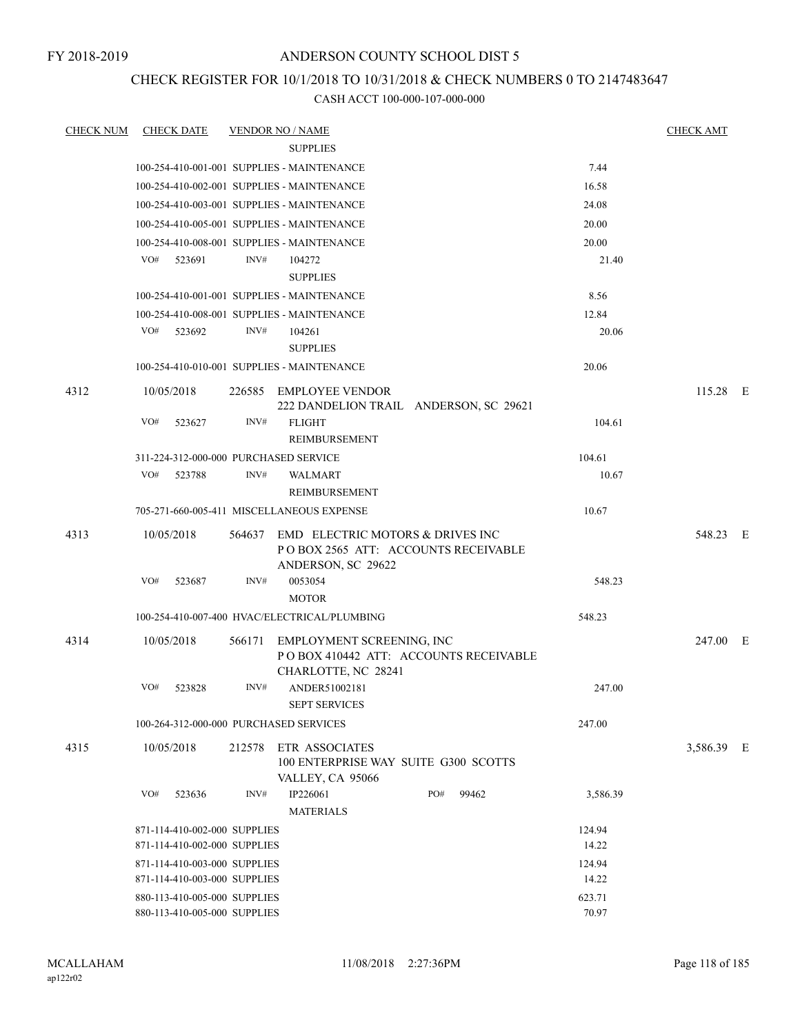FY 2018-2019

# ANDERSON COUNTY SCHOOL DIST 5

## CHECK REGISTER FOR 10/1/2018 TO 10/31/2018 & CHECK NUMBERS 0 TO 2147483647

CASH ACCT 100-000-107-000-000

| CHECK NUM | CHECK DATE | VENDOR NO / NAME | | CHECK AMT |
|---|---|---|---|---|
| | | SUPPLIES | | |
| | 100-254-410-001-001 SUPPLIES - MAINTENANCE | | 7.44 | |
| | 100-254-410-002-001 SUPPLIES - MAINTENANCE | | 16.58 | |
| | 100-254-410-003-001 SUPPLIES - MAINTENANCE | | 24.08 | |
| | 100-254-410-005-001 SUPPLIES - MAINTENANCE | | 20.00 | |
| | 100-254-410-008-001 SUPPLIES - MAINTENANCE | | 20.00 | |
| | VO# 523691 | INV# 104272 SUPPLIES | 21.40 | |
| | 100-254-410-001-001 SUPPLIES - MAINTENANCE | | 8.56 | |
| | 100-254-410-008-001 SUPPLIES - MAINTENANCE | | 12.84 | |
| | VO# 523692 | INV# 104261 SUPPLIES | 20.06 | |
| | 100-254-410-010-001 SUPPLIES - MAINTENANCE | | 20.06 | |
| 4312 | 10/05/2018 | 226585 EMPLOYEE VENDOR 222 DANDELION TRAIL ANDERSON, SC 29621 | | 115.28 E |
| | VO# 523627 | INV# FLIGHT REIMBURSEMENT | 104.61 | |
| | 311-224-312-000-000 PURCHASED SERVICE | | 104.61 | |
| | VO# 523788 | INV# WALMART REIMBURSEMENT | 10.67 | |
| | 705-271-660-005-411 MISCELLANEOUS EXPENSE | | 10.67 | |
| 4313 | 10/05/2018 | 564637 EMD ELECTRIC MOTORS & DRIVES INC P O BOX 2565 ATT: ACCOUNTS RECEIVABLE ANDERSON, SC 29622 | | 548.23 E |
| | VO# 523687 | INV# 0053054 MOTOR | 548.23 | |
| | 100-254-410-007-400 HVAC/ELECTRICAL/PLUMBING | | 548.23 | |
| 4314 | 10/05/2018 | 566171 EMPLOYMENT SCREENING, INC P O BOX 410442 ATT: ACCOUNTS RECEIVABLE CHARLOTTE, NC 28241 | | 247.00 E |
| | VO# 523828 | INV# ANDER51002181 SEPT SERVICES | 247.00 | |
| | 100-264-312-000-000 PURCHASED SERVICES | | 247.00 | |
| 4315 | 10/05/2018 | 212578 ETR ASSOCIATES 100 ENTERPRISE WAY SUITE G300 SCOTTS VALLEY, CA 95066 | | 3,586.39 E |
| | VO# 523636 | INV# IP226061 PO# 99462 MATERIALS | 3,586.39 | |
| | 871-114-410-002-000 SUPPLIES | | 124.94 | |
| | 871-114-410-002-000 SUPPLIES | | 14.22 | |
| | 871-114-410-003-000 SUPPLIES | | 124.94 | |
| | 871-114-410-003-000 SUPPLIES | | 14.22 | |
| | 880-113-410-005-000 SUPPLIES | | 623.71 | |
| | 880-113-410-005-000 SUPPLIES | | 70.97 | |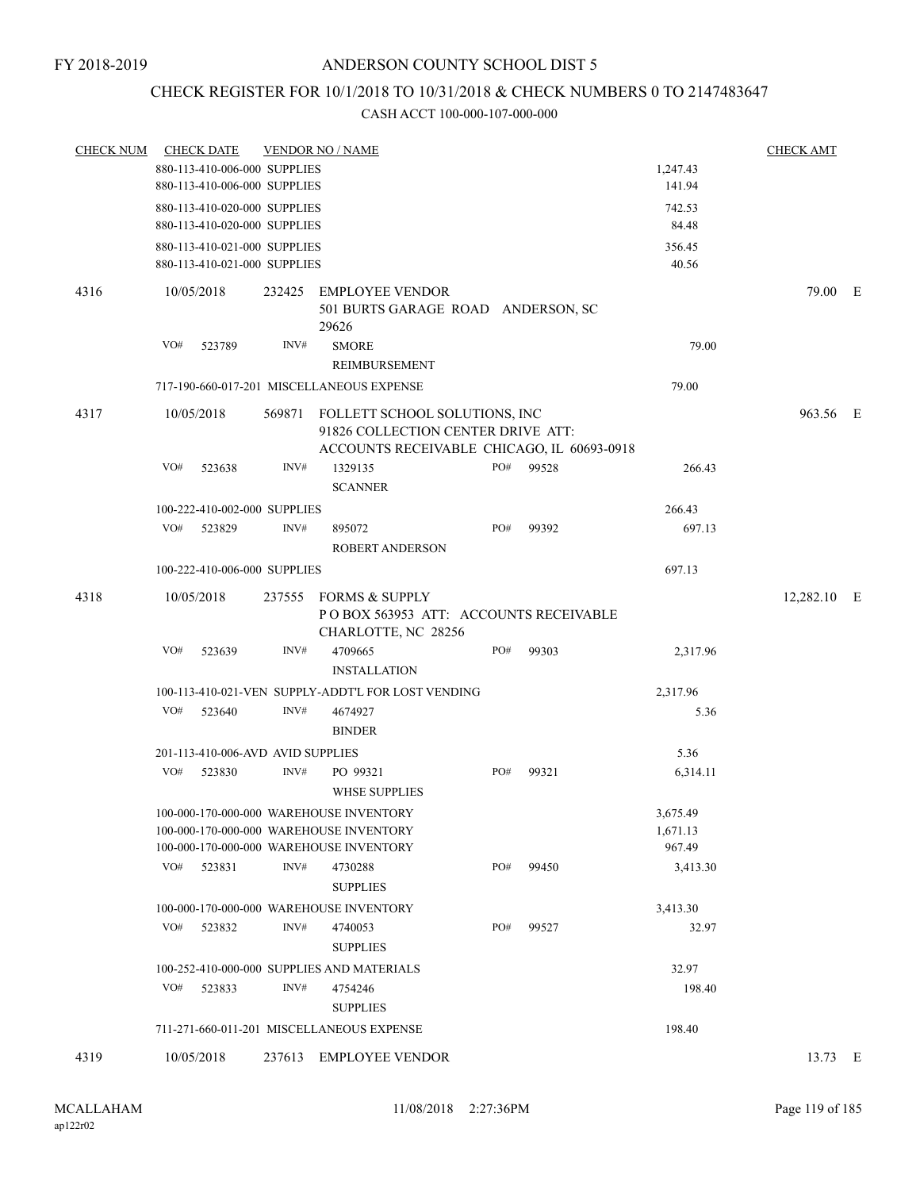FY 2018-2019

# ANDERSON COUNTY SCHOOL DIST 5

## CHECK REGISTER FOR 10/1/2018 TO 10/31/2018 & CHECK NUMBERS 0 TO 2147483647

CASH ACCT 100-000-107-000-000

| CHECK NUM | CHECK DATE | VENDOR NO / NAME | | CHECK AMT | |
|---|---|---|---|---|---|
| | 880-113-410-006-000 SUPPLIES | | 1,247.43 | | |
| | 880-113-410-006-000 SUPPLIES | | 141.94 | | |
| | 880-113-410-020-000 SUPPLIES | | 742.53 | | |
| | 880-113-410-020-000 SUPPLIES | | 84.48 | | |
| | 880-113-410-021-000 SUPPLIES | | 356.45 | | |
| | 880-113-410-021-000 SUPPLIES | | 40.56 | | |
| 4316 | 10/05/2018 | 232425 EMPLOYEE VENDOR 501 BURTS GARAGE ROAD ANDERSON, SC 29626 | | 79.00 | E |
| | VO# 523789 | INV# SMORE REIMBURSEMENT | 79.00 | | |
| | 717-190-660-017-201 MISCELLANEOUS EXPENSE | | 79.00 | | |
| 4317 | 10/05/2018 | 569871 FOLLETT SCHOOL SOLUTIONS, INC 91826 COLLECTION CENTER DRIVE ATT: ACCOUNTS RECEIVABLE CHICAGO, IL 60693-0918 | | 963.56 | E |
| | VO# 523638 | INV# 1329135 SCANNER PO# 99528 | 266.43 | | |
| | 100-222-410-002-000 SUPPLIES | | 266.43 | | |
| | VO# 523829 | INV# 895072 ROBERT ANDERSON PO# 99392 | 697.13 | | |
| | 100-222-410-006-000 SUPPLIES | | 697.13 | | |
| 4318 | 10/05/2018 | 237555 FORMS & SUPPLY P O BOX 563953 ATT: ACCOUNTS RECEIVABLE CHARLOTTE, NC 28256 | | 12,282.10 | E |
| | VO# 523639 | INV# 4709665 INSTALLATION PO# 99303 | 2,317.96 | | |
| | 100-113-410-021-VEN SUPPLY-ADDT'L FOR LOST VENDING | | 2,317.96 | | |
| | VO# 523640 | INV# 4674927 BINDER | 5.36 | | |
| | 201-113-410-006-AVD AVID SUPPLIES | | 5.36 | | |
| | VO# 523830 | INV# PO 99321 WHSE SUPPLIES PO# 99321 | 6,314.11 | | |
| | 100-000-170-000-000 WAREHOUSE INVENTORY | | 3,675.49 | | |
| | 100-000-170-000-000 WAREHOUSE INVENTORY | | 1,671.13 | | |
| | 100-000-170-000-000 WAREHOUSE INVENTORY | | 967.49 | | |
| | VO# 523831 | INV# 4730288 SUPPLIES PO# 99450 | 3,413.30 | | |
| | 100-000-170-000-000 WAREHOUSE INVENTORY | | 3,413.30 | | |
| | VO# 523832 | INV# 4740053 SUPPLIES PO# 99527 | 32.97 | | |
| | 100-252-410-000-000 SUPPLIES AND MATERIALS | | 32.97 | | |
| | VO# 523833 | INV# 4754246 SUPPLIES | 198.40 | | |
| | 711-271-660-011-201 MISCELLANEOUS EXPENSE | | 198.40 | | |
| 4319 | 10/05/2018 | 237613 EMPLOYEE VENDOR | | 13.73 | E |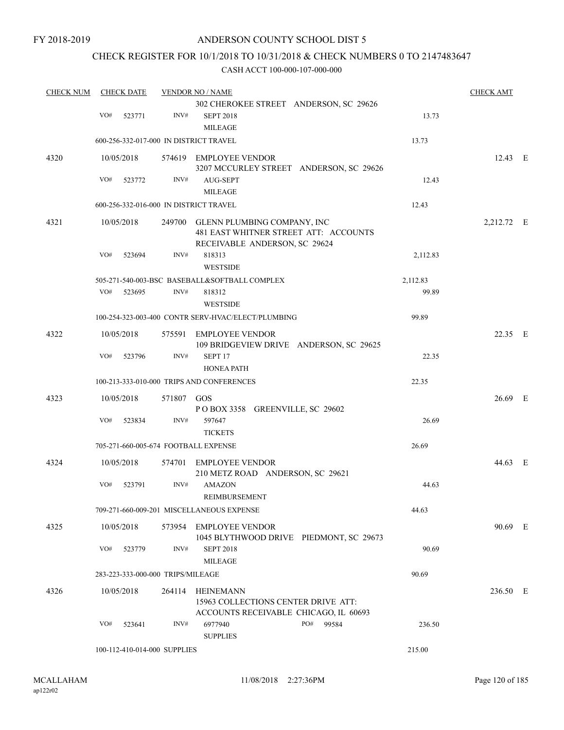FY 2018-2019

# ANDERSON COUNTY SCHOOL DIST 5

## CHECK REGISTER FOR 10/1/2018 TO 10/31/2018 & CHECK NUMBERS 0 TO 2147483647

### CASH ACCT 100-000-107-000-000

| CHECK NUM | CHECK DATE | VENDOR NO / NAME | | CHECK AMT | |
|---|---|---|---|---|---|
| | | 302 CHEROKEE STREET ANDERSON, SC 29626 | | | |
| | VO# 523771 | INV# SEPT 2018 MILEAGE | 13.73 | | |
| | 600-256-332-017-000 IN DISTRICT TRAVEL | | 13.73 | | |
| 4320 | 10/05/2018 | 574619 EMPLOYEE VENDOR 3207 MCCURLEY STREET ANDERSON, SC 29626 | | 12.43 | E |
| | VO# 523772 | INV# AUG-SEPT MILEAGE | 12.43 | | |
| | 600-256-332-016-000 IN DISTRICT TRAVEL | | 12.43 | | |
| 4321 | 10/05/2018 | 249700 GLENN PLUMBING COMPANY, INC 481 EAST WHITNER STREET ATT: ACCOUNTS RECEIVABLE ANDERSON, SC 29624 | | 2,212.72 | E |
| | VO# 523694 | INV# 818313 WESTSIDE | 2,112.83 | | |
| | 505-271-540-003-BSC BASEBALL&SOFTBALL COMPLEX | | 2,112.83 | | |
| | VO# 523695 | INV# 818312 WESTSIDE | 99.89 | | |
| | 100-254-323-003-400 CONTR SERV-HVAC/ELECT/PLUMBING | | 99.89 | | |
| 4322 | 10/05/2018 | 575591 EMPLOYEE VENDOR 109 BRIDGEVIEW DRIVE ANDERSON, SC 29625 | | 22.35 | E |
| | VO# 523796 | INV# SEPT 17 HONEA PATH | 22.35 | | |
| | 100-213-333-010-000 TRIPS AND CONFERENCES | | 22.35 | | |
| 4323 | 10/05/2018 | 571807 GOS P O BOX 3358 GREENVILLE, SC 29602 | | 26.69 | E |
| | VO# 523834 | INV# 597647 TICKETS | 26.69 | | |
| | 705-271-660-005-674 FOOTBALL EXPENSE | | 26.69 | | |
| 4324 | 10/05/2018 | 574701 EMPLOYEE VENDOR 210 METZ ROAD ANDERSON, SC 29621 | | 44.63 | E |
| | VO# 523791 | INV# AMAZON REIMBURSEMENT | 44.63 | | |
| | 709-271-660-009-201 MISCELLANEOUS EXPENSE | | 44.63 | | |
| 4325 | 10/05/2018 | 573954 EMPLOYEE VENDOR 1045 BLYTHWOOD DRIVE PIEDMONT, SC 29673 | | 90.69 | E |
| | VO# 523779 | INV# SEPT 2018 MILEAGE | 90.69 | | |
| | 283-223-333-000-000 TRIPS/MILEAGE | | 90.69 | | |
| 4326 | 10/05/2018 | 264114 HEINEMANN 15963 COLLECTIONS CENTER DRIVE ATT: ACCOUNTS RECEIVABLE CHICAGO, IL 60693 | | 236.50 | E |
| | VO# 523641 | INV# 6977940 PO# 99584 SUPPLIES | 236.50 | | |
| | 100-112-410-014-000 SUPPLIES | | 215.00 | | |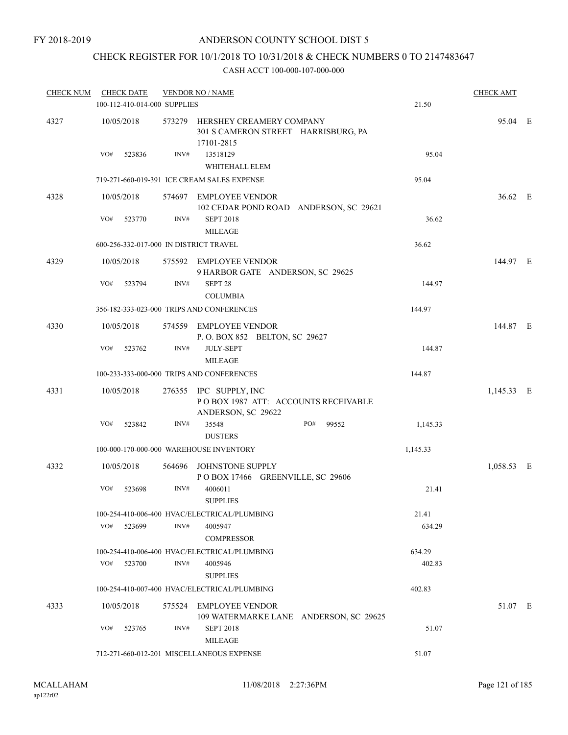FY 2018-2019

# ANDERSON COUNTY SCHOOL DIST 5

## CHECK REGISTER FOR 10/1/2018 TO 10/31/2018 & CHECK NUMBERS 0 TO 2147483647

### CASH ACCT 100-000-107-000-000

| CHECK NUM | CHECK DATE | VENDOR NO / NAME | | CHECK AMT |
|---|---|---|---|---|
| | 100-112-410-014-000 SUPPLIES | | 21.50 | |
| 4327 | 10/05/2018 | 573279 HERSHEY CREAMERY COMPANY<br>301 S CAMERON STREET HARRISBURG, PA 17101-2815 | | 95.04 E |
| | VO# 523836 | INV# 13518129<br>WHITEHALL ELEM | 95.04 | |
| | 719-271-660-019-391 ICE CREAM SALES EXPENSE | | 95.04 | |
| 4328 | 10/05/2018 | 574697 EMPLOYEE VENDOR<br>102 CEDAR POND ROAD ANDERSON, SC 29621 | | 36.62 E |
| | VO# 523770 | INV# SEPT 2018<br>MILEAGE | 36.62 | |
| | 600-256-332-017-000 IN DISTRICT TRAVEL | | 36.62 | |
| 4329 | 10/05/2018 | 575592 EMPLOYEE VENDOR<br>9 HARBOR GATE ANDERSON, SC 29625 | | 144.97 E |
| | VO# 523794 | INV# SEPT 28<br>COLUMBIA | 144.97 | |
| | 356-182-333-023-000 TRIPS AND CONFERENCES | | 144.97 | |
| 4330 | 10/05/2018 | 574559 EMPLOYEE VENDOR<br>P. O. BOX 852 BELTON, SC 29627 | | 144.87 E |
| | VO# 523762 | INV# JULY-SEPT<br>MILEAGE | 144.87 | |
| | 100-233-333-000-000 TRIPS AND CONFERENCES | | 144.87 | |
| 4331 | 10/05/2018 | 276355 IPC SUPPLY, INC<br>P O BOX 1987 ATT: ACCOUNTS RECEIVABLE<br>ANDERSON, SC 29622 | | 1,145.33 E |
| | VO# 523842 | INV# 35548 PO# 99552<br>DUSTERS | 1,145.33 | |
| | 100-000-170-000-000 WAREHOUSE INVENTORY | | 1,145.33 | |
| 4332 | 10/05/2018 | 564696 JOHNSTONE SUPPLY<br>P O BOX 17466 GREENVILLE, SC 29606 | | 1,058.53 E |
| | VO# 523698 | INV# 4006011<br>SUPPLIES | 21.41 | |
| | 100-254-410-006-400 HVAC/ELECTRICAL/PLUMBING | | 21.41 | |
| | VO# 523699 | INV# 4005947<br>COMPRESSOR | 634.29 | |
| | 100-254-410-006-400 HVAC/ELECTRICAL/PLUMBING | | 634.29 | |
| | VO# 523700 | INV# 4005946<br>SUPPLIES | 402.83 | |
| | 100-254-410-007-400 HVAC/ELECTRICAL/PLUMBING | | 402.83 | |
| 4333 | 10/05/2018 | 575524 EMPLOYEE VENDOR<br>109 WATERMARKE LANE ANDERSON, SC 29625 | | 51.07 E |
| | VO# 523765 | INV# SEPT 2018<br>MILEAGE | 51.07 | |
| | 712-271-660-012-201 MISCELLANEOUS EXPENSE | | 51.07 | |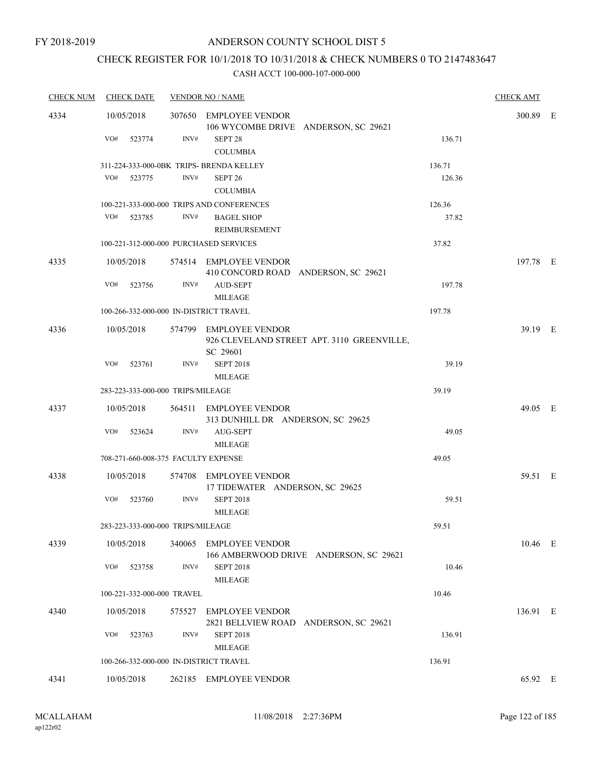FY 2018-2019

# ANDERSON COUNTY SCHOOL DIST 5

## CHECK REGISTER FOR 10/1/2018 TO 10/31/2018 & CHECK NUMBERS 0 TO 2147483647

### CASH ACCT 100-000-107-000-000

| CHECK NUM | CHECK DATE | VENDOR NO / NAME | | CHECK AMT | |
|---|---|---|---|---|---|
| 4334 | 10/05/2018 | 307650 EMPLOYEE VENDOR<br>106 WYCOMBE DRIVE ANDERSON, SC 29621 | | 300.89 | E |
| | VO# 523774 | INV# SEPT 28<br>COLUMBIA | 136.71 | | |
| | 311-224-333-000-0BK TRIPS- BRENDA KELLEY | | 136.71 | | |
| | VO# 523775 | INV# SEPT 26<br>COLUMBIA | 126.36 | | |
| | 100-221-333-000-000 TRIPS AND CONFERENCES | | 126.36 | | |
| | VO# 523785 | INV# BAGEL SHOP<br>REIMBURSEMENT | 37.82 | | |
| | 100-221-312-000-000 PURCHASED SERVICES | | 37.82 | | |
| 4335 | 10/05/2018 | 574514 EMPLOYEE VENDOR<br>410 CONCORD ROAD ANDERSON, SC 29621 | | 197.78 | E |
| | VO# 523756 | INV# AUD-SEPT<br>MILEAGE | 197.78 | | |
| | 100-266-332-000-000 IN-DISTRICT TRAVEL | | 197.78 | | |
| 4336 | 10/05/2018 | 574799 EMPLOYEE VENDOR<br>926 CLEVELAND STREET APT. 3110 GREENVILLE, SC 29601 | | 39.19 | E |
| | VO# 523761 | INV# SEPT 2018<br>MILEAGE | 39.19 | | |
| | 283-223-333-000-000 TRIPS/MILEAGE | | 39.19 | | |
| 4337 | 10/05/2018 | 564511 EMPLOYEE VENDOR<br>313 DUNHILL DR ANDERSON, SC 29625 | | 49.05 | E |
| | VO# 523624 | INV# AUG-SEPT<br>MILEAGE | 49.05 | | |
| | 708-271-660-008-375 FACULTY EXPENSE | | 49.05 | | |
| 4338 | 10/05/2018 | 574708 EMPLOYEE VENDOR<br>17 TIDEWATER ANDERSON, SC 29625 | | 59.51 | E |
| | VO# 523760 | INV# SEPT 2018<br>MILEAGE | 59.51 | | |
| | 283-223-333-000-000 TRIPS/MILEAGE | | 59.51 | | |
| 4339 | 10/05/2018 | 340065 EMPLOYEE VENDOR<br>166 AMBERWOOD DRIVE ANDERSON, SC 29621 | | 10.46 | E |
| | VO# 523758 | INV# SEPT 2018<br>MILEAGE | 10.46 | | |
| | 100-221-332-000-000 TRAVEL | | 10.46 | | |
| 4340 | 10/05/2018 | 575527 EMPLOYEE VENDOR<br>2821 BELLVIEW ROAD ANDERSON, SC 29621 | | 136.91 | E |
| | VO# 523763 | INV# SEPT 2018<br>MILEAGE | 136.91 | | |
| | 100-266-332-000-000 IN-DISTRICT TRAVEL | | 136.91 | | |
| 4341 | 10/05/2018 | 262185 EMPLOYEE VENDOR | | 65.92 | E |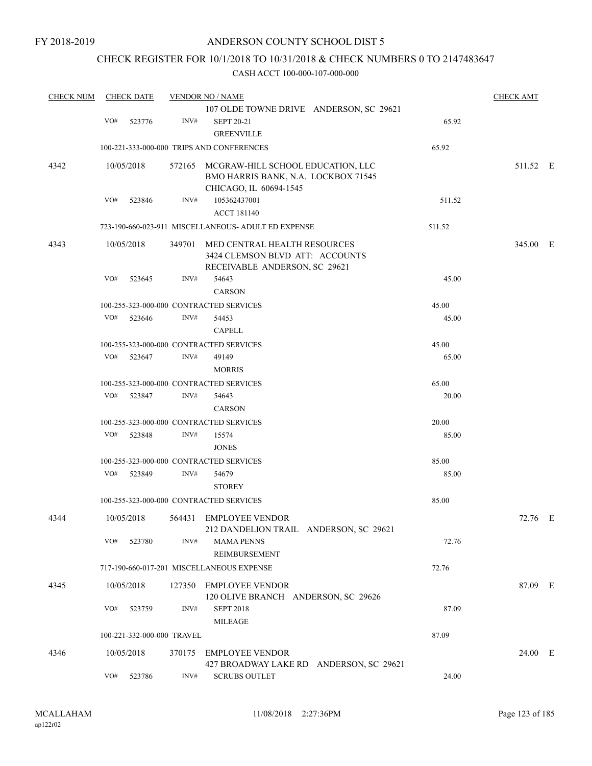FY 2018-2019

# ANDERSON COUNTY SCHOOL DIST 5

## CHECK REGISTER FOR 10/1/2018 TO 10/31/2018 & CHECK NUMBERS 0 TO 2147483647

### CASH ACCT 100-000-107-000-000

| CHECK NUM | CHECK DATE | VENDOR NO / NAME | | CHECK AMT | |
|---|---|---|---|---|---|
| | | 107 OLDE TOWNE DRIVE ANDERSON, SC 29621 | | | |
| | VO# 523776 | INV# SEPT 20-21 GREENVILLE | 65.92 | | |
| | | 100-221-333-000-000 TRIPS AND CONFERENCES | 65.92 | | |
| 4342 | 10/05/2018 | 572165 MCGRAW-HILL SCHOOL EDUCATION, LLC BMO HARRIS BANK, N.A. LOCKBOX 71545 CHICAGO, IL 60694-1545 | | 511.52 | E |
| | VO# 523846 | INV# 105362437001 ACCT 181140 | 511.52 | | |
| | | 723-190-660-023-911 MISCELLANEOUS- ADULT ED EXPENSE | 511.52 | | |
| 4343 | 10/05/2018 | 349701 MED CENTRAL HEALTH RESOURCES 3424 CLEMSON BLVD ATT: ACCOUNTS RECEIVABLE ANDERSON, SC 29621 | | 345.00 | E |
| | VO# 523645 | INV# 54643 CARSON | 45.00 | | |
| | | 100-255-323-000-000 CONTRACTED SERVICES | 45.00 | | |
| | VO# 523646 | INV# 54453 CAPELL | 45.00 | | |
| | | 100-255-323-000-000 CONTRACTED SERVICES | 45.00 | | |
| | VO# 523647 | INV# 49149 MORRIS | 65.00 | | |
| | | 100-255-323-000-000 CONTRACTED SERVICES | 65.00 | | |
| | VO# 523847 | INV# 54643 CARSON | 20.00 | | |
| | | 100-255-323-000-000 CONTRACTED SERVICES | 20.00 | | |
| | VO# 523848 | INV# 15574 JONES | 85.00 | | |
| | | 100-255-323-000-000 CONTRACTED SERVICES | 85.00 | | |
| | VO# 523849 | INV# 54679 STOREY | 85.00 | | |
| | | 100-255-323-000-000 CONTRACTED SERVICES | 85.00 | | |
| 4344 | 10/05/2018 | 564431 EMPLOYEE VENDOR 212 DANDELION TRAIL ANDERSON, SC 29621 | | 72.76 | E |
| | VO# 523780 | INV# MAMA PENNS REIMBURSEMENT | 72.76 | | |
| | | 717-190-660-017-201 MISCELLANEOUS EXPENSE | 72.76 | | |
| 4345 | 10/05/2018 | 127350 EMPLOYEE VENDOR 120 OLIVE BRANCH ANDERSON, SC 29626 | | 87.09 | E |
| | VO# 523759 | INV# SEPT 2018 MILEAGE | 87.09 | | |
| | | 100-221-332-000-000 TRAVEL | 87.09 | | |
| 4346 | 10/05/2018 | 370175 EMPLOYEE VENDOR 427 BROADWAY LAKE RD ANDERSON, SC 29621 | | 24.00 | E |
| | VO# 523786 | INV# SCRUBS OUTLET | 24.00 | | |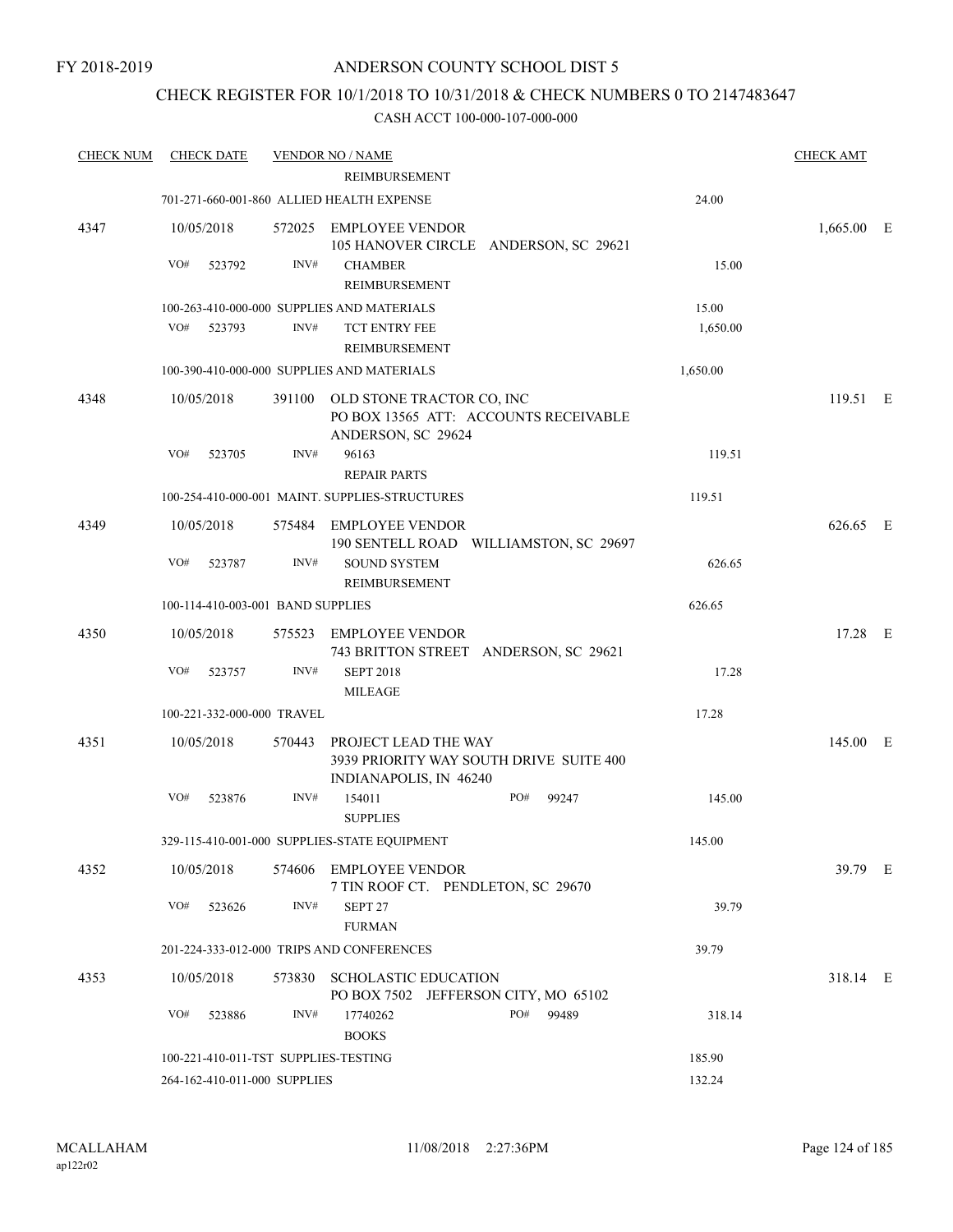FY 2018-2019

# ANDERSON COUNTY SCHOOL DIST 5

## CHECK REGISTER FOR 10/1/2018 TO 10/31/2018 & CHECK NUMBERS 0 TO 2147483647

### CASH ACCT 100-000-107-000-000

| CHECK NUM | CHECK DATE | VENDOR NO / NAME | | CHECK AMT |
|---|---|---|---|---|
| | | REIMBURSEMENT | | |
| | 701-271-660-001-860 ALLIED HEALTH EXPENSE | | 24.00 | |
| 4347 | 10/05/2018 | 572025 EMPLOYEE VENDOR<br>105 HANOVER CIRCLE ANDERSON, SC 29621 | | 1,665.00 E |
| | VO# 523792 | INV# CHAMBER<br>REIMBURSEMENT | 15.00 | |
| | 100-263-410-000-000 SUPPLIES AND MATERIALS | | 15.00 | |
| | VO# 523793 | INV# TCT ENTRY FEE<br>REIMBURSEMENT | 1,650.00 | |
| | 100-390-410-000-000 SUPPLIES AND MATERIALS | | 1,650.00 | |
| 4348 | 10/05/2018 | 391100 OLD STONE TRACTOR CO, INC<br>PO BOX 13565 ATT: ACCOUNTS RECEIVABLE<br>ANDERSON, SC 29624 | | 119.51 E |
| | VO# 523705 | INV# 96163<br>REPAIR PARTS | 119.51 | |
| | 100-254-410-000-001 MAINT. SUPPLIES-STRUCTURES | | 119.51 | |
| 4349 | 10/05/2018 | 575484 EMPLOYEE VENDOR<br>190 SENTELL ROAD WILLIAMSTON, SC 29697 | | 626.65 E |
| | VO# 523787 | INV# SOUND SYSTEM<br>REIMBURSEMENT | 626.65 | |
| | 100-114-410-003-001 BAND SUPPLIES | | 626.65 | |
| 4350 | 10/05/2018 | 575523 EMPLOYEE VENDOR<br>743 BRITTON STREET ANDERSON, SC 29621 | | 17.28 E |
| | VO# 523757 | INV# SEPT 2018<br>MILEAGE | 17.28 | |
| | 100-221-332-000-000 TRAVEL | | 17.28 | |
| 4351 | 10/05/2018 | 570443 PROJECT LEAD THE WAY<br>3939 PRIORITY WAY SOUTH DRIVE SUITE 400<br>INDIANAPOLIS, IN 46240 | | 145.00 E |
| | VO# 523876 | INV# 154011 PO# 99247<br>SUPPLIES | 145.00 | |
| | 329-115-410-001-000 SUPPLIES-STATE EQUIPMENT | | 145.00 | |
| 4352 | 10/05/2018 | 574606 EMPLOYEE VENDOR<br>7 TIN ROOF CT. PENDLETON, SC 29670 | | 39.79 E |
| | VO# 523626 | INV# SEPT 27<br>FURMAN | 39.79 | |
| | 201-224-333-012-000 TRIPS AND CONFERENCES | | 39.79 | |
| 4353 | 10/05/2018 | 573830 SCHOLASTIC EDUCATION<br>PO BOX 7502 JEFFERSON CITY, MO 65102 | | 318.14 E |
| | VO# 523886 | INV# 17740262 PO# 99489<br>BOOKS | 318.14 | |
| | 100-221-410-011-TST SUPPLIES-TESTING | | 185.90 | |
| | 264-162-410-011-000 SUPPLIES | | 132.24 | |

MCALLAHAM
ap122r02

11/08/2018 2:27:36PM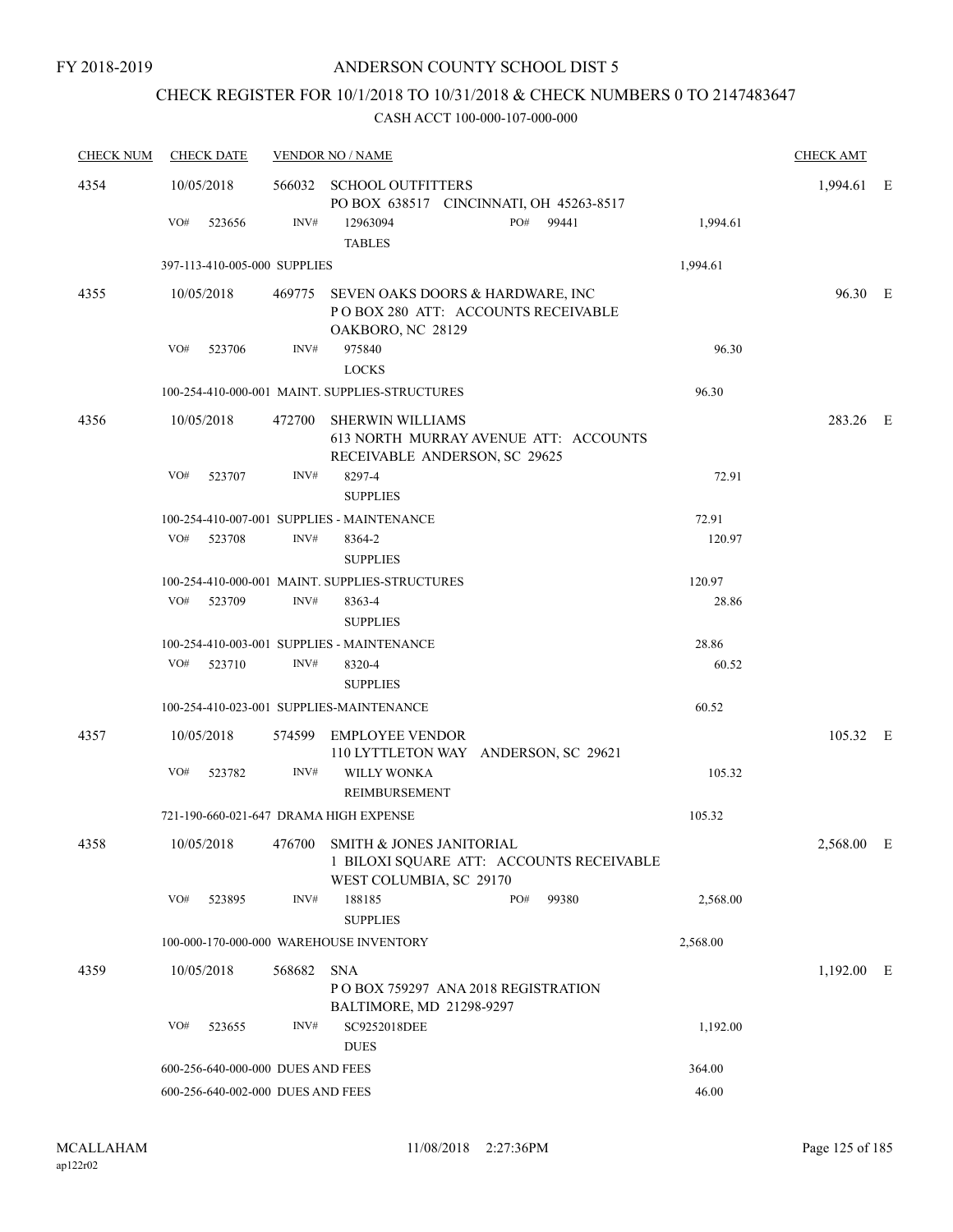FY 2018-2019

# ANDERSON COUNTY SCHOOL DIST 5

## CHECK REGISTER FOR 10/1/2018 TO 10/31/2018 & CHECK NUMBERS 0 TO 2147483647

### CASH ACCT 100-000-107-000-000

| CHECK NUM | CHECK DATE | VENDOR NO / NAME | | | CHECK AMT | |
|---|---|---|---|---|---|---|
| 4354 | 10/05/2018 | 566032 SCHOOL OUTFITTERS<br>PO BOX 638517 CINCINNATI, OH 45263-8517 | | | 1,994.61 | E |
| | VO# 523656 | INV# 12963094<br>TABLES | PO# 99441 | 1,994.61 | | |
| | 397-113-410-005-000 SUPPLIES | | | 1,994.61 | | |
| 4355 | 10/05/2018 | 469775 SEVEN OAKS DOORS & HARDWARE, INC<br>P O BOX 280 ATT: ACCOUNTS RECEIVABLE<br>OAKBORO, NC 28129 | | | 96.30 | E |
| | VO# 523706 | INV# 975840<br>LOCKS | | 96.30 | | |
| | 100-254-410-000-001 MAINT. SUPPLIES-STRUCTURES | | | 96.30 | | |
| 4356 | 10/05/2018 | 472700 SHERWIN WILLIAMS<br>613 NORTH MURRAY AVENUE ATT: ACCOUNTS<br>RECEIVABLE ANDERSON, SC 29625 | | | 283.26 | E |
| | VO# 523707 | INV# 8297-4<br>SUPPLIES | | 72.91 | | |
| | 100-254-410-007-001 SUPPLIES - MAINTENANCE | | | 72.91 | | |
| | VO# 523708 | INV# 8364-2<br>SUPPLIES | | 120.97 | | |
| | 100-254-410-000-001 MAINT. SUPPLIES-STRUCTURES | | | 120.97 | | |
| | VO# 523709 | INV# 8363-4<br>SUPPLIES | | 28.86 | | |
| | 100-254-410-003-001 SUPPLIES - MAINTENANCE | | | 28.86 | | |
| | VO# 523710 | INV# 8320-4<br>SUPPLIES | | 60.52 | | |
| | 100-254-410-023-001 SUPPLIES-MAINTENANCE | | | 60.52 | | |
| 4357 | 10/05/2018 | 574599 EMPLOYEE VENDOR<br>110 LYTTLETON WAY ANDERSON, SC 29621 | | | 105.32 | E |
| | VO# 523782 | INV# WILLY WONKA<br>REIMBURSEMENT | | 105.32 | | |
| | 721-190-660-021-647 DRAMA HIGH EXPENSE | | | 105.32 | | |
| 4358 | 10/05/2018 | 476700 SMITH & JONES JANITORIAL<br>1 BILOXI SQUARE ATT: ACCOUNTS RECEIVABLE<br>WEST COLUMBIA, SC 29170 | | | 2,568.00 | E |
| | VO# 523895 | INV# 188185<br>SUPPLIES | PO# 99380 | 2,568.00 | | |
| | 100-000-170-000-000 WAREHOUSE INVENTORY | | | 2,568.00 | | |
| 4359 | 10/05/2018 | 568682 SNA<br>P O BOX 759297 ANA 2018 REGISTRATION<br>BALTIMORE, MD 21298-9297 | | | 1,192.00 | E |
| | VO# 523655 | INV# SC9252018DEE<br>DUES | | 1,192.00 | | |
| | 600-256-640-000-000 DUES AND FEES | | | 364.00 | | |
| | 600-256-640-002-000 DUES AND FEES | | | 46.00 | | |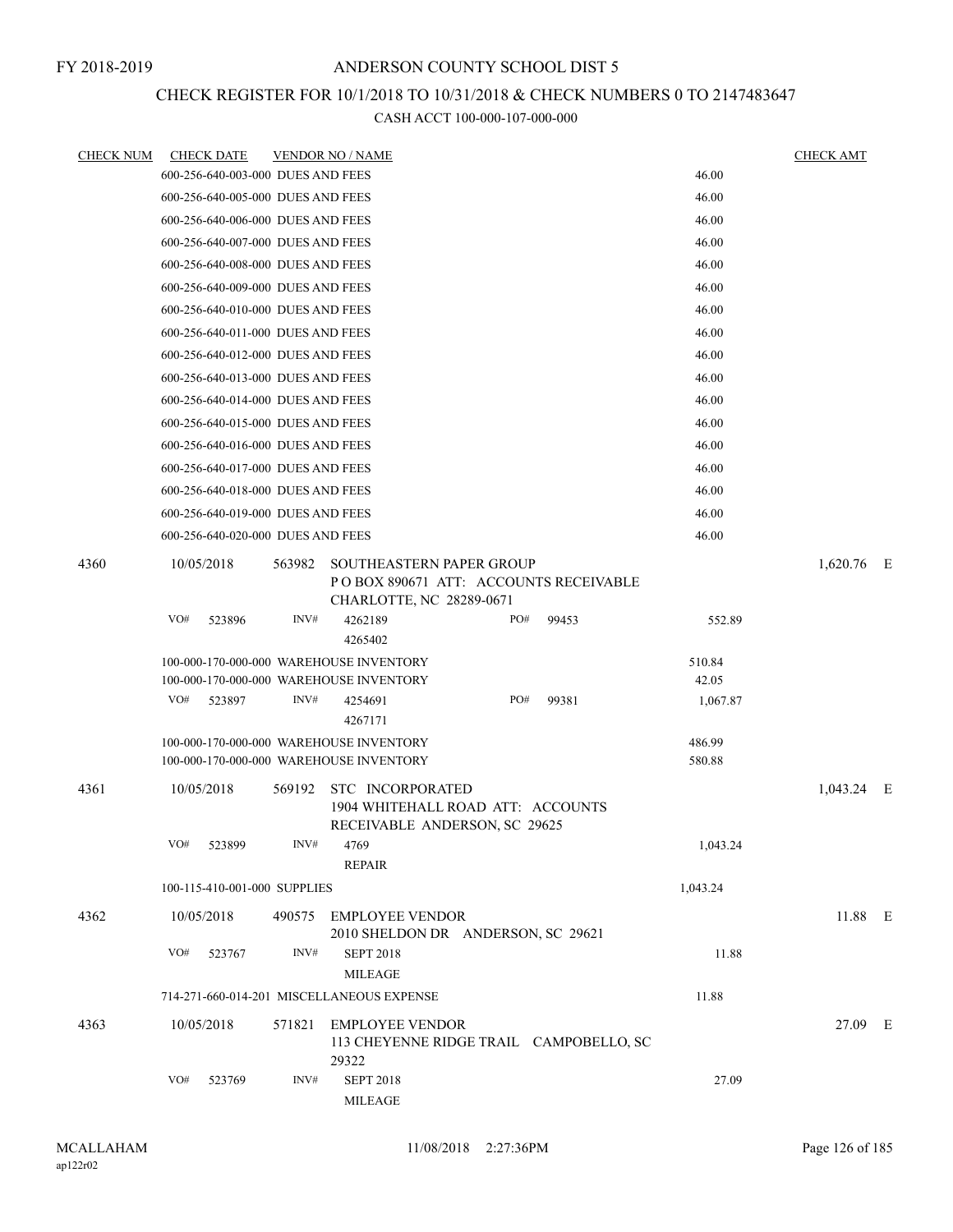FY 2018-2019

# ANDERSON COUNTY SCHOOL DIST 5

## CHECK REGISTER FOR 10/1/2018 TO 10/31/2018 & CHECK NUMBERS 0 TO 2147483647

### CASH ACCT 100-000-107-000-000

| CHECK NUM | CHECK DATE | VENDOR NO / NAME | | CHECK AMT | |
|---|---|---|---|---|---|
| | 600-256-640-003-000 DUES AND FEES | | 46.00 | | |
| | 600-256-640-005-000 DUES AND FEES | | 46.00 | | |
| | 600-256-640-006-000 DUES AND FEES | | 46.00 | | |
| | 600-256-640-007-000 DUES AND FEES | | 46.00 | | |
| | 600-256-640-008-000 DUES AND FEES | | 46.00 | | |
| | 600-256-640-009-000 DUES AND FEES | | 46.00 | | |
| | 600-256-640-010-000 DUES AND FEES | | 46.00 | | |
| | 600-256-640-011-000 DUES AND FEES | | 46.00 | | |
| | 600-256-640-012-000 DUES AND FEES | | 46.00 | | |
| | 600-256-640-013-000 DUES AND FEES | | 46.00 | | |
| | 600-256-640-014-000 DUES AND FEES | | 46.00 | | |
| | 600-256-640-015-000 DUES AND FEES | | 46.00 | | |
| | 600-256-640-016-000 DUES AND FEES | | 46.00 | | |
| | 600-256-640-017-000 DUES AND FEES | | 46.00 | | |
| | 600-256-640-018-000 DUES AND FEES | | 46.00 | | |
| | 600-256-640-019-000 DUES AND FEES | | 46.00 | | |
| | 600-256-640-020-000 DUES AND FEES | | 46.00 | | |
| 4360 | 10/05/2018 | 563982 SOUTHEASTERN PAPER GROUP<br>P O BOX 890671 ATT: ACCOUNTS RECEIVABLE<br>CHARLOTTE, NC 28289-0671 | | 1,620.76 | E |
| | VO# 523896 | INV# 4262189<br>4265402 PO# 99453 | 552.89 | | |
| | 100-000-170-000-000 WAREHOUSE INVENTORY | | 510.84 | | |
| | 100-000-170-000-000 WAREHOUSE INVENTORY | | 42.05 | | |
| | VO# 523897 | INV# 4254691<br>4267171 PO# 99381 | 1,067.87 | | |
| | 100-000-170-000-000 WAREHOUSE INVENTORY | | 486.99 | | |
| | 100-000-170-000-000 WAREHOUSE INVENTORY | | 580.88 | | |
| 4361 | 10/05/2018 | 569192 STC INCORPORATED<br>1904 WHITEHALL ROAD ATT: ACCOUNTS<br>RECEIVABLE ANDERSON, SC 29625 | | 1,043.24 | E |
| | VO# 523899 | INV# 4769<br>REPAIR | 1,043.24 | | |
| | 100-115-410-001-000 SUPPLIES | | 1,043.24 | | |
| 4362 | 10/05/2018 | 490575 EMPLOYEE VENDOR<br>2010 SHELDON DR ANDERSON, SC 29621 | | 11.88 | E |
| | VO# 523767 | INV# SEPT 2018<br>MILEAGE | 11.88 | | |
| | 714-271-660-014-201 MISCELLANEOUS EXPENSE | | 11.88 | | |
| 4363 | 10/05/2018 | 571821 EMPLOYEE VENDOR<br>113 CHEYENNE RIDGE TRAIL CAMPOBELLO, SC<br>29322 | | 27.09 | E |
| | VO# 523769 | INV# SEPT 2018<br>MILEAGE | 27.09 | | |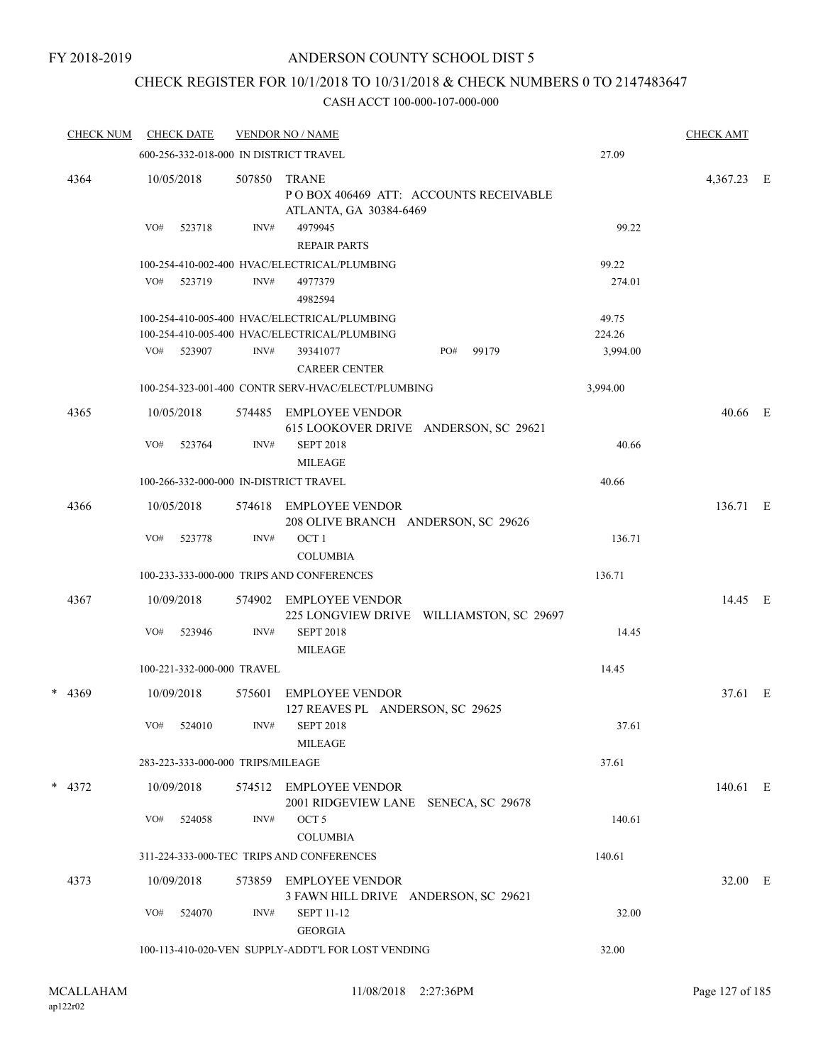FY 2018-2019

# ANDERSON COUNTY SCHOOL DIST 5

## CHECK REGISTER FOR 10/1/2018 TO 10/31/2018 & CHECK NUMBERS 0 TO 2147483647

### CASH ACCT 100-000-107-000-000

| CHECK NUM | CHECK DATE | VENDOR NO / NAME | | CHECK AMT |
|---|---|---|---|---|
| | 600-256-332-018-000 IN DISTRICT TRAVEL | | 27.09 | |
| 4364 | 10/05/2018 | 507850 TRANE<br>P O BOX 406469 ATT: ACCOUNTS RECEIVABLE<br>ATLANTA, GA 30384-6469 | | 4,367.23 E |
| | VO# 523718 | INV# 4979945<br>REPAIR PARTS | 99.22 | |
| | 100-254-410-002-400 HVAC/ELECTRICAL/PLUMBING | | 99.22 | |
| | VO# 523719 | INV# 4977379<br>4982594 | 274.01 | |
| | 100-254-410-005-400 HVAC/ELECTRICAL/PLUMBING | | 49.75 | |
| | 100-254-410-005-400 HVAC/ELECTRICAL/PLUMBING | | 224.26 | |
| | VO# 523907 | INV# 39341077 PO# 99179<br>CAREER CENTER | 3,994.00 | |
| | 100-254-323-001-400 CONTR SERV-HVAC/ELECT/PLUMBING | | 3,994.00 | |
| 4365 | 10/05/2018 | 574485 EMPLOYEE VENDOR<br>615 LOOKOVER DRIVE ANDERSON, SC 29621 | | 40.66 E |
| | VO# 523764 | INV# SEPT 2018<br>MILEAGE | 40.66 | |
| | 100-266-332-000-000 IN-DISTRICT TRAVEL | | 40.66 | |
| 4366 | 10/05/2018 | 574618 EMPLOYEE VENDOR<br>208 OLIVE BRANCH ANDERSON, SC 29626 | | 136.71 E |
| | VO# 523778 | INV# OCT 1<br>COLUMBIA | 136.71 | |
| | 100-233-333-000-000 TRIPS AND CONFERENCES | | 136.71 | |
| 4367 | 10/09/2018 | 574902 EMPLOYEE VENDOR<br>225 LONGVIEW DRIVE WILLIAMSTON, SC 29697 | | 14.45 E |
| | VO# 523946 | INV# SEPT 2018<br>MILEAGE | 14.45 | |
| | 100-221-332-000-000 TRAVEL | | 14.45 | |
| * 4369 | 10/09/2018 | 575601 EMPLOYEE VENDOR<br>127 REAVES PL ANDERSON, SC 29625 | | 37.61 E |
| | VO# 524010 | INV# SEPT 2018<br>MILEAGE | 37.61 | |
| | 283-223-333-000-000 TRIPS/MILEAGE | | 37.61 | |
| * 4372 | 10/09/2018 | 574512 EMPLOYEE VENDOR<br>2001 RIDGEVIEW LANE SENECA, SC 29678 | | 140.61 E |
| | VO# 524058 | INV# OCT 5<br>COLUMBIA | 140.61 | |
| | 311-224-333-000-TEC TRIPS AND CONFERENCES | | 140.61 | |
| 4373 | 10/09/2018 | 573859 EMPLOYEE VENDOR<br>3 FAWN HILL DRIVE ANDERSON, SC 29621 | | 32.00 E |
| | VO# 524070 | INV# SEPT 11-12<br>GEORGIA | 32.00 | |
| | 100-113-410-020-VEN SUPPLY-ADDT'L FOR LOST VENDING | | 32.00 | |

MCALLAHAM
ap122r02

11/08/2018 2:27:36PM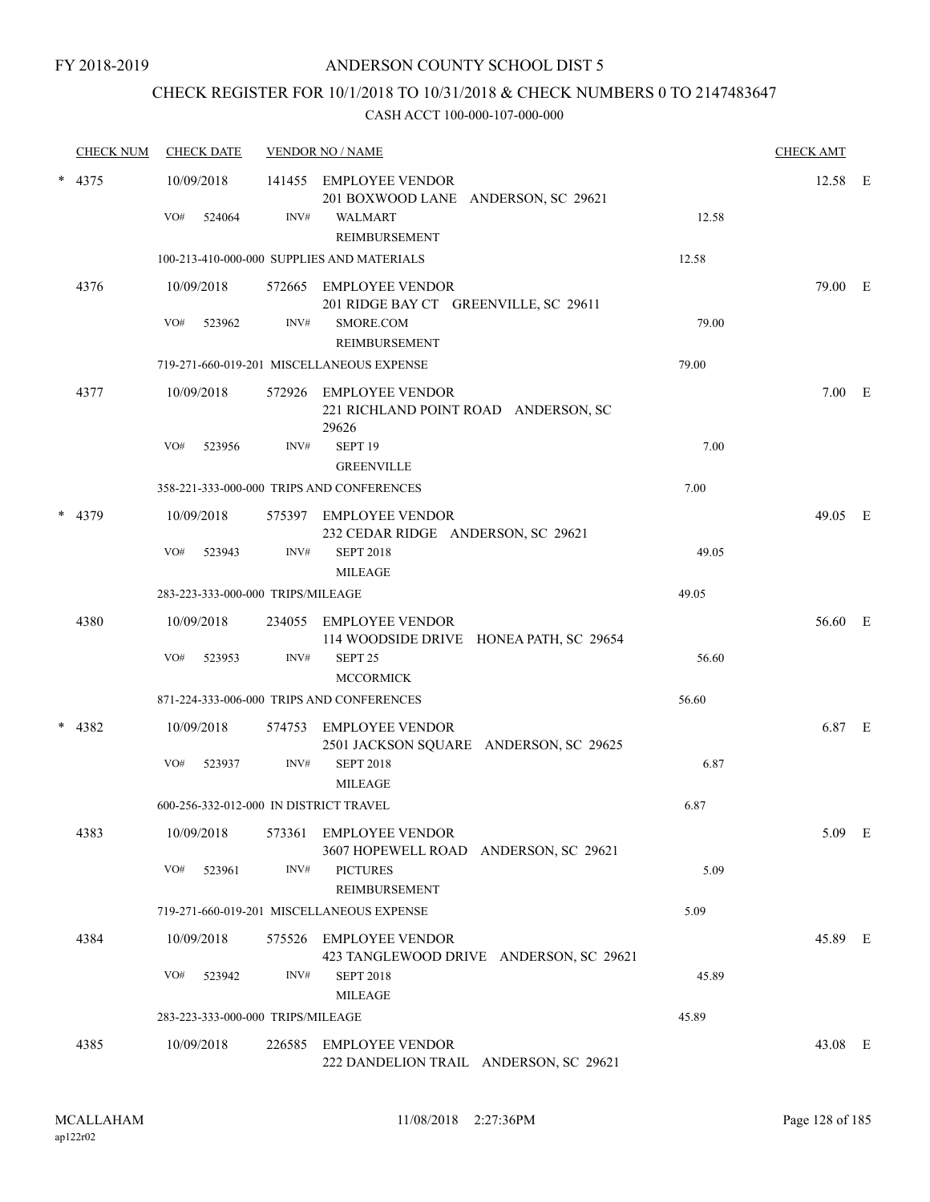FY 2018-2019

# ANDERSON COUNTY SCHOOL DIST 5

## CHECK REGISTER FOR 10/1/2018 TO 10/31/2018 & CHECK NUMBERS 0 TO 2147483647

CASH ACCT 100-000-107-000-000

| CHECK NUM | CHECK DATE | VENDOR NO / NAME | | CHECK AMT | |
|---|---|---|---|---|---|
| * 4375 | 10/09/2018 | 141455 EMPLOYEE VENDOR<br>201 BOXWOOD LANE ANDERSON, SC 29621 | | 12.58 | E |
| | VO# 524064 | INV# WALMART<br>REIMBURSEMENT | 12.58 | | |
| | 100-213-410-000-000 SUPPLIES AND MATERIALS | | 12.58 | | |
| 4376 | 10/09/2018 | 572665 EMPLOYEE VENDOR<br>201 RIDGE BAY CT GREENVILLE, SC 29611 | | 79.00 | E |
| | VO# 523962 | INV# SMORE.COM<br>REIMBURSEMENT | 79.00 | | |
| | 719-271-660-019-201 MISCELLANEOUS EXPENSE | | 79.00 | | |
| 4377 | 10/09/2018 | 572926 EMPLOYEE VENDOR<br>221 RICHLAND POINT ROAD ANDERSON, SC 29626 | | 7.00 | E |
| | VO# 523956 | INV# SEPT 19<br>GREENVILLE | 7.00 | | |
| | 358-221-333-000-000 TRIPS AND CONFERENCES | | 7.00 | | |
| * 4379 | 10/09/2018 | 575397 EMPLOYEE VENDOR<br>232 CEDAR RIDGE ANDERSON, SC 29621 | | 49.05 | E |
| | VO# 523943 | INV# SEPT 2018<br>MILEAGE | 49.05 | | |
| | 283-223-333-000-000 TRIPS/MILEAGE | | 49.05 | | |
| 4380 | 10/09/2018 | 234055 EMPLOYEE VENDOR<br>114 WOODSIDE DRIVE HONEA PATH, SC 29654 | | 56.60 | E |
| | VO# 523953 | INV# SEPT 25<br>MCCORMICK | 56.60 | | |
| | 871-224-333-006-000 TRIPS AND CONFERENCES | | 56.60 | | |
| * 4382 | 10/09/2018 | 574753 EMPLOYEE VENDOR<br>2501 JACKSON SQUARE ANDERSON, SC 29625 | | 6.87 | E |
| | VO# 523937 | INV# SEPT 2018<br>MILEAGE | 6.87 | | |
| | 600-256-332-012-000 IN DISTRICT TRAVEL | | 6.87 | | |
| 4383 | 10/09/2018 | 573361 EMPLOYEE VENDOR<br>3607 HOPEWELL ROAD ANDERSON, SC 29621 | | 5.09 | E |
| | VO# 523961 | INV# PICTURES<br>REIMBURSEMENT | 5.09 | | |
| | 719-271-660-019-201 MISCELLANEOUS EXPENSE | | 5.09 | | |
| 4384 | 10/09/2018 | 575526 EMPLOYEE VENDOR<br>423 TANGLEWOOD DRIVE ANDERSON, SC 29621 | | 45.89 | E |
| | VO# 523942 | INV# SEPT 2018<br>MILEAGE | 45.89 | | |
| | 283-223-333-000-000 TRIPS/MILEAGE | | 45.89 | | |
| 4385 | 10/09/2018 | 226585 EMPLOYEE VENDOR<br>222 DANDELION TRAIL ANDERSON, SC 29621 | | 43.08 | E |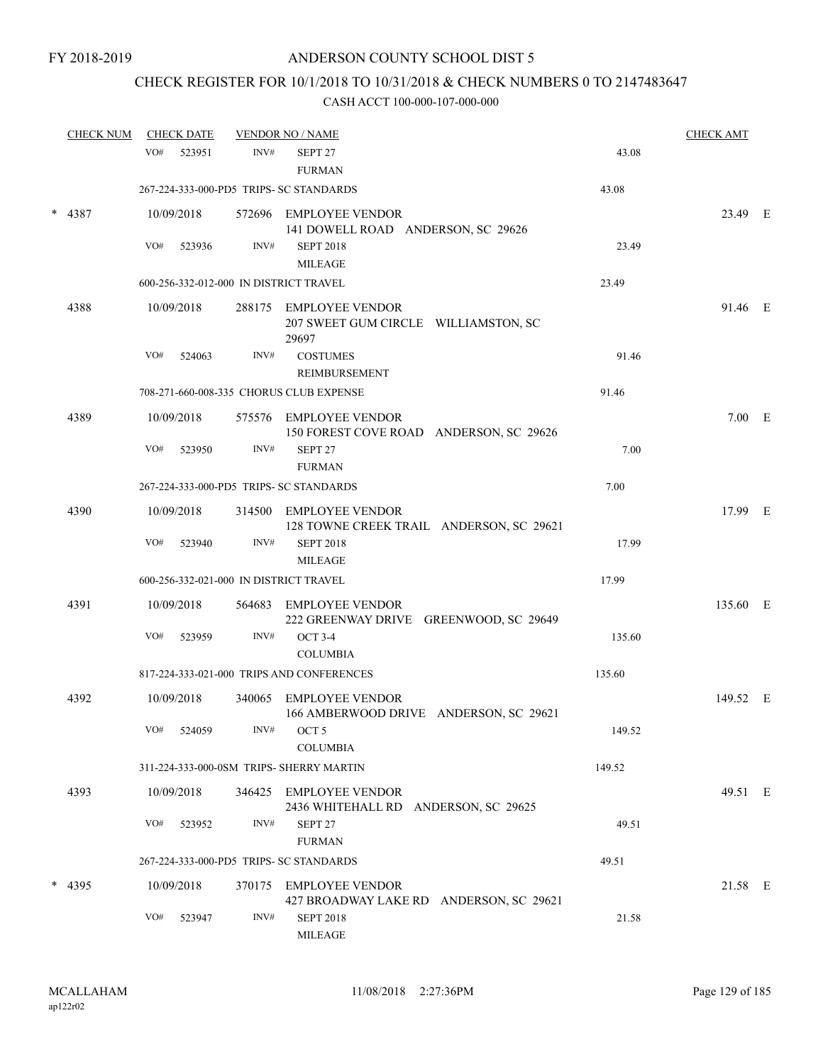FY 2018-2019

ANDERSON COUNTY SCHOOL DIST 5

CHECK REGISTER FOR 10/1/2018 TO 10/31/2018 & CHECK NUMBERS 0 TO 2147483647

CASH ACCT 100-000-107-000-000

| CHECK NUM | CHECK DATE | VENDOR NO / NAME | | CHECK AMT |
|---|---|---|---|---|
| | VO# 523951 | INV# SEPT 27 FURMAN | 43.08 | |
| | 267-224-333-000-PD5 TRIPS- SC STANDARDS | | 43.08 | |
| * 4387 | 10/09/2018 | 572696 EMPLOYEE VENDOR 141 DOWELL ROAD ANDERSON, SC 29626 | | 23.49 E |
| | VO# 523936 | INV# SEPT 2018 MILEAGE | 23.49 | |
| | 600-256-332-012-000 IN DISTRICT TRAVEL | | 23.49 | |
| 4388 | 10/09/2018 | 288175 EMPLOYEE VENDOR 207 SWEET GUM CIRCLE WILLIAMSTON, SC 29697 | | 91.46 E |
| | VO# 524063 | INV# COSTUMES REIMBURSEMENT | 91.46 | |
| | 708-271-660-008-335 CHORUS CLUB EXPENSE | | 91.46 | |
| 4389 | 10/09/2018 | 575576 EMPLOYEE VENDOR 150 FOREST COVE ROAD ANDERSON, SC 29626 | | 7.00 E |
| | VO# 523950 | INV# SEPT 27 FURMAN | 7.00 | |
| | 267-224-333-000-PD5 TRIPS- SC STANDARDS | | 7.00 | |
| 4390 | 10/09/2018 | 314500 EMPLOYEE VENDOR 128 TOWNE CREEK TRAIL ANDERSON, SC 29621 | | 17.99 E |
| | VO# 523940 | INV# SEPT 2018 MILEAGE | 17.99 | |
| | 600-256-332-021-000 IN DISTRICT TRAVEL | | 17.99 | |
| 4391 | 10/09/2018 | 564683 EMPLOYEE VENDOR 222 GREENWAY DRIVE GREENWOOD, SC 29649 | | 135.60 E |
| | VO# 523959 | INV# OCT 3-4 COLUMBIA | 135.60 | |
| | 817-224-333-021-000 TRIPS AND CONFERENCES | | 135.60 | |
| 4392 | 10/09/2018 | 340065 EMPLOYEE VENDOR 166 AMBERWOOD DRIVE ANDERSON, SC 29621 | | 149.52 E |
| | VO# 524059 | INV# OCT 5 COLUMBIA | 149.52 | |
| | 311-224-333-000-0SM TRIPS- SHERRY MARTIN | | 149.52 | |
| 4393 | 10/09/2018 | 346425 EMPLOYEE VENDOR 2436 WHITEHALL RD ANDERSON, SC 29625 | | 49.51 E |
| | VO# 523952 | INV# SEPT 27 FURMAN | 49.51 | |
| | 267-224-333-000-PD5 TRIPS- SC STANDARDS | | 49.51 | |
| * 4395 | 10/09/2018 | 370175 EMPLOYEE VENDOR 427 BROADWAY LAKE RD ANDERSON, SC 29621 | | 21.58 E |
| | VO# 523947 | INV# SEPT 2018 MILEAGE | 21.58 | |

MCALLAHAM
ap122r02

11/08/2018 2:27:36PM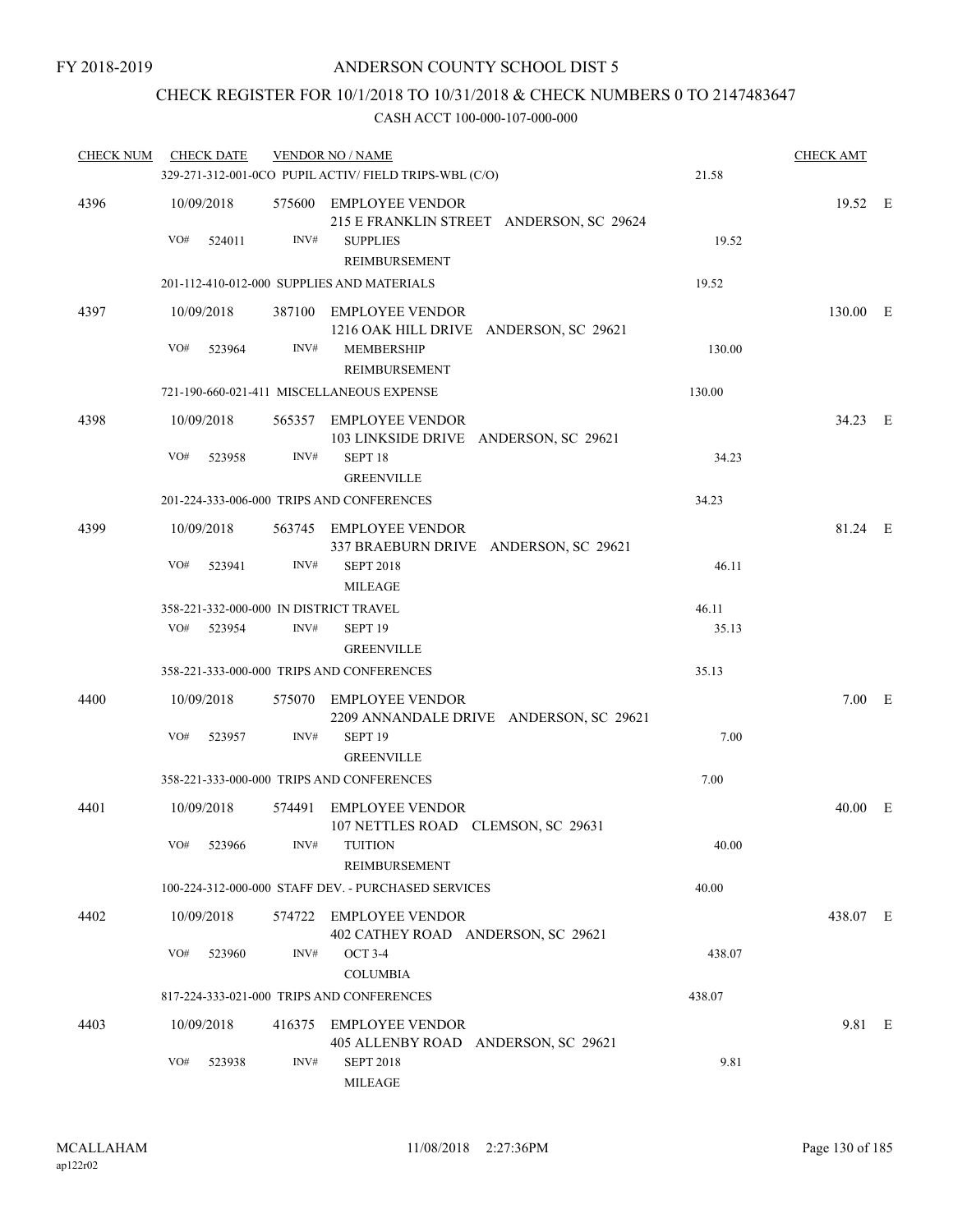FY 2018-2019

# ANDERSON COUNTY SCHOOL DIST 5

## CHECK REGISTER FOR 10/1/2018 TO 10/31/2018 & CHECK NUMBERS 0 TO 2147483647

### CASH ACCT 100-000-107-000-000

| CHECK NUM | CHECK DATE | VENDOR NO / NAME | | CHECK AMT | |
|---|---|---|---|---|---|
| | | 329-271-312-001-0CO PUPIL ACTIV/ FIELD TRIPS-WBL (C/O) | 21.58 | | |
| 4396 | 10/09/2018 | 575600 EMPLOYEE VENDOR<br>215 E FRANKLIN STREET ANDERSON, SC 29624 | | 19.52 | E |
| | VO# 524011 | INV# SUPPLIES<br>REIMBURSEMENT | 19.52 | | |
| | | 201-112-410-012-000 SUPPLIES AND MATERIALS | 19.52 | | |
| 4397 | 10/09/2018 | 387100 EMPLOYEE VENDOR<br>1216 OAK HILL DRIVE ANDERSON, SC 29621 | | 130.00 | E |
| | VO# 523964 | INV# MEMBERSHIP<br>REIMBURSEMENT | 130.00 | | |
| | | 721-190-660-021-411 MISCELLANEOUS EXPENSE | 130.00 | | |
| 4398 | 10/09/2018 | 565357 EMPLOYEE VENDOR<br>103 LINKSIDE DRIVE ANDERSON, SC 29621 | | 34.23 | E |
| | VO# 523958 | INV# SEPT 18<br>GREENVILLE | 34.23 | | |
| | | 201-224-333-006-000 TRIPS AND CONFERENCES | 34.23 | | |
| 4399 | 10/09/2018 | 563745 EMPLOYEE VENDOR<br>337 BRAEBURN DRIVE ANDERSON, SC 29621 | | 81.24 | E |
| | VO# 523941 | INV# SEPT 2018<br>MILEAGE | 46.11 | | |
| | | 358-221-332-000-000 IN DISTRICT TRAVEL | 46.11 | | |
| | VO# 523954 | INV# SEPT 19<br>GREENVILLE | 35.13 | | |
| | | 358-221-333-000-000 TRIPS AND CONFERENCES | 35.13 | | |
| 4400 | 10/09/2018 | 575070 EMPLOYEE VENDOR<br>2209 ANNANDALE DRIVE ANDERSON, SC 29621 | | 7.00 | E |
| | VO# 523957 | INV# SEPT 19<br>GREENVILLE | 7.00 | | |
| | | 358-221-333-000-000 TRIPS AND CONFERENCES | 7.00 | | |
| 4401 | 10/09/2018 | 574491 EMPLOYEE VENDOR<br>107 NETTLES ROAD CLEMSON, SC 29631 | | 40.00 | E |
| | VO# 523966 | INV# TUITION<br>REIMBURSEMENT | 40.00 | | |
| | | 100-224-312-000-000 STAFF DEV. - PURCHASED SERVICES | 40.00 | | |
| 4402 | 10/09/2018 | 574722 EMPLOYEE VENDOR<br>402 CATHEY ROAD ANDERSON, SC 29621 | | 438.07 | E |
| | VO# 523960 | INV# OCT 3-4<br>COLUMBIA | 438.07 | | |
| | | 817-224-333-021-000 TRIPS AND CONFERENCES | 438.07 | | |
| 4403 | 10/09/2018 | 416375 EMPLOYEE VENDOR<br>405 ALLENBY ROAD ANDERSON, SC 29621 | | 9.81 | E |
| | VO# 523938 | INV# SEPT 2018<br>MILEAGE | 9.81 | | |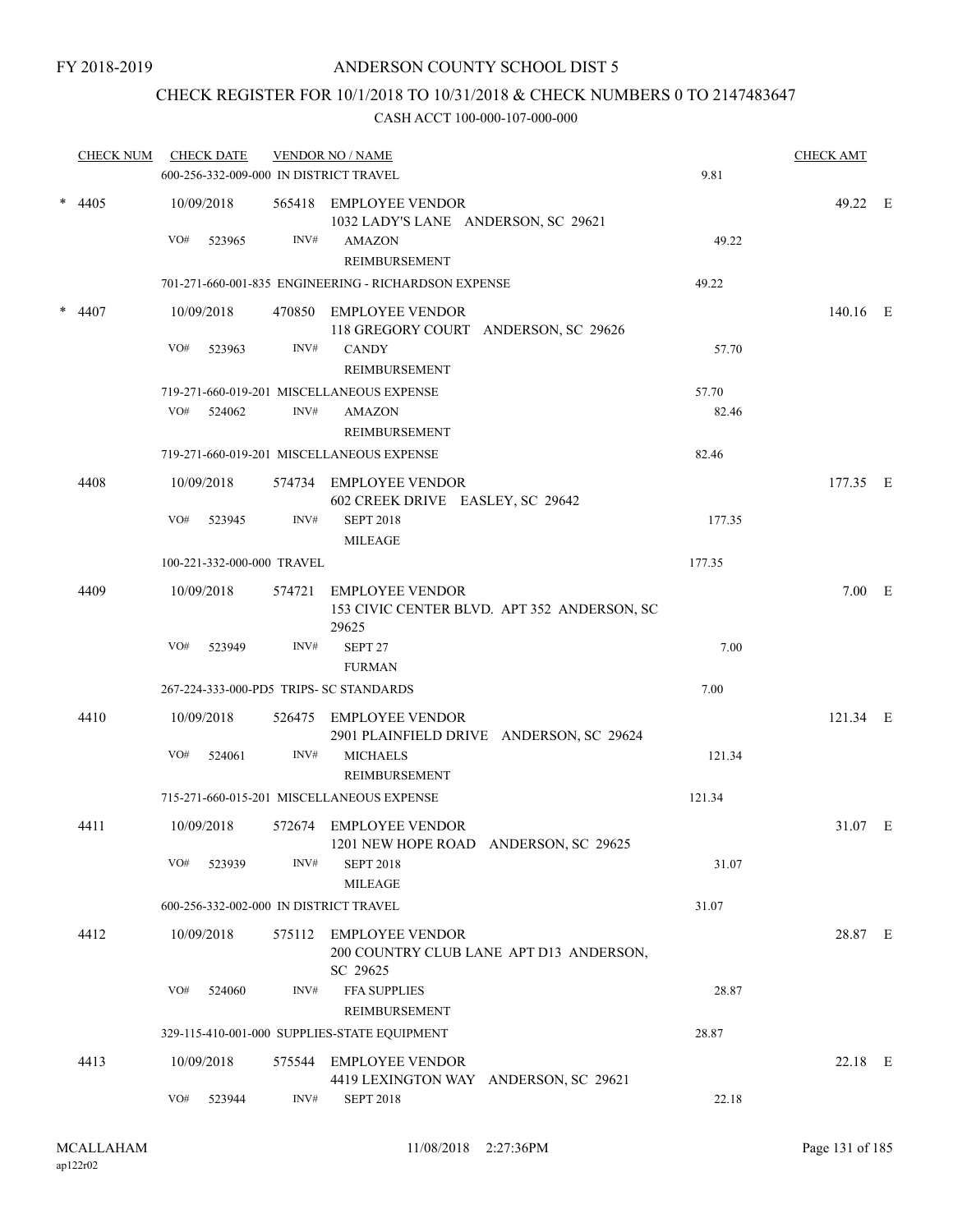FY 2018-2019

# ANDERSON COUNTY SCHOOL DIST 5

## CHECK REGISTER FOR 10/1/2018 TO 10/31/2018 & CHECK NUMBERS 0 TO 2147483647

### CASH ACCT 100-000-107-000-000

| CHECK NUM | CHECK DATE | VENDOR NO / NAME | | CHECK AMT |
|---|---|---|---|---|
| | 600-256-332-009-000 IN DISTRICT TRAVEL | | 9.81 | |
| * 4405 | 10/09/2018 | 565418 EMPLOYEE VENDOR<br>1032 LADY'S LANE ANDERSON, SC 29621 | | 49.22 E |
| | VO# 523965 | INV# AMAZON<br>REIMBURSEMENT | 49.22 | |
| | 701-271-660-001-835 ENGINEERING - RICHARDSON EXPENSE | | 49.22 | |
| * 4407 | 10/09/2018 | 470850 EMPLOYEE VENDOR<br>118 GREGORY COURT ANDERSON, SC 29626 | | 140.16 E |
| | VO# 523963 | INV# CANDY<br>REIMBURSEMENT | 57.70 | |
| | 719-271-660-019-201 MISCELLANEOUS EXPENSE | | 57.70 | |
| | VO# 524062 | INV# AMAZON<br>REIMBURSEMENT | 82.46 | |
| | 719-271-660-019-201 MISCELLANEOUS EXPENSE | | 82.46 | |
| 4408 | 10/09/2018 | 574734 EMPLOYEE VENDOR<br>602 CREEK DRIVE EASLEY, SC 29642 | | 177.35 E |
| | VO# 523945 | INV# SEPT 2018<br>MILEAGE | 177.35 | |
| | 100-221-332-000-000 TRAVEL | | 177.35 | |
| 4409 | 10/09/2018 | 574721 EMPLOYEE VENDOR<br>153 CIVIC CENTER BLVD. APT 352 ANDERSON, SC 29625 | | 7.00 E |
| | VO# 523949 | INV# SEPT 27<br>FURMAN | 7.00 | |
| | 267-224-333-000-PD5 TRIPS- SC STANDARDS | | 7.00 | |
| 4410 | 10/09/2018 | 526475 EMPLOYEE VENDOR<br>2901 PLAINFIELD DRIVE ANDERSON, SC 29624 | | 121.34 E |
| | VO# 524061 | INV# MICHAELS<br>REIMBURSEMENT | 121.34 | |
| | 715-271-660-015-201 MISCELLANEOUS EXPENSE | | 121.34 | |
| 4411 | 10/09/2018 | 572674 EMPLOYEE VENDOR<br>1201 NEW HOPE ROAD ANDERSON, SC 29625 | | 31.07 E |
| | VO# 523939 | INV# SEPT 2018<br>MILEAGE | 31.07 | |
| | 600-256-332-002-000 IN DISTRICT TRAVEL | | 31.07 | |
| 4412 | 10/09/2018 | 575112 EMPLOYEE VENDOR<br>200 COUNTRY CLUB LANE APT D13 ANDERSON, SC 29625 | | 28.87 E |
| | VO# 524060 | INV# FFA SUPPLIES<br>REIMBURSEMENT | 28.87 | |
| | 329-115-410-001-000 SUPPLIES-STATE EQUIPMENT | | 28.87 | |
| 4413 | 10/09/2018 | 575544 EMPLOYEE VENDOR<br>4419 LEXINGTON WAY ANDERSON, SC 29621 | | 22.18 E |
| | VO# 523944 | INV# SEPT 2018 | 22.18 | |

MCALLAHAM ap122r02 11/08/2018 2:27:36PM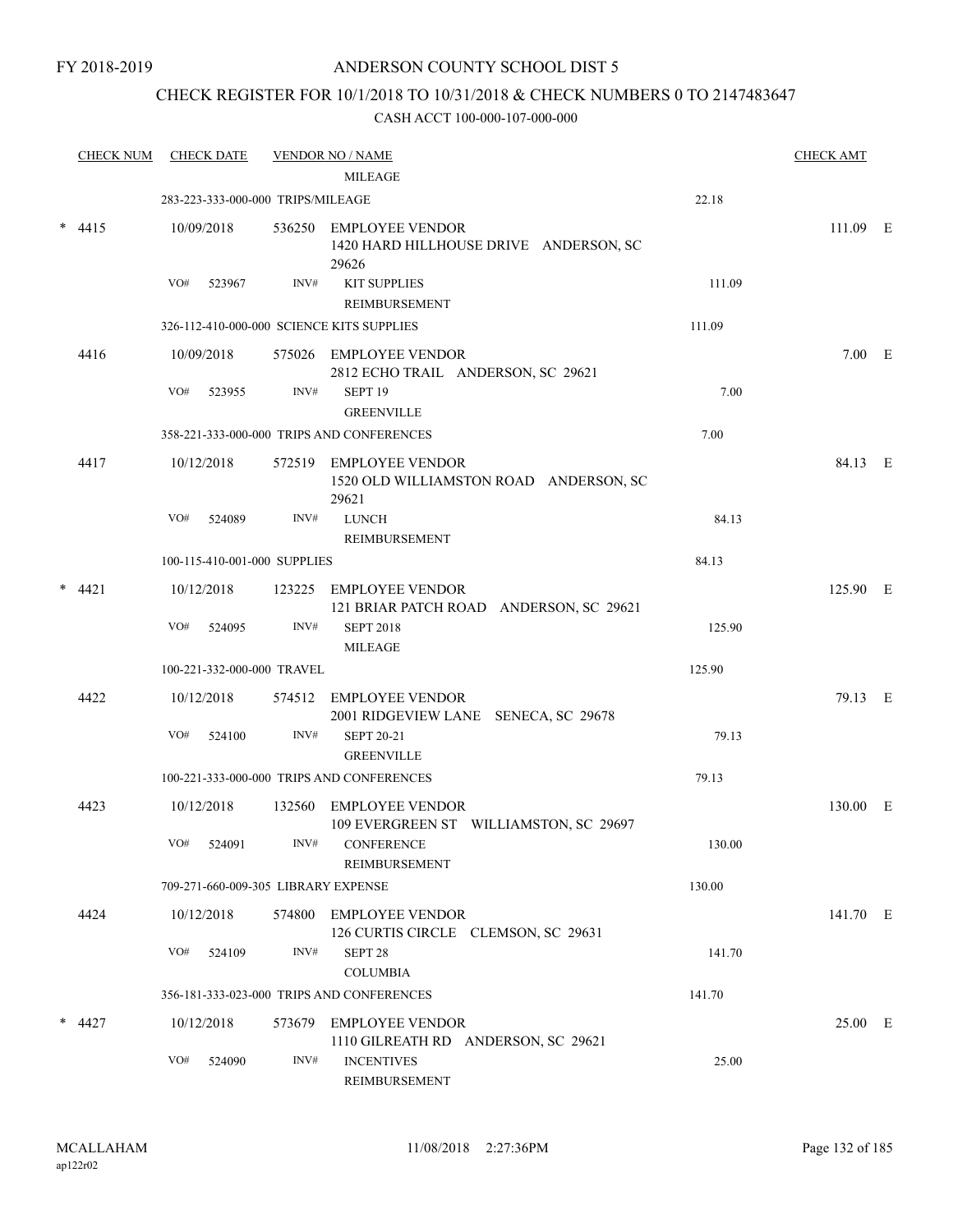FY 2018-2019

# ANDERSON COUNTY SCHOOL DIST 5

## CHECK REGISTER FOR 10/1/2018 TO 10/31/2018 & CHECK NUMBERS 0 TO 2147483647

CASH ACCT 100-000-107-000-000

| CHECK NUM | CHECK DATE | VENDOR NO / NAME | | CHECK AMT | |
|---|---|---|---|---|---|
| | | MILEAGE | | | |
| | 283-223-333-000-000 TRIPS/MILEAGE | | 22.18 | | |
| * 4415 | 10/09/2018 | 536250 EMPLOYEE VENDOR<br>1420 HARD HILLHOUSE DRIVE ANDERSON, SC 29626 | | 111.09 | E |
| | VO# 523967 | INV# KIT SUPPLIES<br>REIMBURSEMENT | 111.09 | | |
| | 326-112-410-000-000 SCIENCE KITS SUPPLIES | | 111.09 | | |
| 4416 | 10/09/2018 | 575026 EMPLOYEE VENDOR<br>2812 ECHO TRAIL ANDERSON, SC 29621 | | 7.00 | E |
| | VO# 523955 | INV# SEPT 19<br>GREENVILLE | 7.00 | | |
| | 358-221-333-000-000 TRIPS AND CONFERENCES | | 7.00 | | |
| 4417 | 10/12/2018 | 572519 EMPLOYEE VENDOR<br>1520 OLD WILLIAMSTON ROAD ANDERSON, SC 29621 | | 84.13 | E |
| | VO# 524089 | INV# LUNCH<br>REIMBURSEMENT | 84.13 | | |
| | 100-115-410-001-000 SUPPLIES | | 84.13 | | |
| * 4421 | 10/12/2018 | 123225 EMPLOYEE VENDOR<br>121 BRIAR PATCH ROAD ANDERSON, SC 29621 | | 125.90 | E |
| | VO# 524095 | INV# SEPT 2018<br>MILEAGE | 125.90 | | |
| | 100-221-332-000-000 TRAVEL | | 125.90 | | |
| 4422 | 10/12/2018 | 574512 EMPLOYEE VENDOR<br>2001 RIDGEVIEW LANE SENECA, SC 29678 | | 79.13 | E |
| | VO# 524100 | INV# SEPT 20-21<br>GREENVILLE | 79.13 | | |
| | 100-221-333-000-000 TRIPS AND CONFERENCES | | 79.13 | | |
| 4423 | 10/12/2018 | 132560 EMPLOYEE VENDOR<br>109 EVERGREEN ST WILLIAMSTON, SC 29697 | | 130.00 | E |
| | VO# 524091 | INV# CONFERENCE<br>REIMBURSEMENT | 130.00 | | |
| | 709-271-660-009-305 LIBRARY EXPENSE | | 130.00 | | |
| 4424 | 10/12/2018 | 574800 EMPLOYEE VENDOR<br>126 CURTIS CIRCLE CLEMSON, SC 29631 | | 141.70 | E |
| | VO# 524109 | INV# SEPT 28<br>COLUMBIA | 141.70 | | |
| | 356-181-333-023-000 TRIPS AND CONFERENCES | | 141.70 | | |
| * 4427 | 10/12/2018 | 573679 EMPLOYEE VENDOR<br>1110 GILREATH RD ANDERSON, SC 29621 | | 25.00 | E |
| | VO# 524090 | INV# INCENTIVES<br>REIMBURSEMENT | 25.00 | | |

MCALLAHAM ap122r02 11/08/2018 2:27:36PM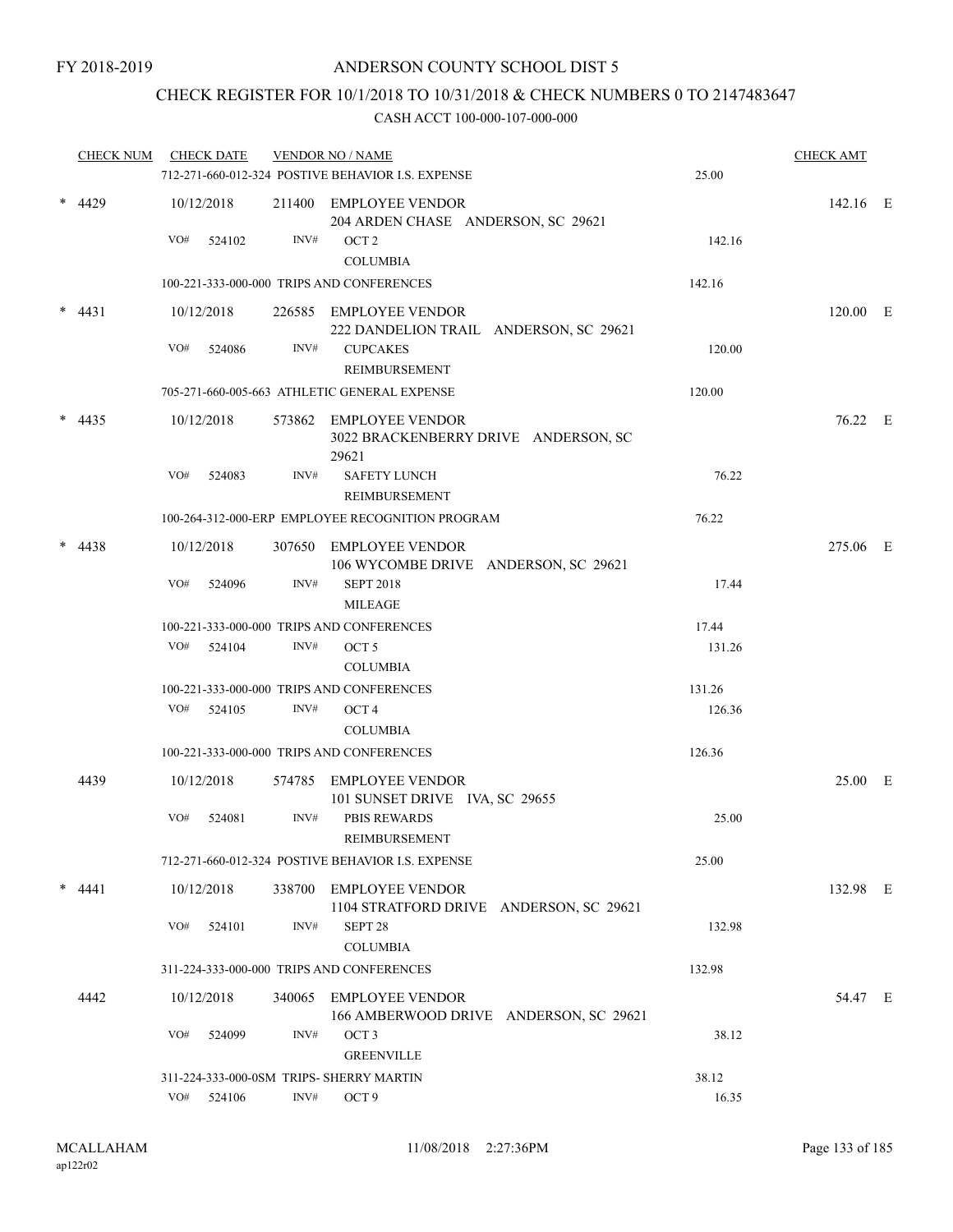FY 2018-2019

# ANDERSON COUNTY SCHOOL DIST 5

## CHECK REGISTER FOR 10/1/2018 TO 10/31/2018 & CHECK NUMBERS 0 TO 2147483647

### CASH ACCT 100-000-107-000-000

| CHECK NUM | CHECK DATE | VENDOR NO / NAME | | | CHECK AMT | |
|---|---|---|---|---|---|---|
| | | 712-271-660-012-324 POSTIVE BEHAVIOR I.S. EXPENSE | | 25.00 | | |
| * 4429 | 10/12/2018 | 211400 | EMPLOYEE VENDOR<br>204 ARDEN CHASE ANDERSON, SC 29621 | | 142.16 | E |
| | VO# 524102 | INV# | OCT 2<br>COLUMBIA | 142.16 | | |
| | | 100-221-333-000-000 TRIPS AND CONFERENCES | | 142.16 | | |
| * 4431 | 10/12/2018 | 226585 | EMPLOYEE VENDOR<br>222 DANDELION TRAIL ANDERSON, SC 29621 | | 120.00 | E |
| | VO# 524086 | INV# | CUPCAKES<br>REIMBURSEMENT | 120.00 | | |
| | | 705-271-660-005-663 ATHLETIC GENERAL EXPENSE | | 120.00 | | |
| * 4435 | 10/12/2018 | 573862 | EMPLOYEE VENDOR<br>3022 BRACKENBERRY DRIVE ANDERSON, SC 29621 | | 76.22 | E |
| | VO# 524083 | INV# | SAFETY LUNCH<br>REIMBURSEMENT | 76.22 | | |
| | | 100-264-312-000-ERP EMPLOYEE RECOGNITION PROGRAM | | 76.22 | | |
| * 4438 | 10/12/2018 | 307650 | EMPLOYEE VENDOR<br>106 WYCOMBE DRIVE ANDERSON, SC 29621 | | 275.06 | E |
| | VO# 524096 | INV# | SEPT 2018<br>MILEAGE | 17.44 | | |
| | | 100-221-333-000-000 TRIPS AND CONFERENCES | | 17.44 | | |
| | VO# 524104 | INV# | OCT 5<br>COLUMBIA | 131.26 | | |
| | | 100-221-333-000-000 TRIPS AND CONFERENCES | | 131.26 | | |
| | VO# 524105 | INV# | OCT 4<br>COLUMBIA | 126.36 | | |
| | | 100-221-333-000-000 TRIPS AND CONFERENCES | | 126.36 | | |
| 4439 | 10/12/2018 | 574785 | EMPLOYEE VENDOR<br>101 SUNSET DRIVE IVA, SC 29655 | | 25.00 | E |
| | VO# 524081 | INV# | PBIS REWARDS<br>REIMBURSEMENT | 25.00 | | |
| | | 712-271-660-012-324 POSTIVE BEHAVIOR I.S. EXPENSE | | 25.00 | | |
| * 4441 | 10/12/2018 | 338700 | EMPLOYEE VENDOR<br>1104 STRATFORD DRIVE ANDERSON, SC 29621 | | 132.98 | E |
| | VO# 524101 | INV# | SEPT 28<br>COLUMBIA | 132.98 | | |
| | | 311-224-333-000-000 TRIPS AND CONFERENCES | | 132.98 | | |
| 4442 | 10/12/2018 | 340065 | EMPLOYEE VENDOR<br>166 AMBERWOOD DRIVE ANDERSON, SC 29621 | | 54.47 | E |
| | VO# 524099 | INV# | OCT 3<br>GREENVILLE | 38.12 | | |
| | | 311-224-333-000-0SM TRIPS- SHERRY MARTIN | | 38.12 | | |
| | VO# 524106 | INV# | OCT 9 | 16.35 | | |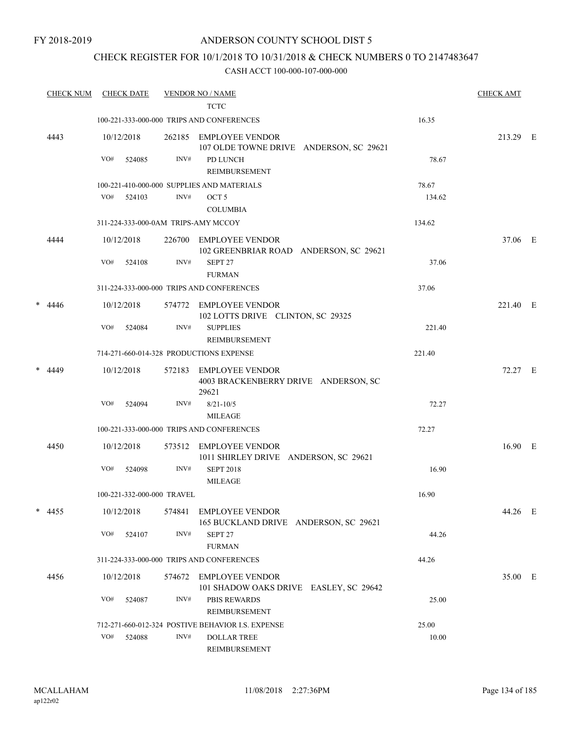FY 2018-2019

# ANDERSON COUNTY SCHOOL DIST 5

## CHECK REGISTER FOR 10/1/2018 TO 10/31/2018 & CHECK NUMBERS 0 TO 2147483647

### CASH ACCT 100-000-107-000-000

| CHECK NUM | CHECK DATE | VENDOR NO / NAME | | CHECK AMT |
|---|---|---|---|---|
| | | TCTC | | |
| | | 100-221-333-000-000 TRIPS AND CONFERENCES | 16.35 | |
| 4443 | 10/12/2018 | 262185 EMPLOYEE VENDOR<br>107 OLDE TOWNE DRIVE ANDERSON, SC 29621 | | 213.29 E |
| | VO# 524085 | INV# PD LUNCH REIMBURSEMENT | 78.67 | |
| | | 100-221-410-000-000 SUPPLIES AND MATERIALS | 78.67 | |
| | VO# 524103 | INV# OCT 5 COLUMBIA | 134.62 | |
| | | 311-224-333-000-0AM TRIPS-AMY MCCOY | 134.62 | |
| 4444 | 10/12/2018 | 226700 EMPLOYEE VENDOR<br>102 GREENBRIAR ROAD ANDERSON, SC 29621 | | 37.06 E |
| | VO# 524108 | INV# SEPT 27 FURMAN | 37.06 | |
| | | 311-224-333-000-000 TRIPS AND CONFERENCES | 37.06 | |
| * 4446 | 10/12/2018 | 574772 EMPLOYEE VENDOR<br>102 LOTTS DRIVE CLINTON, SC 29325 | | 221.40 E |
| | VO# 524084 | INV# SUPPLIES REIMBURSEMENT | 221.40 | |
| | | 714-271-660-014-328 PRODUCTIONS EXPENSE | 221.40 | |
| * 4449 | 10/12/2018 | 572183 EMPLOYEE VENDOR<br>4003 BRACKENBERRY DRIVE ANDERSON, SC 29621 | | 72.27 E |
| | VO# 524094 | INV# 8/21-10/5 MILEAGE | 72.27 | |
| | | 100-221-333-000-000 TRIPS AND CONFERENCES | 72.27 | |
| 4450 | 10/12/2018 | 573512 EMPLOYEE VENDOR<br>1011 SHIRLEY DRIVE ANDERSON, SC 29621 | | 16.90 E |
| | VO# 524098 | INV# SEPT 2018 MILEAGE | 16.90 | |
| | | 100-221-332-000-000 TRAVEL | 16.90 | |
| * 4455 | 10/12/2018 | 574841 EMPLOYEE VENDOR<br>165 BUCKLAND DRIVE ANDERSON, SC 29621 | | 44.26 E |
| | VO# 524107 | INV# SEPT 27 FURMAN | 44.26 | |
| | | 311-224-333-000-000 TRIPS AND CONFERENCES | 44.26 | |
| 4456 | 10/12/2018 | 574672 EMPLOYEE VENDOR<br>101 SHADOW OAKS DRIVE EASLEY, SC 29642 | | 35.00 E |
| | VO# 524087 | INV# PBIS REWARDS REIMBURSEMENT | 25.00 | |
| | | 712-271-660-012-324 POSTIVE BEHAVIOR I.S. EXPENSE | 25.00 | |
| | VO# 524088 | INV# DOLLAR TREE REIMBURSEMENT | 10.00 | |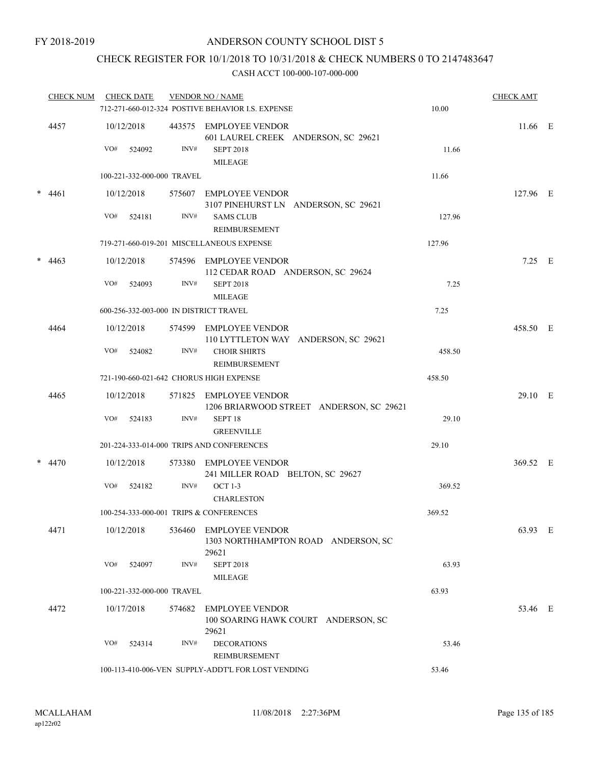FY 2018-2019

# ANDERSON COUNTY SCHOOL DIST 5

## CHECK REGISTER FOR 10/1/2018 TO 10/31/2018 & CHECK NUMBERS 0 TO 2147483647

CASH ACCT 100-000-107-000-000

| CHECK NUM | CHECK DATE | VENDOR NO / NAME | | CHECK AMT | |
|---|---|---|---|---|---|
| | 712-271-660-012-324 POSTIVE BEHAVIOR I.S. EXPENSE | | 10.00 | | |
| 4457 | 10/12/2018 | 443575 EMPLOYEE VENDOR<br>601 LAUREL CREEK ANDERSON, SC 29621 | | 11.66 | E |
| | VO# 524092 | INV# SEPT 2018<br>MILEAGE | 11.66 | | |
| | 100-221-332-000-000 TRAVEL | | 11.66 | | |
| * 4461 | 10/12/2018 | 575607 EMPLOYEE VENDOR<br>3107 PINEHURST LN ANDERSON, SC 29621 | | 127.96 | E |
| | VO# 524181 | INV# SAMS CLUB<br>REIMBURSEMENT | 127.96 | | |
| | 719-271-660-019-201 MISCELLANEOUS EXPENSE | | 127.96 | | |
| * 4463 | 10/12/2018 | 574596 EMPLOYEE VENDOR<br>112 CEDAR ROAD ANDERSON, SC 29624 | | 7.25 | E |
| | VO# 524093 | INV# SEPT 2018<br>MILEAGE | 7.25 | | |
| | 600-256-332-003-000 IN DISTRICT TRAVEL | | 7.25 | | |
| 4464 | 10/12/2018 | 574599 EMPLOYEE VENDOR<br>110 LYTTLETON WAY ANDERSON, SC 29621 | | 458.50 | E |
| | VO# 524082 | INV# CHOIR SHIRTS<br>REIMBURSEMENT | 458.50 | | |
| | 721-190-660-021-642 CHORUS HIGH EXPENSE | | 458.50 | | |
| 4465 | 10/12/2018 | 571825 EMPLOYEE VENDOR<br>1206 BRIARWOOD STREET ANDERSON, SC 29621 | | 29.10 | E |
| | VO# 524183 | INV# SEPT 18<br>GREENVILLE | 29.10 | | |
| | 201-224-333-014-000 TRIPS AND CONFERENCES | | 29.10 | | |
| * 4470 | 10/12/2018 | 573380 EMPLOYEE VENDOR<br>241 MILLER ROAD BELTON, SC 29627 | | 369.52 | E |
| | VO# 524182 | INV# OCT 1-3<br>CHARLESTON | 369.52 | | |
| | 100-254-333-000-001 TRIPS & CONFERENCES | | 369.52 | | |
| 4471 | 10/12/2018 | 536460 EMPLOYEE VENDOR<br>1303 NORTHHAMPTON ROAD ANDERSON, SC 29621 | | 63.93 | E |
| | VO# 524097 | INV# SEPT 2018<br>MILEAGE | 63.93 | | |
| | 100-221-332-000-000 TRAVEL | | 63.93 | | |
| 4472 | 10/17/2018 | 574682 EMPLOYEE VENDOR<br>100 SOARING HAWK COURT ANDERSON, SC 29621 | | 53.46 | E |
| | VO# 524314 | INV# DECORATIONS<br>REIMBURSEMENT | 53.46 | | |
| | 100-113-410-006-VEN SUPPLY-ADDT'L FOR LOST VENDING | | 53.46 | | |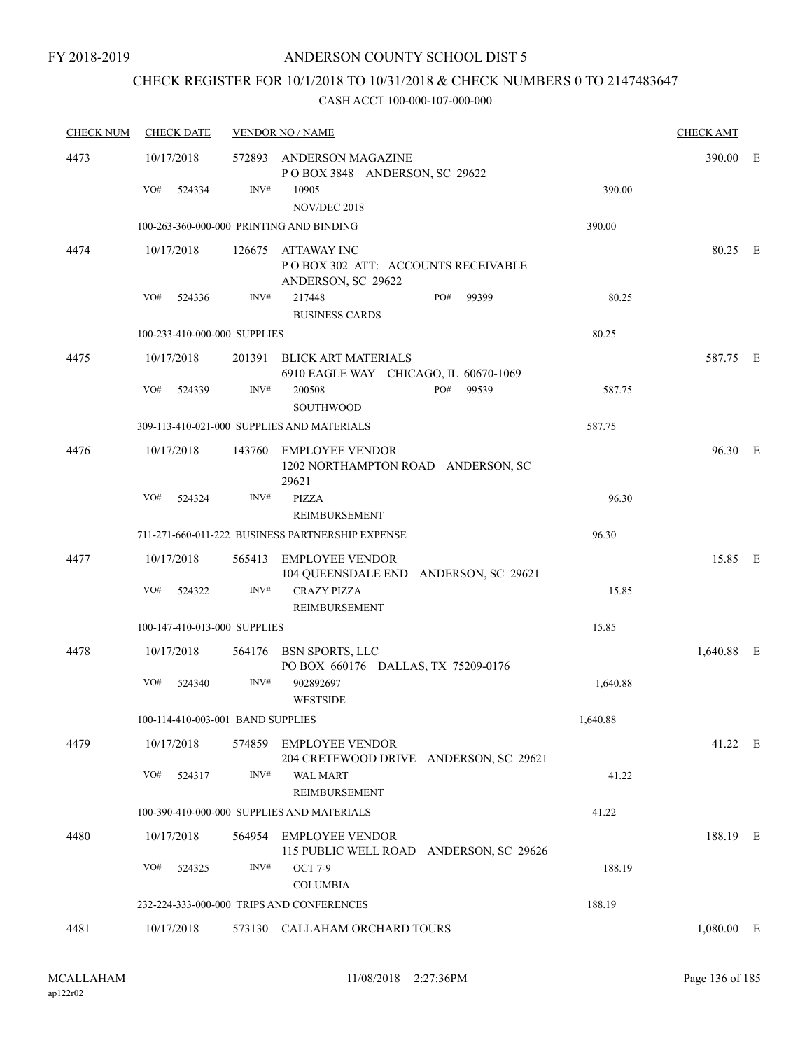FY 2018-2019

# ANDERSON COUNTY SCHOOL DIST 5

## CHECK REGISTER FOR 10/1/2018 TO 10/31/2018 & CHECK NUMBERS 0 TO 2147483647

CASH ACCT 100-000-107-000-000

| CHECK NUM | CHECK DATE | VENDOR NO / NAME | | CHECK AMT | |
|---|---|---|---|---|---|
| 4473 | 10/17/2018 | 572893 ANDERSON MAGAZINE<br>P O BOX 3848 ANDERSON, SC 29622 | | 390.00 | E |
| | VO# 524334 | INV# 10905<br>NOV/DEC 2018 | 390.00 | | |
| | 100-263-360-000-000 PRINTING AND BINDING | | 390.00 | | |
| 4474 | 10/17/2018 | 126675 ATTAWAY INC<br>P O BOX 302 ATT: ACCOUNTS RECEIVABLE<br>ANDERSON, SC 29622 | | 80.25 | E |
| | VO# 524336 | INV# 217448 PO# 99399<br>BUSINESS CARDS | 80.25 | | |
| | 100-233-410-000-000 SUPPLIES | | 80.25 | | |
| 4475 | 10/17/2018 | 201391 BLICK ART MATERIALS<br>6910 EAGLE WAY CHICAGO, IL 60670-1069 | | 587.75 | E |
| | VO# 524339 | INV# 200508 PO# 99539<br>SOUTHWOOD | 587.75 | | |
| | 309-113-410-021-000 SUPPLIES AND MATERIALS | | 587.75 | | |
| 4476 | 10/17/2018 | 143760 EMPLOYEE VENDOR<br>1202 NORTHAMPTON ROAD ANDERSON, SC 29621 | | 96.30 | E |
| | VO# 524324 | INV# PIZZA<br>REIMBURSEMENT | 96.30 | | |
| | 711-271-660-011-222 BUSINESS PARTNERSHIP EXPENSE | | 96.30 | | |
| 4477 | 10/17/2018 | 565413 EMPLOYEE VENDOR<br>104 QUEENSDALE END ANDERSON, SC 29621 | | 15.85 | E |
| | VO# 524322 | INV# CRAZY PIZZA<br>REIMBURSEMENT | 15.85 | | |
| | 100-147-410-013-000 SUPPLIES | | 15.85 | | |
| 4478 | 10/17/2018 | 564176 BSN SPORTS, LLC<br>PO BOX 660176 DALLAS, TX 75209-0176 | | 1,640.88 | E |
| | VO# 524340 | INV# 902892697<br>WESTSIDE | 1,640.88 | | |
| | 100-114-410-003-001 BAND SUPPLIES | | 1,640.88 | | |
| 4479 | 10/17/2018 | 574859 EMPLOYEE VENDOR<br>204 CRETEWOOD DRIVE ANDERSON, SC 29621 | | 41.22 | E |
| | VO# 524317 | INV# WAL MART<br>REIMBURSEMENT | 41.22 | | |
| | 100-390-410-000-000 SUPPLIES AND MATERIALS | | 41.22 | | |
| 4480 | 10/17/2018 | 564954 EMPLOYEE VENDOR<br>115 PUBLIC WELL ROAD ANDERSON, SC 29626 | | 188.19 | E |
| | VO# 524325 | INV# OCT 7-9<br>COLUMBIA | 188.19 | | |
| | 232-224-333-000-000 TRIPS AND CONFERENCES | | 188.19 | | |
| 4481 | 10/17/2018 | 573130 CALLAHAM ORCHARD TOURS | | 1,080.00 | E |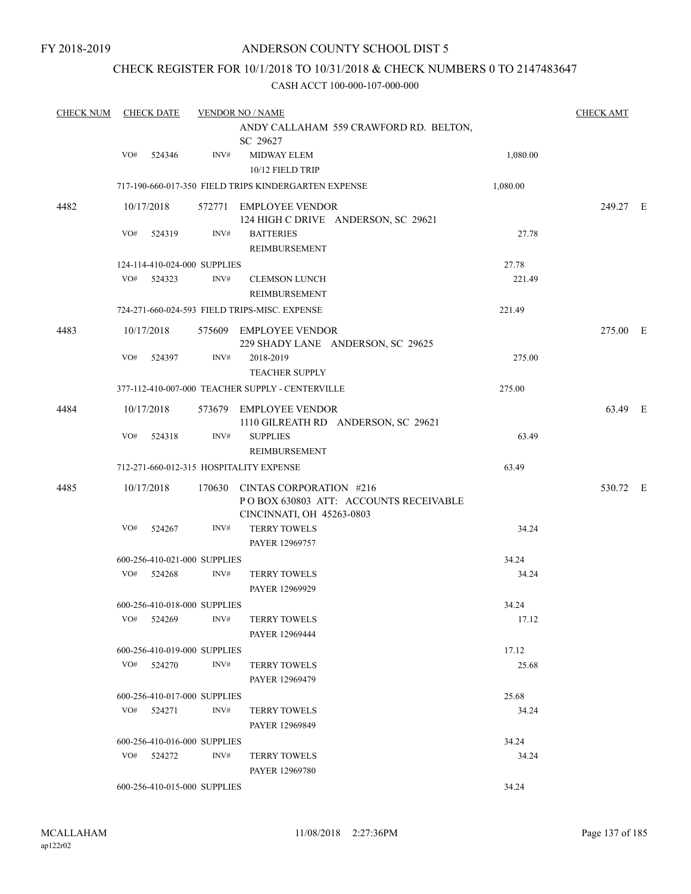FY 2018-2019

# ANDERSON COUNTY SCHOOL DIST 5

## CHECK REGISTER FOR 10/1/2018 TO 10/31/2018 & CHECK NUMBERS 0 TO 2147483647

### CASH ACCT 100-000-107-000-000

| CHECK NUM | CHECK DATE | VENDOR NO / NAME | | CHECK AMT |
|---|---|---|---|---|
| | | ANDY CALLAHAM 559 CRAWFORD RD. BELTON, SC 29627 | | |
| | VO# 524346 | INV# MIDWAY ELEM 10/12 FIELD TRIP | 1,080.00 | |
| | 717-190-660-017-350 FIELD TRIPS KINDERGARTEN EXPENSE | | 1,080.00 | |
| 4482 | 10/17/2018 | 572771 EMPLOYEE VENDOR 124 HIGH C DRIVE ANDERSON, SC 29621 | | 249.27 E |
| | VO# 524319 | INV# BATTERIES REIMBURSEMENT | 27.78 | |
| | 124-114-410-024-000 SUPPLIES | | 27.78 | |
| | VO# 524323 | INV# CLEMSON LUNCH REIMBURSEMENT | 221.49 | |
| | 724-271-660-024-593 FIELD TRIPS-MISC. EXPENSE | | 221.49 | |
| 4483 | 10/17/2018 | 575609 EMPLOYEE VENDOR 229 SHADY LANE ANDERSON, SC 29625 | | 275.00 E |
| | VO# 524397 | INV# 2018-2019 TEACHER SUPPLY | 275.00 | |
| | 377-112-410-007-000 TEACHER SUPPLY - CENTERVILLE | | 275.00 | |
| 4484 | 10/17/2018 | 573679 EMPLOYEE VENDOR 1110 GILREATH RD ANDERSON, SC 29621 | | 63.49 E |
| | VO# 524318 | INV# SUPPLIES REIMBURSEMENT | 63.49 | |
| | 712-271-660-012-315 HOSPITALITY EXPENSE | | 63.49 | |
| 4485 | 10/17/2018 | 170630 CINTAS CORPORATION #216 P O BOX 630803 ATT: ACCOUNTS RECEIVABLE CINCINNATI, OH 45263-0803 | | 530.72 E |
| | VO# 524267 | INV# TERRY TOWELS PAYER 12969757 | 34.24 | |
| | 600-256-410-021-000 SUPPLIES | | 34.24 | |
| | VO# 524268 | INV# TERRY TOWELS PAYER 12969929 | 34.24 | |
| | 600-256-410-018-000 SUPPLIES | | 34.24 | |
| | VO# 524269 | INV# TERRY TOWELS PAYER 12969444 | 17.12 | |
| | 600-256-410-019-000 SUPPLIES | | 17.12 | |
| | VO# 524270 | INV# TERRY TOWELS PAYER 12969479 | 25.68 | |
| | 600-256-410-017-000 SUPPLIES | | 25.68 | |
| | VO# 524271 | INV# TERRY TOWELS PAYER 12969849 | 34.24 | |
| | 600-256-410-016-000 SUPPLIES | | 34.24 | |
| | VO# 524272 | INV# TERRY TOWELS PAYER 12969780 | 34.24 | |
| | 600-256-410-015-000 SUPPLIES | | 34.24 | |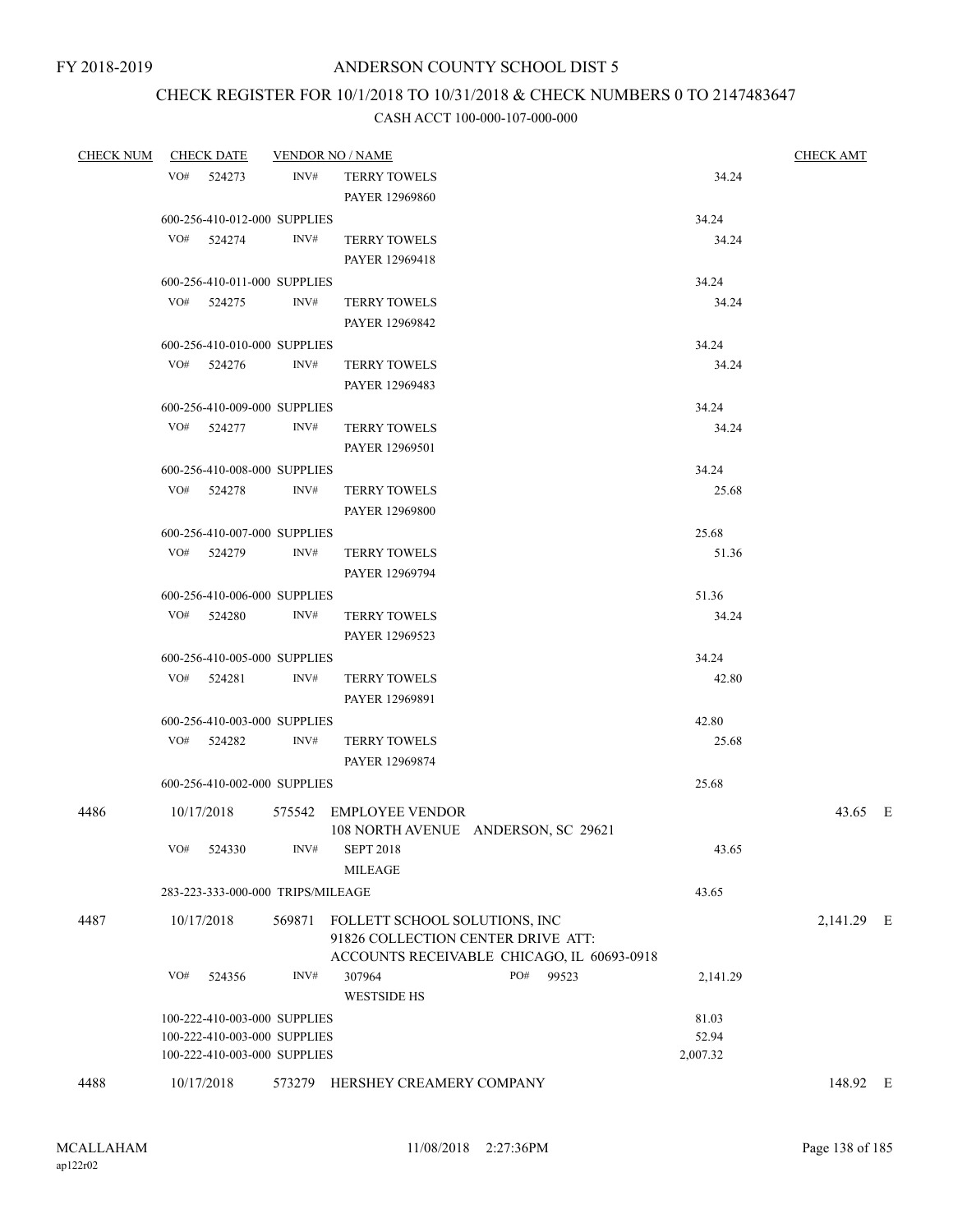FY 2018-2019

# ANDERSON COUNTY SCHOOL DIST 5

## CHECK REGISTER FOR 10/1/2018 TO 10/31/2018 & CHECK NUMBERS 0 TO 2147483647

### CASH ACCT 100-000-107-000-000

| CHECK NUM | CHECK DATE | VENDOR NO / NAME | | CHECK AMT | |
|---|---|---|---|---|---|
| | VO# 524273 INV# | TERRY TOWELS<br>PAYER 12969860 | 34.24 | | |
| | 600-256-410-012-000 SUPPLIES | | 34.24 | | |
| | VO# 524274 INV# | TERRY TOWELS<br>PAYER 12969418 | 34.24 | | |
| | 600-256-410-011-000 SUPPLIES | | 34.24 | | |
| | VO# 524275 INV# | TERRY TOWELS<br>PAYER 12969842 | 34.24 | | |
| | 600-256-410-010-000 SUPPLIES | | 34.24 | | |
| | VO# 524276 INV# | TERRY TOWELS<br>PAYER 12969483 | 34.24 | | |
| | 600-256-410-009-000 SUPPLIES | | 34.24 | | |
| | VO# 524277 INV# | TERRY TOWELS<br>PAYER 12969501 | 34.24 | | |
| | 600-256-410-008-000 SUPPLIES | | 34.24 | | |
| | VO# 524278 INV# | TERRY TOWELS<br>PAYER 12969800 | 25.68 | | |
| | 600-256-410-007-000 SUPPLIES | | 25.68 | | |
| | VO# 524279 INV# | TERRY TOWELS<br>PAYER 12969794 | 51.36 | | |
| | 600-256-410-006-000 SUPPLIES | | 51.36 | | |
| | VO# 524280 INV# | TERRY TOWELS<br>PAYER 12969523 | 34.24 | | |
| | 600-256-410-005-000 SUPPLIES | | 34.24 | | |
| | VO# 524281 INV# | TERRY TOWELS<br>PAYER 12969891 | 42.80 | | |
| | 600-256-410-003-000 SUPPLIES | | 42.80 | | |
| | VO# 524282 INV# | TERRY TOWELS<br>PAYER 12969874 | 25.68 | | |
| | 600-256-410-002-000 SUPPLIES | | 25.68 | | |
| 4486 | 10/17/2018 | 575542 EMPLOYEE VENDOR<br>108 NORTH AVENUE ANDERSON, SC 29621 | | 43.65 | E |
| | VO# 524330 INV# | SEPT 2018<br>MILEAGE | 43.65 | | |
| | 283-223-333-000-000 TRIPS/MILEAGE | | 43.65 | | |
| 4487 | 10/17/2018 | 569871 FOLLETT SCHOOL SOLUTIONS, INC<br>91826 COLLECTION CENTER DRIVE ATT:<br>ACCOUNTS RECEIVABLE CHICAGO, IL 60693-0918 | | 2,141.29 | E |
| | VO# 524356 INV# | 307964 PO# 99523<br>WESTSIDE HS | 2,141.29 | | |
| | 100-222-410-003-000 SUPPLIES | | 81.03 | | |
| | 100-222-410-003-000 SUPPLIES | | 52.94 | | |
| | 100-222-410-003-000 SUPPLIES | | 2,007.32 | | |
| 4488 | 10/17/2018 | 573279 HERSHEY CREAMERY COMPANY | | 148.92 | E |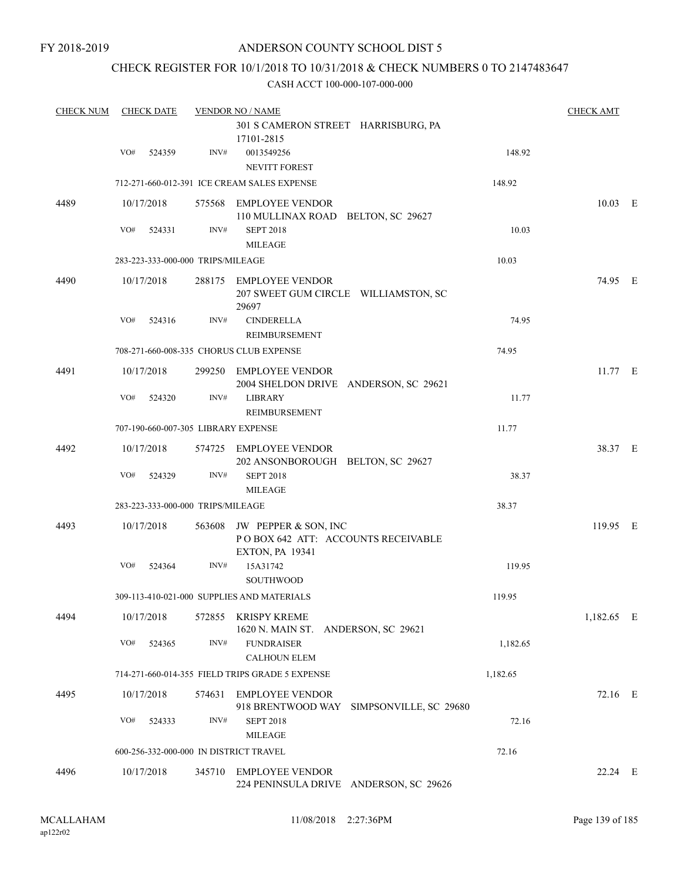FY 2018-2019

# ANDERSON COUNTY SCHOOL DIST 5

## CHECK REGISTER FOR 10/1/2018 TO 10/31/2018 & CHECK NUMBERS 0 TO 2147483647

### CASH ACCT 100-000-107-000-000

| CHECK NUM | CHECK DATE | VENDOR NO / NAME | | CHECK AMT |
|---|---|---|---|---|
| | | 301 S CAMERON STREET HARRISBURG, PA 17101-2815 | | |
| | VO# 524359 | INV# 0013549256 NEVITT FOREST | 148.92 | |
| | 712-271-660-012-391 ICE CREAM SALES EXPENSE | | 148.92 | |
| 4489 | 10/17/2018 | 575568 EMPLOYEE VENDOR 110 MULLINAX ROAD BELTON, SC 29627 | | 10.03 E |
| | VO# 524331 | INV# SEPT 2018 MILEAGE | 10.03 | |
| | 283-223-333-000-000 TRIPS/MILEAGE | | 10.03 | |
| 4490 | 10/17/2018 | 288175 EMPLOYEE VENDOR 207 SWEET GUM CIRCLE WILLIAMSTON, SC 29697 | | 74.95 E |
| | VO# 524316 | INV# CINDERELLA REIMBURSEMENT | 74.95 | |
| | 708-271-660-008-335 CHORUS CLUB EXPENSE | | 74.95 | |
| 4491 | 10/17/2018 | 299250 EMPLOYEE VENDOR 2004 SHELDON DRIVE ANDERSON, SC 29621 | | 11.77 E |
| | VO# 524320 | INV# LIBRARY REIMBURSEMENT | 11.77 | |
| | 707-190-660-007-305 LIBRARY EXPENSE | | 11.77 | |
| 4492 | 10/17/2018 | 574725 EMPLOYEE VENDOR 202 ANSONBOROUGH BELTON, SC 29627 | | 38.37 E |
| | VO# 524329 | INV# SEPT 2018 MILEAGE | 38.37 | |
| | 283-223-333-000-000 TRIPS/MILEAGE | | 38.37 | |
| 4493 | 10/17/2018 | 563608 JW PEPPER & SON, INC P O BOX 642 ATT: ACCOUNTS RECEIVABLE EXTON, PA 19341 | | 119.95 E |
| | VO# 524364 | INV# 15A31742 SOUTHWOOD | 119.95 | |
| | 309-113-410-021-000 SUPPLIES AND MATERIALS | | 119.95 | |
| 4494 | 10/17/2018 | 572855 KRISPY KREME 1620 N. MAIN ST. ANDERSON, SC 29621 | | 1,182.65 E |
| | VO# 524365 | INV# FUNDRAISER CALHOUN ELEM | 1,182.65 | |
| | 714-271-660-014-355 FIELD TRIPS GRADE 5 EXPENSE | | 1,182.65 | |
| 4495 | 10/17/2018 | 574631 EMPLOYEE VENDOR 918 BRENTWOOD WAY SIMPSONVILLE, SC 29680 | | 72.16 E |
| | VO# 524333 | INV# SEPT 2018 MILEAGE | 72.16 | |
| | 600-256-332-000-000 IN DISTRICT TRAVEL | | 72.16 | |
| 4496 | 10/17/2018 | 345710 EMPLOYEE VENDOR 224 PENINSULA DRIVE ANDERSON, SC 29626 | | 22.24 E |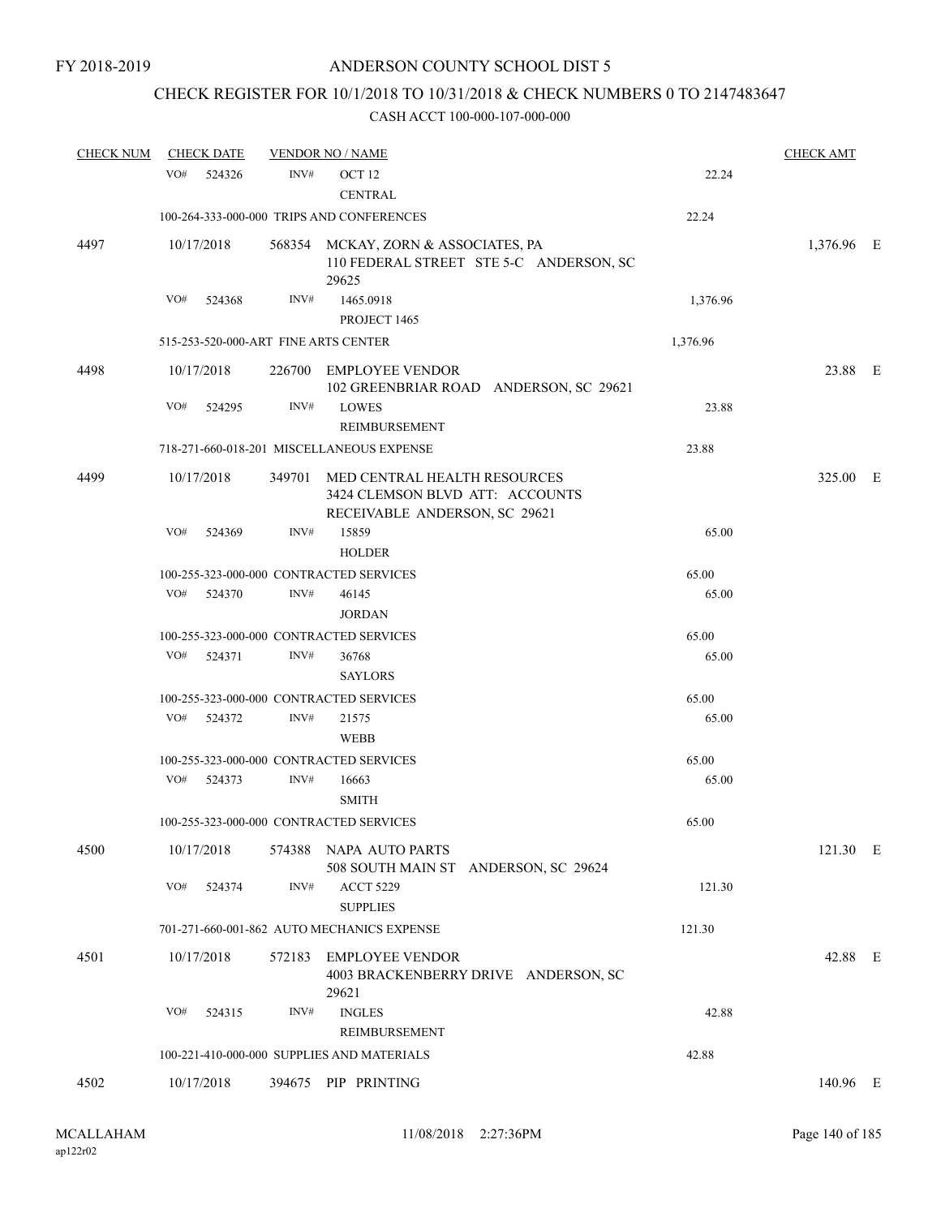FY 2018-2019

ANDERSON COUNTY SCHOOL DIST 5

CHECK REGISTER FOR 10/1/2018 TO 10/31/2018 & CHECK NUMBERS 0 TO 2147483647

CASH ACCT 100-000-107-000-000

| CHECK NUM | CHECK DATE | VENDOR NO / NAME | | CHECK AMT | |
|---|---|---|---|---|---|
| | VO# 524326 INV# | OCT 12 CENTRAL | 22.24 | | |
| | | 100-264-333-000-000 TRIPS AND CONFERENCES | 22.24 | | |
| 4497 | 10/17/2018 | 568354 MCKAY, ZORN & ASSOCIATES, PA 110 FEDERAL STREET STE 5-C ANDERSON, SC 29625 | | 1,376.96 | E |
| | VO# 524368 INV# | 1465.0918 PROJECT 1465 | 1,376.96 | | |
| | | 515-253-520-000-ART FINE ARTS CENTER | 1,376.96 | | |
| 4498 | 10/17/2018 | 226700 EMPLOYEE VENDOR 102 GREENBRIAR ROAD ANDERSON, SC 29621 | | 23.88 | E |
| | VO# 524295 INV# | LOWES REIMBURSEMENT | 23.88 | | |
| | | 718-271-660-018-201 MISCELLANEOUS EXPENSE | 23.88 | | |
| 4499 | 10/17/2018 | 349701 MED CENTRAL HEALTH RESOURCES 3424 CLEMSON BLVD ATT: ACCOUNTS RECEIVABLE ANDERSON, SC 29621 | | 325.00 | E |
| | VO# 524369 INV# | 15859 HOLDER | 65.00 | | |
| | | 100-255-323-000-000 CONTRACTED SERVICES | 65.00 | | |
| | VO# 524370 INV# | 46145 JORDAN | 65.00 | | |
| | | 100-255-323-000-000 CONTRACTED SERVICES | 65.00 | | |
| | VO# 524371 INV# | 36768 SAYLORS | 65.00 | | |
| | | 100-255-323-000-000 CONTRACTED SERVICES | 65.00 | | |
| | VO# 524372 INV# | 21575 WEBB | 65.00 | | |
| | | 100-255-323-000-000 CONTRACTED SERVICES | 65.00 | | |
| | VO# 524373 INV# | 16663 SMITH | 65.00 | | |
| | | 100-255-323-000-000 CONTRACTED SERVICES | 65.00 | | |
| 4500 | 10/17/2018 | 574388 NAPA AUTO PARTS 508 SOUTH MAIN ST ANDERSON, SC 29624 | | 121.30 | E |
| | VO# 524374 INV# | ACCT 5229 SUPPLIES | 121.30 | | |
| | | 701-271-660-001-862 AUTO MECHANICS EXPENSE | 121.30 | | |
| 4501 | 10/17/2018 | 572183 EMPLOYEE VENDOR 4003 BRACKENBERRY DRIVE ANDERSON, SC 29621 | | 42.88 | E |
| | VO# 524315 INV# | INGLES REIMBURSEMENT | 42.88 | | |
| | | 100-221-410-000-000 SUPPLIES AND MATERIALS | 42.88 | | |
| 4502 | 10/17/2018 | 394675 PIP PRINTING | | 140.96 | E |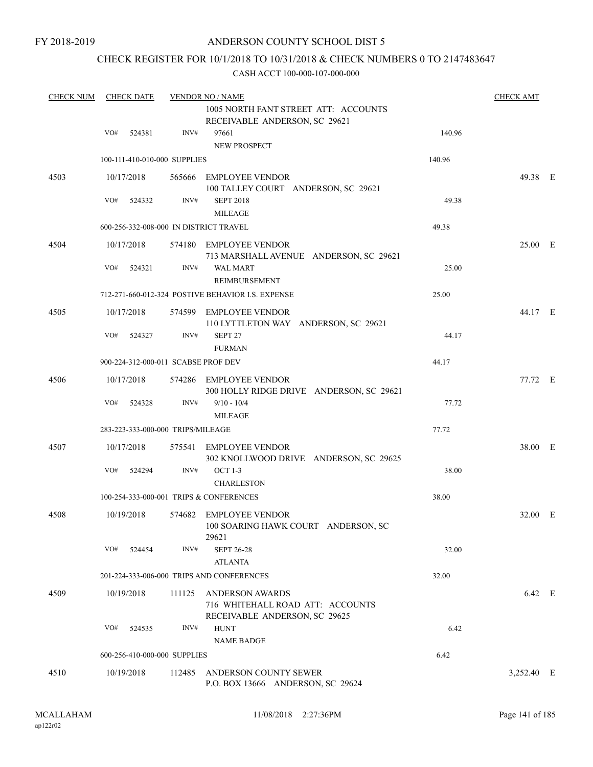FY 2018-2019

# ANDERSON COUNTY SCHOOL DIST 5

## CHECK REGISTER FOR 10/1/2018 TO 10/31/2018 & CHECK NUMBERS 0 TO 2147483647

### CASH ACCT 100-000-107-000-000

| CHECK NUM | CHECK DATE | VENDOR NO / NAME | | CHECK AMT |
|---|---|---|---|---|
| | | 1005 NORTH FANT STREET ATT: ACCOUNTS RECEIVABLE ANDERSON, SC 29621 | | |
| | VO# 524381 | INV# 97661 NEW PROSPECT | 140.96 | |
| | 100-111-410-010-000 SUPPLIES | | 140.96 | |
| 4503 | 10/17/2018 | 565666 EMPLOYEE VENDOR 100 TALLEY COURT ANDERSON, SC 29621 | | 49.38 E |
| | VO# 524332 | INV# SEPT 2018 MILEAGE | 49.38 | |
| | 600-256-332-008-000 IN DISTRICT TRAVEL | | 49.38 | |
| 4504 | 10/17/2018 | 574180 EMPLOYEE VENDOR 713 MARSHALL AVENUE ANDERSON, SC 29621 | | 25.00 E |
| | VO# 524321 | INV# WAL MART REIMBURSEMENT | 25.00 | |
| | 712-271-660-012-324 POSTIVE BEHAVIOR I.S. EXPENSE | | 25.00 | |
| 4505 | 10/17/2018 | 574599 EMPLOYEE VENDOR 110 LYTTLETON WAY ANDERSON, SC 29621 | | 44.17 E |
| | VO# 524327 | INV# SEPT 27 FURMAN | 44.17 | |
| | 900-224-312-000-011 SCABSE PROF DEV | | 44.17 | |
| 4506 | 10/17/2018 | 574286 EMPLOYEE VENDOR 300 HOLLY RIDGE DRIVE ANDERSON, SC 29621 | | 77.72 E |
| | VO# 524328 | INV# 9/10 - 10/4 MILEAGE | 77.72 | |
| | 283-223-333-000-000 TRIPS/MILEAGE | | 77.72 | |
| 4507 | 10/17/2018 | 575541 EMPLOYEE VENDOR 302 KNOLLWOOD DRIVE ANDERSON, SC 29625 | | 38.00 E |
| | VO# 524294 | INV# OCT 1-3 CHARLESTON | 38.00 | |
| | 100-254-333-000-001 TRIPS & CONFERENCES | | 38.00 | |
| 4508 | 10/19/2018 | 574682 EMPLOYEE VENDOR 100 SOARING HAWK COURT ANDERSON, SC 29621 | | 32.00 E |
| | VO# 524454 | INV# SEPT 26-28 ATLANTA | 32.00 | |
| | 201-224-333-006-000 TRIPS AND CONFERENCES | | 32.00 | |
| 4509 | 10/19/2018 | 111125 ANDERSON AWARDS 716 WHITEHALL ROAD ATT: ACCOUNTS RECEIVABLE ANDERSON, SC 29625 | | 6.42 E |
| | VO# 524535 | INV# HUNT NAME BADGE | 6.42 | |
| | 600-256-410-000-000 SUPPLIES | | 6.42 | |
| 4510 | 10/19/2018 | 112485 ANDERSON COUNTY SEWER P.O. BOX 13666 ANDERSON, SC 29624 | | 3,252.40 E |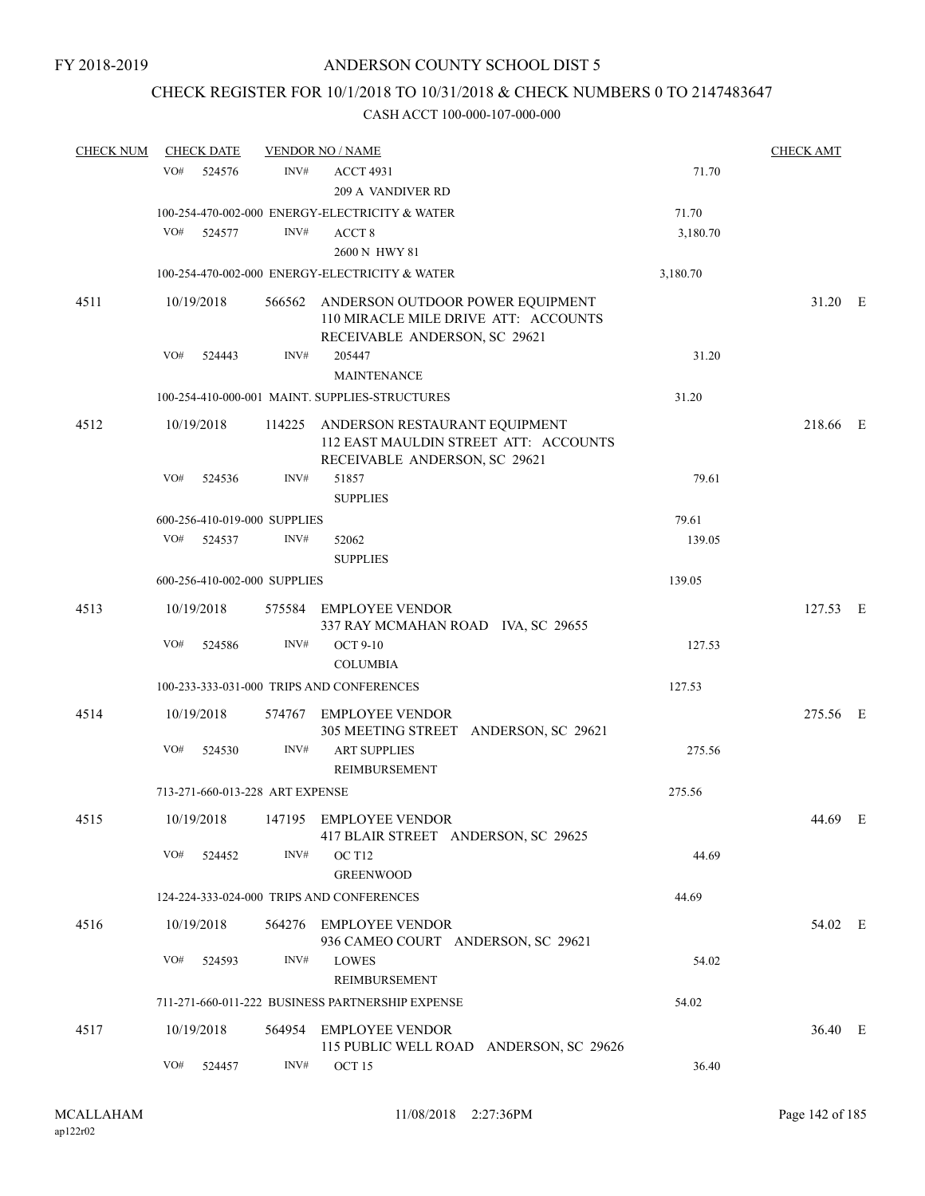FY 2018-2019

# ANDERSON COUNTY SCHOOL DIST 5

## CHECK REGISTER FOR 10/1/2018 TO 10/31/2018 & CHECK NUMBERS 0 TO 2147483647

### CASH ACCT 100-000-107-000-000

| CHECK NUM | CHECK DATE | VENDOR NO / NAME | | CHECK AMT |
|---|---|---|---|---|
| | VO# 524576 | INV# ACCT 4931<br>209 A VANDIVER RD | 71.70 | |
| | 100-254-470-002-000 ENERGY-ELECTRICITY & WATER | | 71.70 | |
| | VO# 524577 | INV# ACCT 8<br>2600 N HWY 81 | 3,180.70 | |
| | 100-254-470-002-000 ENERGY-ELECTRICITY & WATER | | 3,180.70 | |
| 4511 | 10/19/2018 | 566562 ANDERSON OUTDOOR POWER EQUIPMENT<br>110 MIRACLE MILE DRIVE ATT: ACCOUNTS RECEIVABLE ANDERSON, SC 29621 | | 31.20 E |
| | VO# 524443 | INV# 205447<br>MAINTENANCE | 31.20 | |
| | 100-254-410-000-001 MAINT. SUPPLIES-STRUCTURES | | 31.20 | |
| 4512 | 10/19/2018 | 114225 ANDERSON RESTAURANT EQUIPMENT<br>112 EAST MAULDIN STREET ATT: ACCOUNTS RECEIVABLE ANDERSON, SC 29621 | | 218.66 E |
| | VO# 524536 | INV# 51857<br>SUPPLIES | 79.61 | |
| | 600-256-410-019-000 SUPPLIES | | 79.61 | |
| | VO# 524537 | INV# 52062<br>SUPPLIES | 139.05 | |
| | 600-256-410-002-000 SUPPLIES | | 139.05 | |
| 4513 | 10/19/2018 | 575584 EMPLOYEE VENDOR<br>337 RAY MCMAHAN ROAD IVA, SC 29655 | | 127.53 E |
| | VO# 524586 | INV# OCT 9-10<br>COLUMBIA | 127.53 | |
| | 100-233-333-031-000 TRIPS AND CONFERENCES | | 127.53 | |
| 4514 | 10/19/2018 | 574767 EMPLOYEE VENDOR<br>305 MEETING STREET ANDERSON, SC 29621 | | 275.56 E |
| | VO# 524530 | INV# ART SUPPLIES<br>REIMBURSEMENT | 275.56 | |
| | 713-271-660-013-228 ART EXPENSE | | 275.56 | |
| 4515 | 10/19/2018 | 147195 EMPLOYEE VENDOR<br>417 BLAIR STREET ANDERSON, SC 29625 | | 44.69 E |
| | VO# 524452 | INV# OC T12<br>GREENWOOD | 44.69 | |
| | 124-224-333-024-000 TRIPS AND CONFERENCES | | 44.69 | |
| 4516 | 10/19/2018 | 564276 EMPLOYEE VENDOR<br>936 CAMEO COURT ANDERSON, SC 29621 | | 54.02 E |
| | VO# 524593 | INV# LOWES<br>REIMBURSEMENT | 54.02 | |
| | 711-271-660-011-222 BUSINESS PARTNERSHIP EXPENSE | | 54.02 | |
| 4517 | 10/19/2018 | 564954 EMPLOYEE VENDOR<br>115 PUBLIC WELL ROAD ANDERSON, SC 29626 | | 36.40 E |
| | VO# 524457 | INV# OCT 15 | 36.40 | |

MCALLAHAM
ap122r02

11/08/2018 2:27:36PM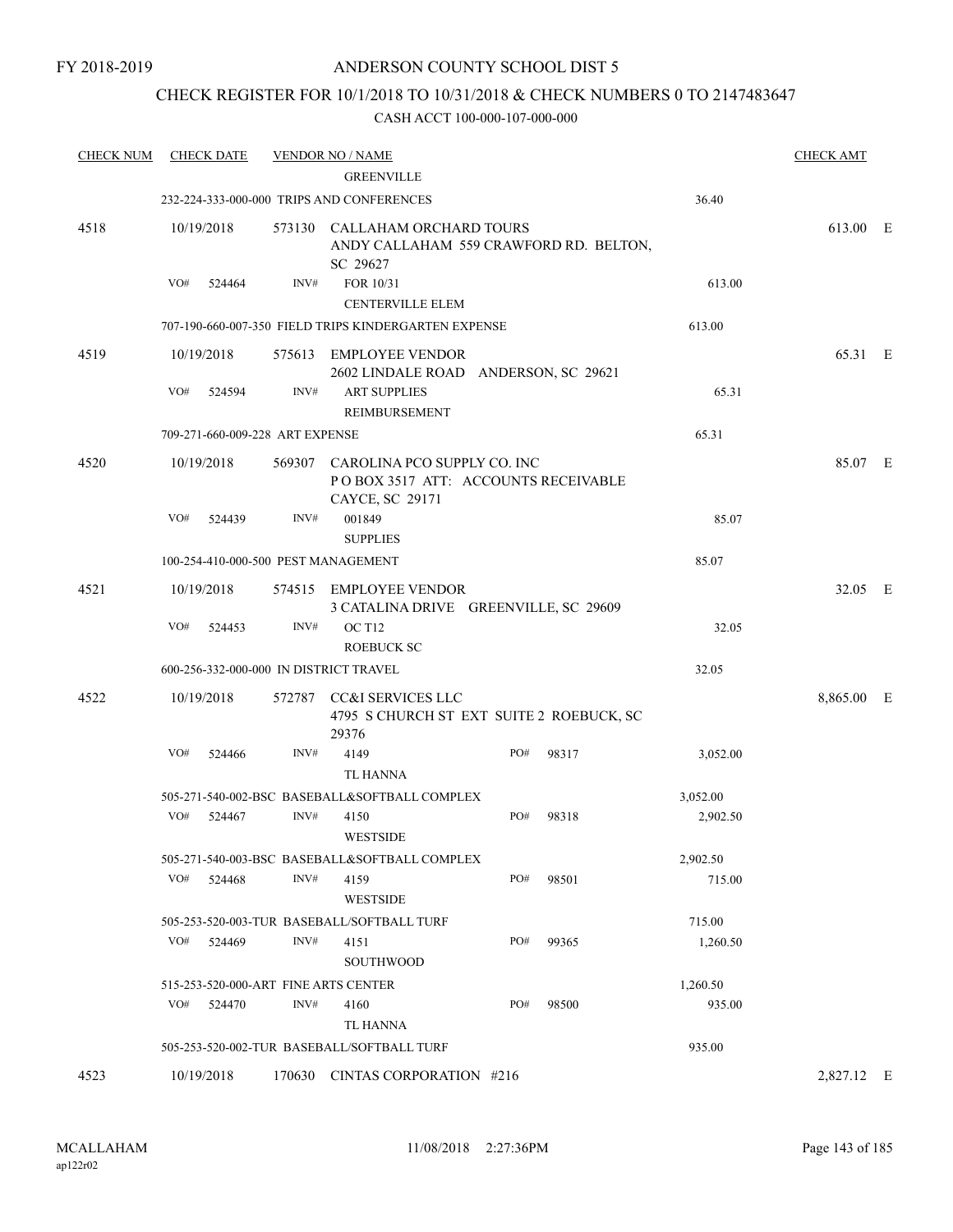FY 2018-2019

# ANDERSON COUNTY SCHOOL DIST 5

## CHECK REGISTER FOR 10/1/2018 TO 10/31/2018 & CHECK NUMBERS 0 TO 2147483647

### CASH ACCT 100-000-107-000-000

| CHECK NUM | CHECK DATE | VENDOR NO / NAME | | | CHECK AMT | |
|---|---|---|---|---|---|---|
| | | GREENVILLE | | | | |
| | | 232-224-333-000-000 TRIPS AND CONFERENCES | | 36.40 | | |
| 4518 | 10/19/2018 | 573130 CALLAHAM ORCHARD TOURS ANDY CALLAHAM 559 CRAWFORD RD. BELTON, SC 29627 | | | 613.00 | E |
| | VO# 524464 | INV# FOR 10/31 CENTERVILLE ELEM | | 613.00 | | |
| | | 707-190-660-007-350 FIELD TRIPS KINDERGARTEN EXPENSE | | 613.00 | | |
| 4519 | 10/19/2018 | 575613 EMPLOYEE VENDOR 2602 LINDALE ROAD ANDERSON, SC 29621 | | | 65.31 | E |
| | VO# 524594 | INV# ART SUPPLIES REIMBURSEMENT | | 65.31 | | |
| | | 709-271-660-009-228 ART EXPENSE | | 65.31 | | |
| 4520 | 10/19/2018 | 569307 CAROLINA PCO SUPPLY CO. INC P O BOX 3517 ATT: ACCOUNTS RECEIVABLE CAYCE, SC 29171 | | | 85.07 | E |
| | VO# 524439 | INV# 001849 SUPPLIES | | 85.07 | | |
| | | 100-254-410-000-500 PEST MANAGEMENT | | 85.07 | | |
| 4521 | 10/19/2018 | 574515 EMPLOYEE VENDOR 3 CATALINA DRIVE GREENVILLE, SC 29609 | | | 32.05 | E |
| | VO# 524453 | INV# OC T12 ROEBUCK SC | | 32.05 | | |
| | | 600-256-332-000-000 IN DISTRICT TRAVEL | | 32.05 | | |
| 4522 | 10/19/2018 | 572787 CC&I SERVICES LLC 4795 S CHURCH ST EXT SUITE 2 ROEBUCK, SC 29376 | | | 8,865.00 | E |
| | VO# 524466 | INV# 4149 TL HANNA | PO# 98317 | 3,052.00 | | |
| | | 505-271-540-002-BSC BASEBALL&SOFTBALL COMPLEX | | 3,052.00 | | |
| | VO# 524467 | INV# 4150 WESTSIDE | PO# 98318 | 2,902.50 | | |
| | | 505-271-540-003-BSC BASEBALL&SOFTBALL COMPLEX | | 2,902.50 | | |
| | VO# 524468 | INV# 4159 WESTSIDE | PO# 98501 | 715.00 | | |
| | | 505-253-520-003-TUR BASEBALL/SOFTBALL TURF | | 715.00 | | |
| | VO# 524469 | INV# 4151 SOUTHWOOD | PO# 99365 | 1,260.50 | | |
| | | 515-253-520-000-ART FINE ARTS CENTER | | 1,260.50 | | |
| | VO# 524470 | INV# 4160 TL HANNA | PO# 98500 | 935.00 | | |
| | | 505-253-520-002-TUR BASEBALL/SOFTBALL TURF | | 935.00 | | |
| 4523 | 10/19/2018 | 170630 CINTAS CORPORATION #216 | | | 2,827.12 | E |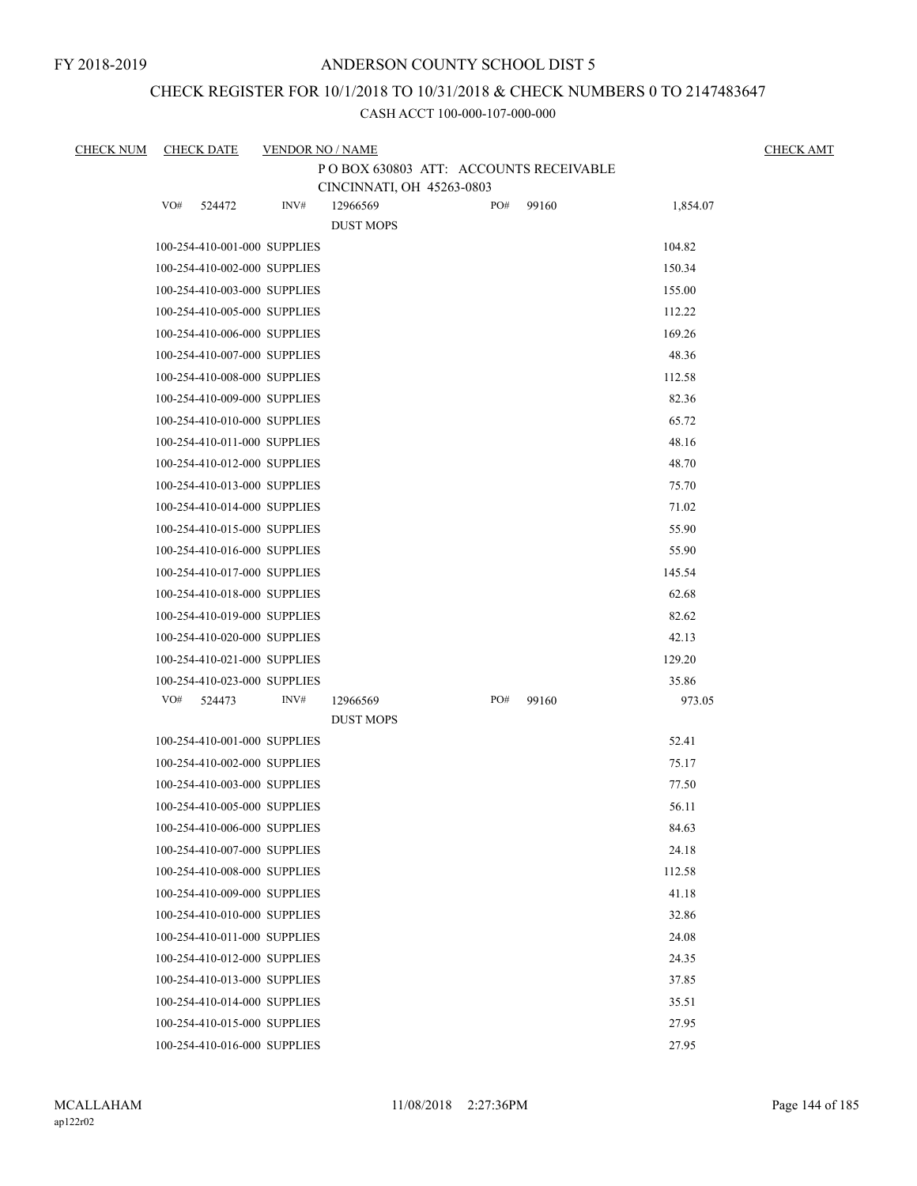FY 2018-2019

# ANDERSON COUNTY SCHOOL DIST 5

## CHECK REGISTER FOR 10/1/2018 TO 10/31/2018 & CHECK NUMBERS 0 TO 2147483647

### CASH ACCT 100-000-107-000-000

| CHECK NUM | CHECK DATE | VENDOR NO / NAME | | | CHECK AMT |
|---|---|---|---|---|---|
| | | P O BOX 630803 ATT: ACCOUNTS RECEIVABLE | | | |
| | | CINCINNATI, OH 45263-0803 | | | |
| | VO# 524472 | INV# 12966569 | PO# 99160 | 1,854.07 | |
| | | DUST MOPS | | | |
| | 100-254-410-001-000 SUPPLIES | | | 104.82 | |
| | 100-254-410-002-000 SUPPLIES | | | 150.34 | |
| | 100-254-410-003-000 SUPPLIES | | | 155.00 | |
| | 100-254-410-005-000 SUPPLIES | | | 112.22 | |
| | 100-254-410-006-000 SUPPLIES | | | 169.26 | |
| | 100-254-410-007-000 SUPPLIES | | | 48.36 | |
| | 100-254-410-008-000 SUPPLIES | | | 112.58 | |
| | 100-254-410-009-000 SUPPLIES | | | 82.36 | |
| | 100-254-410-010-000 SUPPLIES | | | 65.72 | |
| | 100-254-410-011-000 SUPPLIES | | | 48.16 | |
| | 100-254-410-012-000 SUPPLIES | | | 48.70 | |
| | 100-254-410-013-000 SUPPLIES | | | 75.70 | |
| | 100-254-410-014-000 SUPPLIES | | | 71.02 | |
| | 100-254-410-015-000 SUPPLIES | | | 55.90 | |
| | 100-254-410-016-000 SUPPLIES | | | 55.90 | |
| | 100-254-410-017-000 SUPPLIES | | | 145.54 | |
| | 100-254-410-018-000 SUPPLIES | | | 62.68 | |
| | 100-254-410-019-000 SUPPLIES | | | 82.62 | |
| | 100-254-410-020-000 SUPPLIES | | | 42.13 | |
| | 100-254-410-021-000 SUPPLIES | | | 129.20 | |
| | 100-254-410-023-000 SUPPLIES | | | 35.86 | |
| | VO# 524473 | INV# 12966569 | PO# 99160 | 973.05 | |
| | | DUST MOPS | | | |
| | 100-254-410-001-000 SUPPLIES | | | 52.41 | |
| | 100-254-410-002-000 SUPPLIES | | | 75.17 | |
| | 100-254-410-003-000 SUPPLIES | | | 77.50 | |
| | 100-254-410-005-000 SUPPLIES | | | 56.11 | |
| | 100-254-410-006-000 SUPPLIES | | | 84.63 | |
| | 100-254-410-007-000 SUPPLIES | | | 24.18 | |
| | 100-254-410-008-000 SUPPLIES | | | 112.58 | |
| | 100-254-410-009-000 SUPPLIES | | | 41.18 | |
| | 100-254-410-010-000 SUPPLIES | | | 32.86 | |
| | 100-254-410-011-000 SUPPLIES | | | 24.08 | |
| | 100-254-410-012-000 SUPPLIES | | | 24.35 | |
| | 100-254-410-013-000 SUPPLIES | | | 37.85 | |
| | 100-254-410-014-000 SUPPLIES | | | 35.51 | |
| | 100-254-410-015-000 SUPPLIES | | | 27.95 | |
| | 100-254-410-016-000 SUPPLIES | | | 27.95 | |

MCALLAHAM
ap122r02

11/08/2018 2:27:36PM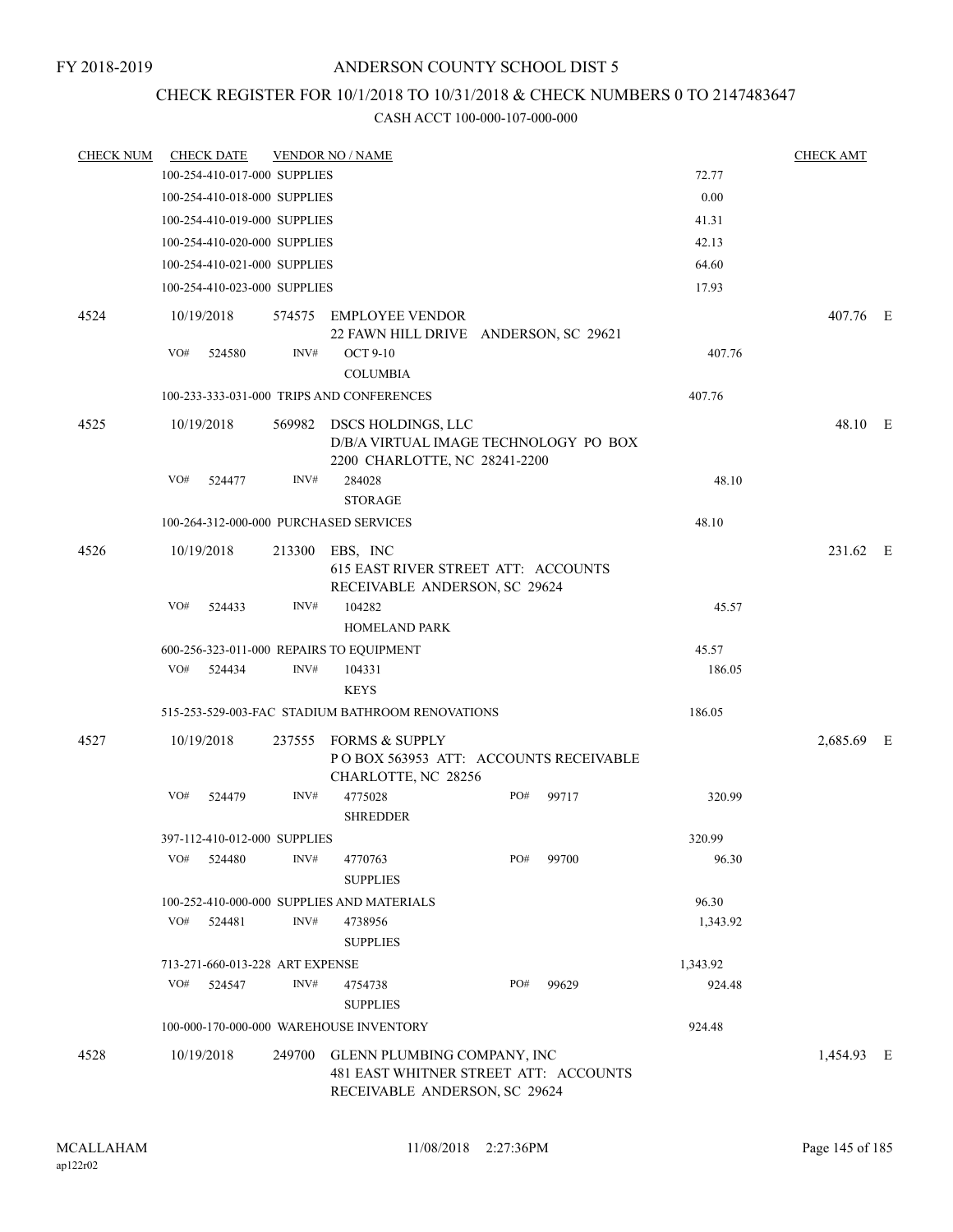FY 2018-2019

# ANDERSON COUNTY SCHOOL DIST 5

## CHECK REGISTER FOR 10/1/2018 TO 10/31/2018 & CHECK NUMBERS 0 TO 2147483647

CASH ACCT 100-000-107-000-000

| CHECK NUM | CHECK DATE | VENDOR NO / NAME | | | CHECK AMT |
|---|---|---|---|---|---|
| | 100-254-410-017-000 SUPPLIES | | | 72.77 | |
| | 100-254-410-018-000 SUPPLIES | | | 0.00 | |
| | 100-254-410-019-000 SUPPLIES | | | 41.31 | |
| | 100-254-410-020-000 SUPPLIES | | | 42.13 | |
| | 100-254-410-021-000 SUPPLIES | | | 64.60 | |
| | 100-254-410-023-000 SUPPLIES | | | 17.93 | |
| 4524 | 10/19/2018 | 574575 EMPLOYEE VENDOR<br>22 FAWN HILL DRIVE ANDERSON, SC 29621 | | | 407.76 E |
| | VO# 524580 | INV# OCT 9-10<br>COLUMBIA | | 407.76 | |
| | 100-233-333-031-000 TRIPS AND CONFERENCES | | | 407.76 | |
| 4525 | 10/19/2018 | 569982 DSCS HOLDINGS, LLC<br>D/B/A VIRTUAL IMAGE TECHNOLOGY PO BOX 2200 CHARLOTTE, NC 28241-2200 | | | 48.10 E |
| | VO# 524477 | INV# 284028<br>STORAGE | | 48.10 | |
| | 100-264-312-000-000 PURCHASED SERVICES | | | 48.10 | |
| 4526 | 10/19/2018 | 213300 EBS, INC<br>615 EAST RIVER STREET ATT: ACCOUNTS RECEIVABLE ANDERSON, SC 29624 | | | 231.62 E |
| | VO# 524433 | INV# 104282<br>HOMELAND PARK | | 45.57 | |
| | 600-256-323-011-000 REPAIRS TO EQUIPMENT | | | 45.57 | |
| | VO# 524434 | INV# 104331<br>KEYS | | 186.05 | |
| | 515-253-529-003-FAC STADIUM BATHROOM RENOVATIONS | | | 186.05 | |
| 4527 | 10/19/2018 | 237555 FORMS & SUPPLY<br>P O BOX 563953 ATT: ACCOUNTS RECEIVABLE CHARLOTTE, NC 28256 | | | 2,685.69 E |
| | VO# 524479 | INV# 4775028<br>SHREDDER | PO# 99717 | 320.99 | |
| | 397-112-410-012-000 SUPPLIES | | | 320.99 | |
| | VO# 524480 | INV# 4770763<br>SUPPLIES | PO# 99700 | 96.30 | |
| | 100-252-410-000-000 SUPPLIES AND MATERIALS | | | 96.30 | |
| | VO# 524481 | INV# 4738956<br>SUPPLIES | | 1,343.92 | |
| | 713-271-660-013-228 ART EXPENSE | | | 1,343.92 | |
| | VO# 524547 | INV# 4754738<br>SUPPLIES | PO# 99629 | 924.48 | |
| | 100-000-170-000-000 WAREHOUSE INVENTORY | | | 924.48 | |
| 4528 | 10/19/2018 | 249700 GLENN PLUMBING COMPANY, INC<br>481 EAST WHITNER STREET ATT: ACCOUNTS RECEIVABLE ANDERSON, SC 29624 | | | 1,454.93 E |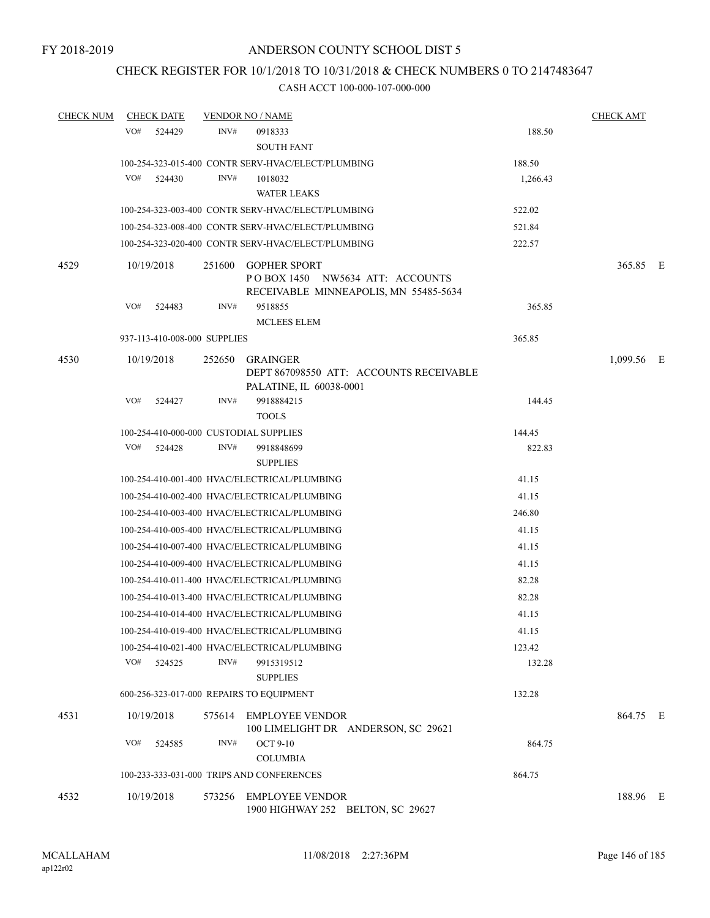FY 2018-2019

# ANDERSON COUNTY SCHOOL DIST 5

## CHECK REGISTER FOR 10/1/2018 TO 10/31/2018 & CHECK NUMBERS 0 TO 2147483647

### CASH ACCT 100-000-107-000-000

| CHECK NUM | CHECK DATE | VENDOR NO / NAME | | CHECK AMT | |
|---|---|---|---|---|---|
| | VO# 524429 | INV# 0918333 SOUTH FANT | 188.50 | | |
| | | 100-254-323-015-400 CONTR SERV-HVAC/ELECT/PLUMBING | 188.50 | | |
| | VO# 524430 | INV# 1018032 WATER LEAKS | 1,266.43 | | |
| | | 100-254-323-003-400 CONTR SERV-HVAC/ELECT/PLUMBING | 522.02 | | |
| | | 100-254-323-008-400 CONTR SERV-HVAC/ELECT/PLUMBING | 521.84 | | |
| | | 100-254-323-020-400 CONTR SERV-HVAC/ELECT/PLUMBING | 222.57 | | |
| 4529 | 10/19/2018 | 251600 GOPHER SPORT P O BOX 1450 NW5634 ATT: ACCOUNTS RECEIVABLE MINNEAPOLIS, MN 55485-5634 | | 365.85 | E |
| | VO# 524483 | INV# 9518855 MCLEES ELEM | 365.85 | | |
| | | 937-113-410-008-000 SUPPLIES | 365.85 | | |
| 4530 | 10/19/2018 | 252650 GRAINGER DEPT 867098550 ATT: ACCOUNTS RECEIVABLE PALATINE, IL 60038-0001 | | 1,099.56 | E |
| | VO# 524427 | INV# 9918884215 TOOLS | 144.45 | | |
| | | 100-254-410-000-000 CUSTODIAL SUPPLIES | 144.45 | | |
| | VO# 524428 | INV# 9918848699 SUPPLIES | 822.83 | | |
| | | 100-254-410-001-400 HVAC/ELECTRICAL/PLUMBING | 41.15 | | |
| | | 100-254-410-002-400 HVAC/ELECTRICAL/PLUMBING | 41.15 | | |
| | | 100-254-410-003-400 HVAC/ELECTRICAL/PLUMBING | 246.80 | | |
| | | 100-254-410-005-400 HVAC/ELECTRICAL/PLUMBING | 41.15 | | |
| | | 100-254-410-007-400 HVAC/ELECTRICAL/PLUMBING | 41.15 | | |
| | | 100-254-410-009-400 HVAC/ELECTRICAL/PLUMBING | 41.15 | | |
| | | 100-254-410-011-400 HVAC/ELECTRICAL/PLUMBING | 82.28 | | |
| | | 100-254-410-013-400 HVAC/ELECTRICAL/PLUMBING | 82.28 | | |
| | | 100-254-410-014-400 HVAC/ELECTRICAL/PLUMBING | 41.15 | | |
| | | 100-254-410-019-400 HVAC/ELECTRICAL/PLUMBING | 41.15 | | |
| | | 100-254-410-021-400 HVAC/ELECTRICAL/PLUMBING | 123.42 | | |
| | VO# 524525 | INV# 9915319512 SUPPLIES | 132.28 | | |
| | | 600-256-323-017-000 REPAIRS TO EQUIPMENT | 132.28 | | |
| 4531 | 10/19/2018 | 575614 EMPLOYEE VENDOR 100 LIMELIGHT DR ANDERSON, SC 29621 | | 864.75 | E |
| | VO# 524585 | INV# OCT 9-10 COLUMBIA | 864.75 | | |
| | | 100-233-333-031-000 TRIPS AND CONFERENCES | 864.75 | | |
| 4532 | 10/19/2018 | 573256 EMPLOYEE VENDOR 1900 HIGHWAY 252 BELTON, SC 29627 | | 188.96 | E |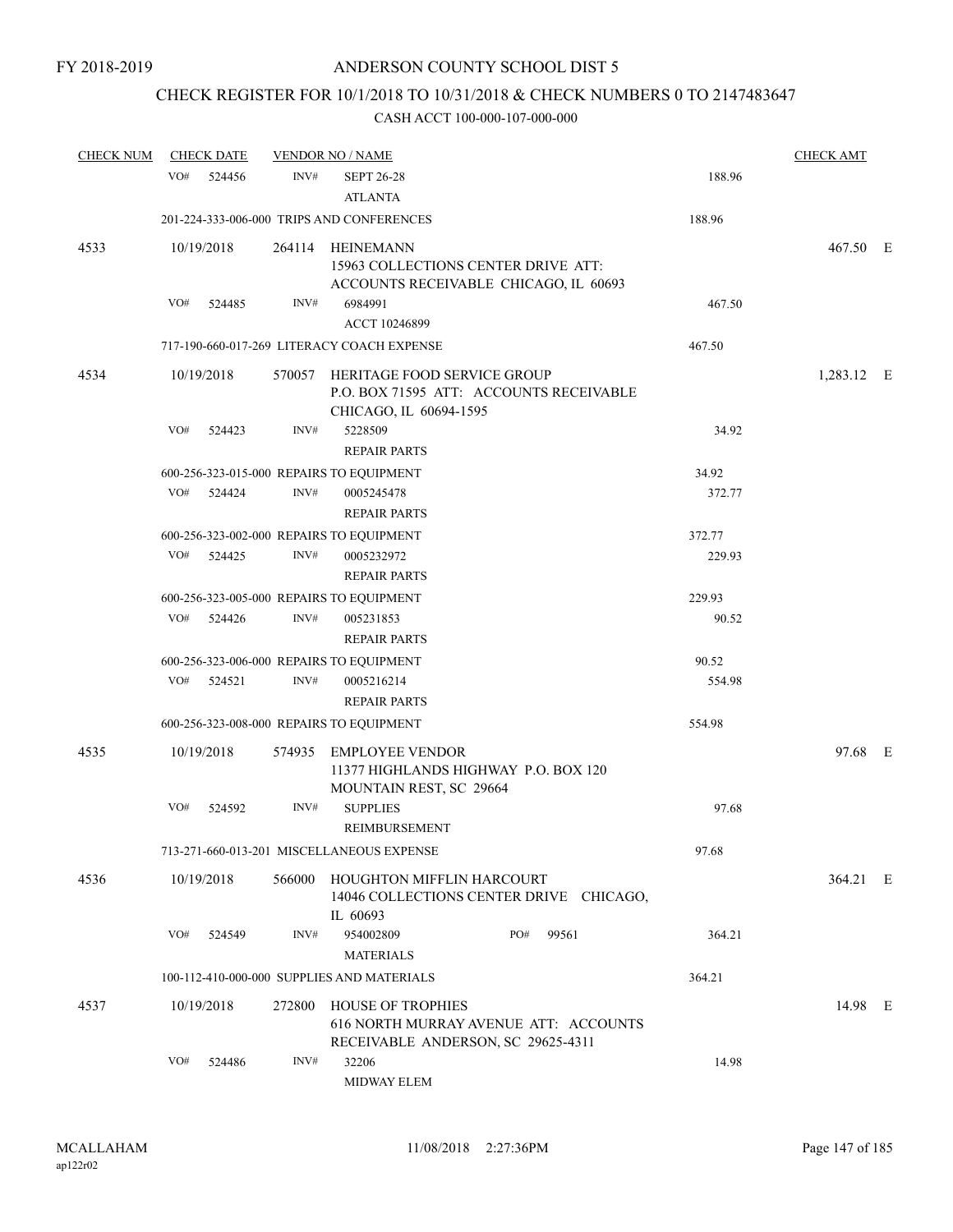FY 2018-2019

# ANDERSON COUNTY SCHOOL DIST 5

## CHECK REGISTER FOR 10/1/2018 TO 10/31/2018 & CHECK NUMBERS 0 TO 2147483647

CASH ACCT 100-000-107-000-000

| CHECK NUM | CHECK DATE | VENDOR NO / NAME | | CHECK AMT |
|---|---|---|---|---|
| | VO# 524456 | INV# SEPT 26-28 ATLANTA | 188.96 | |
| | 201-224-333-006-000 TRIPS AND CONFERENCES | | 188.96 | |
| 4533 | 10/19/2018 | 264114 HEINEMANN 15963 COLLECTIONS CENTER DRIVE ATT: ACCOUNTS RECEIVABLE CHICAGO, IL 60693 | | 467.50 E |
| | VO# 524485 | INV# 6984991 ACCT 10246899 | 467.50 | |
| | 717-190-660-017-269 LITERACY COACH EXPENSE | | 467.50 | |
| 4534 | 10/19/2018 | 570057 HERITAGE FOOD SERVICE GROUP P.O. BOX 71595 ATT: ACCOUNTS RECEIVABLE CHICAGO, IL 60694-1595 | | 1,283.12 E |
| | VO# 524423 | INV# 5228509 REPAIR PARTS | 34.92 | |
| | 600-256-323-015-000 REPAIRS TO EQUIPMENT | | 34.92 | |
| | VO# 524424 | INV# 0005245478 REPAIR PARTS | 372.77 | |
| | 600-256-323-002-000 REPAIRS TO EQUIPMENT | | 372.77 | |
| | VO# 524425 | INV# 0005232972 REPAIR PARTS | 229.93 | |
| | 600-256-323-005-000 REPAIRS TO EQUIPMENT | | 229.93 | |
| | VO# 524426 | INV# 005231853 REPAIR PARTS | 90.52 | |
| | 600-256-323-006-000 REPAIRS TO EQUIPMENT | | 90.52 | |
| | VO# 524521 | INV# 0005216214 REPAIR PARTS | 554.98 | |
| | 600-256-323-008-000 REPAIRS TO EQUIPMENT | | 554.98 | |
| 4535 | 10/19/2018 | 574935 EMPLOYEE VENDOR 11377 HIGHLANDS HIGHWAY P.O. BOX 120 MOUNTAIN REST, SC 29664 | | 97.68 E |
| | VO# 524592 | INV# SUPPLIES REIMBURSEMENT | 97.68 | |
| | 713-271-660-013-201 MISCELLANEOUS EXPENSE | | 97.68 | |
| 4536 | 10/19/2018 | 566000 HOUGHTON MIFFLIN HARCOURT 14046 COLLECTIONS CENTER DRIVE CHICAGO, IL 60693 | | 364.21 E |
| | VO# 524549 | INV# 954002809 PO# 99561 MATERIALS | 364.21 | |
| | 100-112-410-000-000 SUPPLIES AND MATERIALS | | 364.21 | |
| 4537 | 10/19/2018 | 272800 HOUSE OF TROPHIES 616 NORTH MURRAY AVENUE ATT: ACCOUNTS RECEIVABLE ANDERSON, SC 29625-4311 | | 14.98 E |
| | VO# 524486 | INV# 32206 MIDWAY ELEM | 14.98 | |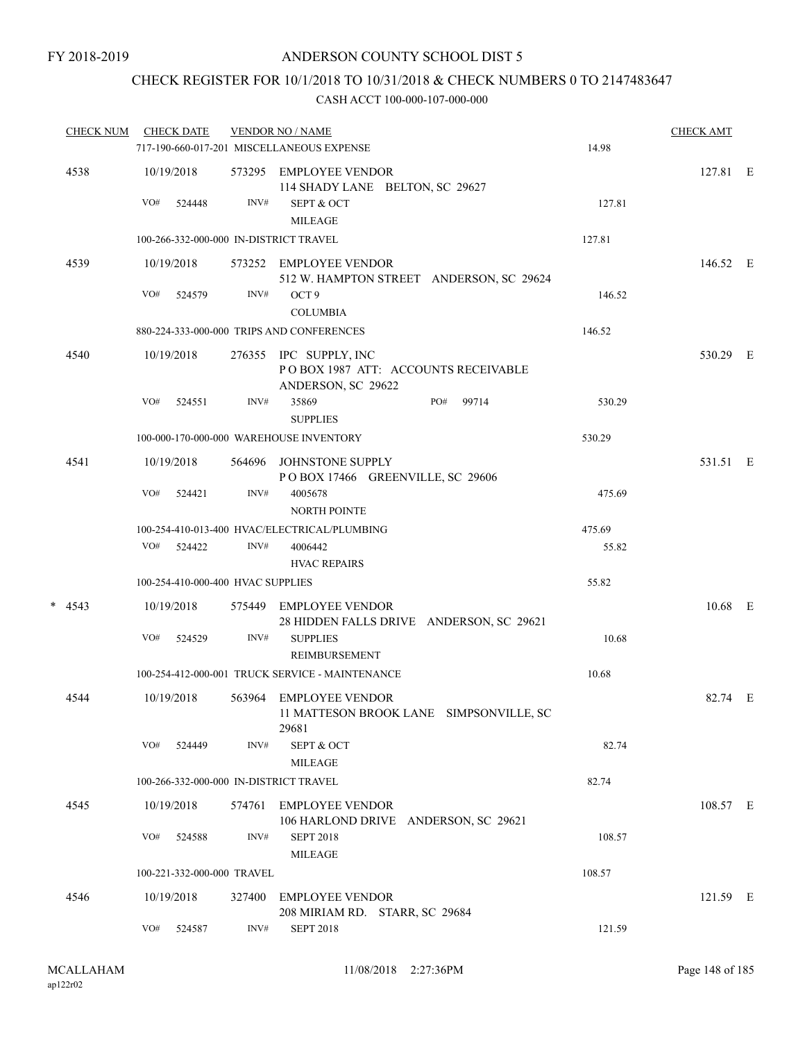FY 2018-2019

# ANDERSON COUNTY SCHOOL DIST 5

## CHECK REGISTER FOR 10/1/2018 TO 10/31/2018 & CHECK NUMBERS 0 TO 2147483647

CASH ACCT 100-000-107-000-000

| CHECK NUM | CHECK DATE | VENDOR NO / NAME | | CHECK AMT | |
|---|---|---|---|---|---|
| | 717-190-660-017-201 MISCELLANEOUS EXPENSE | | 14.98 | | |
| 4538 | 10/19/2018 | 573295 EMPLOYEE VENDOR<br>114 SHADY LANE BELTON, SC 29627 | | 127.81 | E |
| | VO# 524448 | INV# SEPT & OCT<br>MILEAGE | 127.81 | | |
| | 100-266-332-000-000 IN-DISTRICT TRAVEL | | 127.81 | | |
| 4539 | 10/19/2018 | 573252 EMPLOYEE VENDOR<br>512 W. HAMPTON STREET ANDERSON, SC 29624 | | 146.52 | E |
| | VO# 524579 | INV# OCT 9<br>COLUMBIA | 146.52 | | |
| | 880-224-333-000-000 TRIPS AND CONFERENCES | | 146.52 | | |
| 4540 | 10/19/2018 | 276355 IPC SUPPLY, INC<br>P O BOX 1987 ATT: ACCOUNTS RECEIVABLE<br>ANDERSON, SC 29622 | | 530.29 | E |
| | VO# 524551 | INV# 35869 PO# 99714<br>SUPPLIES | 530.29 | | |
| | 100-000-170-000-000 WAREHOUSE INVENTORY | | 530.29 | | |
| 4541 | 10/19/2018 | 564696 JOHNSTONE SUPPLY<br>P O BOX 17466 GREENVILLE, SC 29606 | | 531.51 | E |
| | VO# 524421 | INV# 4005678<br>NORTH POINTE | 475.69 | | |
| | 100-254-410-013-400 HVAC/ELECTRICAL/PLUMBING | | 475.69 | | |
| | VO# 524422 | INV# 4006442<br>HVAC REPAIRS | 55.82 | | |
| | 100-254-410-000-400 HVAC SUPPLIES | | 55.82 | | |
| * 4543 | 10/19/2018 | 575449 EMPLOYEE VENDOR<br>28 HIDDEN FALLS DRIVE ANDERSON, SC 29621 | | 10.68 | E |
| | VO# 524529 | INV# SUPPLIES<br>REIMBURSEMENT | 10.68 | | |
| | 100-254-412-000-001 TRUCK SERVICE - MAINTENANCE | | 10.68 | | |
| 4544 | 10/19/2018 | 563964 EMPLOYEE VENDOR<br>11 MATTESON BROOK LANE SIMPSONVILLE, SC 29681 | | 82.74 | E |
| | VO# 524449 | INV# SEPT & OCT<br>MILEAGE | 82.74 | | |
| | 100-266-332-000-000 IN-DISTRICT TRAVEL | | 82.74 | | |
| 4545 | 10/19/2018 | 574761 EMPLOYEE VENDOR<br>106 HARLOND DRIVE ANDERSON, SC 29621 | | 108.57 | E |
| | VO# 524588 | INV# SEPT 2018<br>MILEAGE | 108.57 | | |
| | 100-221-332-000-000 TRAVEL | | 108.57 | | |
| 4546 | 10/19/2018 | 327400 EMPLOYEE VENDOR<br>208 MIRIAM RD. STARR, SC 29684 | | 121.59 | E |
| | VO# 524587 | INV# SEPT 2018 | 121.59 | | |

MCALLAHAM ap122r02 11/08/2018 2:27:36PM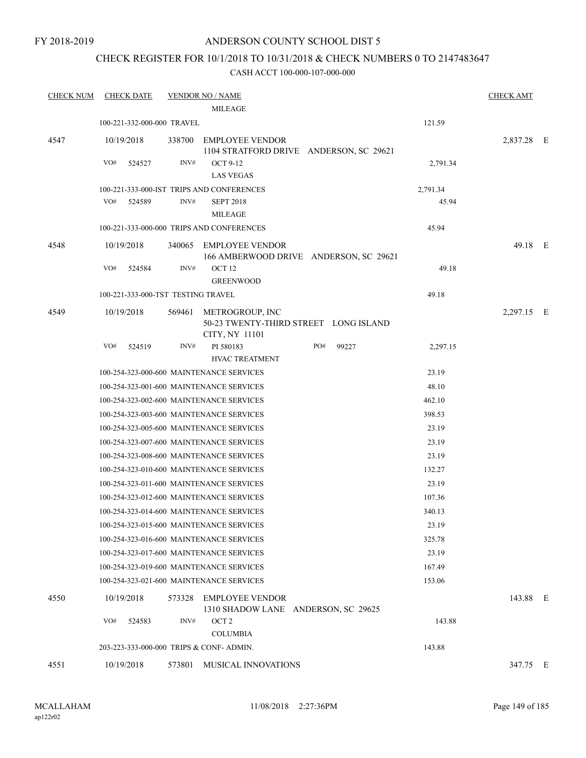FY 2018-2019

# ANDERSON COUNTY SCHOOL DIST 5

## CHECK REGISTER FOR 10/1/2018 TO 10/31/2018 & CHECK NUMBERS 0 TO 2147483647

### CASH ACCT 100-000-107-000-000

| CHECK NUM | CHECK DATE | VENDOR NO / NAME | | CHECK AMT | |
|---|---|---|---|---|---|
| | | MILEAGE | | | |
| | 100-221-332-000-000 TRAVEL | | 121.59 | | |
| 4547 | 10/19/2018 | 338700 EMPLOYEE VENDOR<br>1104 STRATFORD DRIVE ANDERSON, SC 29621 | | 2,837.28 | E |
| | VO# 524527 | INV# OCT 9-12<br>LAS VEGAS | 2,791.34 | | |
| | 100-221-333-000-IST TRIPS AND CONFERENCES | | 2,791.34 | | |
| | VO# 524589 | INV# SEPT 2018<br>MILEAGE | 45.94 | | |
| | 100-221-333-000-000 TRIPS AND CONFERENCES | | 45.94 | | |
| 4548 | 10/19/2018 | 340065 EMPLOYEE VENDOR<br>166 AMBERWOOD DRIVE ANDERSON, SC 29621 | | 49.18 | E |
| | VO# 524584 | INV# OCT 12<br>GREENWOOD | 49.18 | | |
| | 100-221-333-000-TST TESTING TRAVEL | | 49.18 | | |
| 4549 | 10/19/2018 | 569461 METROGROUP, INC<br>50-23 TWENTY-THIRD STREET LONG ISLAND CITY, NY 11101 | | 2,297.15 | E |
| | VO# 524519 | INV# PI 580183 PO# 99227<br>HVAC TREATMENT | 2,297.15 | | |
| | 100-254-323-000-600 MAINTENANCE SERVICES | | 23.19 | | |
| | 100-254-323-001-600 MAINTENANCE SERVICES | | 48.10 | | |
| | 100-254-323-002-600 MAINTENANCE SERVICES | | 462.10 | | |
| | 100-254-323-003-600 MAINTENANCE SERVICES | | 398.53 | | |
| | 100-254-323-005-600 MAINTENANCE SERVICES | | 23.19 | | |
| | 100-254-323-007-600 MAINTENANCE SERVICES | | 23.19 | | |
| | 100-254-323-008-600 MAINTENANCE SERVICES | | 23.19 | | |
| | 100-254-323-010-600 MAINTENANCE SERVICES | | 132.27 | | |
| | 100-254-323-011-600 MAINTENANCE SERVICES | | 23.19 | | |
| | 100-254-323-012-600 MAINTENANCE SERVICES | | 107.36 | | |
| | 100-254-323-014-600 MAINTENANCE SERVICES | | 340.13 | | |
| | 100-254-323-015-600 MAINTENANCE SERVICES | | 23.19 | | |
| | 100-254-323-016-600 MAINTENANCE SERVICES | | 325.78 | | |
| | 100-254-323-017-600 MAINTENANCE SERVICES | | 23.19 | | |
| | 100-254-323-019-600 MAINTENANCE SERVICES | | 167.49 | | |
| | 100-254-323-021-600 MAINTENANCE SERVICES | | 153.06 | | |
| 4550 | 10/19/2018 | 573328 EMPLOYEE VENDOR<br>1310 SHADOW LANE ANDERSON, SC 29625 | | 143.88 | E |
| | VO# 524583 | INV# OCT 2<br>COLUMBIA | 143.88 | | |
| | 203-223-333-000-000 TRIPS & CONF- ADMIN. | | 143.88 | | |
| 4551 | 10/19/2018 | 573801 MUSICAL INNOVATIONS | | 347.75 | E |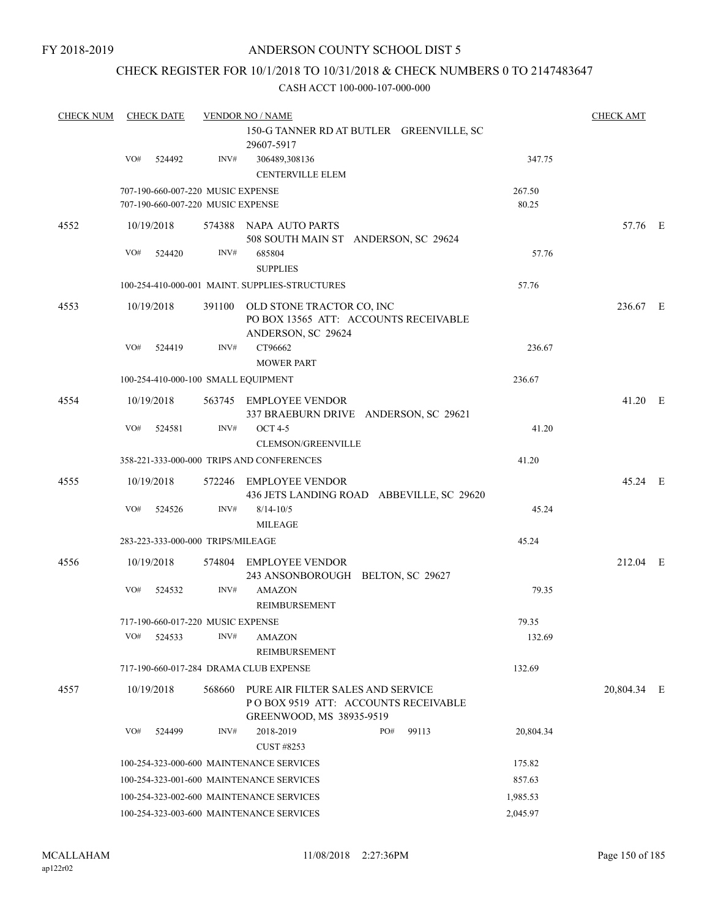FY 2018-2019

ANDERSON COUNTY SCHOOL DIST 5

CHECK REGISTER FOR 10/1/2018 TO 10/31/2018 & CHECK NUMBERS 0 TO 2147483647

CASH ACCT 100-000-107-000-000

| CHECK NUM | CHECK DATE | VENDOR NO / NAME | | CHECK AMT |
|---|---|---|---|---|
| | | 150-G TANNER RD AT BUTLER GREENVILLE, SC 29607-5917 | | |
| | VO# 524492 | INV# 306489,308136<br>CENTERVILLE ELEM | 347.75 | |
| | 707-190-660-007-220 MUSIC EXPENSE | | 267.50 | |
| | 707-190-660-007-220 MUSIC EXPENSE | | 80.25 | |
| 4552 | 10/19/2018 | 574388 NAPA AUTO PARTS<br>508 SOUTH MAIN ST ANDERSON, SC 29624 | | 57.76 E |
| | VO# 524420 | INV# 685804<br>SUPPLIES | 57.76 | |
| | 100-254-410-000-001 MAINT. SUPPLIES-STRUCTURES | | 57.76 | |
| 4553 | 10/19/2018 | 391100 OLD STONE TRACTOR CO, INC<br>PO BOX 13565 ATT: ACCOUNTS RECEIVABLE<br>ANDERSON, SC 29624 | | 236.67 E |
| | VO# 524419 | INV# CT96662<br>MOWER PART | 236.67 | |
| | 100-254-410-000-100 SMALL EQUIPMENT | | 236.67 | |
| 4554 | 10/19/2018 | 563745 EMPLOYEE VENDOR<br>337 BRAEBURN DRIVE ANDERSON, SC 29621 | | 41.20 E |
| | VO# 524581 | INV# OCT 4-5<br>CLEMSON/GREENVILLE | 41.20 | |
| | 358-221-333-000-000 TRIPS AND CONFERENCES | | 41.20 | |
| 4555 | 10/19/2018 | 572246 EMPLOYEE VENDOR<br>436 JETS LANDING ROAD ABBEVILLE, SC 29620 | | 45.24 E |
| | VO# 524526 | INV# 8/14-10/5<br>MILEAGE | 45.24 | |
| | 283-223-333-000-000 TRIPS/MILEAGE | | 45.24 | |
| 4556 | 10/19/2018 | 574804 EMPLOYEE VENDOR<br>243 ANSONBOROUGH BELTON, SC 29627 | | 212.04 E |
| | VO# 524532 | INV# AMAZON<br>REIMBURSEMENT | 79.35 | |
| | 717-190-660-017-220 MUSIC EXPENSE | | 79.35 | |
| | VO# 524533 | INV# AMAZON<br>REIMBURSEMENT | 132.69 | |
| | 717-190-660-017-284 DRAMA CLUB EXPENSE | | 132.69 | |
| 4557 | 10/19/2018 | 568660 PURE AIR FILTER SALES AND SERVICE<br>P O BOX 9519 ATT: ACCOUNTS RECEIVABLE<br>GREENWOOD, MS 38935-9519 | | 20,804.34 E |
| | VO# 524499 | INV# 2018-2019 PO# 99113<br>CUST #8253 | 20,804.34 | |
| | 100-254-323-000-600 MAINTENANCE SERVICES | | 175.82 | |
| | 100-254-323-001-600 MAINTENANCE SERVICES | | 857.63 | |
| | 100-254-323-002-600 MAINTENANCE SERVICES | | 1,985.53 | |
| | 100-254-323-003-600 MAINTENANCE SERVICES | | 2,045.97 | |

MCALLAHAM ap122r02 11/08/2018 2:27:36PM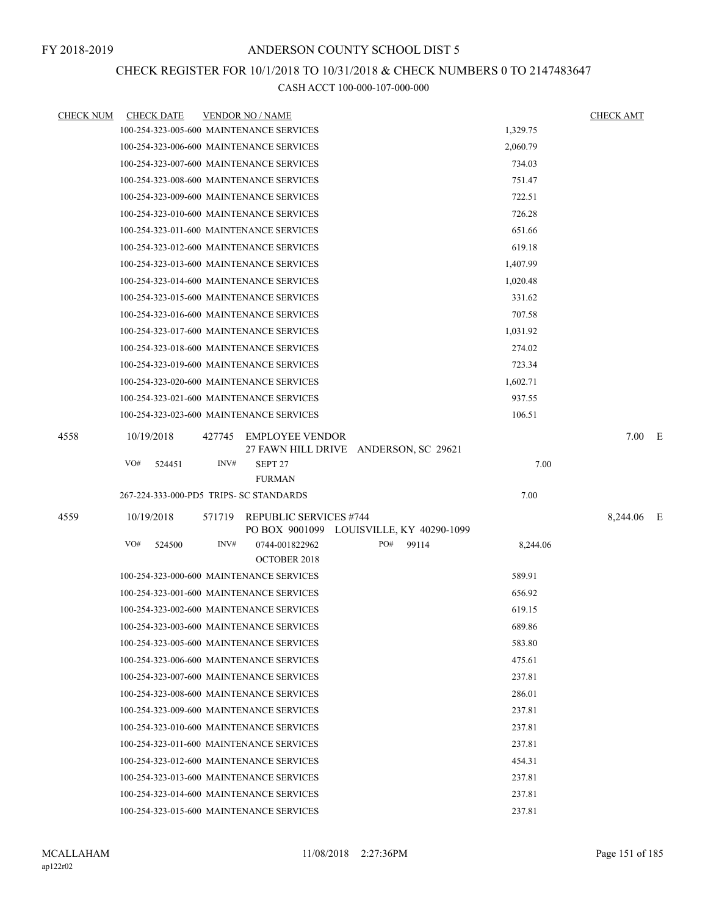FY 2018-2019

# ANDERSON COUNTY SCHOOL DIST 5

## CHECK REGISTER FOR 10/1/2018 TO 10/31/2018 & CHECK NUMBERS 0 TO 2147483647

### CASH ACCT 100-000-107-000-000

| CHECK NUM | CHECK DATE | VENDOR NO / NAME | | CHECK AMT | |
|---|---|---|---|---|---|
| | 100-254-323-005-600 MAINTENANCE SERVICES | | 1,329.75 | | |
| | 100-254-323-006-600 MAINTENANCE SERVICES | | 2,060.79 | | |
| | 100-254-323-007-600 MAINTENANCE SERVICES | | 734.03 | | |
| | 100-254-323-008-600 MAINTENANCE SERVICES | | 751.47 | | |
| | 100-254-323-009-600 MAINTENANCE SERVICES | | 722.51 | | |
| | 100-254-323-010-600 MAINTENANCE SERVICES | | 726.28 | | |
| | 100-254-323-011-600 MAINTENANCE SERVICES | | 651.66 | | |
| | 100-254-323-012-600 MAINTENANCE SERVICES | | 619.18 | | |
| | 100-254-323-013-600 MAINTENANCE SERVICES | | 1,407.99 | | |
| | 100-254-323-014-600 MAINTENANCE SERVICES | | 1,020.48 | | |
| | 100-254-323-015-600 MAINTENANCE SERVICES | | 331.62 | | |
| | 100-254-323-016-600 MAINTENANCE SERVICES | | 707.58 | | |
| | 100-254-323-017-600 MAINTENANCE SERVICES | | 1,031.92 | | |
| | 100-254-323-018-600 MAINTENANCE SERVICES | | 274.02 | | |
| | 100-254-323-019-600 MAINTENANCE SERVICES | | 723.34 | | |
| | 100-254-323-020-600 MAINTENANCE SERVICES | | 1,602.71 | | |
| | 100-254-323-021-600 MAINTENANCE SERVICES | | 937.55 | | |
| | 100-254-323-023-600 MAINTENANCE SERVICES | | 106.51 | | |
| 4558 | 10/19/2018 | 427745 EMPLOYEE VENDOR<br>27 FAWN HILL DRIVE ANDERSON, SC 29621 | | 7.00 | E |
| | VO# 524451 INV# SEPT 27<br>FURMAN | | 7.00 | | |
| | 267-224-333-000-PD5 TRIPS- SC STANDARDS | | 7.00 | | |
| 4559 | 10/19/2018 | 571719 REPUBLIC SERVICES #744<br>PO BOX 9001099 LOUISVILLE, KY 40290-1099 | | 8,244.06 | E |
| | VO# 524500 INV# 0744-001822962<br>OCTOBER 2018 PO# 99114 | | 8,244.06 | | |
| | 100-254-323-000-600 MAINTENANCE SERVICES | | 589.91 | | |
| | 100-254-323-001-600 MAINTENANCE SERVICES | | 656.92 | | |
| | 100-254-323-002-600 MAINTENANCE SERVICES | | 619.15 | | |
| | 100-254-323-003-600 MAINTENANCE SERVICES | | 689.86 | | |
| | 100-254-323-005-600 MAINTENANCE SERVICES | | 583.80 | | |
| | 100-254-323-006-600 MAINTENANCE SERVICES | | 475.61 | | |
| | 100-254-323-007-600 MAINTENANCE SERVICES | | 237.81 | | |
| | 100-254-323-008-600 MAINTENANCE SERVICES | | 286.01 | | |
| | 100-254-323-009-600 MAINTENANCE SERVICES | | 237.81 | | |
| | 100-254-323-010-600 MAINTENANCE SERVICES | | 237.81 | | |
| | 100-254-323-011-600 MAINTENANCE SERVICES | | 237.81 | | |
| | 100-254-323-012-600 MAINTENANCE SERVICES | | 454.31 | | |
| | 100-254-323-013-600 MAINTENANCE SERVICES | | 237.81 | | |
| | 100-254-323-014-600 MAINTENANCE SERVICES | | 237.81 | | |
| | 100-254-323-015-600 MAINTENANCE SERVICES | | 237.81 | | |

MCALLAHAM
ap122r02
11/08/2018 2:27:36PM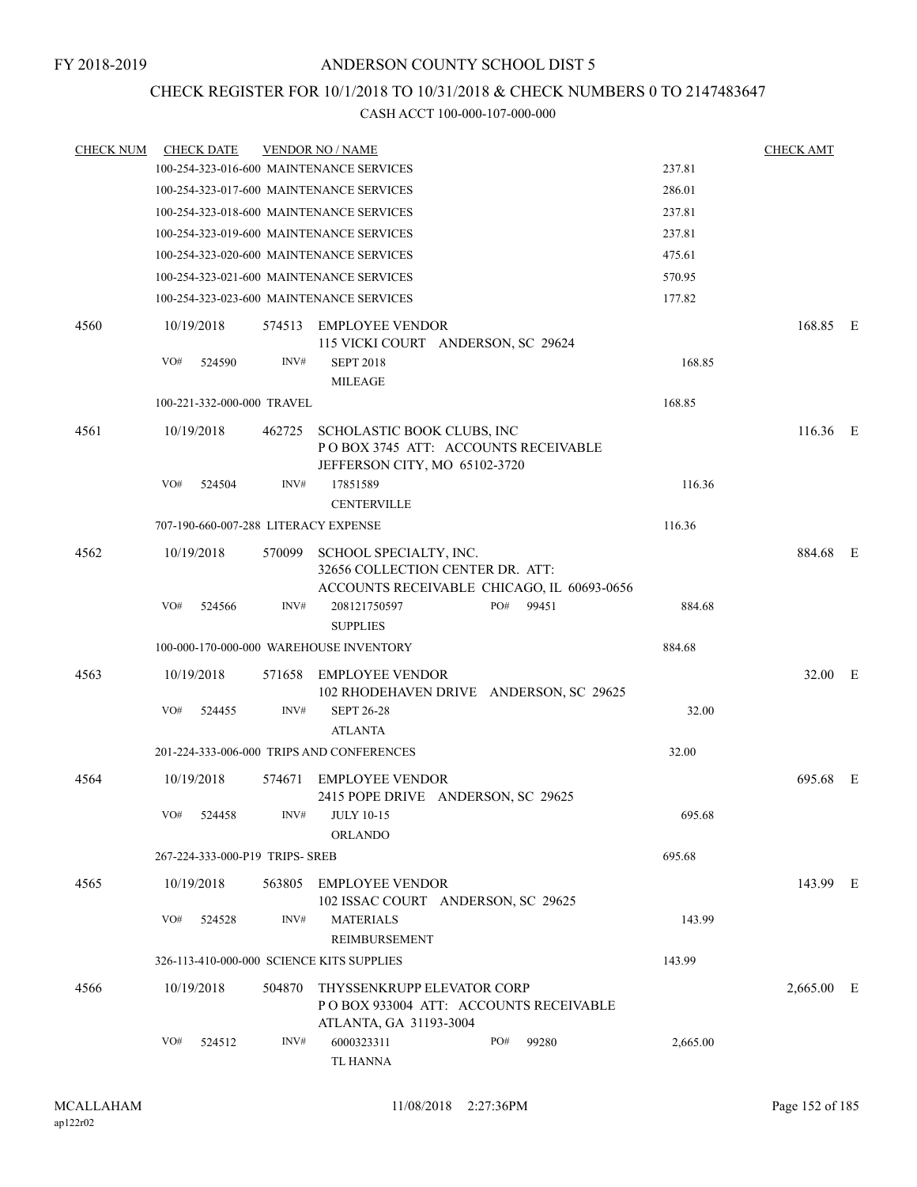FY 2018-2019

# ANDERSON COUNTY SCHOOL DIST 5

## CHECK REGISTER FOR 10/1/2018 TO 10/31/2018 & CHECK NUMBERS 0 TO 2147483647

### CASH ACCT 100-000-107-000-000

| CHECK NUM | CHECK DATE | VENDOR NO / NAME | | CHECK AMT | |
|---|---|---|---|---|---|
| | | 100-254-323-016-600 MAINTENANCE SERVICES | 237.81 | | |
| | | 100-254-323-017-600 MAINTENANCE SERVICES | 286.01 | | |
| | | 100-254-323-018-600 MAINTENANCE SERVICES | 237.81 | | |
| | | 100-254-323-019-600 MAINTENANCE SERVICES | 237.81 | | |
| | | 100-254-323-020-600 MAINTENANCE SERVICES | 475.61 | | |
| | | 100-254-323-021-600 MAINTENANCE SERVICES | 570.95 | | |
| | | 100-254-323-023-600 MAINTENANCE SERVICES | 177.82 | | |
| 4560 | 10/19/2018 | 574513 EMPLOYEE VENDOR<br>115 VICKI COURT ANDERSON, SC 29624 | | 168.85 | E |
| | VO# 524590 | INV# SEPT 2018<br>MILEAGE | 168.85 | | |
| | | 100-221-332-000-000 TRAVEL | 168.85 | | |
| 4561 | 10/19/2018 | 462725 SCHOLASTIC BOOK CLUBS, INC<br>P O BOX 3745 ATT: ACCOUNTS RECEIVABLE<br>JEFFERSON CITY, MO 65102-3720 | | 116.36 | E |
| | VO# 524504 | INV# 17851589<br>CENTERVILLE | 116.36 | | |
| | | 707-190-660-007-288 LITERACY EXPENSE | 116.36 | | |
| 4562 | 10/19/2018 | 570099 SCHOOL SPECIALTY, INC.<br>32656 COLLECTION CENTER DR. ATT:<br>ACCOUNTS RECEIVABLE CHICAGO, IL 60693-0656 | | 884.68 | E |
| | VO# 524566 | INV# 208121750597 PO# 99451<br>SUPPLIES | 884.68 | | |
| | | 100-000-170-000-000 WAREHOUSE INVENTORY | 884.68 | | |
| 4563 | 10/19/2018 | 571658 EMPLOYEE VENDOR<br>102 RHODEHAVEN DRIVE ANDERSON, SC 29625 | | 32.00 | E |
| | VO# 524455 | INV# SEPT 26-28<br>ATLANTA | 32.00 | | |
| | | 201-224-333-006-000 TRIPS AND CONFERENCES | 32.00 | | |
| 4564 | 10/19/2018 | 574671 EMPLOYEE VENDOR<br>2415 POPE DRIVE ANDERSON, SC 29625 | | 695.68 | E |
| | VO# 524458 | INV# JULY 10-15<br>ORLANDO | 695.68 | | |
| | | 267-224-333-000-P19 TRIPS- SREB | 695.68 | | |
| 4565 | 10/19/2018 | 563805 EMPLOYEE VENDOR<br>102 ISSAC COURT ANDERSON, SC 29625 | | 143.99 | E |
| | VO# 524528 | INV# MATERIALS<br>REIMBURSEMENT | 143.99 | | |
| | | 326-113-410-000-000 SCIENCE KITS SUPPLIES | 143.99 | | |
| 4566 | 10/19/2018 | 504870 THYSSENKRUPP ELEVATOR CORP<br>P O BOX 933004 ATT: ACCOUNTS RECEIVABLE<br>ATLANTA, GA 31193-3004 | | 2,665.00 | E |
| | VO# 524512 | INV# 6000323311 PO# 99280<br>TL HANNA | 2,665.00 | | |

MCALLAHAM
ap122r02

11/08/2018 2:27:36PM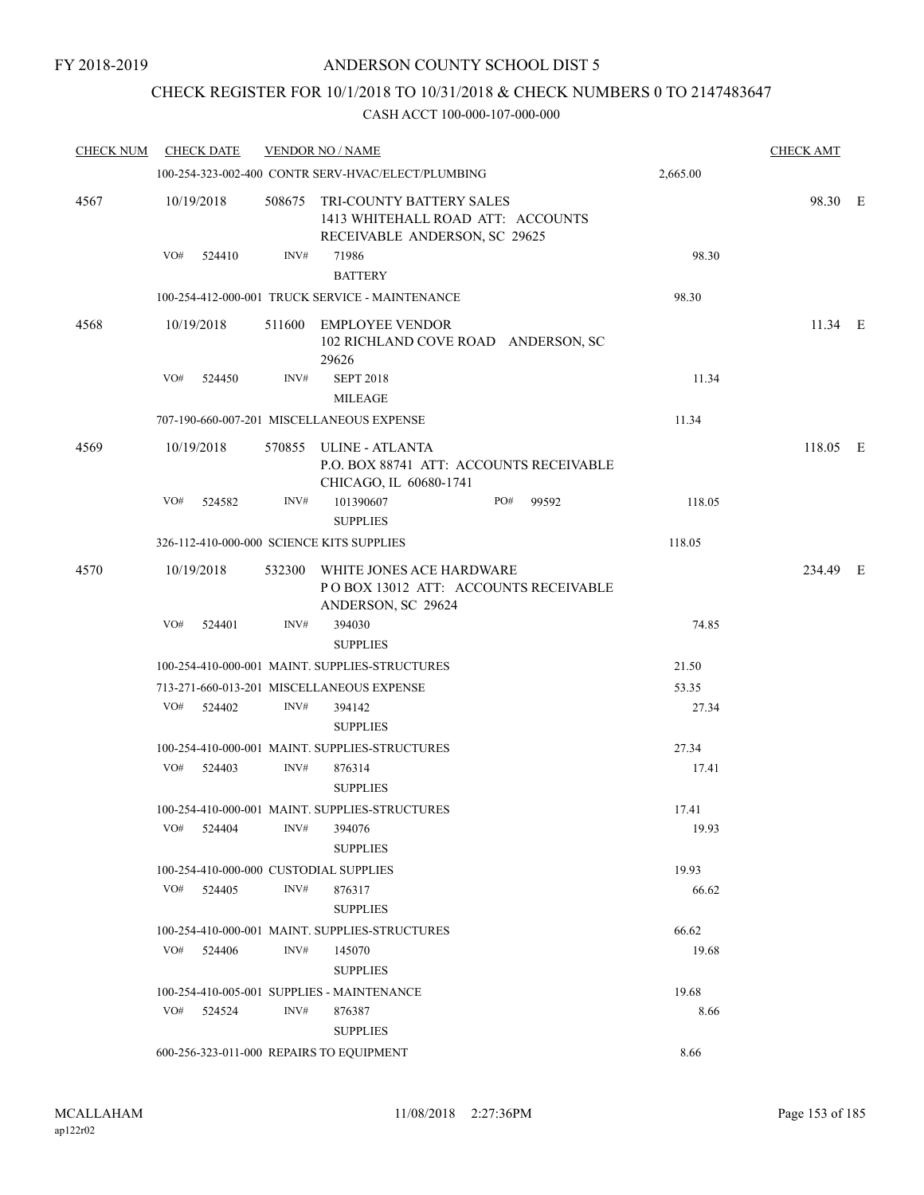FY 2018-2019

# ANDERSON COUNTY SCHOOL DIST 5

## CHECK REGISTER FOR 10/1/2018 TO 10/31/2018 & CHECK NUMBERS 0 TO 2147483647

### CASH ACCT 100-000-107-000-000

| CHECK NUM | CHECK DATE | VENDOR NO / NAME | | CHECK AMT | |
|---|---|---|---|---|---|
| | | 100-254-323-002-400 CONTR SERV-HVAC/ELECT/PLUMBING | 2,665.00 | | |
| 4567 | 10/19/2018 | 508675 TRI-COUNTY BATTERY SALES<br>1413 WHITEHALL ROAD ATT: ACCOUNTS RECEIVABLE ANDERSON, SC 29625 | | 98.30 | E |
| | VO# 524410 | INV# 71986<br>BATTERY | 98.30 | | |
| | | 100-254-412-000-001 TRUCK SERVICE - MAINTENANCE | 98.30 | | |
| 4568 | 10/19/2018 | 511600 EMPLOYEE VENDOR<br>102 RICHLAND COVE ROAD ANDERSON, SC 29626 | | 11.34 | E |
| | VO# 524450 | INV# SEPT 2018<br>MILEAGE | 11.34 | | |
| | | 707-190-660-007-201 MISCELLANEOUS EXPENSE | 11.34 | | |
| 4569 | 10/19/2018 | 570855 ULINE - ATLANTA<br>P.O. BOX 88741 ATT: ACCOUNTS RECEIVABLE CHICAGO, IL 60680-1741 | | 118.05 | E |
| | VO# 524582 | INV# 101390607 PO# 99592<br>SUPPLIES | 118.05 | | |
| | | 326-112-410-000-000 SCIENCE KITS SUPPLIES | 118.05 | | |
| 4570 | 10/19/2018 | 532300 WHITE JONES ACE HARDWARE<br>P O BOX 13012 ATT: ACCOUNTS RECEIVABLE ANDERSON, SC 29624 | | 234.49 | E |
| | VO# 524401 | INV# 394030<br>SUPPLIES | 74.85 | | |
| | | 100-254-410-000-001 MAINT. SUPPLIES-STRUCTURES | 21.50 | | |
| | | 713-271-660-013-201 MISCELLANEOUS EXPENSE | 53.35 | | |
| | VO# 524402 | INV# 394142<br>SUPPLIES | 27.34 | | |
| | | 100-254-410-000-001 MAINT. SUPPLIES-STRUCTURES | 27.34 | | |
| | VO# 524403 | INV# 876314<br>SUPPLIES | 17.41 | | |
| | | 100-254-410-000-001 MAINT. SUPPLIES-STRUCTURES | 17.41 | | |
| | VO# 524404 | INV# 394076<br>SUPPLIES | 19.93 | | |
| | | 100-254-410-000-000 CUSTODIAL SUPPLIES | 19.93 | | |
| | VO# 524405 | INV# 876317<br>SUPPLIES | 66.62 | | |
| | | 100-254-410-000-001 MAINT. SUPPLIES-STRUCTURES | 66.62 | | |
| | VO# 524406 | INV# 145070<br>SUPPLIES | 19.68 | | |
| | | 100-254-410-005-001 SUPPLIES - MAINTENANCE | 19.68 | | |
| | VO# 524524 | INV# 876387<br>SUPPLIES | 8.66 | | |
| | | 600-256-323-011-000 REPAIRS TO EQUIPMENT | 8.66 | | |

MCALLAHAM
ap122r02

11/08/2018 2:27:36PM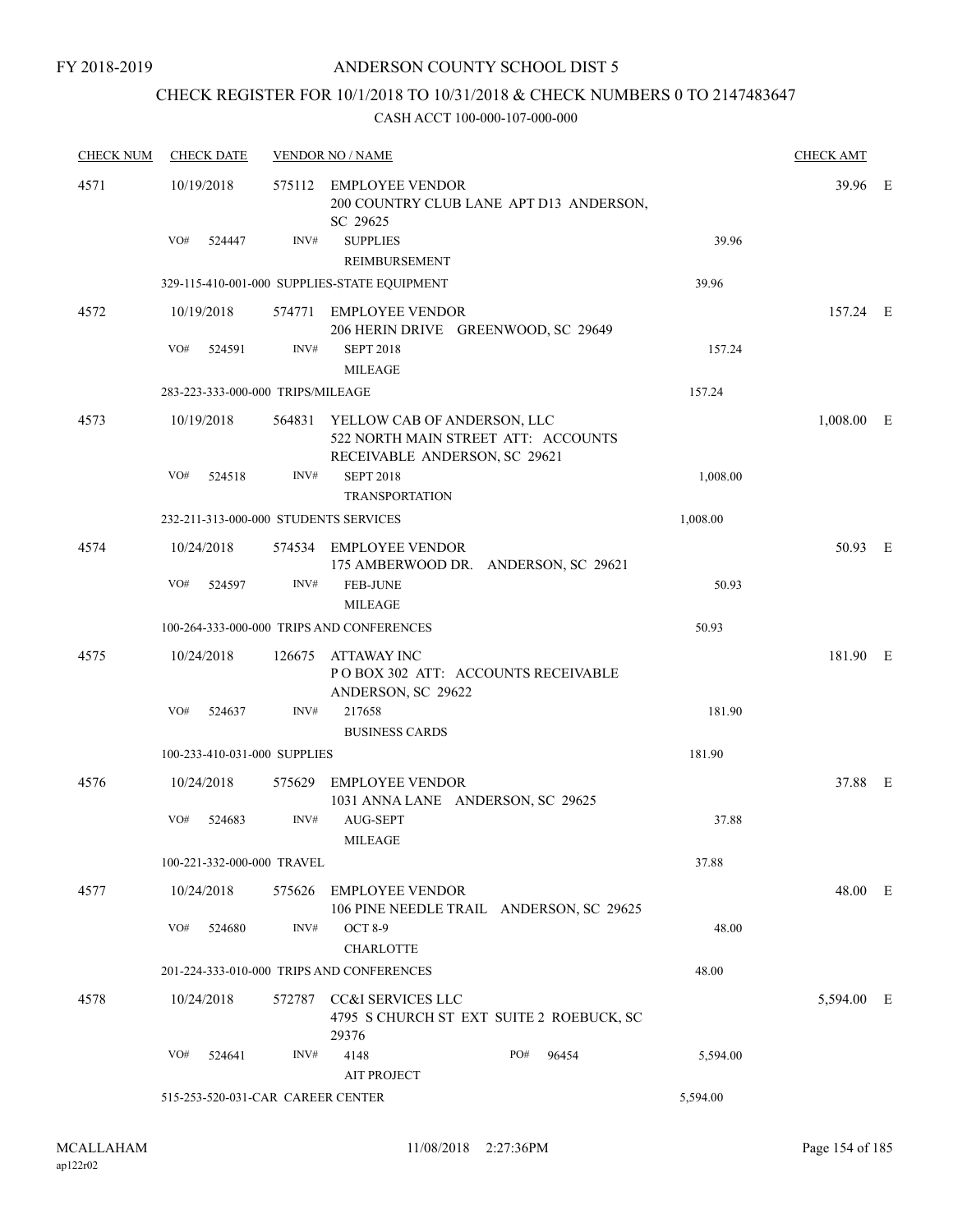FY 2018-2019

# ANDERSON COUNTY SCHOOL DIST 5

## CHECK REGISTER FOR 10/1/2018 TO 10/31/2018 & CHECK NUMBERS 0 TO 2147483647

CASH ACCT 100-000-107-000-000

| CHECK NUM | CHECK DATE | VENDOR NO / NAME | | CHECK AMT |
|---|---|---|---|---|
| 4571 | 10/19/2018 | 575112 EMPLOYEE VENDOR<br>200 COUNTRY CLUB LANE APT D13 ANDERSON, SC 29625 | | 39.96 E |
| | VO# 524447 | INV# SUPPLIES<br>REIMBURSEMENT | 39.96 | |
| | 329-115-410-001-000 SUPPLIES-STATE EQUIPMENT | | 39.96 | |
| 4572 | 10/19/2018 | 574771 EMPLOYEE VENDOR<br>206 HERIN DRIVE GREENWOOD, SC 29649 | | 157.24 E |
| | VO# 524591 | INV# SEPT 2018<br>MILEAGE | 157.24 | |
| | 283-223-333-000-000 TRIPS/MILEAGE | | 157.24 | |
| 4573 | 10/19/2018 | 564831 YELLOW CAB OF ANDERSON, LLC<br>522 NORTH MAIN STREET ATT: ACCOUNTS RECEIVABLE ANDERSON, SC 29621 | | 1,008.00 E |
| | VO# 524518 | INV# SEPT 2018<br>TRANSPORTATION | 1,008.00 | |
| | 232-211-313-000-000 STUDENTS SERVICES | | 1,008.00 | |
| 4574 | 10/24/2018 | 574534 EMPLOYEE VENDOR<br>175 AMBERWOOD DR. ANDERSON, SC 29621 | | 50.93 E |
| | VO# 524597 | INV# FEB-JUNE<br>MILEAGE | 50.93 | |
| | 100-264-333-000-000 TRIPS AND CONFERENCES | | 50.93 | |
| 4575 | 10/24/2018 | 126675 ATTAWAY INC<br>P O BOX 302 ATT: ACCOUNTS RECEIVABLE ANDERSON, SC 29622 | | 181.90 E |
| | VO# 524637 | INV# 217658<br>BUSINESS CARDS | 181.90 | |
| | 100-233-410-031-000 SUPPLIES | | 181.90 | |
| 4576 | 10/24/2018 | 575629 EMPLOYEE VENDOR<br>1031 ANNA LANE ANDERSON, SC 29625 | | 37.88 E |
| | VO# 524683 | INV# AUG-SEPT<br>MILEAGE | 37.88 | |
| | 100-221-332-000-000 TRAVEL | | 37.88 | |
| 4577 | 10/24/2018 | 575626 EMPLOYEE VENDOR<br>106 PINE NEEDLE TRAIL ANDERSON, SC 29625 | | 48.00 E |
| | VO# 524680 | INV# OCT 8-9<br>CHARLOTTE | 48.00 | |
| | 201-224-333-010-000 TRIPS AND CONFERENCES | | 48.00 | |
| 4578 | 10/24/2018 | 572787 CC&I SERVICES LLC<br>4795 S CHURCH ST EXT SUITE 2 ROEBUCK, SC 29376 | | 5,594.00 E |
| | VO# 524641 | INV# 4148 PO# 96454<br>AIT PROJECT | 5,594.00 | |
| | 515-253-520-031-CAR CAREER CENTER | | 5,594.00 | |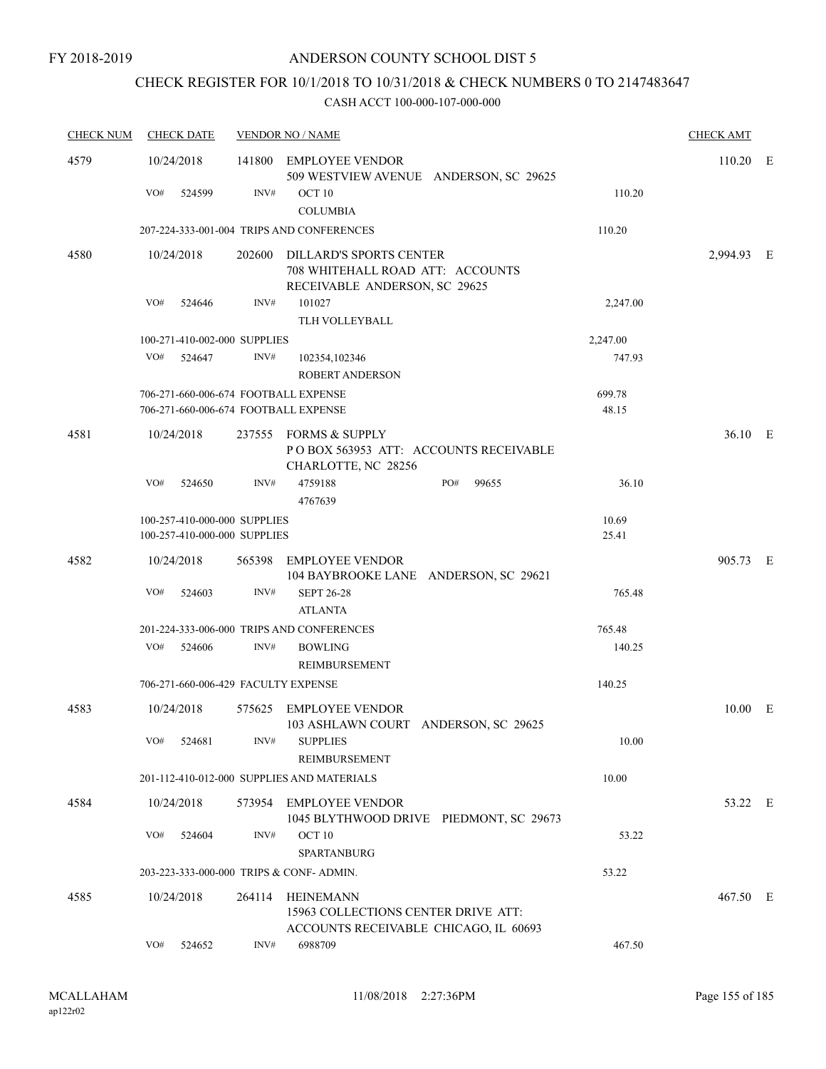FY 2018-2019

# ANDERSON COUNTY SCHOOL DIST 5

## CHECK REGISTER FOR 10/1/2018 TO 10/31/2018 & CHECK NUMBERS 0 TO 2147483647

### CASH ACCT 100-000-107-000-000

| CHECK NUM | CHECK DATE | VENDOR NO / NAME | | | CHECK AMT | |
|---|---|---|---|---|---|---|
| 4579 | 10/24/2018 | 141800 EMPLOYEE VENDOR<br>509 WESTVIEW AVENUE ANDERSON, SC 29625 | | | 110.20 | E |
| | VO# 524599 | INV# OCT 10<br>COLUMBIA | | 110.20 | | |
| | 207-224-333-001-004 TRIPS AND CONFERENCES | | | 110.20 | | |
| 4580 | 10/24/2018 | 202600 DILLARD'S SPORTS CENTER<br>708 WHITEHALL ROAD ATT: ACCOUNTS RECEIVABLE ANDERSON, SC 29625 | | | 2,994.93 | E |
| | VO# 524646 | INV# 101027<br>TLH VOLLEYBALL | | 2,247.00 | | |
| | 100-271-410-002-000 SUPPLIES | | | 2,247.00 | | |
| | VO# 524647 | INV# 102354,102346<br>ROBERT ANDERSON | | 747.93 | | |
| | 706-271-660-006-674 FOOTBALL EXPENSE | | | 699.78 | | |
| | 706-271-660-006-674 FOOTBALL EXPENSE | | | 48.15 | | |
| 4581 | 10/24/2018 | 237555 FORMS & SUPPLY<br>P O BOX 563953 ATT: ACCOUNTS RECEIVABLE CHARLOTTE, NC 28256 | | | 36.10 | E |
| | VO# 524650 | INV# 4759188<br>4767639 | PO# 99655 | 36.10 | | |
| | 100-257-410-000-000 SUPPLIES | | | 10.69 | | |
| | 100-257-410-000-000 SUPPLIES | | | 25.41 | | |
| 4582 | 10/24/2018 | 565398 EMPLOYEE VENDOR<br>104 BAYBROOKE LANE ANDERSON, SC 29621 | | | 905.73 | E |
| | VO# 524603 | INV# SEPT 26-28<br>ATLANTA | | 765.48 | | |
| | 201-224-333-006-000 TRIPS AND CONFERENCES | | | 765.48 | | |
| | VO# 524606 | INV# BOWLING<br>REIMBURSEMENT | | 140.25 | | |
| | 706-271-660-006-429 FACULTY EXPENSE | | | 140.25 | | |
| 4583 | 10/24/2018 | 575625 EMPLOYEE VENDOR<br>103 ASHLAWN COURT ANDERSON, SC 29625 | | | 10.00 | E |
| | VO# 524681 | INV# SUPPLIES<br>REIMBURSEMENT | | 10.00 | | |
| | 201-112-410-012-000 SUPPLIES AND MATERIALS | | | 10.00 | | |
| 4584 | 10/24/2018 | 573954 EMPLOYEE VENDOR<br>1045 BLYTHWOOD DRIVE PIEDMONT, SC 29673 | | | 53.22 | E |
| | VO# 524604 | INV# OCT 10<br>SPARTANBURG | | 53.22 | | |
| | 203-223-333-000-000 TRIPS & CONF- ADMIN. | | | 53.22 | | |
| 4585 | 10/24/2018 | 264114 HEINEMANN<br>15963 COLLECTIONS CENTER DRIVE ATT: ACCOUNTS RECEIVABLE CHICAGO, IL 60693 | | | 467.50 | E |
| | VO# 524652 | INV# 6988709 | | 467.50 | | |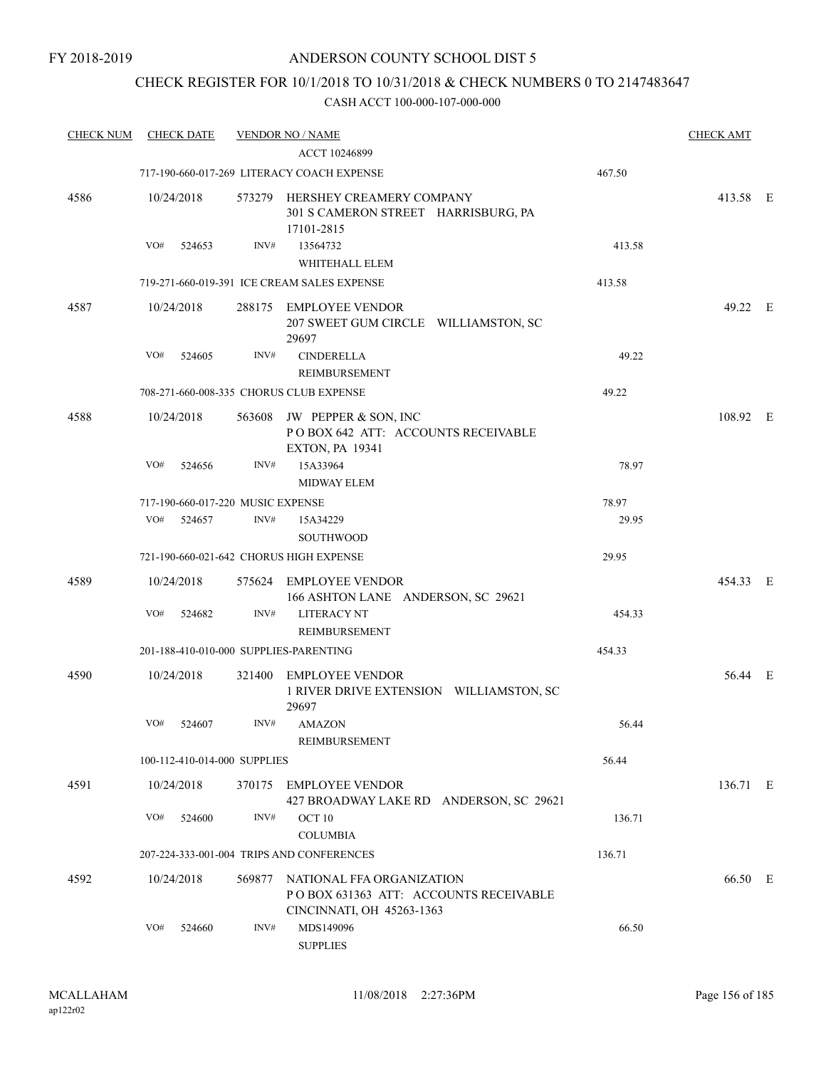FY 2018-2019

# ANDERSON COUNTY SCHOOL DIST 5

## CHECK REGISTER FOR 10/1/2018 TO 10/31/2018 & CHECK NUMBERS 0 TO 2147483647

CASH ACCT 100-000-107-000-000

| CHECK NUM | CHECK DATE | VENDOR NO / NAME | | CHECK AMT | |
|---|---|---|---|---|---|
| | | ACCT 10246899 | | | |
| | | 717-190-660-017-269 LITERACY COACH EXPENSE | 467.50 | | |
| 4586 | 10/24/2018 | 573279 HERSHEY CREAMERY COMPANY<br>301 S CAMERON STREET HARRISBURG, PA 17101-2815 | | 413.58 | E |
| | VO# 524653 | INV# 13564732<br>WHITEHALL ELEM | 413.58 | | |
| | | 719-271-660-019-391 ICE CREAM SALES EXPENSE | 413.58 | | |
| 4587 | 10/24/2018 | 288175 EMPLOYEE VENDOR<br>207 SWEET GUM CIRCLE WILLIAMSTON, SC 29697 | | 49.22 | E |
| | VO# 524605 | INV# CINDERELLA<br>REIMBURSEMENT | 49.22 | | |
| | | 708-271-660-008-335 CHORUS CLUB EXPENSE | 49.22 | | |
| 4588 | 10/24/2018 | 563608 JW PEPPER & SON, INC<br>P O BOX 642 ATT: ACCOUNTS RECEIVABLE<br>EXTON, PA 19341 | | 108.92 | E |
| | VO# 524656 | INV# 15A33964<br>MIDWAY ELEM | 78.97 | | |
| | | 717-190-660-017-220 MUSIC EXPENSE | 78.97 | | |
| | VO# 524657 | INV# 15A34229<br>SOUTHWOOD | 29.95 | | |
| | | 721-190-660-021-642 CHORUS HIGH EXPENSE | 29.95 | | |
| 4589 | 10/24/2018 | 575624 EMPLOYEE VENDOR<br>166 ASHTON LANE ANDERSON, SC 29621 | | 454.33 | E |
| | VO# 524682 | INV# LITERACY NT<br>REIMBURSEMENT | 454.33 | | |
| | | 201-188-410-010-000 SUPPLIES-PARENTING | 454.33 | | |
| 4590 | 10/24/2018 | 321400 EMPLOYEE VENDOR<br>1 RIVER DRIVE EXTENSION WILLIAMSTON, SC 29697 | | 56.44 | E |
| | VO# 524607 | INV# AMAZON<br>REIMBURSEMENT | 56.44 | | |
| | | 100-112-410-014-000 SUPPLIES | 56.44 | | |
| 4591 | 10/24/2018 | 370175 EMPLOYEE VENDOR<br>427 BROADWAY LAKE RD ANDERSON, SC 29621 | | 136.71 | E |
| | VO# 524600 | INV# OCT 10<br>COLUMBIA | 136.71 | | |
| | | 207-224-333-001-004 TRIPS AND CONFERENCES | 136.71 | | |
| 4592 | 10/24/2018 | 569877 NATIONAL FFA ORGANIZATION<br>P O BOX 631363 ATT: ACCOUNTS RECEIVABLE<br>CINCINNATI, OH 45263-1363 | | 66.50 | E |
| | VO# 524660 | INV# MDS149096<br>SUPPLIES | 66.50 | | |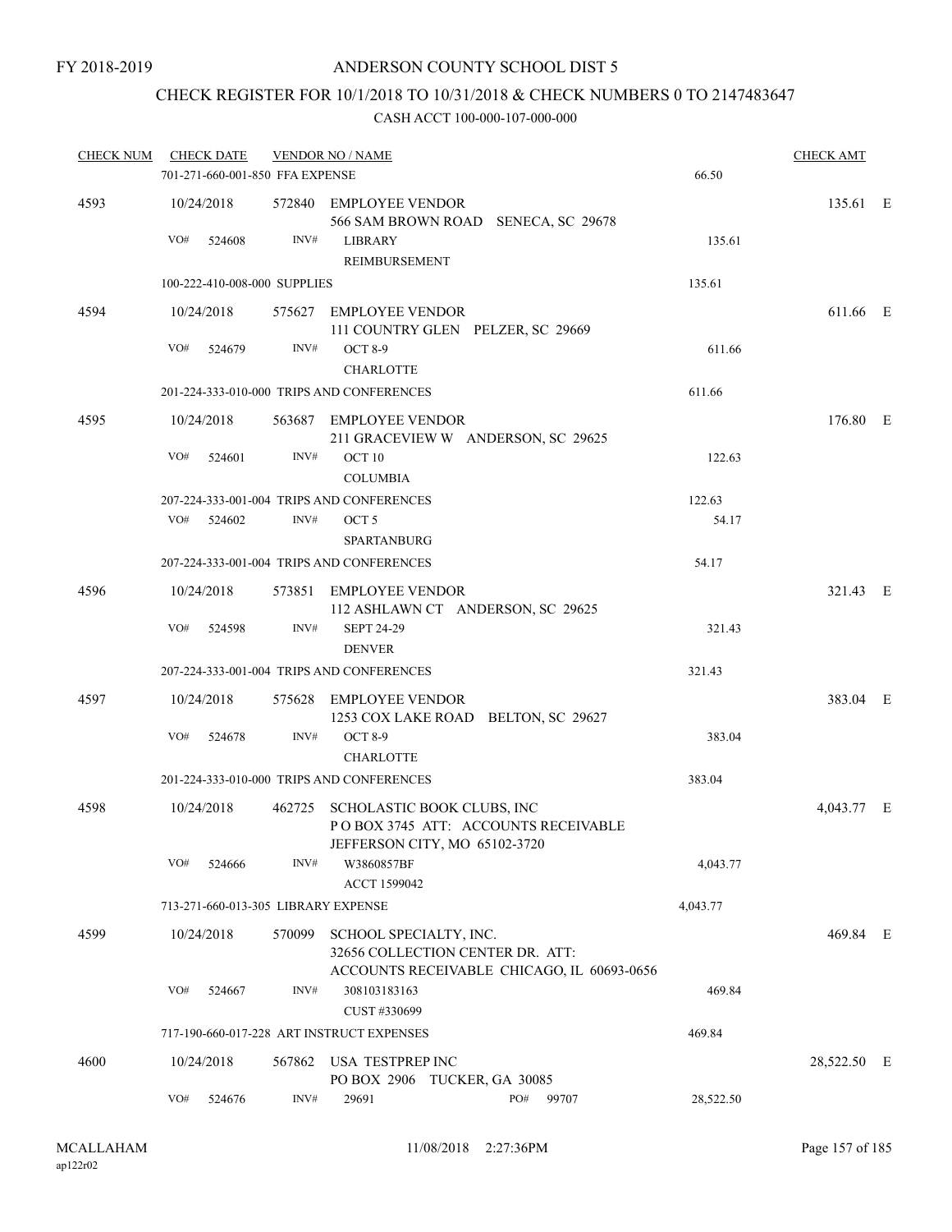FY 2018-2019

# ANDERSON COUNTY SCHOOL DIST 5

## CHECK REGISTER FOR 10/1/2018 TO 10/31/2018 & CHECK NUMBERS 0 TO 2147483647

### CASH ACCT 100-000-107-000-000

| CHECK NUM | CHECK DATE | VENDOR NO / NAME | | | CHECK AMT | |
|---|---|---|---|---|---|---|
| | 701-271-660-001-850 FFA EXPENSE | | | 66.50 | | |
| 4593 | 10/24/2018 | 572840 | EMPLOYEE VENDOR<br>566 SAM BROWN ROAD SENECA, SC 29678 | | 135.61 | E |
| | VO# 524608 | INV# | LIBRARY<br>REIMBURSEMENT | 135.61 | | |
| | 100-222-410-008-000 SUPPLIES | | | 135.61 | | |
| 4594 | 10/24/2018 | 575627 | EMPLOYEE VENDOR<br>111 COUNTRY GLEN PELZER, SC 29669 | | 611.66 | E |
| | VO# 524679 | INV# | OCT 8-9<br>CHARLOTTE | 611.66 | | |
| | 201-224-333-010-000 TRIPS AND CONFERENCES | | | 611.66 | | |
| 4595 | 10/24/2018 | 563687 | EMPLOYEE VENDOR<br>211 GRACEVIEW W ANDERSON, SC 29625 | | 176.80 | E |
| | VO# 524601 | INV# | OCT 10<br>COLUMBIA | 122.63 | | |
| | 207-224-333-001-004 TRIPS AND CONFERENCES | | | 122.63 | | |
| | VO# 524602 | INV# | OCT 5<br>SPARTANBURG | 54.17 | | |
| | 207-224-333-001-004 TRIPS AND CONFERENCES | | | 54.17 | | |
| 4596 | 10/24/2018 | 573851 | EMPLOYEE VENDOR<br>112 ASHLAWN CT ANDERSON, SC 29625 | | 321.43 | E |
| | VO# 524598 | INV# | SEPT 24-29<br>DENVER | 321.43 | | |
| | 207-224-333-001-004 TRIPS AND CONFERENCES | | | 321.43 | | |
| 4597 | 10/24/2018 | 575628 | EMPLOYEE VENDOR<br>1253 COX LAKE ROAD BELTON, SC 29627 | | 383.04 | E |
| | VO# 524678 | INV# | OCT 8-9<br>CHARLOTTE | 383.04 | | |
| | 201-224-333-010-000 TRIPS AND CONFERENCES | | | 383.04 | | |
| 4598 | 10/24/2018 | 462725 | SCHOLASTIC BOOK CLUBS, INC<br>P O BOX 3745 ATT: ACCOUNTS RECEIVABLE<br>JEFFERSON CITY, MO 65102-3720 | | 4,043.77 | E |
| | VO# 524666 | INV# | W3860857BF<br>ACCT 1599042 | 4,043.77 | | |
| | 713-271-660-013-305 LIBRARY EXPENSE | | | 4,043.77 | | |
| 4599 | 10/24/2018 | 570099 | SCHOOL SPECIALTY, INC.<br>32656 COLLECTION CENTER DR. ATT:<br>ACCOUNTS RECEIVABLE CHICAGO, IL 60693-0656 | | 469.84 | E |
| | VO# 524667 | INV# | 308103183163<br>CUST #330699 | 469.84 | | |
| | 717-190-660-017-228 ART INSTRUCT EXPENSES | | | 469.84 | | |
| 4600 | 10/24/2018 | 567862 | USA TESTPREP INC<br>PO BOX 2906 TUCKER, GA 30085 | | 28,522.50 | E |
| | VO# 524676 | INV# | 29691 PO# 99707 | 28,522.50 | | |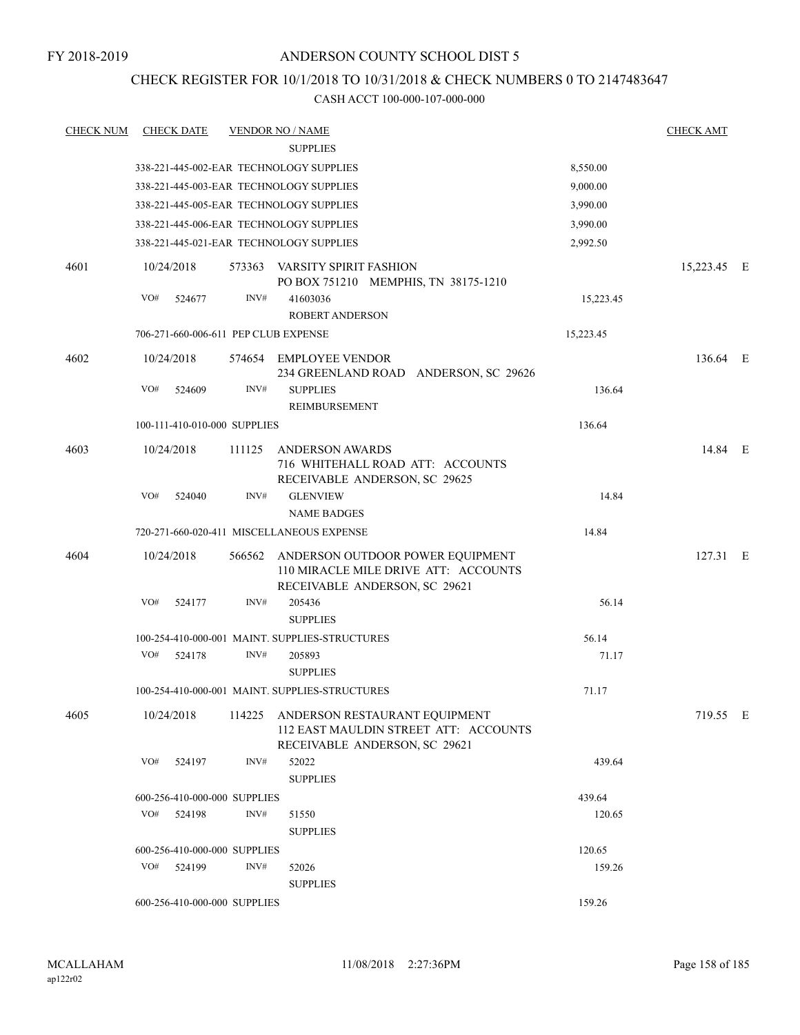FY 2018-2019

# ANDERSON COUNTY SCHOOL DIST 5

## CHECK REGISTER FOR 10/1/2018 TO 10/31/2018 & CHECK NUMBERS 0 TO 2147483647

CASH ACCT 100-000-107-000-000

| CHECK NUM | CHECK DATE | VENDOR NO / NAME | | CHECK AMT |
|---|---|---|---|---|
| | | SUPPLIES | | |
| | 338-221-445-002-EAR TECHNOLOGY SUPPLIES | | 8,550.00 | |
| | 338-221-445-003-EAR TECHNOLOGY SUPPLIES | | 9,000.00 | |
| | 338-221-445-005-EAR TECHNOLOGY SUPPLIES | | 3,990.00 | |
| | 338-221-445-006-EAR TECHNOLOGY SUPPLIES | | 3,990.00 | |
| | 338-221-445-021-EAR TECHNOLOGY SUPPLIES | | 2,992.50 | |
| 4601 | 10/24/2018 | 573363 VARSITY SPIRIT FASHION<br>PO BOX 751210 MEMPHIS, TN 38175-1210 | | 15,223.45 E |
| | VO# 524677 | INV# 41603036<br>ROBERT ANDERSON | 15,223.45 | |
| | 706-271-660-006-611 PEP CLUB EXPENSE | | 15,223.45 | |
| 4602 | 10/24/2018 | 574654 EMPLOYEE VENDOR<br>234 GREENLAND ROAD ANDERSON, SC 29626 | | 136.64 E |
| | VO# 524609 | INV# SUPPLIES<br>REIMBURSEMENT | 136.64 | |
| | 100-111-410-010-000 SUPPLIES | | 136.64 | |
| 4603 | 10/24/2018 | 111125 ANDERSON AWARDS<br>716 WHITEHALL ROAD ATT: ACCOUNTS RECEIVABLE ANDERSON, SC 29625 | | 14.84 E |
| | VO# 524040 | INV# GLENVIEW<br>NAME BADGES | 14.84 | |
| | 720-271-660-020-411 MISCELLANEOUS EXPENSE | | 14.84 | |
| 4604 | 10/24/2018 | 566562 ANDERSON OUTDOOR POWER EQUIPMENT<br>110 MIRACLE MILE DRIVE ATT: ACCOUNTS RECEIVABLE ANDERSON, SC 29621 | | 127.31 E |
| | VO# 524177 | INV# 205436<br>SUPPLIES | 56.14 | |
| | 100-254-410-000-001 MAINT. SUPPLIES-STRUCTURES | | 56.14 | |
| | VO# 524178 | INV# 205893<br>SUPPLIES | 71.17 | |
| | 100-254-410-000-001 MAINT. SUPPLIES-STRUCTURES | | 71.17 | |
| 4605 | 10/24/2018 | 114225 ANDERSON RESTAURANT EQUIPMENT<br>112 EAST MAULDIN STREET ATT: ACCOUNTS RECEIVABLE ANDERSON, SC 29621 | | 719.55 E |
| | VO# 524197 | INV# 52022<br>SUPPLIES | 439.64 | |
| | 600-256-410-000-000 SUPPLIES | | 439.64 | |
| | VO# 524198 | INV# 51550<br>SUPPLIES | 120.65 | |
| | 600-256-410-000-000 SUPPLIES | | 120.65 | |
| | VO# 524199 | INV# 52026<br>SUPPLIES | 159.26 | |
| | 600-256-410-000-000 SUPPLIES | | 159.26 | |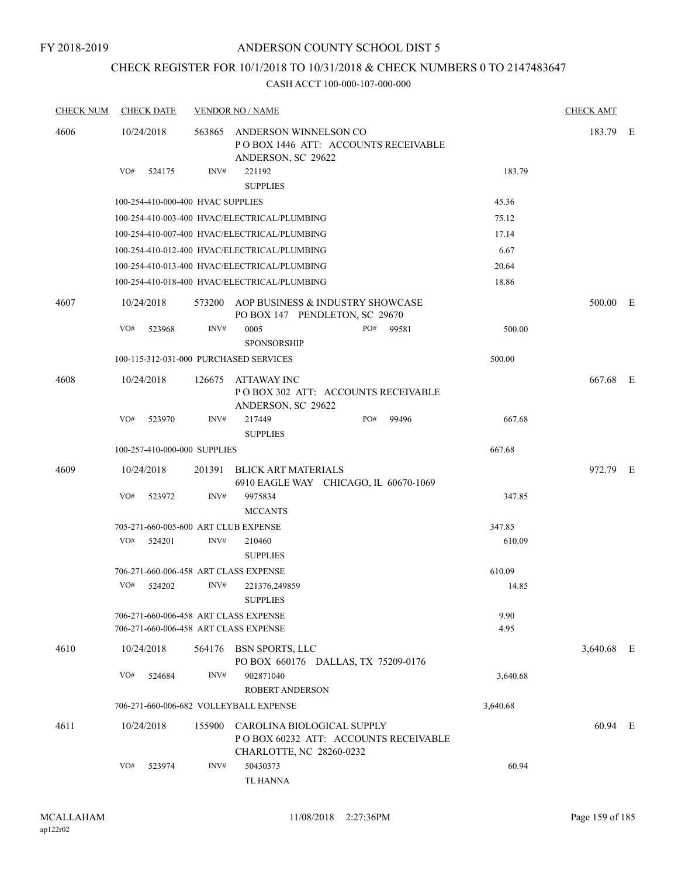FY 2018-2019

# ANDERSON COUNTY SCHOOL DIST 5

## CHECK REGISTER FOR 10/1/2018 TO 10/31/2018 & CHECK NUMBERS 0 TO 2147483647

### CASH ACCT 100-000-107-000-000

| CHECK NUM | CHECK DATE | VENDOR NO / NAME | | CHECK AMT | |
|---|---|---|---|---|---|
| 4606 | 10/24/2018 | 563865 ANDERSON WINNELSON CO<br>P O BOX 1446 ATT: ACCOUNTS RECEIVABLE<br>ANDERSON, SC 29622 | | 183.79 | E |
| | VO# 524175 | INV# 221192<br>SUPPLIES | 183.79 | | |
| | 100-254-410-000-400 HVAC SUPPLIES | | 45.36 | | |
| | 100-254-410-003-400 HVAC/ELECTRICAL/PLUMBING | | 75.12 | | |
| | 100-254-410-007-400 HVAC/ELECTRICAL/PLUMBING | | 17.14 | | |
| | 100-254-410-012-400 HVAC/ELECTRICAL/PLUMBING | | 6.67 | | |
| | 100-254-410-013-400 HVAC/ELECTRICAL/PLUMBING | | 20.64 | | |
| | 100-254-410-018-400 HVAC/ELECTRICAL/PLUMBING | | 18.86 | | |
| 4607 | 10/24/2018 | 573200 AOP BUSINESS & INDUSTRY SHOWCASE<br>PO BOX 147 PENDLETON, SC 29670 | | 500.00 | E |
| | VO# 523968 | INV# 0005 PO# 99581<br>SPONSORSHIP | 500.00 | | |
| | 100-115-312-031-000 PURCHASED SERVICES | | 500.00 | | |
| 4608 | 10/24/2018 | 126675 ATTAWAY INC<br>P O BOX 302 ATT: ACCOUNTS RECEIVABLE<br>ANDERSON, SC 29622 | | 667.68 | E |
| | VO# 523970 | INV# 217449 PO# 99496<br>SUPPLIES | 667.68 | | |
| | 100-257-410-000-000 SUPPLIES | | 667.68 | | |
| 4609 | 10/24/2018 | 201391 BLICK ART MATERIALS<br>6910 EAGLE WAY CHICAGO, IL 60670-1069 | | 972.79 | E |
| | VO# 523972 | INV# 9975834<br>MCCANTS | 347.85 | | |
| | 705-271-660-005-600 ART CLUB EXPENSE | | 347.85 | | |
| | VO# 524201 | INV# 210460<br>SUPPLIES | 610.09 | | |
| | 706-271-660-006-458 ART CLASS EXPENSE | | 610.09 | | |
| | VO# 524202 | INV# 221376,249859<br>SUPPLIES | 14.85 | | |
| | 706-271-660-006-458 ART CLASS EXPENSE | | 9.90 | | |
| | 706-271-660-006-458 ART CLASS EXPENSE | | 4.95 | | |
| 4610 | 10/24/2018 | 564176 BSN SPORTS, LLC<br>PO BOX 660176 DALLAS, TX 75209-0176 | | 3,640.68 | E |
| | VO# 524684 | INV# 902871040<br>ROBERT ANDERSON | 3,640.68 | | |
| | 706-271-660-006-682 VOLLEYBALL EXPENSE | | 3,640.68 | | |
| 4611 | 10/24/2018 | 155900 CAROLINA BIOLOGICAL SUPPLY<br>P O BOX 60232 ATT: ACCOUNTS RECEIVABLE<br>CHARLOTTE, NC 28260-0232 | | 60.94 | E |
| | VO# 523974 | INV# 50430373<br>TL HANNA | 60.94 | | |

MCALLAHAM
ap122r02

11/08/2018 2:27:36PM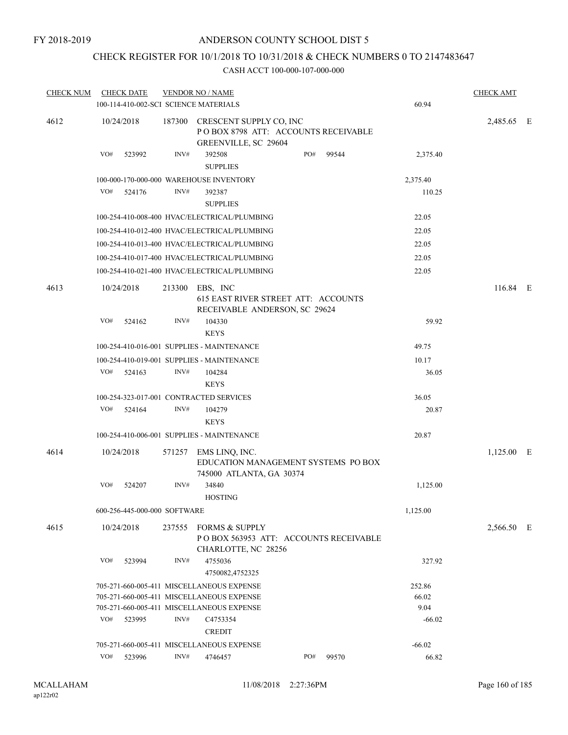FY 2018-2019

# ANDERSON COUNTY SCHOOL DIST 5

## CHECK REGISTER FOR 10/1/2018 TO 10/31/2018 & CHECK NUMBERS 0 TO 2147483647

### CASH ACCT 100-000-107-000-000

| CHECK NUM | CHECK DATE | VENDOR NO / NAME | | CHECK AMT | |
|---|---|---|---|---|---|
| | 100-114-410-002-SCI SCIENCE MATERIALS | | 60.94 | | |
| 4612 | 10/24/2018 | 187300 CRESCENT SUPPLY CO, INC<br>P O BOX 8798 ATT: ACCOUNTS RECEIVABLE<br>GREENVILLE, SC 29604 | | 2,485.65 | E |
| | VO# 523992 INV# 392508 PO# 99544<br>SUPPLIES | | 2,375.40 | | |
| | 100-000-170-000-000 WAREHOUSE INVENTORY | | 2,375.40 | | |
| | VO# 524176 INV# 392387<br>SUPPLIES | | 110.25 | | |
| | 100-254-410-008-400 HVAC/ELECTRICAL/PLUMBING | | 22.05 | | |
| | 100-254-410-012-400 HVAC/ELECTRICAL/PLUMBING | | 22.05 | | |
| | 100-254-410-013-400 HVAC/ELECTRICAL/PLUMBING | | 22.05 | | |
| | 100-254-410-017-400 HVAC/ELECTRICAL/PLUMBING | | 22.05 | | |
| | 100-254-410-021-400 HVAC/ELECTRICAL/PLUMBING | | 22.05 | | |
| 4613 | 10/24/2018 | 213300 EBS, INC<br>615 EAST RIVER STREET ATT: ACCOUNTS<br>RECEIVABLE ANDERSON, SC 29624 | | 116.84 | E |
| | VO# 524162 INV# 104330<br>KEYS | | 59.92 | | |
| | 100-254-410-016-001 SUPPLIES - MAINTENANCE | | 49.75 | | |
| | 100-254-410-019-001 SUPPLIES - MAINTENANCE | | 10.17 | | |
| | VO# 524163 INV# 104284<br>KEYS | | 36.05 | | |
| | 100-254-323-017-001 CONTRACTED SERVICES | | 36.05 | | |
| | VO# 524164 INV# 104279<br>KEYS | | 20.87 | | |
| | 100-254-410-006-001 SUPPLIES - MAINTENANCE | | 20.87 | | |
| 4614 | 10/24/2018 | 571257 EMS LINQ, INC.<br>EDUCATION MANAGEMENT SYSTEMS PO BOX<br>745000 ATLANTA, GA 30374 | | 1,125.00 | E |
| | VO# 524207 INV# 34840<br>HOSTING | | 1,125.00 | | |
| | 600-256-445-000-000 SOFTWARE | | 1,125.00 | | |
| 4615 | 10/24/2018 | 237555 FORMS & SUPPLY<br>P O BOX 563953 ATT: ACCOUNTS RECEIVABLE<br>CHARLOTTE, NC 28256 | | 2,566.50 | E |
| | VO# 523994 INV# 4755036<br>4750082,4752325 | | 327.92 | | |
| | 705-271-660-005-411 MISCELLANEOUS EXPENSE | | 252.86 | | |
| | 705-271-660-005-411 MISCELLANEOUS EXPENSE | | 66.02 | | |
| | 705-271-660-005-411 MISCELLANEOUS EXPENSE | | 9.04 | | |
| | VO# 523995 INV# C4753354<br>CREDIT | | -66.02 | | |
| | 705-271-660-005-411 MISCELLANEOUS EXPENSE | | -66.02 | | |
| | VO# 523996 INV# 4746457 PO# 99570 | | 66.82 | | |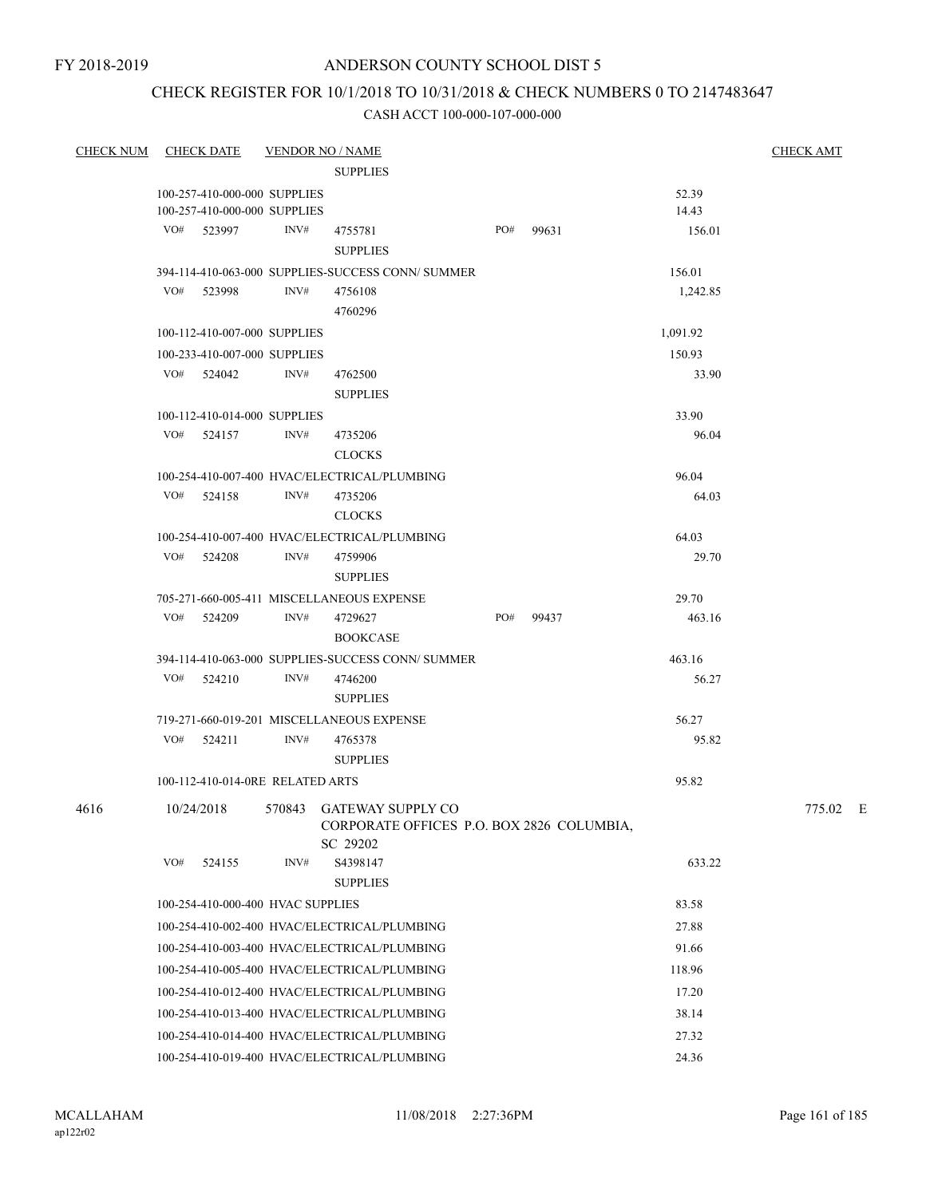FY 2018-2019

# ANDERSON COUNTY SCHOOL DIST 5

## CHECK REGISTER FOR 10/1/2018 TO 10/31/2018 & CHECK NUMBERS 0 TO 2147483647

### CASH ACCT 100-000-107-000-000

| CHECK NUM | CHECK DATE | VENDOR NO / NAME | | | CHECK AMT |
|---|---|---|---|---|---|
| | | SUPPLIES | | | |
| | 100-257-410-000-000 SUPPLIES | | | 52.39 | |
| | 100-257-410-000-000 SUPPLIES | | | 14.43 | |
| | VO# 523997 | INV# 4755781 SUPPLIES | PO# 99631 | 156.01 | |
| | 394-114-410-063-000 SUPPLIES-SUCCESS CONN/ SUMMER | | | 156.01 | |
| | VO# 523998 | INV# 4756108 4760296 | | 1,242.85 | |
| | 100-112-410-007-000 SUPPLIES | | | 1,091.92 | |
| | 100-233-410-007-000 SUPPLIES | | | 150.93 | |
| | VO# 524042 | INV# 4762500 SUPPLIES | | 33.90 | |
| | 100-112-410-014-000 SUPPLIES | | | 33.90 | |
| | VO# 524157 | INV# 4735206 CLOCKS | | 96.04 | |
| | 100-254-410-007-400 HVAC/ELECTRICAL/PLUMBING | | | 96.04 | |
| | VO# 524158 | INV# 4735206 CLOCKS | | 64.03 | |
| | 100-254-410-007-400 HVAC/ELECTRICAL/PLUMBING | | | 64.03 | |
| | VO# 524208 | INV# 4759906 SUPPLIES | | 29.70 | |
| | 705-271-660-005-411 MISCELLANEOUS EXPENSE | | | 29.70 | |
| | VO# 524209 | INV# 4729627 BOOKCASE | PO# 99437 | 463.16 | |
| | 394-114-410-063-000 SUPPLIES-SUCCESS CONN/ SUMMER | | | 463.16 | |
| | VO# 524210 | INV# 4746200 SUPPLIES | | 56.27 | |
| | 719-271-660-019-201 MISCELLANEOUS EXPENSE | | | 56.27 | |
| | VO# 524211 | INV# 4765378 SUPPLIES | | 95.82 | |
| | 100-112-410-014-0RE RELATED ARTS | | | 95.82 | |
| 4616 | 10/24/2018 | 570843 GATEWAY SUPPLY CO CORPORATE OFFICES P.O. BOX 2826 COLUMBIA, SC 29202 | | | 775.02 E |
| | VO# 524155 | INV# S4398147 SUPPLIES | | 633.22 | |
| | 100-254-410-000-400 HVAC SUPPLIES | | | 83.58 | |
| | 100-254-410-002-400 HVAC/ELECTRICAL/PLUMBING | | | 27.88 | |
| | 100-254-410-003-400 HVAC/ELECTRICAL/PLUMBING | | | 91.66 | |
| | 100-254-410-005-400 HVAC/ELECTRICAL/PLUMBING | | | 118.96 | |
| | 100-254-410-012-400 HVAC/ELECTRICAL/PLUMBING | | | 17.20 | |
| | 100-254-410-013-400 HVAC/ELECTRICAL/PLUMBING | | | 38.14 | |
| | 100-254-410-014-400 HVAC/ELECTRICAL/PLUMBING | | | 27.32 | |
| | 100-254-410-019-400 HVAC/ELECTRICAL/PLUMBING | | | 24.36 | |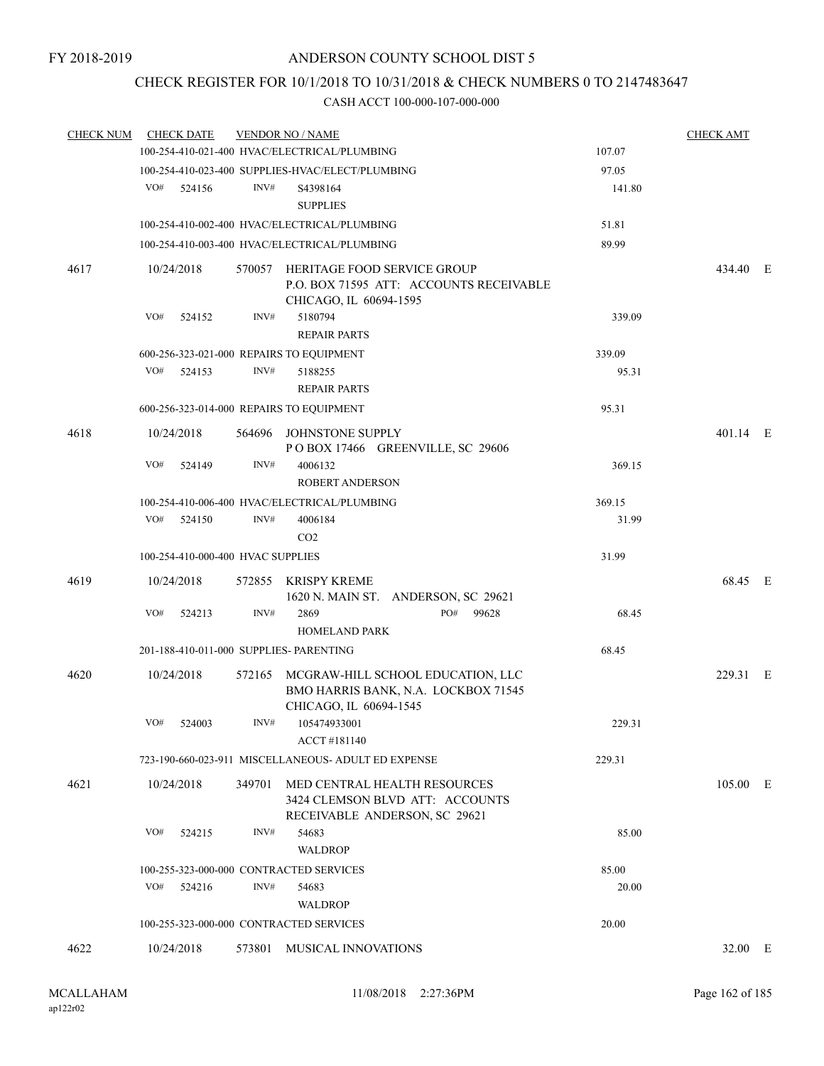FY 2018-2019

# ANDERSON COUNTY SCHOOL DIST 5

## CHECK REGISTER FOR 10/1/2018 TO 10/31/2018 & CHECK NUMBERS 0 TO 2147483647

### CASH ACCT 100-000-107-000-000

| CHECK NUM | CHECK DATE | VENDOR NO / NAME | | CHECK AMT | |
|---|---|---|---|---|---|
| | | 100-254-410-021-400 HVAC/ELECTRICAL/PLUMBING | 107.07 | | |
| | | 100-254-410-023-400 SUPPLIES-HVAC/ELECT/PLUMBING | 97.05 | | |
| | VO# 524156 | INV# S4398164 SUPPLIES | 141.80 | | |
| | | 100-254-410-002-400 HVAC/ELECTRICAL/PLUMBING | 51.81 | | |
| | | 100-254-410-003-400 HVAC/ELECTRICAL/PLUMBING | 89.99 | | |
| 4617 | 10/24/2018 | 570057 HERITAGE FOOD SERVICE GROUP P.O. BOX 71595 ATT: ACCOUNTS RECEIVABLE CHICAGO, IL 60694-1595 | | 434.40 | E |
| | VO# 524152 | INV# 5180794 REPAIR PARTS | 339.09 | | |
| | | 600-256-323-021-000 REPAIRS TO EQUIPMENT | 339.09 | | |
| | VO# 524153 | INV# 5188255 REPAIR PARTS | 95.31 | | |
| | | 600-256-323-014-000 REPAIRS TO EQUIPMENT | 95.31 | | |
| 4618 | 10/24/2018 | 564696 JOHNSTONE SUPPLY P O BOX 17466 GREENVILLE, SC 29606 | | 401.14 | E |
| | VO# 524149 | INV# 4006132 ROBERT ANDERSON | 369.15 | | |
| | | 100-254-410-006-400 HVAC/ELECTRICAL/PLUMBING | 369.15 | | |
| | VO# 524150 | INV# 4006184 CO2 | 31.99 | | |
| | | 100-254-410-000-400 HVAC SUPPLIES | 31.99 | | |
| 4619 | 10/24/2018 | 572855 KRISPY KREME 1620 N. MAIN ST. ANDERSON, SC 29621 | | 68.45 | E |
| | VO# 524213 | INV# 2869 PO# 99628 HOMELAND PARK | 68.45 | | |
| | | 201-188-410-011-000 SUPPLIES- PARENTING | 68.45 | | |
| 4620 | 10/24/2018 | 572165 MCGRAW-HILL SCHOOL EDUCATION, LLC BMO HARRIS BANK, N.A. LOCKBOX 71545 CHICAGO, IL 60694-1545 | | 229.31 | E |
| | VO# 524003 | INV# 105474933001 ACCT #181140 | 229.31 | | |
| | | 723-190-660-023-911 MISCELLANEOUS- ADULT ED EXPENSE | 229.31 | | |
| 4621 | 10/24/2018 | 349701 MED CENTRAL HEALTH RESOURCES 3424 CLEMSON BLVD ATT: ACCOUNTS RECEIVABLE ANDERSON, SC 29621 | | 105.00 | E |
| | VO# 524215 | INV# 54683 WALDROP | 85.00 | | |
| | | 100-255-323-000-000 CONTRACTED SERVICES | 85.00 | | |
| | VO# 524216 | INV# 54683 WALDROP | 20.00 | | |
| | | 100-255-323-000-000 CONTRACTED SERVICES | 20.00 | | |
| 4622 | 10/24/2018 | 573801 MUSICAL INNOVATIONS | | 32.00 | E |

MCALLAHAM
ap122r02

11/08/2018 2:27:36PM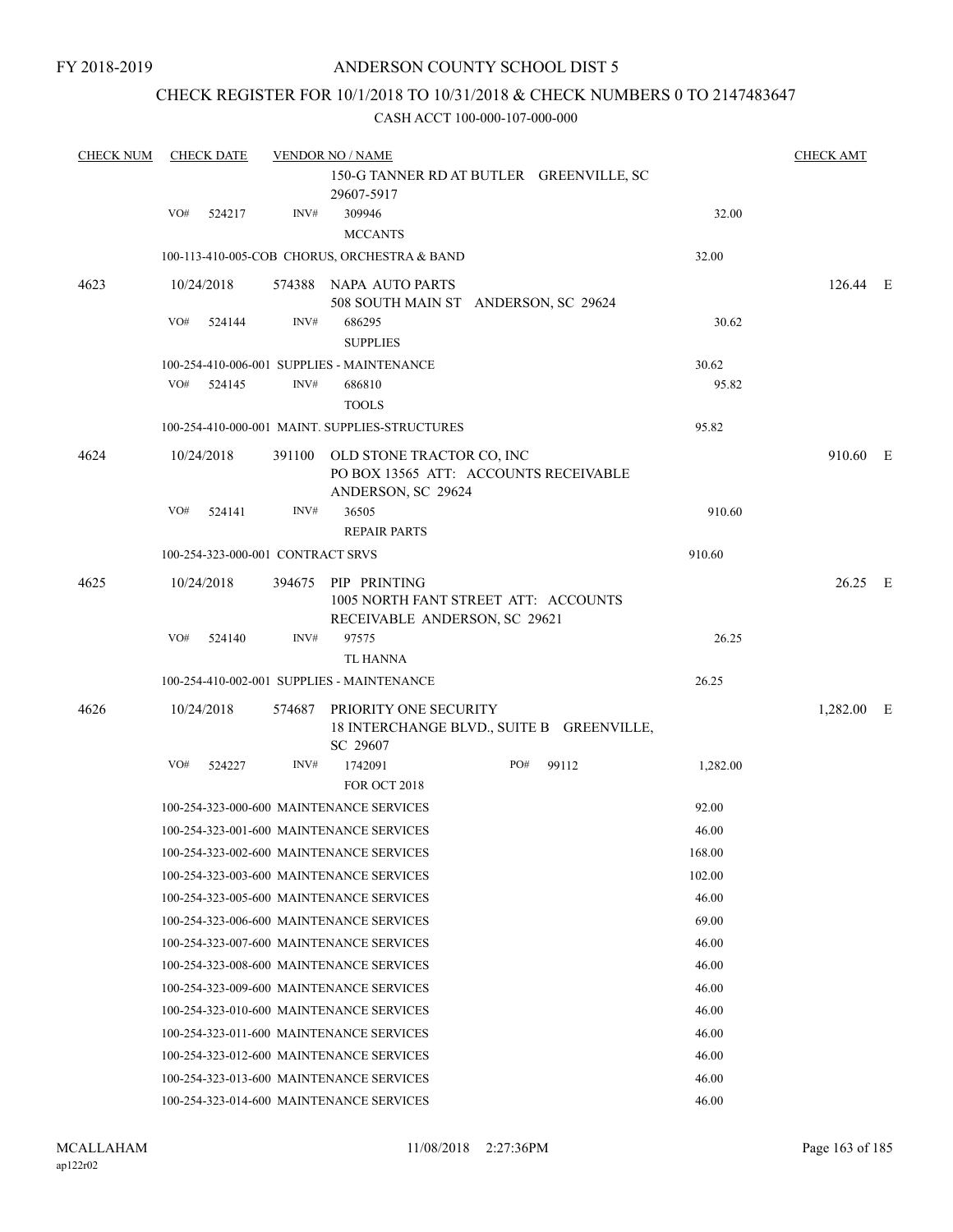FY 2018-2019

# ANDERSON COUNTY SCHOOL DIST 5

## CHECK REGISTER FOR 10/1/2018 TO 10/31/2018 & CHECK NUMBERS 0 TO 2147483647

### CASH ACCT 100-000-107-000-000

| CHECK NUM | CHECK DATE | VENDOR NO / NAME | | | CHECK AMT | |
|---|---|---|---|---|---|---|
| | | | 150-G TANNER RD AT BUTLER GREENVILLE, SC 29607-5917 | | | |
| | VO# 524217 | INV# | 309946 MCCANTS | 32.00 | | |
| | 100-113-410-005-COB CHORUS, ORCHESTRA & BAND | | | 32.00 | | |
| 4623 | 10/24/2018 | 574388 | NAPA AUTO PARTS 508 SOUTH MAIN ST ANDERSON, SC 29624 | | 126.44 | E |
| | VO# 524144 | INV# | 686295 SUPPLIES | 30.62 | | |
| | 100-254-410-006-001 SUPPLIES - MAINTENANCE | | | 30.62 | | |
| | VO# 524145 | INV# | 686810 TOOLS | 95.82 | | |
| | 100-254-410-000-001 MAINT. SUPPLIES-STRUCTURES | | | 95.82 | | |
| 4624 | 10/24/2018 | 391100 | OLD STONE TRACTOR CO, INC PO BOX 13565 ATT: ACCOUNTS RECEIVABLE ANDERSON, SC 29624 | | 910.60 | E |
| | VO# 524141 | INV# | 36505 REPAIR PARTS | 910.60 | | |
| | 100-254-323-000-001 CONTRACT SRVS | | | 910.60 | | |
| 4625 | 10/24/2018 | 394675 | PIP PRINTING 1005 NORTH FANT STREET ATT: ACCOUNTS RECEIVABLE ANDERSON, SC 29621 | | 26.25 | E |
| | VO# 524140 | INV# | 97575 TL HANNA | 26.25 | | |
| | 100-254-410-002-001 SUPPLIES - MAINTENANCE | | | 26.25 | | |
| 4626 | 10/24/2018 | 574687 | PRIORITY ONE SECURITY 18 INTERCHANGE BLVD., SUITE B GREENVILLE, SC 29607 | | 1,282.00 | E |
| | VO# 524227 | INV# | 1742091 FOR OCT 2018 PO# 99112 | 1,282.00 | | |
| | 100-254-323-000-600 MAINTENANCE SERVICES | | | 92.00 | | |
| | 100-254-323-001-600 MAINTENANCE SERVICES | | | 46.00 | | |
| | 100-254-323-002-600 MAINTENANCE SERVICES | | | 168.00 | | |
| | 100-254-323-003-600 MAINTENANCE SERVICES | | | 102.00 | | |
| | 100-254-323-005-600 MAINTENANCE SERVICES | | | 46.00 | | |
| | 100-254-323-006-600 MAINTENANCE SERVICES | | | 69.00 | | |
| | 100-254-323-007-600 MAINTENANCE SERVICES | | | 46.00 | | |
| | 100-254-323-008-600 MAINTENANCE SERVICES | | | 46.00 | | |
| | 100-254-323-009-600 MAINTENANCE SERVICES | | | 46.00 | | |
| | 100-254-323-010-600 MAINTENANCE SERVICES | | | 46.00 | | |
| | 100-254-323-011-600 MAINTENANCE SERVICES | | | 46.00 | | |
| | 100-254-323-012-600 MAINTENANCE SERVICES | | | 46.00 | | |
| | 100-254-323-013-600 MAINTENANCE SERVICES | | | 46.00 | | |
| | 100-254-323-014-600 MAINTENANCE SERVICES | | | 46.00 | | |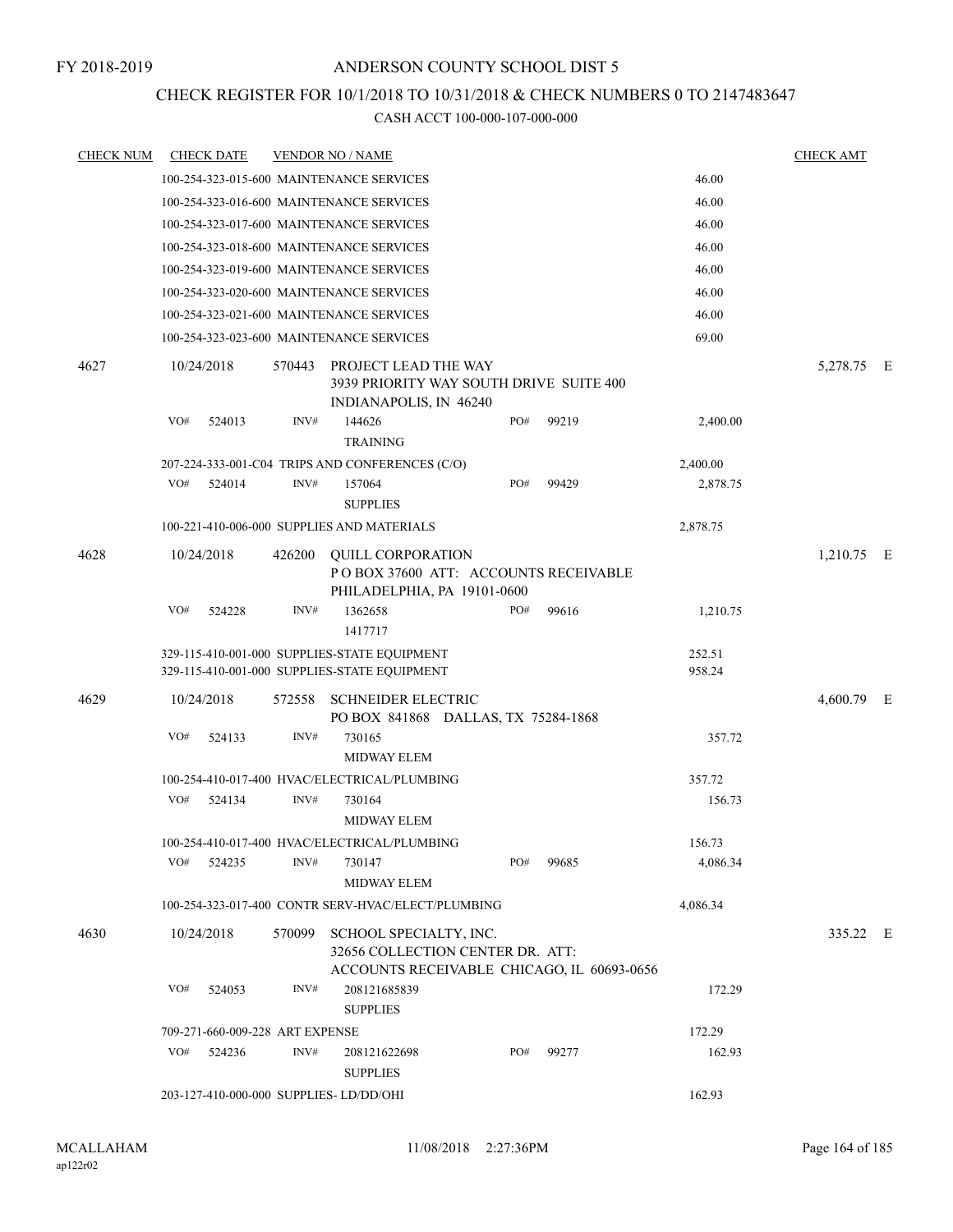FY 2018-2019

# ANDERSON COUNTY SCHOOL DIST 5

## CHECK REGISTER FOR 10/1/2018 TO 10/31/2018 & CHECK NUMBERS 0 TO 2147483647

### CASH ACCT 100-000-107-000-000

| CHECK NUM | CHECK DATE | VENDOR NO / NAME | | CHECK AMT | |
|---|---|---|---|---|---|
| | | 100-254-323-015-600 MAINTENANCE SERVICES | 46.00 | | |
| | | 100-254-323-016-600 MAINTENANCE SERVICES | 46.00 | | |
| | | 100-254-323-017-600 MAINTENANCE SERVICES | 46.00 | | |
| | | 100-254-323-018-600 MAINTENANCE SERVICES | 46.00 | | |
| | | 100-254-323-019-600 MAINTENANCE SERVICES | 46.00 | | |
| | | 100-254-323-020-600 MAINTENANCE SERVICES | 46.00 | | |
| | | 100-254-323-021-600 MAINTENANCE SERVICES | 46.00 | | |
| | | 100-254-323-023-600 MAINTENANCE SERVICES | 69.00 | | |
| 4627 | 10/24/2018 | 570443 PROJECT LEAD THE WAY<br>3939 PRIORITY WAY SOUTH DRIVE SUITE 400<br>INDIANAPOLIS, IN 46240 | | 5,278.75 | E |
| | | VO# 524013 INV# 144626 PO# 99219<br>TRAINING | 2,400.00 | | |
| | | 207-224-333-001-C04 TRIPS AND CONFERENCES (C/O) | 2,400.00 | | |
| | | VO# 524014 INV# 157064 PO# 99429<br>SUPPLIES | 2,878.75 | | |
| | | 100-221-410-006-000 SUPPLIES AND MATERIALS | 2,878.75 | | |
| 4628 | 10/24/2018 | 426200 QUILL CORPORATION<br>P O BOX 37600 ATT: ACCOUNTS RECEIVABLE<br>PHILADELPHIA, PA 19101-0600 | | 1,210.75 | E |
| | | VO# 524228 INV# 1362658 PO# 99616<br>1417717 | 1,210.75 | | |
| | | 329-115-410-001-000 SUPPLIES-STATE EQUIPMENT | 252.51 | | |
| | | 329-115-410-001-000 SUPPLIES-STATE EQUIPMENT | 958.24 | | |
| 4629 | 10/24/2018 | 572558 SCHNEIDER ELECTRIC<br>PO BOX 841868 DALLAS, TX 75284-1868 | | 4,600.79 | E |
| | | VO# 524133 INV# 730165<br>MIDWAY ELEM | 357.72 | | |
| | | 100-254-410-017-400 HVAC/ELECTRICAL/PLUMBING | 357.72 | | |
| | | VO# 524134 INV# 730164<br>MIDWAY ELEM | 156.73 | | |
| | | 100-254-410-017-400 HVAC/ELECTRICAL/PLUMBING | 156.73 | | |
| | | VO# 524235 INV# 730147 PO# 99685<br>MIDWAY ELEM | 4,086.34 | | |
| | | 100-254-323-017-400 CONTR SERV-HVAC/ELECT/PLUMBING | 4,086.34 | | |
| 4630 | 10/24/2018 | 570099 SCHOOL SPECIALTY, INC.<br>32656 COLLECTION CENTER DR. ATT:<br>ACCOUNTS RECEIVABLE CHICAGO, IL 60693-0656 | | 335.22 | E |
| | | VO# 524053 INV# 208121685839<br>SUPPLIES | 172.29 | | |
| | | 709-271-660-009-228 ART EXPENSE | 172.29 | | |
| | | VO# 524236 INV# 208121622698 PO# 99277<br>SUPPLIES | 162.93 | | |
| | | 203-127-410-000-000 SUPPLIES- LD/DD/OHI | 162.93 | | |

MCALLAHAM
ap122r02

11/08/2018 2:27:36PM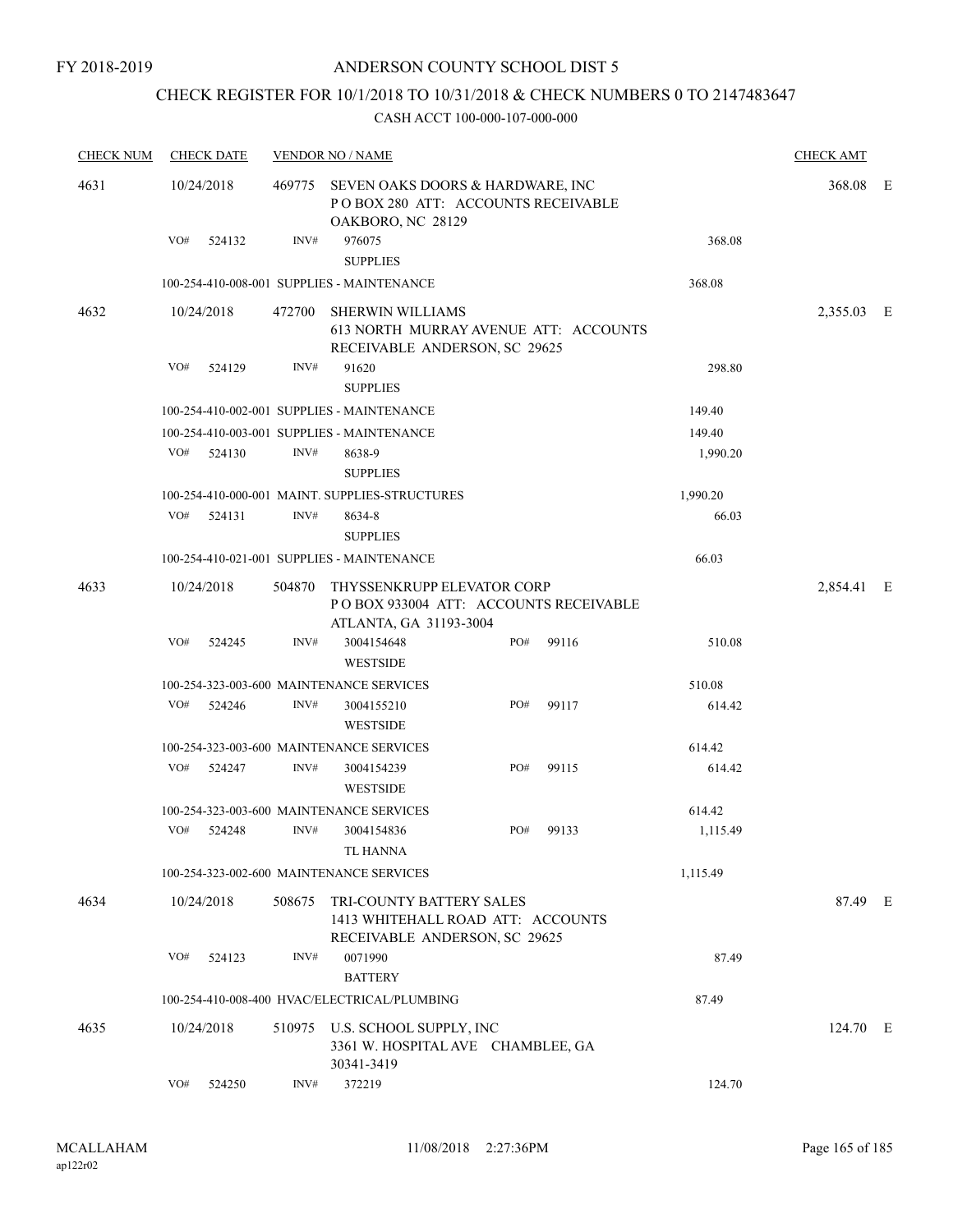FY 2018-2019

# ANDERSON COUNTY SCHOOL DIST 5

## CHECK REGISTER FOR 10/1/2018 TO 10/31/2018 & CHECK NUMBERS 0 TO 2147483647

### CASH ACCT 100-000-107-000-000

| CHECK NUM | CHECK DATE | VENDOR NO / NAME | | | CHECK AMT | |
|---|---|---|---|---|---|---|
| 4631 | 10/24/2018 | 469775 | SEVEN OAKS DOORS & HARDWARE, INC P O BOX 280 ATT: ACCOUNTS RECEIVABLE OAKBORO, NC 28129 | | 368.08 | E |
| | VO# 524132 | INV# | 976075 SUPPLIES | 368.08 | | |
| | 100-254-410-008-001 SUPPLIES - MAINTENANCE | | | 368.08 | | |
| 4632 | 10/24/2018 | 472700 | SHERWIN WILLIAMS 613 NORTH MURRAY AVENUE ATT: ACCOUNTS RECEIVABLE ANDERSON, SC 29625 | | 2,355.03 | E |
| | VO# 524129 | INV# | 91620 SUPPLIES | 298.80 | | |
| | 100-254-410-002-001 SUPPLIES - MAINTENANCE | | | 149.40 | | |
| | 100-254-410-003-001 SUPPLIES - MAINTENANCE | | | 149.40 | | |
| | VO# 524130 | INV# | 8638-9 SUPPLIES | 1,990.20 | | |
| | 100-254-410-000-001 MAINT. SUPPLIES-STRUCTURES | | | 1,990.20 | | |
| | VO# 524131 | INV# | 8634-8 SUPPLIES | 66.03 | | |
| | 100-254-410-021-001 SUPPLIES - MAINTENANCE | | | 66.03 | | |
| 4633 | 10/24/2018 | 504870 | THYSSENKRUPP ELEVATOR CORP P O BOX 933004 ATT: ACCOUNTS RECEIVABLE ATLANTA, GA 31193-3004 | | 2,854.41 | E |
| | VO# 524245 | INV# | 3004154648 WESTSIDE PO# 99116 | 510.08 | | |
| | 100-254-323-003-600 MAINTENANCE SERVICES | | | 510.08 | | |
| | VO# 524246 | INV# | 3004155210 WESTSIDE PO# 99117 | 614.42 | | |
| | 100-254-323-003-600 MAINTENANCE SERVICES | | | 614.42 | | |
| | VO# 524247 | INV# | 3004154239 WESTSIDE PO# 99115 | 614.42 | | |
| | 100-254-323-003-600 MAINTENANCE SERVICES | | | 614.42 | | |
| | VO# 524248 | INV# | 3004154836 TL HANNA PO# 99133 | 1,115.49 | | |
| | 100-254-323-002-600 MAINTENANCE SERVICES | | | 1,115.49 | | |
| 4634 | 10/24/2018 | 508675 | TRI-COUNTY BATTERY SALES 1413 WHITEHALL ROAD ATT: ACCOUNTS RECEIVABLE ANDERSON, SC 29625 | | 87.49 | E |
| | VO# 524123 | INV# | 0071990 BATTERY | 87.49 | | |
| | 100-254-410-008-400 HVAC/ELECTRICAL/PLUMBING | | | 87.49 | | |
| 4635 | 10/24/2018 | 510975 | U.S. SCHOOL SUPPLY, INC 3361 W. HOSPITAL AVE CHAMBLEE, GA 30341-3419 | | 124.70 | E |
| | VO# 524250 | INV# | 372219 | 124.70 | | |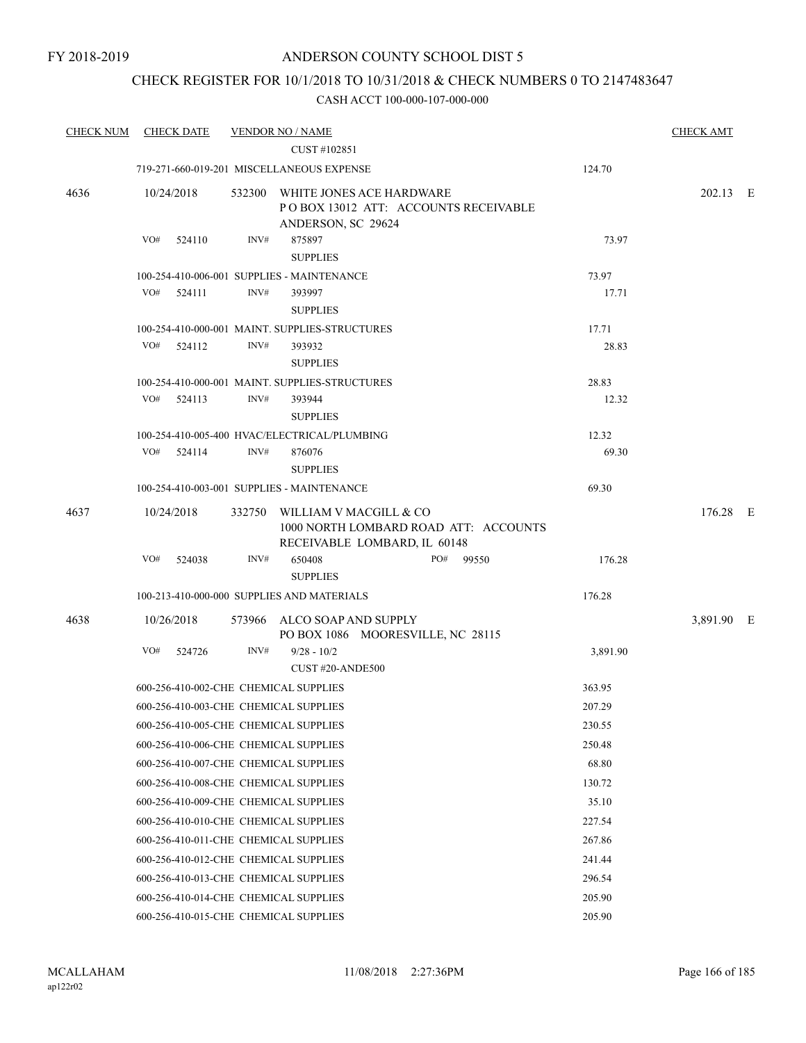FY 2018-2019

# ANDERSON COUNTY SCHOOL DIST 5

## CHECK REGISTER FOR 10/1/2018 TO 10/31/2018 & CHECK NUMBERS 0 TO 2147483647

CASH ACCT 100-000-107-000-000

| CHECK NUM | CHECK DATE | VENDOR NO / NAME | | CHECK AMT |
|---|---|---|---|---|
| | | CUST #102851 | | |
| | | 719-271-660-019-201 MISCELLANEOUS EXPENSE | 124.70 | |
| 4636 | 10/24/2018 | 532300 WHITE JONES ACE HARDWARE P O BOX 13012 ATT: ACCOUNTS RECEIVABLE ANDERSON, SC 29624 | | 202.13 E |
| | VO# 524110 | INV# 875897 SUPPLIES | 73.97 | |
| | | 100-254-410-006-001 SUPPLIES - MAINTENANCE | 73.97 | |
| | VO# 524111 | INV# 393997 SUPPLIES | 17.71 | |
| | | 100-254-410-000-001 MAINT. SUPPLIES-STRUCTURES | 17.71 | |
| | VO# 524112 | INV# 393932 SUPPLIES | 28.83 | |
| | | 100-254-410-000-001 MAINT. SUPPLIES-STRUCTURES | 28.83 | |
| | VO# 524113 | INV# 393944 SUPPLIES | 12.32 | |
| | | 100-254-410-005-400 HVAC/ELECTRICAL/PLUMBING | 12.32 | |
| | VO# 524114 | INV# 876076 SUPPLIES | 69.30 | |
| | | 100-254-410-003-001 SUPPLIES - MAINTENANCE | 69.30 | |
| 4637 | 10/24/2018 | 332750 WILLIAM V MACGILL & CO 1000 NORTH LOMBARD ROAD ATT: ACCOUNTS RECEIVABLE LOMBARD, IL 60148 | | 176.28 E |
| | VO# 524038 | INV# 650408 PO# 99550 SUPPLIES | 176.28 | |
| | | 100-213-410-000-000 SUPPLIES AND MATERIALS | 176.28 | |
| 4638 | 10/26/2018 | 573966 ALCO SOAP AND SUPPLY PO BOX 1086 MOORESVILLE, NC 28115 | | 3,891.90 E |
| | VO# 524726 | INV# 9/28 - 10/2 CUST #20-ANDE500 | 3,891.90 | |
| | | 600-256-410-002-CHE CHEMICAL SUPPLIES | 363.95 | |
| | | 600-256-410-003-CHE CHEMICAL SUPPLIES | 207.29 | |
| | | 600-256-410-005-CHE CHEMICAL SUPPLIES | 230.55 | |
| | | 600-256-410-006-CHE CHEMICAL SUPPLIES | 250.48 | |
| | | 600-256-410-007-CHE CHEMICAL SUPPLIES | 68.80 | |
| | | 600-256-410-008-CHE CHEMICAL SUPPLIES | 130.72 | |
| | | 600-256-410-009-CHE CHEMICAL SUPPLIES | 35.10 | |
| | | 600-256-410-010-CHE CHEMICAL SUPPLIES | 227.54 | |
| | | 600-256-410-011-CHE CHEMICAL SUPPLIES | 267.86 | |
| | | 600-256-410-012-CHE CHEMICAL SUPPLIES | 241.44 | |
| | | 600-256-410-013-CHE CHEMICAL SUPPLIES | 296.54 | |
| | | 600-256-410-014-CHE CHEMICAL SUPPLIES | 205.90 | |
| | | 600-256-410-015-CHE CHEMICAL SUPPLIES | 205.90 | |

MCALLAHAM
ap122r02

11/08/2018 2:27:36PM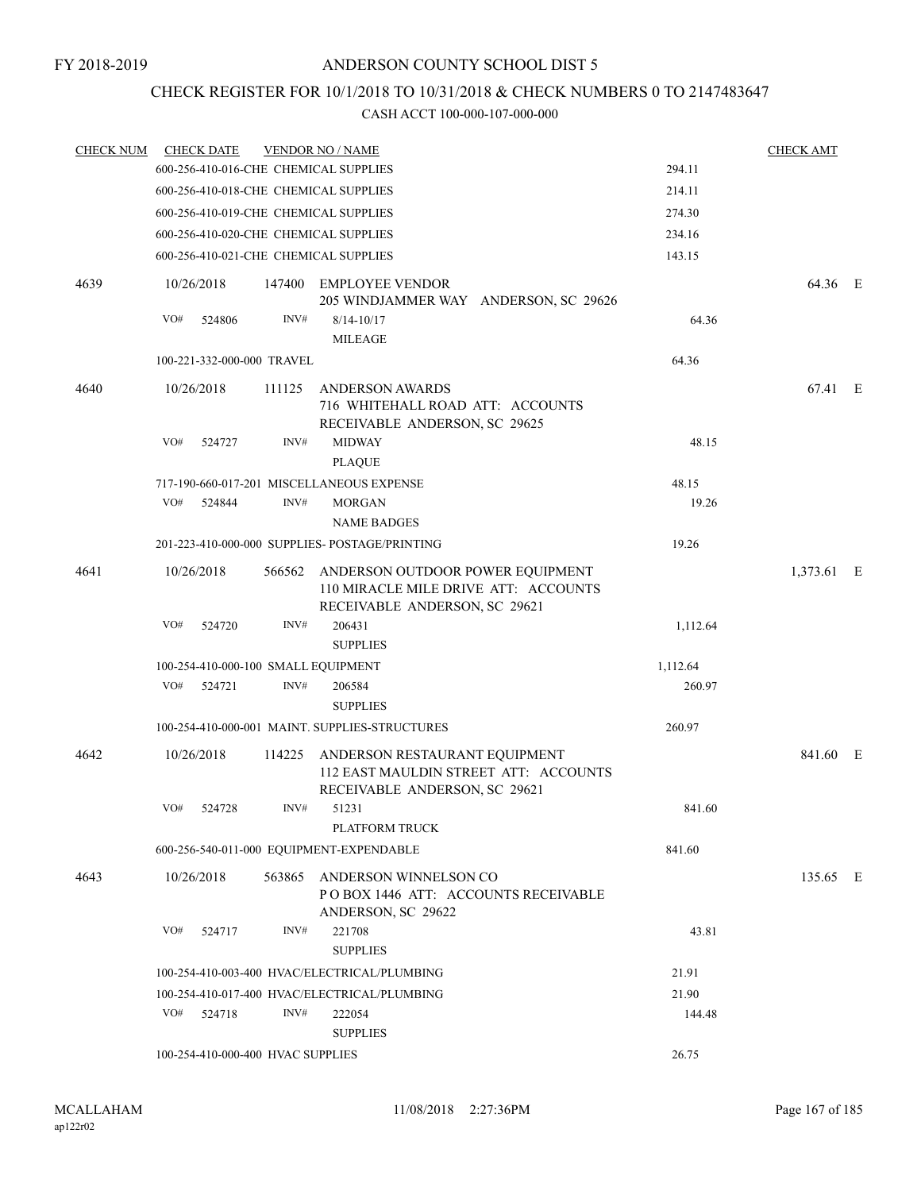FY 2018-2019

# ANDERSON COUNTY SCHOOL DIST 5

## CHECK REGISTER FOR 10/1/2018 TO 10/31/2018 & CHECK NUMBERS 0 TO 2147483647

### CASH ACCT 100-000-107-000-000

| CHECK NUM | CHECK DATE | VENDOR NO / NAME | | CHECK AMT |
|---|---|---|---|---|
| | 600-256-410-016-CHE CHEMICAL SUPPLIES | | 294.11 | |
| | 600-256-410-018-CHE CHEMICAL SUPPLIES | | 214.11 | |
| | 600-256-410-019-CHE CHEMICAL SUPPLIES | | 274.30 | |
| | 600-256-410-020-CHE CHEMICAL SUPPLIES | | 234.16 | |
| | 600-256-410-021-CHE CHEMICAL SUPPLIES | | 143.15 | |
| 4639 | 10/26/2018 | 147400 EMPLOYEE VENDOR<br>205 WINDJAMMER WAY ANDERSON, SC 29626 | | 64.36 E |
| | VO# 524806 INV# | 8/14-10/17<br>MILEAGE | 64.36 | |
| | 100-221-332-000-000 TRAVEL | | 64.36 | |
| 4640 | 10/26/2018 | 111125 ANDERSON AWARDS<br>716 WHITEHALL ROAD ATT: ACCOUNTS RECEIVABLE ANDERSON, SC 29625 | | 67.41 E |
| | VO# 524727 INV# | MIDWAY<br>PLAQUE | 48.15 | |
| | 717-190-660-017-201 MISCELLANEOUS EXPENSE | | 48.15 | |
| | VO# 524844 INV# | MORGAN<br>NAME BADGES | 19.26 | |
| | 201-223-410-000-000 SUPPLIES- POSTAGE/PRINTING | | 19.26 | |
| 4641 | 10/26/2018 | 566562 ANDERSON OUTDOOR POWER EQUIPMENT<br>110 MIRACLE MILE DRIVE ATT: ACCOUNTS RECEIVABLE ANDERSON, SC 29621 | | 1,373.61 E |
| | VO# 524720 INV# | 206431<br>SUPPLIES | 1,112.64 | |
| | 100-254-410-000-100 SMALL EQUIPMENT | | 1,112.64 | |
| | VO# 524721 INV# | 206584<br>SUPPLIES | 260.97 | |
| | 100-254-410-000-001 MAINT. SUPPLIES-STRUCTURES | | 260.97 | |
| 4642 | 10/26/2018 | 114225 ANDERSON RESTAURANT EQUIPMENT<br>112 EAST MAULDIN STREET ATT: ACCOUNTS RECEIVABLE ANDERSON, SC 29621 | | 841.60 E |
| | VO# 524728 INV# | 51231<br>PLATFORM TRUCK | 841.60 | |
| | 600-256-540-011-000 EQUIPMENT-EXPENDABLE | | 841.60 | |
| 4643 | 10/26/2018 | 563865 ANDERSON WINNELSON CO<br>P O BOX 1446 ATT: ACCOUNTS RECEIVABLE ANDERSON, SC 29622 | | 135.65 E |
| | VO# 524717 INV# | 221708<br>SUPPLIES | 43.81 | |
| | 100-254-410-003-400 HVAC/ELECTRICAL/PLUMBING | | 21.91 | |
| | 100-254-410-017-400 HVAC/ELECTRICAL/PLUMBING | | 21.90 | |
| | VO# 524718 INV# | 222054<br>SUPPLIES | 144.48 | |
| | 100-254-410-000-400 HVAC SUPPLIES | | 26.75 | |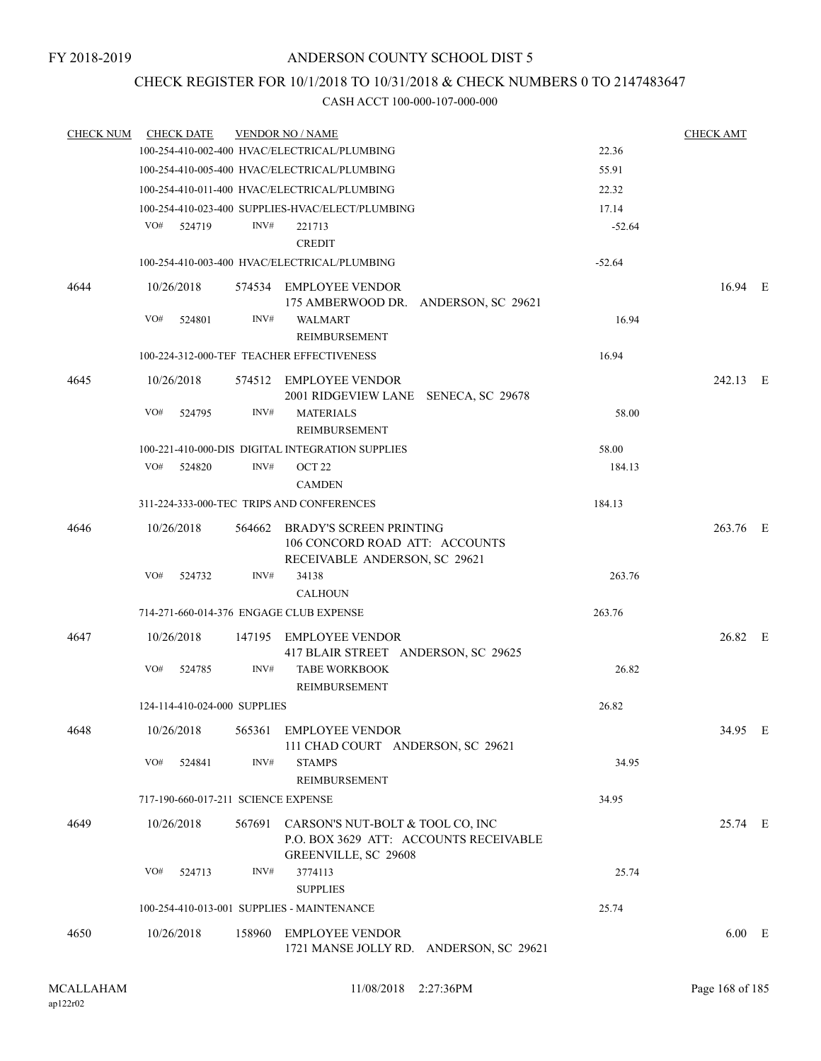FY 2018-2019

# ANDERSON COUNTY SCHOOL DIST 5

## CHECK REGISTER FOR 10/1/2018 TO 10/31/2018 & CHECK NUMBERS 0 TO 2147483647

CASH ACCT 100-000-107-000-000

| CHECK NUM | CHECK DATE | VENDOR NO / NAME | | CHECK AMT | |
|---|---|---|---|---|---|
| | | 100-254-410-002-400 HVAC/ELECTRICAL/PLUMBING | 22.36 | | |
| | | 100-254-410-005-400 HVAC/ELECTRICAL/PLUMBING | 55.91 | | |
| | | 100-254-410-011-400 HVAC/ELECTRICAL/PLUMBING | 22.32 | | |
| | | 100-254-410-023-400 SUPPLIES-HVAC/ELECT/PLUMBING | 17.14 | | |
| | VO# 524719 | INV# 221713 CREDIT | -52.64 | | |
| | | 100-254-410-003-400 HVAC/ELECTRICAL/PLUMBING | -52.64 | | |
| 4644 | 10/26/2018 | 574534 EMPLOYEE VENDOR 175 AMBERWOOD DR. ANDERSON, SC 29621 | | 16.94 | E |
| | VO# 524801 | INV# WALMART REIMBURSEMENT | 16.94 | | |
| | | 100-224-312-000-TEF TEACHER EFFECTIVENESS | 16.94 | | |
| 4645 | 10/26/2018 | 574512 EMPLOYEE VENDOR 2001 RIDGEVIEW LANE SENECA, SC 29678 | | 242.13 | E |
| | VO# 524795 | INV# MATERIALS REIMBURSEMENT | 58.00 | | |
| | | 100-221-410-000-DIS DIGITAL INTEGRATION SUPPLIES | 58.00 | | |
| | VO# 524820 | INV# OCT 22 CAMDEN | 184.13 | | |
| | | 311-224-333-000-TEC TRIPS AND CONFERENCES | 184.13 | | |
| 4646 | 10/26/2018 | 564662 BRADY'S SCREEN PRINTING 106 CONCORD ROAD ATT: ACCOUNTS RECEIVABLE ANDERSON, SC 29621 | | 263.76 | E |
| | VO# 524732 | INV# 34138 CALHOUN | 263.76 | | |
| | | 714-271-660-014-376 ENGAGE CLUB EXPENSE | 263.76 | | |
| 4647 | 10/26/2018 | 147195 EMPLOYEE VENDOR 417 BLAIR STREET ANDERSON, SC 29625 | | 26.82 | E |
| | VO# 524785 | INV# TABE WORKBOOK REIMBURSEMENT | 26.82 | | |
| | | 124-114-410-024-000 SUPPLIES | 26.82 | | |
| 4648 | 10/26/2018 | 565361 EMPLOYEE VENDOR 111 CHAD COURT ANDERSON, SC 29621 | | 34.95 | E |
| | VO# 524841 | INV# STAMPS REIMBURSEMENT | 34.95 | | |
| | | 717-190-660-017-211 SCIENCE EXPENSE | 34.95 | | |
| 4649 | 10/26/2018 | 567691 CARSON'S NUT-BOLT & TOOL CO, INC P.O. BOX 3629 ATT: ACCOUNTS RECEIVABLE GREENVILLE, SC 29608 | | 25.74 | E |
| | VO# 524713 | INV# 3774113 SUPPLIES | 25.74 | | |
| | | 100-254-410-013-001 SUPPLIES - MAINTENANCE | 25.74 | | |
| 4650 | 10/26/2018 | 158960 EMPLOYEE VENDOR 1721 MANSE JOLLY RD. ANDERSON, SC 29621 | | 6.00 | E |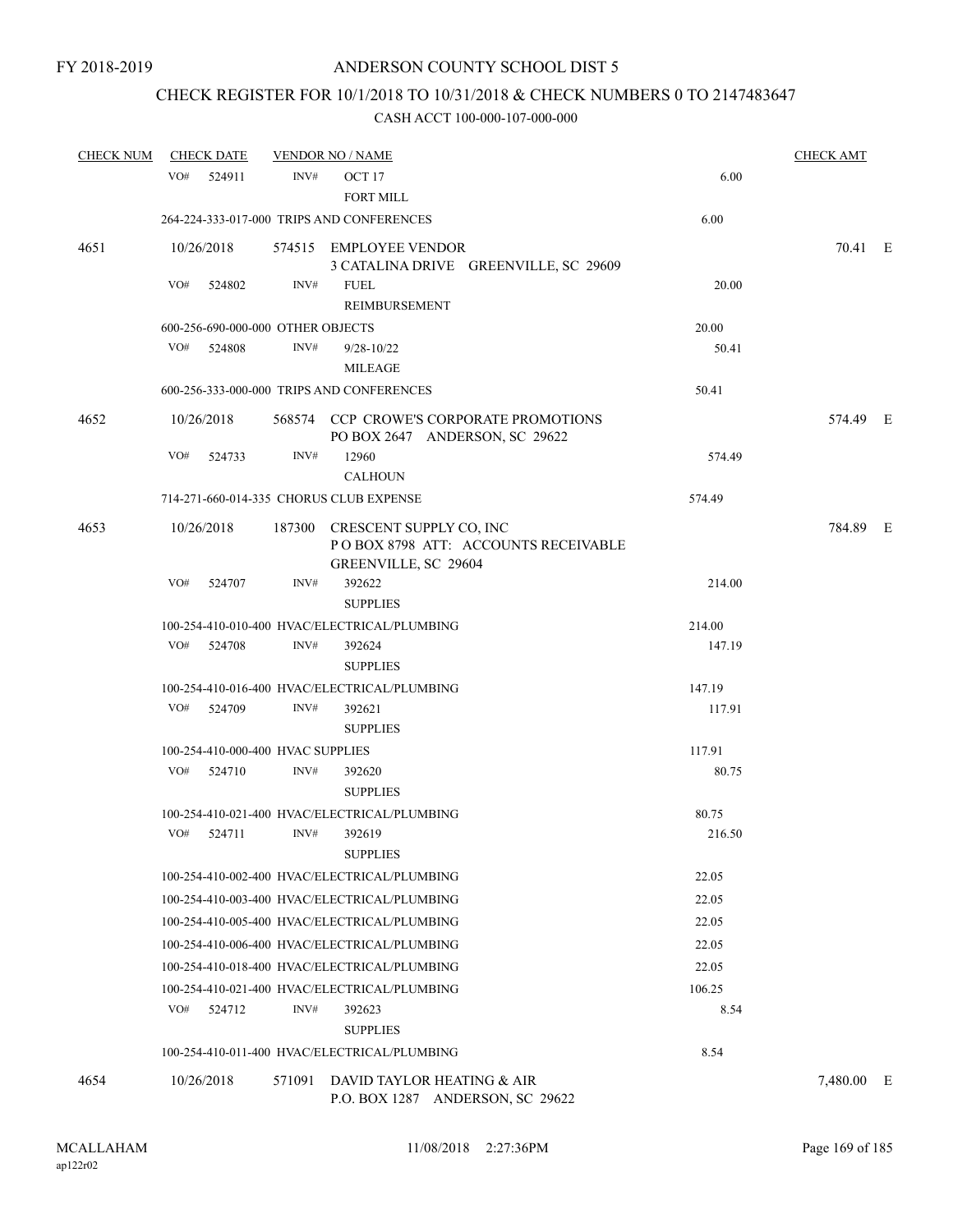FY 2018-2019

# ANDERSON COUNTY SCHOOL DIST 5

## CHECK REGISTER FOR 10/1/2018 TO 10/31/2018 & CHECK NUMBERS 0 TO 2147483647

CASH ACCT 100-000-107-000-000

| CHECK NUM | CHECK DATE | VENDOR NO / NAME | | CHECK AMT | |
|---|---|---|---|---|---|
| | VO# 524911 | INV# OCT 17<br>FORT MILL | 6.00 | | |
| | 264-224-333-017-000 TRIPS AND CONFERENCES | | 6.00 | | |
| 4651 | 10/26/2018 | 574515 EMPLOYEE VENDOR<br>3 CATALINA DRIVE GREENVILLE, SC 29609 | | 70.41 | E |
| | VO# 524802 | INV# FUEL<br>REIMBURSEMENT | 20.00 | | |
| | 600-256-690-000-000 OTHER OBJECTS | | 20.00 | | |
| | VO# 524808 | INV# 9/28-10/22<br>MILEAGE | 50.41 | | |
| | 600-256-333-000-000 TRIPS AND CONFERENCES | | 50.41 | | |
| 4652 | 10/26/2018 | 568574 CCP CROWE'S CORPORATE PROMOTIONS<br>PO BOX 2647 ANDERSON, SC 29622 | | 574.49 | E |
| | VO# 524733 | INV# 12960<br>CALHOUN | 574.49 | | |
| | 714-271-660-014-335 CHORUS CLUB EXPENSE | | 574.49 | | |
| 4653 | 10/26/2018 | 187300 CRESCENT SUPPLY CO, INC<br>P O BOX 8798 ATT: ACCOUNTS RECEIVABLE<br>GREENVILLE, SC 29604 | | 784.89 | E |
| | VO# 524707 | INV# 392622<br>SUPPLIES | 214.00 | | |
| | 100-254-410-010-400 HVAC/ELECTRICAL/PLUMBING | | 214.00 | | |
| | VO# 524708 | INV# 392624<br>SUPPLIES | 147.19 | | |
| | 100-254-410-016-400 HVAC/ELECTRICAL/PLUMBING | | 147.19 | | |
| | VO# 524709 | INV# 392621<br>SUPPLIES | 117.91 | | |
| | 100-254-410-000-400 HVAC SUPPLIES | | 117.91 | | |
| | VO# 524710 | INV# 392620<br>SUPPLIES | 80.75 | | |
| | 100-254-410-021-400 HVAC/ELECTRICAL/PLUMBING | | 80.75 | | |
| | VO# 524711 | INV# 392619<br>SUPPLIES | 216.50 | | |
| | 100-254-410-002-400 HVAC/ELECTRICAL/PLUMBING | | 22.05 | | |
| | 100-254-410-003-400 HVAC/ELECTRICAL/PLUMBING | | 22.05 | | |
| | 100-254-410-005-400 HVAC/ELECTRICAL/PLUMBING | | 22.05 | | |
| | 100-254-410-006-400 HVAC/ELECTRICAL/PLUMBING | | 22.05 | | |
| | 100-254-410-018-400 HVAC/ELECTRICAL/PLUMBING | | 22.05 | | |
| | 100-254-410-021-400 HVAC/ELECTRICAL/PLUMBING | | 106.25 | | |
| | VO# 524712 | INV# 392623<br>SUPPLIES | 8.54 | | |
| | 100-254-410-011-400 HVAC/ELECTRICAL/PLUMBING | | 8.54 | | |
| 4654 | 10/26/2018 | 571091 DAVID TAYLOR HEATING & AIR<br>P.O. BOX 1287 ANDERSON, SC 29622 | | 7,480.00 | E |

MCALLAHAM
ap122r02

11/08/2018 2:27:36PM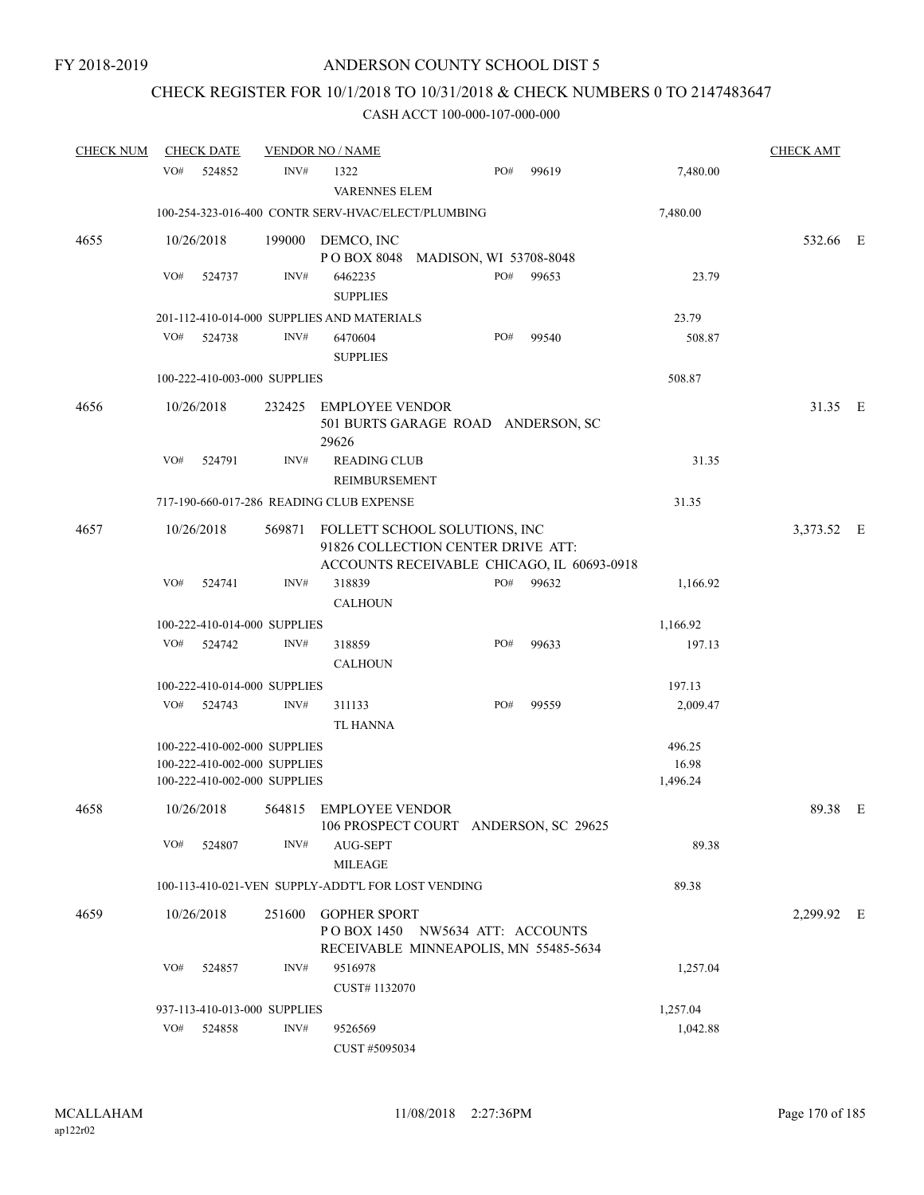FY 2018-2019

# ANDERSON COUNTY SCHOOL DIST 5

## CHECK REGISTER FOR 10/1/2018 TO 10/31/2018 & CHECK NUMBERS 0 TO 2147483647

### CASH ACCT 100-000-107-000-000

| CHECK NUM | CHECK DATE | VENDOR NO / NAME | | | CHECK AMT | |
|---|---|---|---|---|---|---|
| | VO# 524852 | INV# 1322 VARENNES ELEM | PO# 99619 | 7,480.00 | | |
| | 100-254-323-016-400 CONTR SERV-HVAC/ELECT/PLUMBING | | | 7,480.00 | | |
| 4655 | 10/26/2018 | 199000 DEMCO, INC P O BOX 8048 MADISON, WI 53708-8048 | | | 532.66 | E |
| | VO# 524737 | INV# 6462235 SUPPLIES | PO# 99653 | 23.79 | | |
| | 201-112-410-014-000 SUPPLIES AND MATERIALS | | | 23.79 | | |
| | VO# 524738 | INV# 6470604 SUPPLIES | PO# 99540 | 508.87 | | |
| | 100-222-410-003-000 SUPPLIES | | | 508.87 | | |
| 4656 | 10/26/2018 | 232425 EMPLOYEE VENDOR 501 BURTS GARAGE ROAD ANDERSON, SC 29626 | | | 31.35 | E |
| | VO# 524791 | INV# READING CLUB REIMBURSEMENT | | 31.35 | | |
| | 717-190-660-017-286 READING CLUB EXPENSE | | | 31.35 | | |
| 4657 | 10/26/2018 | 569871 FOLLETT SCHOOL SOLUTIONS, INC 91826 COLLECTION CENTER DRIVE ATT: ACCOUNTS RECEIVABLE CHICAGO, IL 60693-0918 | | | 3,373.52 | E |
| | VO# 524741 | INV# 318839 CALHOUN | PO# 99632 | 1,166.92 | | |
| | 100-222-410-014-000 SUPPLIES | | | 1,166.92 | | |
| | VO# 524742 | INV# 318859 CALHOUN | PO# 99633 | 197.13 | | |
| | 100-222-410-014-000 SUPPLIES | | | 197.13 | | |
| | VO# 524743 | INV# 311133 TL HANNA | PO# 99559 | 2,009.47 | | |
| | 100-222-410-002-000 SUPPLIES | | | 496.25 | | |
| | 100-222-410-002-000 SUPPLIES | | | 16.98 | | |
| | 100-222-410-002-000 SUPPLIES | | | 1,496.24 | | |
| 4658 | 10/26/2018 | 564815 EMPLOYEE VENDOR 106 PROSPECT COURT ANDERSON, SC 29625 | | | 89.38 | E |
| | VO# 524807 | INV# AUG-SEPT MILEAGE | | 89.38 | | |
| | 100-113-410-021-VEN SUPPLY-ADDT'L FOR LOST VENDING | | | 89.38 | | |
| 4659 | 10/26/2018 | 251600 GOPHER SPORT P O BOX 1450 NW5634 ATT: ACCOUNTS RECEIVABLE MINNEAPOLIS, MN 55485-5634 | | | 2,299.92 | E |
| | VO# 524857 | INV# 9516978 CUST# 1132070 | | 1,257.04 | | |
| | 937-113-410-013-000 SUPPLIES | | | 1,257.04 | | |
| | VO# 524858 | INV# 9526569 CUST #5095034 | | 1,042.88 | | |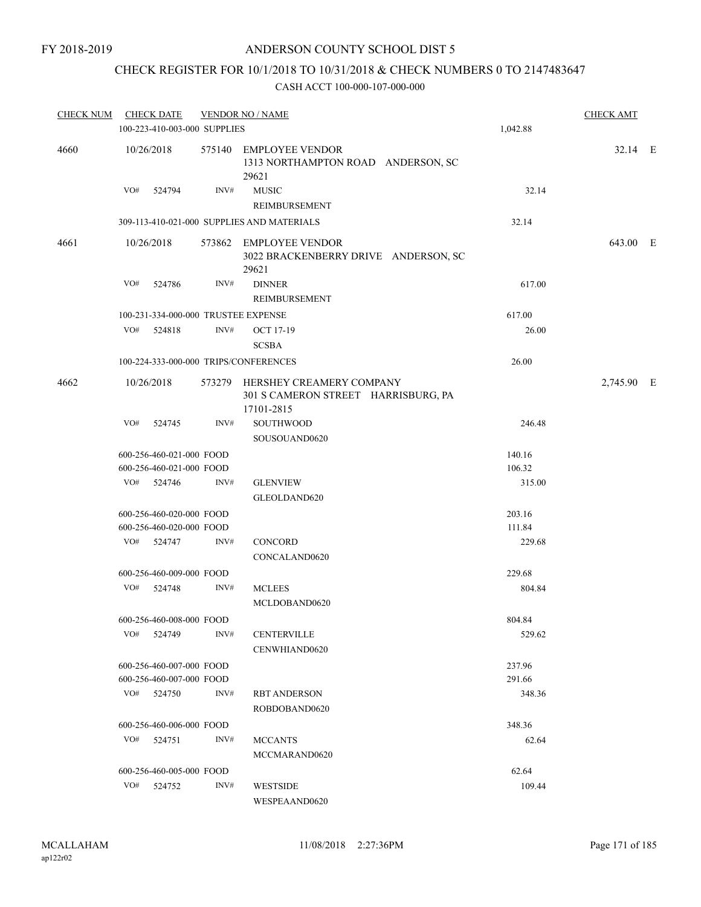FY 2018-2019

# ANDERSON COUNTY SCHOOL DIST 5

## CHECK REGISTER FOR 10/1/2018 TO 10/31/2018 & CHECK NUMBERS 0 TO 2147483647

### CASH ACCT 100-000-107-000-000

| CHECK NUM | CHECK DATE | VENDOR NO / NAME | | CHECK AMT | |
|---|---|---|---|---|---|
| | 100-223-410-003-000 SUPPLIES | | 1,042.88 | | |
| 4660 | 10/26/2018 | 575140 EMPLOYEE VENDOR<br>1313 NORTHAMPTON ROAD ANDERSON, SC 29621 | | 32.14 | E |
| | VO# 524794 INV# | MUSIC REIMBURSEMENT | 32.14 | | |
| | 309-113-410-021-000 SUPPLIES AND MATERIALS | | 32.14 | | |
| 4661 | 10/26/2018 | 573862 EMPLOYEE VENDOR<br>3022 BRACKENBERRY DRIVE ANDERSON, SC 29621 | | 643.00 | E |
| | VO# 524786 INV# | DINNER REIMBURSEMENT | 617.00 | | |
| | 100-231-334-000-000 TRUSTEE EXPENSE | | 617.00 | | |
| | VO# 524818 INV# | OCT 17-19 SCSBA | 26.00 | | |
| | 100-224-333-000-000 TRIPS/CONFERENCES | | 26.00 | | |
| 4662 | 10/26/2018 | 573279 HERSHEY CREAMERY COMPANY<br>301 S CAMERON STREET HARRISBURG, PA 17101-2815 | | 2,745.90 | E |
| | VO# 524745 INV# | SOUTHWOOD SOUSOUAND0620 | 246.48 | | |
| | 600-256-460-021-000 FOOD | | 140.16 | | |
| | 600-256-460-021-000 FOOD | | 106.32 | | |
| | VO# 524746 INV# | GLENVIEW GLEOLDAND620 | 315.00 | | |
| | 600-256-460-020-000 FOOD | | 203.16 | | |
| | 600-256-460-020-000 FOOD | | 111.84 | | |
| | VO# 524747 INV# | CONCORD CONCALAND0620 | 229.68 | | |
| | 600-256-460-009-000 FOOD | | 229.68 | | |
| | VO# 524748 INV# | MCLEES MCLDOBAND0620 | 804.84 | | |
| | 600-256-460-008-000 FOOD | | 804.84 | | |
| | VO# 524749 INV# | CENTERVILLE CENWHIAND0620 | 529.62 | | |
| | 600-256-460-007-000 FOOD | | 237.96 | | |
| | 600-256-460-007-000 FOOD | | 291.66 | | |
| | VO# 524750 INV# | RBT ANDERSON ROBDOBAND0620 | 348.36 | | |
| | 600-256-460-006-000 FOOD | | 348.36 | | |
| | VO# 524751 INV# | MCCANTS MCCMARAND0620 | 62.64 | | |
| | 600-256-460-005-000 FOOD | | 62.64 | | |
| | VO# 524752 INV# | WESTSIDE WESPEAAND0620 | 109.44 | | |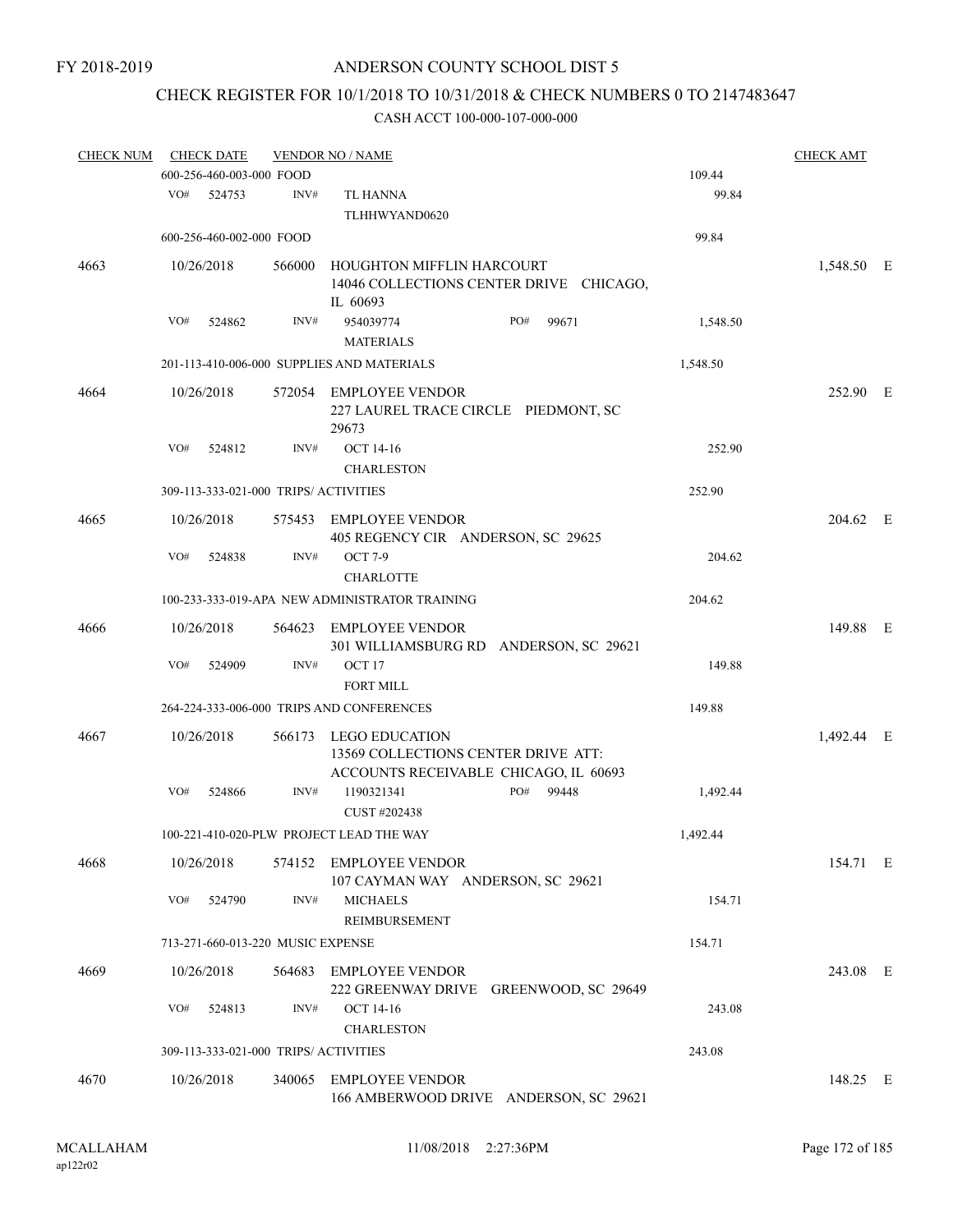FY 2018-2019

# ANDERSON COUNTY SCHOOL DIST 5

## CHECK REGISTER FOR 10/1/2018 TO 10/31/2018 & CHECK NUMBERS 0 TO 2147483647

### CASH ACCT 100-000-107-000-000

| CHECK NUM | CHECK DATE | VENDOR NO / NAME | | CHECK AMT |
|---|---|---|---|---|
| | 600-256-460-003-000 FOOD | | 109.44 | |
| | VO# 524753 INV# | TL HANNA<br>TLHHWYAND0620 | 99.84 | |
| | 600-256-460-002-000 FOOD | | 99.84 | |
| 4663 | 10/26/2018 566000 | HOUGHTON MIFFLIN HARCOURT<br>14046 COLLECTIONS CENTER DRIVE CHICAGO, IL 60693 | | 1,548.50 E |
| | VO# 524862 INV# | 954039774 PO# 99671<br>MATERIALS | 1,548.50 | |
| | 201-113-410-006-000 SUPPLIES AND MATERIALS | | 1,548.50 | |
| 4664 | 10/26/2018 572054 | EMPLOYEE VENDOR<br>227 LAUREL TRACE CIRCLE PIEDMONT, SC 29673 | | 252.90 E |
| | VO# 524812 INV# | OCT 14-16<br>CHARLESTON | 252.90 | |
| | 309-113-333-021-000 TRIPS/ ACTIVITIES | | 252.90 | |
| 4665 | 10/26/2018 575453 | EMPLOYEE VENDOR<br>405 REGENCY CIR ANDERSON, SC 29625 | | 204.62 E |
| | VO# 524838 INV# | OCT 7-9<br>CHARLOTTE | 204.62 | |
| | 100-233-333-019-APA NEW ADMINISTRATOR TRAINING | | 204.62 | |
| 4666 | 10/26/2018 564623 | EMPLOYEE VENDOR<br>301 WILLIAMSBURG RD ANDERSON, SC 29621 | | 149.88 E |
| | VO# 524909 INV# | OCT 17<br>FORT MILL | 149.88 | |
| | 264-224-333-006-000 TRIPS AND CONFERENCES | | 149.88 | |
| 4667 | 10/26/2018 566173 | LEGO EDUCATION<br>13569 COLLECTIONS CENTER DRIVE ATT: ACCOUNTS RECEIVABLE CHICAGO, IL 60693 | | 1,492.44 E |
| | VO# 524866 INV# | 1190321341 PO# 99448<br>CUST #202438 | 1,492.44 | |
| | 100-221-410-020-PLW PROJECT LEAD THE WAY | | 1,492.44 | |
| 4668 | 10/26/2018 574152 | EMPLOYEE VENDOR<br>107 CAYMAN WAY ANDERSON, SC 29621 | | 154.71 E |
| | VO# 524790 INV# | MICHAELS<br>REIMBURSEMENT | 154.71 | |
| | 713-271-660-013-220 MUSIC EXPENSE | | 154.71 | |
| 4669 | 10/26/2018 564683 | EMPLOYEE VENDOR<br>222 GREENWAY DRIVE GREENWOOD, SC 29649 | | 243.08 E |
| | VO# 524813 INV# | OCT 14-16<br>CHARLESTON | 243.08 | |
| | 309-113-333-021-000 TRIPS/ ACTIVITIES | | 243.08 | |
| 4670 | 10/26/2018 340065 | EMPLOYEE VENDOR<br>166 AMBERWOOD DRIVE ANDERSON, SC 29621 | | 148.25 E |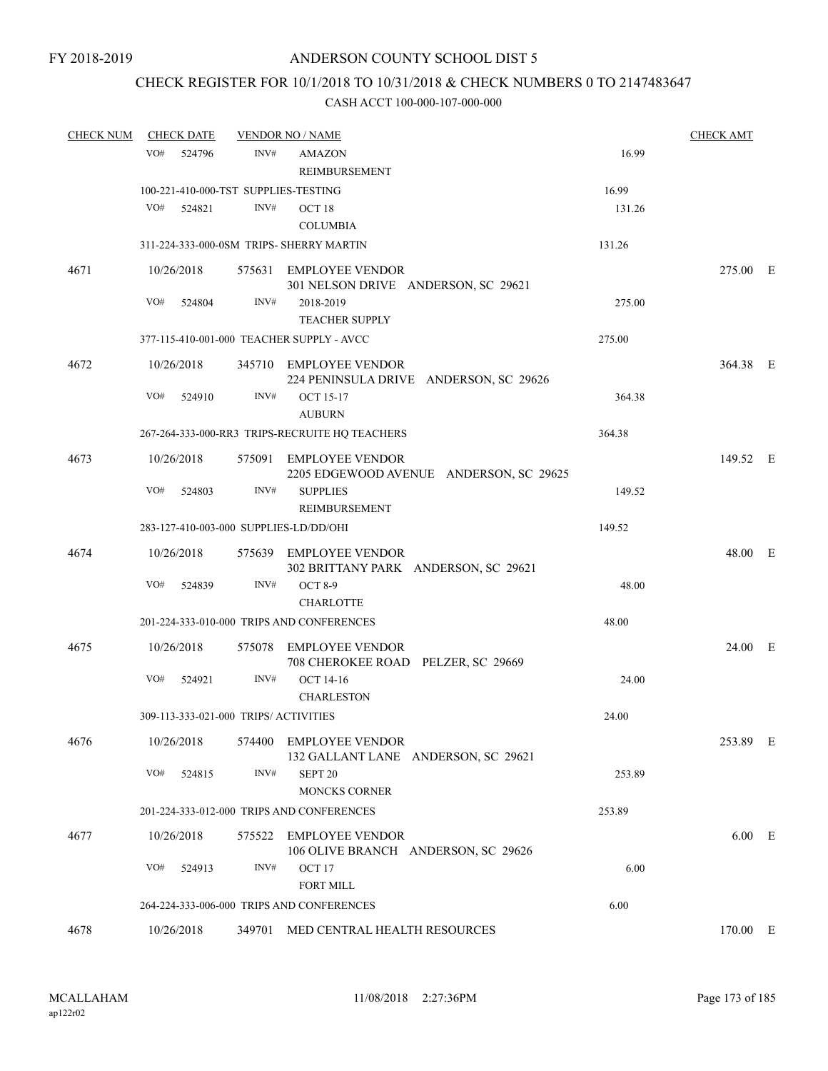FY 2018-2019

# ANDERSON COUNTY SCHOOL DIST 5

## CHECK REGISTER FOR 10/1/2018 TO 10/31/2018 & CHECK NUMBERS 0 TO 2147483647

CASH ACCT 100-000-107-000-000

| CHECK NUM | CHECK DATE | VENDOR NO / NAME | | CHECK AMT |
|---|---|---|---|---|
| | VO# 524796 | INV# AMAZON REIMBURSEMENT | 16.99 | |
| | 100-221-410-000-TST SUPPLIES-TESTING | | 16.99 | |
| | VO# 524821 | INV# OCT 18 COLUMBIA | 131.26 | |
| | 311-224-333-000-0SM TRIPS- SHERRY MARTIN | | 131.26 | |
| 4671 | 10/26/2018 | 575631 EMPLOYEE VENDOR 301 NELSON DRIVE ANDERSON, SC 29621 | | 275.00 E |
| | VO# 524804 | INV# 2018-2019 TEACHER SUPPLY | 275.00 | |
| | 377-115-410-001-000 TEACHER SUPPLY - AVCC | | 275.00 | |
| 4672 | 10/26/2018 | 345710 EMPLOYEE VENDOR 224 PENINSULA DRIVE ANDERSON, SC 29626 | | 364.38 E |
| | VO# 524910 | INV# OCT 15-17 AUBURN | 364.38 | |
| | 267-264-333-000-RR3 TRIPS-RECRUITE HQ TEACHERS | | 364.38 | |
| 4673 | 10/26/2018 | 575091 EMPLOYEE VENDOR 2205 EDGEWOOD AVENUE ANDERSON, SC 29625 | | 149.52 E |
| | VO# 524803 | INV# SUPPLIES REIMBURSEMENT | 149.52 | |
| | 283-127-410-003-000 SUPPLIES-LD/DD/OHI | | 149.52 | |
| 4674 | 10/26/2018 | 575639 EMPLOYEE VENDOR 302 BRITTANY PARK ANDERSON, SC 29621 | | 48.00 E |
| | VO# 524839 | INV# OCT 8-9 CHARLOTTE | 48.00 | |
| | 201-224-333-010-000 TRIPS AND CONFERENCES | | 48.00 | |
| 4675 | 10/26/2018 | 575078 EMPLOYEE VENDOR 708 CHEROKEE ROAD PELZER, SC 29669 | | 24.00 E |
| | VO# 524921 | INV# OCT 14-16 CHARLESTON | 24.00 | |
| | 309-113-333-021-000 TRIPS/ ACTIVITIES | | 24.00 | |
| 4676 | 10/26/2018 | 574400 EMPLOYEE VENDOR 132 GALLANT LANE ANDERSON, SC 29621 | | 253.89 E |
| | VO# 524815 | INV# SEPT 20 MONCKS CORNER | 253.89 | |
| | 201-224-333-012-000 TRIPS AND CONFERENCES | | 253.89 | |
| 4677 | 10/26/2018 | 575522 EMPLOYEE VENDOR 106 OLIVE BRANCH ANDERSON, SC 29626 | | 6.00 E |
| | VO# 524913 | INV# OCT 17 FORT MILL | 6.00 | |
| | 264-224-333-006-000 TRIPS AND CONFERENCES | | 6.00 | |
| 4678 | 10/26/2018 | 349701 MED CENTRAL HEALTH RESOURCES | | 170.00 E |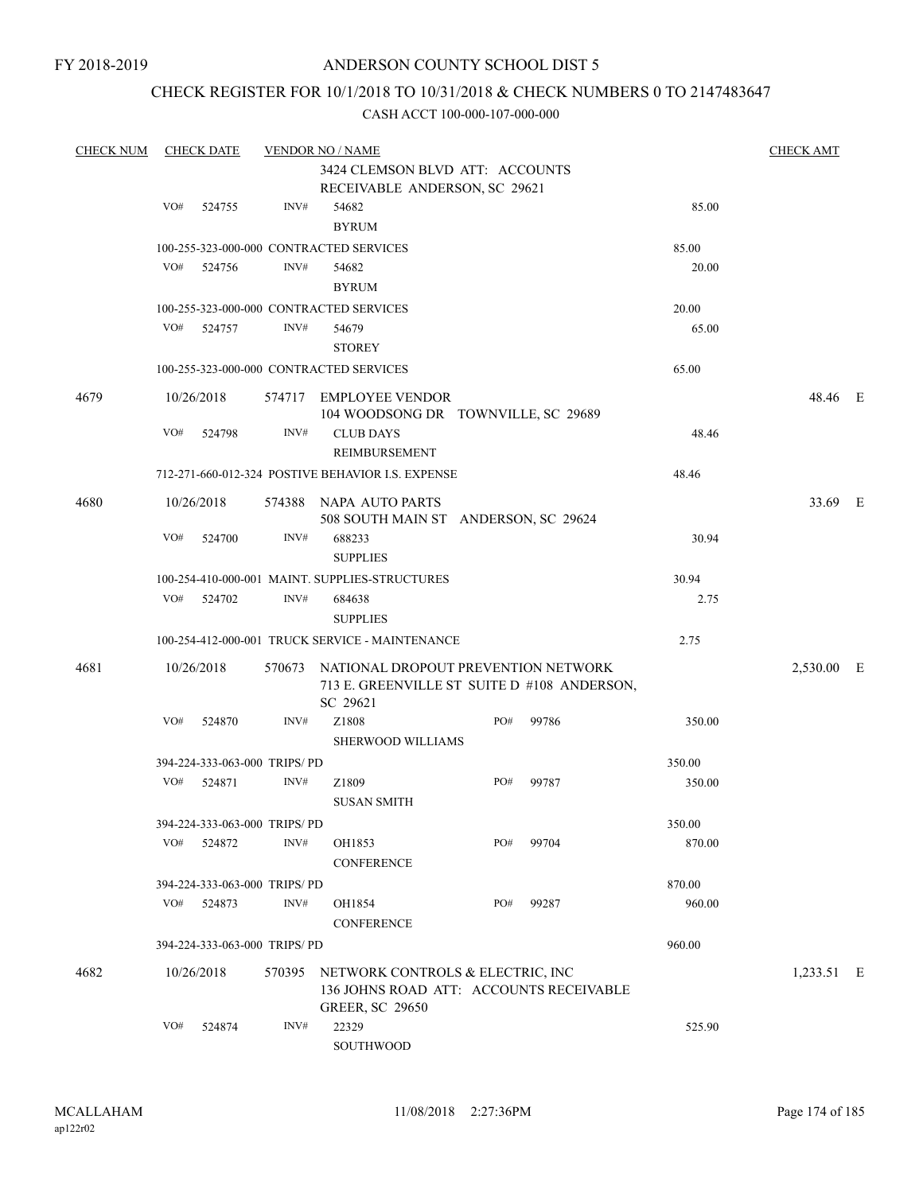FY 2018-2019

# ANDERSON COUNTY SCHOOL DIST 5

## CHECK REGISTER FOR 10/1/2018 TO 10/31/2018 & CHECK NUMBERS 0 TO 2147483647

CASH ACCT 100-000-107-000-000

| CHECK NUM | CHECK DATE | VENDOR NO / NAME | | | | CHECK AMT |
|---|---|---|---|---|---|---|
| | | 3424 CLEMSON BLVD ATT: ACCOUNTS RECEIVABLE ANDERSON, SC 29621 | | | | |
| | VO# 524755 | INV# 54682 BYRUM | | | 85.00 | |
| | | 100-255-323-000-000 CONTRACTED SERVICES | | | 85.00 | |
| | VO# 524756 | INV# 54682 BYRUM | | | 20.00 | |
| | | 100-255-323-000-000 CONTRACTED SERVICES | | | 20.00 | |
| | VO# 524757 | INV# 54679 STOREY | | | 65.00 | |
| | | 100-255-323-000-000 CONTRACTED SERVICES | | | 65.00 | |
| 4679 | 10/26/2018 | 574717 EMPLOYEE VENDOR 104 WOODSONG DR TOWNVILLE, SC 29689 | | | | 48.46 E |
| | VO# 524798 | INV# CLUB DAYS REIMBURSEMENT | | | 48.46 | |
| | | 712-271-660-012-324 POSTIVE BEHAVIOR I.S. EXPENSE | | | 48.46 | |
| 4680 | 10/26/2018 | 574388 NAPA AUTO PARTS 508 SOUTH MAIN ST ANDERSON, SC 29624 | | | | 33.69 E |
| | VO# 524700 | INV# 688233 SUPPLIES | | | 30.94 | |
| | | 100-254-410-000-001 MAINT. SUPPLIES-STRUCTURES | | | 30.94 | |
| | VO# 524702 | INV# 684638 SUPPLIES | | | 2.75 | |
| | | 100-254-412-000-001 TRUCK SERVICE - MAINTENANCE | | | 2.75 | |
| 4681 | 10/26/2018 | 570673 NATIONAL DROPOUT PREVENTION NETWORK 713 E. GREENVILLE ST SUITE D #108 ANDERSON, SC 29621 | | | | 2,530.00 E |
| | VO# 524870 | INV# Z1808 SHERWOOD WILLIAMS | PO# | 99786 | 350.00 | |
| | | 394-224-333-063-000 TRIPS/ PD | | | 350.00 | |
| | VO# 524871 | INV# Z1809 SUSAN SMITH | PO# | 99787 | 350.00 | |
| | | 394-224-333-063-000 TRIPS/ PD | | | 350.00 | |
| | VO# 524872 | INV# OH1853 CONFERENCE | PO# | 99704 | 870.00 | |
| | | 394-224-333-063-000 TRIPS/ PD | | | 870.00 | |
| | VO# 524873 | INV# OH1854 CONFERENCE | PO# | 99287 | 960.00 | |
| | | 394-224-333-063-000 TRIPS/ PD | | | 960.00 | |
| 4682 | 10/26/2018 | 570395 NETWORK CONTROLS & ELECTRIC, INC 136 JOHNS ROAD ATT: ACCOUNTS RECEIVABLE GREER, SC 29650 | | | | 1,233.51 E |
| | VO# 524874 | INV# 22329 SOUTHWOOD | | | 525.90 | |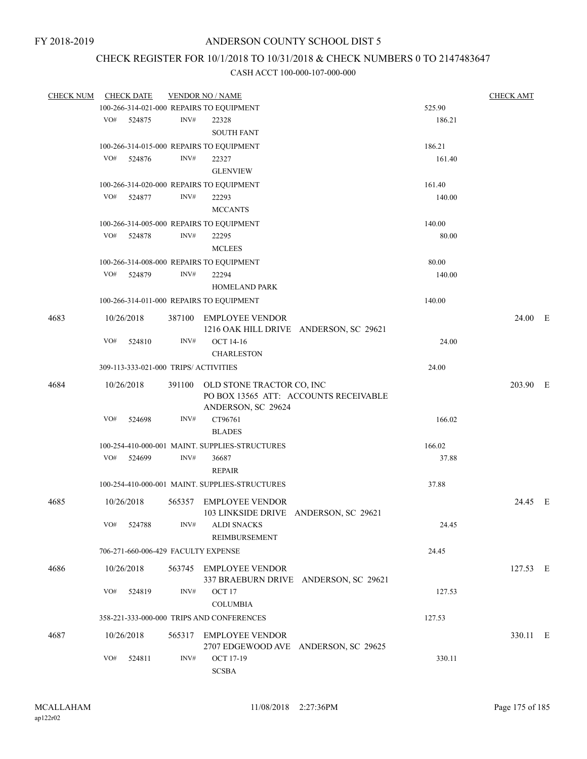FY 2018-2019

# ANDERSON COUNTY SCHOOL DIST 5

## CHECK REGISTER FOR 10/1/2018 TO 10/31/2018 & CHECK NUMBERS 0 TO 2147483647

### CASH ACCT 100-000-107-000-000

| CHECK NUM | CHECK DATE | VENDOR NO / NAME | | CHECK AMT |
|---|---|---|---|---|
| | 100-266-314-021-000 REPAIRS TO EQUIPMENT | | 525.90 | |
| | VO# 524875 | INV# 22328<br>SOUTH FANT | 186.21 | |
| | 100-266-314-015-000 REPAIRS TO EQUIPMENT | | 186.21 | |
| | VO# 524876 | INV# 22327<br>GLENVIEW | 161.40 | |
| | 100-266-314-020-000 REPAIRS TO EQUIPMENT | | 161.40 | |
| | VO# 524877 | INV# 22293<br>MCCANTS | 140.00 | |
| | 100-266-314-005-000 REPAIRS TO EQUIPMENT | | 140.00 | |
| | VO# 524878 | INV# 22295<br>MCLEES | 80.00 | |
| | 100-266-314-008-000 REPAIRS TO EQUIPMENT | | 80.00 | |
| | VO# 524879 | INV# 22294<br>HOMELAND PARK | 140.00 | |
| | 100-266-314-011-000 REPAIRS TO EQUIPMENT | | 140.00 | |
| 4683 | 10/26/2018 | 387100 EMPLOYEE VENDOR<br>1216 OAK HILL DRIVE ANDERSON, SC 29621 | | 24.00 E |
| | VO# 524810 | INV# OCT 14-16<br>CHARLESTON | 24.00 | |
| | 309-113-333-021-000 TRIPS/ ACTIVITIES | | 24.00 | |
| 4684 | 10/26/2018 | 391100 OLD STONE TRACTOR CO, INC<br>PO BOX 13565 ATT: ACCOUNTS RECEIVABLE<br>ANDERSON, SC 29624 | | 203.90 E |
| | VO# 524698 | INV# CT96761<br>BLADES | 166.02 | |
| | 100-254-410-000-001 MAINT. SUPPLIES-STRUCTURES | | 166.02 | |
| | VO# 524699 | INV# 36687<br>REPAIR | 37.88 | |
| | 100-254-410-000-001 MAINT. SUPPLIES-STRUCTURES | | 37.88 | |
| 4685 | 10/26/2018 | 565357 EMPLOYEE VENDOR<br>103 LINKSIDE DRIVE ANDERSON, SC 29621 | | 24.45 E |
| | VO# 524788 | INV# ALDI SNACKS<br>REIMBURSEMENT | 24.45 | |
| | 706-271-660-006-429 FACULTY EXPENSE | | 24.45 | |
| 4686 | 10/26/2018 | 563745 EMPLOYEE VENDOR<br>337 BRAEBURN DRIVE ANDERSON, SC 29621 | | 127.53 E |
| | VO# 524819 | INV# OCT 17<br>COLUMBIA | 127.53 | |
| | 358-221-333-000-000 TRIPS AND CONFERENCES | | 127.53 | |
| 4687 | 10/26/2018 | 565317 EMPLOYEE VENDOR<br>2707 EDGEWOOD AVE ANDERSON, SC 29625 | | 330.11 E |
| | VO# 524811 | INV# OCT 17-19<br>SCSBA | 330.11 | |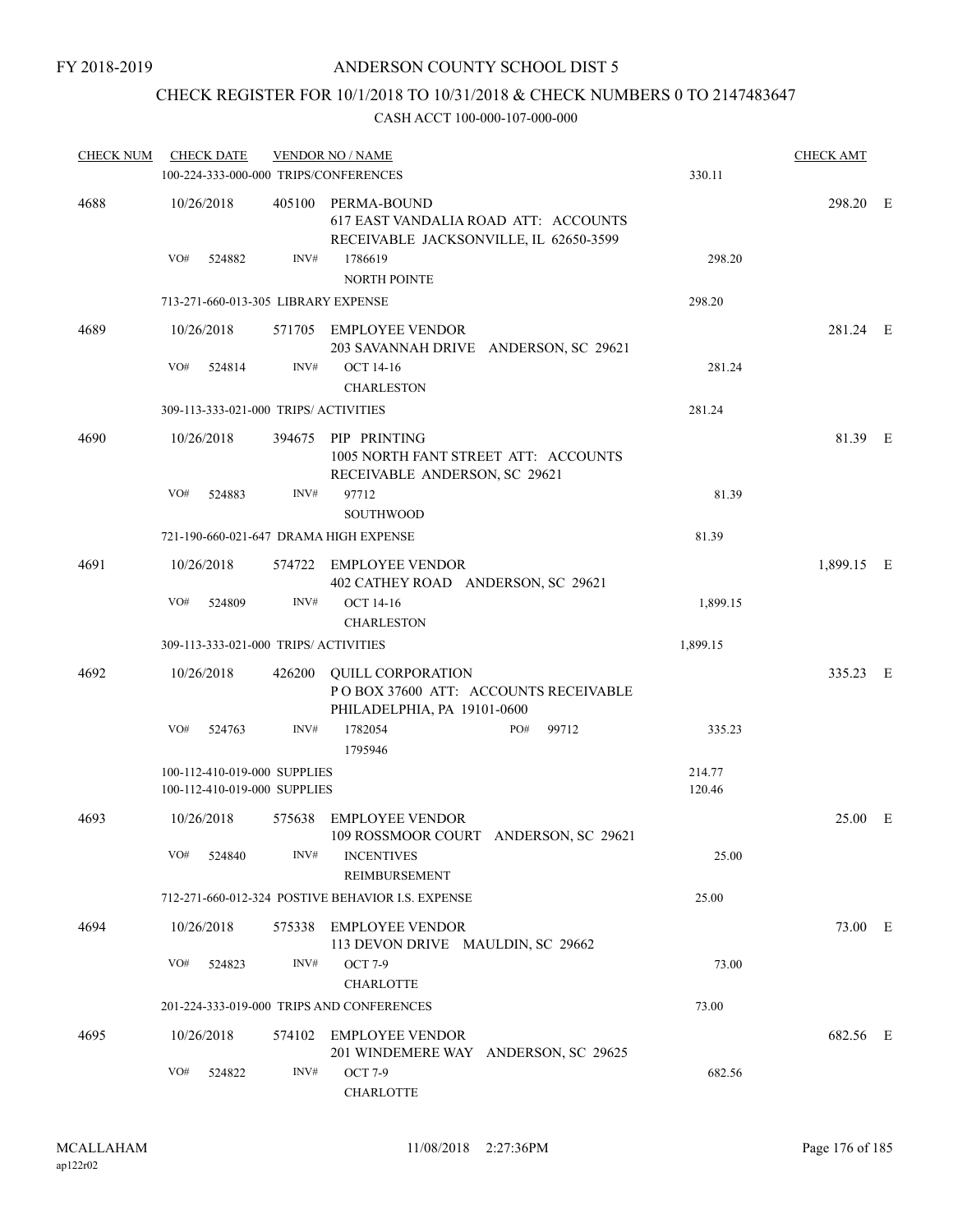FY 2018-2019

ANDERSON COUNTY SCHOOL DIST 5

CHECK REGISTER FOR 10/1/2018 TO 10/31/2018 & CHECK NUMBERS 0 TO 2147483647

CASH ACCT 100-000-107-000-000

| CHECK NUM | CHECK DATE | VENDOR NO / NAME | | CHECK AMT |
|---|---|---|---|---|
| | 100-224-333-000-000 TRIPS/CONFERENCES | | 330.11 | |
| 4688 | 10/26/2018 | 405100 PERMA-BOUND 617 EAST VANDALIA ROAD ATT: ACCOUNTS RECEIVABLE JACKSONVILLE, IL 62650-3599 | | 298.20 E |
| | VO# 524882 | INV# 1786619 NORTH POINTE | 298.20 | |
| | 713-271-660-013-305 LIBRARY EXPENSE | | 298.20 | |
| 4689 | 10/26/2018 | 571705 EMPLOYEE VENDOR 203 SAVANNAH DRIVE ANDERSON, SC 29621 | | 281.24 E |
| | VO# 524814 | INV# OCT 14-16 CHARLESTON | 281.24 | |
| | 309-113-333-021-000 TRIPS/ ACTIVITIES | | 281.24 | |
| 4690 | 10/26/2018 | 394675 PIP PRINTING 1005 NORTH FANT STREET ATT: ACCOUNTS RECEIVABLE ANDERSON, SC 29621 | | 81.39 E |
| | VO# 524883 | INV# 97712 SOUTHWOOD | 81.39 | |
| | 721-190-660-021-647 DRAMA HIGH EXPENSE | | 81.39 | |
| 4691 | 10/26/2018 | 574722 EMPLOYEE VENDOR 402 CATHEY ROAD ANDERSON, SC 29621 | | 1,899.15 E |
| | VO# 524809 | INV# OCT 14-16 CHARLESTON | 1,899.15 | |
| | 309-113-333-021-000 TRIPS/ ACTIVITIES | | 1,899.15 | |
| 4692 | 10/26/2018 | 426200 QUILL CORPORATION P O BOX 37600 ATT: ACCOUNTS RECEIVABLE PHILADELPHIA, PA 19101-0600 | | 335.23 E |
| | VO# 524763 | INV# 1782054 1795946 PO# 99712 | 335.23 | |
| | 100-112-410-019-000 SUPPLIES | | 214.77 | |
| | 100-112-410-019-000 SUPPLIES | | 120.46 | |
| 4693 | 10/26/2018 | 575638 EMPLOYEE VENDOR 109 ROSSMOOR COURT ANDERSON, SC 29621 | | 25.00 E |
| | VO# 524840 | INV# INCENTIVES REIMBURSEMENT | 25.00 | |
| | 712-271-660-012-324 POSTIVE BEHAVIOR I.S. EXPENSE | | 25.00 | |
| 4694 | 10/26/2018 | 575338 EMPLOYEE VENDOR 113 DEVON DRIVE MAULDIN, SC 29662 | | 73.00 E |
| | VO# 524823 | INV# OCT 7-9 CHARLOTTE | 73.00 | |
| | 201-224-333-019-000 TRIPS AND CONFERENCES | | 73.00 | |
| 4695 | 10/26/2018 | 574102 EMPLOYEE VENDOR 201 WINDEMERE WAY ANDERSON, SC 29625 | | 682.56 E |
| | VO# 524822 | INV# OCT 7-9 CHARLOTTE | 682.56 | |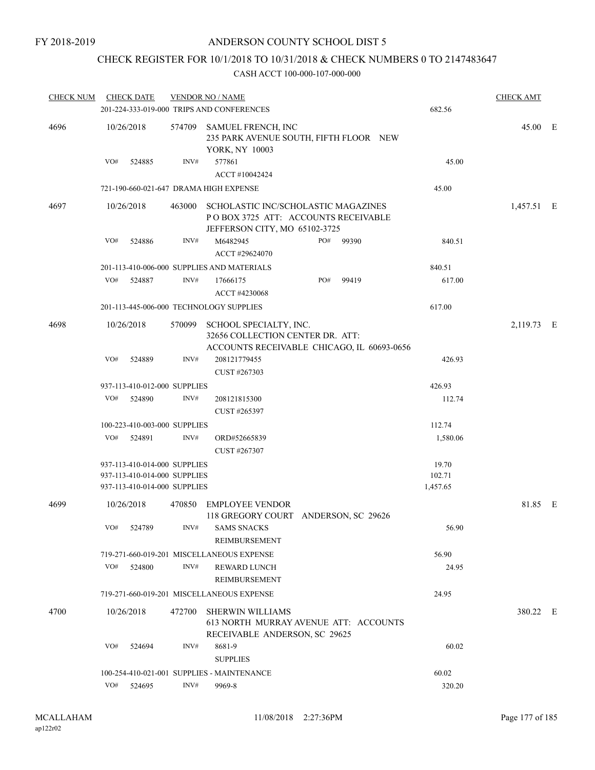FY 2018-2019

# ANDERSON COUNTY SCHOOL DIST 5

## CHECK REGISTER FOR 10/1/2018 TO 10/31/2018 & CHECK NUMBERS 0 TO 2147483647

### CASH ACCT 100-000-107-000-000

| CHECK NUM | CHECK DATE | VENDOR NO / NAME | | CHECK AMT | |
|---|---|---|---|---|---|
| | 201-224-333-019-000 TRIPS AND CONFERENCES | | 682.56 | | |
| 4696 | 10/26/2018 | 574709 SAMUEL FRENCH, INC 235 PARK AVENUE SOUTH, FIFTH FLOOR NEW YORK, NY 10003 | | 45.00 | E |
| | VO# 524885 | INV# 577861 ACCT #10042424 | 45.00 | | |
| | 721-190-660-021-647 DRAMA HIGH EXPENSE | | 45.00 | | |
| 4697 | 10/26/2018 | 463000 SCHOLASTIC INC/SCHOLASTIC MAGAZINES P O BOX 3725 ATT: ACCOUNTS RECEIVABLE JEFFERSON CITY, MO 65102-3725 | | 1,457.51 | E |
| | VO# 524886 | INV# M6482945 PO# 99390 ACCT #29624070 | 840.51 | | |
| | 201-113-410-006-000 SUPPLIES AND MATERIALS | | 840.51 | | |
| | VO# 524887 | INV# 17666175 PO# 99419 ACCT #4230068 | 617.00 | | |
| | 201-113-445-006-000 TECHNOLOGY SUPPLIES | | 617.00 | | |
| 4698 | 10/26/2018 | 570099 SCHOOL SPECIALTY, INC. 32656 COLLECTION CENTER DR. ATT: ACCOUNTS RECEIVABLE CHICAGO, IL 60693-0656 | | 2,119.73 | E |
| | VO# 524889 | INV# 208121779455 CUST #267303 | 426.93 | | |
| | 937-113-410-012-000 SUPPLIES | | 426.93 | | |
| | VO# 524890 | INV# 208121815300 CUST #265397 | 112.74 | | |
| | 100-223-410-003-000 SUPPLIES | | 112.74 | | |
| | VO# 524891 | INV# ORD#52665839 CUST #267307 | 1,580.06 | | |
| | 937-113-410-014-000 SUPPLIES | | 19.70 | | |
| | 937-113-410-014-000 SUPPLIES | | 102.71 | | |
| | 937-113-410-014-000 SUPPLIES | | 1,457.65 | | |
| 4699 | 10/26/2018 | 470850 EMPLOYEE VENDOR 118 GREGORY COURT ANDERSON, SC 29626 | | 81.85 | E |
| | VO# 524789 | INV# SAMS SNACKS REIMBURSEMENT | 56.90 | | |
| | 719-271-660-019-201 MISCELLANEOUS EXPENSE | | 56.90 | | |
| | VO# 524800 | INV# REWARD LUNCH REIMBURSEMENT | 24.95 | | |
| | 719-271-660-019-201 MISCELLANEOUS EXPENSE | | 24.95 | | |
| 4700 | 10/26/2018 | 472700 SHERWIN WILLIAMS 613 NORTH MURRAY AVENUE ATT: ACCOUNTS RECEIVABLE ANDERSON, SC 29625 | | 380.22 | E |
| | VO# 524694 | INV# 8681-9 SUPPLIES | 60.02 | | |
| | 100-254-410-021-001 SUPPLIES - MAINTENANCE | | 60.02 | | |
| | VO# 524695 | INV# 9969-8 | 320.20 | | |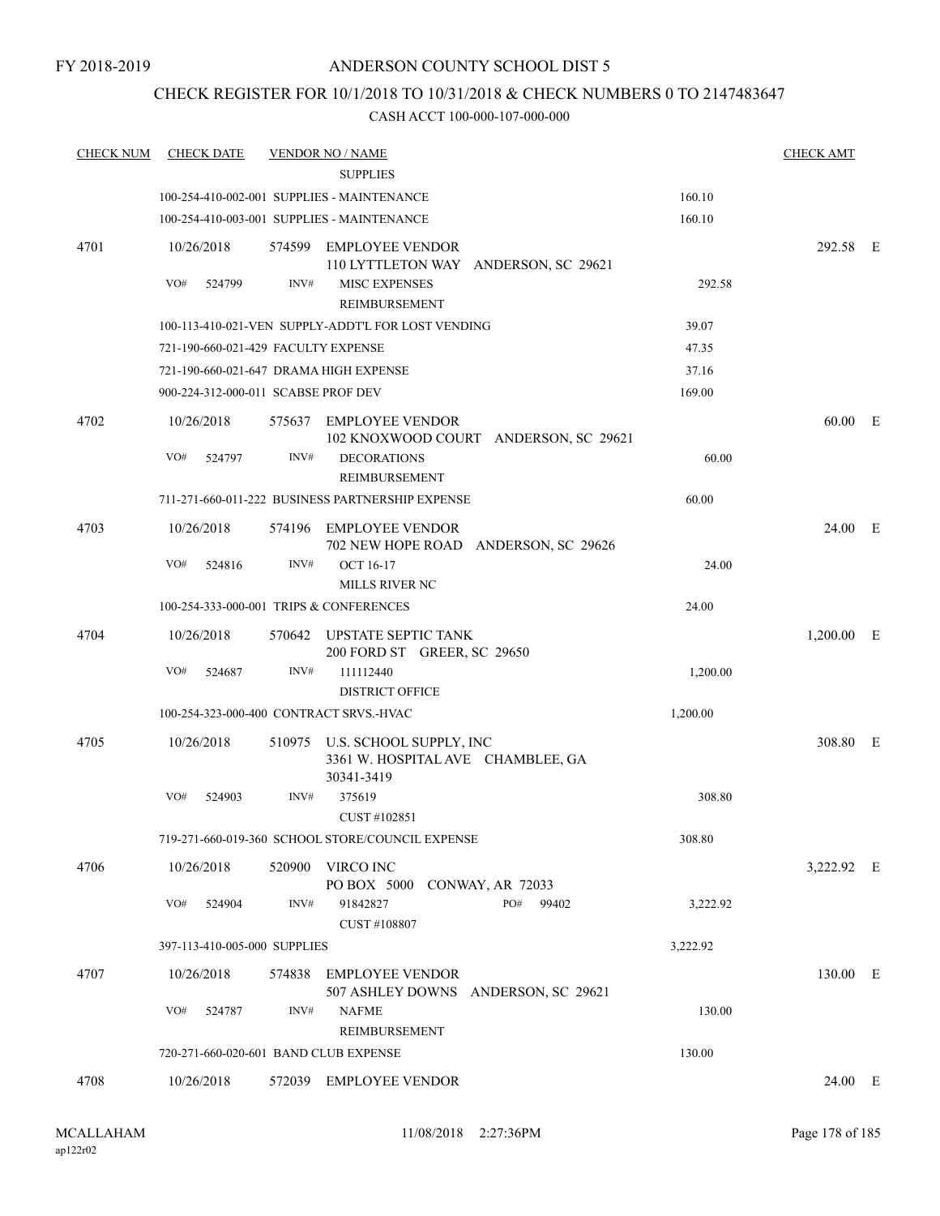FY 2018-2019

ANDERSON COUNTY SCHOOL DIST 5

CHECK REGISTER FOR 10/1/2018 TO 10/31/2018 & CHECK NUMBERS 0 TO 2147483647

CASH ACCT 100-000-107-000-000

| CHECK NUM | CHECK DATE | VENDOR NO / NAME | | CHECK AMT | |
|---|---|---|---|---|---|
| | | SUPPLIES | | | |
| | 100-254-410-002-001 SUPPLIES - MAINTENANCE | | 160.10 | | |
| | 100-254-410-003-001 SUPPLIES - MAINTENANCE | | 160.10 | | |
| 4701 | 10/26/2018 | 574599 EMPLOYEE VENDOR 110 LYTTLETON WAY ANDERSON, SC 29621 | | 292.58 | E |
| | VO# 524799 | INV# MISC EXPENSES REIMBURSEMENT | 292.58 | | |
| | 100-113-410-021-VEN SUPPLY-ADDT'L FOR LOST VENDING | | 39.07 | | |
| | 721-190-660-021-429 FACULTY EXPENSE | | 47.35 | | |
| | 721-190-660-021-647 DRAMA HIGH EXPENSE | | 37.16 | | |
| | 900-224-312-000-011 SCABSE PROF DEV | | 169.00 | | |
| 4702 | 10/26/2018 | 575637 EMPLOYEE VENDOR 102 KNOXWOOD COURT ANDERSON, SC 29621 | | 60.00 | E |
| | VO# 524797 | INV# DECORATIONS REIMBURSEMENT | 60.00 | | |
| | 711-271-660-011-222 BUSINESS PARTNERSHIP EXPENSE | | 60.00 | | |
| 4703 | 10/26/2018 | 574196 EMPLOYEE VENDOR 702 NEW HOPE ROAD ANDERSON, SC 29626 | | 24.00 | E |
| | VO# 524816 | INV# OCT 16-17 MILLS RIVER NC | 24.00 | | |
| | 100-254-333-000-001 TRIPS & CONFERENCES | | 24.00 | | |
| 4704 | 10/26/2018 | 570642 UPSTATE SEPTIC TANK 200 FORD ST GREER, SC 29650 | | 1,200.00 | E |
| | VO# 524687 | INV# 111112440 DISTRICT OFFICE | 1,200.00 | | |
| | 100-254-323-000-400 CONTRACT SRVS.-HVAC | | 1,200.00 | | |
| 4705 | 10/26/2018 | 510975 U.S. SCHOOL SUPPLY, INC 3361 W. HOSPITAL AVE CHAMBLEE, GA 30341-3419 | | 308.80 | E |
| | VO# 524903 | INV# 375619 CUST #102851 | 308.80 | | |
| | 719-271-660-019-360 SCHOOL STORE/COUNCIL EXPENSE | | 308.80 | | |
| 4706 | 10/26/2018 | 520900 VIRCO INC PO BOX 5000 CONWAY, AR 72033 | | 3,222.92 | E |
| | VO# 524904 | INV# 91842827 PO# 99402 CUST #108807 | 3,222.92 | | |
| | 397-113-410-005-000 SUPPLIES | | 3,222.92 | | |
| 4707 | 10/26/2018 | 574838 EMPLOYEE VENDOR 507 ASHLEY DOWNS ANDERSON, SC 29621 | | 130.00 | E |
| | VO# 524787 | INV# NAFME REIMBURSEMENT | 130.00 | | |
| | 720-271-660-020-601 BAND CLUB EXPENSE | | 130.00 | | |
| 4708 | 10/26/2018 | 572039 EMPLOYEE VENDOR | | 24.00 | E |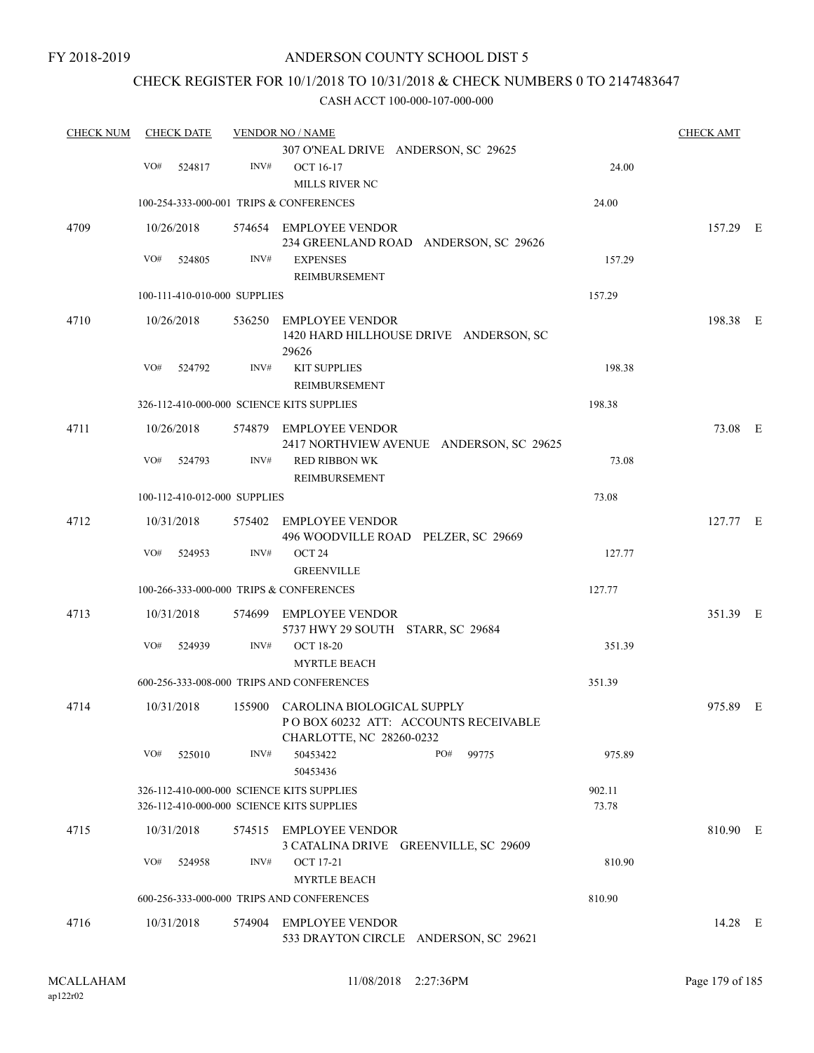FY 2018-2019

# ANDERSON COUNTY SCHOOL DIST 5

## CHECK REGISTER FOR 10/1/2018 TO 10/31/2018 & CHECK NUMBERS 0 TO 2147483647

### CASH ACCT 100-000-107-000-000

| CHECK NUM | CHECK DATE | VENDOR NO / NAME | | CHECK AMT | |
|---|---|---|---|---|---|
| | | 307 O'NEAL DRIVE ANDERSON, SC 29625 | | | |
| | VO# 524817 | INV# OCT 16-17 MILLS RIVER NC | 24.00 | | |
| | 100-254-333-000-001 TRIPS & CONFERENCES | | 24.00 | | |
| 4709 | 10/26/2018 | 574654 EMPLOYEE VENDOR 234 GREENLAND ROAD ANDERSON, SC 29626 | | 157.29 | E |
| | VO# 524805 | INV# EXPENSES REIMBURSEMENT | 157.29 | | |
| | 100-111-410-010-000 SUPPLIES | | 157.29 | | |
| 4710 | 10/26/2018 | 536250 EMPLOYEE VENDOR 1420 HARD HILLHOUSE DRIVE ANDERSON, SC 29626 | | 198.38 | E |
| | VO# 524792 | INV# KIT SUPPLIES REIMBURSEMENT | 198.38 | | |
| | 326-112-410-000-000 SCIENCE KITS SUPPLIES | | 198.38 | | |
| 4711 | 10/26/2018 | 574879 EMPLOYEE VENDOR 2417 NORTHVIEW AVENUE ANDERSON, SC 29625 | | 73.08 | E |
| | VO# 524793 | INV# RED RIBBON WK REIMBURSEMENT | 73.08 | | |
| | 100-112-410-012-000 SUPPLIES | | 73.08 | | |
| 4712 | 10/31/2018 | 575402 EMPLOYEE VENDOR 496 WOODVILLE ROAD PELZER, SC 29669 | | 127.77 | E |
| | VO# 524953 | INV# OCT 24 GREENVILLE | 127.77 | | |
| | 100-266-333-000-000 TRIPS & CONFERENCES | | 127.77 | | |
| 4713 | 10/31/2018 | 574699 EMPLOYEE VENDOR 5737 HWY 29 SOUTH STARR, SC 29684 | | 351.39 | E |
| | VO# 524939 | INV# OCT 18-20 MYRTLE BEACH | 351.39 | | |
| | 600-256-333-008-000 TRIPS AND CONFERENCES | | 351.39 | | |
| 4714 | 10/31/2018 | 155900 CAROLINA BIOLOGICAL SUPPLY P O BOX 60232 ATT: ACCOUNTS RECEIVABLE CHARLOTTE, NC 28260-0232 | | 975.89 | E |
| | VO# 525010 | INV# 50453422 50453436 PO# 99775 | 975.89 | | |
| | 326-112-410-000-000 SCIENCE KITS SUPPLIES | | 902.11 | | |
| | 326-112-410-000-000 SCIENCE KITS SUPPLIES | | 73.78 | | |
| 4715 | 10/31/2018 | 574515 EMPLOYEE VENDOR 3 CATALINA DRIVE GREENVILLE, SC 29609 | | 810.90 | E |
| | VO# 524958 | INV# OCT 17-21 MYRTLE BEACH | 810.90 | | |
| | 600-256-333-000-000 TRIPS AND CONFERENCES | | 810.90 | | |
| 4716 | 10/31/2018 | 574904 EMPLOYEE VENDOR 533 DRAYTON CIRCLE ANDERSON, SC 29621 | | 14.28 | E |

MCALLAHAM ap122r02 11/08/2018 2:27:36PM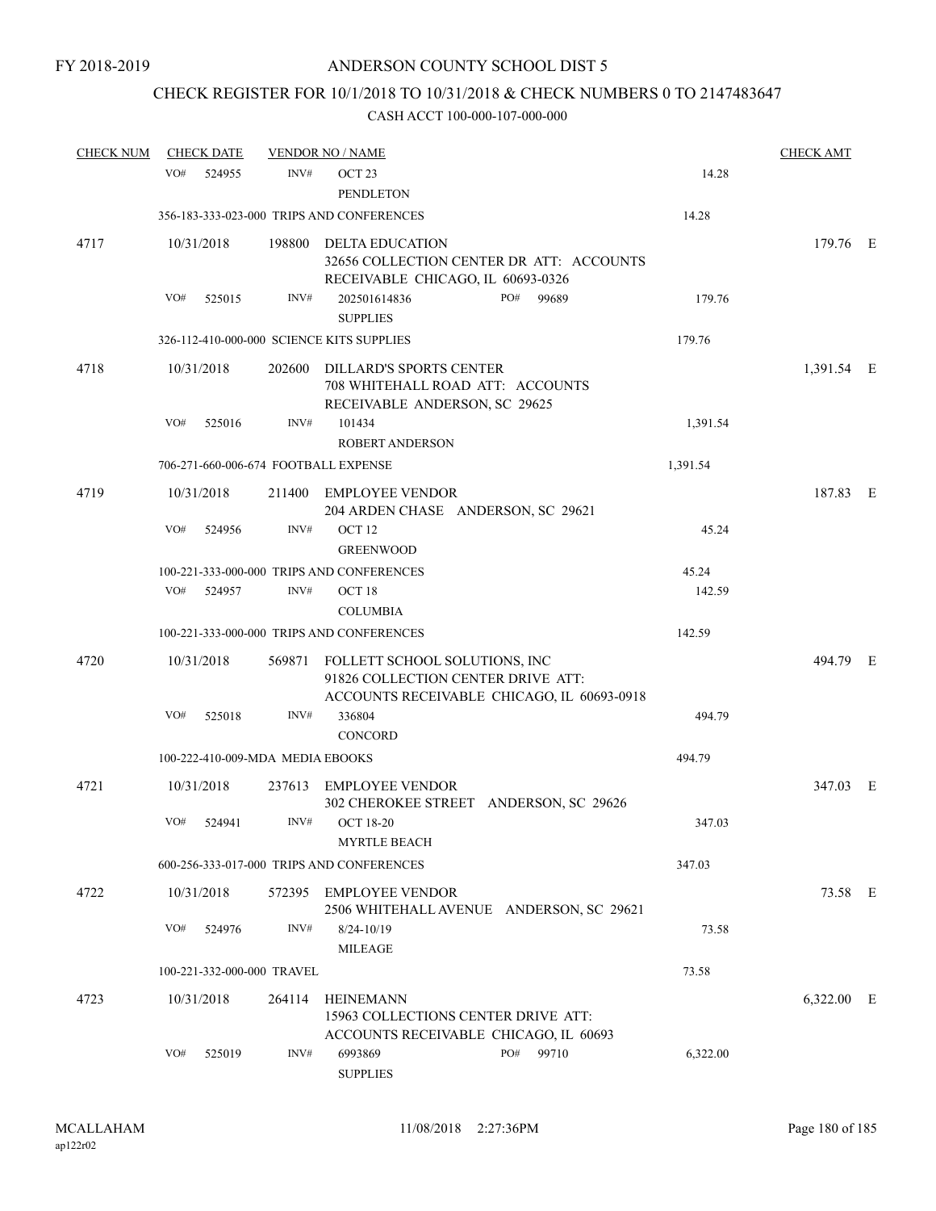FY 2018-2019

# ANDERSON COUNTY SCHOOL DIST 5

## CHECK REGISTER FOR 10/1/2018 TO 10/31/2018 & CHECK NUMBERS 0 TO 2147483647

### CASH ACCT 100-000-107-000-000

| CHECK NUM | CHECK DATE | VENDOR NO / NAME | | CHECK AMT | |
|---|---|---|---|---|---|
| | VO# 524955 | INV# OCT 23<br>PENDLETON | 14.28 | | |
| | 356-183-333-023-000 TRIPS AND CONFERENCES | | 14.28 | | |
| 4717 | 10/31/2018 | 198800 DELTA EDUCATION<br>32656 COLLECTION CENTER DR ATT: ACCOUNTS RECEIVABLE CHICAGO, IL 60693-0326 | | 179.76 | E |
| | VO# 525015 | INV# 202501614836 PO# 99689<br>SUPPLIES | 179.76 | | |
| | 326-112-410-000-000 SCIENCE KITS SUPPLIES | | 179.76 | | |
| 4718 | 10/31/2018 | 202600 DILLARD'S SPORTS CENTER<br>708 WHITEHALL ROAD ATT: ACCOUNTS RECEIVABLE ANDERSON, SC 29625 | | 1,391.54 | E |
| | VO# 525016 | INV# 101434<br>ROBERT ANDERSON | 1,391.54 | | |
| | 706-271-660-006-674 FOOTBALL EXPENSE | | 1,391.54 | | |
| 4719 | 10/31/2018 | 211400 EMPLOYEE VENDOR<br>204 ARDEN CHASE ANDERSON, SC 29621 | | 187.83 | E |
| | VO# 524956 | INV# OCT 12<br>GREENWOOD | 45.24 | | |
| | 100-221-333-000-000 TRIPS AND CONFERENCES | | 45.24 | | |
| | VO# 524957 | INV# OCT 18<br>COLUMBIA | 142.59 | | |
| | 100-221-333-000-000 TRIPS AND CONFERENCES | | 142.59 | | |
| 4720 | 10/31/2018 | 569871 FOLLETT SCHOOL SOLUTIONS, INC<br>91826 COLLECTION CENTER DRIVE ATT: ACCOUNTS RECEIVABLE CHICAGO, IL 60693-0918 | | 494.79 | E |
| | VO# 525018 | INV# 336804<br>CONCORD | 494.79 | | |
| | 100-222-410-009-MDA MEDIA EBOOKS | | 494.79 | | |
| 4721 | 10/31/2018 | 237613 EMPLOYEE VENDOR<br>302 CHEROKEE STREET ANDERSON, SC 29626 | | 347.03 | E |
| | VO# 524941 | INV# OCT 18-20<br>MYRTLE BEACH | 347.03 | | |
| | 600-256-333-017-000 TRIPS AND CONFERENCES | | 347.03 | | |
| 4722 | 10/31/2018 | 572395 EMPLOYEE VENDOR<br>2506 WHITEHALL AVENUE ANDERSON, SC 29621 | | 73.58 | E |
| | VO# 524976 | INV# 8/24-10/19<br>MILEAGE | 73.58 | | |
| | 100-221-332-000-000 TRAVEL | | 73.58 | | |
| 4723 | 10/31/2018 | 264114 HEINEMANN<br>15963 COLLECTIONS CENTER DRIVE ATT: ACCOUNTS RECEIVABLE CHICAGO, IL 60693 | | 6,322.00 | E |
| | VO# 525019 | INV# 6993869 PO# 99710<br>SUPPLIES | 6,322.00 | | |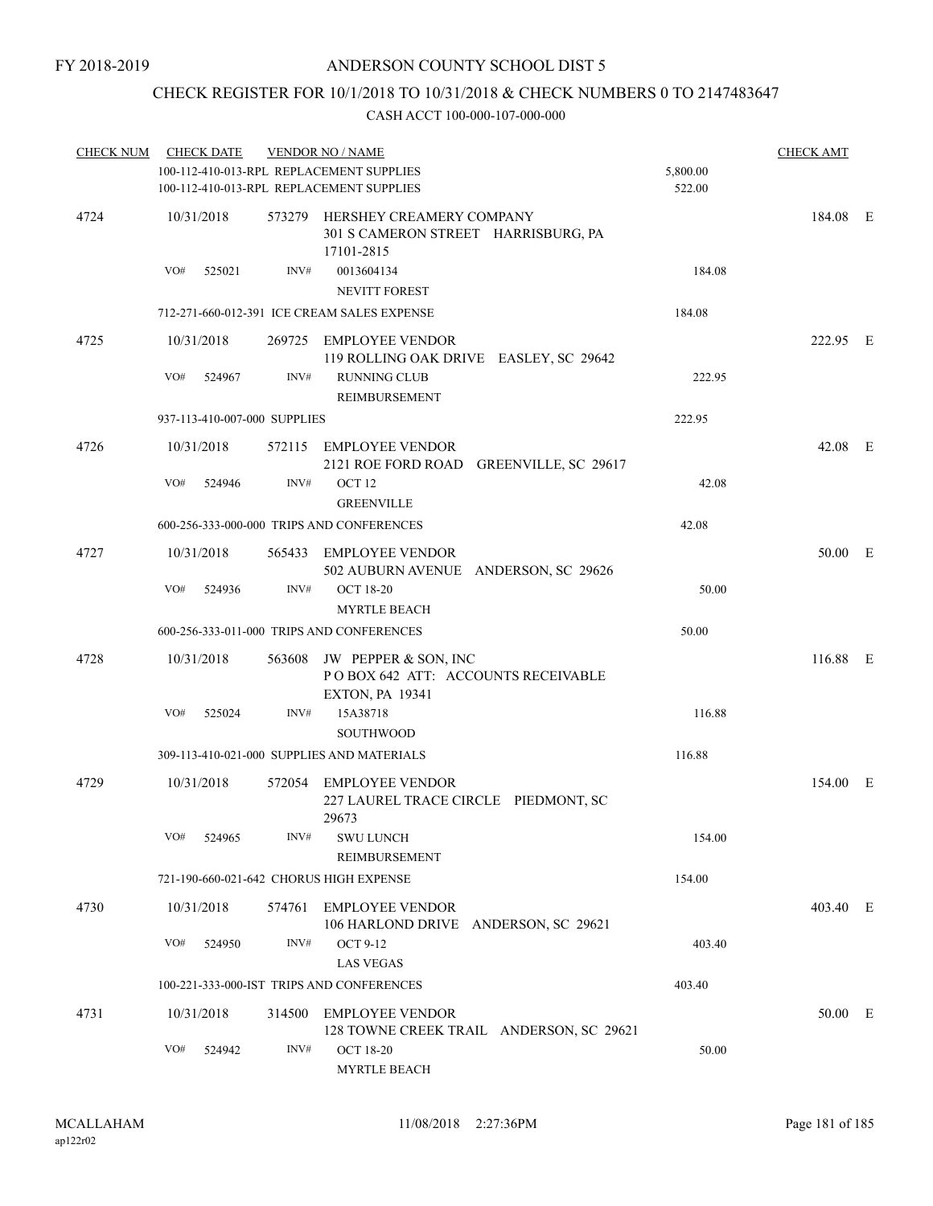FY 2018-2019

# ANDERSON COUNTY SCHOOL DIST 5

## CHECK REGISTER FOR 10/1/2018 TO 10/31/2018 & CHECK NUMBERS 0 TO 2147483647

### CASH ACCT 100-000-107-000-000

| CHECK NUM | CHECK DATE | VENDOR NO / NAME | | CHECK AMT | |
|---|---|---|---|---|---|
| | 100-112-410-013-RPL REPLACEMENT SUPPLIES | | 5,800.00 | | |
| | 100-112-410-013-RPL REPLACEMENT SUPPLIES | | 522.00 | | |
| 4724 | 10/31/2018 | 573279 HERSHEY CREAMERY COMPANY<br>301 S CAMERON STREET HARRISBURG, PA 17101-2815 | | 184.08 | E |
| | VO# 525021 | INV# 0013604134<br>NEVITT FOREST | 184.08 | | |
| | 712-271-660-012-391 ICE CREAM SALES EXPENSE | | 184.08 | | |
| 4725 | 10/31/2018 | 269725 EMPLOYEE VENDOR<br>119 ROLLING OAK DRIVE EASLEY, SC 29642 | | 222.95 | E |
| | VO# 524967 | INV# RUNNING CLUB<br>REIMBURSEMENT | 222.95 | | |
| | 937-113-410-007-000 SUPPLIES | | 222.95 | | |
| 4726 | 10/31/2018 | 572115 EMPLOYEE VENDOR<br>2121 ROE FORD ROAD GREENVILLE, SC 29617 | | 42.08 | E |
| | VO# 524946 | INV# OCT 12<br>GREENVILLE | 42.08 | | |
| | 600-256-333-000-000 TRIPS AND CONFERENCES | | 42.08 | | |
| 4727 | 10/31/2018 | 565433 EMPLOYEE VENDOR<br>502 AUBURN AVENUE ANDERSON, SC 29626 | | 50.00 | E |
| | VO# 524936 | INV# OCT 18-20<br>MYRTLE BEACH | 50.00 | | |
| | 600-256-333-011-000 TRIPS AND CONFERENCES | | 50.00 | | |
| 4728 | 10/31/2018 | 563608 JW PEPPER & SON, INC<br>P O BOX 642 ATT: ACCOUNTS RECEIVABLE<br>EXTON, PA 19341 | | 116.88 | E |
| | VO# 525024 | INV# 15A38718<br>SOUTHWOOD | 116.88 | | |
| | 309-113-410-021-000 SUPPLIES AND MATERIALS | | 116.88 | | |
| 4729 | 10/31/2018 | 572054 EMPLOYEE VENDOR<br>227 LAUREL TRACE CIRCLE PIEDMONT, SC 29673 | | 154.00 | E |
| | VO# 524965 | INV# SWU LUNCH<br>REIMBURSEMENT | 154.00 | | |
| | 721-190-660-021-642 CHORUS HIGH EXPENSE | | 154.00 | | |
| 4730 | 10/31/2018 | 574761 EMPLOYEE VENDOR<br>106 HARLOND DRIVE ANDERSON, SC 29621 | | 403.40 | E |
| | VO# 524950 | INV# OCT 9-12<br>LAS VEGAS | 403.40 | | |
| | 100-221-333-000-IST TRIPS AND CONFERENCES | | 403.40 | | |
| 4731 | 10/31/2018 | 314500 EMPLOYEE VENDOR<br>128 TOWNE CREEK TRAIL ANDERSON, SC 29621 | | 50.00 | E |
| | VO# 524942 | INV# OCT 18-20<br>MYRTLE BEACH | 50.00 | | |

MCALLAHAM
ap122r02

11/08/2018 2:27:36PM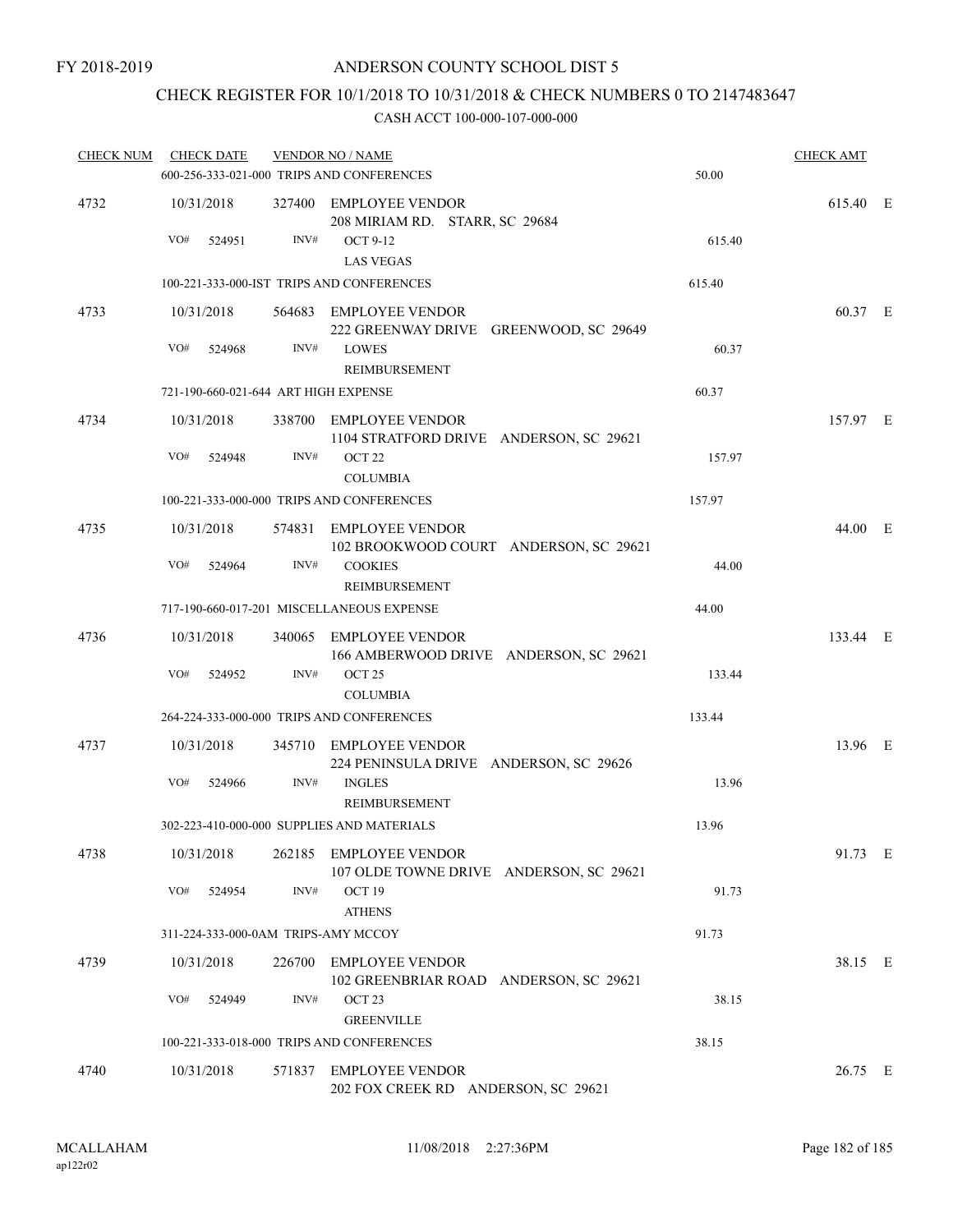FY 2018-2019

# ANDERSON COUNTY SCHOOL DIST 5

## CHECK REGISTER FOR 10/1/2018 TO 10/31/2018 & CHECK NUMBERS 0 TO 2147483647

### CASH ACCT 100-000-107-000-000

| CHECK NUM | CHECK DATE | VENDOR NO / NAME | | CHECK AMT | |
|---|---|---|---|---|---|
| | 600-256-333-021-000 TRIPS AND CONFERENCES | | 50.00 | | |
| 4732 | 10/31/2018 | 327400 EMPLOYEE VENDOR<br>208 MIRIAM RD. STARR, SC 29684 | | 615.40 | E |
| | VO# 524951 | INV# OCT 9-12<br>LAS VEGAS | 615.40 | | |
| | 100-221-333-000-IST TRIPS AND CONFERENCES | | 615.40 | | |
| 4733 | 10/31/2018 | 564683 EMPLOYEE VENDOR<br>222 GREENWAY DRIVE GREENWOOD, SC 29649 | | 60.37 | E |
| | VO# 524968 | INV# LOWES<br>REIMBURSEMENT | 60.37 | | |
| | 721-190-660-021-644 ART HIGH EXPENSE | | 60.37 | | |
| 4734 | 10/31/2018 | 338700 EMPLOYEE VENDOR<br>1104 STRATFORD DRIVE ANDERSON, SC 29621 | | 157.97 | E |
| | VO# 524948 | INV# OCT 22<br>COLUMBIA | 157.97 | | |
| | 100-221-333-000-000 TRIPS AND CONFERENCES | | 157.97 | | |
| 4735 | 10/31/2018 | 574831 EMPLOYEE VENDOR<br>102 BROOKWOOD COURT ANDERSON, SC 29621 | | 44.00 | E |
| | VO# 524964 | INV# COOKIES<br>REIMBURSEMENT | 44.00 | | |
| | 717-190-660-017-201 MISCELLANEOUS EXPENSE | | 44.00 | | |
| 4736 | 10/31/2018 | 340065 EMPLOYEE VENDOR<br>166 AMBERWOOD DRIVE ANDERSON, SC 29621 | | 133.44 | E |
| | VO# 524952 | INV# OCT 25<br>COLUMBIA | 133.44 | | |
| | 264-224-333-000-000 TRIPS AND CONFERENCES | | 133.44 | | |
| 4737 | 10/31/2018 | 345710 EMPLOYEE VENDOR<br>224 PENINSULA DRIVE ANDERSON, SC 29626 | | 13.96 | E |
| | VO# 524966 | INV# INGLES<br>REIMBURSEMENT | 13.96 | | |
| | 302-223-410-000-000 SUPPLIES AND MATERIALS | | 13.96 | | |
| 4738 | 10/31/2018 | 262185 EMPLOYEE VENDOR<br>107 OLDE TOWNE DRIVE ANDERSON, SC 29621 | | 91.73 | E |
| | VO# 524954 | INV# OCT 19<br>ATHENS | 91.73 | | |
| | 311-224-333-000-0AM TRIPS-AMY MCCOY | | 91.73 | | |
| 4739 | 10/31/2018 | 226700 EMPLOYEE VENDOR<br>102 GREENBRIAR ROAD ANDERSON, SC 29621 | | 38.15 | E |
| | VO# 524949 | INV# OCT 23<br>GREENVILLE | 38.15 | | |
| | 100-221-333-018-000 TRIPS AND CONFERENCES | | 38.15 | | |
| 4740 | 10/31/2018 | 571837 EMPLOYEE VENDOR<br>202 FOX CREEK RD ANDERSON, SC 29621 | | 26.75 | E |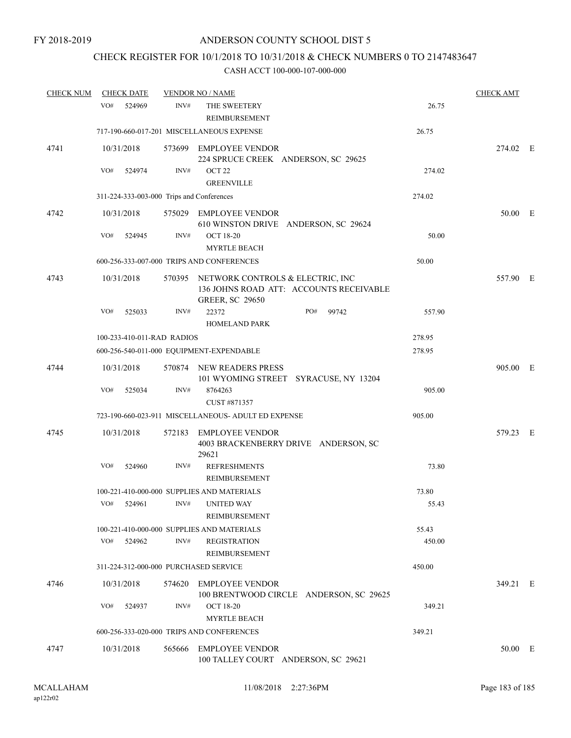FY 2018-2019

# ANDERSON COUNTY SCHOOL DIST 5

## CHECK REGISTER FOR 10/1/2018 TO 10/31/2018 & CHECK NUMBERS 0 TO 2147483647

### CASH ACCT 100-000-107-000-000

| CHECK NUM | CHECK DATE | VENDOR NO / NAME | | CHECK AMT | |
|---|---|---|---|---|---|
| | VO# 524969 | INV# THE SWEETERY<br>REIMBURSEMENT | 26.75 | | |
| | 717-190-660-017-201 MISCELLANEOUS EXPENSE | | 26.75 | | |
| 4741 | 10/31/2018 | 573699 EMPLOYEE VENDOR<br>224 SPRUCE CREEK ANDERSON, SC 29625 | | 274.02 | E |
| | VO# 524974 | INV# OCT 22<br>GREENVILLE | 274.02 | | |
| | 311-224-333-003-000 Trips and Conferences | | 274.02 | | |
| 4742 | 10/31/2018 | 575029 EMPLOYEE VENDOR<br>610 WINSTON DRIVE ANDERSON, SC 29624 | | 50.00 | E |
| | VO# 524945 | INV# OCT 18-20<br>MYRTLE BEACH | 50.00 | | |
| | 600-256-333-007-000 TRIPS AND CONFERENCES | | 50.00 | | |
| 4743 | 10/31/2018 | 570395 NETWORK CONTROLS & ELECTRIC, INC<br>136 JOHNS ROAD ATT: ACCOUNTS RECEIVABLE<br>GREER, SC 29650 | | 557.90 | E |
| | VO# 525033 | INV# 22372 PO# 99742<br>HOMELAND PARK | 557.90 | | |
| | 100-233-410-011-RAD RADIOS | | 278.95 | | |
| | 600-256-540-011-000 EQUIPMENT-EXPENDABLE | | 278.95 | | |
| 4744 | 10/31/2018 | 570874 NEW READERS PRESS<br>101 WYOMING STREET SYRACUSE, NY 13204 | | 905.00 | E |
| | VO# 525034 | INV# 8764263<br>CUST #871357 | 905.00 | | |
| | 723-190-660-023-911 MISCELLANEOUS- ADULT ED EXPENSE | | 905.00 | | |
| 4745 | 10/31/2018 | 572183 EMPLOYEE VENDOR<br>4003 BRACKENBERRY DRIVE ANDERSON, SC 29621 | | 579.23 | E |
| | VO# 524960 | INV# REFRESHMENTS<br>REIMBURSEMENT | 73.80 | | |
| | 100-221-410-000-000 SUPPLIES AND MATERIALS | | 73.80 | | |
| | VO# 524961 | INV# UNITED WAY<br>REIMBURSEMENT | 55.43 | | |
| | 100-221-410-000-000 SUPPLIES AND MATERIALS | | 55.43 | | |
| | VO# 524962 | INV# REGISTRATION<br>REIMBURSEMENT | 450.00 | | |
| | 311-224-312-000-000 PURCHASED SERVICE | | 450.00 | | |
| 4746 | 10/31/2018 | 574620 EMPLOYEE VENDOR<br>100 BRENTWOOD CIRCLE ANDERSON, SC 29625 | | 349.21 | E |
| | VO# 524937 | INV# OCT 18-20<br>MYRTLE BEACH | 349.21 | | |
| | 600-256-333-020-000 TRIPS AND CONFERENCES | | 349.21 | | |
| 4747 | 10/31/2018 | 565666 EMPLOYEE VENDOR<br>100 TALLEY COURT ANDERSON, SC 29621 | | 50.00 | E |

MCALLAHAM
ap122r02

11/08/2018 2:27:36PM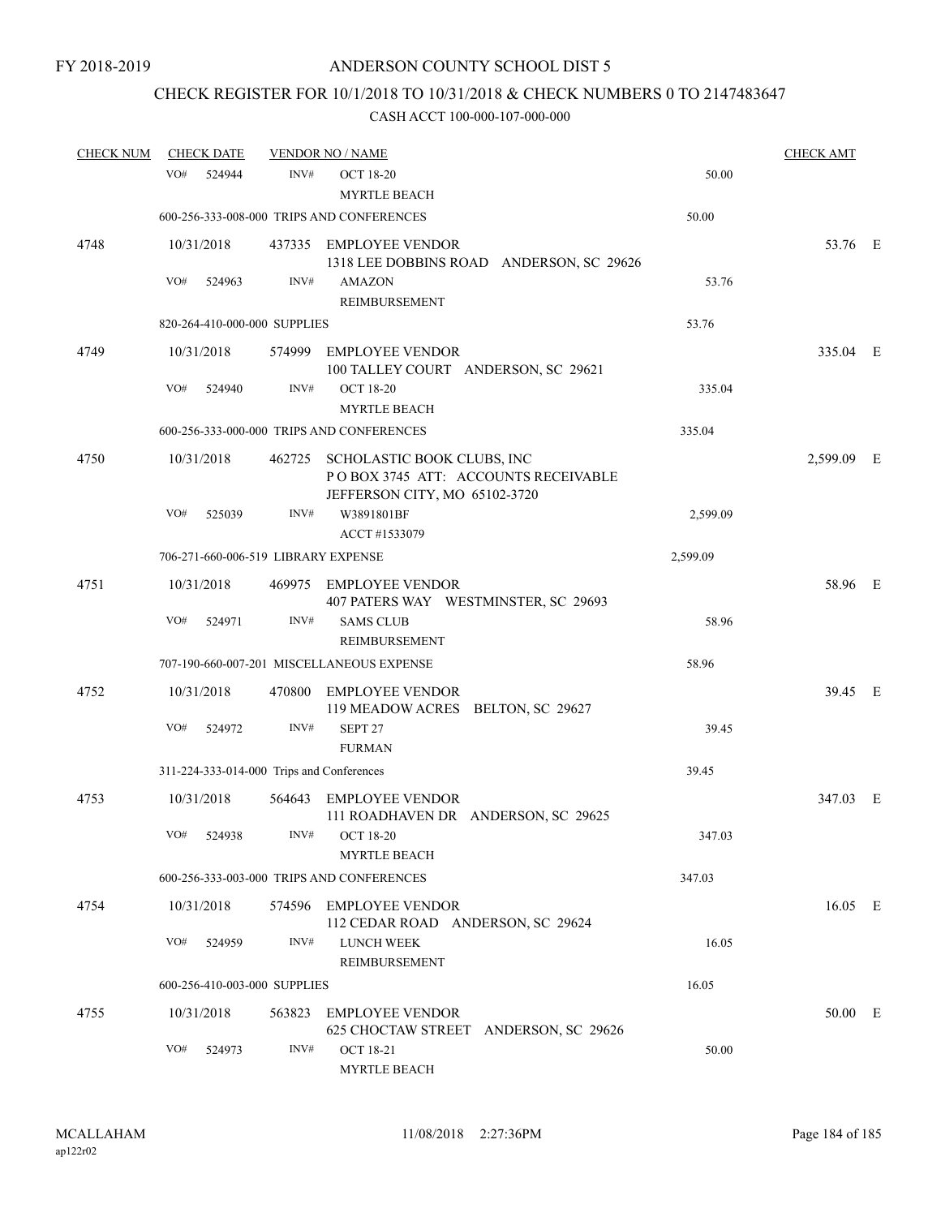FY 2018-2019

# ANDERSON COUNTY SCHOOL DIST 5

## CHECK REGISTER FOR 10/1/2018 TO 10/31/2018 & CHECK NUMBERS 0 TO 2147483647

### CASH ACCT 100-000-107-000-000

| CHECK NUM | CHECK DATE | VENDOR NO / NAME | | CHECK AMT | |
|---|---|---|---|---|---|
| | VO# 524944 | INV# OCT 18-20 MYRTLE BEACH | 50.00 | | |
| | 600-256-333-008-000 TRIPS AND CONFERENCES | | 50.00 | | |
| 4748 | 10/31/2018 | 437335 EMPLOYEE VENDOR 1318 LEE DOBBINS ROAD ANDERSON, SC 29626 | | 53.76 | E |
| | VO# 524963 | INV# AMAZON REIMBURSEMENT | 53.76 | | |
| | 820-264-410-000-000 SUPPLIES | | 53.76 | | |
| 4749 | 10/31/2018 | 574999 EMPLOYEE VENDOR 100 TALLEY COURT ANDERSON, SC 29621 | | 335.04 | E |
| | VO# 524940 | INV# OCT 18-20 MYRTLE BEACH | 335.04 | | |
| | 600-256-333-000-000 TRIPS AND CONFERENCES | | 335.04 | | |
| 4750 | 10/31/2018 | 462725 SCHOLASTIC BOOK CLUBS, INC P O BOX 3745 ATT: ACCOUNTS RECEIVABLE JEFFERSON CITY, MO 65102-3720 | | 2,599.09 | E |
| | VO# 525039 | INV# W3891801BF ACCT #1533079 | 2,599.09 | | |
| | 706-271-660-006-519 LIBRARY EXPENSE | | 2,599.09 | | |
| 4751 | 10/31/2018 | 469975 EMPLOYEE VENDOR 407 PATERS WAY WESTMINSTER, SC 29693 | | 58.96 | E |
| | VO# 524971 | INV# SAMS CLUB REIMBURSEMENT | 58.96 | | |
| | 707-190-660-007-201 MISCELLANEOUS EXPENSE | | 58.96 | | |
| 4752 | 10/31/2018 | 470800 EMPLOYEE VENDOR 119 MEADOW ACRES BELTON, SC 29627 | | 39.45 | E |
| | VO# 524972 | INV# SEPT 27 FURMAN | 39.45 | | |
| | 311-224-333-014-000 Trips and Conferences | | 39.45 | | |
| 4753 | 10/31/2018 | 564643 EMPLOYEE VENDOR 111 ROADHAVEN DR ANDERSON, SC 29625 | | 347.03 | E |
| | VO# 524938 | INV# OCT 18-20 MYRTLE BEACH | 347.03 | | |
| | 600-256-333-003-000 TRIPS AND CONFERENCES | | 347.03 | | |
| 4754 | 10/31/2018 | 574596 EMPLOYEE VENDOR 112 CEDAR ROAD ANDERSON, SC 29624 | | 16.05 | E |
| | VO# 524959 | INV# LUNCH WEEK REIMBURSEMENT | 16.05 | | |
| | 600-256-410-003-000 SUPPLIES | | 16.05 | | |
| 4755 | 10/31/2018 | 563823 EMPLOYEE VENDOR 625 CHOCTAW STREET ANDERSON, SC 29626 | | 50.00 | E |
| | VO# 524973 | INV# OCT 18-21 MYRTLE BEACH | 50.00 | | |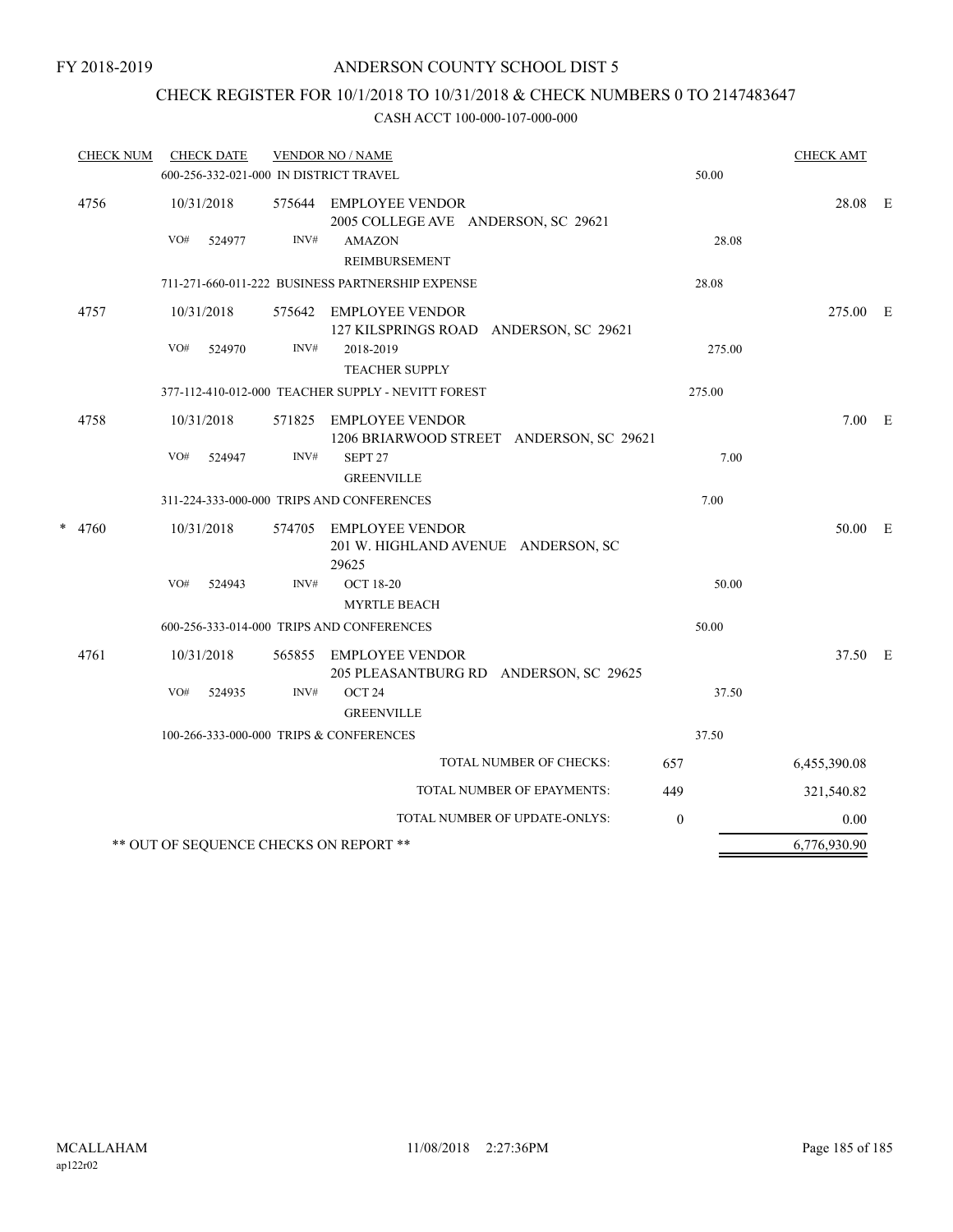FY 2018-2019

ANDERSON COUNTY SCHOOL DIST 5

CHECK REGISTER FOR 10/1/2018 TO 10/31/2018 & CHECK NUMBERS 0 TO 2147483647

CASH ACCT 100-000-107-000-000

| CHECK NUM | CHECK DATE | VENDOR NO / NAME | | CHECK AMT | |
|---|---|---|---|---|---|
| | 600-256-332-021-000 IN DISTRICT TRAVEL | | 50.00 | | |
| 4756 | 10/31/2018 | 575644 EMPLOYEE VENDOR<br>2005 COLLEGE AVE ANDERSON, SC 29621 | | 28.08 | E |
| | VO# 524977 | INV# AMAZON<br>REIMBURSEMENT | 28.08 | | |
| | 711-271-660-011-222 BUSINESS PARTNERSHIP EXPENSE | | 28.08 | | |
| 4757 | 10/31/2018 | 575642 EMPLOYEE VENDOR<br>127 KILSPRINGS ROAD ANDERSON, SC 29621 | | 275.00 | E |
| | VO# 524970 | INV# 2018-2019<br>TEACHER SUPPLY | 275.00 | | |
| | 377-112-410-012-000 TEACHER SUPPLY - NEVITT FOREST | | 275.00 | | |
| 4758 | 10/31/2018 | 571825 EMPLOYEE VENDOR<br>1206 BRIARWOOD STREET ANDERSON, SC 29621 | | 7.00 | E |
| | VO# 524947 | INV# SEPT 27<br>GREENVILLE | 7.00 | | |
| | 311-224-333-000-000 TRIPS AND CONFERENCES | | 7.00 | | |
| * 4760 | 10/31/2018 | 574705 EMPLOYEE VENDOR<br>201 W. HIGHLAND AVENUE ANDERSON, SC 29625 | | 50.00 | E |
| | VO# 524943 | INV# OCT 18-20<br>MYRTLE BEACH | 50.00 | | |
| | 600-256-333-014-000 TRIPS AND CONFERENCES | | 50.00 | | |
| 4761 | 10/31/2018 | 565855 EMPLOYEE VENDOR<br>205 PLEASANTBURG RD ANDERSON, SC 29625 | | 37.50 | E |
| | VO# 524935 | INV# OCT 24<br>GREENVILLE | 37.50 | | |
| | 100-266-333-000-000 TRIPS & CONFERENCES | | 37.50 | | |

| | | |
|---|---|---|
| TOTAL NUMBER OF CHECKS: | 657 | 6,455,390.08 |
| TOTAL NUMBER OF EPAYMENTS: | 449 | 321,540.82 |
| TOTAL NUMBER OF UPDATE-ONLYS: | 0 | 0.00 |
| ** OUT OF SEQUENCE CHECKS ON REPORT ** | | 6,776,930.90 |

MCALLAHAM
ap122r02

11/08/2018 2:27:36PM